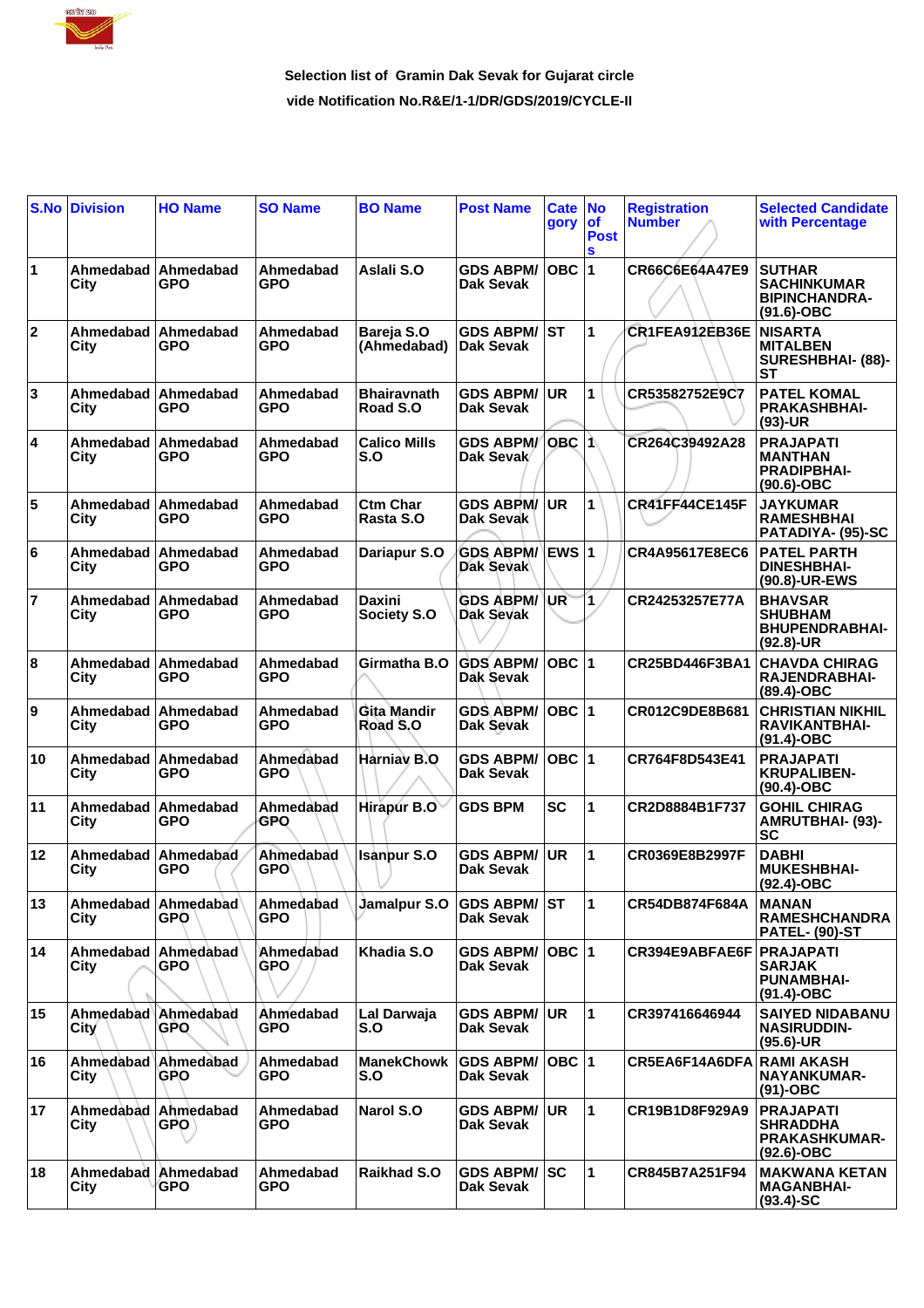**Selection list of Gramin Dak Sevak for Gujarat circle**

**vide Notification No.R&E/1-1/DR/GDS/2019/CYCLE-II**

| S.No | Division | HO Name | SO Name | BO Name | Post Name | Cate gory | No of Posts | Registration Number | Selected Candidate with Percentage |
|---|---|---|---|---|---|---|---|---|---|
| 1 | Ahmedabad City | Ahmedabad GPO | Ahmedabad GPO | Aslali S.O | GDS ABPM/ Dak Sevak | OBC | 1 | CR66C6E64A47E9 | SUTHAR SACHINKUMAR BIPINCHANDRA- (91.6)-OBC |
| 2 | Ahmedabad City | Ahmedabad GPO | Ahmedabad GPO | Bareja S.O (Ahmedabad) | GDS ABPM/ Dak Sevak | ST | 1 | CR1FEA912EB36E | NISARTA MITALBEN SURESHBHAI- (88)- ST |
| 3 | Ahmedabad City | Ahmedabad GPO | Ahmedabad GPO | Bhairavnath Road S.O | GDS ABPM/ Dak Sevak | UR | 1 | CR53582752E9C7 | PATEL KOMAL PRAKASHBHAI- (93)-UR |
| 4 | Ahmedabad City | Ahmedabad GPO | Ahmedabad GPO | Calico Mills S.O | GDS ABPM/ Dak Sevak | OBC | 1 | CR264C39492A28 | PRAJAPATI MANTHAN PRADIPBHAI- (90.6)-OBC |
| 5 | Ahmedabad City | Ahmedabad GPO | Ahmedabad GPO | Ctm Char Rasta S.O | GDS ABPM/ Dak Sevak | UR | 1 | CR41FF44CE145F | JAYKUMAR RAMESHBHAI PATADIYA- (95)-SC |
| 6 | Ahmedabad City | Ahmedabad GPO | Ahmedabad GPO | Dariapur S.O | GDS ABPM/ Dak Sevak | EWS | 1 | CR4A95617E8EC6 | PATEL PARTH DINESHBHAI- (90.8)-UR-EWS |
| 7 | Ahmedabad City | Ahmedabad GPO | Ahmedabad GPO | Daxini Society S.O | GDS ABPM/ Dak Sevak | UR | 1 | CR24253257E77A | BHAVSAR SHUBHAM BHUPENDRABHAI- (92.8)-UR |
| 8 | Ahmedabad City | Ahmedabad GPO | Ahmedabad GPO | Girmatha B.O | GDS ABPM/ Dak Sevak | OBC | 1 | CR25BD446F3BA1 | CHAVDA CHIRAG RAJENDRABHAI- (89.4)-OBC |
| 9 | Ahmedabad City | Ahmedabad GPO | Ahmedabad GPO | Gita Mandir Road S.O | GDS ABPM/ Dak Sevak | OBC | 1 | CR012C9DE8B681 | CHRISTIAN NIKHIL RAVIKANTBHAI- (91.4)-OBC |
| 10 | Ahmedabad City | Ahmedabad GPO | Ahmedabad GPO | Harniav B.O | GDS ABPM/ Dak Sevak | OBC | 1 | CR764F8D543E41 | PRAJAPATI KRUPALIBEN- (90.4)-OBC |
| 11 | Ahmedabad City | Ahmedabad GPO | Ahmedabad GPO | Hirapur B.O | GDS BPM | SC | 1 | CR2D8884B1F737 | GOHIL CHIRAG AMRUTBHAI- (93)- SC |
| 12 | Ahmedabad City | Ahmedabad GPO | Ahmedabad GPO | Isanpur S.O | GDS ABPM/ Dak Sevak | UR | 1 | CR0369E8B2997F | DABHI MUKESHBHAI- (92.4)-OBC |
| 13 | Ahmedabad City | Ahmedabad GPO | Ahmedabad GPO | Jamalpur S.O | GDS ABPM/ Dak Sevak | ST | 1 | CR54DB874F684A | MANAN RAMESHCHANDRA PATEL- (90)-ST |
| 14 | Ahmedabad City | Ahmedabad GPO | Ahmedabad GPO | Khadia S.O | GDS ABPM/ Dak Sevak | OBC | 1 | CR394E9ABFAE6F | PRAJAPATI SARJAK PUNAMBHAI- (91.4)-OBC |
| 15 | Ahmedabad City | Ahmedabad GPO | Ahmedabad GPO | Lal Darwaja S.O | GDS ABPM/ Dak Sevak | UR | 1 | CR397416646944 | SAIYED NIDABANU NASIRUDDIN- (95.6)-UR |
| 16 | Ahmedabad City | Ahmedabad GPO | Ahmedabad GPO | ManekChowk S.O | GDS ABPM/ Dak Sevak | OBC | 1 | CR5EA6F14A6DFA | RAMI AKASH NAYANKUMAR- (91)-OBC |
| 17 | Ahmedabad City | Ahmedabad GPO | Ahmedabad GPO | Narol S.O | GDS ABPM/ Dak Sevak | UR | 1 | CR19B1D8F929A9 | PRAJAPATI SHRADDHA PRAKASHKUMAR- (92.6)-OBC |
| 18 | Ahmedabad City | Ahmedabad GPO | Ahmedabad GPO | Raikhad S.O | GDS ABPM/ Dak Sevak | SC | 1 | CR845B7A251F94 | MAKWANA KETAN MAGANBHAI- (93.4)-SC |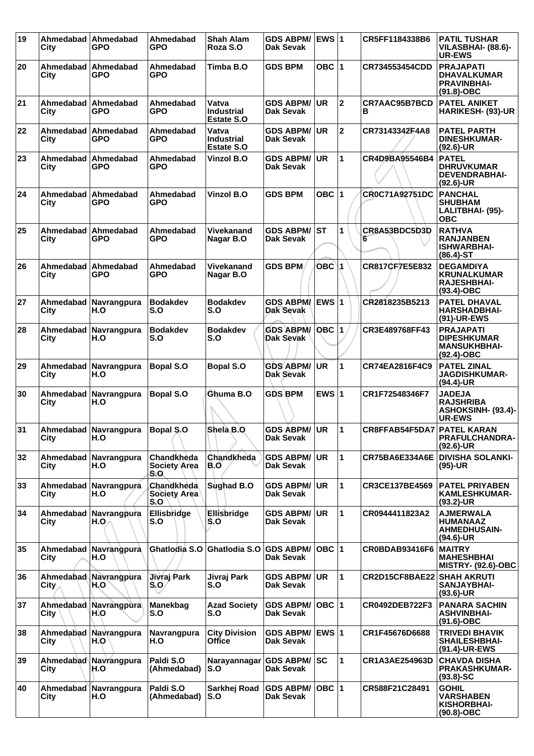| 19 | Ahmedabad City | Ahmedabad GPO | Ahmedabad GPO | Shah Alam Roza S.O | GDS ABPM/ Dak Sevak | EWS | 1 | CR5FF1184338B6 | PATIL TUSHAR VILASBHAI- (88.6)-UR-EWS |
|---|---|---|---|---|---|---|---|---|---|
| 20 | Ahmedabad City | Ahmedabad GPO | Ahmedabad GPO | Timba B.O | GDS BPM | OBC | 1 | CR734553454CDD | PRAJAPATI DHAVALKUMAR PRAVINBHAI- (91.8)-OBC |
| 21 | Ahmedabad City | Ahmedabad GPO | Ahmedabad GPO | Vatva Industrial Estate S.O | GDS ABPM/ Dak Sevak | UR | 2 | CR7AAC95B7BCDB | PATEL ANIKET HARIKESH- (93)-UR |
| 22 | Ahmedabad City | Ahmedabad GPO | Ahmedabad GPO | Vatva Industrial Estate S.O | GDS ABPM/ Dak Sevak | UR | 2 | CR73143342F4A8 | PATEL PARTH DINESHKUMAR- (92.6)-UR |
| 23 | Ahmedabad City | Ahmedabad GPO | Ahmedabad GPO | Vinzol B.O | GDS ABPM/ Dak Sevak | UR | 1 | CR4D9BA95546B4 | PATEL DHRUVKUMAR DEVENDRABHAI- (92.6)-UR |
| 24 | Ahmedabad City | Ahmedabad GPO | Ahmedabad GPO | Vinzol B.O | GDS BPM | OBC | 1 | CR0C71A92751DC | PANCHAL SHUBHAM LALITBHAI- (95)-OBC |
| 25 | Ahmedabad City | Ahmedabad GPO | Ahmedabad GPO | Vivekanand Nagar B.O | GDS ABPM/ Dak Sevak | ST | 1 | CR8A53BDC5D3D6 | RATHVA RANJANBEN ISHWARBHAI- (86.4)-ST |
| 26 | Ahmedabad City | Ahmedabad GPO | Ahmedabad GPO | Vivekanand Nagar B.O | GDS BPM | OBC | 1 | CR817CF7E5E832 | DEGAMDIYA KRUNALKUMAR RAJESHBHAI- (93.4)-OBC |
| 27 | Ahmedabad City | Navrangpura H.O | Bodakdev S.O | Bodakdev S.O | GDS ABPM/ Dak Sevak | EWS | 1 | CR2818235B5213 | PATEL DHAVAL HARSHADBHAI- (91)-UR-EWS |
| 28 | Ahmedabad City | Navrangpura H.O | Bodakdev S.O | Bodakdev S.O | GDS ABPM/ Dak Sevak | OBC | 1 | CR3E489768FF43 | PRAJAPATI DIPESHKUMAR MANSUKHBHAI- (92.4)-OBC |
| 29 | Ahmedabad City | Navrangpura H.O | Bopal S.O | Bopal S.O | GDS ABPM/ Dak Sevak | UR | 1 | CR74EA2816F4C9 | PATEL ZINAL JAGDISHKUMAR- (94.4)-UR |
| 30 | Ahmedabad City | Navrangpura H.O | Bopal S.O | Ghuma B.O | GDS BPM | EWS | 1 | CR1F72548346F7 | JADEJA RAJSHRIBA ASHOKSINH- (93.4)-UR-EWS |
| 31 | Ahmedabad City | Navrangpura H.O | Bopal S.O | Shela B.O | GDS ABPM/ Dak Sevak | UR | 1 | CR8FFAB54F5DA7 | PATEL KARAN PRAFULCHANDRA- (92.6)-UR |
| 32 | Ahmedabad City | Navrangpura H.O | Chandkheda Society Area S.O | Chandkheda B.O | GDS ABPM/ Dak Sevak | UR | 1 | CR75BA6E334A6E | DIVISHA SOLANKI- (95)-UR |
| 33 | Ahmedabad City | Navrangpura H.O | Chandkheda Society Area S.O | Sughad B.O | GDS ABPM/ Dak Sevak | UR | 1 | CR3CE137BE4569 | PATEL PRIYABEN KAMLESHKUMAR- (93.2)-UR |
| 34 | Ahmedabad City | Navrangpura H.O | Ellisbridge S.O | Ellisbridge S.O | GDS ABPM/ Dak Sevak | UR | 1 | CR0944411823A2 | AJMERWALA HUMANAAZ AHMEDHUSAIN- (94.6)-UR |
| 35 | Ahmedabad City | Navrangpura H.O | Ghatlodia S.O | Ghatlodia S.O | GDS ABPM/ Dak Sevak | OBC | 1 | CR0BDAB93416F6 | MAITRY MAHESHBHAI MISTRY- (92.6)-OBC |
| 36 | Ahmedabad City | Navrangpura H.O | Jivraj Park S.O | Jivraj Park S.O | GDS ABPM/ Dak Sevak | UR | 1 | CR2D15CF8BAE22 | SHAH AKRUTI SANJAYBHAI- (93.6)-UR |
| 37 | Ahmedabad City | Navrangpura H.O | Manekbag S.O | Azad Society S.O | GDS ABPM/ Dak Sevak | OBC | 1 | CR0492DEB722F3 | PANARA SACHIN ASHVINBHAI- (91.6)-OBC |
| 38 | Ahmedabad City | Navrangpura H.O | Navrangpura H.O | City Division Office | GDS ABPM/ Dak Sevak | EWS | 1 | CR1F45676D6688 | TRIVEDI BHAVIK SHAILESHBHAI- (91.4)-UR-EWS |
| 39 | Ahmedabad City | Navrangpura H.O | Paldi S.O (Ahmedabad) | Narayannagar S.O | GDS ABPM/ Dak Sevak | SC | 1 | CR1A3AE254963D | CHAVDA DISHA PRAKASHKUMAR- (93.8)-SC |
| 40 | Ahmedabad City | Navrangpura H.O | Paldi S.O (Ahmedabad) | Sarkhej Road S.O | GDS ABPM/ Dak Sevak | OBC | 1 | CR588F21C28491 | GOHIL VARSHABEN KISHORBHAI- (90.8)-OBC |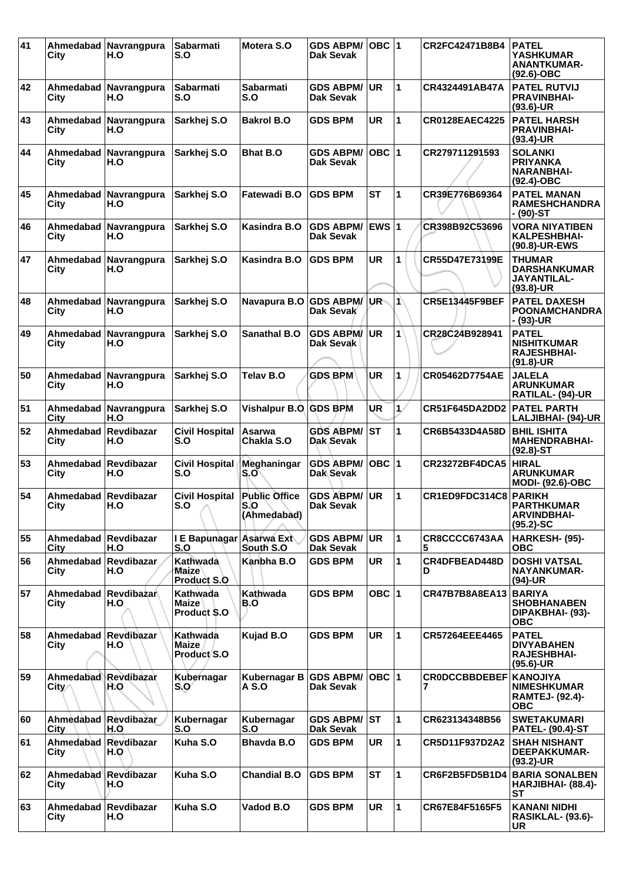| 41 | Ahmedabad City | Navrangpura H.O | Sabarmati S.O | Motera S.O | GDS ABPM/ Dak Sevak | OBC | 1 | CR2FC42471B8B4 | PATEL YASHKUMAR ANANTKUMAR- (92.6)-OBC |
|---|---|---|---|---|---|---|---|---|---|
| 42 | Ahmedabad City | Navrangpura H.O | Sabarmati S.O | Sabarmati S.O | GDS ABPM/ Dak Sevak | UR | 1 | CR4324491AB47A | PATEL RUTVIJ PRAVINBHAI- (93.6)-UR |
| 43 | Ahmedabad City | Navrangpura H.O | Sarkhej S.O | Bakrol B.O | GDS BPM | UR | 1 | CR0128EAEC4225 | PATEL HARSH PRAVINBHAI- (93.4)-UR |
| 44 | Ahmedabad City | Navrangpura H.O | Sarkhej S.O | Bhat B.O | GDS ABPM/ Dak Sevak | OBC | 1 | CR279711291593 | SOLANKI PRIYANKA NARANBHAI- (92.4)-OBC |
| 45 | Ahmedabad City | Navrangpura H.O | Sarkhej S.O | Fatewadi B.O | GDS BPM | ST | 1 | CR39E776B69364 | PATEL MANAN RAMESHCHANDRA - (90)-ST |
| 46 | Ahmedabad City | Navrangpura H.O | Sarkhej S.O | Kasindra B.O | GDS ABPM/ Dak Sevak | EWS | 1 | CR398B92C53696 | VORA NIYATIBEN KALPESHBHAI- (90.8)-UR-EWS |
| 47 | Ahmedabad City | Navrangpura H.O | Sarkhej S.O | Kasindra B.O | GDS BPM | UR | 1 | CR55D47E73199E | THUMAR DARSHANKUMAR JAYANTILAL- (93.8)-UR |
| 48 | Ahmedabad City | Navrangpura H.O | Sarkhej S.O | Navapura B.O | GDS ABPM/ Dak Sevak | UR | 1 | CR5E13445F9BEF | PATEL DAXESH POONAMCHANDRA - (93)-UR |
| 49 | Ahmedabad City | Navrangpura H.O | Sarkhej S.O | Sanathal B.O | GDS ABPM/ Dak Sevak | UR | 1 | CR28C24B928941 | PATEL NISHITKUMAR RAJESHBHAI- (91.8)-UR |
| 50 | Ahmedabad City | Navrangpura H.O | Sarkhej S.O | Telav B.O | GDS BPM | UR | 1 | CR05462D7754AE | JALELA ARUNKUMAR RATILAL- (94)-UR |
| 51 | Ahmedabad City | Navrangpura H.O | Sarkhej S.O | Vishalpur B.O | GDS BPM | UR | 1 | CR51F645DA2DD2 | PATEL PARTH LALJIBHAI- (94)-UR |
| 52 | Ahmedabad City | Revdibazar H.O | Civil Hospital S.O | Asarwa Chakla S.O | GDS ABPM/ Dak Sevak | ST | 1 | CR6B5433D4A58D | BHIL ISHITA MAHENDRABHAI- (92.8)-ST |
| 53 | Ahmedabad City | Revdibazar H.O | Civil Hospital S.O | Meghaningar S.O | GDS ABPM/ Dak Sevak | OBC | 1 | CR23272BF4DCA5 | HIRAL ARUNKUMAR MODI- (92.6)-OBC |
| 54 | Ahmedabad City | Revdibazar H.O | Civil Hospital S.O | Public Office S.O (Ahmedabad) | GDS ABPM/ Dak Sevak | UR | 1 | CR1ED9FDC314C8 | PARIKH PARTHKUMAR ARVINDBHAI- (95.2)-SC |
| 55 | Ahmedabad City | Revdibazar H.O | I E Bapunagar S.O | Asarwa Ext South S.O | GDS ABPM/ Dak Sevak | UR | 1 | CR8CCCC6743AA5 | HARKESH- (95)-OBC |
| 56 | Ahmedabad City | Revdibazar H.O | Kathwada Maize Product S.O | Kanbha B.O | GDS BPM | UR | 1 | CR4DFBEAD448DD | DOSHI VATSAL NAYANKUMAR- (94)-UR |
| 57 | Ahmedabad City | Revdibazar H.O | Kathwada Maize Product S.O | Kathwada B.O | GDS BPM | OBC | 1 | CR47B7B8A8EA13 | BARIYA SHOBHANABEN DIPAKBHAI- (93)-OBC |
| 58 | Ahmedabad City | Revdibazar H.O | Kathwada Maize Product S.O | Kujad B.O | GDS BPM | UR | 1 | CR57264EEE4465 | PATEL DIVYABAHEN RAJESHBHAI- (95.6)-UR |
| 59 | Ahmedabad City | Revdibazar H.O | Kubernagar S.O | Kubernagar B A S.O | GDS ABPM/ Dak Sevak | OBC | 1 | CR0DCCBBDEBEF7 | KANOJIYA NIMESHKUMAR RAMTEJ- (92.4)-OBC |
| 60 | Ahmedabad City | Revdibazar H.O | Kubernagar S.O | Kubernagar S.O | GDS ABPM/ Dak Sevak | ST | 1 | CR623134348B56 | SWETAKUMARI PATEL- (90.4)-ST |
| 61 | Ahmedabad City | Revdibazar H.O | Kuha S.O | Bhavda B.O | GDS BPM | UR | 1 | CR5D11F937D2A2 | SHAH NISHANT DEEPAKKUMAR- (93.2)-UR |
| 62 | Ahmedabad City | Revdibazar H.O | Kuha S.O | Chandial B.O | GDS BPM | ST | 1 | CR6F2B5FD5B1D4 | BARIA SONALBEN HARJIBHAI- (88.4)-ST |
| 63 | Ahmedabad City | Revdibazar H.O | Kuha S.O | Vadod B.O | GDS BPM | UR | 1 | CR67E84F5165F5 | KANANI NIDHI RASIKLAL- (93.6)-UR |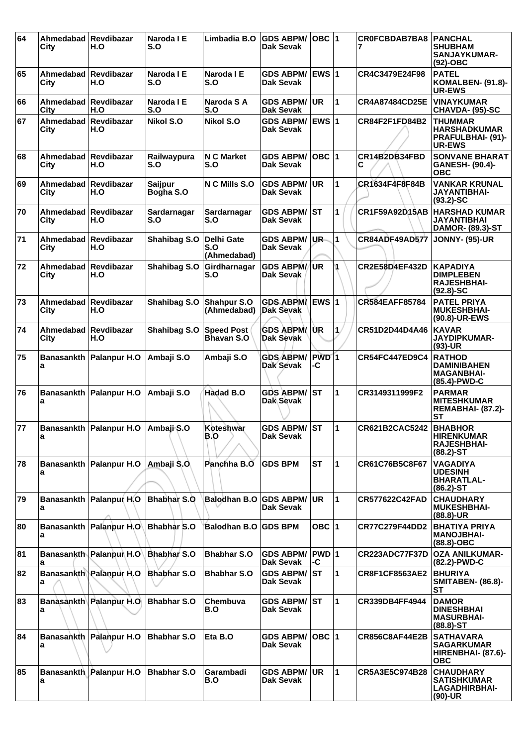| 64 | Ahmedabad City | Revdibazar H.O | Naroda I E S.O | Limbadia B.O | GDS ABPM/ Dak Sevak | OBC | 1 | CR0FCBDAB7BA87 | PANCHAL SHUBHAM SANJAYKUMAR- (92)-OBC |
|---|---|---|---|---|---|---|---|---|---|
| 65 | Ahmedabad City | Revdibazar H.O | Naroda I E S.O | Naroda I E S.O | GDS ABPM/ Dak Sevak | EWS | 1 | CR4C3479E24F98 | PATEL KOMALBEN- (91.8)- UR-EWS |
| 66 | Ahmedabad City | Revdibazar H.O | Naroda I E S.O | Naroda S A S.O | GDS ABPM/ Dak Sevak | UR | 1 | CR4A87484CD25E | VINAYKUMAR CHAVDA- (95)-SC |
| 67 | Ahmedabad City | Revdibazar H.O | Nikol S.O | Nikol S.O | GDS ABPM/ Dak Sevak | EWS | 1 | CR84F2F1FD84B2 | THUMMAR HARSHADKUMAR PRAFULBHAI- (91)- UR-EWS |
| 68 | Ahmedabad City | Revdibazar H.O | Railwaypura S.O | N C Market S.O | GDS ABPM/ Dak Sevak | OBC | 1 | CR14B2DB34FBDC | SONVANE BHARAT GANESH- (90.4)- OBC |
| 69 | Ahmedabad City | Revdibazar H.O | Saijpur Bogha S.O | N C Mills S.O | GDS ABPM/ Dak Sevak | UR | 1 | CR1634F4F8F84B | VANKAR KRUNAL JAYANTIBHAI- (93.2)-SC |
| 70 | Ahmedabad City | Revdibazar H.O | Sardarnagar S.O | Sardarnagar S.O | GDS ABPM/ Dak Sevak | ST | 1 | CR1F59A92D15AB | HARSHAD KUMAR JAYANTIBHAI DAMOR- (89.3)-ST |
| 71 | Ahmedabad City | Revdibazar H.O | Shahibag S.O | Delhi Gate S.O (Ahmedabad) | GDS ABPM/ Dak Sevak | UR | 1 | CR84ADF49AD577 | JONNY- (95)-UR |
| 72 | Ahmedabad City | Revdibazar H.O | Shahibag S.O | Girdharnagar S.O | GDS ABPM/ Dak Sevak | UR | 1 | CR2E58D4EF432D | KAPADIYA DIMPLEBEN RAJESHBHAI- (92.8)-SC |
| 73 | Ahmedabad City | Revdibazar H.O | Shahibag S.O | Shahpur S.O (Ahmedabad) | GDS ABPM/ Dak Sevak | EWS | 1 | CR584EAFF85784 | PATEL PRIYA MUKESHBHAI- (90.8)-UR-EWS |
| 74 | Ahmedabad City | Revdibazar H.O | Shahibag S.O | Speed Post Bhavan S.O | GDS ABPM/ Dak Sevak | UR | 1 | CR51D2D44D4A46 | KAVAR JAYDIPKUMAR- (93)-UR |
| 75 | Banasankth a | Palanpur H.O | Ambaji S.O | Ambaji S.O | GDS ABPM/ Dak Sevak | PWD -C | 1 | CR54FC447ED9C4 | RATHOD DAMINIBAHEN MAGANBHAI- (85.4)-PWD-C |
| 76 | Banasankth a | Palanpur H.O | Ambaji S.O | Hadad B.O | GDS ABPM/ Dak Sevak | ST | 1 | CR3149311999F2 | PARMAR MITESHKUMAR REMABHAI- (87.2)- ST |
| 77 | Banasankth a | Palanpur H.O | Ambaji S.O | Koteshwar B.O | GDS ABPM/ Dak Sevak | ST | 1 | CR621B2CAC5242 | BHABHOR HIRENKUMAR RAJESHBHAI- (88.2)-ST |
| 78 | Banasankth a | Palanpur H.O | Ambaji S.O | Panchha B.O | GDS BPM | ST | 1 | CR61C76B5C8F67 | VAGADIYA UDESINH BHARATLAL- (86.2)-ST |
| 79 | Banasankth a | Palanpur H.O | Bhabhar S.O | Balodhan B.O | GDS ABPM/ Dak Sevak | UR | 1 | CR577622C42FAD | CHAUDHARY MUKESHBHAI- (88.8)-UR |
| 80 | Banasankth a | Palanpur H.O | Bhabhar S.O | Balodhan B.O | GDS BPM | OBC | 1 | CR77C279F44DD2 | BHATIYA PRIYA MANOJBHAI- (88.8)-OBC |
| 81 | Banasankth a | Palanpur H.O | Bhabhar S.O | Bhabhar S.O | GDS ABPM/ Dak Sevak | PWD -C | 1 | CR223ADC77F37D | OZA ANILKUMAR- (82.2)-PWD-C |
| 82 | Banasankth a | Palanpur H.O | Bhabhar S.O | Bhabhar S.O | GDS ABPM/ Dak Sevak | ST | 1 | CR8F1CF8563AE2 | BHURIYA SMITABEN- (86.8)- ST |
| 83 | Banasankth a | Palanpur H.O | Bhabhar S.O | Chembuva B.O | GDS ABPM/ Dak Sevak | ST | 1 | CR339DB4FF4944 | DAMOR DINESHBHAI MASURBHAI- (88.8)-ST |
| 84 | Banasankth a | Palanpur H.O | Bhabhar S.O | Eta B.O | GDS ABPM/ Dak Sevak | OBC | 1 | CR856C8AF44E2B | SATHAVARA SAGARKUMAR HIRENBHAI- (87.6)- OBC |
| 85 | Banasankth a | Palanpur H.O | Bhabhar S.O | Garambadi B.O | GDS ABPM/ Dak Sevak | UR | 1 | CR5A3E5C974B28 | CHAUDHARY SATISHKUMAR LAGADHIRBHAI- (90)-UR |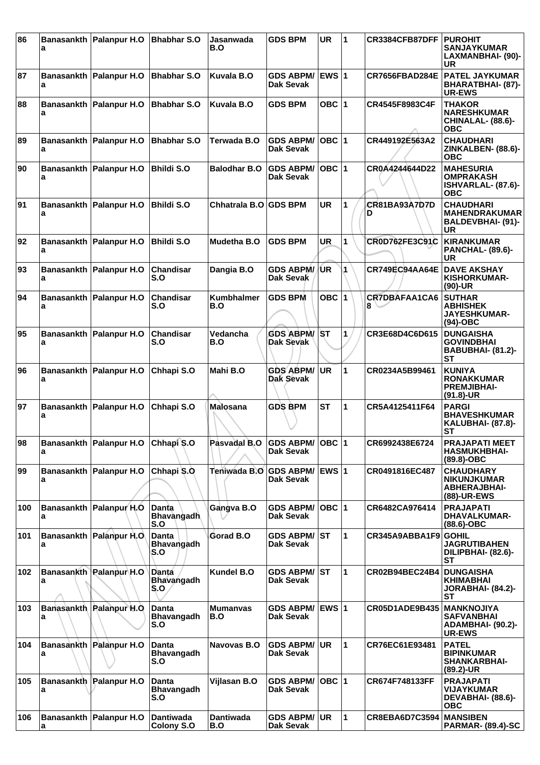| 86 | Banasankth a | Palanpur H.O | Bhabhar S.O | Jasanwada B.O | GDS BPM | UR | 1 | CR3384CFB87DFF | PUROHIT SANJAYKUMAR LAXMANBHAI- (90)-UR |
|---|---|---|---|---|---|---|---|---|---|
| 87 | Banasankth a | Palanpur H.O | Bhabhar S.O | Kuvala B.O | GDS ABPM/ Dak Sevak | EWS | 1 | CR7656FBAD284E | PATEL JAYKUMAR BHARATBHAI- (87)-UR-EWS |
| 88 | Banasankth a | Palanpur H.O | Bhabhar S.O | Kuvala B.O | GDS BPM | OBC | 1 | CR4545F8983C4F | THAKOR NARESHKUMAR CHINALAL- (88.6)-OBC |
| 89 | Banasankth a | Palanpur H.O | Bhabhar S.O | Terwada B.O | GDS ABPM/ Dak Sevak | OBC | 1 | CR449192E563A2 | CHAUDHARI ZINKALBEN- (88.6)-OBC |
| 90 | Banasankth a | Palanpur H.O | Bhildi S.O | Balodhar B.O | GDS ABPM/ Dak Sevak | OBC | 1 | CR0A4244644D22 | MAHESURIA OMPRAKASH ISHVARLAL- (87.6)-OBC |
| 91 | Banasankth a | Palanpur H.O | Bhildi S.O | Chhatrala B.O | GDS BPM | UR | 1 | CR81BA93A7D7D D | CHAUDHARI MAHENDRAKUMAR BALDEVBHAI- (91)-UR |
| 92 | Banasankth a | Palanpur H.O | Bhildi S.O | Mudetha B.O | GDS BPM | UR | 1 | CR0D762FE3C91C | KIRANKUMAR PANCHAL- (89.6)-UR |
| 93 | Banasankth a | Palanpur H.O | Chandisar S.O | Dangia B.O | GDS ABPM/ Dak Sevak | UR | 1 | CR749EC94AA64E | DAVE AKSHAY KISHORKUMAR- (90)-UR |
| 94 | Banasankth a | Palanpur H.O | Chandisar S.O | Kumbhalmer B.O | GDS BPM | OBC | 1 | CR7DBAFAA1CA6 8 | SUTHAR ABHISHEK JAYESHKUMAR- (94)-OBC |
| 95 | Banasankth a | Palanpur H.O | Chandisar S.O | Vedancha B.O | GDS ABPM/ Dak Sevak | ST | 1 | CR3E68D4C6D615 | DUNGAISHA GOVINDBHAI BABUBHAI- (81.2)-ST |
| 96 | Banasankth a | Palanpur H.O | Chhapi S.O | Mahi B.O | GDS ABPM/ Dak Sevak | UR | 1 | CR0234A5B99461 | KUNIYA RONAKKUMAR PREMJIBHAI- (91.8)-UR |
| 97 | Banasankth a | Palanpur H.O | Chhapi S.O | Malosana | GDS BPM | ST | 1 | CR5A4125411F64 | PARGI BHAVESHKUMAR KALUBHAI- (87.8)-ST |
| 98 | Banasankth a | Palanpur H.O | Chhapi S.O | Pasvadal B.O | GDS ABPM/ Dak Sevak | OBC | 1 | CR6992438E6724 | PRAJAPATI MEET HASMUKHBHAI- (89.8)-OBC |
| 99 | Banasankth a | Palanpur H.O | Chhapi S.O | Teniwada B.O | GDS ABPM/ Dak Sevak | EWS | 1 | CR0491816EC487 | CHAUDHARY NIKUNJKUMAR ABHERAJBHAI- (88)-UR-EWS |
| 100 | Banasankth a | Palanpur H.O | Danta Bhavangadh S.O | Gangva B.O | GDS ABPM/ Dak Sevak | OBC | 1 | CR6482CA976414 | PRAJAPATI DHAVALKUMAR- (88.6)-OBC |
| 101 | Banasankth a | Palanpur H.O | Danta Bhavangadh S.O | Gorad B.O | GDS ABPM/ Dak Sevak | ST | 1 | CR345A9ABBA1F9 | GOHIL JAGRUTIBAHEN DILIPBHAI- (82.6)-ST |
| 102 | Banasankth a | Palanpur H.O | Danta Bhavangadh S.O | Kundel B.O | GDS ABPM/ Dak Sevak | ST | 1 | CR02B94BEC24B4 | DUNGAISHA KHIMABHAI JORABHAI- (84.2)-ST |
| 103 | Banasankth a | Palanpur H.O | Danta Bhavangadh S.O | Mumanvas B.O | GDS ABPM/ Dak Sevak | EWS | 1 | CR05D1ADE9B435 | MANKNOJIYA SAFVANBHAI ADAMBHAI- (90.2)-UR-EWS |
| 104 | Banasankth a | Palanpur H.O | Danta Bhavangadh S.O | Navovas B.O | GDS ABPM/ Dak Sevak | UR | 1 | CR76EC61E93481 | PATEL BIPINKUMAR SHANKARBHAI- (89.2)-UR |
| 105 | Banasankth a | Palanpur H.O | Danta Bhavangadh S.O | Vijlasan B.O | GDS ABPM/ Dak Sevak | OBC | 1 | CR674F748133FF | PRAJAPATI VIJAYKUMAR DEVABHAI- (88.6)-OBC |
| 106 | Banasankth a | Palanpur H.O | Dantiwada Colony S.O | Dantiwada B.O | GDS ABPM/ Dak Sevak | UR | 1 | CR8EBA6D7C3594 | MANSIBEN PARMAR- (89.4)-SC |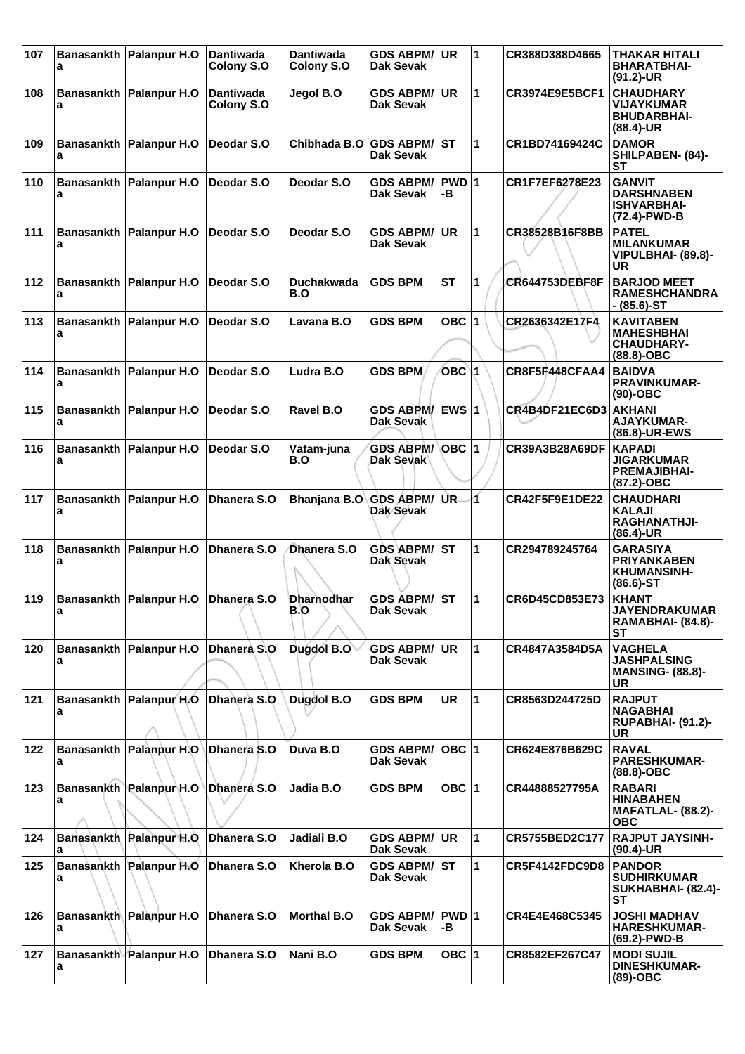| 107 | Banasankth a | Palanpur H.O | Dantiwada Colony S.O | Dantiwada Colony S.O | GDS ABPM/ Dak Sevak | UR | 1 | CR388D388D4665 | THAKAR HITALI BHARATBHAI- (91.2)-UR |
|---|---|---|---|---|---|---|---|---|---|
| 108 | Banasankth a | Palanpur H.O | Dantiwada Colony S.O | Jegol B.O | GDS ABPM/ Dak Sevak | UR | 1 | CR3974E9E5BCF1 | CHAUDHARY VIJAYKUMAR BHUDARBHAI- (88.4)-UR |
| 109 | Banasankth a | Palanpur H.O | Deodar S.O | Chibhada B.O | GDS ABPM/ Dak Sevak | ST | 1 | CR1BD74169424C | DAMOR SHILPABEN- (84)- ST |
| 110 | Banasankth a | Palanpur H.O | Deodar S.O | Deodar S.O | GDS ABPM/ Dak Sevak | PWD -B | 1 | CR1F7EF6278E23 | GANVIT DARSHNABEN ISHVARBHAI- (72.4)-PWD-B |
| 111 | Banasankth a | Palanpur H.O | Deodar S.O | Deodar S.O | GDS ABPM/ Dak Sevak | UR | 1 | CR38528B16F8BB | PATEL MILANKUMAR VIPULBHAI- (89.8)- UR |
| 112 | Banasankth a | Palanpur H.O | Deodar S.O | Duchakwada B.O | GDS BPM | ST | 1 | CR644753DEBF8F | BARJOD MEET RAMESHCHANDRA - (85.6)-ST |
| 113 | Banasankth a | Palanpur H.O | Deodar S.O | Lavana B.O | GDS BPM | OBC | 1 | CR2636342E17F4 | KAVITABEN MAHESHBHAI CHAUDHARY- (88.8)-OBC |
| 114 | Banasankth a | Palanpur H.O | Deodar S.O | Ludra B.O | GDS BPM | OBC | 1 | CR8F5F448CFAA4 | BAIDVA PRAVINKUMAR- (90)-OBC |
| 115 | Banasankth a | Palanpur H.O | Deodar S.O | Ravel B.O | GDS ABPM/ Dak Sevak | EWS | 1 | CR4B4DF21EC6D3 | AKHANI AJAYKUMAR- (86.8)-UR-EWS |
| 116 | Banasankth a | Palanpur H.O | Deodar S.O | Vatam-juna B.O | GDS ABPM/ Dak Sevak | OBC | 1 | CR39A3B28A69DF | KAPADI JIGARKUMAR PREMAJIBHAI- (87.2)-OBC |
| 117 | Banasankth a | Palanpur H.O | Dhanera S.O | Bhanjana B.O | GDS ABPM/ Dak Sevak | UR | 1 | CR42F5F9E1DE22 | CHAUDHARI KALAJI RAGHANATHJI- (86.4)-UR |
| 118 | Banasankth a | Palanpur H.O | Dhanera S.O | Dhanera S.O | GDS ABPM/ Dak Sevak | ST | 1 | CR294789245764 | GARASIYA PRIYANKABEN KHUMANSINH- (86.6)-ST |
| 119 | Banasankth a | Palanpur H.O | Dhanera S.O | Dharnodhar B.O | GDS ABPM/ Dak Sevak | ST | 1 | CR6D45CD853E73 | KHANT JAYENDRAKUMAR RAMABHAI- (84.8)- ST |
| 120 | Banasankth a | Palanpur H.O | Dhanera S.O | Dugdol B.O | GDS ABPM/ Dak Sevak | UR | 1 | CR4847A3584D5A | VAGHELA JASHPALSING MANSING- (88.8)- UR |
| 121 | Banasankth a | Palanpur H.O | Dhanera S.O | Dugdol B.O | GDS BPM | UR | 1 | CR8563D244725D | RAJPUT NAGABHAI RUPABHAI- (91.2)- UR |
| 122 | Banasankth a | Palanpur H.O | Dhanera S.O | Duva B.O | GDS ABPM/ Dak Sevak | OBC | 1 | CR624E876B629C | RAVAL PARESHKUMAR- (88.8)-OBC |
| 123 | Banasankth a | Palanpur H.O | Dhanera S.O | Jadia B.O | GDS BPM | OBC | 1 | CR44888527795A | RABARI HINABAHEN MAFATLAL- (88.2)- OBC |
| 124 | Banasankth a | Palanpur H.O | Dhanera S.O | Jadiali B.O | GDS ABPM/ Dak Sevak | UR | 1 | CR5755BED2C177 | RAJPUT JAYSINH- (90.4)-UR |
| 125 | Banasankth a | Palanpur H.O | Dhanera S.O | Kherola B.O | GDS ABPM/ Dak Sevak | ST | 1 | CR5F4142FDC9D8 | PANDOR SUDHIRKUMAR SUKHABHAI- (82.4)- ST |
| 126 | Banasankth a | Palanpur H.O | Dhanera S.O | Morthal B.O | GDS ABPM/ Dak Sevak | PWD -B | 1 | CR4E4E468C5345 | JOSHI MADHAV HARESHKUMAR- (69.2)-PWD-B |
| 127 | Banasankth a | Palanpur H.O | Dhanera S.O | Nani B.O | GDS BPM | OBC | 1 | CR8582EF267C47 | MODI SUJIL DINESHKUMAR- (89)-OBC |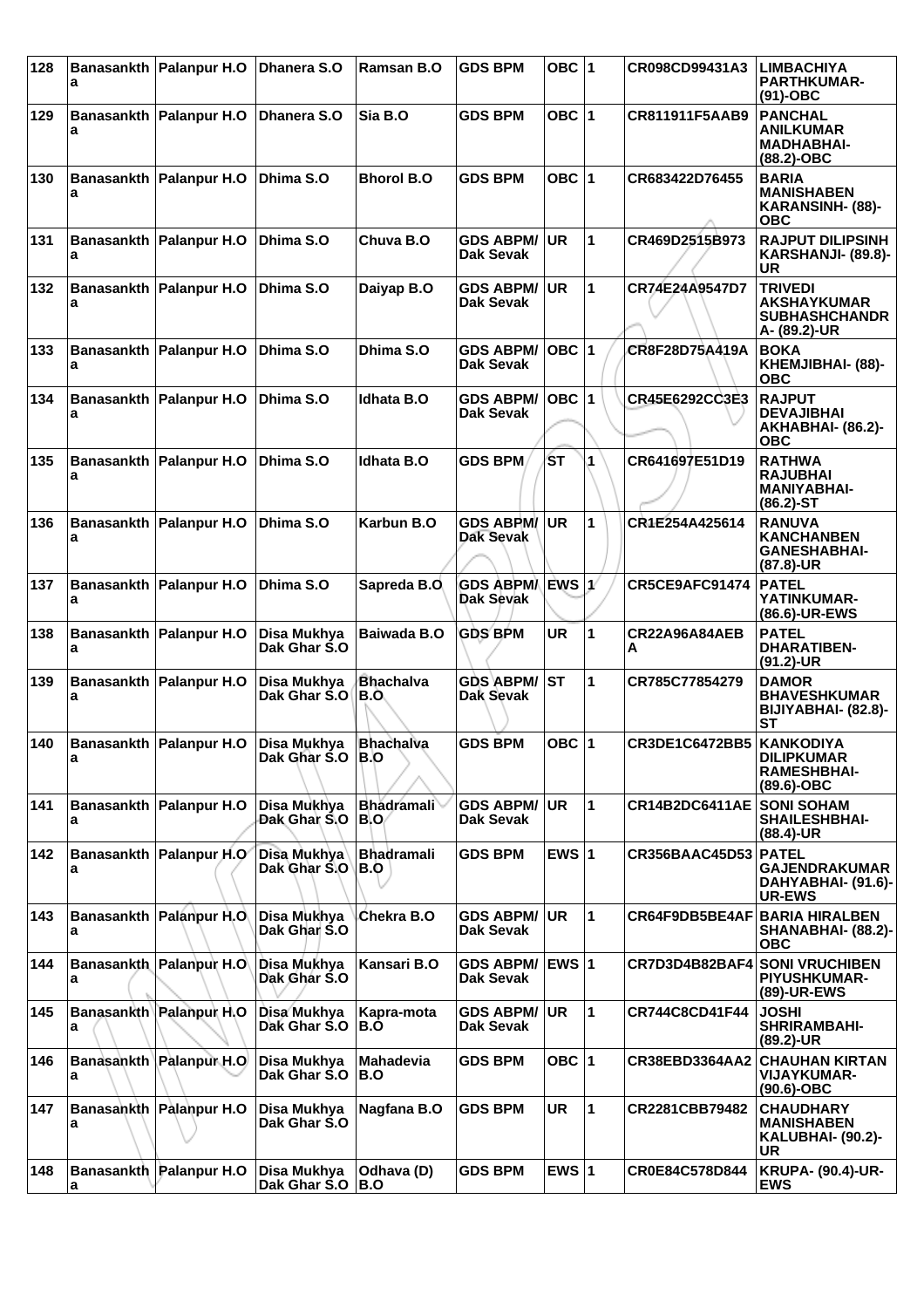| 128 | Banasankth a | Palanpur H.O | Dhanera S.O | Ramsan B.O | GDS BPM | OBC | 1 | CR098CD99431A3 | LIMBACHIYA PARTHKUMAR- (91)-OBC |
|---|---|---|---|---|---|---|---|---|---|
| 129 | Banasankth a | Palanpur H.O | Dhanera S.O | Sia B.O | GDS BPM | OBC | 1 | CR811911F5AAB9 | PANCHAL ANILKUMAR MADHABHAI- (88.2)-OBC |
| 130 | Banasankth a | Palanpur H.O | Dhima S.O | Bhorol B.O | GDS BPM | OBC | 1 | CR683422D76455 | BARIA MANISHABEN KARANSINH- (88)-OBC |
| 131 | Banasankth a | Palanpur H.O | Dhima S.O | Chuva B.O | GDS ABPM/ Dak Sevak | UR | 1 | CR469D2515B973 | RAJPUT DILIPSINH KARSHANJI- (89.8)-UR |
| 132 | Banasankth a | Palanpur H.O | Dhima S.O | Daiyap B.O | GDS ABPM/ Dak Sevak | UR | 1 | CR74E24A9547D7 | TRIVEDI AKSHAYKUMAR SUBHASHCHANDR A- (89.2)-UR |
| 133 | Banasankth a | Palanpur H.O | Dhima S.O | Dhima S.O | GDS ABPM/ Dak Sevak | OBC | 1 | CR8F28D75A419A | BOKA KHEMJIBHAI- (88)-OBC |
| 134 | Banasankth a | Palanpur H.O | Dhima S.O | Idhata B.O | GDS ABPM/ Dak Sevak | OBC | 1 | CR45E6292CC3E3 | RAJPUT DEVAJIBHAI AKHABHAI- (86.2)-OBC |
| 135 | Banasankth a | Palanpur H.O | Dhima S.O | Idhata B.O | GDS BPM | ST | 1 | CR641697E51D19 | RATHWA RAJUBHAI MANIYABHAI- (86.2)-ST |
| 136 | Banasankth a | Palanpur H.O | Dhima S.O | Karbun B.O | GDS ABPM/ Dak Sevak | UR | 1 | CR1E254A425614 | RANUVA KANCHANBEN GANESHABHAI- (87.8)-UR |
| 137 | Banasankth a | Palanpur H.O | Dhima S.O | Sapreda B.O | GDS ABPM/ Dak Sevak | EWS | 1 | CR5CE9AFC91474 | PATEL YATINKUMAR- (86.6)-UR-EWS |
| 138 | Banasankth a | Palanpur H.O | Disa Mukhya Dak Ghar S.O | Baiwada B.O | GDS BPM | UR | 1 | CR22A96A84AEB A | PATEL DHARATIBEN- (91.2)-UR |
| 139 | Banasankth a | Palanpur H.O | Disa Mukhya Dak Ghar S.O | Bhachalva B.O | GDS ABPM/ Dak Sevak | ST | 1 | CR785C77854279 | DAMOR BHAVESHKUMAR BIJIYABHAI- (82.8)-ST |
| 140 | Banasankth a | Palanpur H.O | Disa Mukhya Dak Ghar S.O | Bhachalva B.O | GDS BPM | OBC | 1 | CR3DE1C6472BB5 | KANKODIYA DILIPKUMAR RAMESHBHAI- (89.6)-OBC |
| 141 | Banasankth a | Palanpur H.O | Disa Mukhya Dak Ghar S.O | Bhadramali B.O | GDS ABPM/ Dak Sevak | UR | 1 | CR14B2DC6411AE | SONI SOHAM SHAILESHBHAI- (88.4)-UR |
| 142 | Banasankth a | Palanpur H.O | Disa Mukhya Dak Ghar S.O | Bhadramali B.O | GDS BPM | EWS | 1 | CR356BAAC45D53 | PATEL GAJENDRAKUMAR DAHYABHAI- (91.6)-UR-EWS |
| 143 | Banasankth a | Palanpur H.O | Disa Mukhya Dak Ghar S.O | Chekra B.O | GDS ABPM/ Dak Sevak | UR | 1 | CR64F9DB5BE4AF | BARIA HIRALBEN SHANABHAI- (88.2)-OBC |
| 144 | Banasankth a | Palanpur H.O | Disa Mukhya Dak Ghar S.O | Kansari B.O | GDS ABPM/ Dak Sevak | EWS | 1 | CR7D3D4B82BAF4 | SONI VRUCHIBEN PIYUSHKUMAR- (89)-UR-EWS |
| 145 | Banasankth a | Palanpur H.O | Disa Mukhya Dak Ghar S.O | Kapra-mota B.O | GDS ABPM/ Dak Sevak | UR | 1 | CR744C8CD41F44 | JOSHI SHRIRAMBAHI- (89.2)-UR |
| 146 | Banasankth a | Palanpur H.O | Disa Mukhya Dak Ghar S.O | Mahadevia B.O | GDS BPM | OBC | 1 | CR38EBD3364AA2 | CHAUHAN KIRTAN VIJAYKUMAR- (90.6)-OBC |
| 147 | Banasankth a | Palanpur H.O | Disa Mukhya Dak Ghar S.O | Nagfana B.O | GDS BPM | UR | 1 | CR2281CBB79482 | CHAUDHARY MANISHABEN KALUBHAI- (90.2)-UR |
| 148 | Banasankth a | Palanpur H.O | Disa Mukhya Dak Ghar S.O | Odhava (D) B.O | GDS BPM | EWS | 1 | CR0E84C578D844 | KRUPA- (90.4)-UR-EWS |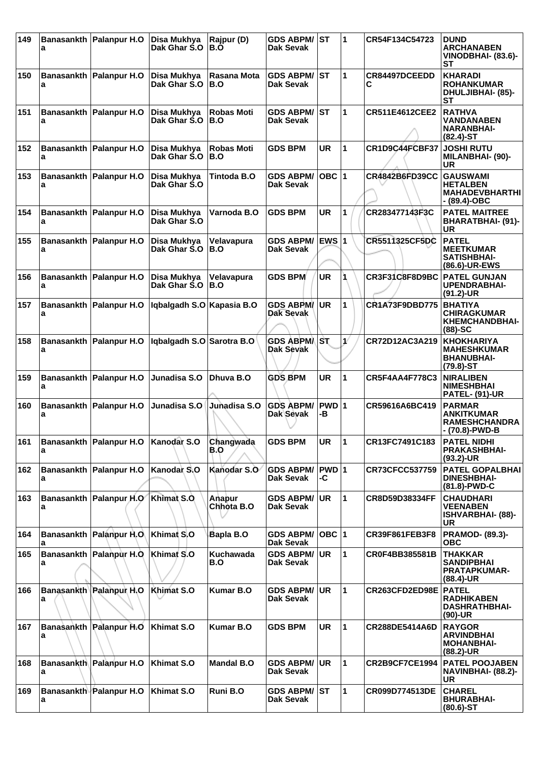| 149 | Banasankth a | Palanpur H.O | Disa Mukhya Dak Ghar S.O | Rajpur (D) B.O | GDS ABPM/ Dak Sevak | ST | 1 | CR54F134C54723 | DUND ARCHANABEN VINODBHAI- (83.6)-ST |
|---|---|---|---|---|---|---|---|---|---|
| 150 | Banasankth a | Palanpur H.O | Disa Mukhya Dak Ghar S.O | Rasana Mota B.O | GDS ABPM/ Dak Sevak | ST | 1 | CR84497DCEEDD C | KHARADI ROHANKUMAR DHULJIBHAI- (85)-ST |
| 151 | Banasankth a | Palanpur H.O | Disa Mukhya Dak Ghar S.O | Robas Moti B.O | GDS ABPM/ Dak Sevak | ST | 1 | CR511E4612CEE2 | RATHVA VANDANABEN NARANBHAI- (82.4)-ST |
| 152 | Banasankth a | Palanpur H.O | Disa Mukhya Dak Ghar S.O | Robas Moti B.O | GDS BPM | UR | 1 | CR1D9C44FCBF37 | JOSHI RUTU MILANBHAI- (90)-UR |
| 153 | Banasankth a | Palanpur H.O | Disa Mukhya Dak Ghar S.O | Tintoda B.O | GDS ABPM/ Dak Sevak | OBC | 1 | CR4842B6FD39CC | GAUSWAMI HETALBEN MAHADEVBHARTHI - (89.4)-OBC |
| 154 | Banasankth a | Palanpur H.O | Disa Mukhya Dak Ghar S.O | Varnoda B.O | GDS BPM | UR | 1 | CR283477143F3C | PATEL MAITREE BHARATBHAI- (91)-UR |
| 155 | Banasankth a | Palanpur H.O | Disa Mukhya Dak Ghar S.O | Velavapura B.O | GDS ABPM/ Dak Sevak | EWS | 1 | CR5511325CF5DC | PATEL MEETKUMAR SATISHBHAI- (86.6)-UR-EWS |
| 156 | Banasankth a | Palanpur H.O | Disa Mukhya Dak Ghar S.O | Velavapura B.O | GDS BPM | UR | 1 | CR3F31C8F8D9BC | PATEL GUNJAN UPENDRABHAI- (91.2)-UR |
| 157 | Banasankth a | Palanpur H.O | Iqbalgadh S.O | Kapasia B.O | GDS ABPM/ Dak Sevak | UR | 1 | CR1A73F9DBD775 | BHATIYA CHIRAGKUMAR KHEMCHANDBHAI- (88)-SC |
| 158 | Banasankth a | Palanpur H.O | Iqbalgadh S.O | Sarotra B.O | GDS ABPM/ Dak Sevak | ST | 1 | CR72D12AC3A219 | KHOKHARIYA MAHESHKUMAR BHANUBHAI- (79.8)-ST |
| 159 | Banasankth a | Palanpur H.O | Junadisa S.O | Dhuva B.O | GDS BPM | UR | 1 | CR5F4AA4F778C3 | NIRALIBEN NIMESHBHAI PATEL- (91)-UR |
| 160 | Banasankth a | Palanpur H.O | Junadisa S.O | Junadisa S.O | GDS ABPM/ Dak Sevak | PWD -B | 1 | CR59616A6BC419 | PARMAR ANKITKUMAR RAMESHCHANDRA - (70.8)-PWD-B |
| 161 | Banasankth a | Palanpur H.O | Kanodar S.O | Changwada B.O | GDS BPM | UR | 1 | CR13FC7491C183 | PATEL NIDHI PRAKASHBHAI- (93.2)-UR |
| 162 | Banasankth a | Palanpur H.O | Kanodar S.O | Kanodar S.O | GDS ABPM/ Dak Sevak | PWD -C | 1 | CR73CFCC537759 | PATEL GOPALBHAI DINESHBHAI- (81.8)-PWD-C |
| 163 | Banasankth a | Palanpur H.O | Khimat S.O | Anapur Chhota B.O | GDS ABPM/ Dak Sevak | UR | 1 | CR8D59D38334FF | CHAUDHARI VEENABEN ISHVARBHAI- (88)-UR |
| 164 | Banasankth a | Palanpur H.O | Khimat S.O | Bapla B.O | GDS ABPM/ Dak Sevak | OBC | 1 | CR39F861FEB3F8 | PRAMOD- (89.3)-OBC |
| 165 | Banasankth a | Palanpur H.O | Khimat S.O | Kuchawada B.O | GDS ABPM/ Dak Sevak | UR | 1 | CR0F4BB385581B | THAKKAR SANDIPBHAI PRATAPKUMAR- (88.4)-UR |
| 166 | Banasankth a | Palanpur H.O | Khimat S.O | Kumar B.O | GDS ABPM/ Dak Sevak | UR | 1 | CR263CFD2ED98E | PATEL RADHIKABEN DASHRATHBHAI- (90)-UR |
| 167 | Banasankth a | Palanpur H.O | Khimat S.O | Kumar B.O | GDS BPM | UR | 1 | CR288DE5414A6D | RAYGOR ARVINDBHAI MOHANBHAI- (88.2)-UR |
| 168 | Banasankth a | Palanpur H.O | Khimat S.O | Mandal B.O | GDS ABPM/ Dak Sevak | UR | 1 | CR2B9CF7CE1994 | PATEL POOJABEN NAVINBHAI- (88.2)-UR |
| 169 | Banasankth a | Palanpur H.O | Khimat S.O | Runi B.O | GDS ABPM/ Dak Sevak | ST | 1 | CR099D774513DE | CHAREL BHURABHAI- (80.6)-ST |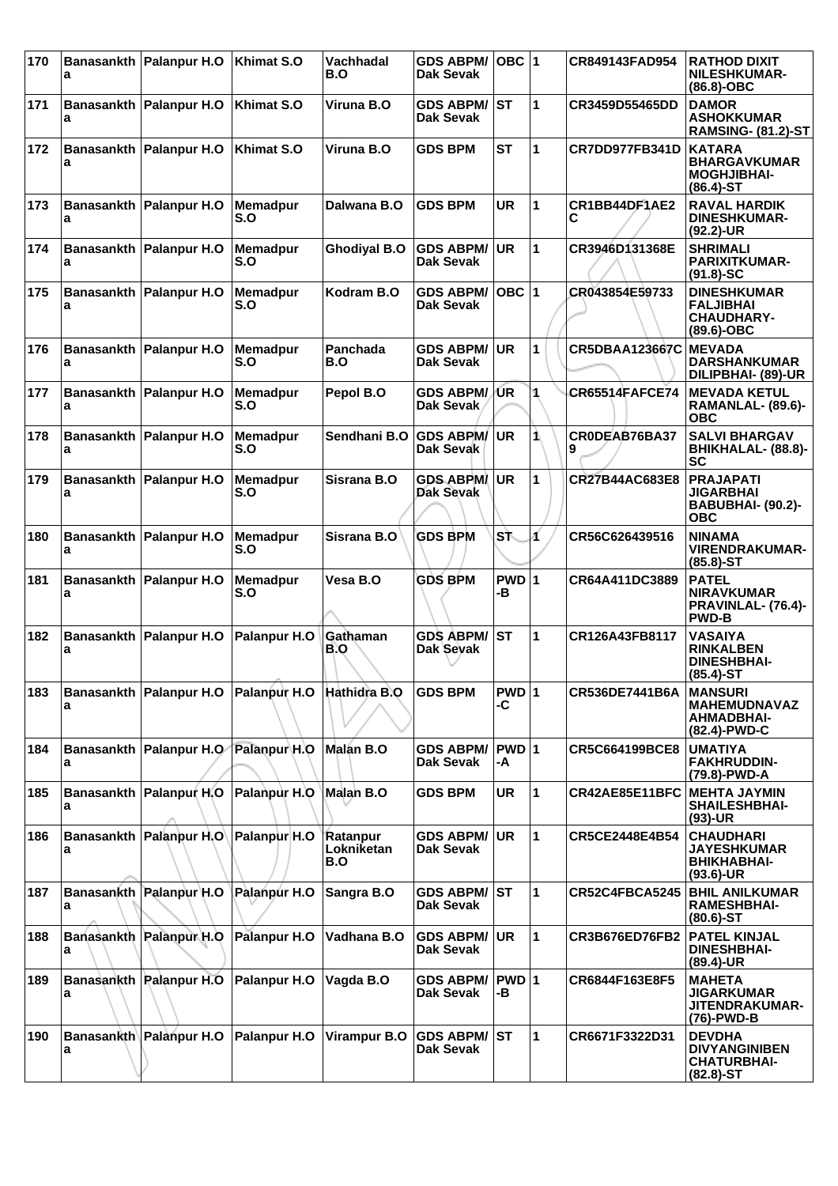| 170 | Banasankth a | Palanpur H.O | Khimat S.O | Vachhadal B.O | GDS ABPM/ Dak Sevak | OBC | 1 | CR849143FAD954 | RATHOD DIXIT NILESHKUMAR- (86.8)-OBC |
|---|---|---|---|---|---|---|---|---|---|
| 171 | Banasankth a | Palanpur H.O | Khimat S.O | Viruna B.O | GDS ABPM/ Dak Sevak | ST | 1 | CR3459D55465DD | DAMOR ASHOKKUMAR RAMSING- (81.2)-ST |
| 172 | Banasankth a | Palanpur H.O | Khimat S.O | Viruna B.O | GDS BPM | ST | 1 | CR7DD977FB341D | KATARA BHARGAVKUMAR MOGHJIBHAI- (86.4)-ST |
| 173 | Banasankth a | Palanpur H.O | Memadpur S.O | Dalwana B.O | GDS BPM | UR | 1 | CR1BB44DF1AE2C | RAVAL HARDIK DINESHKUMAR- (92.2)-UR |
| 174 | Banasankth a | Palanpur H.O | Memadpur S.O | Ghodiyal B.O | GDS ABPM/ Dak Sevak | UR | 1 | CR3946D131368E | SHRIMALI PARIXITKUMAR- (91.8)-SC |
| 175 | Banasankth a | Palanpur H.O | Memadpur S.O | Kodram B.O | GDS ABPM/ Dak Sevak | OBC | 1 | CR043854E59733 | DINESHKUMAR FALJIBHAI CHAUDHARY- (89.6)-OBC |
| 176 | Banasankth a | Palanpur H.O | Memadpur S.O | Panchada B.O | GDS ABPM/ Dak Sevak | UR | 1 | CR5DBAA123667C | MEVADA DARSHANKUMAR DILIPBHAI- (89)-UR |
| 177 | Banasankth a | Palanpur H.O | Memadpur S.O | Pepol B.O | GDS ABPM/ Dak Sevak | UR | 1 | CR65514FAFCE74 | MEVADA KETUL RAMANLAL- (89.6)-OBC |
| 178 | Banasankth a | Palanpur H.O | Memadpur S.O | Sendhani B.O | GDS ABPM/ Dak Sevak | UR | 1 | CR0DEAB76BA379 | SALVI BHARGAV BHIKHALAL- (88.8)-SC |
| 179 | Banasankth a | Palanpur H.O | Memadpur S.O | Sisrana B.O | GDS ABPM/ Dak Sevak | UR | 1 | CR27B44AC683E8 | PRAJAPATI JIGARBHAI BABUBHAI- (90.2)-OBC |
| 180 | Banasankth a | Palanpur H.O | Memadpur S.O | Sisrana B.O | GDS BPM | ST | 1 | CR56C626439516 | NINAMA VIRENDRAKUMAR- (85.8)-ST |
| 181 | Banasankth a | Palanpur H.O | Memadpur S.O | Vesa B.O | GDS BPM | PWD-B | 1 | CR64A411DC3889 | PATEL NIRAVKUMAR PRAVINLAL- (76.4)-PWD-B |
| 182 | Banasankth a | Palanpur H.O | Palanpur H.O | Gathaman B.O | GDS ABPM/ Dak Sevak | ST | 1 | CR126A43FB8117 | VASAIYA RINKALBEN DINESHBHAI- (85.4)-ST |
| 183 | Banasankth a | Palanpur H.O | Palanpur H.O | Hathidra B.O | GDS BPM | PWD-C | 1 | CR536DE7441B6A | MANSURI MAHEMUDNAVAZ AHMADBHAI- (82.4)-PWD-C |
| 184 | Banasankth a | Palanpur H.O | Palanpur H.O | Malan B.O | GDS ABPM/ Dak Sevak | PWD-A | 1 | CR5C664199BCE8 | UMATIYA FAKHRUDDIN- (79.8)-PWD-A |
| 185 | Banasankth a | Palanpur H.O | Palanpur H.O | Malan B.O | GDS BPM | UR | 1 | CR42AE85E11BFC | MEHTA JAYMIN SHAILESHBHAI- (93)-UR |
| 186 | Banasankth a | Palanpur H.O | Palanpur H.O | Ratanpur Lokniketan B.O | GDS ABPM/ Dak Sevak | UR | 1 | CR5CE2448E4B54 | CHAUDHARI JAYESHKUMAR BHIKHABHAI- (93.6)-UR |
| 187 | Banasankth a | Palanpur H.O | Palanpur H.O | Sangra B.O | GDS ABPM/ Dak Sevak | ST | 1 | CR52C4FBCA5245 | BHIL ANILKUMAR RAMESHBHAI- (80.6)-ST |
| 188 | Banasankth a | Palanpur H.O | Palanpur H.O | Vadhana B.O | GDS ABPM/ Dak Sevak | UR | 1 | CR3B676ED76FB2 | PATEL KINJAL DINESHBHAI- (89.4)-UR |
| 189 | Banasankth a | Palanpur H.O | Palanpur H.O | Vagda B.O | GDS ABPM/ Dak Sevak | PWD-B | 1 | CR6844F163E8F5 | MAHETA JIGARKUMAR JITENDRAKUMAR- (76)-PWD-B |
| 190 | Banasankth a | Palanpur H.O | Palanpur H.O | Virampur B.O | GDS ABPM/ Dak Sevak | ST | 1 | CR6671F3322D31 | DEVDHA DIVYANGINIBEN CHATURBHAI- (82.8)-ST |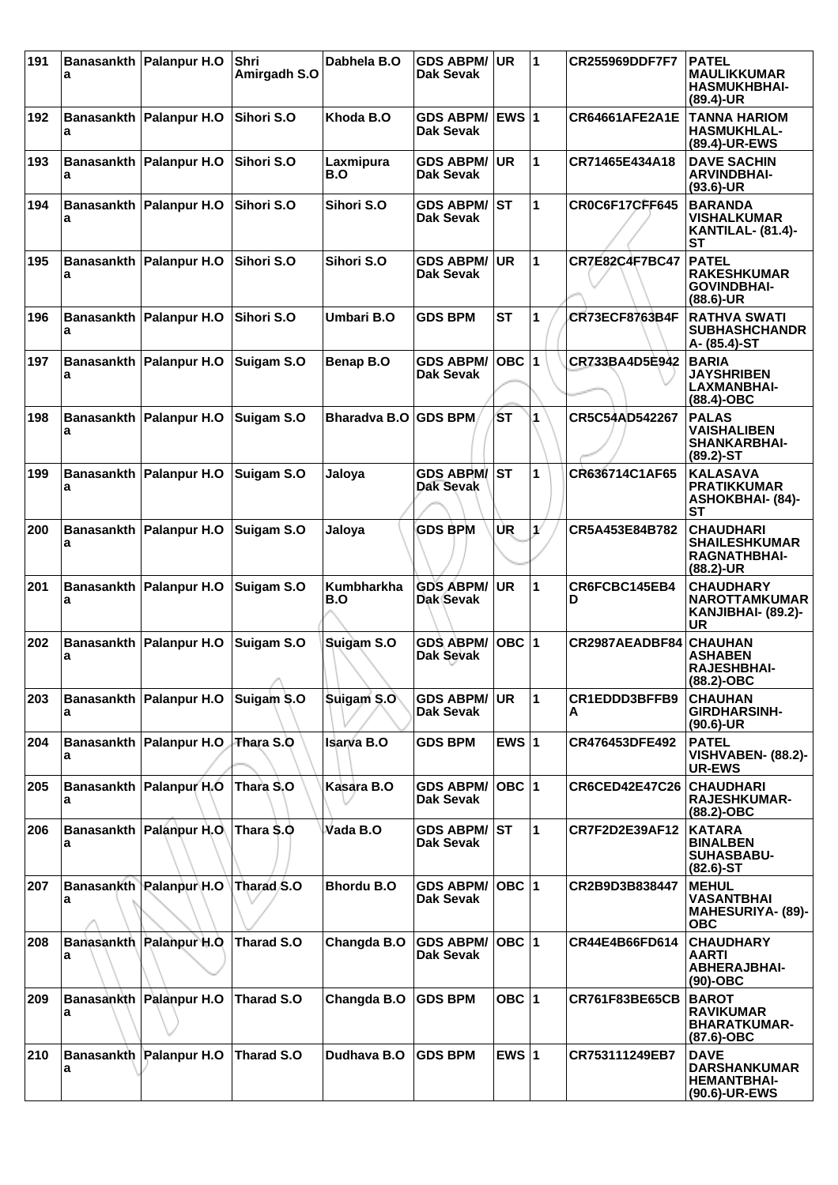| 191 | Banasankth a | Palanpur H.O | Shri Amirgadh S.O | Dabhela B.O | GDS ABPM/ Dak Sevak | UR | 1 | CR255969DDF7F7 | PATEL MAULIKKUMAR HASMUKHBHAI- (89.4)-UR |
|---|---|---|---|---|---|---|---|---|---|
| 192 | Banasankth a | Palanpur H.O | Sihori S.O | Khoda B.O | GDS ABPM/ Dak Sevak | EWS | 1 | CR64661AFE2A1E | TANNA HARIOM HASMUKHLAL- (89.4)-UR-EWS |
| 193 | Banasankth a | Palanpur H.O | Sihori S.O | Laxmipura B.O | GDS ABPM/ Dak Sevak | UR | 1 | CR71465E434A18 | DAVE SACHIN ARVINDBHAI- (93.6)-UR |
| 194 | Banasankth a | Palanpur H.O | Sihori S.O | Sihori S.O | GDS ABPM/ Dak Sevak | ST | 1 | CR0C6F17CFF645 | BARANDA VISHALKUMAR KANTILAL- (81.4)-ST |
| 195 | Banasankth a | Palanpur H.O | Sihori S.O | Sihori S.O | GDS ABPM/ Dak Sevak | UR | 1 | CR7E82C4F7BC47 | PATEL RAKESHKUMAR GOVINDBHAI- (88.6)-UR |
| 196 | Banasankth a | Palanpur H.O | Sihori S.O | Umbari B.O | GDS BPM | ST | 1 | CR73ECF8763B4F | RATHVA SWATI SUBHASHCHANDR A- (85.4)-ST |
| 197 | Banasankth a | Palanpur H.O | Suigam S.O | Benap B.O | GDS ABPM/ Dak Sevak | OBC | 1 | CR733BA4D5E942 | BARIA JAYSHRIBEN LAXMANBHAI- (88.4)-OBC |
| 198 | Banasankth a | Palanpur H.O | Suigam S.O | Bharadva B.O | GDS BPM | ST | 1 | CR5C54AD542267 | PALAS VAISHALIBEN SHANKARBHAI- (89.2)-ST |
| 199 | Banasankth a | Palanpur H.O | Suigam S.O | Jaloya | GDS ABPM/ Dak Sevak | ST | 1 | CR636714C1AF65 | KALASAVA PRATIKKUMAR ASHOKBHAI- (84)-ST |
| 200 | Banasankth a | Palanpur H.O | Suigam S.O | Jaloya | GDS BPM | UR | 1 | CR5A453E84B782 | CHAUDHARI SHAILESHKUMAR RAGNATHBHAI- (88.2)-UR |
| 201 | Banasankth a | Palanpur H.O | Suigam S.O | Kumbharkha B.O | GDS ABPM/ Dak Sevak | UR | 1 | CR6FCBC145EB4 D | CHAUDHARY NAROTTAMKUMAR KANJIBHAI- (89.2)-UR |
| 202 | Banasankth a | Palanpur H.O | Suigam S.O | Suigam S.O | GDS ABPM/ Dak Sevak | OBC | 1 | CR2987AEADBF84 | CHAUHAN ASHABEN RAJESHBHAI- (88.2)-OBC |
| 203 | Banasankth a | Palanpur H.O | Suigam S.O | Suigam S.O | GDS ABPM/ Dak Sevak | UR | 1 | CR1EDDD3BFFB9 A | CHAUHAN GIRDHARSINH- (90.6)-UR |
| 204 | Banasankth a | Palanpur H.O | Thara S.O | Isarva B.O | GDS BPM | EWS | 1 | CR476453DFE492 | PATEL VISHVABEN- (88.2)-UR-EWS |
| 205 | Banasankth a | Palanpur H.O | Thara S.O | Kasara B.O | GDS ABPM/ Dak Sevak | OBC | 1 | CR6CED42E47C26 | CHAUDHARI RAJESHKUMAR- (88.2)-OBC |
| 206 | Banasankth a | Palanpur H.O | Thara S.O | Vada B.O | GDS ABPM/ Dak Sevak | ST | 1 | CR7F2D2E39AF12 | KATARA BINALBEN SUHASBABU- (82.6)-ST |
| 207 | Banasankth a | Palanpur H.O | Tharad S.O | Bhordu B.O | GDS ABPM/ Dak Sevak | OBC | 1 | CR2B9D3B838447 | MEHUL VASANTBHAI MAHESURIYA- (89)-OBC |
| 208 | Banasankth a | Palanpur H.O | Tharad S.O | Changda B.O | GDS ABPM/ Dak Sevak | OBC | 1 | CR44E4B66FD614 | CHAUDHARY AARTI ABHERAJBHAI- (90)-OBC |
| 209 | Banasankth a | Palanpur H.O | Tharad S.O | Changda B.O | GDS BPM | OBC | 1 | CR761F83BE65CB | BAROT RAVIKUMAR BHARATKUMAR- (87.6)-OBC |
| 210 | Banasankth a | Palanpur H.O | Tharad S.O | Dudhava B.O | GDS BPM | EWS | 1 | CR753111249EB7 | DAVE DARSHANKUMAR HEMANTBHAI- (90.6)-UR-EWS |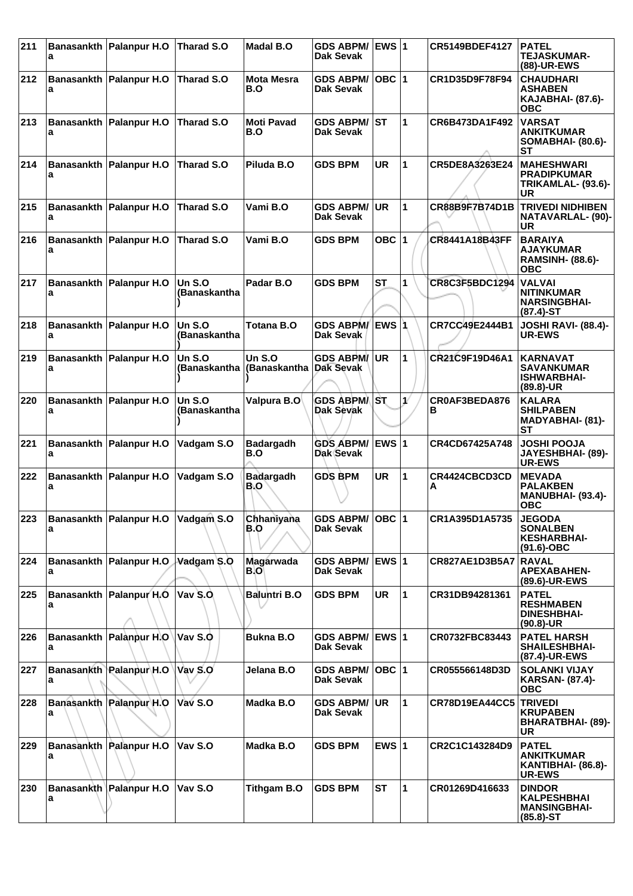| 211 | Banasankth a | Palanpur H.O | Tharad S.O | Madal B.O | GDS ABPM/ Dak Sevak | EWS | 1 | CR5149BDEF4127 | PATEL TEJASKUMAR- (88)-UR-EWS |
|---|---|---|---|---|---|---|---|---|---|
| 212 | Banasankth a | Palanpur H.O | Tharad S.O | Mota Mesra B.O | GDS ABPM/ Dak Sevak | OBC | 1 | CR1D35D9F78F94 | CHAUDHARI ASHABEN KAJABHAI- (87.6)- OBC |
| 213 | Banasankth a | Palanpur H.O | Tharad S.O | Moti Pavad B.O | GDS ABPM/ Dak Sevak | ST | 1 | CR6B473DA1F492 | VARSAT ANKITKUMAR SOMABHAI- (80.6)- ST |
| 214 | Banasankth a | Palanpur H.O | Tharad S.O | Piluda B.O | GDS BPM | UR | 1 | CR5DE8A3263E24 | MAHESHWARI PRADIPKUMAR TRIKAMLAL- (93.6)- UR |
| 215 | Banasankth a | Palanpur H.O | Tharad S.O | Vami B.O | GDS ABPM/ Dak Sevak | UR | 1 | CR88B9F7B74D1B | TRIVEDI NIDHIBEN NATAVARLAL- (90)- UR |
| 216 | Banasankth a | Palanpur H.O | Tharad S.O | Vami B.O | GDS BPM | OBC | 1 | CR8441A18B43FF | BARAIYA AJAYKUMAR RAMSINH- (88.6)- OBC |
| 217 | Banasankth a | Palanpur H.O | Un S.O (Banaskantha ) | Padar B.O | GDS BPM | ST | 1 | CR8C3F5BDC1294 | VALVAI NITINKUMAR NARSINGBHAI- (87.4)-ST |
| 218 | Banasankth a | Palanpur H.O | Un S.O (Banaskantha ) | Totana B.O | GDS ABPM/ Dak Sevak | EWS | 1 | CR7CC49E2444B1 | JOSHI RAVI- (88.4)- UR-EWS |
| 219 | Banasankth a | Palanpur H.O | Un S.O (Banaskantha | Un S.O (Banaskantha ) | GDS ABPM/ Dak Sevak | UR | 1 | CR21C9F19D46A1 | KARNAVAT SAVANKUMAR ISHWARBHAI- (89.8)-UR |
| 220 | Banasankth a | Palanpur H.O | Un S.O (Banaskantha ) | Valpura B.O | GDS ABPM/ Dak Sevak | ST | 1 | CR0AF3BEDA876 B | KALARA SHILPABEN MADYABHAI- (81)- ST |
| 221 | Banasankth a | Palanpur H.O | Vadgam S.O | Badargadh B.O | GDS ABPM/ Dak Sevak | EWS | 1 | CR4CD67425A748 | JOSHI POOJA JAYESHBHAI- (89)- UR-EWS |
| 222 | Banasankth a | Palanpur H.O | Vadgam S.O | Badargadh B.O | GDS BPM | UR | 1 | CR4424CBCD3CD A | MEVADA PALAKBEN MANUBHAI- (93.4)- OBC |
| 223 | Banasankth a | Palanpur H.O | Vadgam S.O | Chhaniyana B.O | GDS ABPM/ Dak Sevak | OBC | 1 | CR1A395D1A5735 | JEGODA SONALBEN KESHARBHAI- (91.6)-OBC |
| 224 | Banasankth a | Palanpur H.O | Vadgam S.O | Magarwada B.O | GDS ABPM/ Dak Sevak | EWS | 1 | CR827AE1D3B5A7 | RAVAL APEXABAHEN- (89.6)-UR-EWS |
| 225 | Banasankth a | Palanpur H.O | Vav S.O | Baluntri B.O | GDS BPM | UR | 1 | CR31DB94281361 | PATEL RESHMABEN DINESHBHAI- (90.8)-UR |
| 226 | Banasankth a | Palanpur H.O | Vav S.O | Bukna B.O | GDS ABPM/ Dak Sevak | EWS | 1 | CR0732FBC83443 | PATEL HARSH SHAILESHBHAI- (87.4)-UR-EWS |
| 227 | Banasankth a | Palanpur H.O | Vav S.O | Jelana B.O | GDS ABPM/ Dak Sevak | OBC | 1 | CR055566148D3D | SOLANKI VIJAY KARSAN- (87.4)- OBC |
| 228 | Banasankth a | Palanpur H.O | Vav S.O | Madka B.O | GDS ABPM/ Dak Sevak | UR | 1 | CR78D19EA44CC5 | TRIVEDI KRUPABEN BHARATBHAI- (89)- UR |
| 229 | Banasankth a | Palanpur H.O | Vav S.O | Madka B.O | GDS BPM | EWS | 1 | CR2C1C143284D9 | PATEL ANKITKUMAR KANTIBHAI- (86.8)- UR-EWS |
| 230 | Banasankth a | Palanpur H.O | Vav S.O | Tithgam B.O | GDS BPM | ST | 1 | CR01269D416633 | DINDOR KALPESHBHAI MANSINGBHAI- (85.8)-ST |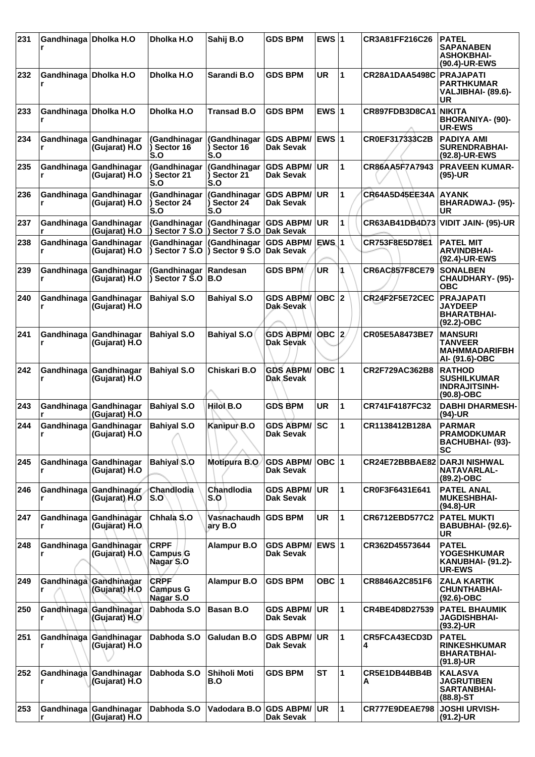| 231 | Gandhinagar | Dholka H.O | Dholka H.O | Sahij B.O | GDS BPM | EWS | 1 | CR3A81FF216C26 | PATEL SAPANABEN ASHOKBHAI- (90.4)-UR-EWS |
|---|---|---|---|---|---|---|---|---|---|
| 232 | Gandhinagar | Dholka H.O | Dholka H.O | Sarandi B.O | GDS BPM | UR | 1 | CR28A1DAA5498C | PRAJAPATI PARTHKUMAR VALJIBHAI- (89.6)-UR |
| 233 | Gandhinagar | Dholka H.O | Dholka H.O | Transad B.O | GDS BPM | EWS | 1 | CR897FDB3D8CA1 | NIKITA BHORANIYA- (90)-UR-EWS |
| 234 | Gandhinagar | Gandhinagar (Gujarat) H.O | (Gandhinagar) Sector 16 S.O | (Gandhinagar) Sector 16 S.O | GDS ABPM/ Dak Sevak | EWS | 1 | CR0EF317333C2B | PADIYA AMI SURENDRABHAI- (92.8)-UR-EWS |
| 235 | Gandhinagar | Gandhinagar (Gujarat) H.O | (Gandhinagar) Sector 21 S.O | (Gandhinagar) Sector 21 S.O | GDS ABPM/ Dak Sevak | UR | 1 | CR86AA5F7A7943 | PRAVEEN KUMAR- (95)-UR |
| 236 | Gandhinagar | Gandhinagar (Gujarat) H.O | (Gandhinagar) Sector 24 S.O | (Gandhinagar) Sector 24 S.O | GDS ABPM/ Dak Sevak | UR | 1 | CR64A5D45EE34A | AYANK BHARADWAJ- (95)-UR |
| 237 | Gandhinagar | Gandhinagar (Gujarat) H.O | (Gandhinagar) Sector 7 S.O | (Gandhinagar) Sector 7 S.O | GDS ABPM/ Dak Sevak | UR | 1 | CR63AB41DB4D73 | VIDIT JAIN- (95)-UR |
| 238 | Gandhinagar | Gandhinagar (Gujarat) H.O | (Gandhinagar) Sector 7 S.O | (Gandhinagar) Sector 9 S.O | GDS ABPM/ Dak Sevak | EWS | 1 | CR753F8E5D78E1 | PATEL MIT ARVINDBHAI- (92.4)-UR-EWS |
| 239 | Gandhinagar | Gandhinagar (Gujarat) H.O | (Gandhinagar) Sector 7 S.O | Randesan B.O | GDS BPM | UR | 1 | CR6AC857F8CE79 | SONALBEN CHAUDHARY- (95)-OBC |
| 240 | Gandhinagar | Gandhinagar (Gujarat) H.O | Bahiyal S.O | Bahiyal S.O | GDS ABPM/ Dak Sevak | OBC | 2 | CR24F2F5E72CEC | PRAJAPATI JAYDEEP BHARATBHAI- (92.2)-OBC |
| 241 | Gandhinagar | Gandhinagar (Gujarat) H.O | Bahiyal S.O | Bahiyal S.O | GDS ABPM/ Dak Sevak | OBC | 2 | CR05E5A8473BE7 | MANSURI TANVEER MAHMMADARIFBHAI- (91.6)-OBC |
| 242 | Gandhinagar | Gandhinagar (Gujarat) H.O | Bahiyal S.O | Chiskari B.O | GDS ABPM/ Dak Sevak | OBC | 1 | CR2F729AC362B8 | RATHOD SUSHILKUMAR INDRAJITSINH- (90.8)-OBC |
| 243 | Gandhinagar | Gandhinagar (Gujarat) H.O | Bahiyal S.O | Hilol B.O | GDS BPM | UR | 1 | CR741F4187FC32 | DABHI DHARMESH- (94)-UR |
| 244 | Gandhinagar | Gandhinagar (Gujarat) H.O | Bahiyal S.O | Kanipur B.O | GDS ABPM/ Dak Sevak | SC | 1 | CR1138412B128A | PARMAR PRAMODKUMAR BACHUBHAI- (93)-SC |
| 245 | Gandhinagar | Gandhinagar (Gujarat) H.O | Bahiyal S.O | Motipura B.O | GDS ABPM/ Dak Sevak | OBC | 1 | CR24E72BBBAE82 | DARJI NISHWAL NATAVARLAL- (89.2)-OBC |
| 246 | Gandhinagar | Gandhinagar (Gujarat) H.O | Chandlodia S.O | Chandlodia S.O | GDS ABPM/ Dak Sevak | UR | 1 | CR0F3F6431E641 | PATEL ANAL MUKESHBHAI- (94.8)-UR |
| 247 | Gandhinagar | Gandhinagar (Gujarat) H.O | Chhala S.O | Vasnachaudhary B.O | GDS BPM | UR | 1 | CR6712EBD577C2 | PATEL MUKTI BABUBHAI- (92.6)-UR |
| 248 | Gandhinagar | Gandhinagar (Gujarat) H.O | CRPF Campus G Nagar S.O | Alampur B.O | GDS ABPM/ Dak Sevak | EWS | 1 | CR362D45573644 | PATEL YOGESHKUMAR KANUBHAI- (91.2)-UR-EWS |
| 249 | Gandhinagar | Gandhinagar (Gujarat) H.O | CRPF Campus G Nagar S.O | Alampur B.O | GDS BPM | OBC | 1 | CR8846A2C851F6 | ZALA KARTIK CHUNTHABHAI- (92.6)-OBC |
| 250 | Gandhinagar | Gandhinagar (Gujarat) H.O | Dabhoda S.O | Basan B.O | GDS ABPM/ Dak Sevak | UR | 1 | CR4BE4D8D27539 | PATEL BHAUMIK JAGDISHBHAI- (93.2)-UR |
| 251 | Gandhinagar | Gandhinagar (Gujarat) H.O | Dabhoda S.O | Galudan B.O | GDS ABPM/ Dak Sevak | UR | 1 | CR5FCA43ECD3D4 | PATEL RINKESHKUMAR BHARATBHAI- (91.8)-UR |
| 252 | Gandhinagar | Gandhinagar (Gujarat) H.O | Dabhoda S.O | Shiholi Moti B.O | GDS BPM | ST | 1 | CR5E1DB44BB4BA | KALASVA JAGRUTIBEN SARTANBHAI- (88.8)-ST |
| 253 | Gandhinagar | Gandhinagar (Gujarat) H.O | Dabhoda S.O | Vadodara B.O | GDS ABPM/ Dak Sevak | UR | 1 | CR777E9DEAE798 | JOSHI URVISH- (91.2)-UR |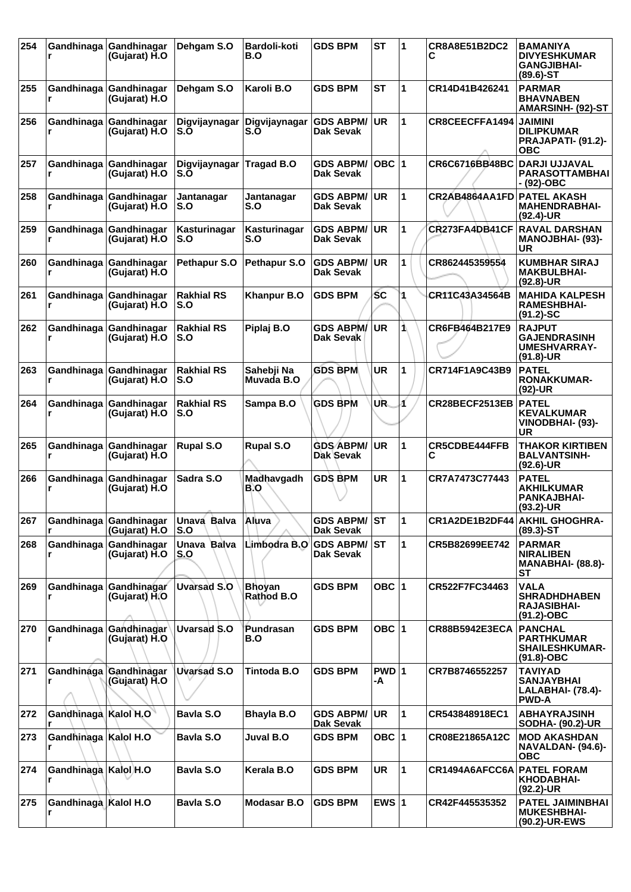| 254 | Gandhinagar | Gandhinagar (Gujarat) H.O | Dehgam S.O | Bardoli-koti B.O | GDS BPM | ST | 1 | CR8A8E51B2DC2C | BAMANIYA DIVYESHKUMAR GANGJIBHAI- (89.6)-ST |
|---|---|---|---|---|---|---|---|---|---|
| 255 | Gandhinagar | Gandhinagar (Gujarat) H.O | Dehgam S.O | Karoli B.O | GDS BPM | ST | 1 | CR14D41B426241 | PARMAR BHAVNABEN AMARSINH- (92)-ST |
| 256 | Gandhinagar | Gandhinagar (Gujarat) H.O | Digvijaynagar S.O | Digvijaynagar S.O | GDS ABPM/ Dak Sevak | UR | 1 | CR8CEECFFA1494 | JAIMINI DILIPKUMAR PRAJAPATI- (91.2)-OBC |
| 257 | Gandhinagar | Gandhinagar (Gujarat) H.O | Digvijaynagar S.O | Tragad B.O | GDS ABPM/ Dak Sevak | OBC | 1 | CR6C6716BB48BC | DARJI UJJAVAL PARASOTTAMBHAI - (92)-OBC |
| 258 | Gandhinagar | Gandhinagar (Gujarat) H.O | Jantanagar S.O | Jantanagar S.O | GDS ABPM/ Dak Sevak | UR | 1 | CR2AB4864AA1FD | PATEL AKASH MAHENDRABHAI- (92.4)-UR |
| 259 | Gandhinagar | Gandhinagar (Gujarat) H.O | Kasturinagar S.O | Kasturinagar S.O | GDS ABPM/ Dak Sevak | UR | 1 | CR273FA4DB41CF | RAVAL DARSHAN MANOJBHAI- (93)-UR |
| 260 | Gandhinagar | Gandhinagar (Gujarat) H.O | Pethapur S.O | Pethapur S.O | GDS ABPM/ Dak Sevak | UR | 1 | CR862445359554 | KUMBHAR SIRAJ MAKBULBHAI- (92.8)-UR |
| 261 | Gandhinagar | Gandhinagar (Gujarat) H.O | Rakhial RS S.O | Khanpur B.O | GDS BPM | SC | 1 | CR11C43A34564B | MAHIDA KALPESH RAMESHBHAI- (91.2)-SC |
| 262 | Gandhinagar | Gandhinagar (Gujarat) H.O | Rakhial RS S.O | Piplaj B.O | GDS ABPM/ Dak Sevak | UR | 1 | CR6FB464B217E9 | RAJPUT GAJENDRASINH UMESHVARRAY- (91.8)-UR |
| 263 | Gandhinagar | Gandhinagar (Gujarat) H.O | Rakhial RS S.O | Sahebji Na Muvada B.O | GDS BPM | UR | 1 | CR714F1A9C43B9 | PATEL RONAKKUMAR- (92)-UR |
| 264 | Gandhinagar | Gandhinagar (Gujarat) H.O | Rakhial RS S.O | Sampa B.O | GDS BPM | UR | 1 | CR28BECF2513EB | PATEL KEVALKUMAR VINODBHAI- (93)-UR |
| 265 | Gandhinagar | Gandhinagar (Gujarat) H.O | Rupal S.O | Rupal S.O | GDS ABPM/ Dak Sevak | UR | 1 | CR5CDBE444FFBC | THAKOR KIRTIBEN BALVANTSINH- (92.6)-UR |
| 266 | Gandhinagar | Gandhinagar (Gujarat) H.O | Sadra S.O | Madhavgadh B.O | GDS BPM | UR | 1 | CR7A7473C77443 | PATEL AKHILKUMAR PANKAJBHAI- (93.2)-UR |
| 267 | Gandhinagar | Gandhinagar (Gujarat) H.O | Unava Balva S.O | Aluva | GDS ABPM/ Dak Sevak | ST | 1 | CR1A2DE1B2DF44 | AKHIL GHOGHRA- (89.3)-ST |
| 268 | Gandhinagar | Gandhinagar (Gujarat) H.O | Unava Balva S.O | Limbodra B.O | GDS ABPM/ Dak Sevak | ST | 1 | CR5B82699EE742 | PARMAR NIRALIBEN MANABHAI- (88.8)-ST |
| 269 | Gandhinagar | Gandhinagar (Gujarat) H.O | Uvarsad S.O | Bhoyan Rathod B.O | GDS BPM | OBC | 1 | CR522F7FC34463 | VALA SHRADHDHABEN RAJASIBHAI- (91.2)-OBC |
| 270 | Gandhinagar | Gandhinagar (Gujarat) H.O | Uvarsad S.O | Pundrasan B.O | GDS BPM | OBC | 1 | CR88B5942E3ECA | PANCHAL PARTHKUMAR SHAILESHKUMAR- (91.8)-OBC |
| 271 | Gandhinagar | Gandhinagar (Gujarat) H.O | Uvarsad S.O | Tintoda B.O | GDS BPM | PWD-A | 1 | CR7B8746552257 | TAVIYAD SANJAYBHAI LALABHAI- (78.4)-PWD-A |
| 272 | Gandhinagar | Kalol H.O | Bavla S.O | Bhayla B.O | GDS ABPM/ Dak Sevak | UR | 1 | CR543848918EC1 | ABHAYRAJSINH SODHA- (90.2)-UR |
| 273 | Gandhinagar | Kalol H.O | Bavla S.O | Juval B.O | GDS BPM | OBC | 1 | CR08E21865A12C | MOD AKASHDAN NAVALDAN- (94.6)-OBC |
| 274 | Gandhinagar | Kalol H.O | Bavla S.O | Kerala B.O | GDS BPM | UR | 1 | CR1494A6AFCC6A | PATEL FORAM KHODABHAI- (92.2)-UR |
| 275 | Gandhinagar | Kalol H.O | Bavla S.O | Modasar B.O | GDS BPM | EWS | 1 | CR42F445535352 | PATEL JAIMINBHAI MUKESHBHAI- (90.2)-UR-EWS |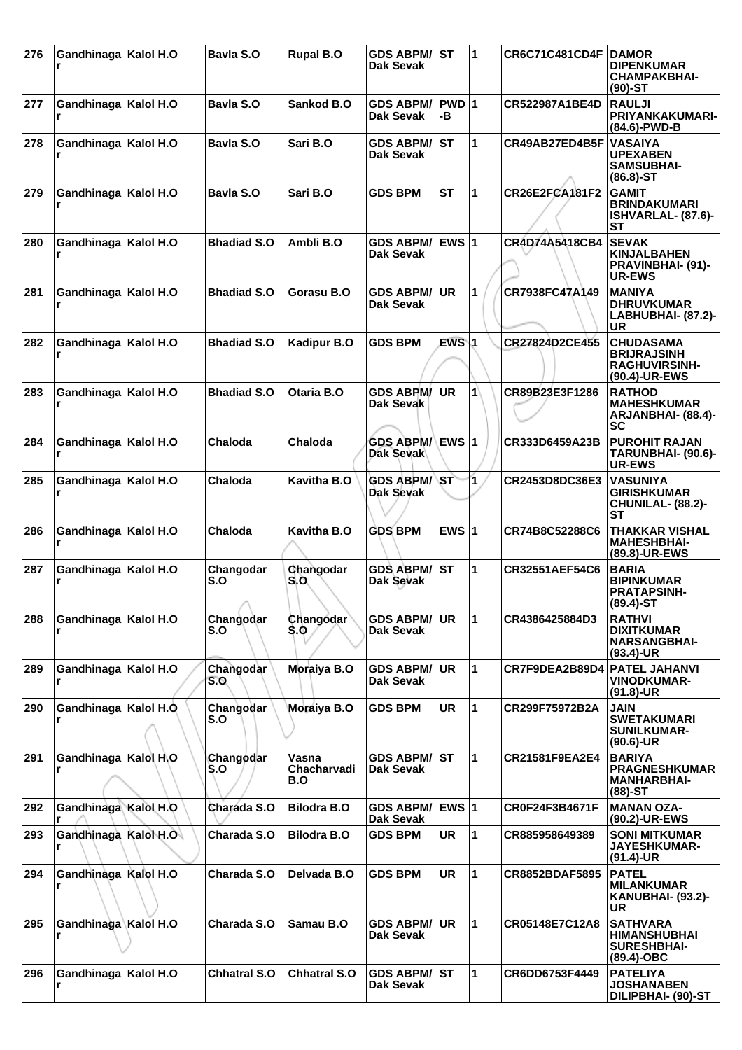| 276 | Gandhinagar | Kalol H.O | Bavla S.O | Rupal B.O | GDS ABPM/ Dak Sevak | ST | 1 | CR6C71C481CD4F | DAMOR DIPENKUMAR CHAMPAKBHAI- (90)-ST |
|---|---|---|---|---|---|---|---|---|---|
| 277 | Gandhinagar | Kalol H.O | Bavla S.O | Sankod B.O | GDS ABPM/ Dak Sevak | PWD-B | 1 | CR522987A1BE4D | RAULJI PRIYANKAKUMARI- (84.6)-PWD-B |
| 278 | Gandhinagar | Kalol H.O | Bavla S.O | Sari B.O | GDS ABPM/ Dak Sevak | ST | 1 | CR49AB27ED4B5F | VASAIYA UPEXABEN SAMSUBHAI- (86.8)-ST |
| 279 | Gandhinagar | Kalol H.O | Bavla S.O | Sari B.O | GDS BPM | ST | 1 | CR26E2FCA181F2 | GAMIT BRINDAKUMARI ISHVARLAL- (87.6)-ST |
| 280 | Gandhinagar | Kalol H.O | Bhadiad S.O | Ambli B.O | GDS ABPM/ Dak Sevak | EWS | 1 | CR4D74A5418CB4 | SEVAK KINJALBAHEN PRAVINBHAI- (91)-UR-EWS |
| 281 | Gandhinagar | Kalol H.O | Bhadiad S.O | Gorasu B.O | GDS ABPM/ Dak Sevak | UR | 1 | CR7938FC47A149 | MANIYA DHRUVKUMAR LABHUBHAI- (87.2)-UR |
| 282 | Gandhinagar | Kalol H.O | Bhadiad S.O | Kadipur B.O | GDS BPM | EWS | 1 | CR27824D2CE455 | CHUDASAMA BRIJRAJSINH RAGHUVIRSINH- (90.4)-UR-EWS |
| 283 | Gandhinagar | Kalol H.O | Bhadiad S.O | Otaria B.O | GDS ABPM/ Dak Sevak | UR | 1 | CR89B23E3F1286 | RATHOD MAHESHKUMAR ARJANBHAI- (88.4)-SC |
| 284 | Gandhinagar | Kalol H.O | Chaloda | Chaloda | GDS ABPM/ Dak Sevak | EWS | 1 | CR333D6459A23B | PUROHIT RAJAN TARUNBHAI- (90.6)-UR-EWS |
| 285 | Gandhinagar | Kalol H.O | Chaloda | Kavitha B.O | GDS ABPM/ Dak Sevak | ST | 1 | CR2453D8DC36E3 | VASUNIYA GIRISHKUMAR CHUNILAL- (88.2)-ST |
| 286 | Gandhinagar | Kalol H.O | Chaloda | Kavitha B.O | GDS BPM | EWS | 1 | CR74B8C52288C6 | THAKKAR VISHAL MAHESHBHAI- (89.8)-UR-EWS |
| 287 | Gandhinagar | Kalol H.O | Changodar S.O | Changodar S.O | GDS ABPM/ Dak Sevak | ST | 1 | CR32551AEF54C6 | BARIA BIPINKUMAR PRATAPSINH- (89.4)-ST |
| 288 | Gandhinagar | Kalol H.O | Changodar S.O | Changodar S.O | GDS ABPM/ Dak Sevak | UR | 1 | CR4386425884D3 | RATHVI DIXITKUMAR NARSANGBHAI- (93.4)-UR |
| 289 | Gandhinagar | Kalol H.O | Changodar S.O | Moraiya B.O | GDS ABPM/ Dak Sevak | UR | 1 | CR7F9DEA2B89D4 | PATEL JAHANVI VINODKUMAR- (91.8)-UR |
| 290 | Gandhinagar | Kalol H.O | Changodar S.O | Moraiya B.O | GDS BPM | UR | 1 | CR299F75972B2A | JAIN SWETAKUMARI SUNILKUMAR- (90.6)-UR |
| 291 | Gandhinagar | Kalol H.O | Changodar S.O | Vasna Chacharvadi B.O | GDS ABPM/ Dak Sevak | ST | 1 | CR21581F9EA2E4 | BARIYA PRAGNESHKUMAR MANHARBHAI- (88)-ST |
| 292 | Gandhinagar | Kalol H.O | Charada S.O | Bilodra B.O | GDS ABPM/ Dak Sevak | EWS | 1 | CR0F24F3B4671F | MANAN OZA- (90.2)-UR-EWS |
| 293 | Gandhinagar | Kalol H.O | Charada S.O | Bilodra B.O | GDS BPM | UR | 1 | CR885958649389 | SONI MITKUMAR JAYESHKUMAR- (91.4)-UR |
| 294 | Gandhinagar | Kalol H.O | Charada S.O | Delvada B.O | GDS BPM | UR | 1 | CR8852BDAF5895 | PATEL MILANKUMAR KANUBHAI- (93.2)-UR |
| 295 | Gandhinagar | Kalol H.O | Charada S.O | Samau B.O | GDS ABPM/ Dak Sevak | UR | 1 | CR05148E7C12A8 | SATHVARA HIMANSHUBHAI SURESHBHAI- (89.4)-OBC |
| 296 | Gandhinagar | Kalol H.O | Chhatral S.O | Chhatral S.O | GDS ABPM/ Dak Sevak | ST | 1 | CR6DD6753F4449 | PATELIYA JOSHANABEN DILIPBHAI- (90)-ST |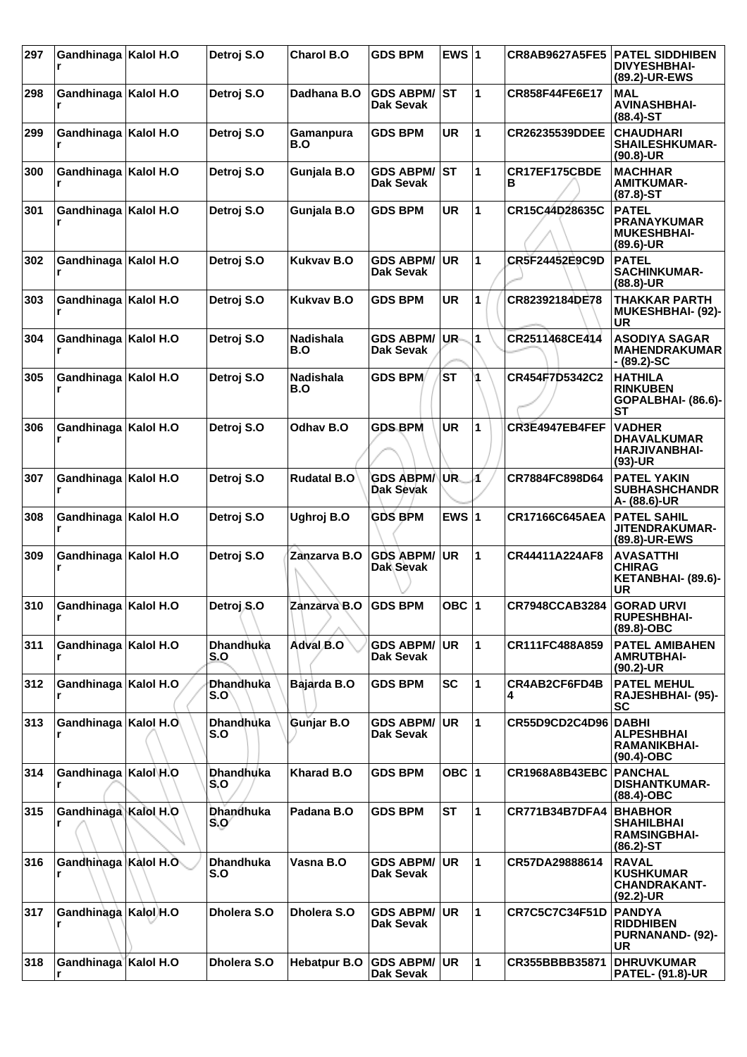| 297 | Gandhinagar | Kalol H.O | Detroj S.O | Charol B.O | GDS BPM | EWS | 1 | CR8AB9627A5FE5 | PATEL SIDDHIBEN DIVYESHBHAI- (89.2)-UR-EWS |
|---|---|---|---|---|---|---|---|---|---|
| 298 | Gandhinagar | Kalol H.O | Detroj S.O | Dadhana B.O | GDS ABPM/ Dak Sevak | ST | 1 | CR858F44FE6E17 | MAL AVINASHBHAI- (88.4)-ST |
| 299 | Gandhinagar | Kalol H.O | Detroj S.O | Gamanpura B.O | GDS BPM | UR | 1 | CR26235539DDEE | CHAUDHARI SHAILESHKUMAR- (90.8)-UR |
| 300 | Gandhinagar | Kalol H.O | Detroj S.O | Gunjala B.O | GDS ABPM/ Dak Sevak | ST | 1 | CR17EF175CBDEB | MACHHAR AMITKUMAR- (87.8)-ST |
| 301 | Gandhinagar | Kalol H.O | Detroj S.O | Gunjala B.O | GDS BPM | UR | 1 | CR15C44D28635C | PATEL PRANAYKUMAR MUKESHBHAI- (89.6)-UR |
| 302 | Gandhinagar | Kalol H.O | Detroj S.O | Kukvav B.O | GDS ABPM/ Dak Sevak | UR | 1 | CR5F24452E9C9D | PATEL SACHINKUMAR- (88.8)-UR |
| 303 | Gandhinagar | Kalol H.O | Detroj S.O | Kukvav B.O | GDS BPM | UR | 1 | CR82392184DE78 | THAKKAR PARTH MUKESHBHAI- (92)-UR |
| 304 | Gandhinagar | Kalol H.O | Detroj S.O | Nadishala B.O | GDS ABPM/ Dak Sevak | UR | 1 | CR2511468CE414 | ASODIYA SAGAR MAHENDRAKUMAR - (89.2)-SC |
| 305 | Gandhinagar | Kalol H.O | Detroj S.O | Nadishala B.O | GDS BPM | ST | 1 | CR454F7D5342C2 | HATHILA RINKUBEN GOPALBHAI- (86.6)-ST |
| 306 | Gandhinagar | Kalol H.O | Detroj S.O | Odhav B.O | GDS BPM | UR | 1 | CR3E4947EB4FEF | VADHER DHAVALKUMAR HARJIVANBHAI- (93)-UR |
| 307 | Gandhinagar | Kalol H.O | Detroj S.O | Rudatal B.O | GDS ABPM/ Dak Sevak | UR | 1 | CR7884FC898D64 | PATEL YAKIN SUBHASHCHANDRA- (88.6)-UR |
| 308 | Gandhinagar | Kalol H.O | Detroj S.O | Ughroj B.O | GDS BPM | EWS | 1 | CR17166C645AEA | PATEL SAHIL JITENDRAKUMAR- (89.8)-UR-EWS |
| 309 | Gandhinagar | Kalol H.O | Detroj S.O | Zanzarva B.O | GDS ABPM/ Dak Sevak | UR | 1 | CR44411A224AF8 | AVASATTHI CHIRAG KETANBHAI- (89.6)-UR |
| 310 | Gandhinagar | Kalol H.O | Detroj S.O | Zanzarva B.O | GDS BPM | OBC | 1 | CR7948CCAB3284 | GORAD URVI RUPESHBHAI- (89.8)-OBC |
| 311 | Gandhinagar | Kalol H.O | Dhandhuka S.O | Adval B.O | GDS ABPM/ Dak Sevak | UR | 1 | CR111FC488A859 | PATEL AMIBAHEN AMRUTBHAI- (90.2)-UR |
| 312 | Gandhinagar | Kalol H.O | Dhandhuka S.O | Bajarda B.O | GDS BPM | SC | 1 | CR4AB2CF6FD4B4 | PATEL MEHUL RAJESHBHAI- (95)-SC |
| 313 | Gandhinagar | Kalol H.O | Dhandhuka S.O | Gunjar B.O | GDS ABPM/ Dak Sevak | UR | 1 | CR55D9CD2C4D96 | DABHI ALPESHBHAI RAMANIKBHAI- (90.4)-OBC |
| 314 | Gandhinagar | Kalol H.O | Dhandhuka S.O | Kharad B.O | GDS BPM | OBC | 1 | CR1968A8B43EBC | PANCHAL DISHANTKUMAR- (88.4)-OBC |
| 315 | Gandhinagar | Kalol H.O | Dhandhuka S.O | Padana B.O | GDS BPM | ST | 1 | CR771B34B7DFA4 | BHABHOR SHAHILBHAI RAMSINGBHAI- (86.2)-ST |
| 316 | Gandhinagar | Kalol H.O | Dhandhuka S.O | Vasna B.O | GDS ABPM/ Dak Sevak | UR | 1 | CR57DA29888614 | RAVAL KUSHKUMAR CHANDRAKANT- (92.2)-UR |
| 317 | Gandhinagar | Kalol H.O | Dholera S.O | Dholera S.O | GDS ABPM/ Dak Sevak | UR | 1 | CR7C5C7C34F51D | PANDYA RIDDHIBEN PURNANAND- (92)-UR |
| 318 | Gandhinagar | Kalol H.O | Dholera S.O | Hebatpur B.O | GDS ABPM/ Dak Sevak | UR | 1 | CR355BBBB35871 | DHRUVKUMAR PATEL- (91.8)-UR |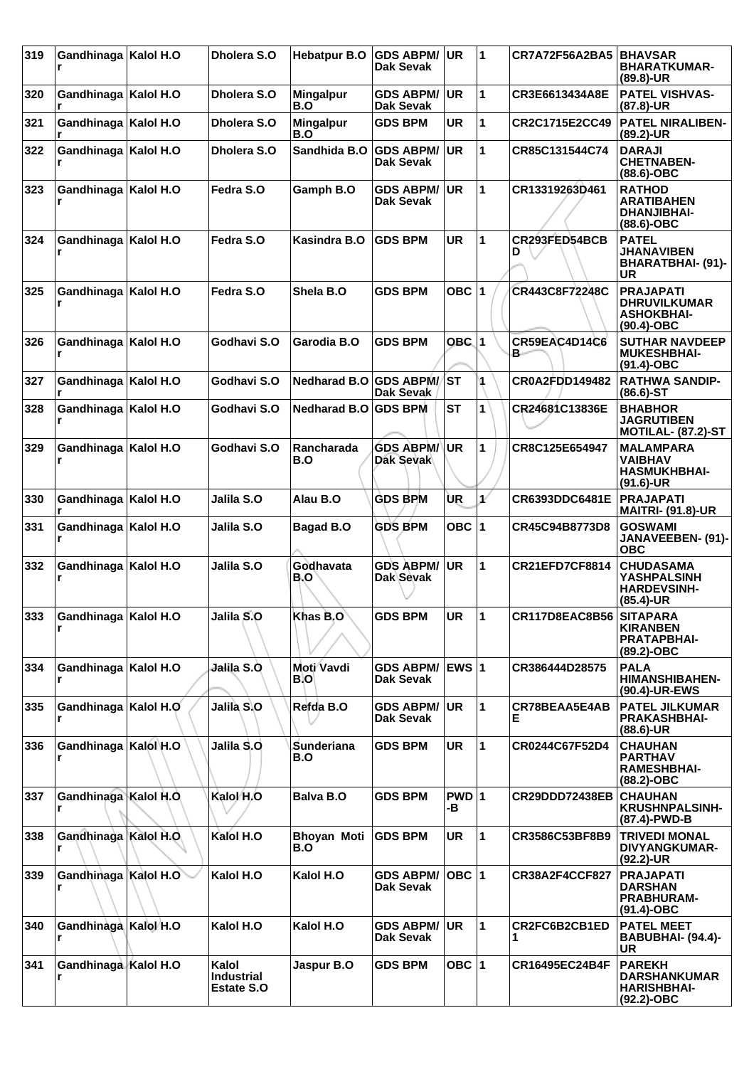| 319 | Gandhinagar | Kalol H.O | Dholera S.O | Hebatpur B.O | GDS ABPM/ Dak Sevak | UR | 1 | CR7A72F56A2BA5 | BHAVSAR BHARATKUMAR- (89.8)-UR |
|---|---|---|---|---|---|---|---|---|---|
| 320 | Gandhinagar | Kalol H.O | Dholera S.O | Mingalpur B.O | GDS ABPM/ Dak Sevak | UR | 1 | CR3E6613434A8E | PATEL VISHVAS- (87.8)-UR |
| 321 | Gandhinagar | Kalol H.O | Dholera S.O | Mingalpur B.O | GDS BPM | UR | 1 | CR2C1715E2CC49 | PATEL NIRALIBEN- (89.2)-UR |
| 322 | Gandhinagar | Kalol H.O | Dholera S.O | Sandhida B.O | GDS ABPM/ Dak Sevak | UR | 1 | CR85C131544C74 | DARAJI CHETNABEN- (88.6)-OBC |
| 323 | Gandhinagar | Kalol H.O | Fedra S.O | Gamph B.O | GDS ABPM/ Dak Sevak | UR | 1 | CR13319263D461 | RATHOD ARATIBAHEN DHANJIBHAI- (88.6)-OBC |
| 324 | Gandhinagar | Kalol H.O | Fedra S.O | Kasindra B.O | GDS BPM | UR | 1 | CR293FED54BCBD | PATEL JHANAVIBEN BHARATBHAI- (91)-UR |
| 325 | Gandhinagar | Kalol H.O | Fedra S.O | Shela B.O | GDS BPM | OBC | 1 | CR443C8F72248C | PRAJAPATI DHRUVILKUMAR ASHOKBHAI- (90.4)-OBC |
| 326 | Gandhinagar | Kalol H.O | Godhavi S.O | Garodia B.O | GDS BPM | OBC | 1 | CR59EAC4D14C6B | SUTHAR NAVDEEP MUKESHBHAI- (91.4)-OBC |
| 327 | Gandhinagar | Kalol H.O | Godhavi S.O | Nedharad B.O | GDS ABPM/ Dak Sevak | ST | 1 | CR0A2FDD149482 | RATHWA SANDIP- (86.6)-ST |
| 328 | Gandhinagar | Kalol H.O | Godhavi S.O | Nedharad B.O | GDS BPM | ST | 1 | CR24681C13836E | BHABHOR JAGRUTIBEN MOTILAL- (87.2)-ST |
| 329 | Gandhinagar | Kalol H.O | Godhavi S.O | Rancharada B.O | GDS ABPM/ Dak Sevak | UR | 1 | CR8C125E654947 | MALAMPARA VAIBHAV HASMUKHBHAI- (91.6)-UR |
| 330 | Gandhinagar | Kalol H.O | Jalila S.O | Alau B.O | GDS BPM | UR | 1 | CR6393DDC6481E | PRAJAPATI MAITRI- (91.8)-UR |
| 331 | Gandhinagar | Kalol H.O | Jalila S.O | Bagad B.O | GDS BPM | OBC | 1 | CR45C94B8773D8 | GOSWAMI JANAVEEBEN- (91)-OBC |
| 332 | Gandhinagar | Kalol H.O | Jalila S.O | Godhavata B.O | GDS ABPM/ Dak Sevak | UR | 1 | CR21EFD7CF8814 | CHUDASAMA YASHPALSINH HARDEVSINH- (85.4)-UR |
| 333 | Gandhinagar | Kalol H.O | Jalila S.O | Khas B.O | GDS BPM | UR | 1 | CR117D8EAC8B56 | SITAPARA KIRANBEN PRATAPBHAI- (89.2)-OBC |
| 334 | Gandhinagar | Kalol H.O | Jalila S.O | Moti Vavdi B.O | GDS ABPM/ Dak Sevak | EWS | 1 | CR386444D28575 | PALA HIMANSHIBAHEN- (90.4)-UR-EWS |
| 335 | Gandhinagar | Kalol H.O | Jalila S.O | Refda B.O | GDS ABPM/ Dak Sevak | UR | 1 | CR78BEAA5E4ABE | PATEL JILKUMAR PRAKASHBHAI- (88.6)-UR |
| 336 | Gandhinagar | Kalol H.O | Jalila S.O | Sunderiana B.O | GDS BPM | UR | 1 | CR0244C67F52D4 | CHAUHAN PARTHAV RAMESHBHAI- (88.2)-OBC |
| 337 | Gandhinagar | Kalol H.O | Kalol H.O | Balva B.O | GDS BPM | PWD-B | 1 | CR29DDD72438EB | CHAUHAN KRUSHNPALSINH- (87.4)-PWD-B |
| 338 | Gandhinagar | Kalol H.O | Kalol H.O | Bhoyan Moti B.O | GDS BPM | UR | 1 | CR3586C53BF8B9 | TRIVEDI MONAL DIVYANGKUMAR- (92.2)-UR |
| 339 | Gandhinagar | Kalol H.O | Kalol H.O | Kalol H.O | GDS ABPM/ Dak Sevak | OBC | 1 | CR38A2F4CCF827 | PRAJAPATI DARSHAN PRABHURAM- (91.4)-OBC |
| 340 | Gandhinagar | Kalol H.O | Kalol H.O | Kalol H.O | GDS ABPM/ Dak Sevak | UR | 1 | CR2FC6B2CB1ED1 | PATEL MEET BABUBHAI- (94.4)-UR |
| 341 | Gandhinagar | Kalol H.O | Kalol Industrial Estate S.O | Jaspur B.O | GDS BPM | OBC | 1 | CR16495EC24B4F | PAREKH DARSHANKUMAR HARISHBHAI- (92.2)-OBC |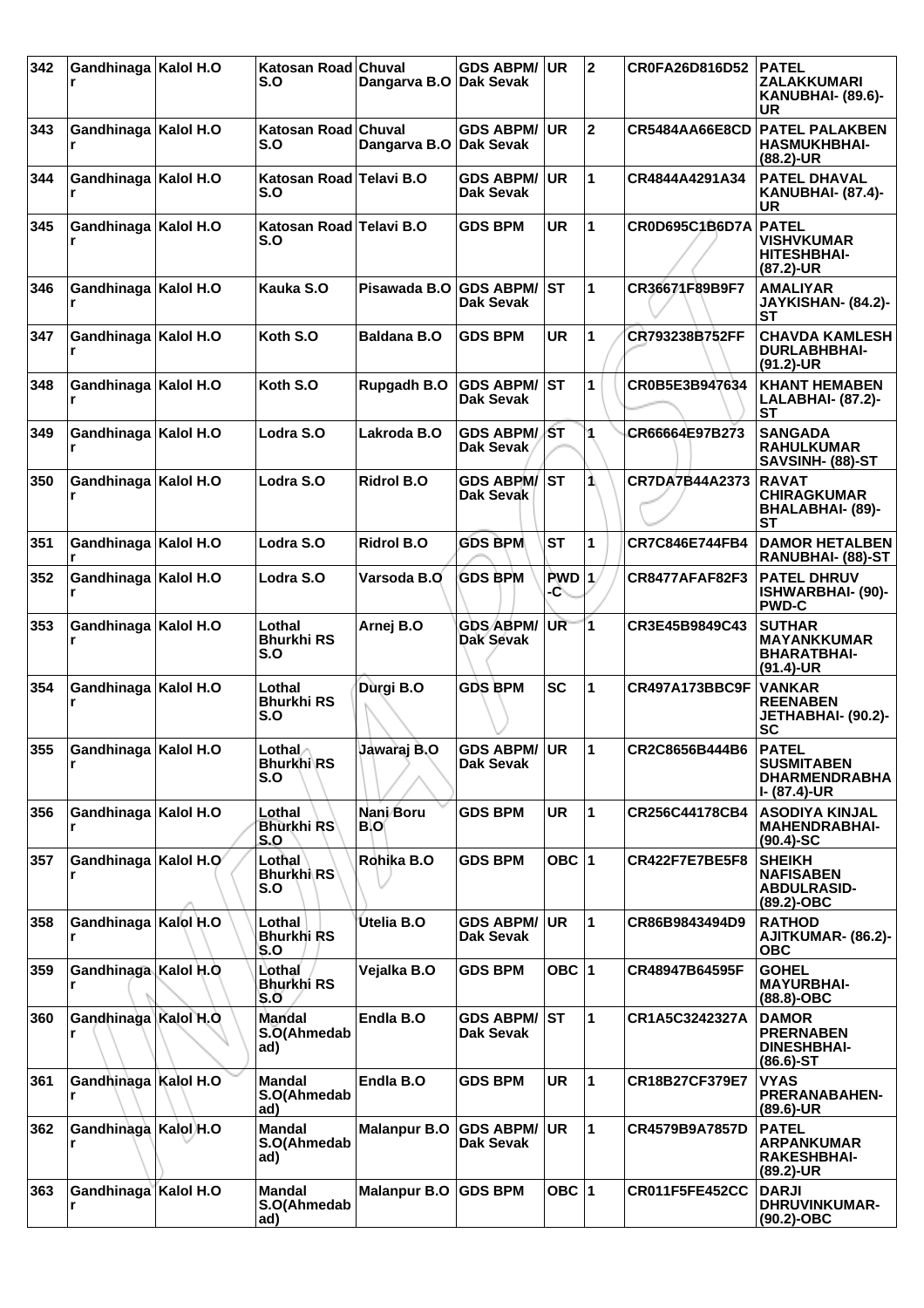| 342 | Gandhinagar | Kalol H.O | Katosan Road S.O | Chuval Dangarva B.O | GDS ABPM/ Dak Sevak | UR | 2 | CR0FA26D816D52 | PATEL ZALAKKUMARI KANUBHAI- (89.6)-UR |
|---|---|---|---|---|---|---|---|---|---|
| 343 | Gandhinagar | Kalol H.O | Katosan Road S.O | Chuval Dangarva B.O | GDS ABPM/ Dak Sevak | UR | 2 | CR5484AA66E8CD | PATEL PALAKBEN HASMUKHBHAI- (88.2)-UR |
| 344 | Gandhinagar | Kalol H.O | Katosan Road S.O | Telavi B.O | GDS ABPM/ Dak Sevak | UR | 1 | CR4844A4291A34 | PATEL DHAVAL KANUBHAI- (87.4)-UR |
| 345 | Gandhinagar | Kalol H.O | Katosan Road S.O | Telavi B.O | GDS BPM | UR | 1 | CR0D695C1B6D7A | PATEL VISHVKUMAR HITESHBHAI- (87.2)-UR |
| 346 | Gandhinagar | Kalol H.O | Kauka S.O | Pisawada B.O | GDS ABPM/ Dak Sevak | ST | 1 | CR36671F89B9F7 | AMALIYAR JAYKISHAN- (84.2)-ST |
| 347 | Gandhinagar | Kalol H.O | Koth S.O | Baldana B.O | GDS BPM | UR | 1 | CR793238B752FF | CHAVDA KAMLESH DURLABHBHAI- (91.2)-UR |
| 348 | Gandhinagar | Kalol H.O | Koth S.O | Rupgadh B.O | GDS ABPM/ Dak Sevak | ST | 1 | CR0B5E3B947634 | KHANT HEMABEN LALABHAI- (87.2)-ST |
| 349 | Gandhinagar | Kalol H.O | Lodra S.O | Lakroda B.O | GDS ABPM/ Dak Sevak | ST | 1 | CR66664E97B273 | SANGADA RAHULKUMAR SAVSINH- (88)-ST |
| 350 | Gandhinagar | Kalol H.O | Lodra S.O | Ridrol B.O | GDS ABPM/ Dak Sevak | ST | 1 | CR7DA7B44A2373 | RAVAT CHIRAGKUMAR BHALABHAI- (89)-ST |
| 351 | Gandhinagar | Kalol H.O | Lodra S.O | Ridrol B.O | GDS BPM | ST | 1 | CR7C846E744FB4 | DAMOR HETALBEN RANUBHAI- (88)-ST |
| 352 | Gandhinagar | Kalol H.O | Lodra S.O | Varsoda B.O | GDS BPM | PWD-C | 1 | CR8477AFAF82F3 | PATEL DHRUV ISHWARBHAI- (90)-PWD-C |
| 353 | Gandhinagar | Kalol H.O | Lothal Bhurkhi RS S.O | Arnej B.O | GDS ABPM/ Dak Sevak | UR | 1 | CR3E45B9849C43 | SUTHAR MAYANKKUMAR BHARATBHAI- (91.4)-UR |
| 354 | Gandhinagar | Kalol H.O | Lothal Bhurkhi RS S.O | Durgi B.O | GDS BPM | SC | 1 | CR497A173BBC9F | VANKAR REENABEN JETHABHAI- (90.2)-SC |
| 355 | Gandhinagar | Kalol H.O | Lothal Bhurkhi RS S.O | Jawaraj B.O | GDS ABPM/ Dak Sevak | UR | 1 | CR2C8656B444B6 | PATEL SUSMITABEN DHARMENDRABHAI- (87.4)-UR |
| 356 | Gandhinagar | Kalol H.O | Lothal Bhurkhi RS S.O | Nani Boru B.O | GDS BPM | UR | 1 | CR256C44178CB4 | ASODIYA KINJAL MAHENDRABHAI- (90.4)-SC |
| 357 | Gandhinagar | Kalol H.O | Lothal Bhurkhi RS S.O | Rohika B.O | GDS BPM | OBC | 1 | CR422F7E7BE5F8 | SHEIKH NAFISABEN ABDULRASID- (89.2)-OBC |
| 358 | Gandhinagar | Kalol H.O | Lothal Bhurkhi RS S.O | Utelia B.O | GDS ABPM/ Dak Sevak | UR | 1 | CR86B9843494D9 | RATHOD AJITKUMAR- (86.2)-OBC |
| 359 | Gandhinagar | Kalol H.O | Lothal Bhurkhi RS S.O | Vejalka B.O | GDS BPM | OBC | 1 | CR48947B64595F | GOHEL MAYURBHAI- (88.8)-OBC |
| 360 | Gandhinagar | Kalol H.O | Mandal S.O(Ahmedabad) | Endla B.O | GDS ABPM/ Dak Sevak | ST | 1 | CR1A5C3242327A | DAMOR PRERNABEN DINESHBHAI- (86.6)-ST |
| 361 | Gandhinagar | Kalol H.O | Mandal S.O(Ahmedabad) | Endla B.O | GDS BPM | UR | 1 | CR18B27CF379E7 | VYAS PRERANABAHEN- (89.6)-UR |
| 362 | Gandhinagar | Kalol H.O | Mandal S.O(Ahmedabad) | Malanpur B.O | GDS ABPM/ Dak Sevak | UR | 1 | CR4579B9A7857D | PATEL ARPANKUMAR RAKESHBHAI- (89.2)-UR |
| 363 | Gandhinagar | Kalol H.O | Mandal S.O(Ahmedabad) | Malanpur B.O | GDS BPM | OBC | 1 | CR011F5FE452CC | DARJI DHRUVINKUMAR- (90.2)-OBC |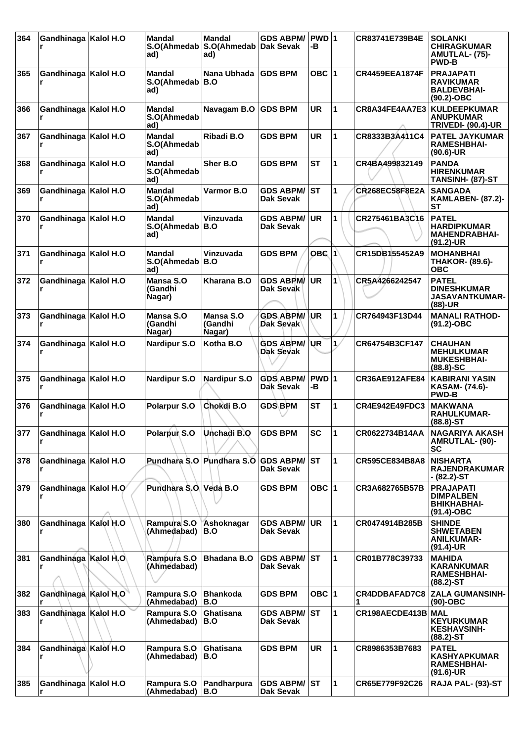| 364 | Gandhinagar | Kalol H.O | Mandal S.O(Ahmedabad) | Mandal S.O(Ahmedabad) | GDS ABPM/ Dak Sevak | PWD-B | 1 | CR83741E739B4E | SOLANKI CHIRAGKUMAR AMUTLAL- (75)-PWD-B |
|---|---|---|---|---|---|---|---|---|---|
| 365 | Gandhinagar | Kalol H.O | Mandal S.O(Ahmedabad) | Nana Ubhada B.O | GDS BPM | OBC | 1 | CR4459EEA1874F | PRAJAPATI RAVIKUMAR BALDEVBHAI- (90.2)-OBC |
| 366 | Gandhinagar | Kalol H.O | Mandal S.O(Ahmedabad) | Navagam B.O | GDS BPM | UR | 1 | CR8A34FE4AA7E3 | KULDEEPKUMAR ANUPKUMAR TRIVEDI- (90.4)-UR |
| 367 | Gandhinagar | Kalol H.O | Mandal S.O(Ahmedabad) | Ribadi B.O | GDS BPM | UR | 1 | CR8333B3A411C4 | PATEL JAYKUMAR RAMESHBHAI- (90.6)-UR |
| 368 | Gandhinagar | Kalol H.O | Mandal S.O(Ahmedabad) | Sher B.O | GDS BPM | ST | 1 | CR4BA499832149 | PANDA HIRENKUMAR TANSINH- (87)-ST |
| 369 | Gandhinagar | Kalol H.O | Mandal S.O(Ahmedabad) | Varmor B.O | GDS ABPM/ Dak Sevak | ST | 1 | CR268EC58F8E2A | SANGADA KAMLABEN- (87.2)-ST |
| 370 | Gandhinagar | Kalol H.O | Mandal S.O(Ahmedabad) | Vinzuvada B.O | GDS ABPM/ Dak Sevak | UR | 1 | CR275461BA3C16 | PATEL HARDIPKUMAR MAHENDRABHAI- (91.2)-UR |
| 371 | Gandhinagar | Kalol H.O | Mandal S.O(Ahmedabad) | Vinzuvada B.O | GDS BPM | OBC | 1 | CR15DB155452A9 | MOHANBHAI THAKOR- (89.6)-OBC |
| 372 | Gandhinagar | Kalol H.O | Mansa S.O (Gandhi Nagar) | Kharana B.O | GDS ABPM/ Dak Sevak | UR | 1 | CR5A4266242547 | PATEL DINESHKUMAR JASAVANTKUMAR- (88)-UR |
| 373 | Gandhinagar | Kalol H.O | Mansa S.O (Gandhi Nagar) | Mansa S.O (Gandhi Nagar) | GDS ABPM/ Dak Sevak | UR | 1 | CR764943F13D44 | MANALI RATHOD- (91.2)-OBC |
| 374 | Gandhinagar | Kalol H.O | Nardipur S.O | Kotha B.O | GDS ABPM/ Dak Sevak | UR | 1 | CR64754B3CF147 | CHAUHAN MEHULKUMAR MUKESHBHAI- (88.8)-SC |
| 375 | Gandhinagar | Kalol H.O | Nardipur S.O | Nardipur S.O | GDS ABPM/ Dak Sevak | PWD-B | 1 | CR36AE912AFE84 | KABIRANI YASIN KASAM- (74.6)-PWD-B |
| 376 | Gandhinagar | Kalol H.O | Polarpur S.O | Chokdi B.O | GDS BPM | ST | 1 | CR4E942E49FDC3 | MAKWANA RAHULKUMAR- (88.8)-ST |
| 377 | Gandhinagar | Kalol H.O | Polarpur S.O | Unchadi B.O | GDS BPM | SC | 1 | CR0622734B14AA | NAGARIYA AKASH AMRUTLAL- (90)-SC |
| 378 | Gandhinagar | Kalol H.O | Pundhara S.O | Pundhara S.O | GDS ABPM/ Dak Sevak | ST | 1 | CR595CE834B8A8 | NISHARTA RAJENDRAKUMAR - (82.2)-ST |
| 379 | Gandhinagar | Kalol H.O | Pundhara S.O | Veda B.O | GDS BPM | OBC | 1 | CR3A682765B57B | PRAJAPATI DIMPALBEN BHIKHABHAI- (91.4)-OBC |
| 380 | Gandhinagar | Kalol H.O | Rampura S.O (Ahmedabad) | Ashoknagar B.O | GDS ABPM/ Dak Sevak | UR | 1 | CR0474914B285B | SHINDE SHWETABEN ANILKUMAR- (91.4)-UR |
| 381 | Gandhinagar | Kalol H.O | Rampura S.O (Ahmedabad) | Bhadana B.O | GDS ABPM/ Dak Sevak | ST | 1 | CR01B778C39733 | MAHIDA KARANKUMAR RAMESHBHAI- (88.2)-ST |
| 382 | Gandhinagar | Kalol H.O | Rampura S.O (Ahmedabad) | Bhankoda B.O | GDS BPM | OBC | 1 | CR4DDBAFAD7C81 | ZALA GUMANSINH- (90)-OBC |
| 383 | Gandhinagar | Kalol H.O | Rampura S.O (Ahmedabad) | Ghatisana B.O | GDS ABPM/ Dak Sevak | ST | 1 | CR198AECDE413B | MAL KEYURKUMAR KESHAVSINH- (88.2)-ST |
| 384 | Gandhinagar | Kalol H.O | Rampura S.O (Ahmedabad) | Ghatisana B.O | GDS BPM | UR | 1 | CR8986353B7683 | PATEL KASHYAPKUMAR RAMESHBHAI- (91.6)-UR |
| 385 | Gandhinagar | Kalol H.O | Rampura S.O (Ahmedabad) | Pandharpura B.O | GDS ABPM/ Dak Sevak | ST | 1 | CR65E779F92C26 | RAJA PAL- (93)-ST |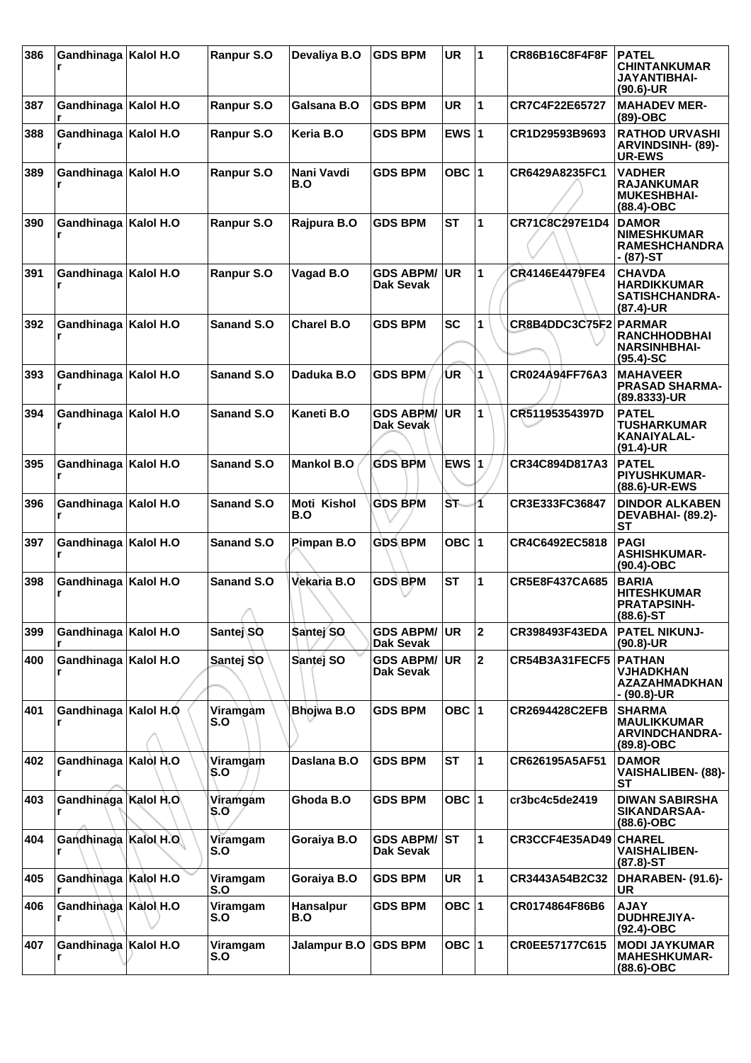| 386 | Gandhinagar | Kalol H.O | Ranpur S.O | Devaliya B.O | GDS BPM | UR | 1 | CR86B16C8F4F8F | PATEL CHINTANKUMAR JAYANTIBHAI- (90.6)-UR |
|---|---|---|---|---|---|---|---|---|---|
| 387 | Gandhinagar | Kalol H.O | Ranpur S.O | Galsana B.O | GDS BPM | UR | 1 | CR7C4F22E65727 | MAHADEV MER- (89)-OBC |
| 388 | Gandhinagar | Kalol H.O | Ranpur S.O | Keria B.O | GDS BPM | EWS | 1 | CR1D29593B9693 | RATHOD URVASHI ARVINDSINH- (89)-UR-EWS |
| 389 | Gandhinagar | Kalol H.O | Ranpur S.O | Nani Vavdi B.O | GDS BPM | OBC | 1 | CR6429A8235FC1 | VADHER RAJANKUMAR MUKESHBHAI- (88.4)-OBC |
| 390 | Gandhinagar | Kalol H.O | Ranpur S.O | Rajpura B.O | GDS BPM | ST | 1 | CR71C8C297E1D4 | DAMOR NIMESHKUMAR RAMESHCHANDRA - (87)-ST |
| 391 | Gandhinagar | Kalol H.O | Ranpur S.O | Vagad B.O | GDS ABPM/ Dak Sevak | UR | 1 | CR4146E4479FE4 | CHAVDA HARDIKKUMAR SATISHCHANDRA- (87.4)-UR |
| 392 | Gandhinagar | Kalol H.O | Sanand S.O | Charel B.O | GDS BPM | SC | 1 | CR8B4DDC3C75F2 | PARMAR RANCHHODBHAI NARSINHBHAI- (95.4)-SC |
| 393 | Gandhinagar | Kalol H.O | Sanand S.O | Daduka B.O | GDS BPM | UR | 1 | CR024A94FF76A3 | MAHAVEER PRASAD SHARMA- (89.8333)-UR |
| 394 | Gandhinagar | Kalol H.O | Sanand S.O | Kaneti B.O | GDS ABPM/ Dak Sevak | UR | 1 | CR51195354397D | PATEL TUSHARKUMAR KANAIYALAL- (91.4)-UR |
| 395 | Gandhinagar | Kalol H.O | Sanand S.O | Mankol B.O | GDS BPM | EWS | 1 | CR34C894D817A3 | PATEL PIYUSHKUMAR- (88.6)-UR-EWS |
| 396 | Gandhinagar | Kalol H.O | Sanand S.O | Moti Kishol B.O | GDS BPM | ST | 1 | CR3E333FC36847 | DINDOR ALKABEN DEVABHAI- (89.2)-ST |
| 397 | Gandhinagar | Kalol H.O | Sanand S.O | Pimpan B.O | GDS BPM | OBC | 1 | CR4C6492EC5818 | PAGI ASHISHKUMAR- (90.4)-OBC |
| 398 | Gandhinagar | Kalol H.O | Sanand S.O | Vekaria B.O | GDS BPM | ST | 1 | CR5E8F437CA685 | BARIA HITESHKUMAR PRATAPSINH- (88.6)-ST |
| 399 | Gandhinagar | Kalol H.O | Santej SO | Santej SO | GDS ABPM/ Dak Sevak | UR | 2 | CR398493F43EDA | PATEL NIKUNJ- (90.8)-UR |
| 400 | Gandhinagar | Kalol H.O | Santej SO | Santej SO | GDS ABPM/ Dak Sevak | UR | 2 | CR54B3A31FECF5 | PATHAN VJHADKHAN AZAZAHMADKHAN - (90.8)-UR |
| 401 | Gandhinagar | Kalol H.O | Viramgam S.O | Bhojwa B.O | GDS BPM | OBC | 1 | CR2694428C2EFB | SHARMA MAULIKKUMAR ARVINDCHANDRA- (89.8)-OBC |
| 402 | Gandhinagar | Kalol H.O | Viramgam S.O | Daslana B.O | GDS BPM | ST | 1 | CR626195A5AF51 | DAMOR VAISHALIBEN- (88)-ST |
| 403 | Gandhinagar | Kalol H.O | Viramgam S.O | Ghoda B.O | GDS BPM | OBC | 1 | cr3bc4c5de2419 | DIWAN SABIRSHA SIKANDARSAA- (88.6)-OBC |
| 404 | Gandhinagar | Kalol H.O | Viramgam S.O | Goraiya B.O | GDS ABPM/ Dak Sevak | ST | 1 | CR3CCF4E35AD49 | CHAREL VAISHALIBEN- (87.8)-ST |
| 405 | Gandhinagar | Kalol H.O | Viramgam S.O | Goraiya B.O | GDS BPM | UR | 1 | CR3443A54B2C32 | DHARABEN- (91.6)-UR |
| 406 | Gandhinagar | Kalol H.O | Viramgam S.O | Hansalpur B.O | GDS BPM | OBC | 1 | CR0174864F86B6 | AJAY DUDHREJIYA- (92.4)-OBC |
| 407 | Gandhinagar | Kalol H.O | Viramgam S.O | Jalampur B.O | GDS BPM | OBC | 1 | CR0EE57177C615 | MODI JAYKUMAR MAHESHKUMAR- (88.6)-OBC |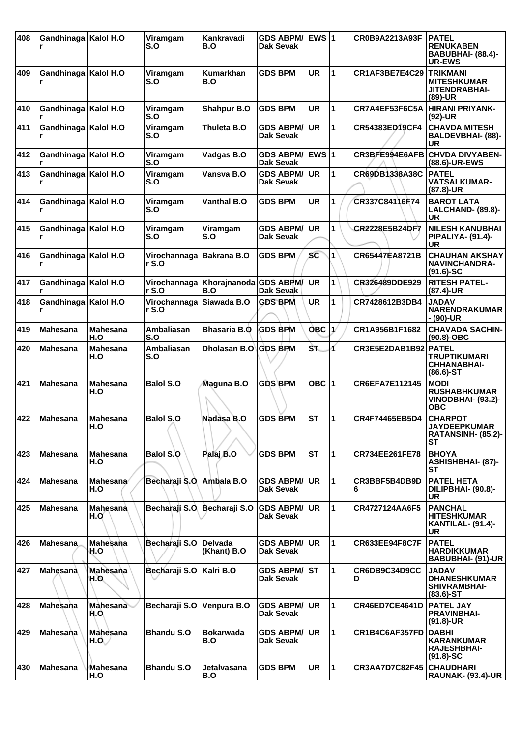| 408 | Gandhinagar | Kalol H.O | Viramgam S.O | Kankravadi B.O | GDS ABPM/ Dak Sevak | EWS | 1 | CR0B9A2213A93F | PATEL RENUKABEN BABUBHAI- (88.4)-UR-EWS |
|---|---|---|---|---|---|---|---|---|---|
| 409 | Gandhinagar | Kalol H.O | Viramgam S.O | Kumarkhan B.O | GDS BPM | UR | 1 | CR1AF3BE7E4C29 | TRIKMANI MITESHKUMAR JITENDRABHAI- (89)-UR |
| 410 | Gandhinagar | Kalol H.O | Viramgam S.O | Shahpur B.O | GDS BPM | UR | 1 | CR7A4EF53F6C5A | HIRANI PRIYANK- (92)-UR |
| 411 | Gandhinagar | Kalol H.O | Viramgam S.O | Thuleta B.O | GDS ABPM/ Dak Sevak | UR | 1 | CR54383ED19CF4 | CHAVDA MITESH BALDEVBHAI- (88)-UR |
| 412 | Gandhinagar | Kalol H.O | Viramgam S.O | Vadgas B.O | GDS ABPM/ Dak Sevak | EWS | 1 | CR3BFE994E6AFB | CHVDA DIVYABEN- (88.6)-UR-EWS |
| 413 | Gandhinagar | Kalol H.O | Viramgam S.O | Vansva B.O | GDS ABPM/ Dak Sevak | UR | 1 | CR69DB1338A38C | PATEL VATSALKUMAR- (87.8)-UR |
| 414 | Gandhinagar | Kalol H.O | Viramgam S.O | Vanthal B.O | GDS BPM | UR | 1 | CR337C84116F74 | BAROT LATA LALCHAND- (89.8)-UR |
| 415 | Gandhinagar | Kalol H.O | Viramgam S.O | Viramgam S.O | GDS ABPM/ Dak Sevak | UR | 1 | CR2228E5B24DF7 | NILESH KANUBHAI PIPALIYA- (91.4)-UR |
| 416 | Gandhinagar | Kalol H.O | Virochannagar S.O | Bakrana B.O | GDS BPM | SC | 1 | CR65447EA8721B | CHAUHAN AKSHAY NAVINCHANDRA- (91.6)-SC |
| 417 | Gandhinagar | Kalol H.O | Virochannagar S.O | Khorajnanoda B.O | GDS ABPM/ Dak Sevak | UR | 1 | CR326489DDE929 | RITESH PATEL- (87.4)-UR |
| 418 | Gandhinagar | Kalol H.O | Virochannagar S.O | Siawada B.O | GDS BPM | UR | 1 | CR7428612B3DB4 | JADAV NARENDRAKUMAR - (90)-UR |
| 419 | Mahesana | Mahesana H.O | Ambaliasan S.O | Bhasaria B.O | GDS BPM | OBC | 1 | CR1A956B1F1682 | CHAVADA SACHIN- (90.8)-OBC |
| 420 | Mahesana | Mahesana H.O | Ambaliasan S.O | Dholasan B.O | GDS BPM | ST | 1 | CR3E5E2DAB1B92 | PATEL TRUPTIKUMARI CHHANABHAI- (86.6)-ST |
| 421 | Mahesana | Mahesana H.O | Balol S.O | Maguna B.O | GDS BPM | OBC | 1 | CR6EFA7E112145 | MODI RUSHABHKUMAR VINODBHAI- (93.2)-OBC |
| 422 | Mahesana | Mahesana H.O | Balol S.O | Nadasa B.O | GDS BPM | ST | 1 | CR4F74465EB5D4 | CHARPOT JAYDEEPKUMAR RATANSINH- (85.2)-ST |
| 423 | Mahesana | Mahesana H.O | Balol S.O | Palaj B.O | GDS BPM | ST | 1 | CR734EE261FE78 | BHOYA ASHISHBHAI- (87)-ST |
| 424 | Mahesana | Mahesana H.O | Becharaji S.O | Ambala B.O | GDS ABPM/ Dak Sevak | UR | 1 | CR3BBF5B4DB9D6 | PATEL HETA DILIPBHAI- (90.8)-UR |
| 425 | Mahesana | Mahesana H.O | Becharaji S.O | Becharaji S.O | GDS ABPM/ Dak Sevak | UR | 1 | CR4727124AA6F5 | PANCHAL HITESHKUMAR KANTILAL- (91.4)-UR |
| 426 | Mahesana | Mahesana H.O | Becharaji S.O | Delvada (Khant) B.O | GDS ABPM/ Dak Sevak | UR | 1 | CR633EE94F8C7F | PATEL HARDIKKUMAR BABUBHAI- (91)-UR |
| 427 | Mahesana | Mahesana H.O | Becharaji S.O | Kalri B.O | GDS ABPM/ Dak Sevak | ST | 1 | CR6DB9C34D9CCD | JADAV DHANESHKUMAR SHIVRAMBHAI- (83.6)-ST |
| 428 | Mahesana | Mahesana H.O | Becharaji S.O | Venpura B.O | GDS ABPM/ Dak Sevak | UR | 1 | CR46ED7CE4641D | PATEL JAY PRAVINBHAI- (91.8)-UR |
| 429 | Mahesana | Mahesana H.O | Bhandu S.O | Bokarwada B.O | GDS ABPM/ Dak Sevak | UR | 1 | CR1B4C6AF357FD | DABHI KARANKUMAR RAJESHBHAI- (91.8)-SC |
| 430 | Mahesana | Mahesana H.O | Bhandu S.O | Jetalvasana B.O | GDS BPM | UR | 1 | CR3AA7D7C82F45 | CHAUDHARI RAUNAK- (93.4)-UR |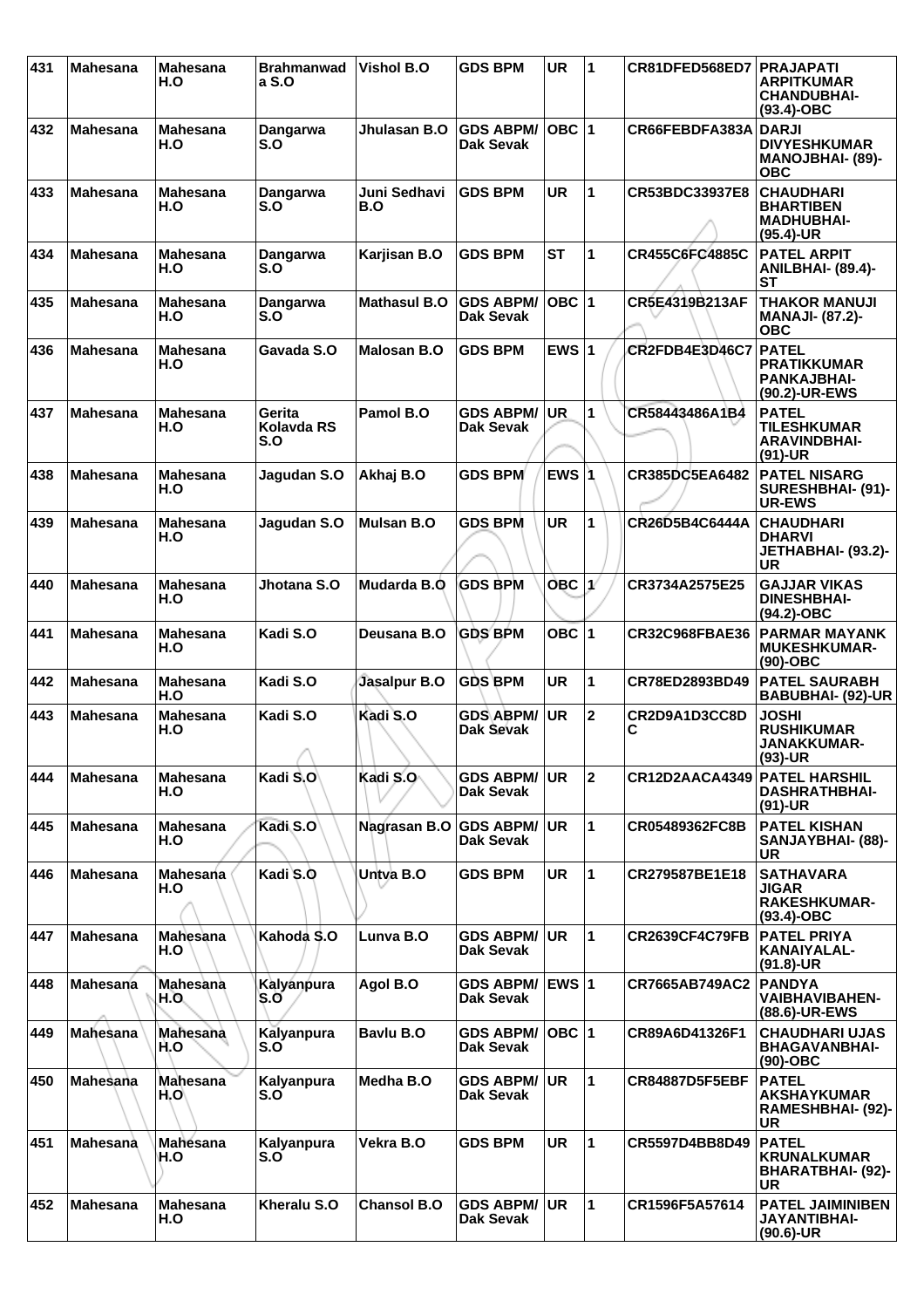| 431 | Mahesana | Mahesana H.O | Brahmanwada S.O | Vishol B.O | GDS BPM | UR | 1 | CR81DFED568ED7 | PRAJAPATI ARPITKUMAR CHANDUBHAI- (93.4)-OBC |
|---|---|---|---|---|---|---|---|---|---|
| 432 | Mahesana | Mahesana H.O | Dangarwa S.O | Jhulasan B.O | GDS ABPM/ Dak Sevak | OBC | 1 | CR66FEBDFA383A | DARJI DIVYESHKUMAR MANOJBHAI- (89)-OBC |
| 433 | Mahesana | Mahesana H.O | Dangarwa S.O | Juni Sedhavi B.O | GDS BPM | UR | 1 | CR53BDC33937E8 | CHAUDHARI BHARTIBEN MADHUBHAI- (95.4)-UR |
| 434 | Mahesana | Mahesana H.O | Dangarwa S.O | Karjisan B.O | GDS BPM | ST | 1 | CR455C6FC4885C | PATEL ARPIT ANILBHAI- (89.4)-ST |
| 435 | Mahesana | Mahesana H.O | Dangarwa S.O | Mathasul B.O | GDS ABPM/ Dak Sevak | OBC | 1 | CR5E4319B213AF | THAKOR MANUJI MANAJI- (87.2)-OBC |
| 436 | Mahesana | Mahesana H.O | Gavada S.O | Malosan B.O | GDS BPM | EWS | 1 | CR2FDB4E3D46C7 | PATEL PRATIKKUMAR PANKAJBHAI- (90.2)-UR-EWS |
| 437 | Mahesana | Mahesana H.O | Gerita Kolavda RS S.O | Pamol B.O | GDS ABPM/ Dak Sevak | UR | 1 | CR58443486A1B4 | PATEL TILESHKUMAR ARAVINDBHAI- (91)-UR |
| 438 | Mahesana | Mahesana H.O | Jagudan S.O | Akhaj B.O | GDS BPM | EWS | 1 | CR385DC5EA6482 | PATEL NISARG SURESHBHAI- (91)-UR-EWS |
| 439 | Mahesana | Mahesana H.O | Jagudan S.O | Mulsan B.O | GDS BPM | UR | 1 | CR26D5B4C6444A | CHAUDHARI DHARVI JETHABHAI- (93.2)-UR |
| 440 | Mahesana | Mahesana H.O | Jhotana S.O | Mudarda B.O | GDS BPM | OBC | 1 | CR3734A2575E25 | GAJJAR VIKAS DINESHBHAI- (94.2)-OBC |
| 441 | Mahesana | Mahesana H.O | Kadi S.O | Deusana B.O | GDS BPM | OBC | 1 | CR32C968FBAE36 | PARMAR MAYANK MUKESHKUMAR- (90)-OBC |
| 442 | Mahesana | Mahesana H.O | Kadi S.O | Jasalpur B.O | GDS BPM | UR | 1 | CR78ED2893BD49 | PATEL SAURABH BABUBHAI- (92)-UR |
| 443 | Mahesana | Mahesana H.O | Kadi S.O | Kadi S.O | GDS ABPM/ Dak Sevak | UR | 2 | CR2D9A1D3CC8DC | JOSHI RUSHIKUMAR JANAKKUMAR- (93)-UR |
| 444 | Mahesana | Mahesana H.O | Kadi S.O | Kadi S.O | GDS ABPM/ Dak Sevak | UR | 2 | CR12D2AACA4349 | PATEL HARSHIL DASHRATHBHAI- (91)-UR |
| 445 | Mahesana | Mahesana H.O | Kadi S.O | Nagrasan B.O | GDS ABPM/ Dak Sevak | UR | 1 | CR05489362FC8B | PATEL KISHAN SANJAYBHAI- (88)-UR |
| 446 | Mahesana | Mahesana H.O | Kadi S.O | Untva B.O | GDS BPM | UR | 1 | CR279587BE1E18 | SATHAVARA JIGAR RAKESHKUMAR- (93.4)-OBC |
| 447 | Mahesana | Mahesana H.O | Kahoda S.O | Lunva B.O | GDS ABPM/ Dak Sevak | UR | 1 | CR2639CF4C79FB | PATEL PRIYA KANAIYALAL- (91.8)-UR |
| 448 | Mahesana | Mahesana H.O | Kalyanpura S.O | Agol B.O | GDS ABPM/ Dak Sevak | EWS | 1 | CR7665AB749AC2 | PANDYA VAIBHAVIBAHEN- (88.6)-UR-EWS |
| 449 | Mahesana | Mahesana H.O | Kalyanpura S.O | Bavlu B.O | GDS ABPM/ Dak Sevak | OBC | 1 | CR89A6D41326F1 | CHAUDHARI UJAS BHAGAVANBHAI- (90)-OBC |
| 450 | Mahesana | Mahesana H.O | Kalyanpura S.O | Medha B.O | GDS ABPM/ Dak Sevak | UR | 1 | CR84887D5F5EBF | PATEL AKSHAYKUMAR RAMESHBHAI- (92)-UR |
| 451 | Mahesana | Mahesana H.O | Kalyanpura S.O | Vekra B.O | GDS BPM | UR | 1 | CR5597D4BB8D49 | PATEL KRUNALKUMAR BHARATBHAI- (92)-UR |
| 452 | Mahesana | Mahesana H.O | Kheralu S.O | Chansol B.O | GDS ABPM/ Dak Sevak | UR | 1 | CR1596F5A57614 | PATEL JAIMINIBEN JAYANTIBHAI- (90.6)-UR |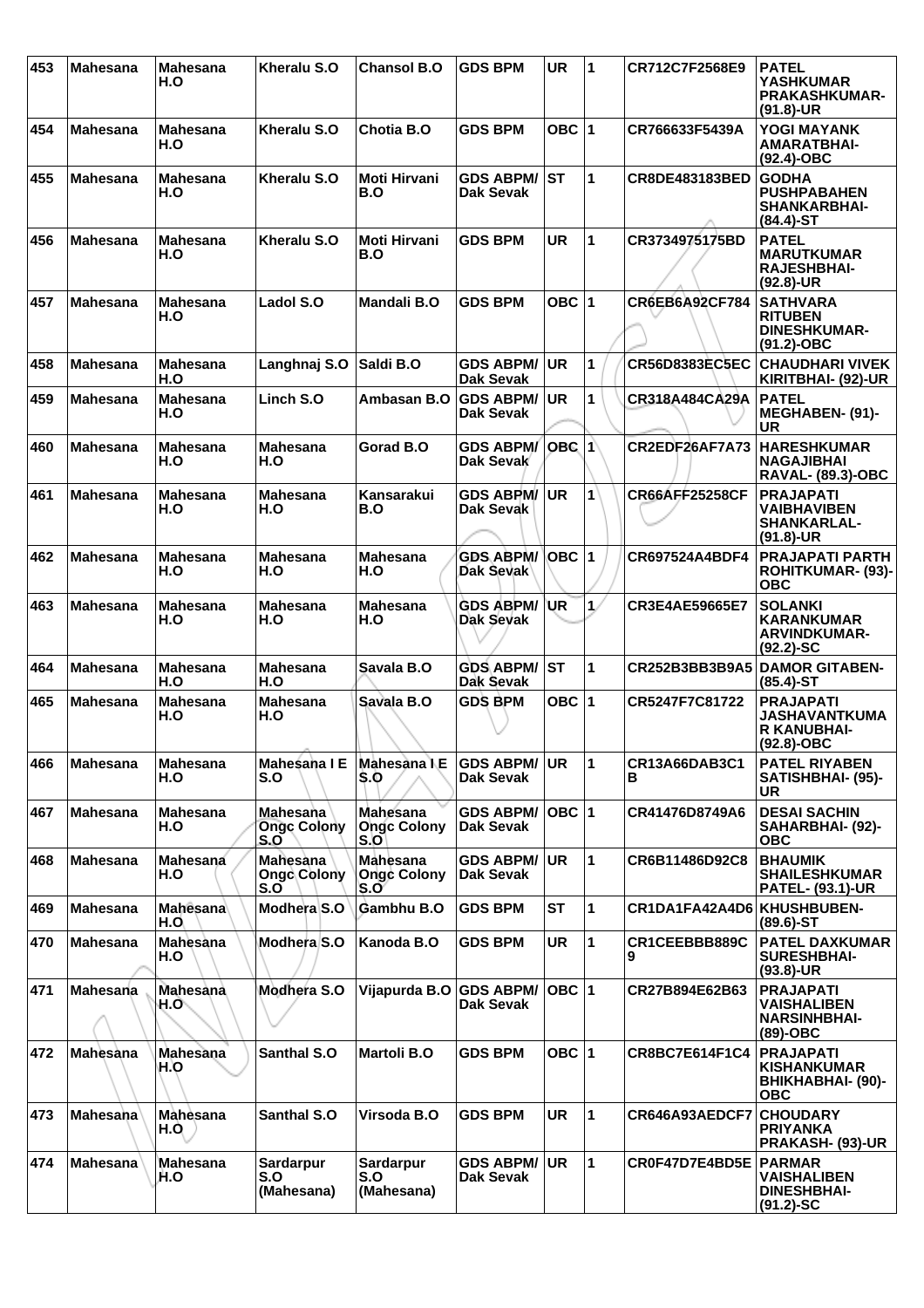| 453 | Mahesana | Mahesana H.O | Kheralu S.O | Chansol B.O | GDS BPM | UR | 1 | CR712C7F2568E9 | PATEL YASHKUMAR PRAKASHKUMAR- (91.8)-UR |
|---|---|---|---|---|---|---|---|---|---|
| 454 | Mahesana | Mahesana H.O | Kheralu S.O | Chotia B.O | GDS BPM | OBC | 1 | CR766633F5439A | YOGI MAYANK AMARATBHAI- (92.4)-OBC |
| 455 | Mahesana | Mahesana H.O | Kheralu S.O | Moti Hirvani B.O | GDS ABPM/ Dak Sevak | ST | 1 | CR8DE483183BED | GODHA PUSHPABAHEN SHANKARBHAI- (84.4)-ST |
| 456 | Mahesana | Mahesana H.O | Kheralu S.O | Moti Hirvani B.O | GDS BPM | UR | 1 | CR3734975175BD | PATEL MARUTKUMAR RAJESHBHAI- (92.8)-UR |
| 457 | Mahesana | Mahesana H.O | Ladol S.O | Mandali B.O | GDS BPM | OBC | 1 | CR6EB6A92CF784 | SATHVARA RITUBEN DINESHKUMAR- (91.2)-OBC |
| 458 | Mahesana | Mahesana H.O | Langhnaj S.O | Saldi B.O | GDS ABPM/ Dak Sevak | UR | 1 | CR56D8383EC5EC | CHAUDHARI VIVEK KIRITBHAI- (92)-UR |
| 459 | Mahesana | Mahesana H.O | Linch S.O | Ambasan B.O | GDS ABPM/ Dak Sevak | UR | 1 | CR318A484CA29A | PATEL MEGHABEN- (91)- UR |
| 460 | Mahesana | Mahesana H.O | Mahesana H.O | Gorad B.O | GDS ABPM/ Dak Sevak | OBC | 1 | CR2EDF26AF7A73 | HARESHKUMAR NAGAJIBHAI RAVAL- (89.3)-OBC |
| 461 | Mahesana | Mahesana H.O | Mahesana H.O | Kansarakui B.O | GDS ABPM/ Dak Sevak | UR | 1 | CR66AFF25258CF | PRAJAPATI VAIBHAVIBEN SHANKARLAL- (91.8)-UR |
| 462 | Mahesana | Mahesana H.O | Mahesana H.O | Mahesana H.O | GDS ABPM/ Dak Sevak | OBC | 1 | CR697524A4BDF4 | PRAJAPATI PARTH ROHITKUMAR- (93)- OBC |
| 463 | Mahesana | Mahesana H.O | Mahesana H.O | Mahesana H.O | GDS ABPM/ Dak Sevak | UR | 1 | CR3E4AE59665E7 | SOLANKI KARANKUMAR ARVINDKUMAR- (92.2)-SC |
| 464 | Mahesana | Mahesana H.O | Mahesana H.O | Savala B.O | GDS ABPM/ Dak Sevak | ST | 1 | CR252B3BB3B9A5 | DAMOR GITABEN- (85.4)-ST |
| 465 | Mahesana | Mahesana H.O | Mahesana H.O | Savala B.O | GDS BPM | OBC | 1 | CR5247F7C81722 | PRAJAPATI JASHAVANTKUMA R KANUBHAI- (92.8)-OBC |
| 466 | Mahesana | Mahesana H.O | Mahesana I E S.O | Mahesana I E S.O | GDS ABPM/ Dak Sevak | UR | 1 | CR13A66DAB3C1 B | PATEL RIYABEN SATISHBHAI- (95)- UR |
| 467 | Mahesana | Mahesana H.O | Mahesana Ongc Colony S.O | Mahesana Ongc Colony S.O | GDS ABPM/ Dak Sevak | OBC | 1 | CR41476D8749A6 | DESAI SACHIN SAHARBHAI- (92)- OBC |
| 468 | Mahesana | Mahesana H.O | Mahesana Ongc Colony S.O | Mahesana Ongc Colony S.O | GDS ABPM/ Dak Sevak | UR | 1 | CR6B11486D92C8 | BHAUMIK SHAILESHKUMAR PATEL- (93.1)-UR |
| 469 | Mahesana | Mahesana H.O | Modhera S.O | Gambhu B.O | GDS BPM | ST | 1 | CR1DA1FA42A4D6 | KHUSHBUBEN- (89.6)-ST |
| 470 | Mahesana | Mahesana H.O | Modhera S.O | Kanoda B.O | GDS BPM | UR | 1 | CR1CEEBBB889C 9 | PATEL DAXKUMAR SURESHBHAI- (93.8)-UR |
| 471 | Mahesana | Mahesana H.O | Modhera S.O | Vijapurda B.O | GDS ABPM/ Dak Sevak | OBC | 1 | CR27B894E62B63 | PRAJAPATI VAISHALIBEN NARSINHBHAI- (89)-OBC |
| 472 | Mahesana | Mahesana H.O | Santhal S.O | Martoli B.O | GDS BPM | OBC | 1 | CR8BC7E614F1C4 | PRAJAPATI KISHANKUMAR BHIKHABHAI- (90)- OBC |
| 473 | Mahesana | Mahesana H.O | Santhal S.O | Virsoda B.O | GDS BPM | UR | 1 | CR646A93AEDCF7 | CHOUDARY PRIYANKA PRAKASH- (93)-UR |
| 474 | Mahesana | Mahesana H.O | Sardarpur S.O (Mahesana) | Sardarpur S.O (Mahesana) | GDS ABPM/ Dak Sevak | UR | 1 | CR0F47D7E4BD5E | PARMAR VAISHALIBEN DINESHBHAI- (91.2)-SC |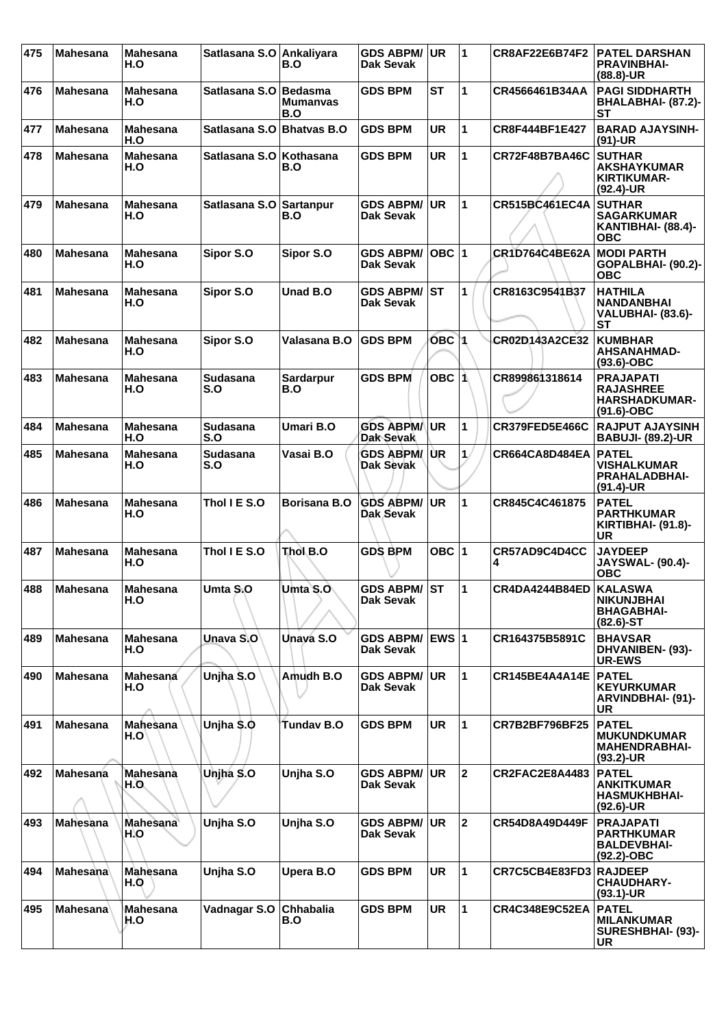| 475 | Mahesana | Mahesana H.O | Satlasana S.O | Ankaliyara B.O | GDS ABPM/ Dak Sevak | UR | 1 | CR8AF22E6B74F2 | PATEL DARSHAN PRAVINBHAI- (88.8)-UR |
|---|---|---|---|---|---|---|---|---|---|
| 476 | Mahesana | Mahesana H.O | Satlasana S.O | Bedasma Mumanvas B.O | GDS BPM | ST | 1 | CR4566461B34AA | PAGI SIDDHARTH BHALABHAI- (87.2)-ST |
| 477 | Mahesana | Mahesana H.O | Satlasana S.O | Bhatvas B.O | GDS BPM | UR | 1 | CR8F444BF1E427 | BARAD AJAYSINH- (91)-UR |
| 478 | Mahesana | Mahesana H.O | Satlasana S.O | Kothasana B.O | GDS BPM | UR | 1 | CR72F48B7BA46C | SUTHAR AKSHAYKUMAR KIRTIKUMAR- (92.4)-UR |
| 479 | Mahesana | Mahesana H.O | Satlasana S.O | Sartanpur B.O | GDS ABPM/ Dak Sevak | UR | 1 | CR515BC461EC4A | SUTHAR SAGARKUMAR KANTIBHAI- (88.4)-OBC |
| 480 | Mahesana | Mahesana H.O | Sipor S.O | Sipor S.O | GDS ABPM/ Dak Sevak | OBC | 1 | CR1D764C4BE62A | MODI PARTH GOPALBHAI- (90.2)-OBC |
| 481 | Mahesana | Mahesana H.O | Sipor S.O | Unad B.O | GDS ABPM/ Dak Sevak | ST | 1 | CR8163C9541B37 | HATHILA NANDANBHAI VALUBHAI- (83.6)-ST |
| 482 | Mahesana | Mahesana H.O | Sipor S.O | Valasana B.O | GDS BPM | OBC | 1 | CR02D143A2CE32 | KUMBHAR AHSANAHMAD- (93.6)-OBC |
| 483 | Mahesana | Mahesana H.O | Sudasana S.O | Sardarpur B.O | GDS BPM | OBC | 1 | CR899861318614 | PRAJAPATI RAJASHREE HARSHADKUMAR- (91.6)-OBC |
| 484 | Mahesana | Mahesana H.O | Sudasana S.O | Umari B.O | GDS ABPM/ Dak Sevak | UR | 1 | CR379FED5E466C | RAJPUT AJAYSINH BABUJI- (89.2)-UR |
| 485 | Mahesana | Mahesana H.O | Sudasana S.O | Vasai B.O | GDS ABPM/ Dak Sevak | UR | 1 | CR664CA8D484EA | PATEL VISHALKUMAR PRAHALADBHAI- (91.4)-UR |
| 486 | Mahesana | Mahesana H.O | Thol I E S.O | Borisana B.O | GDS ABPM/ Dak Sevak | UR | 1 | CR845C4C461875 | PATEL PARTHKUMAR KIRTIBHAI- (91.8)-UR |
| 487 | Mahesana | Mahesana H.O | Thol I E S.O | Thol B.O | GDS BPM | OBC | 1 | CR57AD9C4D4CC4 | JAYDEEP JAYSWAL- (90.4)-OBC |
| 488 | Mahesana | Mahesana H.O | Umta S.O | Umta S.O | GDS ABPM/ Dak Sevak | ST | 1 | CR4DA4244B84ED | KALASWA NIKUNJBHAI BHAGABHAI- (82.6)-ST |
| 489 | Mahesana | Mahesana H.O | Unava S.O | Unava S.O | GDS ABPM/ Dak Sevak | EWS | 1 | CR164375B5891C | BHAVSAR DHVANIBEN- (93)-UR-EWS |
| 490 | Mahesana | Mahesana H.O | Unjha S.O | Amudh B.O | GDS ABPM/ Dak Sevak | UR | 1 | CR145BE4A4A14E | PATEL KEYURKUMAR ARVINDBHAI- (91)-UR |
| 491 | Mahesana | Mahesana H.O | Unjha S.O | Tundav B.O | GDS BPM | UR | 1 | CR7B2BF796BF25 | PATEL MUKUNDKUMAR MAHENDRABHAI- (93.2)-UR |
| 492 | Mahesana | Mahesana H.O | Unjha S.O | Unjha S.O | GDS ABPM/ Dak Sevak | UR | 2 | CR2FAC2E8A4483 | PATEL ANKITKUMAR HASMUKHBHAI- (92.6)-UR |
| 493 | Mahesana | Mahesana H.O | Unjha S.O | Unjha S.O | GDS ABPM/ Dak Sevak | UR | 2 | CR54D8A49D449F | PRAJAPATI PARTHKUMAR BALDEVBHAI- (92.2)-OBC |
| 494 | Mahesana | Mahesana H.O | Unjha S.O | Upera B.O | GDS BPM | UR | 1 | CR7C5CB4E83FD3 | RAJDEEP CHAUDHARY- (93.1)-UR |
| 495 | Mahesana | Mahesana H.O | Vadnagar S.O | Chhabalia B.O | GDS BPM | UR | 1 | CR4C348E9C52EA | PATEL MILANKUMAR SURESHBHAI- (93)-UR |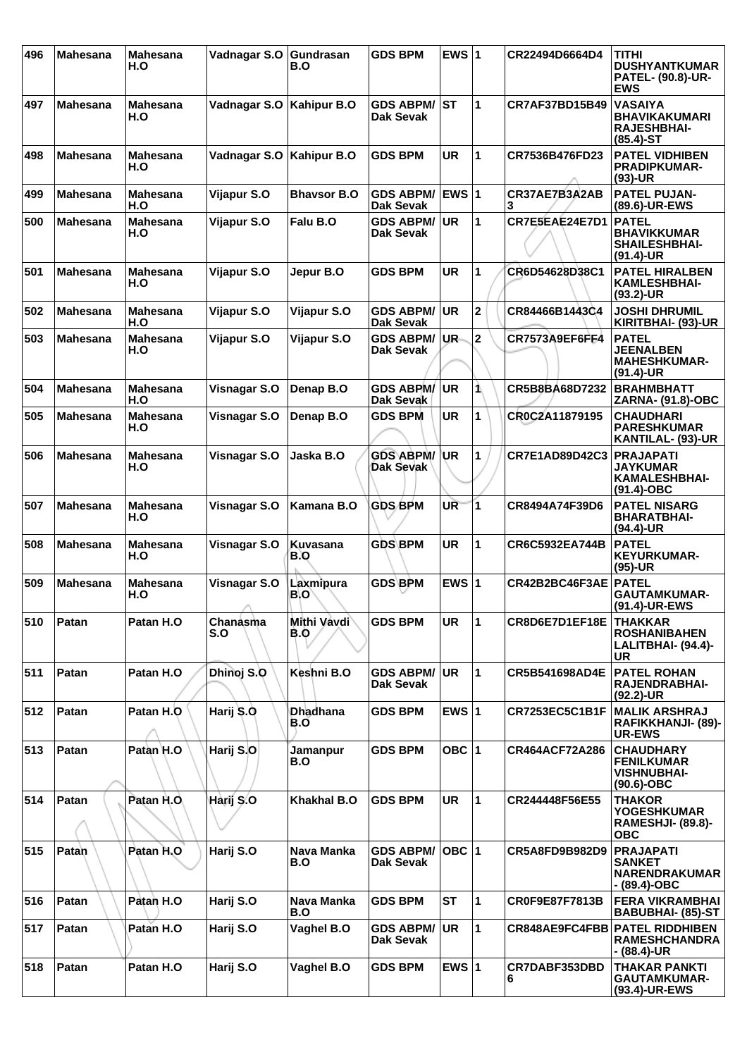| 496 | Mahesana | Mahesana H.O | Vadnagar S.O | Gundrasan B.O | GDS BPM | EWS | 1 | CR22494D6664D4 | TITHI DUSHYANTKUMAR PATEL- (90.8)-UR-EWS |
|---|---|---|---|---|---|---|---|---|---|
| 497 | Mahesana | Mahesana H.O | Vadnagar S.O | Kahipur B.O | GDS ABPM/ Dak Sevak | ST | 1 | CR7AF37BD15B49 | VASAIYA BHAVIKAKUMARI RAJESHBHAI- (85.4)-ST |
| 498 | Mahesana | Mahesana H.O | Vadnagar S.O | Kahipur B.O | GDS BPM | UR | 1 | CR7536B476FD23 | PATEL VIDHIBEN PRADIPKUMAR- (93)-UR |
| 499 | Mahesana | Mahesana H.O | Vijapur S.O | Bhavsor B.O | GDS ABPM/ Dak Sevak | EWS | 1 | CR37AE7B3A2AB3 | PATEL PUJAN- (89.6)-UR-EWS |
| 500 | Mahesana | Mahesana H.O | Vijapur S.O | Falu B.O | GDS ABPM/ Dak Sevak | UR | 1 | CR7E5EAE24E7D1 | PATEL BHAVIKKUMAR SHAILESHBHAI- (91.4)-UR |
| 501 | Mahesana | Mahesana H.O | Vijapur S.O | Jepur B.O | GDS BPM | UR | 1 | CR6D54628D38C1 | PATEL HIRALBEN KAMLESHBHAI- (93.2)-UR |
| 502 | Mahesana | Mahesana H.O | Vijapur S.O | Vijapur S.O | GDS ABPM/ Dak Sevak | UR | 2 | CR84466B1443C4 | JOSHI DHRUMIL KIRITBHAI- (93)-UR |
| 503 | Mahesana | Mahesana H.O | Vijapur S.O | Vijapur S.O | GDS ABPM/ Dak Sevak | UR | 2 | CR7573A9EF6FF4 | PATEL JEENALBEN MAHESHKUMAR- (91.4)-UR |
| 504 | Mahesana | Mahesana H.O | Visnagar S.O | Denap B.O | GDS ABPM/ Dak Sevak | UR | 1 | CR5B8BA68D7232 | BRAHMBHATT ZARNA- (91.8)-OBC |
| 505 | Mahesana | Mahesana H.O | Visnagar S.O | Denap B.O | GDS BPM | UR | 1 | CR0C2A11879195 | CHAUDHARI PARESHKUMAR KANTILAL- (93)-UR |
| 506 | Mahesana | Mahesana H.O | Visnagar S.O | Jaska B.O | GDS ABPM/ Dak Sevak | UR | 1 | CR7E1AD89D42C3 | PRAJAPATI JAYKUMAR KAMALESHBHAI- (91.4)-OBC |
| 507 | Mahesana | Mahesana H.O | Visnagar S.O | Kamana B.O | GDS BPM | UR | 1 | CR8494A74F39D6 | PATEL NISARG BHARATBHAI- (94.4)-UR |
| 508 | Mahesana | Mahesana H.O | Visnagar S.O | Kuvasana B.O | GDS BPM | UR | 1 | CR6C5932EA744B | PATEL KEYURKUMAR- (95)-UR |
| 509 | Mahesana | Mahesana H.O | Visnagar S.O | Laxmipura B.O | GDS BPM | EWS | 1 | CR42B2BC46F3AE | PATEL GAUTAMKUMAR- (91.4)-UR-EWS |
| 510 | Patan | Patan H.O | Chanasma S.O | Mithi Vavdi B.O | GDS BPM | UR | 1 | CR8D6E7D1EF18E | THAKKAR ROSHANIBAHEN LALITBHAI- (94.4)-UR |
| 511 | Patan | Patan H.O | Dhinoj S.O | Keshni B.O | GDS ABPM/ Dak Sevak | UR | 1 | CR5B541698AD4E | PATEL ROHAN RAJENDRABHAI- (92.2)-UR |
| 512 | Patan | Patan H.O | Harij S.O | Dhadhana B.O | GDS BPM | EWS | 1 | CR7253EC5C1B1F | MALIK ARSHRAJ RAFIKKHANJI- (89)-UR-EWS |
| 513 | Patan | Patan H.O | Harij S.O | Jamanpur B.O | GDS BPM | OBC | 1 | CR464ACF72A286 | CHAUDHARY FENILKUMAR VISHNUBHAI- (90.6)-OBC |
| 514 | Patan | Patan H.O | Harij S.O | Khakhal B.O | GDS BPM | UR | 1 | CR244448F56E55 | THAKOR YOGESHKUMAR RAMESHJI- (89.8)-OBC |
| 515 | Patan | Patan H.O | Harij S.O | Nava Manka B.O | GDS ABPM/ Dak Sevak | OBC | 1 | CR5A8FD9B982D9 | PRAJAPATI SANKET NARENDRAKUMAR - (89.4)-OBC |
| 516 | Patan | Patan H.O | Harij S.O | Nava Manka B.O | GDS BPM | ST | 1 | CR0F9E87F7813B | FERA VIKRAMBHAI BABUBHAI- (85)-ST |
| 517 | Patan | Patan H.O | Harij S.O | Vaghel B.O | GDS ABPM/ Dak Sevak | UR | 1 | CR848AE9FC4FBB | PATEL RIDDHIBEN RAMESHCHANDRA - (88.4)-UR |
| 518 | Patan | Patan H.O | Harij S.O | Vaghel B.O | GDS BPM | EWS | 1 | CR7DABF353DBD6 | THAKAR PANKTI GAUTAMKUMAR- (93.4)-UR-EWS |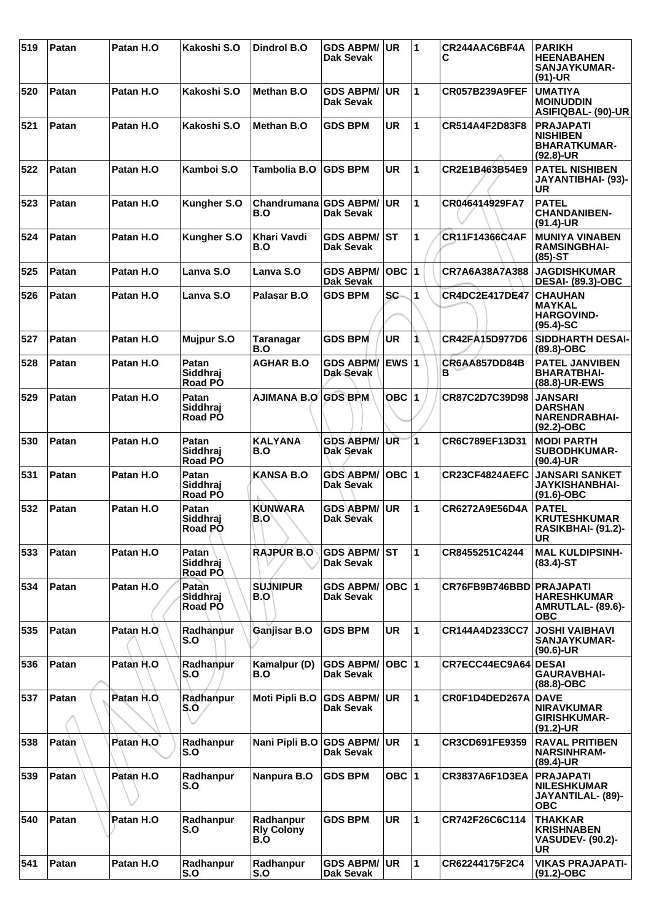| 519 | Patan | Patan H.O | Kakoshi S.O | Dindrol B.O | GDS ABPM/ Dak Sevak | UR | 1 | CR244AAC6BF4AC | PARIKH HEENABAHEN SANJAYKUMAR- (91)-UR |
|---|---|---|---|---|---|---|---|---|---|
| 520 | Patan | Patan H.O | Kakoshi S.O | Methan B.O | GDS ABPM/ Dak Sevak | UR | 1 | CR057B239A9FEF | UMATIYA MOINUDDIN ASIFIQBAL- (90)-UR |
| 521 | Patan | Patan H.O | Kakoshi S.O | Methan B.O | GDS BPM | UR | 1 | CR514A4F2D83F8 | PRAJAPATI NISHIBEN BHARATKUMAR- (92.8)-UR |
| 522 | Patan | Patan H.O | Kamboi S.O | Tambolia B.O | GDS BPM | UR | 1 | CR2E1B463B54E9 | PATEL NISHIBEN JAYANTIBHAI- (93)-UR |
| 523 | Patan | Patan H.O | Kungher S.O | Chandrumana B.O | GDS ABPM/ Dak Sevak | UR | 1 | CR046414929FA7 | PATEL CHANDANIBEN- (91.4)-UR |
| 524 | Patan | Patan H.O | Kungher S.O | Khari Vavdi B.O | GDS ABPM/ Dak Sevak | ST | 1 | CR11F14366C4AF | MUNIYA VINABEN RAMSINGBHAI- (85)-ST |
| 525 | Patan | Patan H.O | Lanva S.O | Lanva S.O | GDS ABPM/ Dak Sevak | OBC | 1 | CR7A6A38A7A388 | JAGDISHKUMAR DESAI- (89.3)-OBC |
| 526 | Patan | Patan H.O | Lanva S.O | Palasar B.O | GDS BPM | SC | 1 | CR4DC2E417DE47 | CHAUHAN MAYKAL HARGOVIND- (95.4)-SC |
| 527 | Patan | Patan H.O | Mujpur S.O | Taranagar B.O | GDS BPM | UR | 1 | CR42FA15D977D6 | SIDDHARTH DESAI- (89.8)-OBC |
| 528 | Patan | Patan H.O | Patan Siddhraj Road PO | AGHAR B.O | GDS ABPM/ Dak Sevak | EWS | 1 | CR6AA857DD84BB | PATEL JANVIBEN BHARATBHAI- (88.8)-UR-EWS |
| 529 | Patan | Patan H.O | Patan Siddhraj Road PO | AJIMANA B.O | GDS BPM | OBC | 1 | CR87C2D7C39D98 | JANSARI DARSHAN NARENDRABHAI- (92.2)-OBC |
| 530 | Patan | Patan H.O | Patan Siddhraj Road PO | KALYANA B.O | GDS ABPM/ Dak Sevak | UR | 1 | CR6C789EF13D31 | MODI PARTH SUBODHKUMAR- (90.4)-UR |
| 531 | Patan | Patan H.O | Patan Siddhraj Road PO | KANSA B.O | GDS ABPM/ Dak Sevak | OBC | 1 | CR23CF4824AEFC | JANSARI SANKET JAYKISHANBHAI- (91.6)-OBC |
| 532 | Patan | Patan H.O | Patan Siddhraj Road PO | KUNWARA B.O | GDS ABPM/ Dak Sevak | UR | 1 | CR6272A9E56D4A | PATEL KRUTESHKUMAR RASIKBHAI- (91.2)-UR |
| 533 | Patan | Patan H.O | Patan Siddhraj Road PO | RAJPUR B.O | GDS ABPM/ Dak Sevak | ST | 1 | CR8455251C4244 | MAL KULDIPSINH- (83.4)-ST |
| 534 | Patan | Patan H.O | Patan Siddhraj Road PO | SUJNIPUR B.O | GDS ABPM/ Dak Sevak | OBC | 1 | CR76FB9B746BBD | PRAJAPATI HARESHKUMAR AMRUTLAL- (89.6)-OBC |
| 535 | Patan | Patan H.O | Radhanpur S.O | Ganjisar B.O | GDS BPM | UR | 1 | CR144A4D233CC7 | JOSHI VAIBHAVI SANJAYKUMAR- (90.6)-UR |
| 536 | Patan | Patan H.O | Radhanpur S.O | Kamalpur (D) B.O | GDS ABPM/ Dak Sevak | OBC | 1 | CR7ECC44EC9A64 | DESAI GAURAVBHAI- (88.8)-OBC |
| 537 | Patan | Patan H.O | Radhanpur S.O | Moti Pipli B.O | GDS ABPM/ Dak Sevak | UR | 1 | CR0F1D4DED267A | DAVE NIRAVKUMAR GIRISHKUMAR- (91.2)-UR |
| 538 | Patan | Patan H.O | Radhanpur S.O | Nani Pipli B.O | GDS ABPM/ Dak Sevak | UR | 1 | CR3CD691FE9359 | RAVAL PRITIBEN NARSINHRAM- (89.4)-UR |
| 539 | Patan | Patan H.O | Radhanpur S.O | Nanpura B.O | GDS BPM | OBC | 1 | CR3837A6F1D3EA | PRAJAPATI NILESHKUMAR JAYANTILAL- (89)-OBC |
| 540 | Patan | Patan H.O | Radhanpur S.O | Radhanpur Rly Colony B.O | GDS BPM | UR | 1 | CR742F26C6C114 | THAKKAR KRISHNABEN VASUDEV- (90.2)-UR |
| 541 | Patan | Patan H.O | Radhanpur S.O | Radhanpur S.O | GDS ABPM/ Dak Sevak | UR | 1 | CR62244175F2C4 | VIKAS PRAJAPATI- (91.2)-OBC |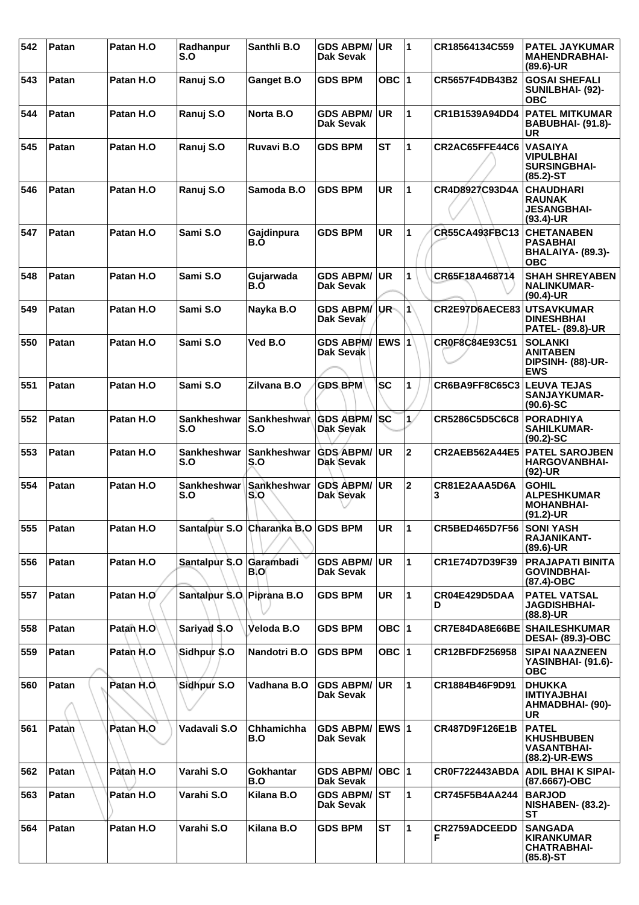| 542 | Patan | Patan H.O | Radhanpur S.O | Santhli B.O | GDS ABPM/ Dak Sevak | UR | 1 | CR18564134C559 | PATEL JAYKUMAR MAHENDRABHAI- (89.6)-UR |
|---|---|---|---|---|---|---|---|---|---|
| 543 | Patan | Patan H.O | Ranuj S.O | Ganget B.O | GDS BPM | OBC | 1 | CR5657F4DB43B2 | GOSAI SHEFALI SUNILBHAI- (92)- OBC |
| 544 | Patan | Patan H.O | Ranuj S.O | Norta B.O | GDS ABPM/ Dak Sevak | UR | 1 | CR1B1539A94DD4 | PATEL MITKUMAR BABUBHAI- (91.8)- UR |
| 545 | Patan | Patan H.O | Ranuj S.O | Ruvavi B.O | GDS BPM | ST | 1 | CR2AC65FFE44C6 | VASAIYA VIPULBHAI SURSINGBHAI- (85.2)-ST |
| 546 | Patan | Patan H.O | Ranuj S.O | Samoda B.O | GDS BPM | UR | 1 | CR4D8927C93D4A | CHAUDHARI RAUNAK JESANGBHAI- (93.4)-UR |
| 547 | Patan | Patan H.O | Sami S.O | Gajdinpura B.O | GDS BPM | UR | 1 | CR55CA493FBC13 | CHETANABEN PASABHAI BHALAIYA- (89.3)- OBC |
| 548 | Patan | Patan H.O | Sami S.O | Gujarwada B.O | GDS ABPM/ Dak Sevak | UR | 1 | CR65F18A468714 | SHAH SHREYABEN NALINKUMAR- (90.4)-UR |
| 549 | Patan | Patan H.O | Sami S.O | Nayka B.O | GDS ABPM/ Dak Sevak | UR | 1 | CR2E97D6AECE83 | UTSAVKUMAR DINESHBHAI PATEL- (89.8)-UR |
| 550 | Patan | Patan H.O | Sami S.O | Ved B.O | GDS ABPM/ Dak Sevak | EWS | 1 | CR0F8C84E93C51 | SOLANKI ANITABEN DIPSINH- (88)-UR- EWS |
| 551 | Patan | Patan H.O | Sami S.O | Zilvana B.O | GDS BPM | SC | 1 | CR6BA9FF8C65C3 | LEUVA TEJAS SANJAYKUMAR- (90.6)-SC |
| 552 | Patan | Patan H.O | Sankheshwar S.O | Sankheshwar S.O | GDS ABPM/ Dak Sevak | SC | 1 | CR5286C5D5C6C8 | PORADHIYA SAHILKUMAR- (90.2)-SC |
| 553 | Patan | Patan H.O | Sankheshwar S.O | Sankheshwar S.O | GDS ABPM/ Dak Sevak | UR | 2 | CR2AEB562A44E5 | PATEL SAROJBEN HARGOVANBHAI- (92)-UR |
| 554 | Patan | Patan H.O | Sankheshwar S.O | Sankheshwar S.O | GDS ABPM/ Dak Sevak | UR | 2 | CR81E2AAA5D6A3 | GOHIL ALPESHKUMAR MOHANBHAI- (91.2)-UR |
| 555 | Patan | Patan H.O | Santalpur S.O | Charanka B.O | GDS BPM | UR | 1 | CR5BED465D7F56 | SONI YASH RAJANIKANT- (89.6)-UR |
| 556 | Patan | Patan H.O | Santalpur S.O | Garambadi B.O | GDS ABPM/ Dak Sevak | UR | 1 | CR1E74D7D39F39 | PRAJAPATI BINITA GOVINDBHAI- (87.4)-OBC |
| 557 | Patan | Patan H.O | Santalpur S.O | Piprana B.O | GDS BPM | UR | 1 | CR04E429D5DAAD | PATEL VATSAL JAGDISHBHAI- (88.8)-UR |
| 558 | Patan | Patan H.O | Sariyad S.O | Veloda B.O | GDS BPM | OBC | 1 | CR7E84DA8E66BE | SHAILESHKUMAR DESAI- (89.3)-OBC |
| 559 | Patan | Patan H.O | Sidhpur S.O | Nandotri B.O | GDS BPM | OBC | 1 | CR12BFDF256958 | SIPAI NAAZNEEN YASINBHAI- (91.6)- OBC |
| 560 | Patan | Patan H.O | Sidhpur S.O | Vadhana B.O | GDS ABPM/ Dak Sevak | UR | 1 | CR1884B46F9D91 | DHUKKA IMTIYAJBHAI AHMADBHAI- (90)- UR |
| 561 | Patan | Patan H.O | Vadavali S.O | Chhamichha B.O | GDS ABPM/ Dak Sevak | EWS | 1 | CR487D9F126E1B | PATEL KHUSHBUBEN VASANTBHAI- (88.2)-UR-EWS |
| 562 | Patan | Patan H.O | Varahi S.O | Gokhantar B.O | GDS ABPM/ Dak Sevak | OBC | 1 | CR0F722443ABDA | ADIL BHAI K SIPAI- (87.6667)-OBC |
| 563 | Patan | Patan H.O | Varahi S.O | Kilana B.O | GDS ABPM/ Dak Sevak | ST | 1 | CR745F5B4AA244 | BARJOD NISHABEN- (83.2)- ST |
| 564 | Patan | Patan H.O | Varahi S.O | Kilana B.O | GDS BPM | ST | 1 | CR2759ADCEEDDF | SANGADA KIRANKUMAR CHATRABHAI- (85.8)-ST |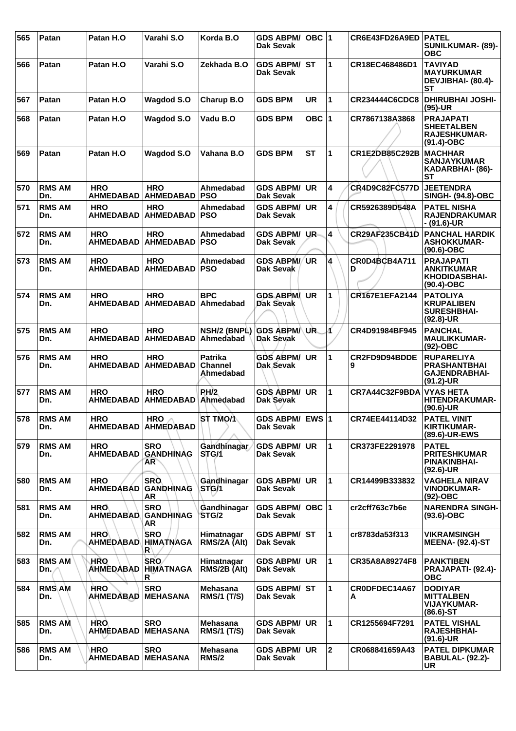| 565 | Patan | Patan H.O | Varahi S.O | Korda B.O | GDS ABPM/ Dak Sevak | OBC | 1 | CR6E43FD26A9ED | PATEL SUNILKUMAR- (89)-OBC |
|---|---|---|---|---|---|---|---|---|---|
| 566 | Patan | Patan H.O | Varahi S.O | Zekhada B.O | GDS ABPM/ Dak Sevak | ST | 1 | CR18EC468486D1 | TAVIYAD MAYURKUMAR DEVJIBHAI- (80.4)-ST |
| 567 | Patan | Patan H.O | Wagdod S.O | Charup B.O | GDS BPM | UR | 1 | CR234444C6CDC8 | DHIRUBHAI JOSHI-(95)-UR |
| 568 | Patan | Patan H.O | Wagdod S.O | Vadu B.O | GDS BPM | OBC | 1 | CR7867138A3868 | PRAJAPATI SHEETALBEN RAJESHKUMAR-(91.4)-OBC |
| 569 | Patan | Patan H.O | Wagdod S.O | Vahana B.O | GDS BPM | ST | 1 | CR1E2DB85C292B | MACHHAR SANJAYKUMAR KADARBHAI- (86)-ST |
| 570 | RMS AM Dn. | HRO AHMEDABAD | HRO AHMEDABAD | Ahmedabad PSO | GDS ABPM/ Dak Sevak | UR | 4 | CR4D9C82FC577D | JEETENDRA SINGH- (94.8)-OBC |
| 571 | RMS AM Dn. | HRO AHMEDABAD | HRO AHMEDABAD | Ahmedabad PSO | GDS ABPM/ Dak Sevak | UR | 4 | CR5926389D548A | PATEL NISHA RAJENDRAKUMAR - (91.6)-UR |
| 572 | RMS AM Dn. | HRO AHMEDABAD | HRO AHMEDABAD | Ahmedabad PSO | GDS ABPM/ Dak Sevak | UR | 4 | CR29AF235CB41D | PANCHAL HARDIK ASHOKKUMAR-(90.6)-OBC |
| 573 | RMS AM Dn. | HRO AHMEDABAD | HRO AHMEDABAD | Ahmedabad PSO | GDS ABPM/ Dak Sevak | UR | 4 | CR0D4BCB4A711D | PRAJAPATI ANKITKUMAR KHODIDASBHAI-(90.4)-OBC |
| 574 | RMS AM Dn. | HRO AHMEDABAD | HRO AHMEDABAD | BPC Ahmedabad | GDS ABPM/ Dak Sevak | UR | 1 | CR167E1EFA2144 | PATOLIYA KRUPALIBEN SURESHBHAI-(92.8)-UR |
| 575 | RMS AM Dn. | HRO AHMEDABAD | HRO AHMEDABAD | NSH/2 (BNPL) Ahmedabad | GDS ABPM/ Dak Sevak | UR | 1 | CR4D91984BF945 | PANCHAL MAULIKKUMAR-(92)-OBC |
| 576 | RMS AM Dn. | HRO AHMEDABAD | HRO AHMEDABAD | Patrika Channel Ahmedabad | GDS ABPM/ Dak Sevak | UR | 1 | CR2FD9D94BDDE9 | RUPARELIYA PRASHANTBHAI GAJENDRABHAI-(91.2)-UR |
| 577 | RMS AM Dn. | HRO AHMEDABAD | HRO AHMEDABAD | PH/2 Ahmedabad | GDS ABPM/ Dak Sevak | UR | 1 | CR7A44C32F9BDA | VYAS HETA HITENDRAKUMAR-(90.6)-UR |
| 578 | RMS AM Dn. | HRO AHMEDABAD | HRO AHMEDABAD | ST TMO/1 | GDS ABPM/ Dak Sevak | EWS | 1 | CR74EE44114D32 | PATEL VINIT KIRTIKUMAR-(89.6)-UR-EWS |
| 579 | RMS AM Dn. | HRO AHMEDABAD | SRO GANDHINAGAR | Gandhinagar STG/1 | GDS ABPM/ Dak Sevak | UR | 1 | CR373FE2291978 | PATEL PRITESHKUMAR PINAKINBHAI-(92.6)-UR |
| 580 | RMS AM Dn. | HRO AHMEDABAD | SRO GANDHINAGAR | Gandhinagar STG/1 | GDS ABPM/ Dak Sevak | UR | 1 | CR14499B333832 | VAGHELA NIRAV VINODKUMAR-(92)-OBC |
| 581 | RMS AM Dn. | HRO AHMEDABAD | SRO GANDHINAGAR | Gandhinagar STG/2 | GDS ABPM/ Dak Sevak | OBC | 1 | cr2cff763c7b6e | NARENDRA SINGH-(93.6)-OBC |
| 582 | RMS AM Dn. | HRO AHMEDABAD | SRO HIMATNAGAR | Himatnagar RMS/2A (Alt) | GDS ABPM/ Dak Sevak | ST | 1 | cr8783da53f313 | VIKRAMSINGH MEENA- (92.4)-ST |
| 583 | RMS AM Dn. | HRO AHMEDABAD | SRO HIMATNAGAR | Himatnagar RMS/2B (Alt) | GDS ABPM/ Dak Sevak | UR | 1 | CR35A8A89274F8 | PANKTIBEN PRAJAPATI- (92.4)-OBC |
| 584 | RMS AM Dn. | HRO AHMEDABAD | SRO MEHASANA | Mehasana RMS/1 (T/S) | GDS ABPM/ Dak Sevak | ST | 1 | CR0DFDEC14A67A | DODIYAR MITTALBEN VIJAYKUMAR-(86.6)-ST |
| 585 | RMS AM Dn. | HRO AHMEDABAD | SRO MEHASANA | Mehasana RMS/1 (T/S) | GDS ABPM/ Dak Sevak | UR | 1 | CR1255694F7291 | PATEL VISHAL RAJESHBHAI-(91.6)-UR |
| 586 | RMS AM Dn. | HRO AHMEDABAD | SRO MEHASANA | Mehasana RMS/2 | GDS ABPM/ Dak Sevak | UR | 2 | CR068841659A43 | PATEL DIPKUMAR BABULAL- (92.2)-UR |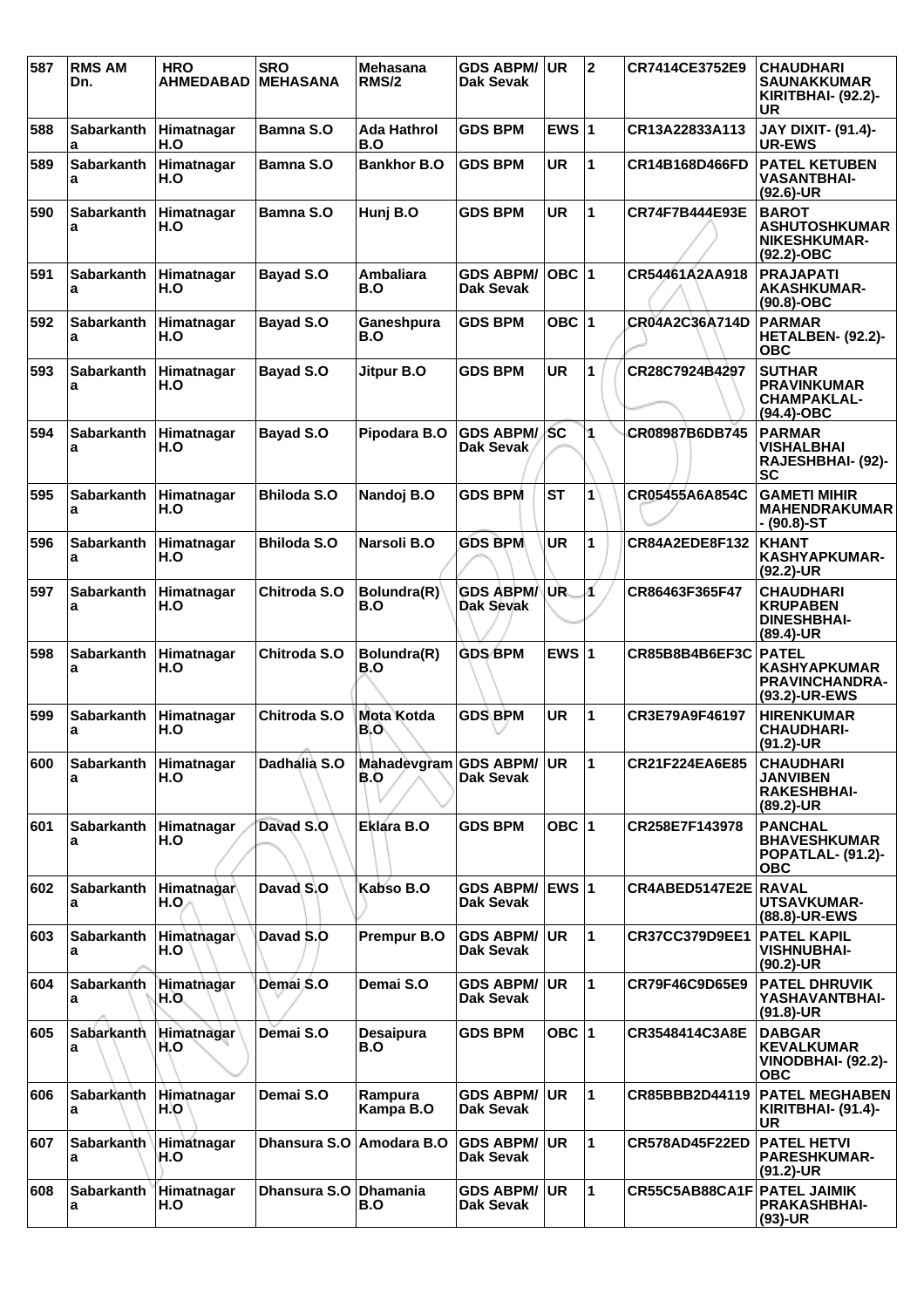| 587 | RMS AM Dn. | HRO AHMEDABAD | SRO MEHASANA | Mehasana RMS/2 | GDS ABPM/ Dak Sevak | UR | 2 | CR7414CE3752E9 | CHAUDHARI SAUNAKKUMAR KIRITBHAI- (92.2)-UR |
|---|---|---|---|---|---|---|---|---|---|
| 588 | Sabarkantha | Himatnagar H.O | Bamna S.O | Ada Hathrol B.O | GDS BPM | EWS | 1 | CR13A22833A113 | JAY DIXIT- (91.4)-UR-EWS |
| 589 | Sabarkantha | Himatnagar H.O | Bamna S.O | Bankhor B.O | GDS BPM | UR | 1 | CR14B168D466FD | PATEL KETUBEN VASANTBHAI- (92.6)-UR |
| 590 | Sabarkantha | Himatnagar H.O | Bamna S.O | Hunj B.O | GDS BPM | UR | 1 | CR74F7B444E93E | BAROT ASHUTOSHKUMAR NIKESHKUMAR- (92.2)-OBC |
| 591 | Sabarkantha | Himatnagar H.O | Bayad S.O | Ambaliara B.O | GDS ABPM/ Dak Sevak | OBC | 1 | CR54461A2AA918 | PRAJAPATI AKASHKUMAR- (90.8)-OBC |
| 592 | Sabarkantha | Himatnagar H.O | Bayad S.O | Ganeshpura B.O | GDS BPM | OBC | 1 | CR04A2C36A714D | PARMAR HETALBEN- (92.2)-OBC |
| 593 | Sabarkantha | Himatnagar H.O | Bayad S.O | Jitpur B.O | GDS BPM | UR | 1 | CR28C7924B4297 | SUTHAR PRAVINKUMAR CHAMPAKLAL- (94.4)-OBC |
| 594 | Sabarkantha | Himatnagar H.O | Bayad S.O | Pipodara B.O | GDS ABPM/ Dak Sevak | SC | 1 | CR08987B6DB745 | PARMAR VISHALBHAI RAJESHBHAI- (92)-SC |
| 595 | Sabarkantha | Himatnagar H.O | Bhiloda S.O | Nandoj B.O | GDS BPM | ST | 1 | CR05455A6A854C | GAMETI MIHIR MAHENDRAKUMAR - (90.8)-ST |
| 596 | Sabarkantha | Himatnagar H.O | Bhiloda S.O | Narsoli B.O | GDS BPM | UR | 1 | CR84A2EDE8F132 | KHANT KASHYAPKUMAR- (92.2)-UR |
| 597 | Sabarkantha | Himatnagar H.O | Chitroda S.O | Bolundra(R) B.O | GDS ABPM/ Dak Sevak | UR | 1 | CR86463F365F47 | CHAUDHARI KRUPABEN DINESHBHAI- (89.4)-UR |
| 598 | Sabarkantha | Himatnagar H.O | Chitroda S.O | Bolundra(R) B.O | GDS BPM | EWS | 1 | CR85B8B4B6EF3C | PATEL KASHYAPKUMAR PRAVINCHANDRA- (93.2)-UR-EWS |
| 599 | Sabarkantha | Himatnagar H.O | Chitroda S.O | Mota Kotda B.O | GDS BPM | UR | 1 | CR3E79A9F46197 | HIRENKUMAR CHAUDHARI- (91.2)-UR |
| 600 | Sabarkantha | Himatnagar H.O | Dadhalia S.O | Mahadevgram B.O | GDS ABPM/ Dak Sevak | UR | 1 | CR21F224EA6E85 | CHAUDHARI JANVIBEN RAKESHBHAI- (89.2)-UR |
| 601 | Sabarkantha | Himatnagar H.O | Davad S.O | Eklara B.O | GDS BPM | OBC | 1 | CR258E7F143978 | PANCHAL BHAVESHKUMAR POPATLAL- (91.2)-OBC |
| 602 | Sabarkantha | Himatnagar H.O | Davad S.O | Kabso B.O | GDS ABPM/ Dak Sevak | EWS | 1 | CR4ABED5147E2E | RAVAL UTSAVKUMAR- (88.8)-UR-EWS |
| 603 | Sabarkantha | Himatnagar H.O | Davad S.O | Prempur B.O | GDS ABPM/ Dak Sevak | UR | 1 | CR37CC379D9EE1 | PATEL KAPIL VISHNUBHAI- (90.2)-UR |
| 604 | Sabarkantha | Himatnagar H.O | Demai S.O | Demai S.O | GDS ABPM/ Dak Sevak | UR | 1 | CR79F46C9D65E9 | PATEL DHRUVIK YASHAVANTBHAI- (91.8)-UR |
| 605 | Sabarkantha | Himatnagar H.O | Demai S.O | Desaipura B.O | GDS BPM | OBC | 1 | CR3548414C3A8E | DABGAR KEVALKUMAR VINODBHAI- (92.2)-OBC |
| 606 | Sabarkantha | Himatnagar H.O | Demai S.O | Rampura Kampa B.O | GDS ABPM/ Dak Sevak | UR | 1 | CR85BBB2D44119 | PATEL MEGHABEN KIRITBHAI- (91.4)-UR |
| 607 | Sabarkantha | Himatnagar H.O | Dhansura S.O | Amodara B.O | GDS ABPM/ Dak Sevak | UR | 1 | CR578AD45F22ED | PATEL HETVI PARESHKUMAR- (91.2)-UR |
| 608 | Sabarkantha | Himatnagar H.O | Dhansura S.O | Dhamania B.O | GDS ABPM/ Dak Sevak | UR | 1 | CR55C5AB88CA1F | PATEL JAIMIK PRAKASHBHAI- (93)-UR |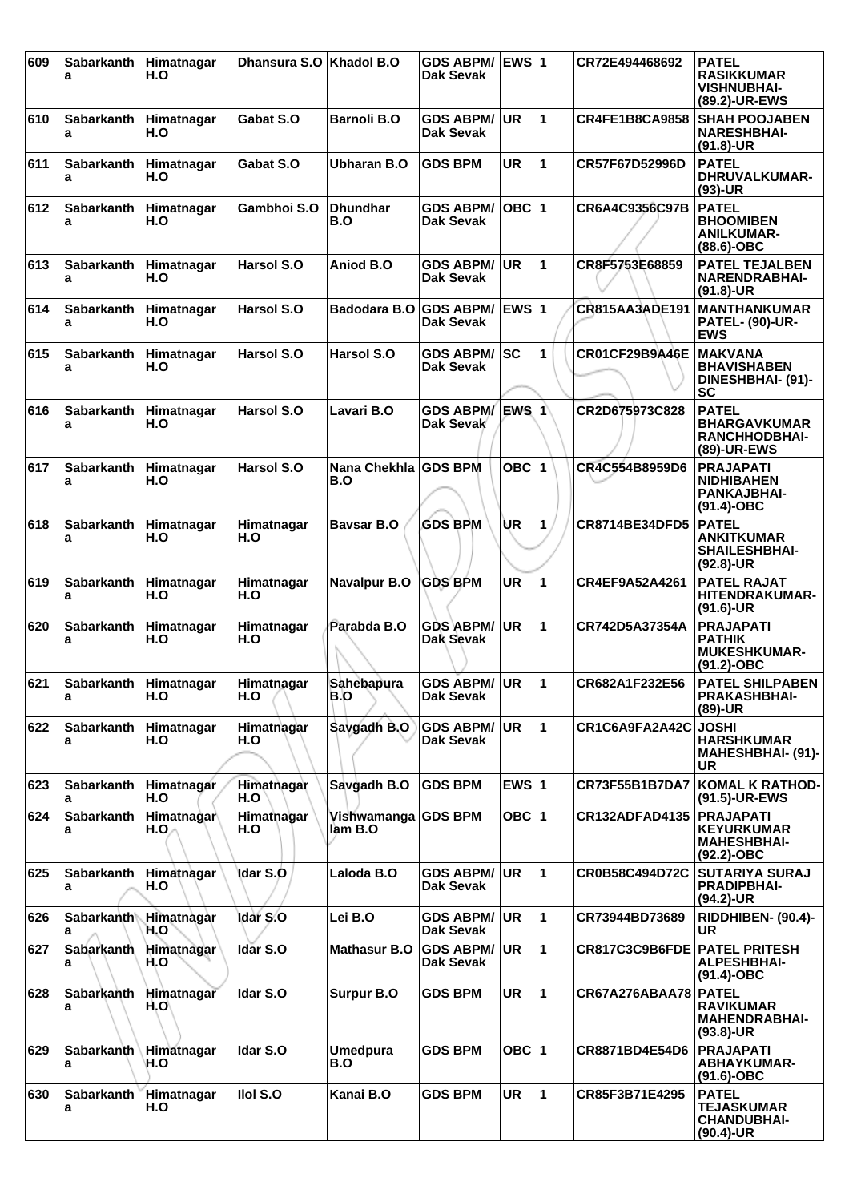| 609 | Sabarkantha | Himatnagar H.O | Dhansura S.O | Khadol B.O | GDS ABPM/ Dak Sevak | EWS | 1 | CR72E494468692 | PATEL RASIKKUMAR VISHNUBHAI- (89.2)-UR-EWS |
|---|---|---|---|---|---|---|---|---|---|
| 610 | Sabarkantha | Himatnagar H.O | Gabat S.O | Barnoli B.O | GDS ABPM/ Dak Sevak | UR | 1 | CR4FE1B8CA9858 | SHAH POOJABEN NARESHBHAI- (91.8)-UR |
| 611 | Sabarkantha | Himatnagar H.O | Gabat S.O | Ubharan B.O | GDS BPM | UR | 1 | CR57F67D52996D | PATEL DHRUVALKUMAR- (93)-UR |
| 612 | Sabarkantha | Himatnagar H.O | Gambhoi S.O | Dhundhar B.O | GDS ABPM/ Dak Sevak | OBC | 1 | CR6A4C9356C97B | PATEL BHOOMIBEN ANILKUMAR- (88.6)-OBC |
| 613 | Sabarkantha | Himatnagar H.O | Harsol S.O | Aniod B.O | GDS ABPM/ Dak Sevak | UR | 1 | CR8F5753E68859 | PATEL TEJALBEN NARENDRABHAI- (91.8)-UR |
| 614 | Sabarkantha | Himatnagar H.O | Harsol S.O | Badodara B.O | GDS ABPM/ Dak Sevak | EWS | 1 | CR815AA3ADE191 | MANTHANKUMAR PATEL- (90)-UR-EWS |
| 615 | Sabarkantha | Himatnagar H.O | Harsol S.O | Harsol S.O | GDS ABPM/ Dak Sevak | SC | 1 | CR01CF29B9A46E | MAKVANA BHAVISHABEN DINESHBHAI- (91)-SC |
| 616 | Sabarkantha | Himatnagar H.O | Harsol S.O | Lavari B.O | GDS ABPM/ Dak Sevak | EWS | 1 | CR2D675973C828 | PATEL BHARGAVKUMAR RANCHHODBHAI- (89)-UR-EWS |
| 617 | Sabarkantha | Himatnagar H.O | Harsol S.O | Nana Chekhla B.O | GDS BPM | OBC | 1 | CR4C554B8959D6 | PRAJAPATI NIDHIBAHEN PANKAJBHAI- (91.4)-OBC |
| 618 | Sabarkantha | Himatnagar H.O | Himatnagar H.O | Bavsar B.O | GDS BPM | UR | 1 | CR8714BE34DFD5 | PATEL ANKITKUMAR SHAILESHBHAI- (92.8)-UR |
| 619 | Sabarkantha | Himatnagar H.O | Himatnagar H.O | Navalpur B.O | GDS BPM | UR | 1 | CR4EF9A52A4261 | PATEL RAJAT HITENDRAKUMAR- (91.6)-UR |
| 620 | Sabarkantha | Himatnagar H.O | Himatnagar H.O | Parabda B.O | GDS ABPM/ Dak Sevak | UR | 1 | CR742D5A37354A | PRAJAPATI PATHIK MUKESHKUMAR- (91.2)-OBC |
| 621 | Sabarkantha | Himatnagar H.O | Himatnagar H.O | Sahebapura B.O | GDS ABPM/ Dak Sevak | UR | 1 | CR682A1F232E56 | PATEL SHILPABEN PRAKASHBHAI- (89)-UR |
| 622 | Sabarkantha | Himatnagar H.O | Himatnagar H.O | Savgadh B.O | GDS ABPM/ Dak Sevak | UR | 1 | CR1C6A9FA2A42C | JOSHI HARSHKUMAR MAHESHBHAI- (91)-UR |
| 623 | Sabarkantha | Himatnagar H.O | Himatnagar H.O | Savgadh B.O | GDS BPM | EWS | 1 | CR73F55B1B7DA7 | KOMAL K RATHOD- (91.5)-UR-EWS |
| 624 | Sabarkantha | Himatnagar H.O | Himatnagar H.O | Vishwamangalam B.O | GDS BPM | OBC | 1 | CR132ADFAD4135 | PRAJAPATI KEYURKUMAR MAHESHBHAI- (92.2)-OBC |
| 625 | Sabarkantha | Himatnagar H.O | Idar S.O | Laloda B.O | GDS ABPM/ Dak Sevak | UR | 1 | CR0B58C494D72C | SUTARIYA SURAJ PRADIPBHAI- (94.2)-UR |
| 626 | Sabarkantha | Himatnagar H.O | Idar S.O | Lei B.O | GDS ABPM/ Dak Sevak | UR | 1 | CR73944BD73689 | RIDDHIBEN- (90.4)-UR |
| 627 | Sabarkantha | Himatnagar H.O | Idar S.O | Mathasur B.O | GDS ABPM/ Dak Sevak | UR | 1 | CR817C3C9B6FDE | PATEL PRITESH ALPESHBHAI- (91.4)-OBC |
| 628 | Sabarkantha | Himatnagar H.O | Idar S.O | Surpur B.O | GDS BPM | UR | 1 | CR67A276ABAA78 | PATEL RAVIKUMAR MAHENDRABHAI- (93.8)-UR |
| 629 | Sabarkantha | Himatnagar H.O | Idar S.O | Umedpura B.O | GDS BPM | OBC | 1 | CR8871BD4E54D6 | PRAJAPATI ABHAYKUMAR- (91.6)-OBC |
| 630 | Sabarkantha | Himatnagar H.O | Ilol S.O | Kanai B.O | GDS BPM | UR | 1 | CR85F3B71E4295 | PATEL TEJASKUMAR CHANDUBHAI- (90.4)-UR |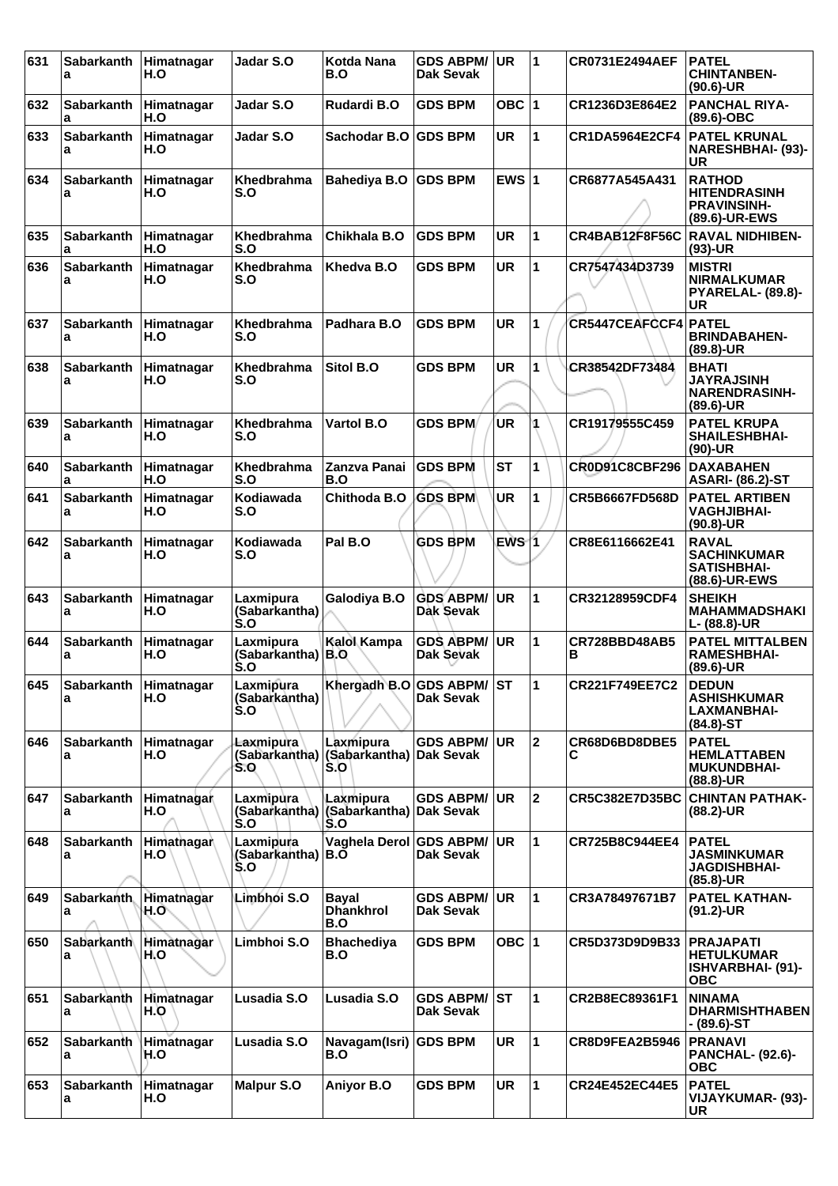| 631 | Sabarkantha | Himatnagar H.O | Jadar S.O | Kotda Nana B.O | GDS ABPM/ Dak Sevak | UR | 1 | CR0731E2494AEF | PATEL CHINTANBEN- (90.6)-UR |
|---|---|---|---|---|---|---|---|---|---|
| 632 | Sabarkantha | Himatnagar H.O | Jadar S.O | Rudardi B.O | GDS BPM | OBC | 1 | CR1236D3E864E2 | PANCHAL RIYA- (89.6)-OBC |
| 633 | Sabarkantha | Himatnagar H.O | Jadar S.O | Sachodar B.O | GDS BPM | UR | 1 | CR1DA5964E2CF4 | PATEL KRUNAL NARESHBHAI- (93)- UR |
| 634 | Sabarkantha | Himatnagar H.O | Khedbrahma S.O | Bahediya B.O | GDS BPM | EWS | 1 | CR6877A545A431 | RATHOD HITENDRASINH PRAVINSINH- (89.6)-UR-EWS |
| 635 | Sabarkantha | Himatnagar H.O | Khedbrahma S.O | Chikhala B.O | GDS BPM | UR | 1 | CR4BAB12F8F56C | RAVAL NIDHIBEN- (93)-UR |
| 636 | Sabarkantha | Himatnagar H.O | Khedbrahma S.O | Khedva B.O | GDS BPM | UR | 1 | CR7547434D3739 | MISTRI NIRMALKUMAR PYARELAL- (89.8)- UR |
| 637 | Sabarkantha | Himatnagar H.O | Khedbrahma S.O | Padhara B.O | GDS BPM | UR | 1 | CR5447CEAFCCF4 | PATEL BRINDABAHEN- (89.8)-UR |
| 638 | Sabarkantha | Himatnagar H.O | Khedbrahma S.O | Sitol B.O | GDS BPM | UR | 1 | CR38542DF73484 | BHATI JAYRAJSINH NARENDRASINH- (89.6)-UR |
| 639 | Sabarkantha | Himatnagar H.O | Khedbrahma S.O | Vartol B.O | GDS BPM | UR | 1 | CR19179555C459 | PATEL KRUPA SHAILESHBHAI- (90)-UR |
| 640 | Sabarkantha | Himatnagar H.O | Khedbrahma S.O | Zanzva Panai B.O | GDS BPM | ST | 1 | CR0D91C8CBF296 | DAXABAHEN ASARI- (86.2)-ST |
| 641 | Sabarkantha | Himatnagar H.O | Kodiawada S.O | Chithoda B.O | GDS BPM | UR | 1 | CR5B6667FD568D | PATEL ARTIBEN VAGHJIBHAI- (90.8)-UR |
| 642 | Sabarkantha | Himatnagar H.O | Kodiawada S.O | Pal B.O | GDS BPM | EWS | 1 | CR8E6116662E41 | RAVAL SACHINKUMAR SATISHBHAI- (88.6)-UR-EWS |
| 643 | Sabarkantha | Himatnagar H.O | Laxmipura (Sabarkantha) S.O | Galodiya B.O | GDS ABPM/ Dak Sevak | UR | 1 | CR32128959CDF4 | SHEIKH MAHAMMADSHAKI L- (88.8)-UR |
| 644 | Sabarkantha | Himatnagar H.O | Laxmipura (Sabarkantha) S.O | Kalol Kampa B.O | GDS ABPM/ Dak Sevak | UR | 1 | CR728BBD48AB5 B | PATEL MITTALBEN RAMESHBHAI- (89.6)-UR |
| 645 | Sabarkantha | Himatnagar H.O | Laxmipura (Sabarkantha) S.O | Khergadh B.O | GDS ABPM/ Dak Sevak | ST | 1 | CR221F749EE7C2 | DEDUN ASHISHKUMAR LAXMANBHAI- (84.8)-ST |
| 646 | Sabarkantha | Himatnagar H.O | Laxmipura (Sabarkantha) S.O | Laxmipura (Sabarkantha) S.O | GDS ABPM/ Dak Sevak | UR | 2 | CR68D6BD8DBE5 C | PATEL HEMLATTABEN MUKUNDBHAI- (88.8)-UR |
| 647 | Sabarkantha | Himatnagar H.O | Laxmipura (Sabarkantha) S.O | Laxmipura (Sabarkantha) S.O | GDS ABPM/ Dak Sevak | UR | 2 | CR5C382E7D35BC | CHINTAN PATHAK- (88.2)-UR |
| 648 | Sabarkantha | Himatnagar H.O | Laxmipura (Sabarkantha) S.O | Vaghela Derol B.O | GDS ABPM/ Dak Sevak | UR | 1 | CR725B8C944EE4 | PATEL JASMINKUMAR JAGDISHBHAI- (85.8)-UR |
| 649 | Sabarkantha | Himatnagar H.O | Limbhoi S.O | Bayal Dhankhrol B.O | GDS ABPM/ Dak Sevak | UR | 1 | CR3A78497671B7 | PATEL KATHAN- (91.2)-UR |
| 650 | Sabarkantha | Himatnagar H.O | Limbhoi S.O | Bhachediya B.O | GDS BPM | OBC | 1 | CR5D373D9D9B33 | PRAJAPATI HETULKUMAR ISHVARBHAI- (91)- OBC |
| 651 | Sabarkantha | Himatnagar H.O | Lusadia S.O | Lusadia S.O | GDS ABPM/ Dak Sevak | ST | 1 | CR2B8EC89361F1 | NINAMA DHARMISHTHABEN - (89.6)-ST |
| 652 | Sabarkantha | Himatnagar H.O | Lusadia S.O | Navagam(Isri) B.O | GDS BPM | UR | 1 | CR8D9FEA2B5946 | PRANAVI PANCHAL- (92.6)- OBC |
| 653 | Sabarkantha | Himatnagar H.O | Malpur S.O | Aniyor B.O | GDS BPM | UR | 1 | CR24E452EC44E5 | PATEL VIJAYKUMAR- (93)- UR |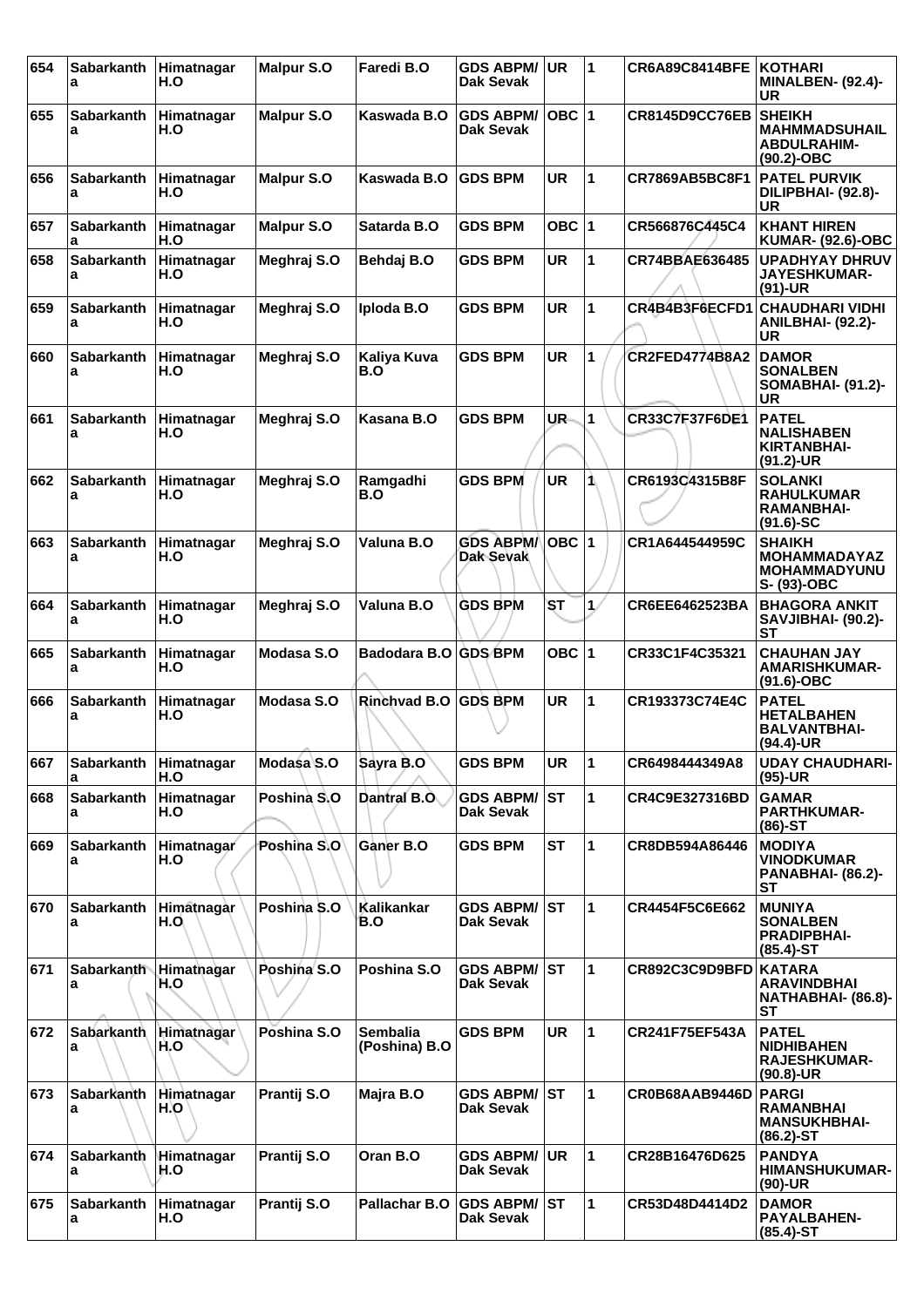| 654 | Sabarkantha | Himatnagar H.O | Malpur S.O | Faredi B.O | GDS ABPM/ Dak Sevak | UR | 1 | CR6A89C8414BFE | KOTHARI MINALBEN- (92.4)-UR |
|---|---|---|---|---|---|---|---|---|---|
| 655 | Sabarkantha | Himatnagar H.O | Malpur S.O | Kaswada B.O | GDS ABPM/ Dak Sevak | OBC | 1 | CR8145D9CC76EB | SHEIKH MAHMMADSUHAIL ABDULRAHIM- (90.2)-OBC |
| 656 | Sabarkantha | Himatnagar H.O | Malpur S.O | Kaswada B.O | GDS BPM | UR | 1 | CR7869AB5BC8F1 | PATEL PURVIK DILIPBHAI- (92.8)-UR |
| 657 | Sabarkantha | Himatnagar H.O | Malpur S.O | Satarda B.O | GDS BPM | OBC | 1 | CR566876C445C4 | KHANT HIREN KUMAR- (92.6)-OBC |
| 658 | Sabarkantha | Himatnagar H.O | Meghraj S.O | Behdaj B.O | GDS BPM | UR | 1 | CR74BBAE636485 | UPADHYAY DHRUV JAYESHKUMAR- (91)-UR |
| 659 | Sabarkantha | Himatnagar H.O | Meghraj S.O | Iploda B.O | GDS BPM | UR | 1 | CR4B4B3F6ECFD1 | CHAUDHARI VIDHI ANILBHAI- (92.2)-UR |
| 660 | Sabarkantha | Himatnagar H.O | Meghraj S.O | Kaliya Kuva B.O | GDS BPM | UR | 1 | CR2FED4774B8A2 | DAMOR SONALBEN SOMABHAI- (91.2)-UR |
| 661 | Sabarkantha | Himatnagar H.O | Meghraj S.O | Kasana B.O | GDS BPM | UR | 1 | CR33C7F37F6DE1 | PATEL NALISHABEN KIRTANBHAI- (91.2)-UR |
| 662 | Sabarkantha | Himatnagar H.O | Meghraj S.O | Ramgadhi B.O | GDS BPM | UR | 1 | CR6193C4315B8F | SOLANKI RAHULKUMAR RAMANBHAI- (91.6)-SC |
| 663 | Sabarkantha | Himatnagar H.O | Meghraj S.O | Valuna B.O | GDS ABPM/ Dak Sevak | OBC | 1 | CR1A644544959C | SHAIKH MOHAMMADAYAZ MOHAMMADYUNUS- (93)-OBC |
| 664 | Sabarkantha | Himatnagar H.O | Meghraj S.O | Valuna B.O | GDS BPM | ST | 1 | CR6EE6462523BA | BHAGORA ANKIT SAVJIBHAI- (90.2)-ST |
| 665 | Sabarkantha | Himatnagar H.O | Modasa S.O | Badodara B.O | GDS BPM | OBC | 1 | CR33C1F4C35321 | CHAUHAN JAY AMARISHKUMAR- (91.6)-OBC |
| 666 | Sabarkantha | Himatnagar H.O | Modasa S.O | Rinchvad B.O | GDS BPM | UR | 1 | CR193373C74E4C | PATEL HETALBAHEN BALVANTBHAI- (94.4)-UR |
| 667 | Sabarkantha | Himatnagar H.O | Modasa S.O | Sayra B.O | GDS BPM | UR | 1 | CR6498444349A8 | UDAY CHAUDHARI- (95)-UR |
| 668 | Sabarkantha | Himatnagar H.O | Poshina S.O | Dantral B.O | GDS ABPM/ Dak Sevak | ST | 1 | CR4C9E327316BD | GAMAR PARTHKUMAR- (86)-ST |
| 669 | Sabarkantha | Himatnagar H.O | Poshina S.O | Ganer B.O | GDS BPM | ST | 1 | CR8DB594A86446 | MODIYA VINODKUMAR PANABHAI- (86.2)-ST |
| 670 | Sabarkantha | Himatnagar H.O | Poshina S.O | Kalikankar B.O | GDS ABPM/ Dak Sevak | ST | 1 | CR4454F5C6E662 | MUNIYA SONALBEN PRADIPBHAI- (85.4)-ST |
| 671 | Sabarkantha | Himatnagar H.O | Poshina S.O | Poshina S.O | GDS ABPM/ Dak Sevak | ST | 1 | CR892C3C9D9BFD | KATARA ARAVINDBHAI NATHABHAI- (86.8)-ST |
| 672 | Sabarkantha | Himatnagar H.O | Poshina S.O | Sembalia (Poshina) B.O | GDS BPM | UR | 1 | CR241F75EF543A | PATEL NIDHIBAHEN RAJESHKUMAR- (90.8)-UR |
| 673 | Sabarkantha | Himatnagar H.O | Prantij S.O | Majra B.O | GDS ABPM/ Dak Sevak | ST | 1 | CR0B68AAB9446D | PARGI RAMANBHAI MANSUKHBHAI- (86.2)-ST |
| 674 | Sabarkantha | Himatnagar H.O | Prantij S.O | Oran B.O | GDS ABPM/ Dak Sevak | UR | 1 | CR28B16476D625 | PANDYA HIMANSHUKUMAR- (90)-UR |
| 675 | Sabarkantha | Himatnagar H.O | Prantij S.O | Pallachar B.O | GDS ABPM/ Dak Sevak | ST | 1 | CR53D48D4414D2 | DAMOR PAYALBAHEN- (85.4)-ST |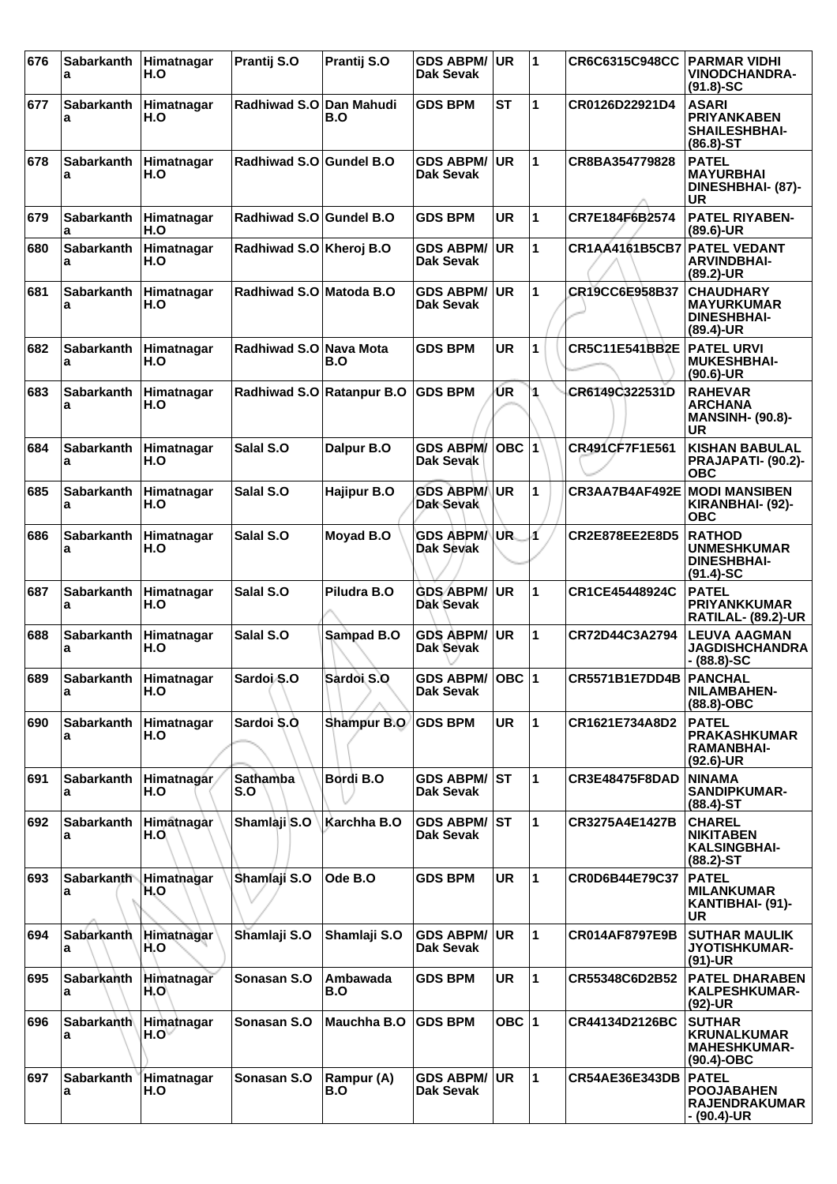| 676 | Sabarkantha | Himatnagar H.O | Prantij S.O | Prantij S.O | GDS ABPM/ Dak Sevak | UR | 1 | CR6C6315C948CC | PARMAR VIDHI VINODCHANDRA- (91.8)-SC |
|---|---|---|---|---|---|---|---|---|---|
| 677 | Sabarkantha | Himatnagar H.O | Radhiwad S.O | Dan Mahudi B.O | GDS BPM | ST | 1 | CR0126D22921D4 | ASARI PRIYANKABEN SHAILESHBHAI- (86.8)-ST |
| 678 | Sabarkantha | Himatnagar H.O | Radhiwad S.O | Gundel B.O | GDS ABPM/ Dak Sevak | UR | 1 | CR8BA354779828 | PATEL MAYURBHAI DINESHBHAI- (87)- UR |
| 679 | Sabarkantha | Himatnagar H.O | Radhiwad S.O | Gundel B.O | GDS BPM | UR | 1 | CR7E184F6B2574 | PATEL RIYABEN- (89.6)-UR |
| 680 | Sabarkantha | Himatnagar H.O | Radhiwad S.O | Kheroj B.O | GDS ABPM/ Dak Sevak | UR | 1 | CR1AA4161B5CB7 | PATEL VEDANT ARVINDBHAI- (89.2)-UR |
| 681 | Sabarkantha | Himatnagar H.O | Radhiwad S.O | Matoda B.O | GDS ABPM/ Dak Sevak | UR | 1 | CR19CC6E958B37 | CHAUDHARY MAYURKUMAR DINESHBHAI- (89.4)-UR |
| 682 | Sabarkantha | Himatnagar H.O | Radhiwad S.O | Nava Mota B.O | GDS BPM | UR | 1 | CR5C11E541BB2E | PATEL URVI MUKESHBHAI- (90.6)-UR |
| 683 | Sabarkantha | Himatnagar H.O | Radhiwad S.O | Ratanpur B.O | GDS BPM | UR | 1 | CR6149C322531D | RAHEVAR ARCHANA MANSINH- (90.8)- UR |
| 684 | Sabarkantha | Himatnagar H.O | Salal S.O | Dalpur B.O | GDS ABPM/ Dak Sevak | OBC | 1 | CR491CF7F1E561 | KISHAN BABULAL PRAJAPATI- (90.2)- OBC |
| 685 | Sabarkantha | Himatnagar H.O | Salal S.O | Hajipur B.O | GDS ABPM/ Dak Sevak | UR | 1 | CR3AA7B4AF492E | MODI MANSIBEN KIRANBHAI- (92)- OBC |
| 686 | Sabarkantha | Himatnagar H.O | Salal S.O | Moyad B.O | GDS ABPM/ Dak Sevak | UR | 1 | CR2E878EE2E8D5 | RATHOD UNMESHKUMAR DINESHBHAI- (91.4)-SC |
| 687 | Sabarkantha | Himatnagar H.O | Salal S.O | Piludra B.O | GDS ABPM/ Dak Sevak | UR | 1 | CR1CE45448924C | PATEL PRIYANKKUMAR RATILAL- (89.2)-UR |
| 688 | Sabarkantha | Himatnagar H.O | Salal S.O | Sampad B.O | GDS ABPM/ Dak Sevak | UR | 1 | CR72D44C3A2794 | LEUVA AAGMAN JAGDISHCHANDRA - (88.8)-SC |
| 689 | Sabarkantha | Himatnagar H.O | Sardoi S.O | Sardoi S.O | GDS ABPM/ Dak Sevak | OBC | 1 | CR5571B1E7DD4B | PANCHAL NILAMBAHEN- (88.8)-OBC |
| 690 | Sabarkantha | Himatnagar H.O | Sardoi S.O | Shampur B.O | GDS BPM | UR | 1 | CR1621E734A8D2 | PATEL PRAKASHKUMAR RAMANBHAI- (92.6)-UR |
| 691 | Sabarkantha | Himatnagar H.O | Sathamba S.O | Bordi B.O | GDS ABPM/ Dak Sevak | ST | 1 | CR3E48475F8DAD | NINAMA SANDIPKUMAR- (88.4)-ST |
| 692 | Sabarkantha | Himatnagar H.O | Shamlaji S.O | Karchha B.O | GDS ABPM/ Dak Sevak | ST | 1 | CR3275A4E1427B | CHAREL NIKITABEN KALSINGBHAI- (88.2)-ST |
| 693 | Sabarkantha | Himatnagar H.O | Shamlaji S.O | Ode B.O | GDS BPM | UR | 1 | CR0D6B44E79C37 | PATEL MILANKUMAR KANTIBHAI- (91)- UR |
| 694 | Sabarkantha | Himatnagar H.O | Shamlaji S.O | Shamlaji S.O | GDS ABPM/ Dak Sevak | UR | 1 | CR014AF8797E9B | SUTHAR MAULIK JYOTISHKUMAR- (91)-UR |
| 695 | Sabarkantha | Himatnagar H.O | Sonasan S.O | Ambawada B.O | GDS BPM | UR | 1 | CR55348C6D2B52 | PATEL DHARABEN KALPESHKUMAR- (92)-UR |
| 696 | Sabarkantha | Himatnagar H.O | Sonasan S.O | Mauchha B.O | GDS BPM | OBC | 1 | CR44134D2126BC | SUTHAR KRUNALKUMAR MAHESHKUMAR- (90.4)-OBC |
| 697 | Sabarkantha | Himatnagar H.O | Sonasan S.O | Rampur (A) B.O | GDS ABPM/ Dak Sevak | UR | 1 | CR54AE36E343DB | PATEL POOJABAHEN RAJENDRAKUMAR - (90.4)-UR |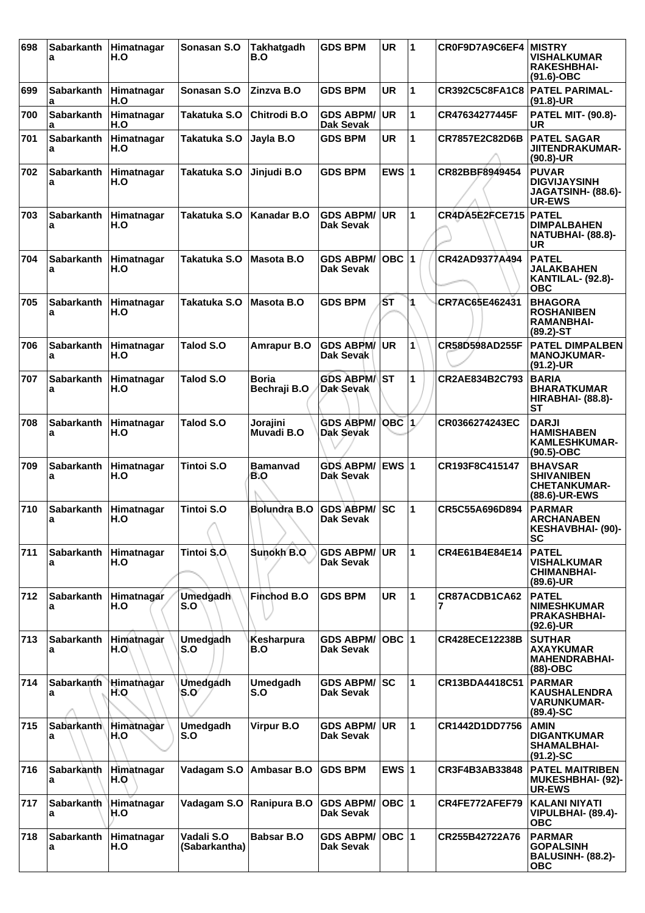| 698 | Sabarkantha | Himatnagar H.O | Sonasan S.O | Takhatgadh B.O | GDS BPM | UR | 1 | CR0F9D7A9C6EF4 | MISTRY VISHALKUMAR RAKESHBHAI- (91.6)-OBC |
|---|---|---|---|---|---|---|---|---|---|
| 699 | Sabarkantha | Himatnagar H.O | Sonasan S.O | Zinzva B.O | GDS BPM | UR | 1 | CR392C5C8FA1C8 | PATEL PARIMAL- (91.8)-UR |
| 700 | Sabarkantha | Himatnagar H.O | Takatuka S.O | Chitrodi B.O | GDS ABPM/ Dak Sevak | UR | 1 | CR47634277445F | PATEL MIT- (90.8)-UR |
| 701 | Sabarkantha | Himatnagar H.O | Takatuka S.O | Jayla B.O | GDS BPM | UR | 1 | CR7857E2C82D6B | PATEL SAGAR JIITENDRAKUMAR- (90.8)-UR |
| 702 | Sabarkantha | Himatnagar H.O | Takatuka S.O | Jinjudi B.O | GDS BPM | EWS | 1 | CR82BBF8949454 | PUVAR DIGVIJAYSINH JAGATSINH- (88.6)-UR-EWS |
| 703 | Sabarkantha | Himatnagar H.O | Takatuka S.O | Kanadar B.O | GDS ABPM/ Dak Sevak | UR | 1 | CR4DA5E2FCE715 | PATEL DIMPALBAHEN NATUBHAI- (88.8)-UR |
| 704 | Sabarkantha | Himatnagar H.O | Takatuka S.O | Masota B.O | GDS ABPM/ Dak Sevak | OBC | 1 | CR42AD9377A494 | PATEL JALAKBAHEN KANTILAL- (92.8)-OBC |
| 705 | Sabarkantha | Himatnagar H.O | Takatuka S.O | Masota B.O | GDS BPM | ST | 1 | CR7AC65E462431 | BHAGORA ROSHANIBEN RAMANBHAI- (89.2)-ST |
| 706 | Sabarkantha | Himatnagar H.O | Talod S.O | Amrapur B.O | GDS ABPM/ Dak Sevak | UR | 1 | CR58D598AD255F | PATEL DIMPALBEN MANOJKUMAR- (91.2)-UR |
| 707 | Sabarkantha | Himatnagar H.O | Talod S.O | Boria Bechraji B.O | GDS ABPM/ Dak Sevak | ST | 1 | CR2AE834B2C793 | BARIA BHARATKUMAR HIRABHAI- (88.8)-ST |
| 708 | Sabarkantha | Himatnagar H.O | Talod S.O | Jorajini Muvadi B.O | GDS ABPM/ Dak Sevak | OBC | 1 | CR0366274243EC | DARJI HAMISHABEN KAMLESHKUMAR- (90.5)-OBC |
| 709 | Sabarkantha | Himatnagar H.O | Tintoi S.O | Bamanvad B.O | GDS ABPM/ Dak Sevak | EWS | 1 | CR193F8C415147 | BHAVSAR SHIVANIBEN CHETANKUMAR- (88.6)-UR-EWS |
| 710 | Sabarkantha | Himatnagar H.O | Tintoi S.O | Bolundra B.O | GDS ABPM/ Dak Sevak | SC | 1 | CR5C55A696D894 | PARMAR ARCHANABEN KESHAVBHAI- (90)-SC |
| 711 | Sabarkantha | Himatnagar H.O | Tintoi S.O | Sunokh B.O | GDS ABPM/ Dak Sevak | UR | 1 | CR4E61B4E84E14 | PATEL VISHALKUMAR CHIMANBHAI- (89.6)-UR |
| 712 | Sabarkantha | Himatnagar H.O | Umedgadh S.O | Finchod B.O | GDS BPM | UR | 1 | CR87ACDB1CA627 | PATEL NIMESHKUMAR PRAKASHBHAI- (92.6)-UR |
| 713 | Sabarkantha | Himatnagar H.O | Umedgadh S.O | Kesharpura B.O | GDS ABPM/ Dak Sevak | OBC | 1 | CR428ECE12238B | SUTHAR AXAYKUMAR MAHENDRABHAI- (88)-OBC |
| 714 | Sabarkantha | Himatnagar H.O | Umedgadh S.O | Umedgadh S.O | GDS ABPM/ Dak Sevak | SC | 1 | CR13BDA4418C51 | PARMAR KAUSHALENDRA VARUNKUMAR- (89.4)-SC |
| 715 | Sabarkantha | Himatnagar H.O | Umedgadh S.O | Virpur B.O | GDS ABPM/ Dak Sevak | UR | 1 | CR1442D1DD7756 | AMIN DIGANTKUMAR SHAMALBHAI- (91.2)-SC |
| 716 | Sabarkantha | Himatnagar H.O | Vadagam S.O | Ambasar B.O | GDS BPM | EWS | 1 | CR3F4B3AB33848 | PATEL MAITRIBEN MUKESHBHAI- (92)-UR-EWS |
| 717 | Sabarkantha | Himatnagar H.O | Vadagam S.O | Ranipura B.O | GDS ABPM/ Dak Sevak | OBC | 1 | CR4FE772AFEF79 | KALANI NIYATI VIPULBHAI- (89.4)-OBC |
| 718 | Sabarkantha | Himatnagar H.O | Vadali S.O (Sabarkantha) | Babsar B.O | GDS ABPM/ Dak Sevak | OBC | 1 | CR255B42722A76 | PARMAR GOPALSINH BALUSINH- (88.2)-OBC |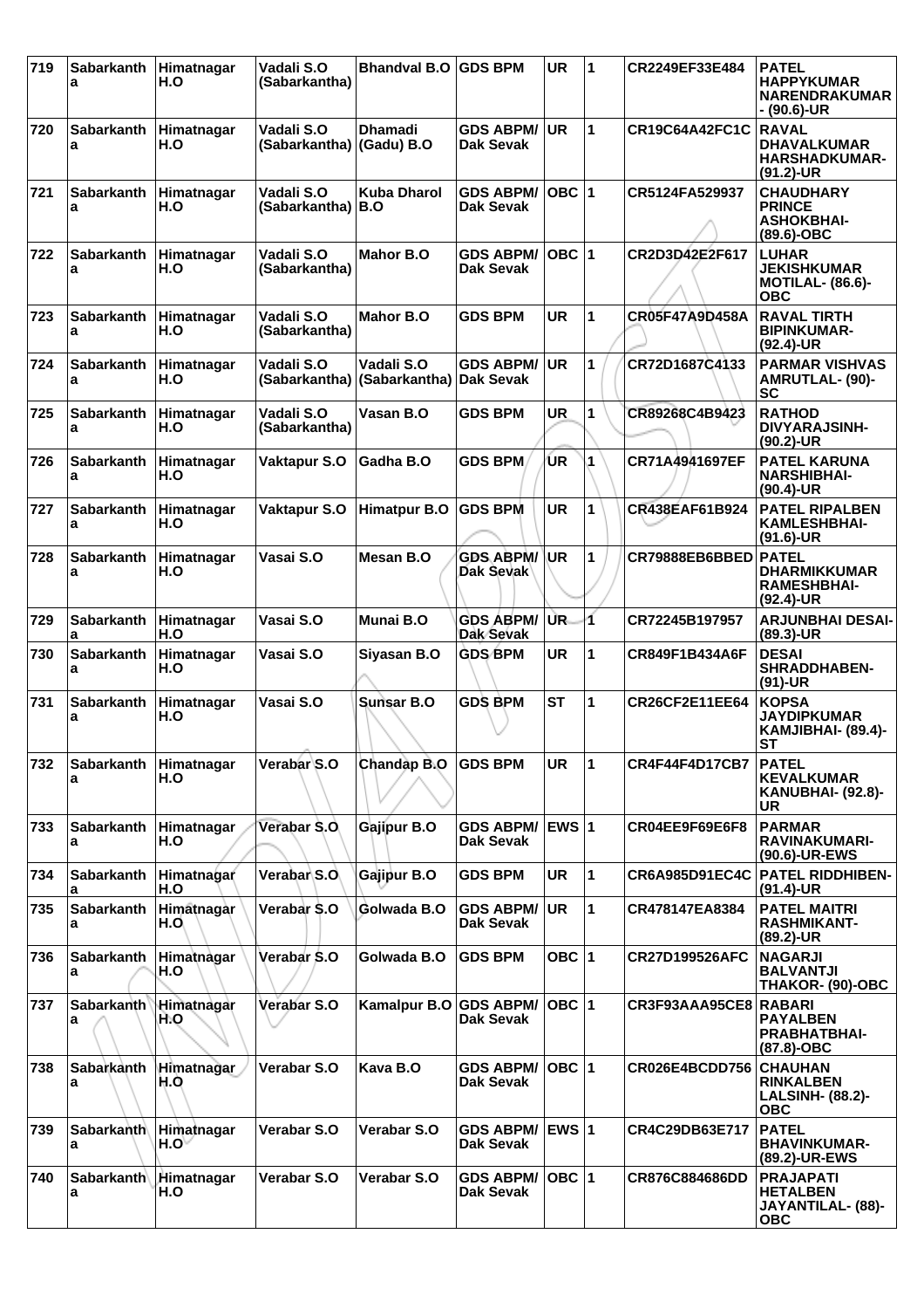| 719 | Sabarkantha | Himatnagar H.O | Vadali S.O (Sabarkantha) | Bhandval B.O | GDS BPM | UR | 1 | CR2249EF33E484 | PATEL HAPPYKUMAR NARENDRAKUMAR - (90.6)-UR |
|---|---|---|---|---|---|---|---|---|---|
| 720 | Sabarkantha | Himatnagar H.O | Vadali S.O (Sabarkantha) | Dhamadi (Gadu) B.O | GDS ABPM/ Dak Sevak | UR | 1 | CR19C64A42FC1C | RAVAL DHAVALKUMAR HARSHADKUMAR- (91.2)-UR |
| 721 | Sabarkantha | Himatnagar H.O | Vadali S.O (Sabarkantha) | Kuba Dharol B.O | GDS ABPM/ Dak Sevak | OBC | 1 | CR5124FA529937 | CHAUDHARY PRINCE ASHOKBHAI- (89.6)-OBC |
| 722 | Sabarkantha | Himatnagar H.O | Vadali S.O (Sabarkantha) | Mahor B.O | GDS ABPM/ Dak Sevak | OBC | 1 | CR2D3D42E2F617 | LUHAR JEKISHKUMAR MOTILAL- (86.6)-OBC |
| 723 | Sabarkantha | Himatnagar H.O | Vadali S.O (Sabarkantha) | Mahor B.O | GDS BPM | UR | 1 | CR05F47A9D458A | RAVAL TIRTH BIPINKUMAR- (92.4)-UR |
| 724 | Sabarkantha | Himatnagar H.O | Vadali S.O (Sabarkantha) | Vadali S.O (Sabarkantha) | GDS ABPM/ Dak Sevak | UR | 1 | CR72D1687C4133 | PARMAR VISHVAS AMRUTLAL- (90)-SC |
| 725 | Sabarkantha | Himatnagar H.O | Vadali S.O (Sabarkantha) | Vasan B.O | GDS BPM | UR | 1 | CR89268C4B9423 | RATHOD DIVYARAJSINH- (90.2)-UR |
| 726 | Sabarkantha | Himatnagar H.O | Vaktapur S.O | Gadha B.O | GDS BPM | UR | 1 | CR71A4941697EF | PATEL KARUNA NARSHIBHAI- (90.4)-UR |
| 727 | Sabarkantha | Himatnagar H.O | Vaktapur S.O | Himatpur B.O | GDS BPM | UR | 1 | CR438EAF61B924 | PATEL RIPALBEN KAMLESHBHAI- (91.6)-UR |
| 728 | Sabarkantha | Himatnagar H.O | Vasai S.O | Mesan B.O | GDS ABPM/ Dak Sevak | UR | 1 | CR79888EB6BBED | PATEL DHARMIKKUMAR RAMESHBHAI- (92.4)-UR |
| 729 | Sabarkantha | Himatnagar H.O | Vasai S.O | Munai B.O | GDS ABPM/ Dak Sevak | UR | 1 | CR72245B197957 | ARJUNBHAI DESAI- (89.3)-UR |
| 730 | Sabarkantha | Himatnagar H.O | Vasai S.O | Siyasan B.O | GDS BPM | UR | 1 | CR849F1B434A6F | DESAI SHRADDHABEN- (91)-UR |
| 731 | Sabarkantha | Himatnagar H.O | Vasai S.O | Sunsar B.O | GDS BPM | ST | 1 | CR26CF2E11EE64 | KOPSA JAYDIPKUMAR KAMJIBHAI- (89.4)-ST |
| 732 | Sabarkantha | Himatnagar H.O | Verabar S.O | Chandap B.O | GDS BPM | UR | 1 | CR4F44F4D17CB7 | PATEL KEVALKUMAR KANUBHAI- (92.8)-UR |
| 733 | Sabarkantha | Himatnagar H.O | Verabar S.O | Gajipur B.O | GDS ABPM/ Dak Sevak | EWS | 1 | CR04EE9F69E6F8 | PARMAR RAVINAKUMARI- (90.6)-UR-EWS |
| 734 | Sabarkantha | Himatnagar H.O | Verabar S.O | Gajipur B.O | GDS BPM | UR | 1 | CR6A985D91EC4C | PATEL RIDDHIBEN- (91.4)-UR |
| 735 | Sabarkantha | Himatnagar H.O | Verabar S.O | Golwada B.O | GDS ABPM/ Dak Sevak | UR | 1 | CR478147EA8384 | PATEL MAITRI RASHMIKANT- (89.2)-UR |
| 736 | Sabarkantha | Himatnagar H.O | Verabar S.O | Golwada B.O | GDS BPM | OBC | 1 | CR27D199526AFC | NAGARJI BALVANTJI THAKOR- (90)-OBC |
| 737 | Sabarkantha | Himatnagar H.O | Verabar S.O | Kamalpur B.O | GDS ABPM/ Dak Sevak | OBC | 1 | CR3F93AAA95CE8 | RABARI PAYALBEN PRABHATBHAI- (87.8)-OBC |
| 738 | Sabarkantha | Himatnagar H.O | Verabar S.O | Kava B.O | GDS ABPM/ Dak Sevak | OBC | 1 | CR026E4BCDD756 | CHAUHAN RINKALBEN LALSINH- (88.2)-OBC |
| 739 | Sabarkantha | Himatnagar H.O | Verabar S.O | Verabar S.O | GDS ABPM/ Dak Sevak | EWS | 1 | CR4C29DB63E717 | PATEL BHAVINKUMAR- (89.2)-UR-EWS |
| 740 | Sabarkantha | Himatnagar H.O | Verabar S.O | Verabar S.O | GDS ABPM/ Dak Sevak | OBC | 1 | CR876C884686DD | PRAJAPATI HETALBEN JAYANTILAL- (88)-OBC |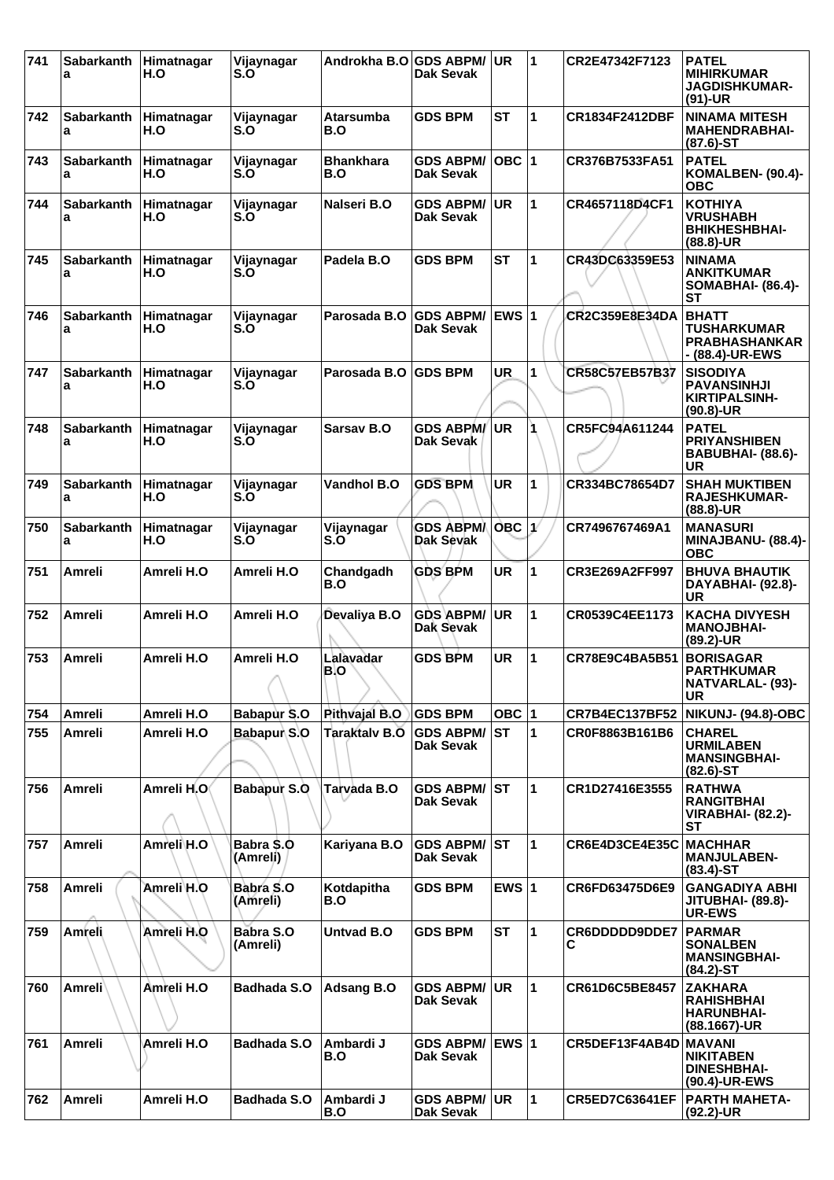| 741 | Sabarkantha | Himatnagar H.O | Vijaynagar S.O | Androkha B.O | GDS ABPM/ Dak Sevak | UR | 1 | CR2E47342F7123 | PATEL MIHIRKUMAR JAGDISHKUMAR- (91)-UR |
|---|---|---|---|---|---|---|---|---|---|
| 742 | Sabarkantha | Himatnagar H.O | Vijaynagar S.O | Atarsumba B.O | GDS BPM | ST | 1 | CR1834F2412DBF | NINAMA MITESH MAHENDRABHAI- (87.6)-ST |
| 743 | Sabarkantha | Himatnagar H.O | Vijaynagar S.O | Bhankhara B.O | GDS ABPM/ Dak Sevak | OBC | 1 | CR376B7533FA51 | PATEL KOMALBEN- (90.4)- OBC |
| 744 | Sabarkantha | Himatnagar H.O | Vijaynagar S.O | Nalseri B.O | GDS ABPM/ Dak Sevak | UR | 1 | CR4657118D4CF1 | KOTHIYA VRUSHABH BHIKHESHBHAI- (88.8)-UR |
| 745 | Sabarkantha | Himatnagar H.O | Vijaynagar S.O | Padela B.O | GDS BPM | ST | 1 | CR43DC63359E53 | NINAMA ANKITKUMAR SOMABHAI- (86.4)- ST |
| 746 | Sabarkantha | Himatnagar H.O | Vijaynagar S.O | Parosada B.O | GDS ABPM/ Dak Sevak | EWS | 1 | CR2C359E8E34DA | BHATT TUSHARKUMAR PRABHASHANKAR - (88.4)-UR-EWS |
| 747 | Sabarkantha | Himatnagar H.O | Vijaynagar S.O | Parosada B.O | GDS BPM | UR | 1 | CR58C57EB57B37 | SISODIYA PAVANSINHJI KIRTIPALSINH- (90.8)-UR |
| 748 | Sabarkantha | Himatnagar H.O | Vijaynagar S.O | Sarsav B.O | GDS ABPM/ Dak Sevak | UR | 1 | CR5FC94A611244 | PATEL PRIYANSHIBEN BABUBHAI- (88.6)- UR |
| 749 | Sabarkantha | Himatnagar H.O | Vijaynagar S.O | Vandhol B.O | GDS BPM | UR | 1 | CR334BC78654D7 | SHAH MUKTIBEN RAJESHKUMAR- (88.8)-UR |
| 750 | Sabarkantha | Himatnagar H.O | Vijaynagar S.O | Vijaynagar S.O | GDS ABPM/ Dak Sevak | OBC | 1 | CR7496767469A1 | MANASURI MINAJBANU- (88.4)- OBC |
| 751 | Amreli | Amreli H.O | Amreli H.O | Chandgadh B.O | GDS BPM | UR | 1 | CR3E269A2FF997 | BHUVA BHAUTIK DAYABHAI- (92.8)- UR |
| 752 | Amreli | Amreli H.O | Amreli H.O | Devaliya B.O | GDS ABPM/ Dak Sevak | UR | 1 | CR0539C4EE1173 | KACHA DIVYESH MANOJBHAI- (89.2)-UR |
| 753 | Amreli | Amreli H.O | Amreli H.O | Lalavadar B.O | GDS BPM | UR | 1 | CR78E9C4BA5B51 | BORISAGAR PARTHKUMAR NATVARLAL- (93)- UR |
| 754 | Amreli | Amreli H.O | Babapur S.O | Pithvajal B.O | GDS BPM | OBC | 1 | CR7B4EC137BF52 | NIKUNJ- (94.8)-OBC |
| 755 | Amreli | Amreli H.O | Babapur S.O | Taraktalv B.O | GDS ABPM/ Dak Sevak | ST | 1 | CR0F8863B161B6 | CHAREL URMILABEN MANSINGBHAI- (82.6)-ST |
| 756 | Amreli | Amreli H.O | Babapur S.O | Tarvada B.O | GDS ABPM/ Dak Sevak | ST | 1 | CR1D27416E3555 | RATHWA RANGITBHAI VIRABHAI- (82.2)- ST |
| 757 | Amreli | Amreli H.O | Babra S.O (Amreli) | Kariyana B.O | GDS ABPM/ Dak Sevak | ST | 1 | CR6E4D3CE4E35C | MACHHAR MANJULABEN- (83.4)-ST |
| 758 | Amreli | Amreli H.O | Babra S.O (Amreli) | Kotdapitha B.O | GDS BPM | EWS | 1 | CR6FD63475D6E9 | GANGADIYA ABHI JITUBHAI- (89.8)- UR-EWS |
| 759 | Amreli | Amreli H.O | Babra S.O (Amreli) | Untvad B.O | GDS BPM | ST | 1 | CR6DDDDD9DDE7C | PARMAR SONALBEN MANSINGBHAI- (84.2)-ST |
| 760 | Amreli | Amreli H.O | Badhada S.O | Adsang B.O | GDS ABPM/ Dak Sevak | UR | 1 | CR61D6C5BE8457 | ZAKHARA RAHISHBHAI HARUNBHAI- (88.1667)-UR |
| 761 | Amreli | Amreli H.O | Badhada S.O | Ambardi J B.O | GDS ABPM/ Dak Sevak | EWS | 1 | CR5DEF13F4AB4D | MAVANI NIKITABEN DINESHBHAI- (90.4)-UR-EWS |
| 762 | Amreli | Amreli H.O | Badhada S.O | Ambardi J B.O | GDS ABPM/ Dak Sevak | UR | 1 | CR5ED7C63641EF | PARTH MAHETA- (92.2)-UR |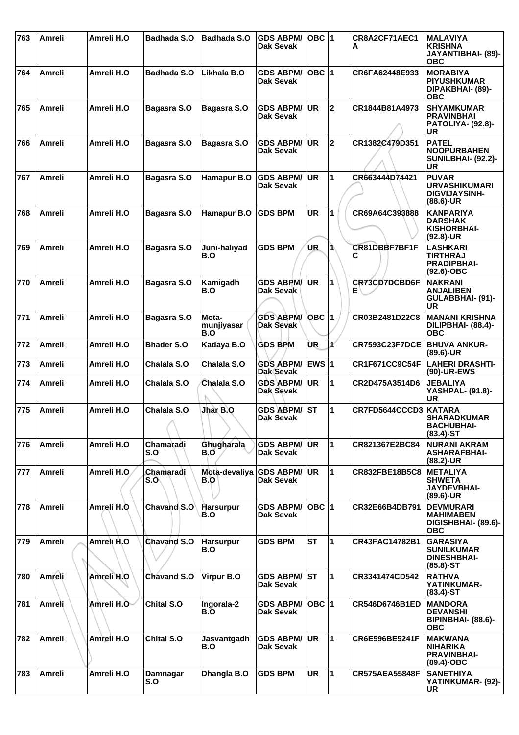| 763 | Amreli | Amreli H.O | Badhada S.O | Badhada S.O | GDS ABPM/ Dak Sevak | OBC | 1 | CR8A2CF71AEC1A | MALAVIYA KRISHNA JAYANTIBHAI- (89)-OBC |
|---|---|---|---|---|---|---|---|---|---|
| 764 | Amreli | Amreli H.O | Badhada S.O | Likhala B.O | GDS ABPM/ Dak Sevak | OBC | 1 | CR6FA62448E933 | MORABIYA PIYUSHKUMAR DIPAKBHAI- (89)-OBC |
| 765 | Amreli | Amreli H.O | Bagasra S.O | Bagasra S.O | GDS ABPM/ Dak Sevak | UR | 2 | CR1844B81A4973 | SHYAMKUMAR PRAVINBHAI PATOLIYA- (92.8)-UR |
| 766 | Amreli | Amreli H.O | Bagasra S.O | Bagasra S.O | GDS ABPM/ Dak Sevak | UR | 2 | CR1382C479D351 | PATEL NOOPURBAHEN SUNILBHAI- (92.2)-UR |
| 767 | Amreli | Amreli H.O | Bagasra S.O | Hamapur B.O | GDS ABPM/ Dak Sevak | UR | 1 | CR663444D74421 | PUVAR URVASHIKUMARI DIGVIJAYSINH-(88.6)-UR |
| 768 | Amreli | Amreli H.O | Bagasra S.O | Hamapur B.O | GDS BPM | UR | 1 | CR69A64C393888 | KANPARIYA DARSHAK KISHORBHAI-(92.8)-UR |
| 769 | Amreli | Amreli H.O | Bagasra S.O | Juni-haliyad B.O | GDS BPM | UR | 1 | CR81DBBF7BF1FC | LASHKARI TIRTHRAJ PRADIPBHAI-(92.6)-OBC |
| 770 | Amreli | Amreli H.O | Bagasra S.O | Kamigadh B.O | GDS ABPM/ Dak Sevak | UR | 1 | CR73CD7DCBD6FE | NAKRANI ANJALIBEN GULABBHAI- (91)-UR |
| 771 | Amreli | Amreli H.O | Bagasra S.O | Mota-munjiyasar B.O | GDS ABPM/ Dak Sevak | OBC | 1 | CR03B2481D22C8 | MANANI KRISHNA DILIPBHAI- (88.4)-OBC |
| 772 | Amreli | Amreli H.O | Bhader S.O | Kadaya B.O | GDS BPM | UR | 1 | CR7593C23F7DCE | BHUVA ANKUR-(89.6)-UR |
| 773 | Amreli | Amreli H.O | Chalala S.O | Chalala S.O | GDS ABPM/ Dak Sevak | EWS | 1 | CR1F671CC9C54F | LAHERI DRASHTI-(90)-UR-EWS |
| 774 | Amreli | Amreli H.O | Chalala S.O | Chalala S.O | GDS ABPM/ Dak Sevak | UR | 1 | CR2D475A3514D6 | JEBALIYA YASHPAL- (91.8)-UR |
| 775 | Amreli | Amreli H.O | Chalala S.O | Jhar B.O | GDS ABPM/ Dak Sevak | ST | 1 | CR7FD5644CCCD3 | KATARA SHARADKUMAR BACHUBHAI-(83.4)-ST |
| 776 | Amreli | Amreli H.O | Chamaradi S.O | Ghugharala B.O | GDS ABPM/ Dak Sevak | UR | 1 | CR821367E2BC84 | NURANI AKRAM ASHARAFBHAI-(88.2)-UR |
| 777 | Amreli | Amreli H.O | Chamaradi S.O | Mota-devaliya B.O | GDS ABPM/ Dak Sevak | UR | 1 | CR832FBE18B5C8 | METALIYA SHWETA JAYDEVBHAI-(89.6)-UR |
| 778 | Amreli | Amreli H.O | Chavand S.O | Harsurpur B.O | GDS ABPM/ Dak Sevak | OBC | 1 | CR32E66B4DB791 | DEVMURARI MAHIMABEN DIGISHBHAI- (89.6)-OBC |
| 779 | Amreli | Amreli H.O | Chavand S.O | Harsurpur B.O | GDS BPM | ST | 1 | CR43FAC14782B1 | GARASIYA SUNILKUMAR DINESHBHAI-(85.8)-ST |
| 780 | Amreli | Amreli H.O | Chavand S.O | Virpur B.O | GDS ABPM/ Dak Sevak | ST | 1 | CR3341474CD542 | RATHVA YATINKUMAR-(83.4)-ST |
| 781 | Amreli | Amreli H.O | Chital S.O | Ingorala-2 B.O | GDS ABPM/ Dak Sevak | OBC | 1 | CR546D6746B1ED | MANDORA DEVANSHI BIPINBHAI- (88.6)-OBC |
| 782 | Amreli | Amreli H.O | Chital S.O | Jasvantgadh B.O | GDS ABPM/ Dak Sevak | UR | 1 | CR6E596BE5241F | MAKWANA NIHARIKA PRAVINBHAI-(89.4)-OBC |
| 783 | Amreli | Amreli H.O | Damnagar S.O | Dhangla B.O | GDS BPM | UR | 1 | CR575AEA55848F | SANETHIYA YATINKUMAR- (92)-UR |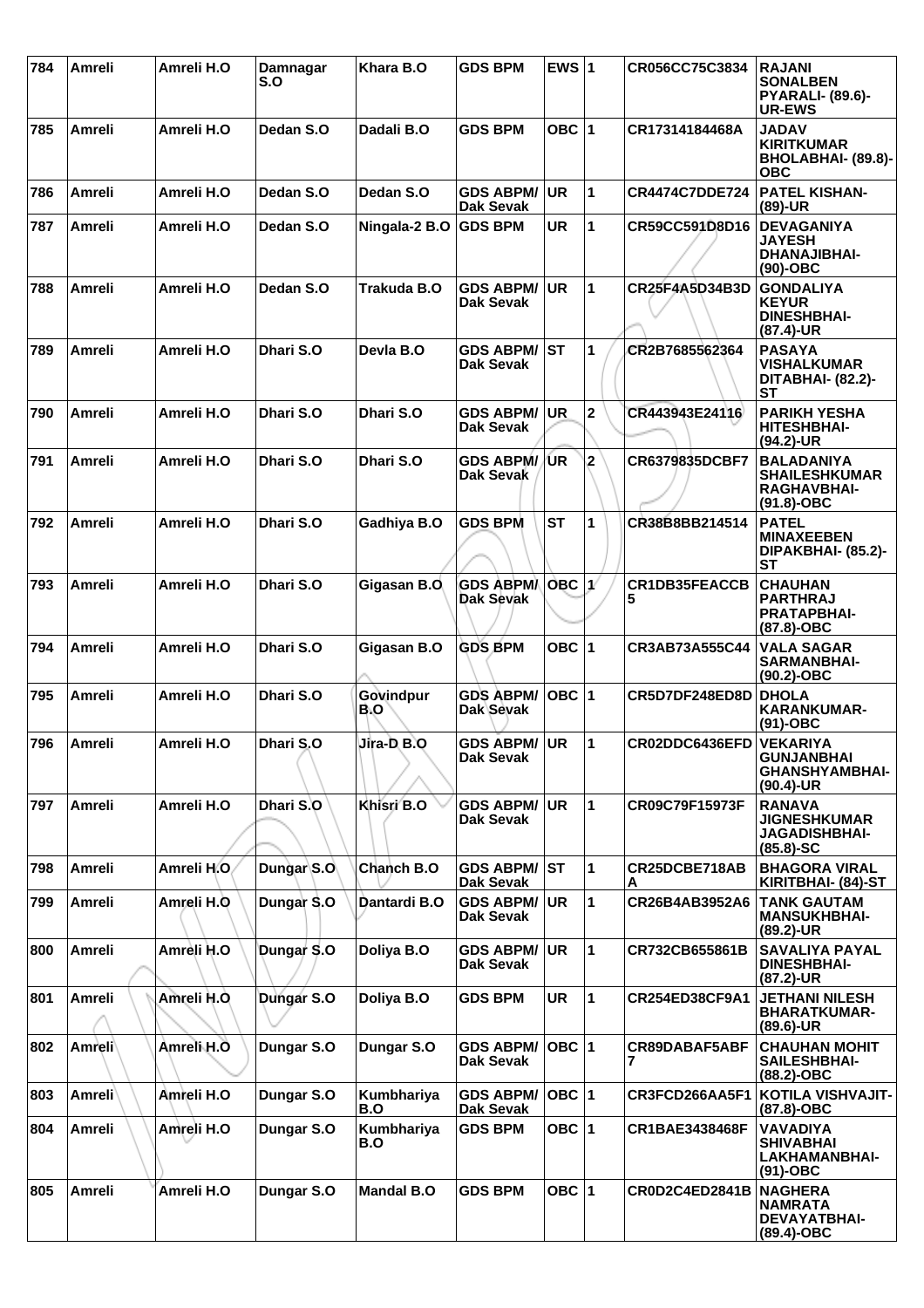| 784 | Amreli | Amreli H.O | Damnagar S.O | Khara B.O | GDS BPM | EWS | 1 | CR056CC75C3834 | RAJANI SONALBEN PYARALI- (89.6)-UR-EWS |
|---|---|---|---|---|---|---|---|---|---|
| 785 | Amreli | Amreli H.O | Dedan S.O | Dadali B.O | GDS BPM | OBC | 1 | CR17314184468A | JADAV KIRITKUMAR BHOLABHAI- (89.8)-OBC |
| 786 | Amreli | Amreli H.O | Dedan S.O | Dedan S.O | GDS ABPM/ Dak Sevak | UR | 1 | CR4474C7DDE724 | PATEL KISHAN- (89)-UR |
| 787 | Amreli | Amreli H.O | Dedan S.O | Ningala-2 B.O | GDS BPM | UR | 1 | CR59CC591D8D16 | DEVAGANIYA JAYESH DHANAJIBHAI- (90)-OBC |
| 788 | Amreli | Amreli H.O | Dedan S.O | Trakuda B.O | GDS ABPM/ Dak Sevak | UR | 1 | CR25F4A5D34B3D | GONDALIYA KEYUR DINESHBHAI- (87.4)-UR |
| 789 | Amreli | Amreli H.O | Dhari S.O | Devla B.O | GDS ABPM/ Dak Sevak | ST | 1 | CR2B7685562364 | PASAYA VISHALKUMAR DITABHAI- (82.2)-ST |
| 790 | Amreli | Amreli H.O | Dhari S.O | Dhari S.O | GDS ABPM/ Dak Sevak | UR | 2 | CR443943E24116 | PARIKH YESHA HITESHBHAI- (94.2)-UR |
| 791 | Amreli | Amreli H.O | Dhari S.O | Dhari S.O | GDS ABPM/ Dak Sevak | UR | 2 | CR6379835DCBF7 | BALADANIYA SHAILESHKUMAR RAGHAVBHAI- (91.8)-OBC |
| 792 | Amreli | Amreli H.O | Dhari S.O | Gadhiya B.O | GDS BPM | ST | 1 | CR38B8BB214514 | PATEL MINAXEEBEN DIPAKBHAI- (85.2)-ST |
| 793 | Amreli | Amreli H.O | Dhari S.O | Gigasan B.O | GDS ABPM/ Dak Sevak | OBC | 1 | CR1DB35FEACCB5 | CHAUHAN PARTHRAJ PRATAPBHAI- (87.8)-OBC |
| 794 | Amreli | Amreli H.O | Dhari S.O | Gigasan B.O | GDS BPM | OBC | 1 | CR3AB73A555C44 | VALA SAGAR SARMANBHAI- (90.2)-OBC |
| 795 | Amreli | Amreli H.O | Dhari S.O | Govindpur B.O | GDS ABPM/ Dak Sevak | OBC | 1 | CR5D7DF248ED8D | DHOLA KARANKUMAR- (91)-OBC |
| 796 | Amreli | Amreli H.O | Dhari S.O | Jira-D B.O | GDS ABPM/ Dak Sevak | UR | 1 | CR02DDC6436EFD | VEKARIYA GUNJANBHAI GHANSHYAMBHAI- (90.4)-UR |
| 797 | Amreli | Amreli H.O | Dhari S.O | Khisri B.O | GDS ABPM/ Dak Sevak | UR | 1 | CR09C79F15973F | RANAVA JIGNESHKUMAR JAGADISHBHAI- (85.8)-SC |
| 798 | Amreli | Amreli H.O | Dungar S.O | Chanch B.O | GDS ABPM/ Dak Sevak | ST | 1 | CR25DCBE718ABA | BHAGORA VIRAL KIRITBHAI- (84)-ST |
| 799 | Amreli | Amreli H.O | Dungar S.O | Dantardi B.O | GDS ABPM/ Dak Sevak | UR | 1 | CR26B4AB3952A6 | TANK GAUTAM MANSUKHBHAI- (89.2)-UR |
| 800 | Amreli | Amreli H.O | Dungar S.O | Doliya B.O | GDS ABPM/ Dak Sevak | UR | 1 | CR732CB655861B | SAVALIYA PAYAL DINESHBHAI- (87.2)-UR |
| 801 | Amreli | Amreli H.O | Dungar S.O | Doliya B.O | GDS BPM | UR | 1 | CR254ED38CF9A1 | JETHANI NILESH BHARATKUMAR- (89.6)-UR |
| 802 | Amreli | Amreli H.O | Dungar S.O | Dungar S.O | GDS ABPM/ Dak Sevak | OBC | 1 | CR89DABAF5ABF7 | CHAUHAN MOHIT SAILESHBHAI- (88.2)-OBC |
| 803 | Amreli | Amreli H.O | Dungar S.O | Kumbhariya B.O | GDS ABPM/ Dak Sevak | OBC | 1 | CR3FCD266AA5F1 | KOTILA VISHVAJIT- (87.8)-OBC |
| 804 | Amreli | Amreli H.O | Dungar S.O | Kumbhariya B.O | GDS BPM | OBC | 1 | CR1BAE3438468F | VAVADIYA SHIVABHAI LAKHAMANBHAI- (91)-OBC |
| 805 | Amreli | Amreli H.O | Dungar S.O | Mandal B.O | GDS BPM | OBC | 1 | CR0D2C4ED2841B | NAGHERA NAMRATA DEVAYATBHAI- (89.4)-OBC |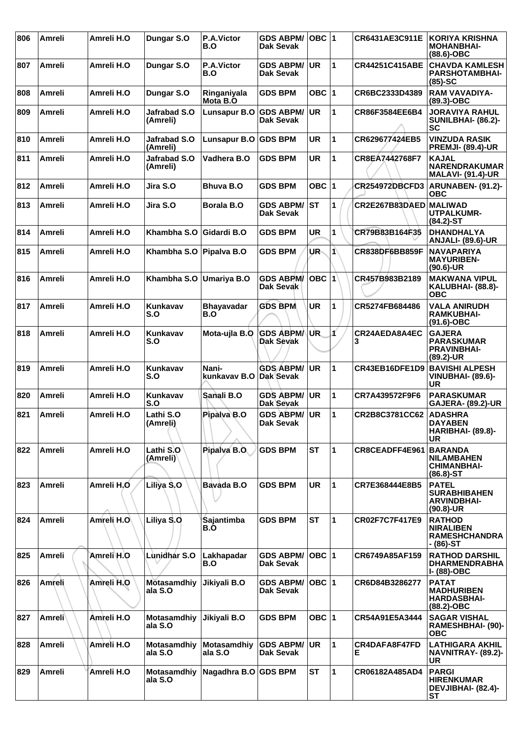| 806 | Amreli | Amreli H.O | Dungar S.O | P.A.Victor B.O | GDS ABPM/ Dak Sevak | OBC | 1 | CR6431AE3C911E | KORIYA KRISHNA MOHANBHAI- (88.6)-OBC |
|---|---|---|---|---|---|---|---|---|---|
| 807 | Amreli | Amreli H.O | Dungar S.O | P.A.Victor B.O | GDS ABPM/ Dak Sevak | UR | 1 | CR44251C415ABE | CHAVDA KAMLESH PARSHOTAMBHAI- (85)-SC |
| 808 | Amreli | Amreli H.O | Dungar S.O | Ringaniyala Mota B.O | GDS BPM | OBC | 1 | CR6BC2333D4389 | RAM VAVADIYA- (89.3)-OBC |
| 809 | Amreli | Amreli H.O | Jafrabad S.O (Amreli) | Lunsapur B.O | GDS ABPM/ Dak Sevak | UR | 1 | CR86F3584EE6B4 | JORAVIYA RAHUL SUNILBHAI- (86.2)-SC |
| 810 | Amreli | Amreli H.O | Jafrabad S.O (Amreli) | Lunsapur B.O | GDS BPM | UR | 1 | CR629677424EB5 | VINZUDA RASIK PREMJI- (89.4)-UR |
| 811 | Amreli | Amreli H.O | Jafrabad S.O (Amreli) | Vadhera B.O | GDS BPM | UR | 1 | CR8EA7442768F7 | KAJAL NARENDRAKUMAR MALAVI- (91.4)-UR |
| 812 | Amreli | Amreli H.O | Jira S.O | Bhuva B.O | GDS BPM | OBC | 1 | CR254972DBCFD3 | ARUNABEN- (91.2)-OBC |
| 813 | Amreli | Amreli H.O | Jira S.O | Borala B.O | GDS ABPM/ Dak Sevak | ST | 1 | CR2E267B83DAED | MALIWAD UTPALKUMR- (84.2)-ST |
| 814 | Amreli | Amreli H.O | Khambha S.O | Gidardi B.O | GDS BPM | UR | 1 | CR79B83B164F35 | DHANDHALYA ANJALI- (89.6)-UR |
| 815 | Amreli | Amreli H.O | Khambha S.O | Pipalva B.O | GDS BPM | UR | 1 | CR838DF6BB859F | NAVAPARIYA MAYURIBEN- (90.6)-UR |
| 816 | Amreli | Amreli H.O | Khambha S.O | Umariya B.O | GDS ABPM/ Dak Sevak | OBC | 1 | CR457B983B2189 | MAKWANA VIPUL KALUBHAI- (88.8)-OBC |
| 817 | Amreli | Amreli H.O | Kunkavav S.O | Bhayavadar B.O | GDS BPM | UR | 1 | CR5274FB684486 | VALA ANIRUDH RAMKUBHAI- (91.6)-OBC |
| 818 | Amreli | Amreli H.O | Kunkavav S.O | Mota-ujla B.O | GDS ABPM/ Dak Sevak | UR | 1 | CR24AEDA8A4EC3 | GAJERA PARASKUMAR PRAVINBHAI- (89.2)-UR |
| 819 | Amreli | Amreli H.O | Kunkavav S.O | Nani-kunkavav B.O | GDS ABPM/ Dak Sevak | UR | 1 | CR43EB16DFE1D9 | BAVISHI ALPESH VINUBHAI- (89.6)-UR |
| 820 | Amreli | Amreli H.O | Kunkavav S.O | Sanali B.O | GDS ABPM/ Dak Sevak | UR | 1 | CR7A439572F9F6 | PARASKUMAR GAJERA- (89.2)-UR |
| 821 | Amreli | Amreli H.O | Lathi S.O (Amreli) | Pipalva B.O | GDS ABPM/ Dak Sevak | UR | 1 | CR2B8C3781CC62 | ADASHRA DAYABEN HARIBHAI- (89.8)-UR |
| 822 | Amreli | Amreli H.O | Lathi S.O (Amreli) | Pipalva B.O | GDS BPM | ST | 1 | CR8CEADFF4E961 | BARANDA NILAMBAHEN CHIMANBHAI- (86.8)-ST |
| 823 | Amreli | Amreli H.O | Liliya S.O | Bavada B.O | GDS BPM | UR | 1 | CR7E368444E8B5 | PATEL SURABHIBAHEN ARVINDBHAI- (90.8)-UR |
| 824 | Amreli | Amreli H.O | Liliya S.O | Sajantimba B.O | GDS BPM | ST | 1 | CR02F7C7F417E9 | RATHOD NIRALIBEN RAMESHCHANDRA - (86)-ST |
| 825 | Amreli | Amreli H.O | Lunidhar S.O | Lakhapadar B.O | GDS ABPM/ Dak Sevak | OBC | 1 | CR6749A85AF159 | RATHOD DARSHIL DHARMENDRABHA I- (88)-OBC |
| 826 | Amreli | Amreli H.O | Motasamdhiyala S.O | Jikiyali B.O | GDS ABPM/ Dak Sevak | OBC | 1 | CR6D84B3286277 | PATAT MADHURIBEN HARDASBHAI- (88.2)-OBC |
| 827 | Amreli | Amreli H.O | Motasamdhiyala S.O | Jikiyali B.O | GDS BPM | OBC | 1 | CR54A91E5A3444 | SAGAR VISHAL RAMESHBHAI- (90)-OBC |
| 828 | Amreli | Amreli H.O | Motasamdhiyala S.O | Motasamdhiyala S.O | GDS ABPM/ Dak Sevak | UR | 1 | CR4DAFA8F47FDE | LATHIGARA AKHIL NAVNITRAY- (89.2)-UR |
| 829 | Amreli | Amreli H.O | Motasamdhiyala S.O | Nagadhra B.O | GDS BPM | ST | 1 | CR06182A485AD4 | PARGI HIRENKUMAR DEVJIBHAI- (82.4)-ST |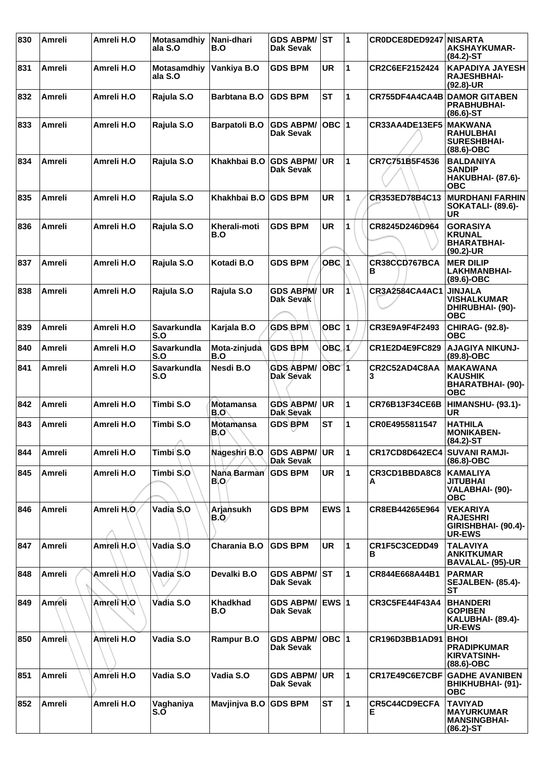| 830 | Amreli | Amreli H.O | Motasamdhiyala S.O | Nani-dhari B.O | GDS ABPM/ Dak Sevak | ST | 1 | CR0DCE8DED9247 | NISARTA AKSHAYKUMAR- (84.2)-ST |
|---|---|---|---|---|---|---|---|---|---|
| 831 | Amreli | Amreli H.O | Motasamdhiyala S.O | Vankiya B.O | GDS BPM | UR | 1 | CR2C6EF2152424 | KAPADIYA JAYESH RAJESHBHAI- (92.8)-UR |
| 832 | Amreli | Amreli H.O | Rajula S.O | Barbtana B.O | GDS BPM | ST | 1 | CR755DF4A4CA4B | DAMOR GITABEN PRABHUBHAI- (86.6)-ST |
| 833 | Amreli | Amreli H.O | Rajula S.O | Barpatoli B.O | GDS ABPM/ Dak Sevak | OBC | 1 | CR33AA4DE13EF5 | MAKWANA RAHULBHAI SURESHBHAI- (88.6)-OBC |
| 834 | Amreli | Amreli H.O | Rajula S.O | Khakhbai B.O | GDS ABPM/ Dak Sevak | UR | 1 | CR7C751B5F4536 | BALDANIYA SANDIP HAKUBHAI- (87.6)- OBC |
| 835 | Amreli | Amreli H.O | Rajula S.O | Khakhbai B.O | GDS BPM | UR | 1 | CR353ED78B4C13 | MURDHANI FARHIN SOKATALI- (89.6)- UR |
| 836 | Amreli | Amreli H.O | Rajula S.O | Kherali-moti B.O | GDS BPM | UR | 1 | CR8245D246D964 | GORASIYA KRUNAL BHARATBHAI- (90.2)-UR |
| 837 | Amreli | Amreli H.O | Rajula S.O | Kotadi B.O | GDS BPM | OBC | 1 | CR38CCD767BCAB | MER DILIP LAKHMANBHAI- (89.6)-OBC |
| 838 | Amreli | Amreli H.O | Rajula S.O | Rajula S.O | GDS ABPM/ Dak Sevak | UR | 1 | CR3A2584CA4AC1 | JINJALA VISHALKUMAR DHIRUBHAI- (90)- OBC |
| 839 | Amreli | Amreli H.O | Savarkundla S.O | Karjala B.O | GDS BPM | OBC | 1 | CR3E9A9F4F2493 | CHIRAG- (92.8)- OBC |
| 840 | Amreli | Amreli H.O | Savarkundla S.O | Mota-zinjuda B.O | GDS BPM | OBC | 1 | CR1E2D4E9FC829 | AJAGIYA NIKUNJ- (89.8)-OBC |
| 841 | Amreli | Amreli H.O | Savarkundla S.O | Nesdi B.O | GDS ABPM/ Dak Sevak | OBC | 1 | CR2C52AD4C8AA3 | MAKAWANA KAUSHIK BHARATBHAI- (90)- OBC |
| 842 | Amreli | Amreli H.O | Timbi S.O | Motamansa B.O | GDS ABPM/ Dak Sevak | UR | 1 | CR76B13F34CE6B | HIMANSHU- (93.1)- UR |
| 843 | Amreli | Amreli H.O | Timbi S.O | Motamansa B.O | GDS BPM | ST | 1 | CR0E4955811547 | HATHILA MONIKABEN- (84.2)-ST |
| 844 | Amreli | Amreli H.O | Timbi S.O | Nageshri B.O | GDS ABPM/ Dak Sevak | UR | 1 | CR17CD8D642EC4 | SUVANI RAMJI- (86.8)-OBC |
| 845 | Amreli | Amreli H.O | Timbi S.O | Nana Barman B.O | GDS BPM | UR | 1 | CR3CD1BBDA8C8A | KAMALIYA JITUBHAI VALABHAI- (90)- OBC |
| 846 | Amreli | Amreli H.O | Vadia S.O | Arjansukh B.O | GDS BPM | EWS | 1 | CR8EB44265E964 | VEKARIYA RAJESHRI GIRISHBHAI- (90.4)- UR-EWS |
| 847 | Amreli | Amreli H.O | Vadia S.O | Charania B.O | GDS BPM | UR | 1 | CR1F5C3CEDD49B | TALAVIYA ANKITKUMAR BAVALAL- (95)-UR |
| 848 | Amreli | Amreli H.O | Vadia S.O | Devalki B.O | GDS ABPM/ Dak Sevak | ST | 1 | CR844E668A44B1 | PARMAR SEJALBEN- (85.4)- ST |
| 849 | Amreli | Amreli H.O | Vadia S.O | Khadkhad B.O | GDS ABPM/ Dak Sevak | EWS | 1 | CR3C5FE44F43A4 | BHANDERI GOPIBEN KALUBHAI- (89.4)- UR-EWS |
| 850 | Amreli | Amreli H.O | Vadia S.O | Rampur B.O | GDS ABPM/ Dak Sevak | OBC | 1 | CR196D3BB1AD91 | BHOI PRADIPKUMAR KIRVATSINH- (88.6)-OBC |
| 851 | Amreli | Amreli H.O | Vadia S.O | Vadia S.O | GDS ABPM/ Dak Sevak | UR | 1 | CR17E49C6E7CBF | GADHE AVANIBEN BHIKHUBHAI- (91)- OBC |
| 852 | Amreli | Amreli H.O | Vaghaniya S.O | Mavjinjva B.O | GDS BPM | ST | 1 | CR5C44CD9ECFAE | TAVIYAD MAYURKUMAR MANSINGBHAI- (86.2)-ST |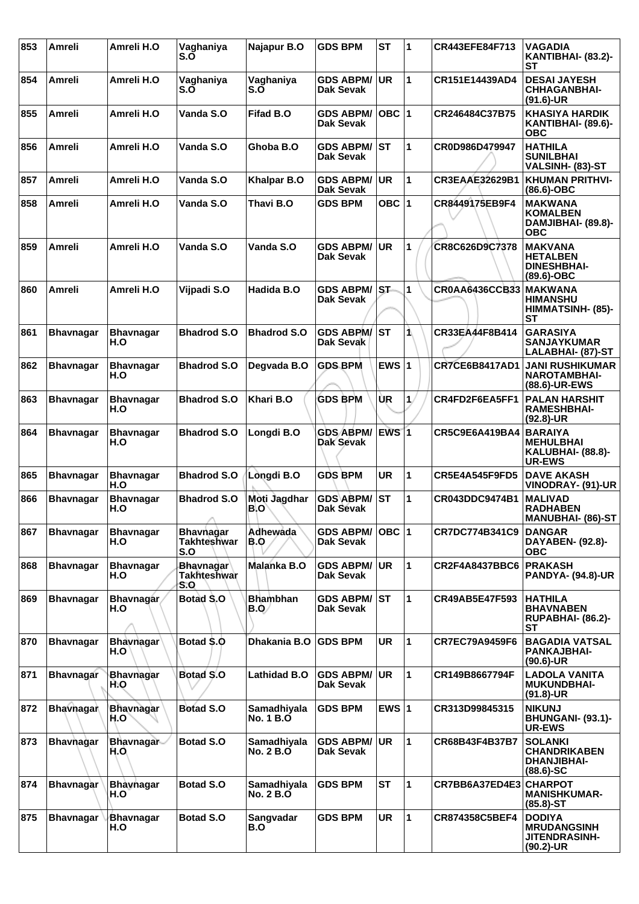| 853 | Amreli | Amreli H.O | Vaghaniya S.O | Najapur B.O | GDS BPM | ST | 1 | CR443EFE84F713 | VAGADIA KANTIBHAI- (83.2)-ST |
|---|---|---|---|---|---|---|---|---|---|
| 854 | Amreli | Amreli H.O | Vaghaniya S.O | Vaghaniya S.O | GDS ABPM/ Dak Sevak | UR | 1 | CR151E14439AD4 | DESAI JAYESH CHHAGANBHAI- (91.6)-UR |
| 855 | Amreli | Amreli H.O | Vanda S.O | Fifad B.O | GDS ABPM/ Dak Sevak | OBC | 1 | CR246484C37B75 | KHASIYA HARDIK KANTIBHAI- (89.6)-OBC |
| 856 | Amreli | Amreli H.O | Vanda S.O | Ghoba B.O | GDS ABPM/ Dak Sevak | ST | 1 | CR0D986D479947 | HATHILA SUNILBHAI VALSINH- (83)-ST |
| 857 | Amreli | Amreli H.O | Vanda S.O | Khalpar B.O | GDS ABPM/ Dak Sevak | UR | 1 | CR3EAAE32629B1 | KHUMAN PRITHVI- (86.6)-OBC |
| 858 | Amreli | Amreli H.O | Vanda S.O | Thavi B.O | GDS BPM | OBC | 1 | CR8449175EB9F4 | MAKWANA KOMALBEN DAMJIBHAI- (89.8)-OBC |
| 859 | Amreli | Amreli H.O | Vanda S.O | Vanda S.O | GDS ABPM/ Dak Sevak | UR | 1 | CR8C626D9C7378 | MAKVANA HETALBEN DINESHBHAI- (89.6)-OBC |
| 860 | Amreli | Amreli H.O | Vijpadi S.O | Hadida B.O | GDS ABPM/ Dak Sevak | ST | 1 | CR0AA6436CCB33 | MAKWANA HIMANSHU HIMMATSINH- (85)-ST |
| 861 | Bhavnagar | Bhavnagar H.O | Bhadrod S.O | Bhadrod S.O | GDS ABPM/ Dak Sevak | ST | 1 | CR33EA44F8B414 | GARASIYA SANJAYKUMAR LALABHAI- (87)-ST |
| 862 | Bhavnagar | Bhavnagar H.O | Bhadrod S.O | Degvada B.O | GDS BPM | EWS | 1 | CR7CE6B8417AD1 | JANI RUSHIKUMAR NAROTAMBHAI- (88.6)-UR-EWS |
| 863 | Bhavnagar | Bhavnagar H.O | Bhadrod S.O | Khari B.O | GDS BPM | UR | 1 | CR4FD2F6EA5FF1 | PALAN HARSHIT RAMESHBHAI- (92.8)-UR |
| 864 | Bhavnagar | Bhavnagar H.O | Bhadrod S.O | Longdi B.O | GDS ABPM/ Dak Sevak | EWS | 1 | CR5C9E6A419BA4 | BARAIYA MEHULBHAI KALUBHAI- (88.8)-UR-EWS |
| 865 | Bhavnagar | Bhavnagar H.O | Bhadrod S.O | Longdi B.O | GDS BPM | UR | 1 | CR5E4A545F9FD5 | DAVE AKASH VINODRAY- (91)-UR |
| 866 | Bhavnagar | Bhavnagar H.O | Bhadrod S.O | Moti Jagdhar B.O | GDS ABPM/ Dak Sevak | ST | 1 | CR043DDC9474B1 | MALIVAD RADHABEN MANUBHAI- (86)-ST |
| 867 | Bhavnagar | Bhavnagar H.O | Bhavnagar Takhteshwar S.O | Adhewada B.O | GDS ABPM/ Dak Sevak | OBC | 1 | CR7DC774B341C9 | DANGAR DAYABEN- (92.8)-OBC |
| 868 | Bhavnagar | Bhavnagar H.O | Bhavnagar Takhteshwar S.O | Malanka B.O | GDS ABPM/ Dak Sevak | UR | 1 | CR2F4A8437BBC6 | PRAKASH PANDYA- (94.8)-UR |
| 869 | Bhavnagar | Bhavnagar H.O | Botad S.O | Bhambhan B.O | GDS ABPM/ Dak Sevak | ST | 1 | CR49AB5E47F593 | HATHILA BHAVNABEN RUPABHAI- (86.2)-ST |
| 870 | Bhavnagar | Bhavnagar H.O | Botad S.O | Dhakania B.O | GDS BPM | UR | 1 | CR7EC79A9459F6 | BAGADIA VATSAL PANKAJBHAI- (90.6)-UR |
| 871 | Bhavnagar | Bhavnagar H.O | Botad S.O | Lathidad B.O | GDS ABPM/ Dak Sevak | UR | 1 | CR149B8667794F | LADOLA VANITA MUKUNDBHAI- (91.8)-UR |
| 872 | Bhavnagar | Bhavnagar H.O | Botad S.O | Samadhiyala No. 1 B.O | GDS BPM | EWS | 1 | CR313D99845315 | NIKUNJ BHUNGANI- (93.1)-UR-EWS |
| 873 | Bhavnagar | Bhavnagar H.O | Botad S.O | Samadhiyala No. 2 B.O | GDS ABPM/ Dak Sevak | UR | 1 | CR68B43F4B37B7 | SOLANKI CHANDRIKABEN DHANJIBHAI- (88.6)-SC |
| 874 | Bhavnagar | Bhavnagar H.O | Botad S.O | Samadhiyala No. 2 B.O | GDS BPM | ST | 1 | CR7BB6A37ED4E3 | CHARPOT MANISHKUMAR- (85.8)-ST |
| 875 | Bhavnagar | Bhavnagar H.O | Botad S.O | Sangvadar B.O | GDS BPM | UR | 1 | CR874358C5BEF4 | DODIYA MRUDANGSINH JITENDRASINH- (90.2)-UR |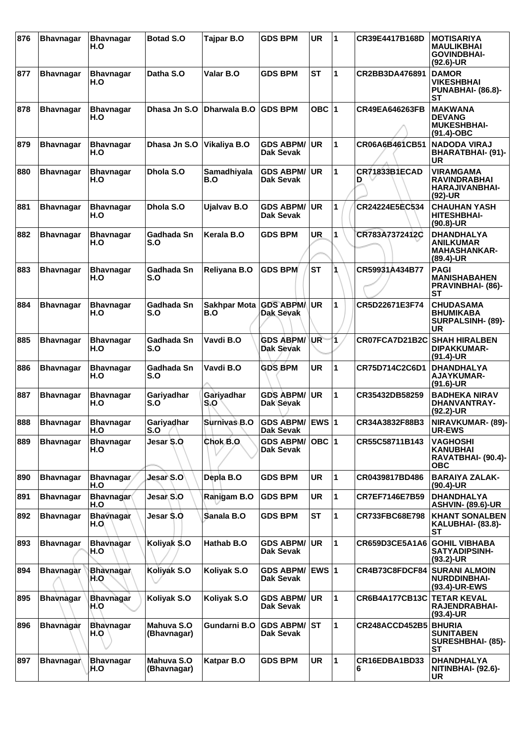| 876 | Bhavnagar | Bhavnagar H.O | Botad S.O | Tajpar B.O | GDS BPM | UR | 1 | CR39E4417B168D | MOTISARIYA MAULIKBHAI GOVINDBHAI- (92.6)-UR |
|---|---|---|---|---|---|---|---|---|---|
| 877 | Bhavnagar | Bhavnagar H.O | Datha S.O | Valar B.O | GDS BPM | ST | 1 | CR2BB3DA476891 | DAMOR VIKESHBHAI PUNABHAI- (86.8)-ST |
| 878 | Bhavnagar | Bhavnagar H.O | Dhasa Jn S.O | Dharwala B.O | GDS BPM | OBC | 1 | CR49EA646263FB | MAKWANA DEVANG MUKESHBHAI- (91.4)-OBC |
| 879 | Bhavnagar | Bhavnagar H.O | Dhasa Jn S.O | Vikaliya B.O | GDS ABPM/ Dak Sevak | UR | 1 | CR06A6B461CB51 | NADODA VIRAJ BHARATBHAI- (91)-UR |
| 880 | Bhavnagar | Bhavnagar H.O | Dhola S.O | Samadhiyala B.O | GDS ABPM/ Dak Sevak | UR | 1 | CR71833B1ECAD D | VIRAMGAMA RAVINDRABHAI HARAJIVANBHAI- (92)-UR |
| 881 | Bhavnagar | Bhavnagar H.O | Dhola S.O | Ujalvav B.O | GDS ABPM/ Dak Sevak | UR | 1 | CR24224E5EC534 | CHAUHAN YASH HITESHBHAI- (90.8)-UR |
| 882 | Bhavnagar | Bhavnagar H.O | Gadhada Sn S.O | Kerala B.O | GDS BPM | UR | 1 | CR783A7372412C | DHANDHALYA ANILKUMAR MAHASHANKAR- (89.4)-UR |
| 883 | Bhavnagar | Bhavnagar H.O | Gadhada Sn S.O | Reliyana B.O | GDS BPM | ST | 1 | CR59931A434B77 | PAGI MANISHABAHEN PRAVINBHAI- (86)-ST |
| 884 | Bhavnagar | Bhavnagar H.O | Gadhada Sn S.O | Sakhpar Mota B.O | GDS ABPM/ Dak Sevak | UR | 1 | CR5D22671E3F74 | CHUDASAMA BHUMIKABA SURPALSINH- (89)-UR |
| 885 | Bhavnagar | Bhavnagar H.O | Gadhada Sn S.O | Vavdi B.O | GDS ABPM/ Dak Sevak | UR | 1 | CR07FCA7D21B2C | SHAH HIRALBEN DIPAKKUMAR- (91.4)-UR |
| 886 | Bhavnagar | Bhavnagar H.O | Gadhada Sn S.O | Vavdi B.O | GDS BPM | UR | 1 | CR75D714C2C6D1 | DHANDHALYA AJAYKUMAR- (91.6)-UR |
| 887 | Bhavnagar | Bhavnagar H.O | Gariyadhar S.O | Gariyadhar S.O | GDS ABPM/ Dak Sevak | UR | 1 | CR35432DB58259 | BADHEKA NIRAV DHANVANTRAY- (92.2)-UR |
| 888 | Bhavnagar | Bhavnagar H.O | Gariyadhar S.O | Surnivas B.O | GDS ABPM/ Dak Sevak | EWS | 1 | CR34A3832F88B3 | NIRAVKUMAR- (89)-UR-EWS |
| 889 | Bhavnagar | Bhavnagar H.O | Jesar S.O | Chok B.O | GDS ABPM/ Dak Sevak | OBC | 1 | CR55C58711B143 | VAGHOSHI KANUBHAI RAVATBHAI- (90.4)-OBC |
| 890 | Bhavnagar | Bhavnagar H.O | Jesar S.O | Depla B.O | GDS BPM | UR | 1 | CR0439817BD486 | BARAIYA ZALAK- (90.4)-UR |
| 891 | Bhavnagar | Bhavnagar H.O | Jesar S.O | Ranigam B.O | GDS BPM | UR | 1 | CR7EF7146E7B59 | DHANDHALYA ASHVIN- (89.6)-UR |
| 892 | Bhavnagar | Bhavnagar H.O | Jesar S.O | Sanala B.O | GDS BPM | ST | 1 | CR733FBC68E798 | KHANT SONALBEN KALUBHAI- (83.8)-ST |
| 893 | Bhavnagar | Bhavnagar H.O | Koliyak S.O | Hathab B.O | GDS ABPM/ Dak Sevak | UR | 1 | CR659D3CE5A1A6 | GOHIL VIBHABA SATYADIPSINH- (93.2)-UR |
| 894 | Bhavnagar | Bhavnagar H.O | Koliyak S.O | Koliyak S.O | GDS ABPM/ Dak Sevak | EWS | 1 | CR4B73C8FDCF84 | SURANI ALMOIN NURDDINBHAI- (93.4)-UR-EWS |
| 895 | Bhavnagar | Bhavnagar H.O | Koliyak S.O | Koliyak S.O | GDS ABPM/ Dak Sevak | UR | 1 | CR6B4A177CB13C | TETAR KEVAL RAJENDRABHAI- (93.4)-UR |
| 896 | Bhavnagar | Bhavnagar H.O | Mahuva S.O (Bhavnagar) | Gundarni B.O | GDS ABPM/ Dak Sevak | ST | 1 | CR248ACCD452B5 | BHURIA SUNITABEN SURESHBHAI- (85)-ST |
| 897 | Bhavnagar | Bhavnagar H.O | Mahuva S.O (Bhavnagar) | Katpar B.O | GDS BPM | UR | 1 | CR16EDBA1BD33 6 | DHANDHALYA NITINBHAI- (92.6)-UR |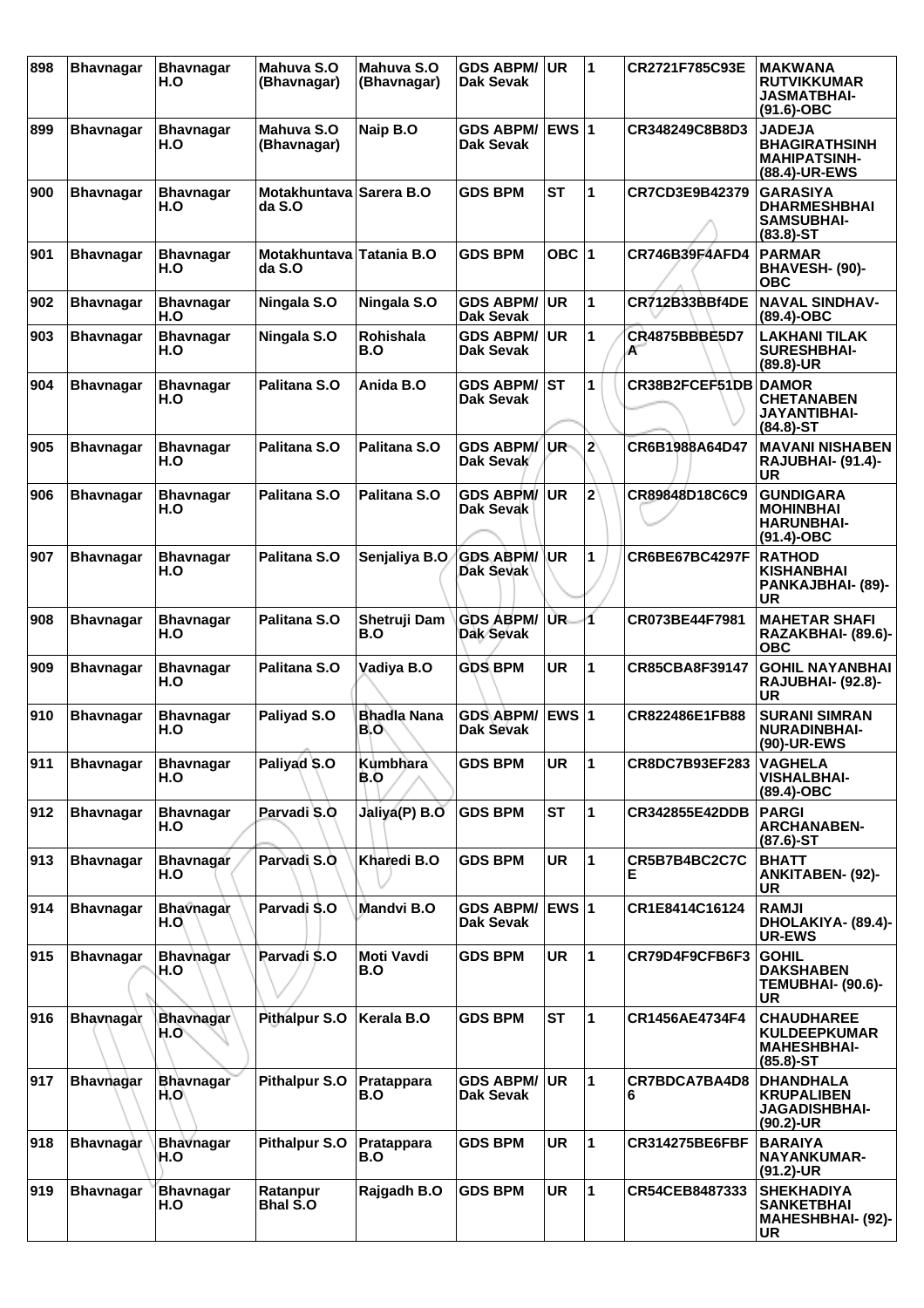| 898 | Bhavnagar | Bhavnagar H.O | Mahuva S.O (Bhavnagar) | Mahuva S.O (Bhavnagar) | GDS ABPM/ Dak Sevak | UR | 1 | CR2721F785C93E | MAKWANA RUTVIKKUMAR JASMATBHAI- (91.6)-OBC |
|---|---|---|---|---|---|---|---|---|---|
| 899 | Bhavnagar | Bhavnagar H.O | Mahuva S.O (Bhavnagar) | Naip B.O | GDS ABPM/ Dak Sevak | EWS | 1 | CR348249C8B8D3 | JADEJA BHAGIRATHSINH MAHIPATSINH- (88.4)-UR-EWS |
| 900 | Bhavnagar | Bhavnagar H.O | Motakhuntava da S.O | Sarera B.O | GDS BPM | ST | 1 | CR7CD3E9B42379 | GARASIYA DHARMESHBHAI SAMSUBHAI- (83.8)-ST |
| 901 | Bhavnagar | Bhavnagar H.O | Motakhuntava da S.O | Tatania B.O | GDS BPM | OBC | 1 | CR746B39F4AFD4 | PARMAR BHAVESH- (90)- OBC |
| 902 | Bhavnagar | Bhavnagar H.O | Ningala S.O | Ningala S.O | GDS ABPM/ Dak Sevak | UR | 1 | CR712B33BBf4DE | NAVAL SINDHAV- (89.4)-OBC |
| 903 | Bhavnagar | Bhavnagar H.O | Ningala S.O | Rohishala B.O | GDS ABPM/ Dak Sevak | UR | 1 | CR4875BBBE5D7 A | LAKHANI TILAK SURESHBHAI- (89.8)-UR |
| 904 | Bhavnagar | Bhavnagar H.O | Palitana S.O | Anida B.O | GDS ABPM/ Dak Sevak | ST | 1 | CR38B2FCEF51DB | DAMOR CHETANABEN JAYANTIBHAI- (84.8)-ST |
| 905 | Bhavnagar | Bhavnagar H.O | Palitana S.O | Palitana S.O | GDS ABPM/ Dak Sevak | UR | 2 | CR6B1988A64D47 | MAVANI NISHABEN RAJUBHAI- (91.4)- UR |
| 906 | Bhavnagar | Bhavnagar H.O | Palitana S.O | Palitana S.O | GDS ABPM/ Dak Sevak | UR | 2 | CR89848D18C6C9 | GUNDIGARA MOHINBHAI HARUNBHAI- (91.4)-OBC |
| 907 | Bhavnagar | Bhavnagar H.O | Palitana S.O | Senjaliya B.O | GDS ABPM/ Dak Sevak | UR | 1 | CR6BE67BC4297F | RATHOD KISHANBHAI PANKAJBHAI- (89)- UR |
| 908 | Bhavnagar | Bhavnagar H.O | Palitana S.O | Shetruji Dam B.O | GDS ABPM/ Dak Sevak | UR | 1 | CR073BE44F7981 | MAHETAR SHAFI RAZAKBHAI- (89.6)- OBC |
| 909 | Bhavnagar | Bhavnagar H.O | Palitana S.O | Vadiya B.O | GDS BPM | UR | 1 | CR85CBA8F39147 | GOHIL NAYANBHAI RAJUBHAI- (92.8)- UR |
| 910 | Bhavnagar | Bhavnagar H.O | Paliyad S.O | Bhadla Nana B.O | GDS ABPM/ Dak Sevak | EWS | 1 | CR822486E1FB88 | SURANI SIMRAN NURADINBHAI- (90)-UR-EWS |
| 911 | Bhavnagar | Bhavnagar H.O | Paliyad S.O | Kumbhara B.O | GDS BPM | UR | 1 | CR8DC7B93EF283 | VAGHELA VISHALBHAI- (89.4)-OBC |
| 912 | Bhavnagar | Bhavnagar H.O | Parvadi S.O | Jaliya(P) B.O | GDS BPM | ST | 1 | CR342855E42DDB | PARGI ARCHANABEN- (87.6)-ST |
| 913 | Bhavnagar | Bhavnagar H.O | Parvadi S.O | Kharedi B.O | GDS BPM | UR | 1 | CR5B7B4BC2C7C E | BHATT ANKITABEN- (92)- UR |
| 914 | Bhavnagar | Bhavnagar H.O | Parvadi S.O | Mandvi B.O | GDS ABPM/ Dak Sevak | EWS | 1 | CR1E8414C16124 | RAMJI DHOLAKIYA- (89.4)- UR-EWS |
| 915 | Bhavnagar | Bhavnagar H.O | Parvadi S.O | Moti Vavdi B.O | GDS BPM | UR | 1 | CR79D4F9CFB6F3 | GOHIL DAKSHABEN TEMUBHAI- (90.6)- UR |
| 916 | Bhavnagar | Bhavnagar H.O | Pithalpur S.O | Kerala B.O | GDS BPM | ST | 1 | CR1456AE4734F4 | CHAUDHAREE KULDEEPKUMAR MAHESHBHAI- (85.8)-ST |
| 917 | Bhavnagar | Bhavnagar H.O | Pithalpur S.O | Pratappara B.O | GDS ABPM/ Dak Sevak | UR | 1 | CR7BDCA7BA4D8 6 | DHANDHALA KRUPALIBEN JAGADISHBHAI- (90.2)-UR |
| 918 | Bhavnagar | Bhavnagar H.O | Pithalpur S.O | Pratappara B.O | GDS BPM | UR | 1 | CR314275BE6FBF | BARAIYA NAYANKUMAR- (91.2)-UR |
| 919 | Bhavnagar | Bhavnagar H.O | Ratanpur Bhal S.O | Rajgadh B.O | GDS BPM | UR | 1 | CR54CEB8487333 | SHEKHADIYA SANKETBHAI MAHESHBHAI- (92)- UR |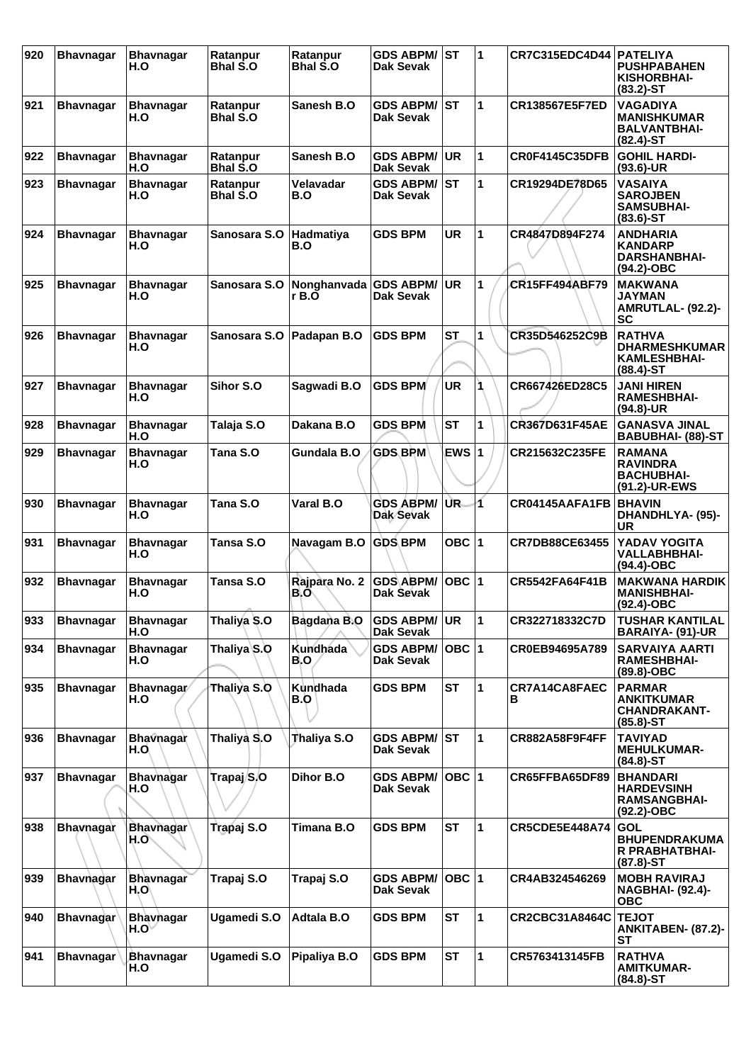| 920 | Bhavnagar | Bhavnagar H.O | Ratanpur Bhal S.O | Ratanpur Bhal S.O | GDS ABPM/ Dak Sevak | ST | 1 | CR7C315EDC4D44 | PATELIYA PUSHPABAHEN KISHORBHAI- (83.2)-ST |
|---|---|---|---|---|---|---|---|---|---|
| 921 | Bhavnagar | Bhavnagar H.O | Ratanpur Bhal S.O | Sanesh B.O | GDS ABPM/ Dak Sevak | ST | 1 | CR138567E5F7ED | VAGADIYA MANISHKUMAR BALVANTBHAI- (82.4)-ST |
| 922 | Bhavnagar | Bhavnagar H.O | Ratanpur Bhal S.O | Sanesh B.O | GDS ABPM/ Dak Sevak | UR | 1 | CR0F4145C35DFB | GOHIL HARDI- (93.6)-UR |
| 923 | Bhavnagar | Bhavnagar H.O | Ratanpur Bhal S.O | Velavadar B.O | GDS ABPM/ Dak Sevak | ST | 1 | CR19294DE78D65 | VASAIYA SAROJBEN SAMSUBHAI- (83.6)-ST |
| 924 | Bhavnagar | Bhavnagar H.O | Sanosara S.O | Hadmatiya B.O | GDS BPM | UR | 1 | CR4847D894F274 | ANDHARIA KANDARP DARSHANBHAI- (94.2)-OBC |
| 925 | Bhavnagar | Bhavnagar H.O | Sanosara S.O | Nonghanvada r B.O | GDS ABPM/ Dak Sevak | UR | 1 | CR15FF494ABF79 | MAKWANA JAYMAN AMRUTLAL- (92.2)-SC |
| 926 | Bhavnagar | Bhavnagar H.O | Sanosara S.O | Padapan B.O | GDS BPM | ST | 1 | CR35D546252C9B | RATHVA DHARMESHKUMAR KAMLESHBHAI- (88.4)-ST |
| 927 | Bhavnagar | Bhavnagar H.O | Sihor S.O | Sagwadi B.O | GDS BPM | UR | 1 | CR667426ED28C5 | JANI HIREN RAMESHBHAI- (94.8)-UR |
| 928 | Bhavnagar | Bhavnagar H.O | Talaja S.O | Dakana B.O | GDS BPM | ST | 1 | CR367D631F45AE | GANASVA JINAL BABUBHAI- (88)-ST |
| 929 | Bhavnagar | Bhavnagar H.O | Tana S.O | Gundala B.O | GDS BPM | EWS | 1 | CR215632C235FE | RAMANA RAVINDRA BACHUBHAI- (91.2)-UR-EWS |
| 930 | Bhavnagar | Bhavnagar H.O | Tana S.O | Varal B.O | GDS ABPM/ Dak Sevak | UR | 1 | CR04145AAFA1FB | BHAVIN DHANDHLYA- (95)-UR |
| 931 | Bhavnagar | Bhavnagar H.O | Tansa S.O | Navagam B.O | GDS BPM | OBC | 1 | CR7DB88CE63455 | YADAV YOGITA VALLABHBHAI- (94.4)-OBC |
| 932 | Bhavnagar | Bhavnagar H.O | Tansa S.O | Rajpara No. 2 B.O | GDS ABPM/ Dak Sevak | OBC | 1 | CR5542FA64F41B | MAKWANA HARDIK MANISHBHAI- (92.4)-OBC |
| 933 | Bhavnagar | Bhavnagar H.O | Thaliya S.O | Bagdana B.O | GDS ABPM/ Dak Sevak | UR | 1 | CR322718332C7D | TUSHAR KANTILAL BARAIYA- (91)-UR |
| 934 | Bhavnagar | Bhavnagar H.O | Thaliya S.O | Kundhada B.O | GDS ABPM/ Dak Sevak | OBC | 1 | CR0EB94695A789 | SARVAIYA AARTI RAMESHBHAI- (89.8)-OBC |
| 935 | Bhavnagar | Bhavnagar H.O | Thaliya S.O | Kundhada B.O | GDS BPM | ST | 1 | CR7A14CA8FAEC B | PARMAR ANKITKUMAR CHANDRAKANT- (85.8)-ST |
| 936 | Bhavnagar | Bhavnagar H.O | Thaliya S.O | Thaliya S.O | GDS ABPM/ Dak Sevak | ST | 1 | CR882A58F9F4FF | TAVIYAD MEHULKUMAR- (84.8)-ST |
| 937 | Bhavnagar | Bhavnagar H.O | Trapaj S.O | Dihor B.O | GDS ABPM/ Dak Sevak | OBC | 1 | CR65FFBA65DF89 | BHANDARI HARDEVSINH RAMSANGBHAI- (92.2)-OBC |
| 938 | Bhavnagar | Bhavnagar H.O | Trapaj S.O | Timana B.O | GDS BPM | ST | 1 | CR5CDE5E448A74 | GOL BHUPENDRAKUMA R PRABHATBHAI- (87.8)-ST |
| 939 | Bhavnagar | Bhavnagar H.O | Trapaj S.O | Trapaj S.O | GDS ABPM/ Dak Sevak | OBC | 1 | CR4AB324546269 | MOBH RAVIRAJ NAGBHAI- (92.4)-OBC |
| 940 | Bhavnagar | Bhavnagar H.O | Ugamedi S.O | Adtala B.O | GDS BPM | ST | 1 | CR2CBC31A8464C | TEJOT ANKITABEN- (87.2)-ST |
| 941 | Bhavnagar | Bhavnagar H.O | Ugamedi S.O | Pipaliya B.O | GDS BPM | ST | 1 | CR5763413145FB | RATHVA AMITKUMAR- (84.8)-ST |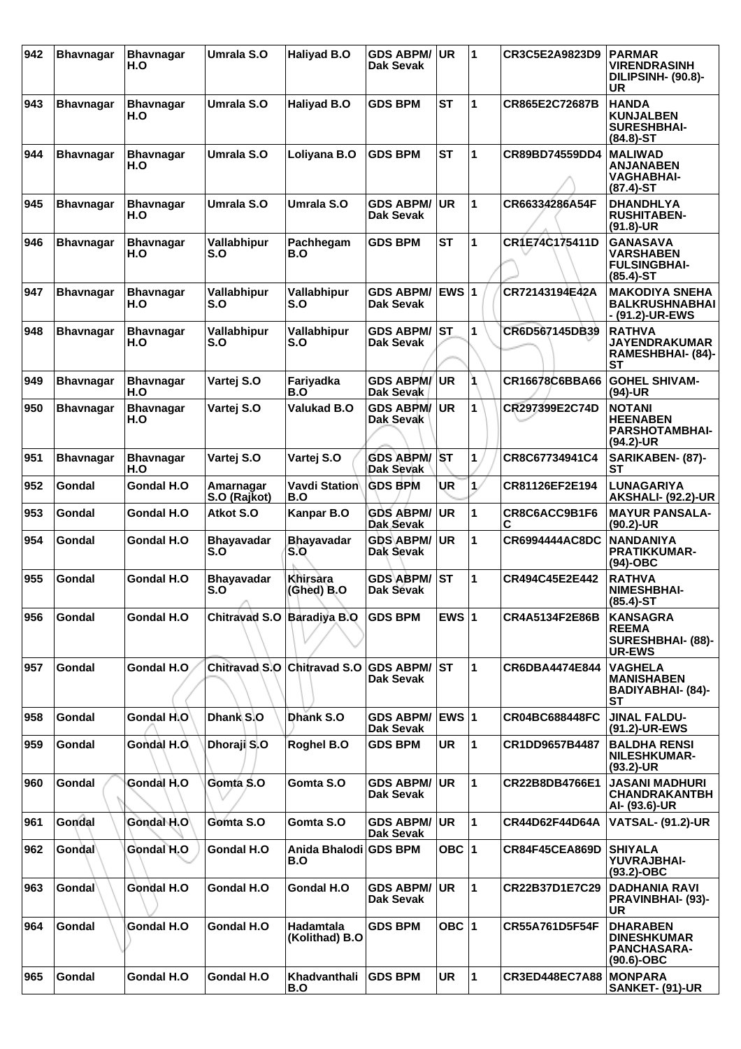| 942 | Bhavnagar | Bhavnagar H.O | Umrala S.O | Haliyad B.O | GDS ABPM/ Dak Sevak | UR | 1 | CR3C5E2A9823D9 | PARMAR VIRENDRASINH DILIPSINH- (90.8)-UR |
|---|---|---|---|---|---|---|---|---|---|
| 943 | Bhavnagar | Bhavnagar H.O | Umrala S.O | Haliyad B.O | GDS BPM | ST | 1 | CR865E2C72687B | HANDA KUNJALBEN SURESHBHAI- (84.8)-ST |
| 944 | Bhavnagar | Bhavnagar H.O | Umrala S.O | Loliyana B.O | GDS BPM | ST | 1 | CR89BD74559DD4 | MALIWAD ANJANABEN VAGHABHAI- (87.4)-ST |
| 945 | Bhavnagar | Bhavnagar H.O | Umrala S.O | Umrala S.O | GDS ABPM/ Dak Sevak | UR | 1 | CR66334286A54F | DHANDHLYA RUSHITABEN- (91.8)-UR |
| 946 | Bhavnagar | Bhavnagar H.O | Vallabhipur S.O | Pachhegam B.O | GDS BPM | ST | 1 | CR1E74C175411D | GANASAVA VARSHABEN FULSINGBHAI- (85.4)-ST |
| 947 | Bhavnagar | Bhavnagar H.O | Vallabhipur S.O | Vallabhipur S.O | GDS ABPM/ Dak Sevak | EWS | 1 | CR72143194E42A | MAKODIYA SNEHA BALKRUSHNABHAI - (91.2)-UR-EWS |
| 948 | Bhavnagar | Bhavnagar H.O | Vallabhipur S.O | Vallabhipur S.O | GDS ABPM/ Dak Sevak | ST | 1 | CR6D567145DB39 | RATHVA JAYENDRAKUMAR RAMESHBHAI- (84)-ST |
| 949 | Bhavnagar | Bhavnagar H.O | Vartej S.O | Fariyadka B.O | GDS ABPM/ Dak Sevak | UR | 1 | CR16678C6BBA66 | GOHEL SHIVAM- (94)-UR |
| 950 | Bhavnagar | Bhavnagar H.O | Vartej S.O | Valukad B.O | GDS ABPM/ Dak Sevak | UR | 1 | CR297399E2C74D | NOTANI HEENABEN PARSHOTAMBHAI- (94.2)-UR |
| 951 | Bhavnagar | Bhavnagar H.O | Vartej S.O | Vartej S.O | GDS ABPM/ Dak Sevak | ST | 1 | CR8C67734941C4 | SARIKABEN- (87)-ST |
| 952 | Gondal | Gondal H.O | Amarnagar S.O (Rajkot) | Vavdi Station B.O | GDS BPM | UR | 1 | CR81126EF2E194 | LUNAGARIYA AKSHALI- (92.2)-UR |
| 953 | Gondal | Gondal H.O | Atkot S.O | Kanpar B.O | GDS ABPM/ Dak Sevak | UR | 1 | CR8C6ACC9B1F6C | MAYUR PANSALA- (90.2)-UR |
| 954 | Gondal | Gondal H.O | Bhayavadar S.O | Bhayavadar S.O | GDS ABPM/ Dak Sevak | UR | 1 | CR6994444AC8DC | NANDANIYA PRATIKKUMAR- (94)-OBC |
| 955 | Gondal | Gondal H.O | Bhayavadar S.O | Khirsara (Ghed) B.O | GDS ABPM/ Dak Sevak | ST | 1 | CR494C45E2E442 | RATHVA NIMESHBHAI- (85.4)-ST |
| 956 | Gondal | Gondal H.O | Chitravad S.O | Baradiya B.O | GDS BPM | EWS | 1 | CR4A5134F2E86B | KANSAGRA REEMA SURESHBHAI- (88)-UR-EWS |
| 957 | Gondal | Gondal H.O | Chitravad S.O | Chitravad S.O | GDS ABPM/ Dak Sevak | ST | 1 | CR6DBA4474E844 | VAGHELA MANISHABEN BADIYABHAI- (84)-ST |
| 958 | Gondal | Gondal H.O | Dhank S.O | Dhank S.O | GDS ABPM/ Dak Sevak | EWS | 1 | CR04BC688448FC | JINAL FALDU- (91.2)-UR-EWS |
| 959 | Gondal | Gondal H.O | Dhoraji S.O | Roghel B.O | GDS BPM | UR | 1 | CR1DD9657B4487 | BALDHA RENSI NILESHKUMAR- (93.2)-UR |
| 960 | Gondal | Gondal H.O | Gomta S.O | Gomta S.O | GDS ABPM/ Dak Sevak | UR | 1 | CR22B8DB4766E1 | JASANI MADHURI CHANDRAKANTBHAI- (93.6)-UR |
| 961 | Gondal | Gondal H.O | Gomta S.O | Gomta S.O | GDS ABPM/ Dak Sevak | UR | 1 | CR44D62F44D64A | VATSAL- (91.2)-UR |
| 962 | Gondal | Gondal H.O | Gondal H.O | Anida Bhalodi B.O | GDS BPM | OBC | 1 | CR84F45CEA869D | SHIYALA YUVRAJBHAI- (93.2)-OBC |
| 963 | Gondal | Gondal H.O | Gondal H.O | Gondal H.O | GDS ABPM/ Dak Sevak | UR | 1 | CR22B37D1E7C29 | DADHANIA RAVI PRAVINBHAI- (93)-UR |
| 964 | Gondal | Gondal H.O | Gondal H.O | Hadamtala (Kolithad) B.O | GDS BPM | OBC | 1 | CR55A761D5F54F | DHARABEN DINESHKUMAR PANCHASARA- (90.6)-OBC |
| 965 | Gondal | Gondal H.O | Gondal H.O | Khadvanthali B.O | GDS BPM | UR | 1 | CR3ED448EC7A88 | MONPARA SANKET- (91)-UR |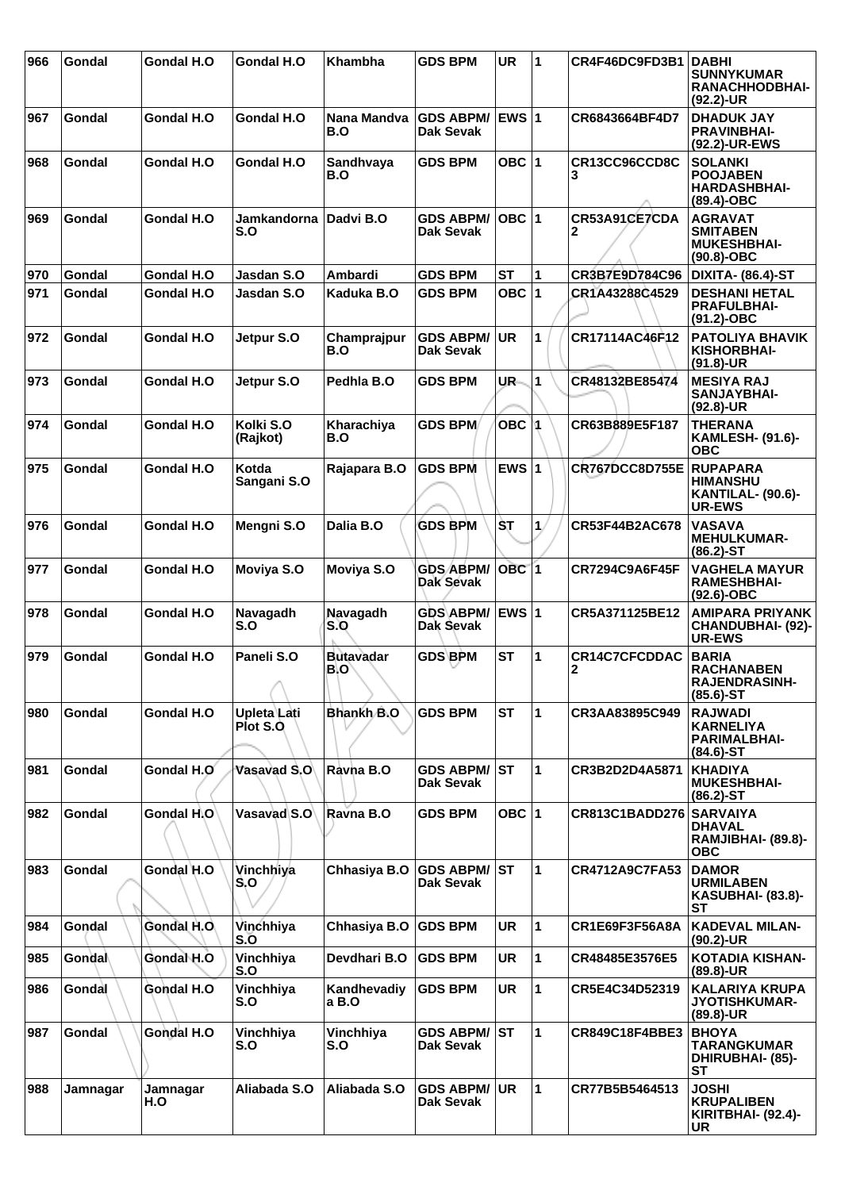| 966 | Gondal | Gondal H.O | Gondal H.O | Khambha | GDS BPM | UR | 1 | CR4F46DC9FD3B1 | DABHI SUNNYKUMAR RANACHHODBHAI-(92.2)-UR |
|---|---|---|---|---|---|---|---|---|---|
| 967 | Gondal | Gondal H.O | Gondal H.O | Nana Mandva B.O | GDS ABPM/ Dak Sevak | EWS | 1 | CR6843664BF4D7 | DHADUK JAY PRAVINBHAI-(92.2)-UR-EWS |
| 968 | Gondal | Gondal H.O | Gondal H.O | Sandhvaya B.O | GDS BPM | OBC | 1 | CR13CC96CCD8C3 | SOLANKI POOJABEN HARDASHBHAI-(89.4)-OBC |
| 969 | Gondal | Gondal H.O | Jamkandorna S.O | Dadvi B.O | GDS ABPM/ Dak Sevak | OBC | 1 | CR53A91CE7CDA2 | AGRAVAT SMITABEN MUKESHBHAI-(90.8)-OBC |
| 970 | Gondal | Gondal H.O | Jasdan S.O | Ambardi | GDS BPM | ST | 1 | CR3B7E9D784C96 | DIXITA- (86.4)-ST |
| 971 | Gondal | Gondal H.O | Jasdan S.O | Kaduka B.O | GDS BPM | OBC | 1 | CR1A43288C4529 | DESHANI HETAL PRAFULBHAI-(91.2)-OBC |
| 972 | Gondal | Gondal H.O | Jetpur S.O | Champrajpur B.O | GDS ABPM/ Dak Sevak | UR | 1 | CR17114AC46F12 | PATOLIYA BHAVIK KISHORBHAI-(91.8)-UR |
| 973 | Gondal | Gondal H.O | Jetpur S.O | Pedhla B.O | GDS BPM | UR | 1 | CR48132BE85474 | MESIYA RAJ SANJAYBHAI-(92.8)-UR |
| 974 | Gondal | Gondal H.O | Kolki S.O (Rajkot) | Kharachiya B.O | GDS BPM | OBC | 1 | CR63B889E5F187 | THERANA KAMLESH- (91.6)-OBC |
| 975 | Gondal | Gondal H.O | Kotda Sangani S.O | Rajapara B.O | GDS BPM | EWS | 1 | CR767DCC8D755E | RUPAPARA HIMANSHU KANTILAL- (90.6)-UR-EWS |
| 976 | Gondal | Gondal H.O | Mengni S.O | Dalia B.O | GDS BPM | ST | 1 | CR53F44B2AC678 | VASAVA MEHULKUMAR-(86.2)-ST |
| 977 | Gondal | Gondal H.O | Moviya S.O | Moviya S.O | GDS ABPM/ Dak Sevak | OBC | 1 | CR7294C9A6F45F | VAGHELA MAYUR RAMESHBHAI-(92.6)-OBC |
| 978 | Gondal | Gondal H.O | Navagadh S.O | Navagadh S.O | GDS ABPM/ Dak Sevak | EWS | 1 | CR5A371125BE12 | AMIPARA PRIYANK CHANDUBHAI- (92)-UR-EWS |
| 979 | Gondal | Gondal H.O | Paneli S.O | Butavadar B.O | GDS BPM | ST | 1 | CR14C7CFCDDAC2 | BARIA RACHANABEN RAJENDRASINH-(85.6)-ST |
| 980 | Gondal | Gondal H.O | Upleta Lati Plot S.O | Bhankh B.O | GDS BPM | ST | 1 | CR3AA83895C949 | RAJWADI KARNELIYA PARIMALBHAI-(84.6)-ST |
| 981 | Gondal | Gondal H.O | Vasavad S.O | Ravna B.O | GDS ABPM/ Dak Sevak | ST | 1 | CR3B2D2D4A5871 | KHADIYA MUKESHBHAI-(86.2)-ST |
| 982 | Gondal | Gondal H.O | Vasavad S.O | Ravna B.O | GDS BPM | OBC | 1 | CR813C1BADD276 | SARVAIYA DHAVAL RAMJIBHAI- (89.8)-OBC |
| 983 | Gondal | Gondal H.O | Vinchhiya S.O | Chhasiya B.O | GDS ABPM/ Dak Sevak | ST | 1 | CR4712A9C7FA53 | DAMOR URMILABEN KASUBHAI- (83.8)-ST |
| 984 | Gondal | Gondal H.O | Vinchhiya S.O | Chhasiya B.O | GDS BPM | UR | 1 | CR1E69F3F56A8A | KADEVAL MILAN-(90.2)-UR |
| 985 | Gondal | Gondal H.O | Vinchhiya S.O | Devdhari B.O | GDS BPM | UR | 1 | CR48485E3576E5 | KOTADIA KISHAN-(89.8)-UR |
| 986 | Gondal | Gondal H.O | Vinchhiya S.O | Kandhevadiya B.O | GDS BPM | UR | 1 | CR5E4C34D52319 | KALARIYA KRUPA JYOTISHKUMAR-(89.8)-UR |
| 987 | Gondal | Gondal H.O | Vinchhiya S.O | Vinchhiya S.O | GDS ABPM/ Dak Sevak | ST | 1 | CR849C18F4BBE3 | BHOYA TARANGKUMAR DHIRUBHAI- (85)-ST |
| 988 | Jamnagar | Jamnagar H.O | Aliabada S.O | Aliabada S.O | GDS ABPM/ Dak Sevak | UR | 1 | CR77B5B5464513 | JOSHI KRUPALIBEN KIRITBHAI- (92.4)-UR |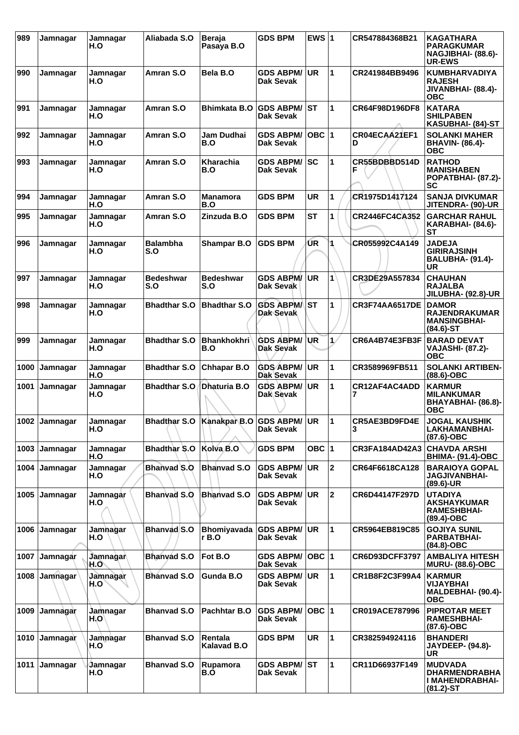| 989 | Jamnagar | Jamnagar H.O | Aliabada S.O | Beraja Pasaya B.O | GDS BPM | EWS | 1 | CR547884368B21 | KAGATHARA PARAGKUMAR NAGJIBHAI- (88.6)-UR-EWS |
|---|---|---|---|---|---|---|---|---|---|
| 990 | Jamnagar | Jamnagar H.O | Amran S.O | Bela B.O | GDS ABPM/ Dak Sevak | UR | 1 | CR241984BB9496 | KUMBHARVADIYA RAJESH JIVANBHAI- (88.4)-OBC |
| 991 | Jamnagar | Jamnagar H.O | Amran S.O | Bhimkata B.O | GDS ABPM/ Dak Sevak | ST | 1 | CR64F98D196DF8 | KATARA SHILPABEN KASUBHAI- (84)-ST |
| 992 | Jamnagar | Jamnagar H.O | Amran S.O | Jam Dudhai B.O | GDS ABPM/ Dak Sevak | OBC | 1 | CR04ECAA21EF1D | SOLANKI MAHER BHAVIN- (86.4)-OBC |
| 993 | Jamnagar | Jamnagar H.O | Amran S.O | Kharachia B.O | GDS ABPM/ Dak Sevak | SC | 1 | CR55BDBBD514DF | RATHOD MANISHABEN POPATBHAI- (87.2)-SC |
| 994 | Jamnagar | Jamnagar H.O | Amran S.O | Manamora B.O | GDS BPM | UR | 1 | CR1975D1417124 | SANJA DIVKUMAR JITENDRA- (90)-UR |
| 995 | Jamnagar | Jamnagar H.O | Amran S.O | Zinzuda B.O | GDS BPM | ST | 1 | CR2446FC4CA352 | GARCHAR RAHUL KARABHAI- (84.6)-ST |
| 996 | Jamnagar | Jamnagar H.O | Balambha S.O | Shampar B.O | GDS BPM | UR | 1 | CR055992C4A149 | JADEJA GIRIRAJSINH BALUBHA- (91.4)-UR |
| 997 | Jamnagar | Jamnagar H.O | Bedeshwar S.O | Bedeshwar S.O | GDS ABPM/ Dak Sevak | UR | 1 | CR3DE29A557834 | CHAUHAN RAJALBA JILUBHA- (92.8)-UR |
| 998 | Jamnagar | Jamnagar H.O | Bhadthar S.O | Bhadthar S.O | GDS ABPM/ Dak Sevak | ST | 1 | CR3F74AA6517DE | DAMOR RAJENDRAKUMAR MANSINGBHAI- (84.6)-ST |
| 999 | Jamnagar | Jamnagar H.O | Bhadthar S.O | Bhankhokhri B.O | GDS ABPM/ Dak Sevak | UR | 1 | CR6A4B74E3FB3F | BARAD DEVAT VAJASHI- (87.2)-OBC |
| 1000 | Jamnagar | Jamnagar H.O | Bhadthar S.O | Chhapar B.O | GDS ABPM/ Dak Sevak | UR | 1 | CR3589969FB511 | SOLANKI ARTIBEN- (88.6)-OBC |
| 1001 | Jamnagar | Jamnagar H.O | Bhadthar S.O | Dhaturia B.O | GDS ABPM/ Dak Sevak | UR | 1 | CR12AF4AC4ADD7 | KARMUR MILANKUMAR BHAYABHAI- (86.8)-OBC |
| 1002 | Jamnagar | Jamnagar H.O | Bhadthar S.O | Kanakpar B.O | GDS ABPM/ Dak Sevak | UR | 1 | CR5AE3BD9FD4E3 | JOGAL KAUSHIK LAKHAMANBHAI- (87.6)-OBC |
| 1003 | Jamnagar | Jamnagar H.O | Bhadthar S.O | Kolva B.O | GDS BPM | OBC | 1 | CR3FA184AD42A3 | CHAVDA ARSHI BHIMA- (91.4)-OBC |
| 1004 | Jamnagar | Jamnagar H.O | Bhanvad S.O | Bhanvad S.O | GDS ABPM/ Dak Sevak | UR | 2 | CR64F6618CA128 | BARAIOYA GOPAL JAGJIVANBHAI- (89.6)-UR |
| 1005 | Jamnagar | Jamnagar H.O | Bhanvad S.O | Bhanvad S.O | GDS ABPM/ Dak Sevak | UR | 2 | CR6D44147F297D | UTADIYA AKSHAYKUMAR RAMESHBHAI- (89.4)-OBC |
| 1006 | Jamnagar | Jamnagar H.O | Bhanvad S.O | Bhomiyavadar B.O | GDS ABPM/ Dak Sevak | UR | 1 | CR5964EB819C85 | GOJIYA SUNIL PARBATBHAI- (84.8)-OBC |
| 1007 | Jamnagar | Jamnagar H.O | Bhanvad S.O | Fot B.O | GDS ABPM/ Dak Sevak | OBC | 1 | CR6D93DCFF3797 | AMBALIYA HITESH MURU- (88.6)-OBC |
| 1008 | Jamnagar | Jamnagar H.O | Bhanvad S.O | Gunda B.O | GDS ABPM/ Dak Sevak | UR | 1 | CR1B8F2C3F99A4 | KARMUR VIJAYBHAI MALDEBHAI- (90.4)-OBC |
| 1009 | Jamnagar | Jamnagar H.O | Bhanvad S.O | Pachhtar B.O | GDS ABPM/ Dak Sevak | OBC | 1 | CR019ACE787996 | PIPROTAR MEET RAMESHBHAI- (87.6)-OBC |
| 1010 | Jamnagar | Jamnagar H.O | Bhanvad S.O | Rentala Kalavad B.O | GDS BPM | UR | 1 | CR382594924116 | BHANDERI JAYDEEP- (94.8)-UR |
| 1011 | Jamnagar | Jamnagar H.O | Bhanvad S.O | Rupamora B.O | GDS ABPM/ Dak Sevak | ST | 1 | CR11D66937F149 | MUDVADA DHARMENDRABHAI MAHENDRABHAI- (81.2)-ST |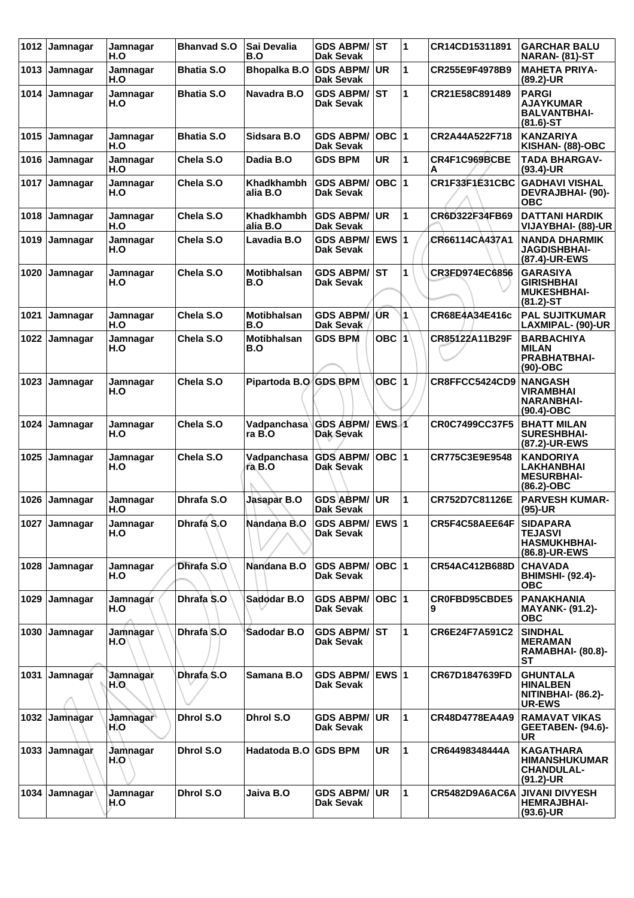| 1012 | Jamnagar | Jamnagar H.O | Bhanvad S.O | Sai Devalia B.O | GDS ABPM/ Dak Sevak | ST | 1 | CR14CD15311891 | GARCHAR BALU NARAN- (81)-ST |
|---|---|---|---|---|---|---|---|---|---|
| 1013 | Jamnagar | Jamnagar H.O | Bhatia S.O | Bhopalka B.O | GDS ABPM/ Dak Sevak | UR | 1 | CR255E9F4978B9 | MAHETA PRIYA- (89.2)-UR |
| 1014 | Jamnagar | Jamnagar H.O | Bhatia S.O | Navadra B.O | GDS ABPM/ Dak Sevak | ST | 1 | CR21E58C891489 | PARGI AJAYKUMAR BALVANTBHAI- (81.6)-ST |
| 1015 | Jamnagar | Jamnagar H.O | Bhatia S.O | Sidsara B.O | GDS ABPM/ Dak Sevak | OBC | 1 | CR2A44A522F718 | KANZARIYA KISHAN- (88)-OBC |
| 1016 | Jamnagar | Jamnagar H.O | Chela S.O | Dadia B.O | GDS BPM | UR | 1 | CR4F1C969BCBEA | TADA BHARGAV- (93.4)-UR |
| 1017 | Jamnagar | Jamnagar H.O | Chela S.O | Khadkhambhalia B.O | GDS ABPM/ Dak Sevak | OBC | 1 | CR1F33F1E31CBC | GADHAVI VISHAL DEVRAJBHAI- (90)-OBC |
| 1018 | Jamnagar | Jamnagar H.O | Chela S.O | Khadkhambhalia B.O | GDS ABPM/ Dak Sevak | UR | 1 | CR6D322F34FB69 | DATTANI HARDIK VIJAYBHAI- (88)-UR |
| 1019 | Jamnagar | Jamnagar H.O | Chela S.O | Lavadia B.O | GDS ABPM/ Dak Sevak | EWS | 1 | CR66114CA437A1 | NANDA DHARMIK JAGDISHBHAI- (87.4)-UR-EWS |
| 1020 | Jamnagar | Jamnagar H.O | Chela S.O | Motibhalsan B.O | GDS ABPM/ Dak Sevak | ST | 1 | CR3FD974EC6856 | GARASIYA GIRISHBHAI MUKESHBHAI- (81.2)-ST |
| 1021 | Jamnagar | Jamnagar H.O | Chela S.O | Motibhalsan B.O | GDS ABPM/ Dak Sevak | UR | 1 | CR68E4A34E416c | PAL SUJITKUMAR LAXMIPAL- (90)-UR |
| 1022 | Jamnagar | Jamnagar H.O | Chela S.O | Motibhalsan B.O | GDS BPM | OBC | 1 | CR85122A11B29F | BARBACHIYA MILAN PRABHATBHAI- (90)-OBC |
| 1023 | Jamnagar | Jamnagar H.O | Chela S.O | Pipartoda B.O | GDS BPM | OBC | 1 | CR8FFCC5424CD9 | NANGASH VIRAMBHAI NARANBHAI- (90.4)-OBC |
| 1024 | Jamnagar | Jamnagar H.O | Chela S.O | Vadpanchasara B.O | GDS ABPM/ Dak Sevak | EWS | 1 | CR0C7499CC37F5 | BHATT MILAN SURESHBHAI- (87.2)-UR-EWS |
| 1025 | Jamnagar | Jamnagar H.O | Chela S.O | Vadpanchasara B.O | GDS ABPM/ Dak Sevak | OBC | 1 | CR775C3E9E9548 | KANDORIYA LAKHANBHAI MESURBHAI- (86.2)-OBC |
| 1026 | Jamnagar | Jamnagar H.O | Dhrafa S.O | Jasapar B.O | GDS ABPM/ Dak Sevak | UR | 1 | CR752D7C81126E | PARVESH KUMAR- (95)-UR |
| 1027 | Jamnagar | Jamnagar H.O | Dhrafa S.O | Nandana B.O | GDS ABPM/ Dak Sevak | EWS | 1 | CR5F4C58AEE64F | SIDAPARA TEJASVI HASMUKHBHAI- (86.8)-UR-EWS |
| 1028 | Jamnagar | Jamnagar H.O | Dhrafa S.O | Nandana B.O | GDS ABPM/ Dak Sevak | OBC | 1 | CR54AC412B688D | CHAVADA BHIMSHI- (92.4)-OBC |
| 1029 | Jamnagar | Jamnagar H.O | Dhrafa S.O | Sadodar B.O | GDS ABPM/ Dak Sevak | OBC | 1 | CR0FBD95CBDE59 | PANAKHANIA MAYANK- (91.2)-OBC |
| 1030 | Jamnagar | Jamnagar H.O | Dhrafa S.O | Sadodar B.O | GDS ABPM/ Dak Sevak | ST | 1 | CR6E24F7A591C2 | SINDHAL MERAMAN RAMABHAI- (80.8)-ST |
| 1031 | Jamnagar | Jamnagar H.O | Dhrafa S.O | Samana B.O | GDS ABPM/ Dak Sevak | EWS | 1 | CR67D1847639FD | GHUNTALA HINALBEN NITINBHAI- (86.2)-UR-EWS |
| 1032 | Jamnagar | Jamnagar H.O | Dhrol S.O | Dhrol S.O | GDS ABPM/ Dak Sevak | UR | 1 | CR48D4778EA4A9 | RAMAVAT VIKAS GEETABEN- (94.6)-UR |
| 1033 | Jamnagar | Jamnagar H.O | Dhrol S.O | Hadatoda B.O | GDS BPM | UR | 1 | CR64498348444A | KAGATHARA HIMANSHUKUMAR CHANDULAL- (91.2)-UR |
| 1034 | Jamnagar | Jamnagar H.O | Dhrol S.O | Jaiva B.O | GDS ABPM/ Dak Sevak | UR | 1 | CR5482D9A6AC6A | JIVANI DIVYESH HEMRAJBHAI- (93.6)-UR |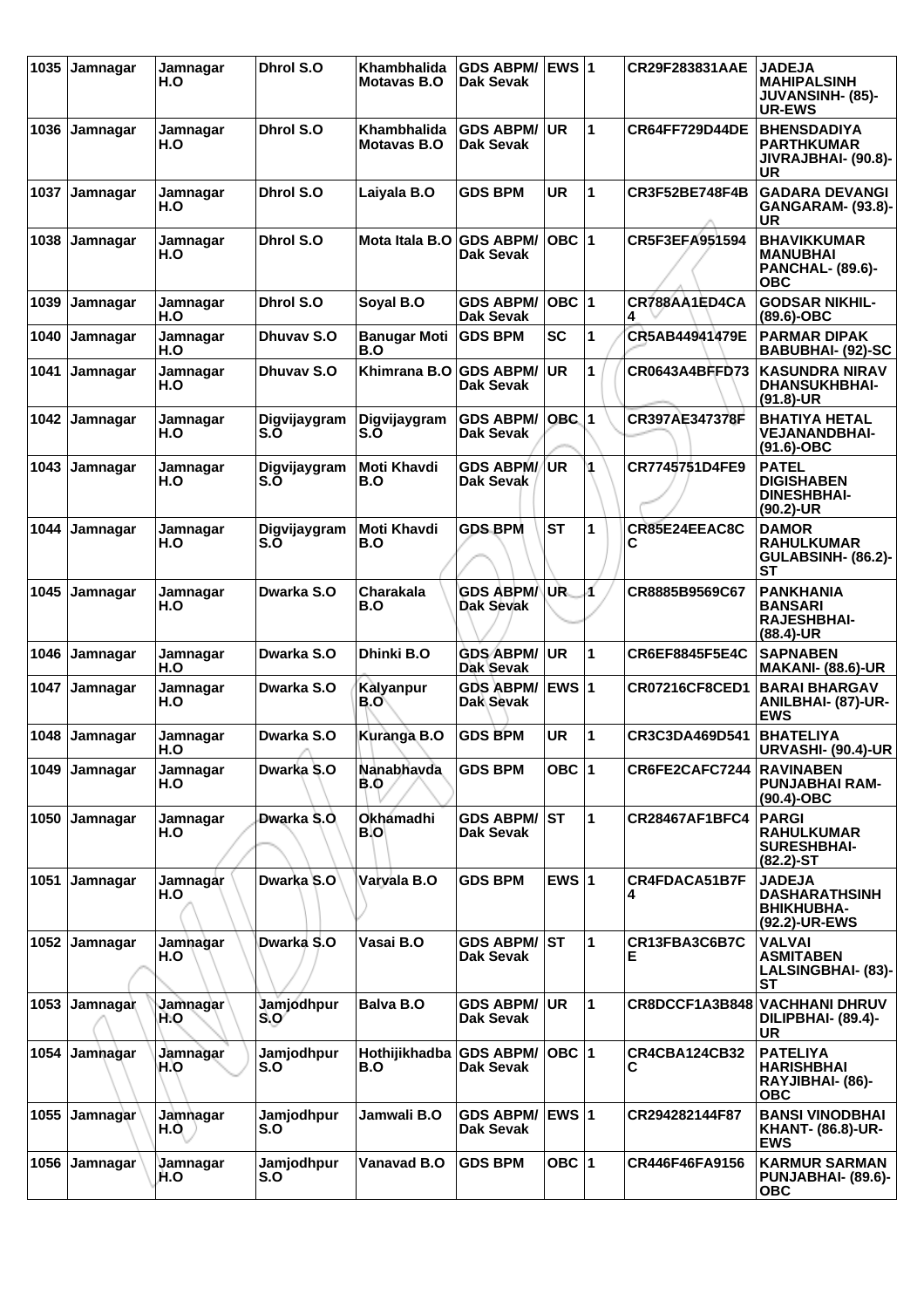| 1035 | Jamnagar | Jamnagar H.O | Dhrol S.O | Khambhalida Motavas B.O | GDS ABPM/ Dak Sevak | EWS | 1 | CR29F283831AAE | JADEJA MAHIPALSINH JUVANSINH- (85)-UR-EWS |
|---|---|---|---|---|---|---|---|---|---|
| 1036 | Jamnagar | Jamnagar H.O | Dhrol S.O | Khambhalida Motavas B.O | GDS ABPM/ Dak Sevak | UR | 1 | CR64FF729D44DE | BHENSDADIYA PARTHKUMAR JIVRAJBHAI- (90.8)-UR |
| 1037 | Jamnagar | Jamnagar H.O | Dhrol S.O | Laiyala B.O | GDS BPM | UR | 1 | CR3F52BE748F4B | GADARA DEVANGI GANGARAM- (93.8)-UR |
| 1038 | Jamnagar | Jamnagar H.O | Dhrol S.O | Mota Itala B.O | GDS ABPM/ Dak Sevak | OBC | 1 | CR5F3EFA951594 | BHAVIKKUMAR MANUBHAI PANCHAL- (89.6)-OBC |
| 1039 | Jamnagar | Jamnagar H.O | Dhrol S.O | Soyal B.O | GDS ABPM/ Dak Sevak | OBC | 1 | CR788AA1ED4CA4 | GODSAR NIKHIL- (89.6)-OBC |
| 1040 | Jamnagar | Jamnagar H.O | Dhuvav S.O | Banugar Moti B.O | GDS BPM | SC | 1 | CR5AB44941479E | PARMAR DIPAK BABUBHAI- (92)-SC |
| 1041 | Jamnagar | Jamnagar H.O | Dhuvav S.O | Khimrana B.O | GDS ABPM/ Dak Sevak | UR | 1 | CR0643A4BFFD73 | KASUNDRA NIRAV DHANSUKHBHAI- (91.8)-UR |
| 1042 | Jamnagar | Jamnagar H.O | Digvijaygram S.O | Digvijaygram S.O | GDS ABPM/ Dak Sevak | OBC | 1 | CR397AE347378F | BHATIYA HETAL VEJANANDBHAI- (91.6)-OBC |
| 1043 | Jamnagar | Jamnagar H.O | Digvijaygram S.O | Moti Khavdi B.O | GDS ABPM/ Dak Sevak | UR | 1 | CR7745751D4FE9 | PATEL DIGISHABEN DINESHBHAI- (90.2)-UR |
| 1044 | Jamnagar | Jamnagar H.O | Digvijaygram S.O | Moti Khavdi B.O | GDS BPM | ST | 1 | CR85E24EEAC8CC | DAMOR RAHULKUMAR GULABSINH- (86.2)-ST |
| 1045 | Jamnagar | Jamnagar H.O | Dwarka S.O | Charakala B.O | GDS ABPM/ Dak Sevak | UR | 1 | CR8885B9569C67 | PANKHANIA BANSARI RAJESHBHAI- (88.4)-UR |
| 1046 | Jamnagar | Jamnagar H.O | Dwarka S.O | Dhinki B.O | GDS ABPM/ Dak Sevak | UR | 1 | CR6EF8845F5E4C | SAPNABEN MAKANI- (88.6)-UR |
| 1047 | Jamnagar | Jamnagar H.O | Dwarka S.O | Kalyanpur B.O | GDS ABPM/ Dak Sevak | EWS | 1 | CR07216CF8CED1 | BARAI BHARGAV ANILBHAI- (87)-UR-EWS |
| 1048 | Jamnagar | Jamnagar H.O | Dwarka S.O | Kuranga B.O | GDS BPM | UR | 1 | CR3C3DA469D541 | BHATELIYA URVASHI- (90.4)-UR |
| 1049 | Jamnagar | Jamnagar H.O | Dwarka S.O | Nanabhavda B.O | GDS BPM | OBC | 1 | CR6FE2CAFC7244 | RAVINABEN PUNJABHAI RAM- (90.4)-OBC |
| 1050 | Jamnagar | Jamnagar H.O | Dwarka S.O | Okhamadhi B.O | GDS ABPM/ Dak Sevak | ST | 1 | CR28467AF1BFC4 | PARGI RAHULKUMAR SURESHBHAI- (82.2)-ST |
| 1051 | Jamnagar | Jamnagar H.O | Dwarka S.O | Varvala B.O | GDS BPM | EWS | 1 | CR4FDACA51B7F4 | JADEJA DASHARATHSINH BHIKHUBHA- (92.2)-UR-EWS |
| 1052 | Jamnagar | Jamnagar H.O | Dwarka S.O | Vasai B.O | GDS ABPM/ Dak Sevak | ST | 1 | CR13FBA3C6B7CE | VALVAI ASMITABEN LALSINGBHAI- (83)-ST |
| 1053 | Jamnagar | Jamnagar H.O | Jamjodhpur S.O | Balva B.O | GDS ABPM/ Dak Sevak | UR | 1 | CR8DCCF1A3B848 | VACHHANI DHRUV DILIPBHAI- (89.4)-UR |
| 1054 | Jamnagar | Jamnagar H.O | Jamjodhpur S.O | Hothijikhadba B.O | GDS ABPM/ Dak Sevak | OBC | 1 | CR4CBA124CB32C | PATELIYA HARISHBHAI RAYJIBHAI- (86)-OBC |
| 1055 | Jamnagar | Jamnagar H.O | Jamjodhpur S.O | Jamwali B.O | GDS ABPM/ Dak Sevak | EWS | 1 | CR294282144F87 | BANSI VINODBHAI KHANT- (86.8)-UR-EWS |
| 1056 | Jamnagar | Jamnagar H.O | Jamjodhpur S.O | Vanavad B.O | GDS BPM | OBC | 1 | CR446F46FA9156 | KARMUR SARMAN PUNJABHAI- (89.6)-OBC |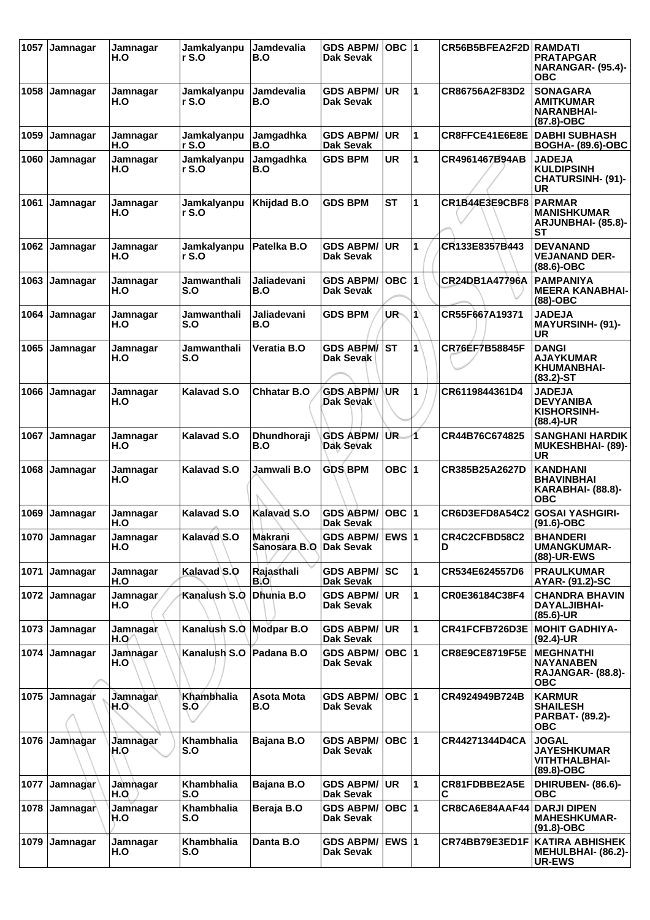| 1057 | Jamnagar | Jamnagar H.O | Jamkalyanpur S.O | Jamdevalia B.O | GDS ABPM/ Dak Sevak | OBC | 1 | CR56B5BFEA2F2D | RAMDATI PRATAPGAR NARANGAR- (95.4)-OBC |
|---|---|---|---|---|---|---|---|---|---|
| 1058 | Jamnagar | Jamnagar H.O | Jamkalyanpur S.O | Jamdevalia B.O | GDS ABPM/ Dak Sevak | UR | 1 | CR86756A2F83D2 | SONAGARA AMITKUMAR NARANBHAI- (87.8)-OBC |
| 1059 | Jamnagar | Jamnagar H.O | Jamkalyanpur S.O | Jamgadhka B.O | GDS ABPM/ Dak Sevak | UR | 1 | CR8FFCE41E6E8E | DABHI SUBHASH BOGHA- (89.6)-OBC |
| 1060 | Jamnagar | Jamnagar H.O | Jamkalyanpur S.O | Jamgadhka B.O | GDS BPM | UR | 1 | CR4961467B94AB | JADEJA KULDIPSINH CHATURSINH- (91)-UR |
| 1061 | Jamnagar | Jamnagar H.O | Jamkalyanpur S.O | Khijdad B.O | GDS BPM | ST | 1 | CR1B44E3E9CBF8 | PARMAR MANISHKUMAR ARJUNBHAI- (85.8)-ST |
| 1062 | Jamnagar | Jamnagar H.O | Jamkalyanpur S.O | Patelka B.O | GDS ABPM/ Dak Sevak | UR | 1 | CR133E8357B443 | DEVANAND VEJANAND DER- (88.6)-OBC |
| 1063 | Jamnagar | Jamnagar H.O | Jamwanthali S.O | Jaliadevani B.O | GDS ABPM/ Dak Sevak | OBC | 1 | CR24DB1A47796A | PAMPANIYA MEERA KANABHAI- (88)-OBC |
| 1064 | Jamnagar | Jamnagar H.O | Jamwanthali S.O | Jaliadevani B.O | GDS BPM | UR | 1 | CR55F667A19371 | JADEJA MAYURSINH- (91)-UR |
| 1065 | Jamnagar | Jamnagar H.O | Jamwanthali S.O | Veratia B.O | GDS ABPM/ Dak Sevak | ST | 1 | CR76EF7B58845F | DANGI AJAYKUMAR KHUMANBHAI- (83.2)-ST |
| 1066 | Jamnagar | Jamnagar H.O | Kalavad S.O | Chhatar B.O | GDS ABPM/ Dak Sevak | UR | 1 | CR6119844361D4 | JADEJA DEVYANIBA KISHORSINH- (88.4)-UR |
| 1067 | Jamnagar | Jamnagar H.O | Kalavad S.O | Dhundhoraji B.O | GDS ABPM/ Dak Sevak | UR | 1 | CR44B76C674825 | SANGHANI HARDIK MUKESHBHAI- (89)-UR |
| 1068 | Jamnagar | Jamnagar H.O | Kalavad S.O | Jamwali B.O | GDS BPM | OBC | 1 | CR385B25A2627D | KANDHANI BHAVINBHAI KARABHAI- (88.8)-OBC |
| 1069 | Jamnagar | Jamnagar H.O | Kalavad S.O | Kalavad S.O | GDS ABPM/ Dak Sevak | OBC | 1 | CR6D3EFD8A54C2 | GOSAI YASHGIRI- (91.6)-OBC |
| 1070 | Jamnagar | Jamnagar H.O | Kalavad S.O | Makrani Sanosara B.O | GDS ABPM/ Dak Sevak | EWS | 1 | CR4C2CFBD58C2D | BHANDERI UMANGKUMAR- (88)-UR-EWS |
| 1071 | Jamnagar | Jamnagar H.O | Kalavad S.O | Rajasthali B.O | GDS ABPM/ Dak Sevak | SC | 1 | CR534E624557D6 | PRAULKUMAR AYAR- (91.2)-SC |
| 1072 | Jamnagar | Jamnagar H.O | Kanalush S.O | Dhunia B.O | GDS ABPM/ Dak Sevak | UR | 1 | CR0E36184C38F4 | CHANDRA BHAVIN DAYALJIBHAI- (85.6)-UR |
| 1073 | Jamnagar | Jamnagar H.O | Kanalush S.O | Modpar B.O | GDS ABPM/ Dak Sevak | UR | 1 | CR41FCFB726D3E | MOHIT GADHIYA- (92.4)-UR |
| 1074 | Jamnagar | Jamnagar H.O | Kanalush S.O | Padana B.O | GDS ABPM/ Dak Sevak | OBC | 1 | CR8E9CE8719F5E | MEGHNATHI NAYANABEN RAJANGAR- (88.8)-OBC |
| 1075 | Jamnagar | Jamnagar H.O | Khambhalia S.O | Asota Mota B.O | GDS ABPM/ Dak Sevak | OBC | 1 | CR4924949B724B | KARMUR SHAILESH PARBAT- (89.2)-OBC |
| 1076 | Jamnagar | Jamnagar H.O | Khambhalia S.O | Bajana B.O | GDS ABPM/ Dak Sevak | OBC | 1 | CR44271344D4CA | JOGAL JAYESHKUMAR VITHTHALBHAI- (89.8)-OBC |
| 1077 | Jamnagar | Jamnagar H.O | Khambhalia S.O | Bajana B.O | GDS ABPM/ Dak Sevak | UR | 1 | CR81FDBBE2A5EC | DHIRUBEN- (86.6)-OBC |
| 1078 | Jamnagar | Jamnagar H.O | Khambhalia S.O | Beraja B.O | GDS ABPM/ Dak Sevak | OBC | 1 | CR8CA6E84AAF44 | DARJI DIPEN MAHESHKUMAR- (91.8)-OBC |
| 1079 | Jamnagar | Jamnagar H.O | Khambhalia S.O | Danta B.O | GDS ABPM/ Dak Sevak | EWS | 1 | CR74BB79E3ED1F | KATIRA ABHISHEK MEHULBHAI- (86.2)-UR-EWS |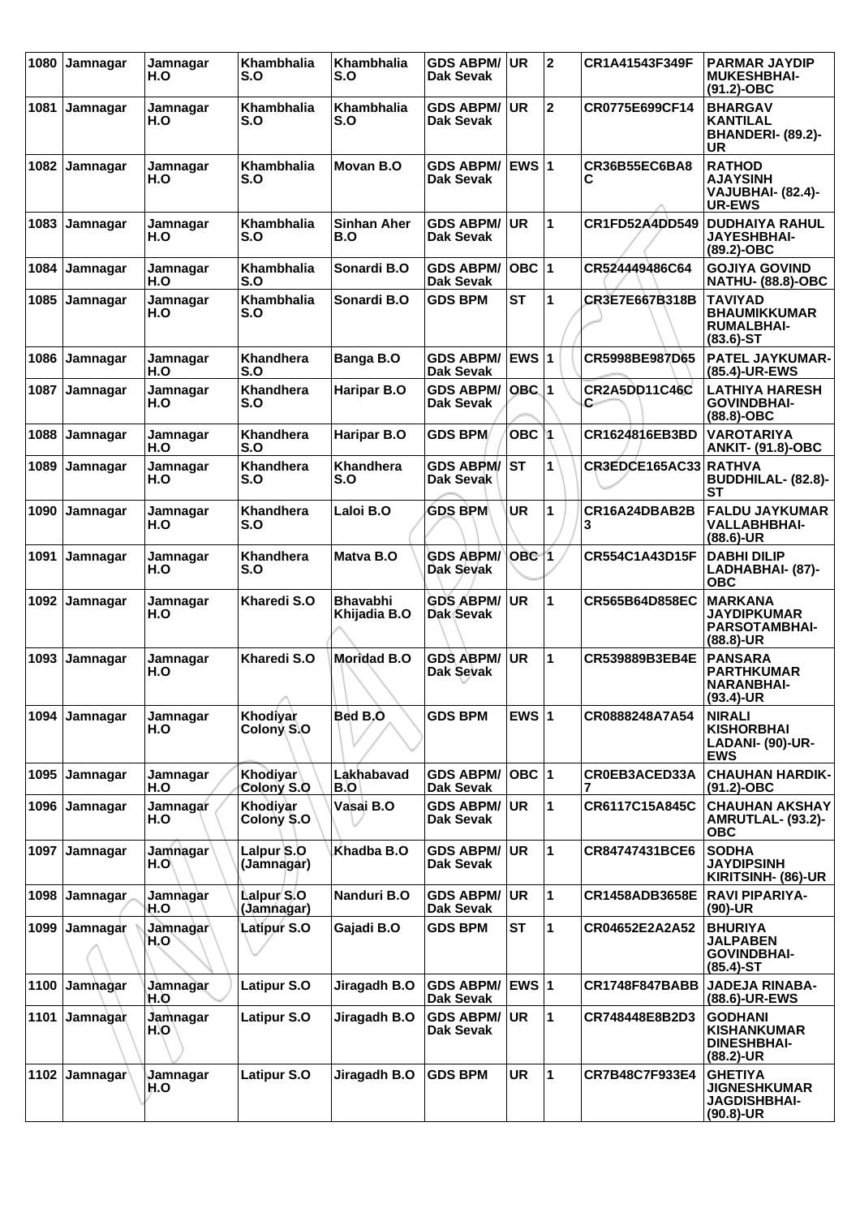| 1080 | Jamnagar | Jamnagar H.O | Khambhalia S.O | Khambhalia S.O | GDS ABPM/ Dak Sevak | UR | 2 | CR1A41543F349F | PARMAR JAYDIP MUKESHBHAI- (91.2)-OBC |
|---|---|---|---|---|---|---|---|---|---|
| 1081 | Jamnagar | Jamnagar H.O | Khambhalia S.O | Khambhalia S.O | GDS ABPM/ Dak Sevak | UR | 2 | CR0775E699CF14 | BHARGAV KANTILAL BHANDERI- (89.2)-UR |
| 1082 | Jamnagar | Jamnagar H.O | Khambhalia S.O | Movan B.O | GDS ABPM/ Dak Sevak | EWS | 1 | CR36B55EC6BA8C | RATHOD AJAYSINH VAJUBHAI- (82.4)-UR-EWS |
| 1083 | Jamnagar | Jamnagar H.O | Khambhalia S.O | Sinhan Aher B.O | GDS ABPM/ Dak Sevak | UR | 1 | CR1FD52A4DD549 | DUDHAIYA RAHUL JAYESHBHAI- (89.2)-OBC |
| 1084 | Jamnagar | Jamnagar H.O | Khambhalia S.O | Sonardi B.O | GDS ABPM/ Dak Sevak | OBC | 1 | CR524449486C64 | GOJIYA GOVIND NATHU- (88.8)-OBC |
| 1085 | Jamnagar | Jamnagar H.O | Khambhalia S.O | Sonardi B.O | GDS BPM | ST | 1 | CR3E7E667B318B | TAVIYAD BHAUMIKKUMAR RUMALBHAI- (83.6)-ST |
| 1086 | Jamnagar | Jamnagar H.O | Khandhera S.O | Banga B.O | GDS ABPM/ Dak Sevak | EWS | 1 | CR5998BE987D65 | PATEL JAYKUMAR- (85.4)-UR-EWS |
| 1087 | Jamnagar | Jamnagar H.O | Khandhera S.O | Haripar B.O | GDS ABPM/ Dak Sevak | OBC | 1 | CR2A5DD11C46C C | LATHIYA HARESH GOVINDBHAI- (88.8)-OBC |
| 1088 | Jamnagar | Jamnagar H.O | Khandhera S.O | Haripar B.O | GDS BPM | OBC | 1 | CR1624816EB3BD | VAROTARIYA ANKIT- (91.8)-OBC |
| 1089 | Jamnagar | Jamnagar H.O | Khandhera S.O | Khandhera S.O | GDS ABPM/ Dak Sevak | ST | 1 | CR3EDCE165AC33 | RATHVA BUDDHILAL- (82.8)-ST |
| 1090 | Jamnagar | Jamnagar H.O | Khandhera S.O | Laloi B.O | GDS BPM | UR | 1 | CR16A24DBAB2B3 | FALDU JAYKUMAR VALLABHBHAI- (88.6)-UR |
| 1091 | Jamnagar | Jamnagar H.O | Khandhera S.O | Matva B.O | GDS ABPM/ Dak Sevak | OBC | 1 | CR554C1A43D15F | DABHI DILIP LADHABHAI- (87)-OBC |
| 1092 | Jamnagar | Jamnagar H.O | Kharedi S.O | Bhavabhi Khijadia B.O | GDS ABPM/ Dak Sevak | UR | 1 | CR565B64D858EC | MARKANA JAYDIPKUMAR PARSOTAMBHAI- (88.8)-UR |
| 1093 | Jamnagar | Jamnagar H.O | Kharedi S.O | Moridad B.O | GDS ABPM/ Dak Sevak | UR | 1 | CR539889B3EB4E | PANSARA PARTHKUMAR NARANBHAI- (93.4)-UR |
| 1094 | Jamnagar | Jamnagar H.O | Khodiyar Colony S.O | Bed B.O | GDS BPM | EWS | 1 | CR0888248A7A54 | NIRALI KISHORBHAI LADANI- (90)-UR-EWS |
| 1095 | Jamnagar | Jamnagar H.O | Khodiyar Colony S.O | Lakhabavad B.O | GDS ABPM/ Dak Sevak | OBC | 1 | CR0EB3ACED33A7 | CHAUHAN HARDIK- (91.2)-OBC |
| 1096 | Jamnagar | Jamnagar H.O | Khodiyar Colony S.O | Vasai B.O | GDS ABPM/ Dak Sevak | UR | 1 | CR6117C15A845C | CHAUHAN AKSHAY AMRUTLAL- (93.2)-OBC |
| 1097 | Jamnagar | Jamnagar H.O | Lalpur S.O (Jamnagar) | Khadba B.O | GDS ABPM/ Dak Sevak | UR | 1 | CR84747431BCE6 | SODHA JAYDIPSINH KIRITSINH- (86)-UR |
| 1098 | Jamnagar | Jamnagar H.O | Lalpur S.O (Jamnagar) | Nanduri B.O | GDS ABPM/ Dak Sevak | UR | 1 | CR1458ADB3658E | RAVI PIPARIYA- (90)-UR |
| 1099 | Jamnagar | Jamnagar H.O | Latipur S.O | Gajadi B.O | GDS BPM | ST | 1 | CR04652E2A2A52 | BHURIYA JALPABEN GOVINDBHAI- (85.4)-ST |
| 1100 | Jamnagar | Jamnagar H.O | Latipur S.O | Jiragadh B.O | GDS ABPM/ Dak Sevak | EWS | 1 | CR1748F847BABB | JADEJA RINABA- (88.6)-UR-EWS |
| 1101 | Jamnagar | Jamnagar H.O | Latipur S.O | Jiragadh B.O | GDS ABPM/ Dak Sevak | UR | 1 | CR748448E8B2D3 | GODHANI KISHANKUMAR DINESHBHAI- (88.2)-UR |
| 1102 | Jamnagar | Jamnagar H.O | Latipur S.O | Jiragadh B.O | GDS BPM | UR | 1 | CR7B48C7F933E4 | GHETIYA JIGNESHKUMAR JAGDISHBHAI- (90.8)-UR |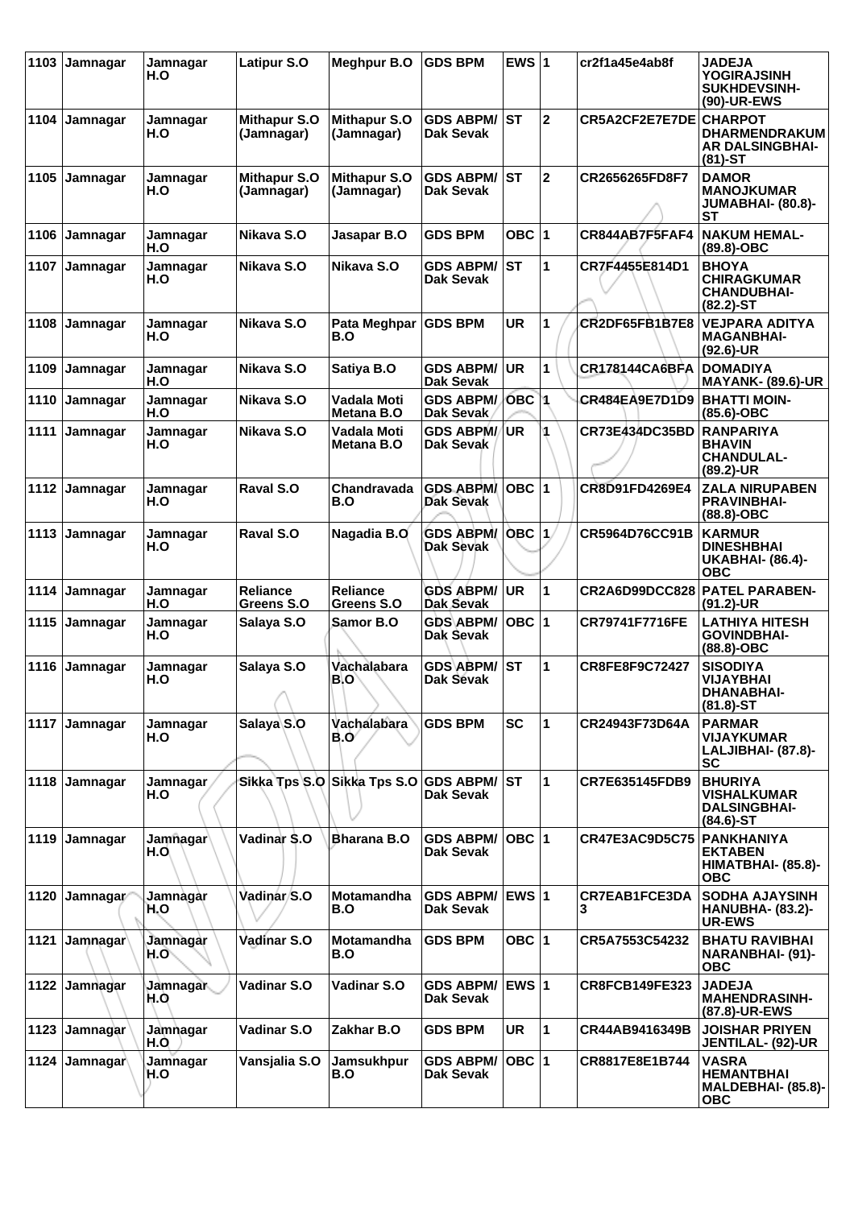| 1103 | Jamnagar | Jamnagar H.O | Latipur S.O | Meghpur B.O | GDS BPM | EWS | 1 | cr2f1a45e4ab8f | JADEJA YOGIRAJSINH SUKHDEVSINH- (90)-UR-EWS |
|---|---|---|---|---|---|---|---|---|---|
| 1104 | Jamnagar | Jamnagar H.O | Mithapur S.O (Jamnagar) | Mithapur S.O (Jamnagar) | GDS ABPM/ Dak Sevak | ST | 2 | CR5A2CF2E7E7DE | CHARPOT DHARMENDRAKUMAR DALSINGBHAI- (81)-ST |
| 1105 | Jamnagar | Jamnagar H.O | Mithapur S.O (Jamnagar) | Mithapur S.O (Jamnagar) | GDS ABPM/ Dak Sevak | ST | 2 | CR2656265FD8F7 | DAMOR MANOJKUMAR JUMABHAI- (80.8)- ST |
| 1106 | Jamnagar | Jamnagar H.O | Nikava S.O | Jasapar B.O | GDS BPM | OBC | 1 | CR844AB7F5FAF4 | NAKUM HEMAL- (89.8)-OBC |
| 1107 | Jamnagar | Jamnagar H.O | Nikava S.O | Nikava S.O | GDS ABPM/ Dak Sevak | ST | 1 | CR7F4455E814D1 | BHOYA CHIRAGKUMAR CHANDUBHAI- (82.2)-ST |
| 1108 | Jamnagar | Jamnagar H.O | Nikava S.O | Pata Meghpar B.O | GDS BPM | UR | 1 | CR2DF65FB1B7E8 | VEJPARA ADITYA MAGANBHAI- (92.6)-UR |
| 1109 | Jamnagar | Jamnagar H.O | Nikava S.O | Satiya B.O | GDS ABPM/ Dak Sevak | UR | 1 | CR178144CA6BFA | DOMADIYA MAYANK- (89.6)-UR |
| 1110 | Jamnagar | Jamnagar H.O | Nikava S.O | Vadala Moti Metana B.O | GDS ABPM/ Dak Sevak | OBC | 1 | CR484EA9E7D1D9 | BHATTI MOIN- (85.6)-OBC |
| 1111 | Jamnagar | Jamnagar H.O | Nikava S.O | Vadala Moti Metana B.O | GDS ABPM/ Dak Sevak | UR | 1 | CR73E434DC35BD | RANPARIYA BHAVIN CHANDULAL- (89.2)-UR |
| 1112 | Jamnagar | Jamnagar H.O | Raval S.O | Chandravada B.O | GDS ABPM/ Dak Sevak | OBC | 1 | CR8D91FD4269E4 | ZALA NIRUPABEN PRAVINBHAI- (88.8)-OBC |
| 1113 | Jamnagar | Jamnagar H.O | Raval S.O | Nagadia B.O | GDS ABPM/ Dak Sevak | OBC | 1 | CR5964D76CC91B | KARMUR DINESHBHAI UKABHAI- (86.4)- OBC |
| 1114 | Jamnagar | Jamnagar H.O | Reliance Greens S.O | Reliance Greens S.O | GDS ABPM/ Dak Sevak | UR | 1 | CR2A6D99DCC828 | PATEL PARABEN- (91.2)-UR |
| 1115 | Jamnagar | Jamnagar H.O | Salaya S.O | Samor B.O | GDS ABPM/ Dak Sevak | OBC | 1 | CR79741F7716FE | LATHIYA HITESH GOVINDBHAI- (88.8)-OBC |
| 1116 | Jamnagar | Jamnagar H.O | Salaya S.O | Vachalabara B.O | GDS ABPM/ Dak Sevak | ST | 1 | CR8FE8F9C72427 | SISODIYA VIJAYBHAI DHANABHAI- (81.8)-ST |
| 1117 | Jamnagar | Jamnagar H.O | Salaya S.O | Vachalabara B.O | GDS BPM | SC | 1 | CR24943F73D64A | PARMAR VIJAYKUMAR LALJIBHAI- (87.8)- SC |
| 1118 | Jamnagar | Jamnagar H.O | Sikka Tps S.O | Sikka Tps S.O | GDS ABPM/ Dak Sevak | ST | 1 | CR7E635145FDB9 | BHURIYA VISHALKUMAR DALSINGBHAI- (84.6)-ST |
| 1119 | Jamnagar | Jamnagar H.O | Vadinar S.O | Bharana B.O | GDS ABPM/ Dak Sevak | OBC | 1 | CR47E3AC9D5C75 | PANKHANIYA EKTABEN HIMATBHAI- (85.8)- OBC |
| 1120 | Jamnagar | Jamnagar H.O | Vadinar S.O | Motamandha B.O | GDS ABPM/ Dak Sevak | EWS | 1 | CR7EAB1FCE3DA3 | SODHA AJAYSINH HANUBHA- (83.2)- UR-EWS |
| 1121 | Jamnagar | Jamnagar H.O | Vadinar S.O | Motamandha B.O | GDS BPM | OBC | 1 | CR5A7553C54232 | BHATU RAVIBHAI NARANBHAI- (91)- OBC |
| 1122 | Jamnagar | Jamnagar H.O | Vadinar S.O | Vadinar S.O | GDS ABPM/ Dak Sevak | EWS | 1 | CR8FCB149FE323 | JADEJA MAHENDRASINH- (87.8)-UR-EWS |
| 1123 | Jamnagar | Jamnagar H.O | Vadinar S.O | Zakhar B.O | GDS BPM | UR | 1 | CR44AB9416349B | JOISHAR PRIYEN JENTILAL- (92)-UR |
| 1124 | Jamnagar | Jamnagar H.O | Vansjalia S.O | Jamsukhpur B.O | GDS ABPM/ Dak Sevak | OBC | 1 | CR8817E8E1B744 | VASRA HEMANTBHAI MALDEBHAI- (85.8)- OBC |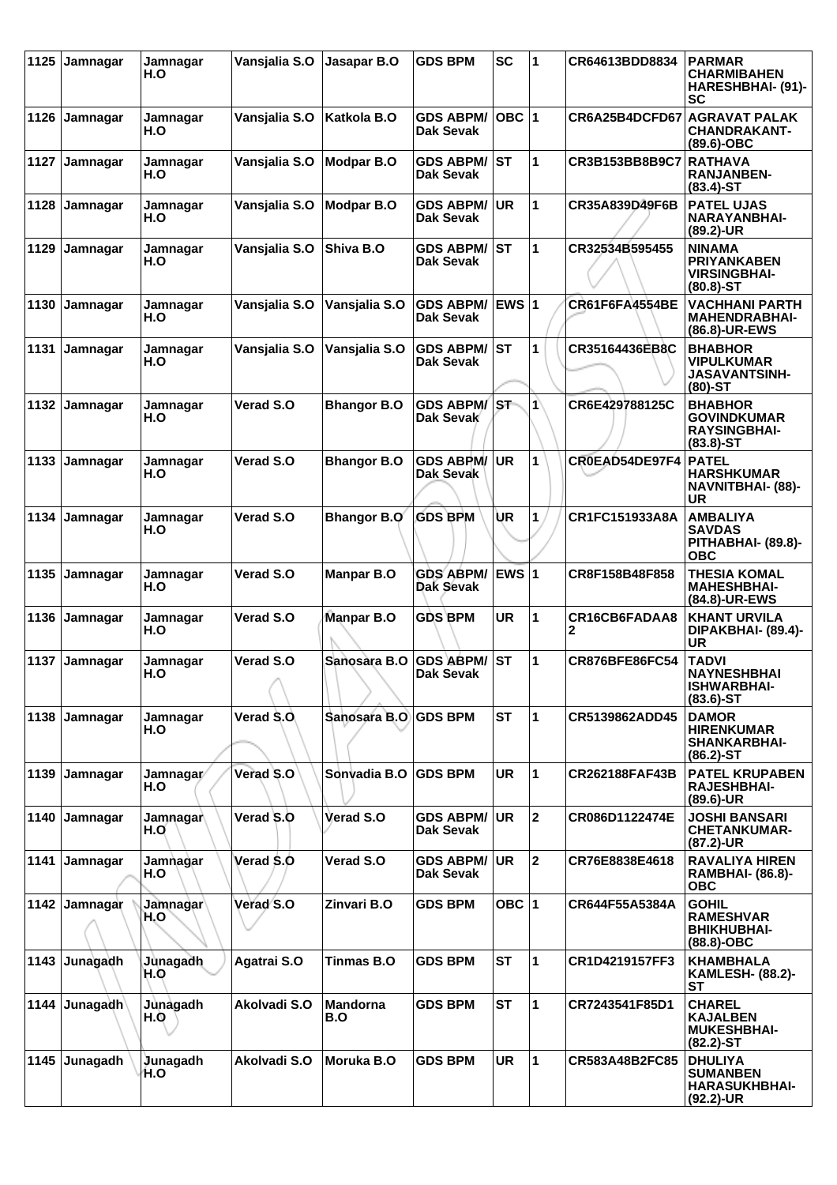| 1125 | Jamnagar | Jamnagar H.O | Vansjalia S.O | Jasapar B.O | GDS BPM | SC | 1 | CR64613BDD8834 | PARMAR CHARMIBAHEN HARESHBHAI- (91)-SC |
|---|---|---|---|---|---|---|---|---|---|
| 1126 | Jamnagar | Jamnagar H.O | Vansjalia S.O | Katkola B.O | GDS ABPM/ Dak Sevak | OBC | 1 | CR6A25B4DCFD67 | AGRAVAT PALAK CHANDRAKANT- (89.6)-OBC |
| 1127 | Jamnagar | Jamnagar H.O | Vansjalia S.O | Modpar B.O | GDS ABPM/ Dak Sevak | ST | 1 | CR3B153BB8B9C7 | RATHAVA RANJANBEN- (83.4)-ST |
| 1128 | Jamnagar | Jamnagar H.O | Vansjalia S.O | Modpar B.O | GDS ABPM/ Dak Sevak | UR | 1 | CR35A839D49F6B | PATEL UJAS NARAYANBHAI- (89.2)-UR |
| 1129 | Jamnagar | Jamnagar H.O | Vansjalia S.O | Shiva B.O | GDS ABPM/ Dak Sevak | ST | 1 | CR32534B595455 | NINAMA PRIYANKABEN VIRSINGBHAI- (80.8)-ST |
| 1130 | Jamnagar | Jamnagar H.O | Vansjalia S.O | Vansjalia S.O | GDS ABPM/ Dak Sevak | EWS | 1 | CR61F6FA4554BE | VACHHANI PARTH MAHENDRABHAI- (86.8)-UR-EWS |
| 1131 | Jamnagar | Jamnagar H.O | Vansjalia S.O | Vansjalia S.O | GDS ABPM/ Dak Sevak | ST | 1 | CR35164436EB8C | BHABHOR VIPULKUMAR JASAVANTSINH- (80)-ST |
| 1132 | Jamnagar | Jamnagar H.O | Verad S.O | Bhangor B.O | GDS ABPM/ Dak Sevak | ST | 1 | CR6E429788125C | BHABHOR GOVINDKUMAR RAYSINGBHAI- (83.8)-ST |
| 1133 | Jamnagar | Jamnagar H.O | Verad S.O | Bhangor B.O | GDS ABPM/ Dak Sevak | UR | 1 | CR0EAD54DE97F4 | PATEL HARSHKUMAR NAVNITBHAI- (88)-UR |
| 1134 | Jamnagar | Jamnagar H.O | Verad S.O | Bhangor B.O | GDS BPM | UR | 1 | CR1FC151933A8A | AMBALIYA SAVDAS PITHABHAI- (89.8)-OBC |
| 1135 | Jamnagar | Jamnagar H.O | Verad S.O | Manpar B.O | GDS ABPM/ Dak Sevak | EWS | 1 | CR8F158B48F858 | THESIA KOMAL MAHESHBHAI- (84.8)-UR-EWS |
| 1136 | Jamnagar | Jamnagar H.O | Verad S.O | Manpar B.O | GDS BPM | UR | 1 | CR16CB6FADAA82 | KHANT URVILA DIPAKBHAI- (89.4)-UR |
| 1137 | Jamnagar | Jamnagar H.O | Verad S.O | Sanosara B.O | GDS ABPM/ Dak Sevak | ST | 1 | CR876BFE86FC54 | TADVI NAYNESHBHAI ISHWARBHAI- (83.6)-ST |
| 1138 | Jamnagar | Jamnagar H.O | Verad S.O | Sanosara B.O | GDS BPM | ST | 1 | CR5139862ADD45 | DAMOR HIRENKUMAR SHANKARBHAI- (86.2)-ST |
| 1139 | Jamnagar | Jamnagar H.O | Verad S.O | Sonvadia B.O | GDS BPM | UR | 1 | CR262188FAF43B | PATEL KRUPABEN RAJESHBHAI- (89.6)-UR |
| 1140 | Jamnagar | Jamnagar H.O | Verad S.O | Verad S.O | GDS ABPM/ Dak Sevak | UR | 2 | CR086D1122474E | JOSHI BANSARI CHETANKUMAR- (87.2)-UR |
| 1141 | Jamnagar | Jamnagar H.O | Verad S.O | Verad S.O | GDS ABPM/ Dak Sevak | UR | 2 | CR76E8838E4618 | RAVALIYA HIREN RAMBHAI- (86.8)-OBC |
| 1142 | Jamnagar | Jamnagar H.O | Verad S.O | Zinvari B.O | GDS BPM | OBC | 1 | CR644F55A5384A | GOHIL RAMESHVAR BHIKHUBHAI- (88.8)-OBC |
| 1143 | Junagadh | Junagadh H.O | Agatrai S.O | Tinmas B.O | GDS BPM | ST | 1 | CR1D4219157FF3 | KHAMBHALA KAMLESH- (88.2)-ST |
| 1144 | Junagadh | Junagadh H.O | Akolvadi S.O | Mandorna B.O | GDS BPM | ST | 1 | CR7243541F85D1 | CHAREL KAJALBEN MUKESHBHAI- (82.2)-ST |
| 1145 | Junagadh | Junagadh H.O | Akolvadi S.O | Moruka B.O | GDS BPM | UR | 1 | CR583A48B2FC85 | DHULIYA SUMANBEN HARASUKHBHAI- (92.2)-UR |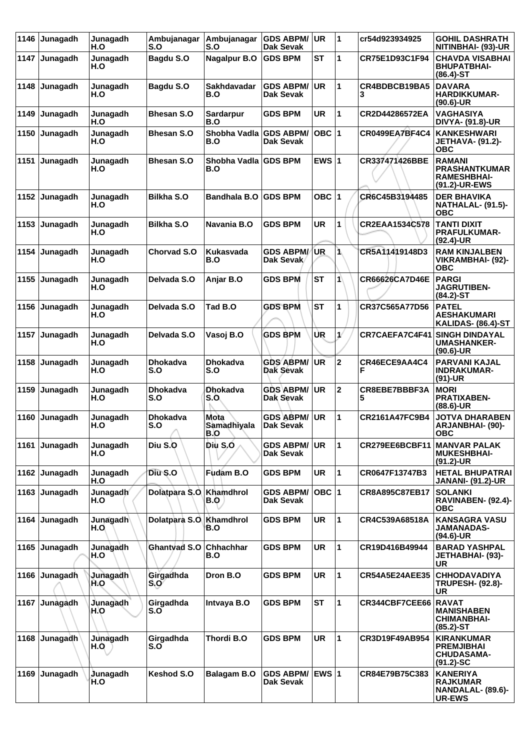| 1146 | Junagadh | Junagadh H.O | Ambujanagar S.O | Ambujanagar S.O | GDS ABPM/ Dak Sevak | UR | 1 | cr54d923934925 | GOHIL DASHRATH NITINBHAI- (93)-UR |
|---|---|---|---|---|---|---|---|---|---|
| 1147 | Junagadh | Junagadh H.O | Bagdu S.O | Nagalpur B.O | GDS BPM | ST | 1 | CR75E1D93C1F94 | CHAVDA VISABHAI BHUPATBHAI- (86.4)-ST |
| 1148 | Junagadh | Junagadh H.O | Bagdu S.O | Sakhdavadar B.O | GDS ABPM/ Dak Sevak | UR | 1 | CR4BDBCB19BA53 | DAVARA HARDIKKUMAR- (90.6)-UR |
| 1149 | Junagadh | Junagadh H.O | Bhesan S.O | Sardarpur B.O | GDS BPM | UR | 1 | CR2D44286572EA | VAGHASIYA DIVYA- (91.8)-UR |
| 1150 | Junagadh | Junagadh H.O | Bhesan S.O | Shobha Vadla B.O | GDS ABPM/ Dak Sevak | OBC | 1 | CR0499EA7BF4C4 | KANKESHWARI JETHAVA- (91.2)-OBC |
| 1151 | Junagadh | Junagadh H.O | Bhesan S.O | Shobha Vadla B.O | GDS BPM | EWS | 1 | CR337471426BBE | RAMANI PRASHANTKUMAR RAMESHBHAI- (91.2)-UR-EWS |
| 1152 | Junagadh | Junagadh H.O | Bilkha S.O | Bandhala B.O | GDS BPM | OBC | 1 | CR6C45B3194485 | DER BHAVIKA NATHALAL- (91.5)-OBC |
| 1153 | Junagadh | Junagadh H.O | Bilkha S.O | Navania B.O | GDS BPM | UR | 1 | CR2EAA1534C578 | TANTI DIXIT PRAFULKUMAR- (92.4)-UR |
| 1154 | Junagadh | Junagadh H.O | Chorvad S.O | Kukasvada B.O | GDS ABPM/ Dak Sevak | UR | 1 | CR5A11419148D3 | RAM KINJALBEN VIKRAMBHAI- (92)-OBC |
| 1155 | Junagadh | Junagadh H.O | Delvada S.O | Anjar B.O | GDS BPM | ST | 1 | CR66626CA7D46E | PARGI JAGRUTIBEN- (84.2)-ST |
| 1156 | Junagadh | Junagadh H.O | Delvada S.O | Tad B.O | GDS BPM | ST | 1 | CR37C565A77D56 | PATEL AESHAKUMARI KALIDAS- (86.4)-ST |
| 1157 | Junagadh | Junagadh H.O | Delvada S.O | Vasoj B.O | GDS BPM | UR | 1 | CR7CAEFA7C4F41 | SINGH DINDAYAL UMASHANKER- (90.6)-UR |
| 1158 | Junagadh | Junagadh H.O | Dhokadva S.O | Dhokadva S.O | GDS ABPM/ Dak Sevak | UR | 2 | CR46ECE9AA4C4F | PARVANI KAJAL INDRAKUMAR- (91)-UR |
| 1159 | Junagadh | Junagadh H.O | Dhokadva S.O | Dhokadva S.O | GDS ABPM/ Dak Sevak | UR | 2 | CR8EBE7BBBF3A5 | MORI PRATIXABEN- (88.6)-UR |
| 1160 | Junagadh | Junagadh H.O | Dhokadva S.O | Mota Samadhiyala B.O | GDS ABPM/ Dak Sevak | UR | 1 | CR2161A47FC9B4 | JOTVA DHARABEN ARJANBHAI- (90)-OBC |
| 1161 | Junagadh | Junagadh H.O | Diu S.O | Diu S.O | GDS ABPM/ Dak Sevak | UR | 1 | CR279EE6BCBF11 | MANVAR PALAK MUKESHBHAI- (91.2)-UR |
| 1162 | Junagadh | Junagadh H.O | Diu S.O | Fudam B.O | GDS BPM | UR | 1 | CR0647F13747B3 | HETAL BHUPATRAI JANANI- (91.2)-UR |
| 1163 | Junagadh | Junagadh H.O | Dolatpara S.O | Khamdhrol B.O | GDS ABPM/ Dak Sevak | OBC | 1 | CR8A895C87EB17 | SOLANKI RAVINABEN- (92.4)-OBC |
| 1164 | Junagadh | Junagadh H.O | Dolatpara S.O | Khamdhrol B.O | GDS BPM | UR | 1 | CR4C539A68518A | KANSAGRA VASU JAMANADAS- (94.6)-UR |
| 1165 | Junagadh | Junagadh H.O | Ghantvad S.O | Chhachhar B.O | GDS BPM | UR | 1 | CR19D416B49944 | BARAD YASHPAL JETHABHAI- (93)-UR |
| 1166 | Junagadh | Junagadh H.O | Girgadhda S.O | Dron B.O | GDS BPM | UR | 1 | CR54A5E24AEE35 | CHHODAVADIYA TRUPESH- (92.8)-UR |
| 1167 | Junagadh | Junagadh H.O | Girgadhda S.O | Intvaya B.O | GDS BPM | ST | 1 | CR344CBF7CEE66 | RAVAT MANISHABEN CHIMANBHAI- (85.2)-ST |
| 1168 | Junagadh | Junagadh H.O | Girgadhda S.O | Thordi B.O | GDS BPM | UR | 1 | CR3D19F49AB954 | KIRANKUMAR PREMJIBHAI CHUDASAMA- (91.2)-SC |
| 1169 | Junagadh | Junagadh H.O | Keshod S.O | Balagam B.O | GDS ABPM/ Dak Sevak | EWS | 1 | CR84E79B75C383 | KANERIYA RAJKUMAR NANDALAL- (89.6)-UR-EWS |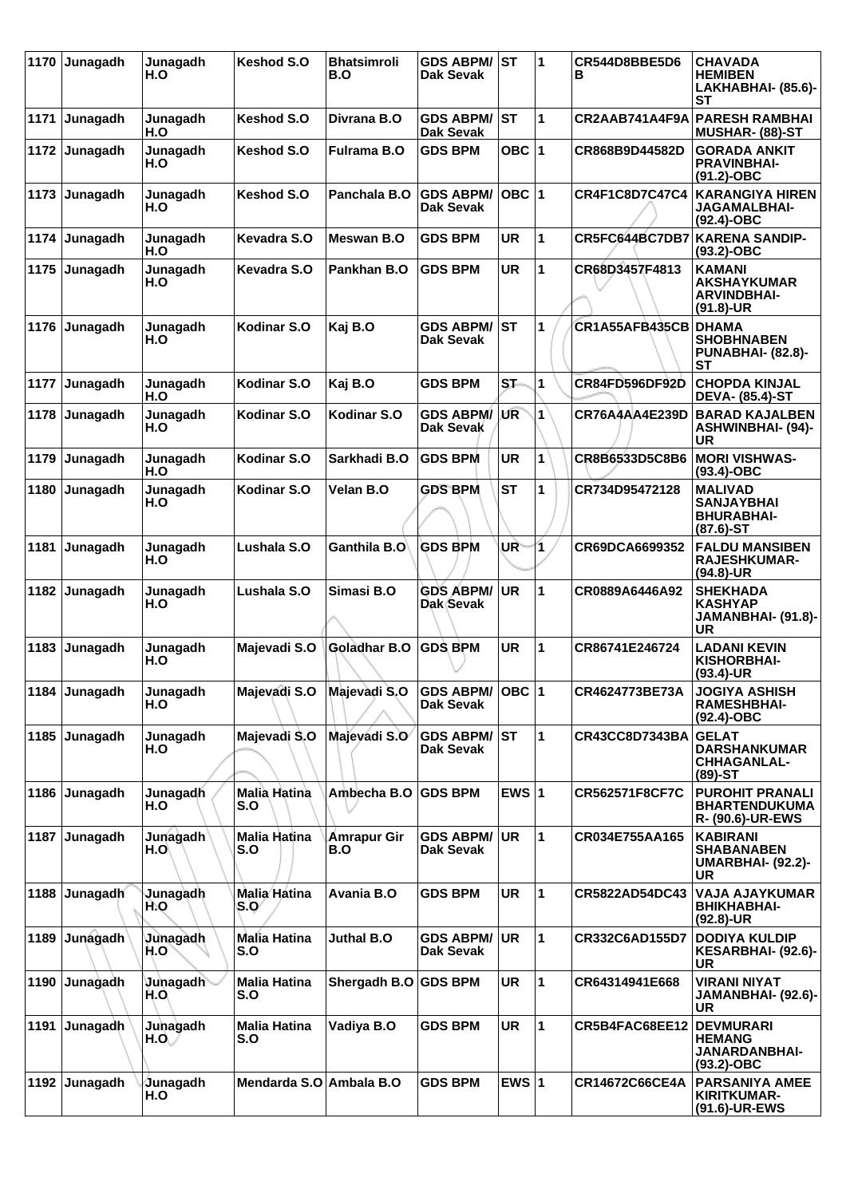| 1170 | Junagadh | Junagadh H.O | Keshod S.O | Bhatsimroli B.O | GDS ABPM/ Dak Sevak | ST | 1 | CR544D8BBE5D6B | CHAVADA HEMIBEN LAKHABHAI- (85.6)-ST |
|---|---|---|---|---|---|---|---|---|---|
| 1171 | Junagadh | Junagadh H.O | Keshod S.O | Divrana B.O | GDS ABPM/ Dak Sevak | ST | 1 | CR2AAB741A4F9A | PARESH RAMBHAI MUSHAR- (88)-ST |
| 1172 | Junagadh | Junagadh H.O | Keshod S.O | Fulrama B.O | GDS BPM | OBC | 1 | CR868B9D44582D | GORADA ANKIT PRAVINBHAI- (91.2)-OBC |
| 1173 | Junagadh | Junagadh H.O | Keshod S.O | Panchala B.O | GDS ABPM/ Dak Sevak | OBC | 1 | CR4F1C8D7C47C4 | KARANGIYA HIREN JAGAMALBHAI- (92.4)-OBC |
| 1174 | Junagadh | Junagadh H.O | Kevadra S.O | Meswan B.O | GDS BPM | UR | 1 | CR5FC644BC7DB7 | KARENA SANDIP- (93.2)-OBC |
| 1175 | Junagadh | Junagadh H.O | Kevadra S.O | Pankhan B.O | GDS BPM | UR | 1 | CR68D3457F4813 | KAMANI AKSHAYKUMAR ARVINDBHAI- (91.8)-UR |
| 1176 | Junagadh | Junagadh H.O | Kodinar S.O | Kaj B.O | GDS ABPM/ Dak Sevak | ST | 1 | CR1A55AFB435CB | DHAMA SHOBHNABEN PUNABHAI- (82.8)-ST |
| 1177 | Junagadh | Junagadh H.O | Kodinar S.O | Kaj B.O | GDS BPM | ST | 1 | CR84FD596DF92D | CHOPDA KINJAL DEVA- (85.4)-ST |
| 1178 | Junagadh | Junagadh H.O | Kodinar S.O | Kodinar S.O | GDS ABPM/ Dak Sevak | UR | 1 | CR76A4AA4E239D | BARAD KAJALBEN ASHWINBHAI- (94)-UR |
| 1179 | Junagadh | Junagadh H.O | Kodinar S.O | Sarkhadi B.O | GDS BPM | UR | 1 | CR8B6533D5C8B6 | MORI VISHWAS- (93.4)-OBC |
| 1180 | Junagadh | Junagadh H.O | Kodinar S.O | Velan B.O | GDS BPM | ST | 1 | CR734D95472128 | MALIVAD SANJAYBHAI BHURABHAI- (87.6)-ST |
| 1181 | Junagadh | Junagadh H.O | Lushala S.O | Ganthila B.O | GDS BPM | UR | 1 | CR69DCA6699352 | FALDU MANSIBEN RAJESHKUMAR- (94.8)-UR |
| 1182 | Junagadh | Junagadh H.O | Lushala S.O | Simasi B.O | GDS ABPM/ Dak Sevak | UR | 1 | CR0889A6446A92 | SHEKHADA KASHYAP JAMANBHAI- (91.8)-UR |
| 1183 | Junagadh | Junagadh H.O | Majevadi S.O | Goladhar B.O | GDS BPM | UR | 1 | CR86741E246724 | LADANI KEVIN KISHORBHAI- (93.4)-UR |
| 1184 | Junagadh | Junagadh H.O | Majevadi S.O | Majevadi S.O | GDS ABPM/ Dak Sevak | OBC | 1 | CR4624773BE73A | JOGIYA ASHISH RAMESHBHAI- (92.4)-OBC |
| 1185 | Junagadh | Junagadh H.O | Majevadi S.O | Majevadi S.O | GDS ABPM/ Dak Sevak | ST | 1 | CR43CC8D7343BA | GELAT DARSHANKUMAR CHHAGANLAL- (89)-ST |
| 1186 | Junagadh | Junagadh H.O | Malia Hatina S.O | Ambecha B.O | GDS BPM | EWS | 1 | CR562571F8CF7C | PUROHIT PRANALI BHARTENDUKUMAR- (90.6)-UR-EWS |
| 1187 | Junagadh | Junagadh H.O | Malia Hatina S.O | Amrapur Gir B.O | GDS ABPM/ Dak Sevak | UR | 1 | CR034E755AA165 | KABIRANI SHABANABEN UMARBHAI- (92.2)-UR |
| 1188 | Junagadh | Junagadh H.O | Malia Hatina S.O | Avania B.O | GDS BPM | UR | 1 | CR5822AD54DC43 | VAJA AJAYKUMAR BHIKHABHAI- (92.8)-UR |
| 1189 | Junagadh | Junagadh H.O | Malia Hatina S.O | Juthal B.O | GDS ABPM/ Dak Sevak | UR | 1 | CR332C6AD155D7 | DODIYA KULDIP KESARBHAI- (92.6)-UR |
| 1190 | Junagadh | Junagadh H.O | Malia Hatina S.O | Shergadh B.O | GDS BPM | UR | 1 | CR64314941E668 | VIRANI NIYAT JAMANBHAI- (92.6)-UR |
| 1191 | Junagadh | Junagadh H.O | Malia Hatina S.O | Vadiya B.O | GDS BPM | UR | 1 | CR5B4FAC68EE12 | DEVMURARI HEMANG JANARDANBHAI- (93.2)-OBC |
| 1192 | Junagadh | Junagadh H.O | Mendarda S.O | Ambala B.O | GDS BPM | EWS | 1 | CR14672C66CE4A | PARSANIYA AMEE KIRITKUMAR- (91.6)-UR-EWS |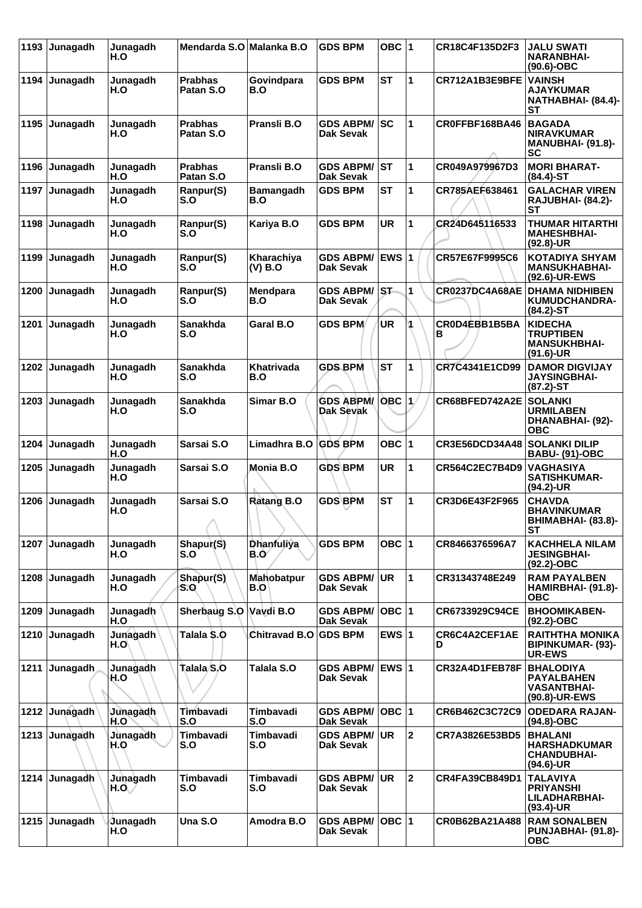| 1193 | Junagadh | Junagadh H.O | Mendarda S.O | Malanka B.O | GDS BPM | OBC | 1 | CR18C4F135D2F3 | JALU SWATI NARANBHAI-(90.6)-OBC |
|---|---|---|---|---|---|---|---|---|---|
| 1194 | Junagadh | Junagadh H.O | Prabhas Patan S.O | Govindpara B.O | GDS BPM | ST | 1 | CR712A1B3E9BFE | VAINSH AJAYKUMAR NATHABHAI- (84.4)-ST |
| 1195 | Junagadh | Junagadh H.O | Prabhas Patan S.O | Pransli B.O | GDS ABPM/ Dak Sevak | SC | 1 | CR0FFBF168BA46 | BAGADA NIRAVKUMAR MANUBHAI- (91.8)-SC |
| 1196 | Junagadh | Junagadh H.O | Prabhas Patan S.O | Pransli B.O | GDS ABPM/ Dak Sevak | ST | 1 | CR049A979967D3 | MORI BHARAT-(84.4)-ST |
| 1197 | Junagadh | Junagadh H.O | Ranpur(S) S.O | Bamangadh B.O | GDS BPM | ST | 1 | CR785AEF638461 | GALACHAR VIREN RAJUBHAI- (84.2)-ST |
| 1198 | Junagadh | Junagadh H.O | Ranpur(S) S.O | Kariya B.O | GDS BPM | UR | 1 | CR24D645116533 | THUMAR HITARTHI MAHESHBHAI-(92.8)-UR |
| 1199 | Junagadh | Junagadh H.O | Ranpur(S) S.O | Kharachiya (V) B.O | GDS ABPM/ Dak Sevak | EWS | 1 | CR57E67F9995C6 | KOTADIYA SHYAM MANSUKHABHAI-(92.6)-UR-EWS |
| 1200 | Junagadh | Junagadh H.O | Ranpur(S) S.O | Mendpara B.O | GDS ABPM/ Dak Sevak | ST | 1 | CR0237DC4A68AE | DHAMA NIDHIBEN KUMUDCHANDRA-(84.2)-ST |
| 1201 | Junagadh | Junagadh H.O | Sanakhda S.O | Garal B.O | GDS BPM | UR | 1 | CR0D4EBB1B5BAB | KIDECHA TRUPTIBEN MANSUKHBHAI-(91.6)-UR |
| 1202 | Junagadh | Junagadh H.O | Sanakhda S.O | Khatrivada B.O | GDS BPM | ST | 1 | CR7C4341E1CD99 | DAMOR DIGVIJAY JAYSINGBHAI-(87.2)-ST |
| 1203 | Junagadh | Junagadh H.O | Sanakhda S.O | Simar B.O | GDS ABPM/ Dak Sevak | OBC | 1 | CR68BFED742A2E | SOLANKI URMILABEN DHANABHAI- (92)-OBC |
| 1204 | Junagadh | Junagadh H.O | Sarsai S.O | Limadhra B.O | GDS BPM | OBC | 1 | CR3E56DCD34A48 | SOLANKI DILIP BABU- (91)-OBC |
| 1205 | Junagadh | Junagadh H.O | Sarsai S.O | Monia B.O | GDS BPM | UR | 1 | CR564C2EC7B4D9 | VAGHASIYA SATISHKUMAR-(94.2)-UR |
| 1206 | Junagadh | Junagadh H.O | Sarsai S.O | Ratang B.O | GDS BPM | ST | 1 | CR3D6E43F2F965 | CHAVDA BHAVINKUMAR BHIMABHAI- (83.8)-ST |
| 1207 | Junagadh | Junagadh H.O | Shapur(S) S.O | Dhanfuliya B.O | GDS BPM | OBC | 1 | CR8466376596A7 | KACHHELA NILAM JESINGBHAI-(92.2)-OBC |
| 1208 | Junagadh | Junagadh H.O | Shapur(S) S.O | Mahobatpur B.O | GDS ABPM/ Dak Sevak | UR | 1 | CR31343748E249 | RAM PAYALBEN HAMIRBHAI- (91.8)-OBC |
| 1209 | Junagadh | Junagadh H.O | Sherbaug S.O | Vavdi B.O | GDS ABPM/ Dak Sevak | OBC | 1 | CR6733929C94CE | BHOOMIKABEN-(92.2)-OBC |
| 1210 | Junagadh | Junagadh H.O | Talala S.O | Chitravad B.O | GDS BPM | EWS | 1 | CR6C4A2CEF1AED | RAITHTHA MONIKA BIPINKUMAR- (93)-UR-EWS |
| 1211 | Junagadh | Junagadh H.O | Talala S.O | Talala S.O | GDS ABPM/ Dak Sevak | EWS | 1 | CR32A4D1FEB78F | BHALODIYA PAYALBAHEN VASANTBHAI-(90.8)-UR-EWS |
| 1212 | Junagadh | Junagadh H.O | Timbavadi S.O | Timbavadi S.O | GDS ABPM/ Dak Sevak | OBC | 1 | CR6B462C3C72C9 | ODEDARA RAJAN-(94.8)-OBC |
| 1213 | Junagadh | Junagadh H.O | Timbavadi S.O | Timbavadi S.O | GDS ABPM/ Dak Sevak | UR | 2 | CR7A3826E53BD5 | BHALANI HARSHADKUMAR CHANDUBHAI-(94.6)-UR |
| 1214 | Junagadh | Junagadh H.O | Timbavadi S.O | Timbavadi S.O | GDS ABPM/ Dak Sevak | UR | 2 | CR4FA39CB849D1 | TALAVIYA PRIYANSHI LILADHARBHAI-(93.4)-UR |
| 1215 | Junagadh | Junagadh H.O | Una S.O | Amodra B.O | GDS ABPM/ Dak Sevak | OBC | 1 | CR0B62BA21A488 | RAM SONALBEN PUNJABHAI- (91.8)-OBC |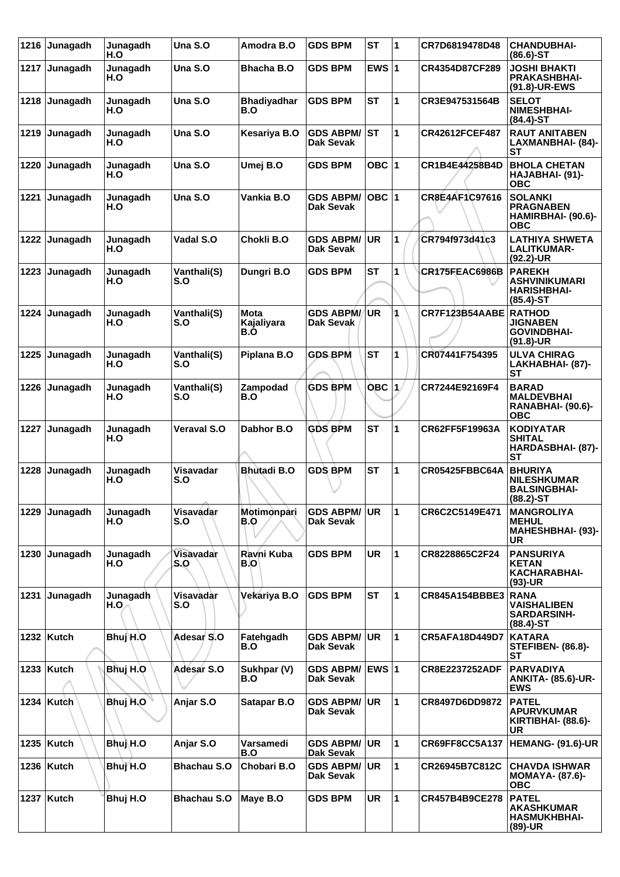| 1216 | Junagadh | Junagadh H.O | Una S.O | Amodra B.O | GDS BPM | ST | 1 | CR7D6819478D48 | CHANDUBHAI- (86.6)-ST |
|---|---|---|---|---|---|---|---|---|---|
| 1217 | Junagadh | Junagadh H.O | Una S.O | Bhacha B.O | GDS BPM | EWS | 1 | CR4354D87CF289 | JOSHI BHAKTI PRAKASHBHAI- (91.8)-UR-EWS |
| 1218 | Junagadh | Junagadh H.O | Una S.O | Bhadiyadhar B.O | GDS BPM | ST | 1 | CR3E947531564B | SELOT NIMESHBHAI- (84.4)-ST |
| 1219 | Junagadh | Junagadh H.O | Una S.O | Kesariya B.O | GDS ABPM/ Dak Sevak | ST | 1 | CR42612FCEF487 | RAUT ANITABEN LAXMANBHAI- (84)-ST |
| 1220 | Junagadh | Junagadh H.O | Una S.O | Umej B.O | GDS BPM | OBC | 1 | CR1B4E44258B4D | BHOLA CHETAN HAJABHAI- (91)-OBC |
| 1221 | Junagadh | Junagadh H.O | Una S.O | Vankia B.O | GDS ABPM/ Dak Sevak | OBC | 1 | CR8E4AF1C97616 | SOLANKI PRAGNABEN HAMIRBHAI- (90.6)-OBC |
| 1222 | Junagadh | Junagadh H.O | Vadal S.O | Chokli B.O | GDS ABPM/ Dak Sevak | UR | 1 | CR794f973d41c3 | LATHIYA SHWETA LALITKUMAR- (92.2)-UR |
| 1223 | Junagadh | Junagadh H.O | Vanthali(S) S.O | Dungri B.O | GDS BPM | ST | 1 | CR175FEAC6986B | PAREKH ASHVINIKUMARI HARISHBHAI- (85.4)-ST |
| 1224 | Junagadh | Junagadh H.O | Vanthali(S) S.O | Mota Kajaliyara B.O | GDS ABPM/ Dak Sevak | UR | 1 | CR7F123B54AABE | RATHOD JIGNABEN GOVINDBHAI- (91.8)-UR |
| 1225 | Junagadh | Junagadh H.O | Vanthali(S) S.O | Piplana B.O | GDS BPM | ST | 1 | CR07441F754395 | ULVA CHIRAG LAKHABHAI- (87)-ST |
| 1226 | Junagadh | Junagadh H.O | Vanthali(S) S.O | Zampodad B.O | GDS BPM | OBC | 1 | CR7244E92169F4 | BARAD MALDEVBHAI RANABHAI- (90.6)-OBC |
| 1227 | Junagadh | Junagadh H.O | Veraval S.O | Dabhor B.O | GDS BPM | ST | 1 | CR62FF5F19963A | KODIYATAR SHITAL HARDASBHAI- (87)-ST |
| 1228 | Junagadh | Junagadh H.O | Visavadar S.O | Bhutadi B.O | GDS BPM | ST | 1 | CR05425FBBC64A | BHURIYA NILESHKUMAR BALSINGBHAI- (88.2)-ST |
| 1229 | Junagadh | Junagadh H.O | Visavadar S.O | Motimonpari B.O | GDS ABPM/ Dak Sevak | UR | 1 | CR6C2C5149E471 | MANGROLIYA MEHUL MAHESHBHAI- (93)-UR |
| 1230 | Junagadh | Junagadh H.O | Visavadar S.O | Ravni Kuba B.O | GDS BPM | UR | 1 | CR8228865C2F24 | PANSURIYA KETAN KACHARABHAI- (93)-UR |
| 1231 | Junagadh | Junagadh H.O | Visavadar S.O | Vekariya B.O | GDS BPM | ST | 1 | CR845A154BBBE3 | RANA VAISHALIBEN SARDARSINH- (88.4)-ST |
| 1232 | Kutch | Bhuj H.O | Adesar S.O | Fatehgadh B.O | GDS ABPM/ Dak Sevak | UR | 1 | CR5AFA18D449D7 | KATARA STEFIBEN- (86.8)-ST |
| 1233 | Kutch | Bhuj H.O | Adesar S.O | Sukhpar (V) B.O | GDS ABPM/ Dak Sevak | EWS | 1 | CR8E2237252ADF | PARVADIYA ANKITA- (85.6)-UR-EWS |
| 1234 | Kutch | Bhuj H.O | Anjar S.O | Satapar B.O | GDS ABPM/ Dak Sevak | UR | 1 | CR8497D6DD9872 | PATEL APURVKUMAR KIRTIBHAI- (88.6)-UR |
| 1235 | Kutch | Bhuj H.O | Anjar S.O | Varsamedi B.O | GDS ABPM/ Dak Sevak | UR | 1 | CR69FF8CC5A137 | HEMANG- (91.6)-UR |
| 1236 | Kutch | Bhuj H.O | Bhachau S.O | Chobari B.O | GDS ABPM/ Dak Sevak | UR | 1 | CR26945B7C812C | CHAVDA ISHWAR MOMAYA- (87.6)-OBC |
| 1237 | Kutch | Bhuj H.O | Bhachau S.O | Maye B.O | GDS BPM | UR | 1 | CR457B4B9CE278 | PATEL AKASHKUMAR HASMUKHBHAI- (89)-UR |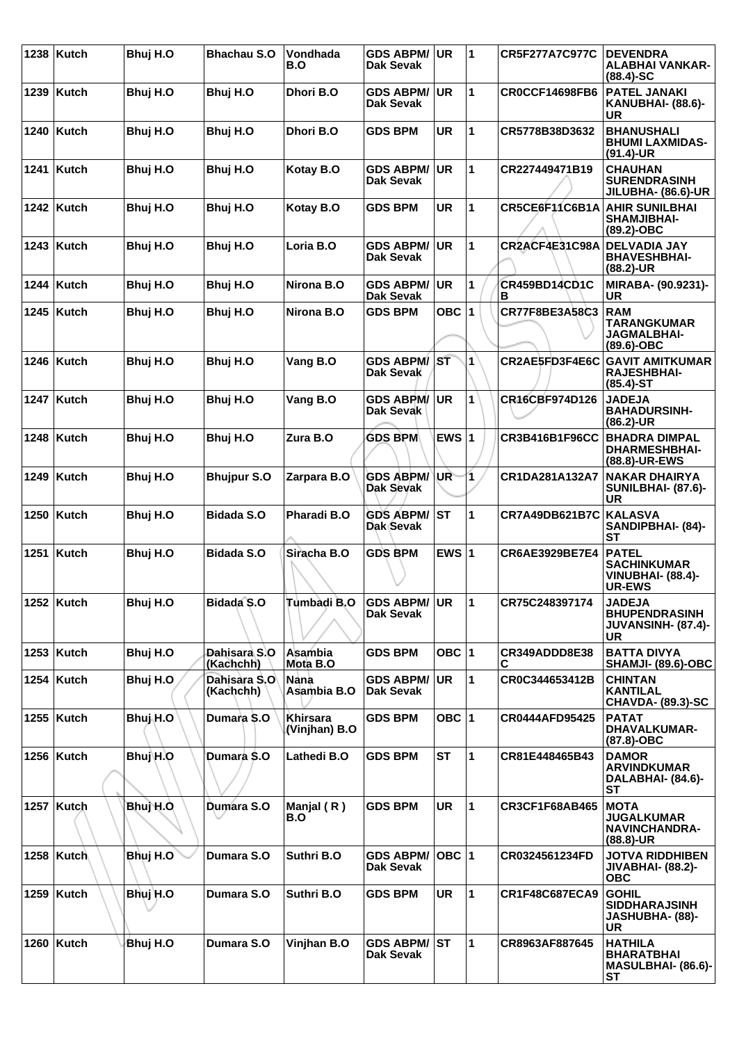| 1238 | Kutch | Bhuj H.O | Bhachau S.O | Vondhada B.O | GDS ABPM/ Dak Sevak | UR | 1 | CR5F277A7C977C | DEVENDRA ALABHAI VANKAR- (88.4)-SC |
|---|---|---|---|---|---|---|---|---|---|
| 1239 | Kutch | Bhuj H.O | Bhuj H.O | Dhori B.O | GDS ABPM/ Dak Sevak | UR | 1 | CR0CCF14698FB6 | PATEL JANAKI KANUBHAI- (88.6)-UR |
| 1240 | Kutch | Bhuj H.O | Bhuj H.O | Dhori B.O | GDS BPM | UR | 1 | CR5778B38D3632 | BHANUSHALI BHUMI LAXMIDAS- (91.4)-UR |
| 1241 | Kutch | Bhuj H.O | Bhuj H.O | Kotay B.O | GDS ABPM/ Dak Sevak | UR | 1 | CR227449471B19 | CHAUHAN SURENDRASINH JILUBHA- (86.6)-UR |
| 1242 | Kutch | Bhuj H.O | Bhuj H.O | Kotay B.O | GDS BPM | UR | 1 | CR5CE6F11C6B1A | AHIR SUNILBHAI SHAMJIBHAI- (89.2)-OBC |
| 1243 | Kutch | Bhuj H.O | Bhuj H.O | Loria B.O | GDS ABPM/ Dak Sevak | UR | 1 | CR2ACF4E31C98A | DELVADIA JAY BHAVESHBHAI- (88.2)-UR |
| 1244 | Kutch | Bhuj H.O | Bhuj H.O | Nirona B.O | GDS ABPM/ Dak Sevak | UR | 1 | CR459BD14CD1CB | MIRABA- (90.9231)-UR |
| 1245 | Kutch | Bhuj H.O | Bhuj H.O | Nirona B.O | GDS BPM | OBC | 1 | CR77F8BE3A58C3 | RAM TARANGKUMAR JAGMALBHAI- (89.6)-OBC |
| 1246 | Kutch | Bhuj H.O | Bhuj H.O | Vang B.O | GDS ABPM/ Dak Sevak | ST | 1 | CR2AE5FD3F4E6C | GAVIT AMITKUMAR RAJESHBHAI- (85.4)-ST |
| 1247 | Kutch | Bhuj H.O | Bhuj H.O | Vang B.O | GDS ABPM/ Dak Sevak | UR | 1 | CR16CBF974D126 | JADEJA BAHADURSINH- (86.2)-UR |
| 1248 | Kutch | Bhuj H.O | Bhuj H.O | Zura B.O | GDS BPM | EWS | 1 | CR3B416B1F96CC | BHADRA DIMPAL DHARMESHBHAI- (88.8)-UR-EWS |
| 1249 | Kutch | Bhuj H.O | Bhujpur S.O | Zarpara B.O | GDS ABPM/ Dak Sevak | UR | 1 | CR1DA281A132A7 | NAKAR DHAIRYA SUNILBHAI- (87.6)-UR |
| 1250 | Kutch | Bhuj H.O | Bidada S.O | Pharadi B.O | GDS ABPM/ Dak Sevak | ST | 1 | CR7A49DB621B7C | KALASVA SANDIPBHAI- (84)-ST |
| 1251 | Kutch | Bhuj H.O | Bidada S.O | Siracha B.O | GDS BPM | EWS | 1 | CR6AE3929BE7E4 | PATEL SACHINKUMAR VINUBHAI- (88.4)-UR-EWS |
| 1252 | Kutch | Bhuj H.O | Bidada S.O | Tumbadi B.O | GDS ABPM/ Dak Sevak | UR | 1 | CR75C248397174 | JADEJA BHUPENDRASINH JUVANSINH- (87.4)-UR |
| 1253 | Kutch | Bhuj H.O | Dahisara S.O (Kachchh) | Asambia Mota B.O | GDS BPM | OBC | 1 | CR349ADDD8E38C | BATTA DIVYA SHAMJI- (89.6)-OBC |
| 1254 | Kutch | Bhuj H.O | Dahisara S.O (Kachchh) | Nana Asambia B.O | GDS ABPM/ Dak Sevak | UR | 1 | CR0C344653412B | CHINTAN KANTILAL CHAVDA- (89.3)-SC |
| 1255 | Kutch | Bhuj H.O | Dumara S.O | Khirsara (Vinjhan) B.O | GDS BPM | OBC | 1 | CR0444AFD95425 | PATAT DHAVALKUMAR- (87.8)-OBC |
| 1256 | Kutch | Bhuj H.O | Dumara S.O | Lathedi B.O | GDS BPM | ST | 1 | CR81E448465B43 | DAMOR ARVINDKUMAR DALABHAI- (84.6)-ST |
| 1257 | Kutch | Bhuj H.O | Dumara S.O | Manjal ( R ) B.O | GDS BPM | UR | 1 | CR3CF1F68AB465 | MOTA JUGALKUMAR NAVINCHANDRA- (88.8)-UR |
| 1258 | Kutch | Bhuj H.O | Dumara S.O | Suthri B.O | GDS ABPM/ Dak Sevak | OBC | 1 | CR0324561234FD | JOTVA RIDDHIBEN JIVABHAI- (88.2)-OBC |
| 1259 | Kutch | Bhuj H.O | Dumara S.O | Suthri B.O | GDS BPM | UR | 1 | CR1F48C687ECA9 | GOHIL SIDDHARAJSINH JASHUBHA- (88)-UR |
| 1260 | Kutch | Bhuj H.O | Dumara S.O | Vinjhan B.O | GDS ABPM/ Dak Sevak | ST | 1 | CR8963AF887645 | HATHILA BHARATBHAI MASULBHAI- (86.6)-ST |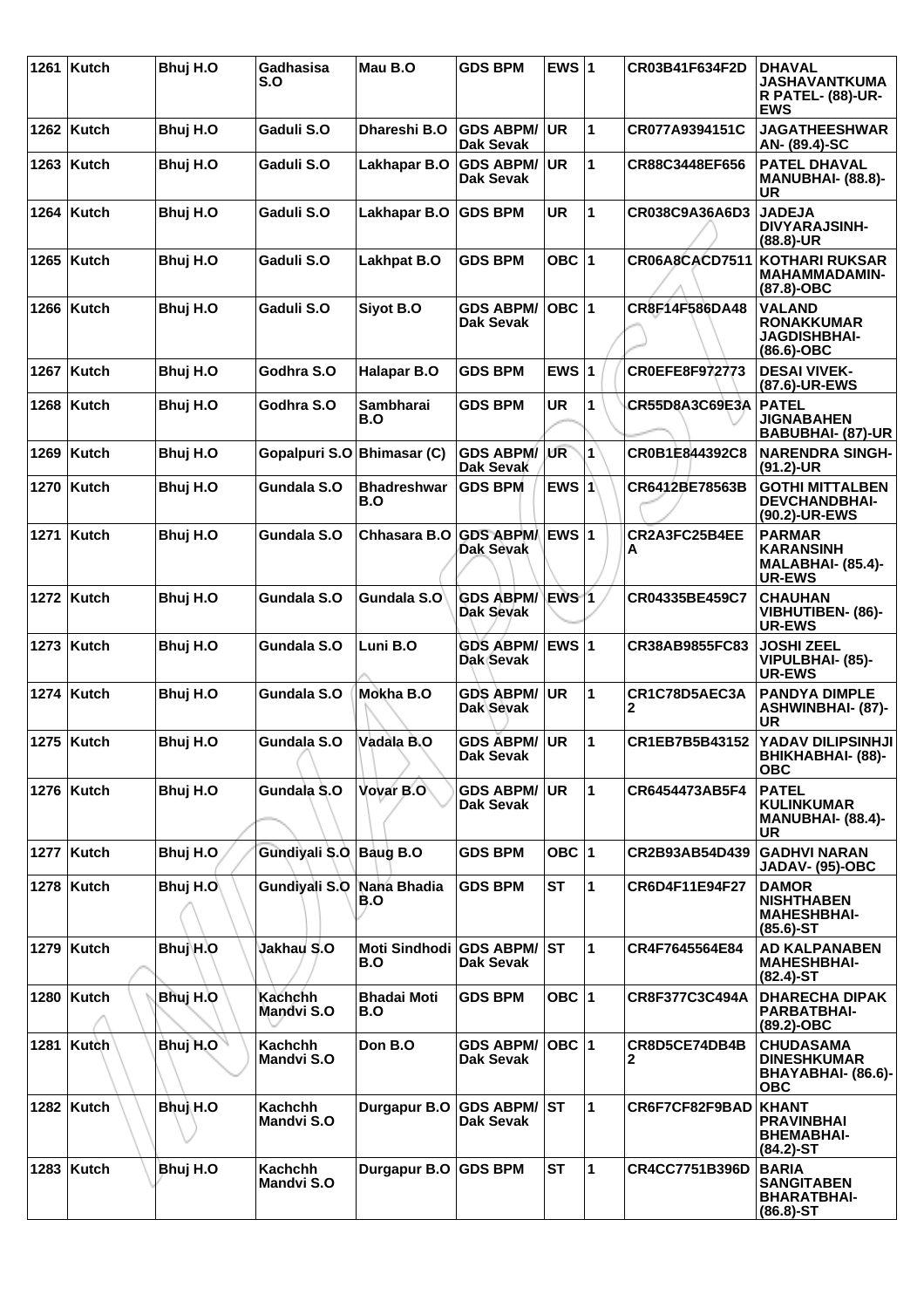| 1261 | Kutch | Bhuj H.O | Gadhasisa S.O | Mau B.O | GDS BPM | EWS | 1 | CR03B41F634F2D | DHAVAL JASHAVANTKUMAR PATEL- (88)-UR-EWS |
|---|---|---|---|---|---|---|---|---|---|
| 1262 | Kutch | Bhuj H.O | Gaduli S.O | Dhareshi B.O | GDS ABPM/ Dak Sevak | UR | 1 | CR077A9394151C | JAGATHEESHWARAN- (89.4)-SC |
| 1263 | Kutch | Bhuj H.O | Gaduli S.O | Lakhapar B.O | GDS ABPM/ Dak Sevak | UR | 1 | CR88C3448EF656 | PATEL DHAVAL MANUBHAI- (88.8)-UR |
| 1264 | Kutch | Bhuj H.O | Gaduli S.O | Lakhapar B.O | GDS BPM | UR | 1 | CR038C9A36A6D3 | JADEJA DIVYARAJSINH- (88.8)-UR |
| 1265 | Kutch | Bhuj H.O | Gaduli S.O | Lakhpat B.O | GDS BPM | OBC | 1 | CR06A8CACD7511 | KOTHARI RUKSAR MAHAMMADAMIN- (87.8)-OBC |
| 1266 | Kutch | Bhuj H.O | Gaduli S.O | Siyot B.O | GDS ABPM/ Dak Sevak | OBC | 1 | CR8F14F586DA48 | VALAND RONAKKUMAR JAGDISHBHAI- (86.6)-OBC |
| 1267 | Kutch | Bhuj H.O | Godhra S.O | Halapar B.O | GDS BPM | EWS | 1 | CR0EFE8F972773 | DESAI VIVEK- (87.6)-UR-EWS |
| 1268 | Kutch | Bhuj H.O | Godhra S.O | Sambharai B.O | GDS BPM | UR | 1 | CR55D8A3C69E3A | PATEL JIGNABAHEN BABUBHAI- (87)-UR |
| 1269 | Kutch | Bhuj H.O | Gopalpuri S.O | Bhimasar (C) | GDS ABPM/ Dak Sevak | UR | 1 | CR0B1E844392C8 | NARENDRA SINGH- (91.2)-UR |
| 1270 | Kutch | Bhuj H.O | Gundala S.O | Bhadreshwar B.O | GDS BPM | EWS | 1 | CR6412BE78563B | GOTHI MITTALBEN DEVCHANDBHAI- (90.2)-UR-EWS |
| 1271 | Kutch | Bhuj H.O | Gundala S.O | Chhasara B.O | GDS ABPM/ Dak Sevak | EWS | 1 | CR2A3FC25B4EEA | PARMAR KARANSINH MALABHAI- (85.4)-UR-EWS |
| 1272 | Kutch | Bhuj H.O | Gundala S.O | Gundala S.O | GDS ABPM/ Dak Sevak | EWS | 1 | CR04335BE459C7 | CHAUHAN VIBHUTIBEN- (86)-UR-EWS |
| 1273 | Kutch | Bhuj H.O | Gundala S.O | Luni B.O | GDS ABPM/ Dak Sevak | EWS | 1 | CR38AB9855FC83 | JOSHI ZEEL VIPULBHAI- (85)-UR-EWS |
| 1274 | Kutch | Bhuj H.O | Gundala S.O | Mokha B.O | GDS ABPM/ Dak Sevak | UR | 1 | CR1C78D5AEC3A2 | PANDYA DIMPLE ASHWINBHAI- (87)-UR |
| 1275 | Kutch | Bhuj H.O | Gundala S.O | Vadala B.O | GDS ABPM/ Dak Sevak | UR | 1 | CR1EB7B5B43152 | YADAV DILIPSINHJI BHIKHABHAI- (88)-OBC |
| 1276 | Kutch | Bhuj H.O | Gundala S.O | Vovar B.O | GDS ABPM/ Dak Sevak | UR | 1 | CR6454473AB5F4 | PATEL KULINKUMAR MANUBHAI- (88.4)-UR |
| 1277 | Kutch | Bhuj H.O | Gundiyali S.O | Baug B.O | GDS BPM | OBC | 1 | CR2B93AB54D439 | GADHVI NARAN JADAV- (95)-OBC |
| 1278 | Kutch | Bhuj H.O | Gundiyali S.O | Nana Bhadia B.O | GDS BPM | ST | 1 | CR6D4F11E94F27 | DAMOR NISHTHABEN MAHESHBHAI- (85.6)-ST |
| 1279 | Kutch | Bhuj H.O | Jakhau S.O | Moti Sindhodi B.O | GDS ABPM/ Dak Sevak | ST | 1 | CR4F7645564E84 | AD KALPANABEN MAHESHBHAI- (82.4)-ST |
| 1280 | Kutch | Bhuj H.O | Kachchh Mandvi S.O | Bhadai Moti B.O | GDS BPM | OBC | 1 | CR8F377C3C494A | DHARECHA DIPAK PARBATBHAI- (89.2)-OBC |
| 1281 | Kutch | Bhuj H.O | Kachchh Mandvi S.O | Don B.O | GDS ABPM/ Dak Sevak | OBC | 1 | CR8D5CE74DB4B2 | CHUDASAMA DINESHKUMAR BHAYABHAI- (86.6)-OBC |
| 1282 | Kutch | Bhuj H.O | Kachchh Mandvi S.O | Durgapur B.O | GDS ABPM/ Dak Sevak | ST | 1 | CR6F7CF82F9BAD | KHANT PRAVINBHAI BHEMABHAI- (84.2)-ST |
| 1283 | Kutch | Bhuj H.O | Kachchh Mandvi S.O | Durgapur B.O | GDS BPM | ST | 1 | CR4CC7751B396D | BARIA SANGITABEN BHARATBHAI- (86.8)-ST |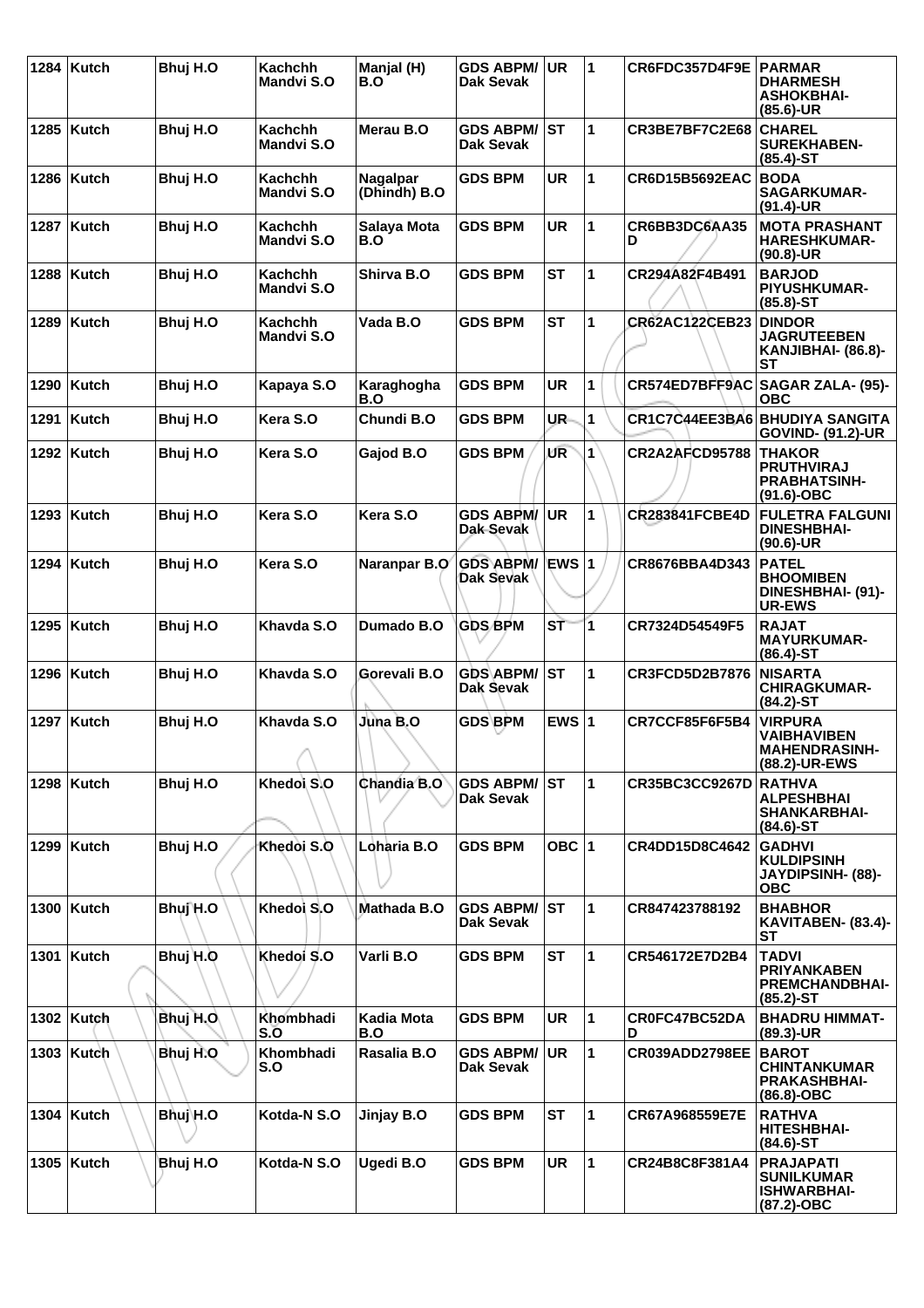| 1284 | Kutch | Bhuj H.O | Kachchh Mandvi S.O | Manjal (H) B.O | GDS ABPM/ Dak Sevak | UR | 1 | CR6FDC357D4F9E | PARMAR DHARMESH ASHOKBHAI- (85.6)-UR |
|---|---|---|---|---|---|---|---|---|---|
| 1285 | Kutch | Bhuj H.O | Kachchh Mandvi S.O | Merau B.O | GDS ABPM/ Dak Sevak | ST | 1 | CR3BE7BF7C2E68 | CHAREL SUREKHABEN- (85.4)-ST |
| 1286 | Kutch | Bhuj H.O | Kachchh Mandvi S.O | Nagalpar (Dhindh) B.O | GDS BPM | UR | 1 | CR6D15B5692EAC | BODA SAGARKUMAR- (91.4)-UR |
| 1287 | Kutch | Bhuj H.O | Kachchh Mandvi S.O | Salaya Mota B.O | GDS BPM | UR | 1 | CR6BB3DC6AA35D | MOTA PRASHANT HARESHKUMAR- (90.8)-UR |
| 1288 | Kutch | Bhuj H.O | Kachchh Mandvi S.O | Shirva B.O | GDS BPM | ST | 1 | CR294A82F4B491 | BARJOD PIYUSHKUMAR- (85.8)-ST |
| 1289 | Kutch | Bhuj H.O | Kachchh Mandvi S.O | Vada B.O | GDS BPM | ST | 1 | CR62AC122CEB23 | DINDOR JAGRUTEEBEN KANJIBHAI- (86.8)-ST |
| 1290 | Kutch | Bhuj H.O | Kapaya S.O | Karaghogha B.O | GDS BPM | UR | 1 | CR574ED7BFF9AC | SAGAR ZALA- (95)-OBC |
| 1291 | Kutch | Bhuj H.O | Kera S.O | Chundi B.O | GDS BPM | UR | 1 | CR1C7C44EE3BA6 | BHUDIYA SANGITA GOVIND- (91.2)-UR |
| 1292 | Kutch | Bhuj H.O | Kera S.O | Gajod B.O | GDS BPM | UR | 1 | CR2A2AFCD95788 | THAKOR PRUTHVIRAJ PRABHATSINH- (91.6)-OBC |
| 1293 | Kutch | Bhuj H.O | Kera S.O | Kera S.O | GDS ABPM/ Dak Sevak | UR | 1 | CR283841FCBE4D | FULETRA FALGUNI DINESHBHAI- (90.6)-UR |
| 1294 | Kutch | Bhuj H.O | Kera S.O | Naranpar B.O | GDS ABPM/ Dak Sevak | EWS | 1 | CR8676BBA4D343 | PATEL BHOOMIBEN DINESHBHAI- (91)-UR-EWS |
| 1295 | Kutch | Bhuj H.O | Khavda S.O | Dumado B.O | GDS BPM | ST | 1 | CR7324D54549F5 | RAJAT MAYURKUMAR- (86.4)-ST |
| 1296 | Kutch | Bhuj H.O | Khavda S.O | Gorevali B.O | GDS ABPM/ Dak Sevak | ST | 1 | CR3FCD5D2B7876 | NISARTA CHIRAGKUMAR- (84.2)-ST |
| 1297 | Kutch | Bhuj H.O | Khavda S.O | Juna B.O | GDS BPM | EWS | 1 | CR7CCF85F6F5B4 | VIRPURA VAIBHAVIBEN MAHENDRASINH- (88.2)-UR-EWS |
| 1298 | Kutch | Bhuj H.O | Khedoi S.O | Chandia B.O | GDS ABPM/ Dak Sevak | ST | 1 | CR35BC3CC9267D | RATHVA ALPESHBHAI SHANKARBHAI- (84.6)-ST |
| 1299 | Kutch | Bhuj H.O | Khedoi S.O | Loharia B.O | GDS BPM | OBC | 1 | CR4DD15D8C4642 | GADHVI KULDIPSINH JAYDIPSINH- (88)-OBC |
| 1300 | Kutch | Bhuj H.O | Khedoi S.O | Mathada B.O | GDS ABPM/ Dak Sevak | ST | 1 | CR847423788192 | BHABHOR KAVITABEN- (83.4)-ST |
| 1301 | Kutch | Bhuj H.O | Khedoi S.O | Varli B.O | GDS BPM | ST | 1 | CR546172E7D2B4 | TADVI PRIYANKABEN PREMCHANDBHAI- (85.2)-ST |
| 1302 | Kutch | Bhuj H.O | Khombhadi S.O | Kadia Mota B.O | GDS BPM | UR | 1 | CR0FC47BC52DAD | BHADRU HIMMAT- (89.3)-UR |
| 1303 | Kutch | Bhuj H.O | Khombhadi S.O | Rasalia B.O | GDS ABPM/ Dak Sevak | UR | 1 | CR039ADD2798EE | BAROT CHINTANKUMAR PRAKASHBHAI- (86.8)-OBC |
| 1304 | Kutch | Bhuj H.O | Kotda-N S.O | Jinjay B.O | GDS BPM | ST | 1 | CR67A968559E7E | RATHVA HITESHBHAI- (84.6)-ST |
| 1305 | Kutch | Bhuj H.O | Kotda-N S.O | Ugedi B.O | GDS BPM | UR | 1 | CR24B8C8F381A4 | PRAJAPATI SUNILKUMAR ISHWARBHAI- (87.2)-OBC |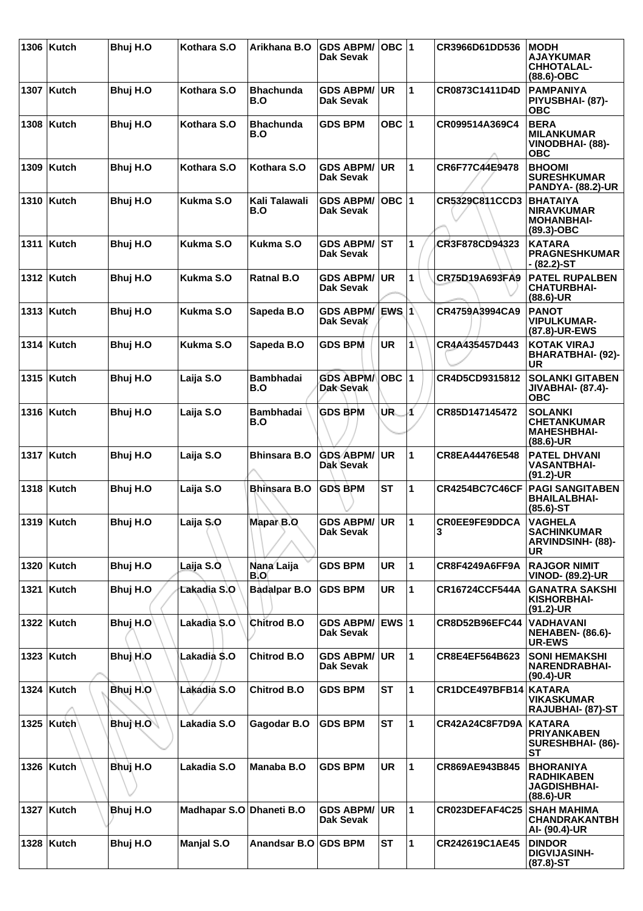| 1306 | Kutch | Bhuj H.O | Kothara S.O | Arikhana B.O | GDS ABPM/ Dak Sevak | OBC | 1 | CR3966D61DD536 | MODH AJAYKUMAR CHHOTALAL- (88.6)-OBC |
|---|---|---|---|---|---|---|---|---|---|
| 1307 | Kutch | Bhuj H.O | Kothara S.O | Bhachunda B.O | GDS ABPM/ Dak Sevak | UR | 1 | CR0873C1411D4D | PAMPANIYA PIYUSBHAI- (87)-OBC |
| 1308 | Kutch | Bhuj H.O | Kothara S.O | Bhachunda B.O | GDS BPM | OBC | 1 | CR099514A369C4 | BERA MILANKUMAR VINODBHAI- (88)-OBC |
| 1309 | Kutch | Bhuj H.O | Kothara S.O | Kothara S.O | GDS ABPM/ Dak Sevak | UR | 1 | CR6F77C44E9478 | BHOOMI SURESHKUMAR PANDYA- (88.2)-UR |
| 1310 | Kutch | Bhuj H.O | Kukma S.O | Kali Talawali B.O | GDS ABPM/ Dak Sevak | OBC | 1 | CR5329C811CCD3 | BHATAIYA NIRAVKUMAR MOHANBHAI- (89.3)-OBC |
| 1311 | Kutch | Bhuj H.O | Kukma S.O | Kukma S.O | GDS ABPM/ Dak Sevak | ST | 1 | CR3F878CD94323 | KATARA PRAGNESHKUMAR - (82.2)-ST |
| 1312 | Kutch | Bhuj H.O | Kukma S.O | Ratnal B.O | GDS ABPM/ Dak Sevak | UR | 1 | CR75D19A693FA9 | PATEL RUPALBEN CHATURBHAI- (88.6)-UR |
| 1313 | Kutch | Bhuj H.O | Kukma S.O | Sapeda B.O | GDS ABPM/ Dak Sevak | EWS | 1 | CR4759A3994CA9 | PANOT VIPULKUMAR- (87.8)-UR-EWS |
| 1314 | Kutch | Bhuj H.O | Kukma S.O | Sapeda B.O | GDS BPM | UR | 1 | CR4A435457D443 | KOTAK VIRAJ BHARATBHAI- (92)-UR |
| 1315 | Kutch | Bhuj H.O | Laija S.O | Bambhadai B.O | GDS ABPM/ Dak Sevak | OBC | 1 | CR4D5CD9315812 | SOLANKI GITABEN JIVABHAI- (87.4)-OBC |
| 1316 | Kutch | Bhuj H.O | Laija S.O | Bambhadai B.O | GDS BPM | UR | 1 | CR85D147145472 | SOLANKI CHETANKUMAR MAHESHBHAI- (88.6)-UR |
| 1317 | Kutch | Bhuj H.O | Laija S.O | Bhinsara B.O | GDS ABPM/ Dak Sevak | UR | 1 | CR8EA44476E548 | PATEL DHVANI VASANTBHAI- (91.2)-UR |
| 1318 | Kutch | Bhuj H.O | Laija S.O | Bhinsara B.O | GDS BPM | ST | 1 | CR4254BC7C46CF | PAGI SANGITABEN BHAILALBHAI- (85.6)-ST |
| 1319 | Kutch | Bhuj H.O | Laija S.O | Mapar B.O | GDS ABPM/ Dak Sevak | UR | 1 | CR0EE9FE9DDCA3 | VAGHELA SACHINKUMAR ARVINDSINH- (88)-UR |
| 1320 | Kutch | Bhuj H.O | Laija S.O | Nana Laija B.O | GDS BPM | UR | 1 | CR8F4249A6FF9A | RAJGOR NIMIT VINOD- (89.2)-UR |
| 1321 | Kutch | Bhuj H.O | Lakadia S.O | Badalpar B.O | GDS BPM | UR | 1 | CR16724CCF544A | GANATRA SAKSHI KISHORBHAI- (91.2)-UR |
| 1322 | Kutch | Bhuj H.O | Lakadia S.O | Chitrod B.O | GDS ABPM/ Dak Sevak | EWS | 1 | CR8D52B96EFC44 | VADHAVANI NEHABEN- (86.6)-UR-EWS |
| 1323 | Kutch | Bhuj H.O | Lakadia S.O | Chitrod B.O | GDS ABPM/ Dak Sevak | UR | 1 | CR8E4EF564B623 | SONI HEMAKSHI NARENDRABHAI- (90.4)-UR |
| 1324 | Kutch | Bhuj H.O | Lakadia S.O | Chitrod B.O | GDS BPM | ST | 1 | CR1DCE497BFB14 | KATARA VIKASKUMAR RAJUBHAI- (87)-ST |
| 1325 | Kutch | Bhuj H.O | Lakadia S.O | Gagodar B.O | GDS BPM | ST | 1 | CR42A24C8F7D9A | KATARA PRIYANKABEN SURESHBHAI- (86)-ST |
| 1326 | Kutch | Bhuj H.O | Lakadia S.O | Manaba B.O | GDS BPM | UR | 1 | CR869AE943B845 | BHORANIYA RADHIKABEN JAGDISHBHAI- (88.6)-UR |
| 1327 | Kutch | Bhuj H.O | Madhapar S.O | Dhaneti B.O | GDS ABPM/ Dak Sevak | UR | 1 | CR023DEFAF4C25 | SHAH MAHIMA CHANDRAKANTBHAI- (90.4)-UR |
| 1328 | Kutch | Bhuj H.O | Manjal S.O | Anandsar B.O | GDS BPM | ST | 1 | CR242619C1AE45 | DINDOR DIGVIJASINH- (87.8)-ST |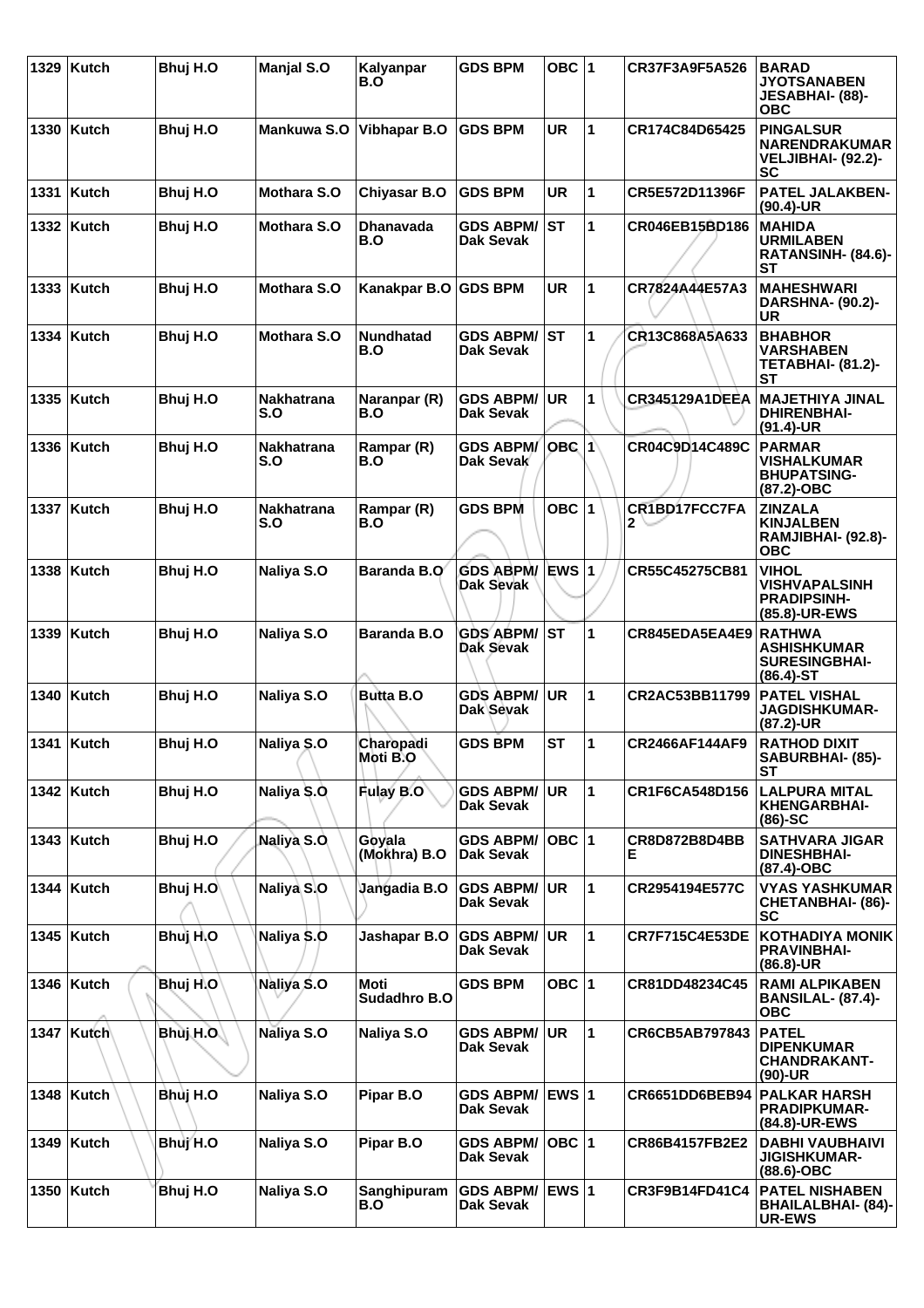| 1329 | Kutch | Bhuj H.O | Manjal S.O | Kalyanpar B.O | GDS BPM | OBC | 1 | CR37F3A9F5A526 | BARAD JYOTSANABEN JESABHAI- (88)-OBC |
|---|---|---|---|---|---|---|---|---|---|
| 1330 | Kutch | Bhuj H.O | Mankuwa S.O | Vibhapar B.O | GDS BPM | UR | 1 | CR174C84D65425 | PINGALSUR NARENDRAKUMAR VELJIBHAI- (92.2)-SC |
| 1331 | Kutch | Bhuj H.O | Mothara S.O | Chiyasar B.O | GDS BPM | UR | 1 | CR5E572D11396F | PATEL JALAKBEN-(90.4)-UR |
| 1332 | Kutch | Bhuj H.O | Mothara S.O | Dhanavada B.O | GDS ABPM/ Dak Sevak | ST | 1 | CR046EB15BD186 | MAHIDA URMILABEN RATANSINH- (84.6)-ST |
| 1333 | Kutch | Bhuj H.O | Mothara S.O | Kanakpar B.O | GDS BPM | UR | 1 | CR7824A44E57A3 | MAHESHWARI DARSHNA- (90.2)-UR |
| 1334 | Kutch | Bhuj H.O | Mothara S.O | Nundhatad B.O | GDS ABPM/ Dak Sevak | ST | 1 | CR13C868A5A633 | BHABHOR VARSHABEN TETABHAI- (81.2)-ST |
| 1335 | Kutch | Bhuj H.O | Nakhatrana S.O | Naranpar (R) B.O | GDS ABPM/ Dak Sevak | UR | 1 | CR345129A1DEEA | MAJETHIYA JINAL DHIRENBHAI-(91.4)-UR |
| 1336 | Kutch | Bhuj H.O | Nakhatrana S.O | Rampar (R) B.O | GDS ABPM/ Dak Sevak | OBC | 1 | CR04C9D14C489C | PARMAR VISHALKUMAR BHUPATSING-(87.2)-OBC |
| 1337 | Kutch | Bhuj H.O | Nakhatrana S.O | Rampar (R) B.O | GDS BPM | OBC | 1 | CR1BD17FCC7FA2 | ZINZALA KINJALBEN RAMJIBHAI- (92.8)-OBC |
| 1338 | Kutch | Bhuj H.O | Naliya S.O | Baranda B.O | GDS ABPM/ Dak Sevak | EWS | 1 | CR55C45275CB81 | VIHOL VISHVAPALSINH PRADIPSINH-(85.8)-UR-EWS |
| 1339 | Kutch | Bhuj H.O | Naliya S.O | Baranda B.O | GDS ABPM/ Dak Sevak | ST | 1 | CR845EDA5EA4E9 | RATHWA ASHISHKUMAR SURESINGBHAI-(86.4)-ST |
| 1340 | Kutch | Bhuj H.O | Naliya S.O | Butta B.O | GDS ABPM/ Dak Sevak | UR | 1 | CR2AC53BB11799 | PATEL VISHAL JAGDISHKUMAR-(87.2)-UR |
| 1341 | Kutch | Bhuj H.O | Naliya S.O | Charopadi Moti B.O | GDS BPM | ST | 1 | CR2466AF144AF9 | RATHOD DIXIT SABURBHAI- (85)-ST |
| 1342 | Kutch | Bhuj H.O | Naliya S.O | Fulay B.O | GDS ABPM/ Dak Sevak | UR | 1 | CR1F6CA548D156 | LALPURA MITAL KHENGARBHAI-(86)-SC |
| 1343 | Kutch | Bhuj H.O | Naliya S.O | Goyala (Mokhra) B.O | GDS ABPM/ Dak Sevak | OBC | 1 | CR8D872B8D4BBE | SATHVARA JIGAR DINESHBHAI-(87.4)-OBC |
| 1344 | Kutch | Bhuj H.O | Naliya S.O | Jangadia B.O | GDS ABPM/ Dak Sevak | UR | 1 | CR2954194E577C | VYAS YASHKUMAR CHETANBHAI- (86)-SC |
| 1345 | Kutch | Bhuj H.O | Naliya S.O | Jashapar B.O | GDS ABPM/ Dak Sevak | UR | 1 | CR7F715C4E53DE | KOTHADIYA MONIK PRAVINBHAI-(86.8)-UR |
| 1346 | Kutch | Bhuj H.O | Naliya S.O | Moti Sudadhro B.O | GDS BPM | OBC | 1 | CR81DD48234C45 | RAMI ALPIKABEN BANSILAL- (87.4)-OBC |
| 1347 | Kutch | Bhuj H.O | Naliya S.O | Naliya S.O | GDS ABPM/ Dak Sevak | UR | 1 | CR6CB5AB797843 | PATEL DIPENKUMAR CHANDRAKANT-(90)-UR |
| 1348 | Kutch | Bhuj H.O | Naliya S.O | Pipar B.O | GDS ABPM/ Dak Sevak | EWS | 1 | CR6651DD6BEB94 | PALKAR HARSH PRADIPKUMAR-(84.8)-UR-EWS |
| 1349 | Kutch | Bhuj H.O | Naliya S.O | Pipar B.O | GDS ABPM/ Dak Sevak | OBC | 1 | CR86B4157FB2E2 | DABHI VAUBHAIVI JIGISHKUMAR-(88.6)-OBC |
| 1350 | Kutch | Bhuj H.O | Naliya S.O | Sanghipuram B.O | GDS ABPM/ Dak Sevak | EWS | 1 | CR3F9B14FD41C4 | PATEL NISHABEN BHAILALBHAI- (84)-UR-EWS |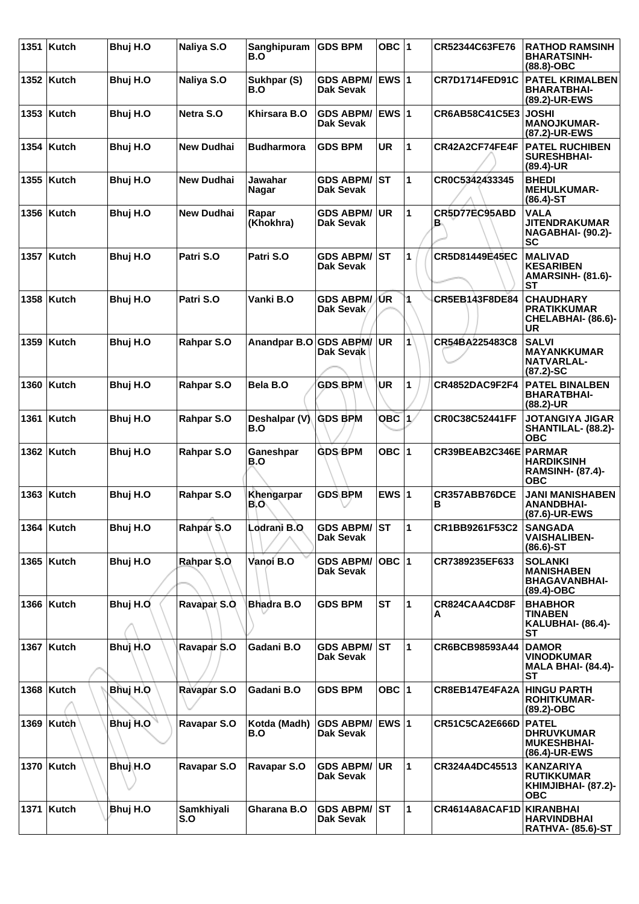| 1351 | Kutch | Bhuj H.O | Naliya S.O | Sanghipuram B.O | GDS BPM | OBC | 1 | CR52344C63FE76 | RATHOD RAMSINH BHARATSINH- (88.8)-OBC |
|---|---|---|---|---|---|---|---|---|---|
| 1352 | Kutch | Bhuj H.O | Naliya S.O | Sukhpar (S) B.O | GDS ABPM/ Dak Sevak | EWS | 1 | CR7D1714FED91C | PATEL KRIMALBEN BHARATBHAI- (89.2)-UR-EWS |
| 1353 | Kutch | Bhuj H.O | Netra S.O | Khirsara B.O | GDS ABPM/ Dak Sevak | EWS | 1 | CR6AB58C41C5E3 | JOSHI MANOJKUMAR- (87.2)-UR-EWS |
| 1354 | Kutch | Bhuj H.O | New Dudhai | Budharmora | GDS BPM | UR | 1 | CR42A2CF74FE4F | PATEL RUCHIBEN SURESHBHAI- (89.4)-UR |
| 1355 | Kutch | Bhuj H.O | New Dudhai | Jawahar Nagar | GDS ABPM/ Dak Sevak | ST | 1 | CR0C5342433345 | BHEDI MEHULKUMAR- (86.4)-ST |
| 1356 | Kutch | Bhuj H.O | New Dudhai | Rapar (Khokhra) | GDS ABPM/ Dak Sevak | UR | 1 | CR5D77EC95ABD B | VALA JITENDRAKUMAR NAGABHAI- (90.2)- SC |
| 1357 | Kutch | Bhuj H.O | Patri S.O | Patri S.O | GDS ABPM/ Dak Sevak | ST | 1 | CR5D81449E45EC | MALIVAD KESARIBEN AMARSINH- (81.6)- ST |
| 1358 | Kutch | Bhuj H.O | Patri S.O | Vanki B.O | GDS ABPM/ Dak Sevak | UR | 1 | CR5EB143F8DE84 | CHAUDHARY PRATIKKUMAR CHELABHAI- (86.6)- UR |
| 1359 | Kutch | Bhuj H.O | Rahpar S.O | Anandpar B.O | GDS ABPM/ Dak Sevak | UR | 1 | CR54BA225483C8 | SALVI MAYANKKUMAR NATVARLAL- (87.2)-SC |
| 1360 | Kutch | Bhuj H.O | Rahpar S.O | Bela B.O | GDS BPM | UR | 1 | CR4852DAC9F2F4 | PATEL BINALBEN BHARATBHAI- (88.2)-UR |
| 1361 | Kutch | Bhuj H.O | Rahpar S.O | Deshalpar (V) B.O | GDS BPM | OBC | 1 | CR0C38C52441FF | JOTANGIYA JIGAR SHANTILAL- (88.2)- OBC |
| 1362 | Kutch | Bhuj H.O | Rahpar S.O | Ganeshpar B.O | GDS BPM | OBC | 1 | CR39BEAB2C346E | PARMAR HARDIKSINH RAMSINH- (87.4)- OBC |
| 1363 | Kutch | Bhuj H.O | Rahpar S.O | Khengarpar B.O | GDS BPM | EWS | 1 | CR357ABB76DCE B | JANI MANISHABEN ANANDBHAI- (87.6)-UR-EWS |
| 1364 | Kutch | Bhuj H.O | Rahpar S.O | Lodrani B.O | GDS ABPM/ Dak Sevak | ST | 1 | CR1BB9261F53C2 | SANGADA VAISHALIBEN- (86.6)-ST |
| 1365 | Kutch | Bhuj H.O | Rahpar S.O | Vanoi B.O | GDS ABPM/ Dak Sevak | OBC | 1 | CR7389235EF633 | SOLANKI MANISHABEN BHAGAVANBHAI- (89.4)-OBC |
| 1366 | Kutch | Bhuj H.O | Ravapar S.O | Bhadra B.O | GDS BPM | ST | 1 | CR824CAA4CD8F A | BHABHOR TINABEN KALUBHAI- (86.4)- ST |
| 1367 | Kutch | Bhuj H.O | Ravapar S.O | Gadani B.O | GDS ABPM/ Dak Sevak | ST | 1 | CR6BCB98593A44 | DAMOR VINODKUMAR MALA BHAI- (84.4)- ST |
| 1368 | Kutch | Bhuj H.O | Ravapar S.O | Gadani B.O | GDS BPM | OBC | 1 | CR8EB147E4FA2A | HINGU PARTH ROHITKUMAR- (89.2)-OBC |
| 1369 | Kutch | Bhuj H.O | Ravapar S.O | Kotda (Madh) B.O | GDS ABPM/ Dak Sevak | EWS | 1 | CR51C5CA2E666D | PATEL DHRUVKUMAR MUKESHBHAI- (86.4)-UR-EWS |
| 1370 | Kutch | Bhuj H.O | Ravapar S.O | Ravapar S.O | GDS ABPM/ Dak Sevak | UR | 1 | CR324A4DC45513 | KANZARIYA RUTIKKUMAR KHIMJIBHAI- (87.2)- OBC |
| 1371 | Kutch | Bhuj H.O | Samkhiyali S.O | Gharana B.O | GDS ABPM/ Dak Sevak | ST | 1 | CR4614A8ACAF1D | KIRANBHAI HARVINDBHAI RATHVA- (85.6)-ST |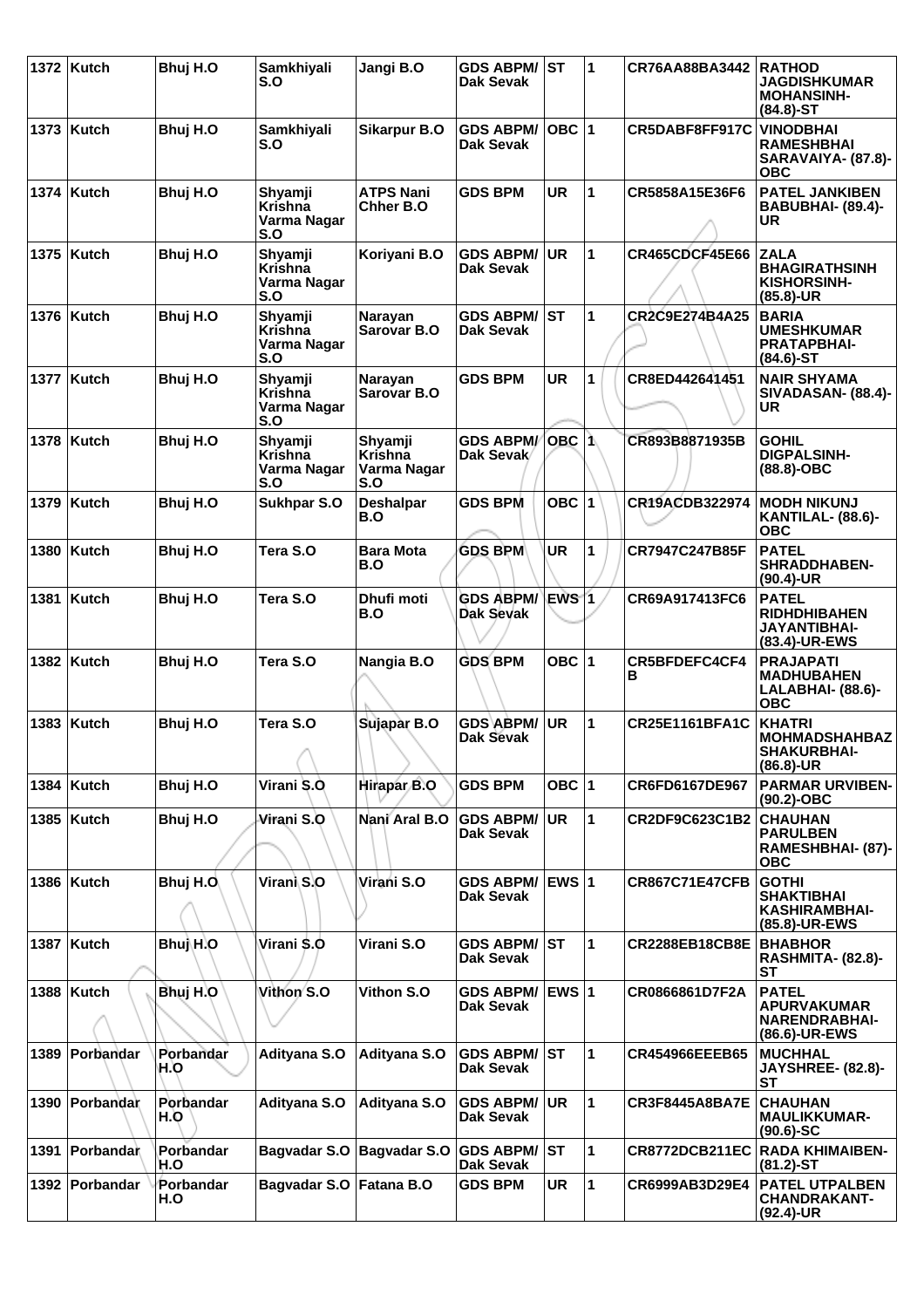| 1372 | Kutch | Bhuj H.O | Samkhiyali S.O | Jangi B.O | GDS ABPM/ Dak Sevak | ST | 1 | CR76AA88BA3442 | RATHOD JAGDISHKUMAR MOHANSINH- (84.8)-ST |
|---|---|---|---|---|---|---|---|---|---|
| 1373 | Kutch | Bhuj H.O | Samkhiyali S.O | Sikarpur B.O | GDS ABPM/ Dak Sevak | OBC | 1 | CR5DABF8FF917C | VINODBHAI RAMESHBHAI SARAVAIYA- (87.8)-OBC |
| 1374 | Kutch | Bhuj H.O | Shyamji Krishna Varma Nagar S.O | ATPS Nani Chher B.O | GDS BPM | UR | 1 | CR5858A15E36F6 | PATEL JANKIBEN BABUBHAI- (89.4)-UR |
| 1375 | Kutch | Bhuj H.O | Shyamji Krishna Varma Nagar S.O | Koriyani B.O | GDS ABPM/ Dak Sevak | UR | 1 | CR465CDCF45E66 | ZALA BHAGIRATHSINH KISHORSINH- (85.8)-UR |
| 1376 | Kutch | Bhuj H.O | Shyamji Krishna Varma Nagar S.O | Narayan Sarovar B.O | GDS ABPM/ Dak Sevak | ST | 1 | CR2C9E274B4A25 | BARIA UMESHKUMAR PRATAPBHAI- (84.6)-ST |
| 1377 | Kutch | Bhuj H.O | Shyamji Krishna Varma Nagar S.O | Narayan Sarovar B.O | GDS BPM | UR | 1 | CR8ED442641451 | NAIR SHYAMA SIVADASAN- (88.4)-UR |
| 1378 | Kutch | Bhuj H.O | Shyamji Krishna Varma Nagar S.O | Shyamji Krishna Varma Nagar S.O | GDS ABPM/ Dak Sevak | OBC | 1 | CR893B8871935B | GOHIL DIGPALSINH- (88.8)-OBC |
| 1379 | Kutch | Bhuj H.O | Sukhpar S.O | Deshalpar B.O | GDS BPM | OBC | 1 | CR19ACDB322974 | MODH NIKUNJ KANTILAL- (88.6)-OBC |
| 1380 | Kutch | Bhuj H.O | Tera S.O | Bara Mota B.O | GDS BPM | UR | 1 | CR7947C247B85F | PATEL SHRADDHABEN- (90.4)-UR |
| 1381 | Kutch | Bhuj H.O | Tera S.O | Dhufi moti B.O | GDS ABPM/ Dak Sevak | EWS | 1 | CR69A917413FC6 | PATEL RIDHDHIBAHEN JAYANTIBHAI- (83.4)-UR-EWS |
| 1382 | Kutch | Bhuj H.O | Tera S.O | Nangia B.O | GDS BPM | OBC | 1 | CR5BFDEFC4CF4B | PRAJAPATI MADHUBAHEN LALABHAI- (88.6)-OBC |
| 1383 | Kutch | Bhuj H.O | Tera S.O | Sujapar B.O | GDS ABPM/ Dak Sevak | UR | 1 | CR25E1161BFA1C | KHATRI MOHMADSHAHBAZ SHAKURBHAI- (86.8)-UR |
| 1384 | Kutch | Bhuj H.O | Virani S.O | Hirapar B.O | GDS BPM | OBC | 1 | CR6FD6167DE967 | PARMAR URVIBEN- (90.2)-OBC |
| 1385 | Kutch | Bhuj H.O | Virani S.O | Nani Aral B.O | GDS ABPM/ Dak Sevak | UR | 1 | CR2DF9C623C1B2 | CHAUHAN PARULBEN RAMESHBHAI- (87)-OBC |
| 1386 | Kutch | Bhuj H.O | Virani S.O | Virani S.O | GDS ABPM/ Dak Sevak | EWS | 1 | CR867C71E47CFB | GOTHI SHAKTIBHAI KASHIRAMBHAI- (85.8)-UR-EWS |
| 1387 | Kutch | Bhuj H.O | Virani S.O | Virani S.O | GDS ABPM/ Dak Sevak | ST | 1 | CR2288EB18CB8E | BHABHOR RASHMITA- (82.8)-ST |
| 1388 | Kutch | Bhuj H.O | Vithon S.O | Vithon S.O | GDS ABPM/ Dak Sevak | EWS | 1 | CR0866861D7F2A | PATEL APURVAKUMAR NARENDRABHAI- (86.6)-UR-EWS |
| 1389 | Porbandar | Porbandar H.O | Adityana S.O | Adityana S.O | GDS ABPM/ Dak Sevak | ST | 1 | CR454966EEEB65 | MUCHHAL JAYSHREE- (82.8)-ST |
| 1390 | Porbandar | Porbandar H.O | Adityana S.O | Adityana S.O | GDS ABPM/ Dak Sevak | UR | 1 | CR3F8445A8BA7E | CHAUHAN MAULIKKUMAR- (90.6)-SC |
| 1391 | Porbandar | Porbandar H.O | Bagvadar S.O | Bagvadar S.O | GDS ABPM/ Dak Sevak | ST | 1 | CR8772DCB211EC | RADA KHIMAIBEN- (81.2)-ST |
| 1392 | Porbandar | Porbandar H.O | Bagvadar S.O | Fatana B.O | GDS BPM | UR | 1 | CR6999AB3D29E4 | PATEL UTPALBEN CHANDRAKANT- (92.4)-UR |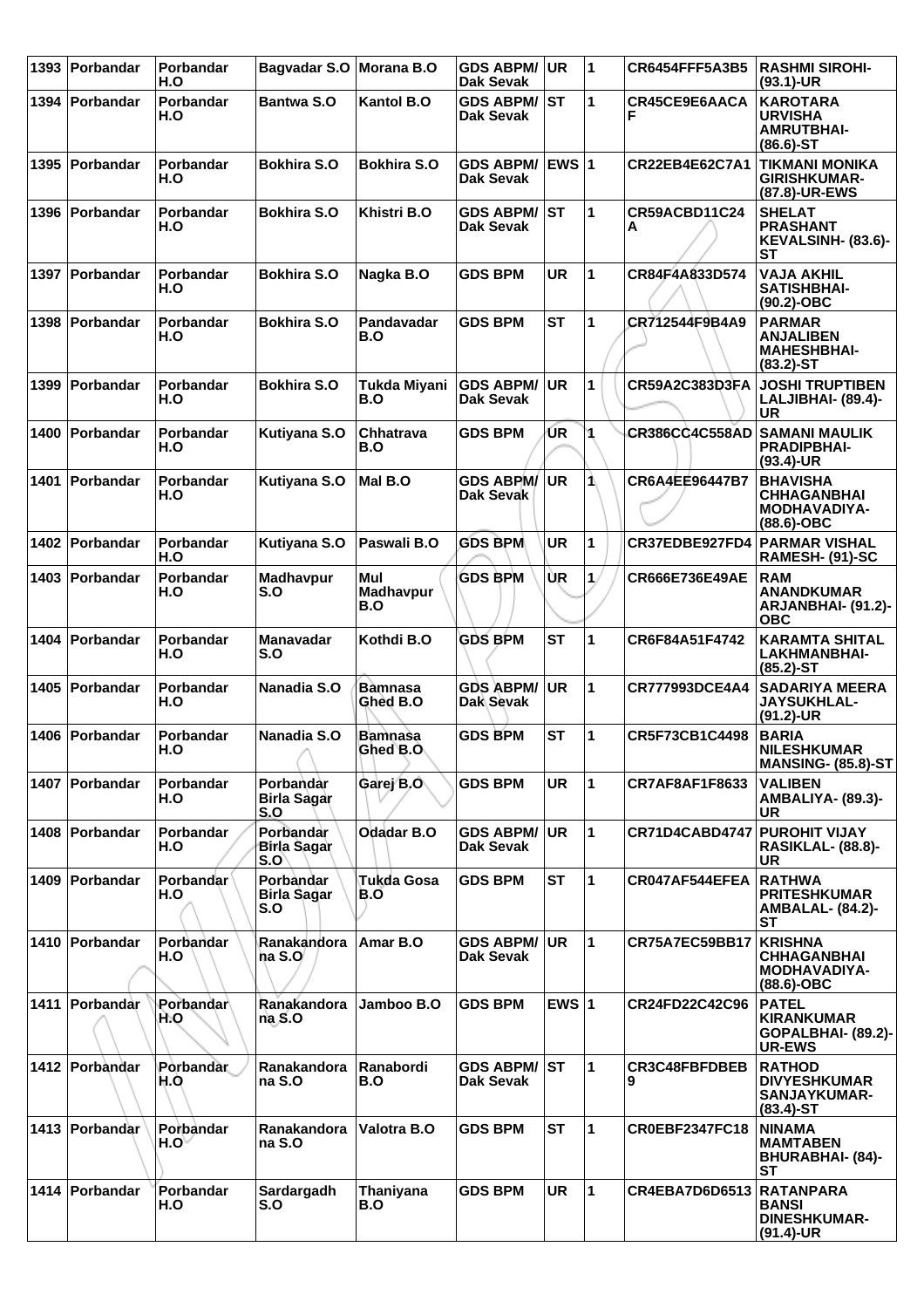| 1393 | Porbandar | Porbandar H.O | Bagvadar S.O | Morana B.O | GDS ABPM/ Dak Sevak | UR | 1 | CR6454FFF5A3B5 | RASHMI SIROHI- (93.1)-UR |
|---|---|---|---|---|---|---|---|---|---|
| 1394 | Porbandar | Porbandar H.O | Bantwa S.O | Kantol B.O | GDS ABPM/ Dak Sevak | ST | 1 | CR45CE9E6AACA F | KAROTARA URVISHA AMRUTBHAI- (86.6)-ST |
| 1395 | Porbandar | Porbandar H.O | Bokhira S.O | Bokhira S.O | GDS ABPM/ Dak Sevak | EWS | 1 | CR22EB4E62C7A1 | TIKMANI MONIKA GIRISHKUMAR- (87.8)-UR-EWS |
| 1396 | Porbandar | Porbandar H.O | Bokhira S.O | Khistri B.O | GDS ABPM/ Dak Sevak | ST | 1 | CR59ACBD11C24 A | SHELAT PRASHANT KEVALSINH- (83.6)- ST |
| 1397 | Porbandar | Porbandar H.O | Bokhira S.O | Nagka B.O | GDS BPM | UR | 1 | CR84F4A833D574 | VAJA AKHIL SATISHBHAI- (90.2)-OBC |
| 1398 | Porbandar | Porbandar H.O | Bokhira S.O | Pandavadar B.O | GDS BPM | ST | 1 | CR712544F9B4A9 | PARMAR ANJALIBEN MAHESHBHAI- (83.2)-ST |
| 1399 | Porbandar | Porbandar H.O | Bokhira S.O | Tukda Miyani B.O | GDS ABPM/ Dak Sevak | UR | 1 | CR59A2C383D3FA | JOSHI TRUPTIBEN LALJIBHAI- (89.4)- UR |
| 1400 | Porbandar | Porbandar H.O | Kutiyana S.O | Chhatrava B.O | GDS BPM | UR | 1 | CR386CC4C558AD | SAMANI MAULIK PRADIPBHAI- (93.4)-UR |
| 1401 | Porbandar | Porbandar H.O | Kutiyana S.O | Mal B.O | GDS ABPM/ Dak Sevak | UR | 1 | CR6A4EE96447B7 | BHAVISHA CHHAGANBHAI MODHAVADIYA- (88.6)-OBC |
| 1402 | Porbandar | Porbandar H.O | Kutiyana S.O | Paswali B.O | GDS BPM | UR | 1 | CR37EDBE927FD4 | PARMAR VISHAL RAMESH- (91)-SC |
| 1403 | Porbandar | Porbandar H.O | Madhavpur S.O | Mul Madhavpur B.O | GDS BPM | UR | 1 | CR666E736E49AE | RAM ANANDKUMAR ARJANBHAI- (91.2)- OBC |
| 1404 | Porbandar | Porbandar H.O | Manavadar S.O | Kothdi B.O | GDS BPM | ST | 1 | CR6F84A51F4742 | KARAMTA SHITAL LAKHMANBHAI- (85.2)-ST |
| 1405 | Porbandar | Porbandar H.O | Nanadia S.O | Bamnasa Ghed B.O | GDS ABPM/ Dak Sevak | UR | 1 | CR777993DCE4A4 | SADARIYA MEERA JAYSUKHLAL- (91.2)-UR |
| 1406 | Porbandar | Porbandar H.O | Nanadia S.O | Bamnasa Ghed B.O | GDS BPM | ST | 1 | CR5F73CB1C4498 | BARIA NILESHKUMAR MANSING- (85.8)-ST |
| 1407 | Porbandar | Porbandar H.O | Porbandar Birla Sagar S.O | Garej B.O | GDS BPM | UR | 1 | CR7AF8AF1F8633 | VALIBEN AMBALIYA- (89.3)- UR |
| 1408 | Porbandar | Porbandar H.O | Porbandar Birla Sagar S.O | Odadar B.O | GDS ABPM/ Dak Sevak | UR | 1 | CR71D4CABD4747 | PUROHIT VIJAY RASIKLAL- (88.8)- UR |
| 1409 | Porbandar | Porbandar H.O | Porbandar Birla Sagar S.O | Tukda Gosa B.O | GDS BPM | ST | 1 | CR047AF544EFEA | RATHWA PRITESHKUMAR AMBALAL- (84.2)- ST |
| 1410 | Porbandar | Porbandar H.O | Ranakandora na S.O | Amar B.O | GDS ABPM/ Dak Sevak | UR | 1 | CR75A7EC59BB17 | KRISHNA CHHAGANBHAI MODHAVADIYA- (88.6)-OBC |
| 1411 | Porbandar | Porbandar H.O | Ranakandora na S.O | Jamboo B.O | GDS BPM | EWS | 1 | CR24FD22C42C96 | PATEL KIRANKUMAR GOPALBHAI- (89.2)- UR-EWS |
| 1412 | Porbandar | Porbandar H.O | Ranakandora na S.O | Ranabordi B.O | GDS ABPM/ Dak Sevak | ST | 1 | CR3C48FBFDBEB 9 | RATHOD DIVYESHKUMAR SANJAYKUMAR- (83.4)-ST |
| 1413 | Porbandar | Porbandar H.O | Ranakandora na S.O | Valotra B.O | GDS BPM | ST | 1 | CR0EBF2347FC18 | NINAMA MAMTABEN BHURABHAI- (84)- ST |
| 1414 | Porbandar | Porbandar H.O | Sardargadh S.O | Thaniyana B.O | GDS BPM | UR | 1 | CR4EBA7D6D6513 | RATANPARA BANSI DINESHKUMAR- (91.4)-UR |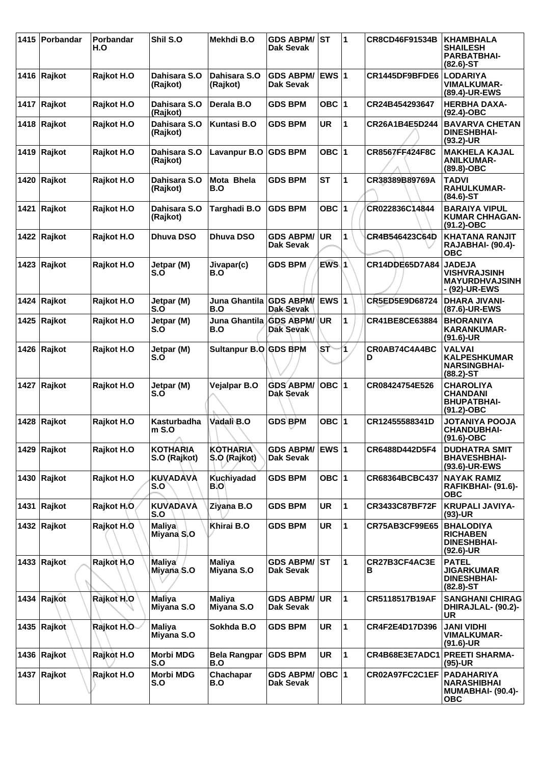| 1415 | Porbandar | Porbandar H.O | Shil S.O | Mekhdi B.O | GDS ABPM/ Dak Sevak | ST | 1 | CR8CD46F91534B | KHAMBHALA SHAILESH PARBATBHAI- (82.6)-ST |
|---|---|---|---|---|---|---|---|---|---|
| 1416 | Rajkot | Rajkot H.O | Dahisara S.O (Rajkot) | Dahisara S.O (Rajkot) | GDS ABPM/ Dak Sevak | EWS | 1 | CR1445DF9BFDE6 | LODARIYA VIMALKUMAR- (89.4)-UR-EWS |
| 1417 | Rajkot | Rajkot H.O | Dahisara S.O (Rajkot) | Derala B.O | GDS BPM | OBC | 1 | CR24B454293647 | HERBHA DAXA- (92.4)-OBC |
| 1418 | Rajkot | Rajkot H.O | Dahisara S.O (Rajkot) | Kuntasi B.O | GDS BPM | UR | 1 | CR26A1B4E5D244 | BAVARVA CHETAN DINESHBHAI- (93.2)-UR |
| 1419 | Rajkot | Rajkot H.O | Dahisara S.O (Rajkot) | Lavanpur B.O | GDS BPM | OBC | 1 | CR8567FF424F8C | MAKHELA KAJAL ANILKUMAR- (89.8)-OBC |
| 1420 | Rajkot | Rajkot H.O | Dahisara S.O (Rajkot) | Mota Bhela B.O | GDS BPM | ST | 1 | CR38389B89769A | TADVI RAHULKUMAR- (84.6)-ST |
| 1421 | Rajkot | Rajkot H.O | Dahisara S.O (Rajkot) | Targhadi B.O | GDS BPM | OBC | 1 | CR022836C14844 | BARAIYA VIPUL KUMAR CHHAGAN- (91.2)-OBC |
| 1422 | Rajkot | Rajkot H.O | Dhuva DSO | Dhuva DSO | GDS ABPM/ Dak Sevak | UR | 1 | CR4B546423C64D | KHATANA RANJIT RAJABHAI- (90.4)-OBC |
| 1423 | Rajkot | Rajkot H.O | Jetpar (M) S.O | Jivapar(c) B.O | GDS BPM | EWS | 1 | CR14DDE65D7A84 | JADEJA VISHVRAJSINH MAYURDHVAJSINH - (92)-UR-EWS |
| 1424 | Rajkot | Rajkot H.O | Jetpar (M) S.O | Juna Ghantila B.O | GDS ABPM/ Dak Sevak | EWS | 1 | CR5ED5E9D68724 | DHARA JIVANI- (87.6)-UR-EWS |
| 1425 | Rajkot | Rajkot H.O | Jetpar (M) S.O | Juna Ghantila B.O | GDS ABPM/ Dak Sevak | UR | 1 | CR41BE8CE63884 | BHORANIYA KARANKUMAR- (91.6)-UR |
| 1426 | Rajkot | Rajkot H.O | Jetpar (M) S.O | Sultanpur B.O | GDS BPM | ST | 1 | CR0AB74C4A4BCD | VALVAI KALPESHKUMAR NARSINGBHAI- (88.2)-ST |
| 1427 | Rajkot | Rajkot H.O | Jetpar (M) S.O | Vejalpar B.O | GDS ABPM/ Dak Sevak | OBC | 1 | CR08424754E526 | CHAROLIYA CHANDANI BHUPATBHAI- (91.2)-OBC |
| 1428 | Rajkot | Rajkot H.O | Kasturbadham S.O | Vadali B.O | GDS BPM | OBC | 1 | CR12455588341D | JOTANIYA POOJA CHANDUBHAI- (91.6)-OBC |
| 1429 | Rajkot | Rajkot H.O | KOTHARIA S.O (Rajkot) | KOTHARIA S.O (Rajkot) | GDS ABPM/ Dak Sevak | EWS | 1 | CR6488D442D5F4 | DUDHATRA SMIT BHAVESHBHAI- (93.6)-UR-EWS |
| 1430 | Rajkot | Rajkot H.O | KUVADAVA S.O | Kuchiyadad B.O | GDS BPM | OBC | 1 | CR68364BCBC437 | NAYAK RAMIZ RAFIKBHAI- (91.6)-OBC |
| 1431 | Rajkot | Rajkot H.O | KUVADAVA S.O | Ziyana B.O | GDS BPM | UR | 1 | CR3433C87BF72F | KRUPALI JAVIYA- (93)-UR |
| 1432 | Rajkot | Rajkot H.O | Maliya Miyana S.O | Khirai B.O | GDS BPM | UR | 1 | CR75AB3CF99E65 | BHALODIYA RICHABEN DINESHBHAI- (92.6)-UR |
| 1433 | Rajkot | Rajkot H.O | Maliya Miyana S.O | Maliya Miyana S.O | GDS ABPM/ Dak Sevak | ST | 1 | CR27B3CF4AC3EB | PATEL JIGARKUMAR DINESHBHAI- (82.8)-ST |
| 1434 | Rajkot | Rajkot H.O | Maliya Miyana S.O | Maliya Miyana S.O | GDS ABPM/ Dak Sevak | UR | 1 | CR5118517B19AF | SANGHANI CHIRAG DHIRAJLAL- (90.2)-UR |
| 1435 | Rajkot | Rajkot H.O | Maliya Miyana S.O | Sokhda B.O | GDS BPM | UR | 1 | CR4F2E4D17D396 | JANI VIDHI VIMALKUMAR- (91.6)-UR |
| 1436 | Rajkot | Rajkot H.O | Morbi MDG S.O | Bela Rangpar B.O | GDS BPM | UR | 1 | CR4B68E3E7ADC1 | PREETI SHARMA- (95)-UR |
| 1437 | Rajkot | Rajkot H.O | Morbi MDG S.O | Chachapar B.O | GDS ABPM/ Dak Sevak | OBC | 1 | CR02A97FC2C1EF | PADAHARIYA NARASHIBHAI MUMABHAI- (90.4)-OBC |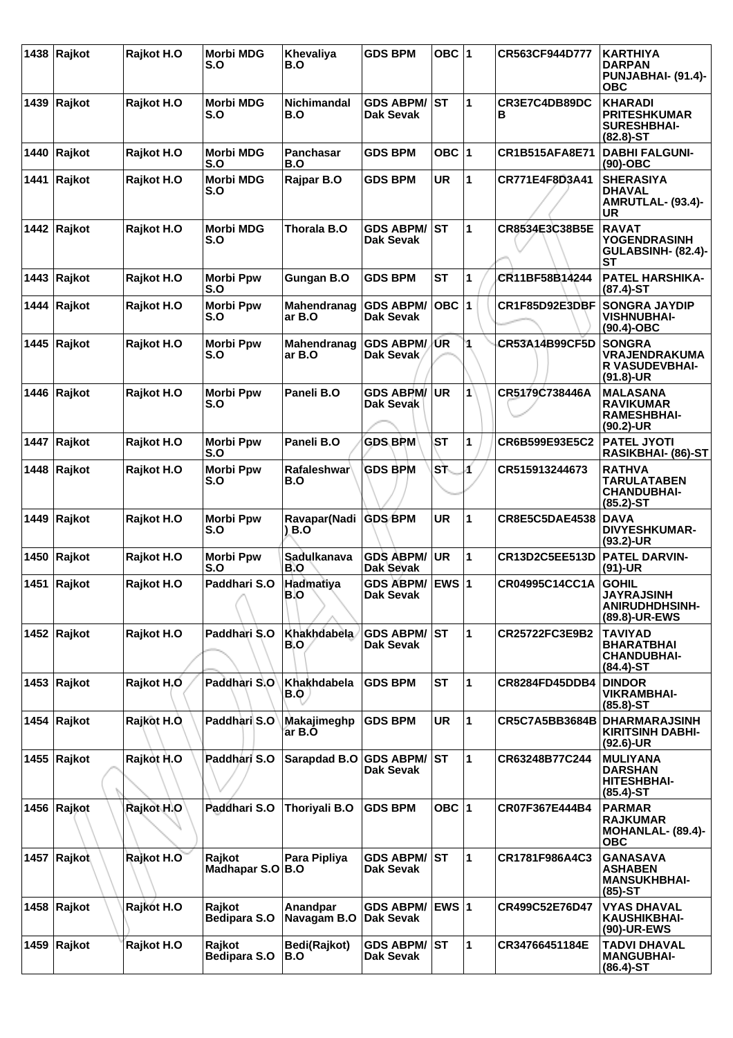| 1438 | Rajkot | Rajkot H.O | Morbi MDG S.O | Khevaliya B.O | GDS BPM | OBC | 1 | CR563CF944D777 | KARTHIYA DARPAN PUNJABHAI- (91.4)-OBC |
|---|---|---|---|---|---|---|---|---|---|
| 1439 | Rajkot | Rajkot H.O | Morbi MDG S.O | Nichimandal B.O | GDS ABPM/ Dak Sevak | ST | 1 | CR3E7C4DB89DC B | KHARADI PRITESHKUMAR SURESHBHAI- (82.8)-ST |
| 1440 | Rajkot | Rajkot H.O | Morbi MDG S.O | Panchasar B.O | GDS BPM | OBC | 1 | CR1B515AFA8E71 | DABHI FALGUNI- (90)-OBC |
| 1441 | Rajkot | Rajkot H.O | Morbi MDG S.O | Rajpar B.O | GDS BPM | UR | 1 | CR771E4F8D3A41 | SHERASIYA DHAVAL AMRUTLAL- (93.4)-UR |
| 1442 | Rajkot | Rajkot H.O | Morbi MDG S.O | Thorala B.O | GDS ABPM/ Dak Sevak | ST | 1 | CR8534E3C38B5E | RAVAT YOGENDRASINH GULABSINH- (82.4)-ST |
| 1443 | Rajkot | Rajkot H.O | Morbi Ppw S.O | Gungan B.O | GDS BPM | ST | 1 | CR11BF58B14244 | PATEL HARSHIKA- (87.4)-ST |
| 1444 | Rajkot | Rajkot H.O | Morbi Ppw S.O | Mahendranag ar B.O | GDS ABPM/ Dak Sevak | OBC | 1 | CR1F85D92E3DBF | SONGRA JAYDIP VISHNUBHAI- (90.4)-OBC |
| 1445 | Rajkot | Rajkot H.O | Morbi Ppw S.O | Mahendranag ar B.O | GDS ABPM/ Dak Sevak | UR | 1 | CR53A14B99CF5D | SONGRA VRAJENDRAKUMA R VASUDEVBHAI- (91.8)-UR |
| 1446 | Rajkot | Rajkot H.O | Morbi Ppw S.O | Paneli B.O | GDS ABPM/ Dak Sevak | UR | 1 | CR5179C738446A | MALASANA RAVIKUMAR RAMESHBHAI- (90.2)-UR |
| 1447 | Rajkot | Rajkot H.O | Morbi Ppw S.O | Paneli B.O | GDS BPM | ST | 1 | CR6B599E93E5C2 | PATEL JYOTI RASIKBHAI- (86)-ST |
| 1448 | Rajkot | Rajkot H.O | Morbi Ppw S.O | Rafaleshwar B.O | GDS BPM | ST | 1 | CR515913244673 | RATHVA TARULATABEN CHANDUBHAI- (85.2)-ST |
| 1449 | Rajkot | Rajkot H.O | Morbi Ppw S.O | Ravapar(Nadi ) B.O | GDS BPM | UR | 1 | CR8E5C5DAE4538 | DAVA DIVYESHKUMAR- (93.2)-UR |
| 1450 | Rajkot | Rajkot H.O | Morbi Ppw S.O | Sadulkanava B.O | GDS ABPM/ Dak Sevak | UR | 1 | CR13D2C5EE513D | PATEL DARVIN- (91)-UR |
| 1451 | Rajkot | Rajkot H.O | Paddhari S.O | Hadmatiya B.O | GDS ABPM/ Dak Sevak | EWS | 1 | CR04995C14CC1A | GOHIL JAYRAJSINH ANIRUDHDHSINH- (89.8)-UR-EWS |
| 1452 | Rajkot | Rajkot H.O | Paddhari S.O | Khakhdabela B.O | GDS ABPM/ Dak Sevak | ST | 1 | CR25722FC3E9B2 | TAVIYAD BHARATBHAI CHANDUBHAI- (84.4)-ST |
| 1453 | Rajkot | Rajkot H.O | Paddhari S.O | Khakhdabela B.O | GDS BPM | ST | 1 | CR8284FD45DDB4 | DINDOR VIKRAMBHAI- (85.8)-ST |
| 1454 | Rajkot | Rajkot H.O | Paddhari S.O | Makajimeghp ar B.O | GDS BPM | UR | 1 | CR5C7A5BB3684B | DHARMARAJSINH KIRITSINH DABHI- (92.6)-UR |
| 1455 | Rajkot | Rajkot H.O | Paddhari S.O | Sarapdad B.O | GDS ABPM/ Dak Sevak | ST | 1 | CR63248B77C244 | MULIYANA DARSHAN HITESHBHAI- (85.4)-ST |
| 1456 | Rajkot | Rajkot H.O | Paddhari S.O | Thoriyali B.O | GDS BPM | OBC | 1 | CR07F367E444B4 | PARMAR RAJKUMAR MOHANLAL- (89.4)-OBC |
| 1457 | Rajkot | Rajkot H.O | Rajkot Madhapar S.O | Para Pipliya B.O | GDS ABPM/ Dak Sevak | ST | 1 | CR1781F986A4C3 | GANASAVA ASHABEN MANSUKHBHAI- (85)-ST |
| 1458 | Rajkot | Rajkot H.O | Rajkot Bedipara S.O | Anandpar Navagam B.O | GDS ABPM/ Dak Sevak | EWS | 1 | CR499C52E76D47 | VYAS DHAVAL KAUSHIKBHAI- (90)-UR-EWS |
| 1459 | Rajkot | Rajkot H.O | Rajkot Bedipara S.O | Bedi(Rajkot) B.O | GDS ABPM/ Dak Sevak | ST | 1 | CR34766451184E | TADVI DHAVAL MANGUBHAI- (86.4)-ST |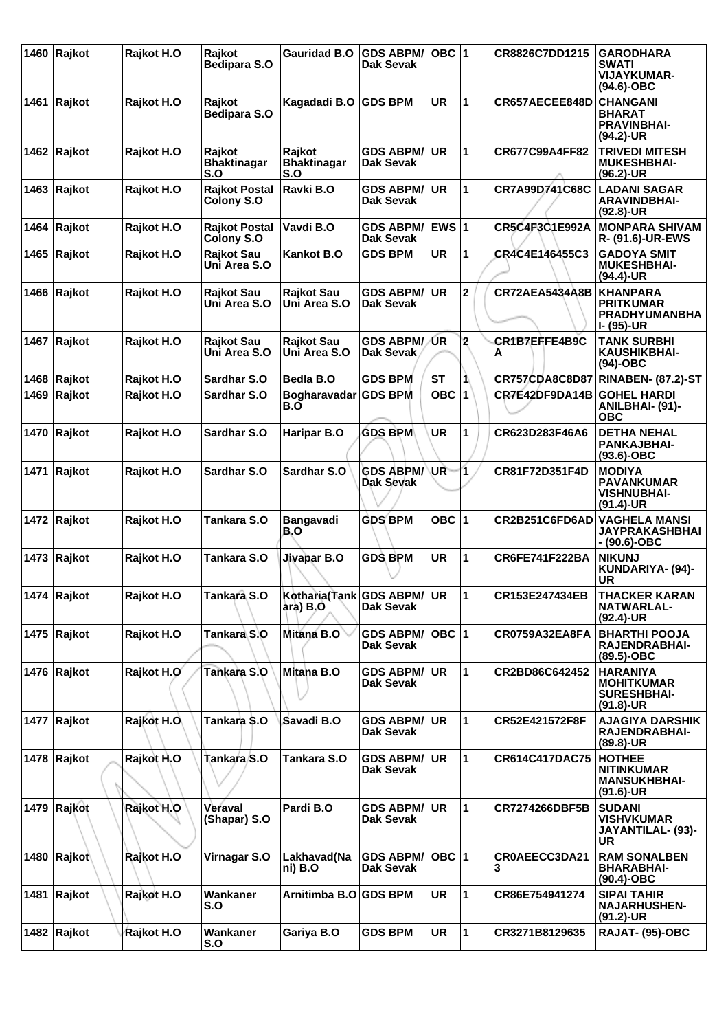| 1460 | Rajkot | Rajkot H.O | Rajkot Bedipara S.O | Gauridad B.O | GDS ABPM/ Dak Sevak | OBC | 1 | CR8826C7DD1215 | GARODHARA SWATI VIJAYKUMAR- (94.6)-OBC |
|---|---|---|---|---|---|---|---|---|---|
| 1461 | Rajkot | Rajkot H.O | Rajkot Bedipara S.O | Kagadadi B.O | GDS BPM | UR | 1 | CR657AECEE848D | CHANGANI BHARAT PRAVINBHAI- (94.2)-UR |
| 1462 | Rajkot | Rajkot H.O | Rajkot Bhaktinagar S.O | Rajkot Bhaktinagar S.O | GDS ABPM/ Dak Sevak | UR | 1 | CR677C99A4FF82 | TRIVEDI MITESH MUKESHBHAI- (96.2)-UR |
| 1463 | Rajkot | Rajkot H.O | Rajkot Postal Colony S.O | Ravki B.O | GDS ABPM/ Dak Sevak | UR | 1 | CR7A99D741C68C | LADANI SAGAR ARAVINDBHAI- (92.8)-UR |
| 1464 | Rajkot | Rajkot H.O | Rajkot Postal Colony S.O | Vavdi B.O | GDS ABPM/ Dak Sevak | EWS | 1 | CR5C4F3C1E992A | MONPARA SHIVAM R- (91.6)-UR-EWS |
| 1465 | Rajkot | Rajkot H.O | Rajkot Sau Uni Area S.O | Kankot B.O | GDS BPM | UR | 1 | CR4C4E146455C3 | GADOYA SMIT MUKESHBHAI- (94.4)-UR |
| 1466 | Rajkot | Rajkot H.O | Rajkot Sau Uni Area S.O | Rajkot Sau Uni Area S.O | GDS ABPM/ Dak Sevak | UR | 2 | CR72AEA5434A8B | KHANPARA PRITKUMAR PRADHYUMANBHA I- (95)-UR |
| 1467 | Rajkot | Rajkot H.O | Rajkot Sau Uni Area S.O | Rajkot Sau Uni Area S.O | GDS ABPM/ Dak Sevak | UR | 2 | CR1B7EFFE4B9C A | TANK SURBHI KAUSHIKBHAI- (94)-OBC |
| 1468 | Rajkot | Rajkot H.O | Sardhar S.O | Bedla B.O | GDS BPM | ST | 1 | CR757CDA8C8D87 | RINABEN- (87.2)-ST |
| 1469 | Rajkot | Rajkot H.O | Sardhar S.O | Bogharavadar B.O | GDS BPM | OBC | 1 | CR7E42DF9DA14B | GOHEL HARDI ANILBHAI- (91)- OBC |
| 1470 | Rajkot | Rajkot H.O | Sardhar S.O | Haripar B.O | GDS BPM | UR | 1 | CR623D283F46A6 | DETHA NEHAL PANKAJBHAI- (93.6)-OBC |
| 1471 | Rajkot | Rajkot H.O | Sardhar S.O | Sardhar S.O | GDS ABPM/ Dak Sevak | UR | 1 | CR81F72D351F4D | MODIYA PAVANKUMAR VISHNUBHAI- (91.4)-UR |
| 1472 | Rajkot | Rajkot H.O | Tankara S.O | Bangavadi B.O | GDS BPM | OBC | 1 | CR2B251C6FD6AD | VAGHELA MANSI JAYPRAKASHBHAI - (90.6)-OBC |
| 1473 | Rajkot | Rajkot H.O | Tankara S.O | Jivapar B.O | GDS BPM | UR | 1 | CR6FE741F222BA | NIKUNJ KUNDARIYA- (94)- UR |
| 1474 | Rajkot | Rajkot H.O | Tankara S.O | Kotharia(Tankara) B.O | GDS ABPM/ Dak Sevak | UR | 1 | CR153E247434EB | THACKER KARAN NATWARLAL- (92.4)-UR |
| 1475 | Rajkot | Rajkot H.O | Tankara S.O | Mitana B.O | GDS ABPM/ Dak Sevak | OBC | 1 | CR0759A32EA8FA | BHARTHI POOJA RAJENDRABHAI- (89.5)-OBC |
| 1476 | Rajkot | Rajkot H.O | Tankara S.O | Mitana B.O | GDS ABPM/ Dak Sevak | UR | 1 | CR2BD86C642452 | HARANIYA MOHITKUMAR SURESHBHAI- (91.8)-UR |
| 1477 | Rajkot | Rajkot H.O | Tankara S.O | Savadi B.O | GDS ABPM/ Dak Sevak | UR | 1 | CR52E421572F8F | AJAGIYA DARSHIK RAJENDRABHAI- (89.8)-UR |
| 1478 | Rajkot | Rajkot H.O | Tankara S.O | Tankara S.O | GDS ABPM/ Dak Sevak | UR | 1 | CR614C417DAC75 | HOTHEE NITINKUMAR MANSUKHBHAI- (91.6)-UR |
| 1479 | Rajkot | Rajkot H.O | Veraval (Shapar) S.O | Pardi B.O | GDS ABPM/ Dak Sevak | UR | 1 | CR7274266DBF5B | SUDANI VISHVKUMAR JAYANTILAL- (93)- UR |
| 1480 | Rajkot | Rajkot H.O | Virnagar S.O | Lakhavad(Nani) B.O | GDS ABPM/ Dak Sevak | OBC | 1 | CR0AEECC3DA21 3 | RAM SONALBEN BHARABHAI- (90.4)-OBC |
| 1481 | Rajkot | Rajkot H.O | Wankaner S.O | Arnitimba B.O | GDS BPM | UR | 1 | CR86E754941274 | SIPAI TAHIR NAJARHUSHEN- (91.2)-UR |
| 1482 | Rajkot | Rajkot H.O | Wankaner S.O | Gariya B.O | GDS BPM | UR | 1 | CR3271B8129635 | RAJAT- (95)-OBC |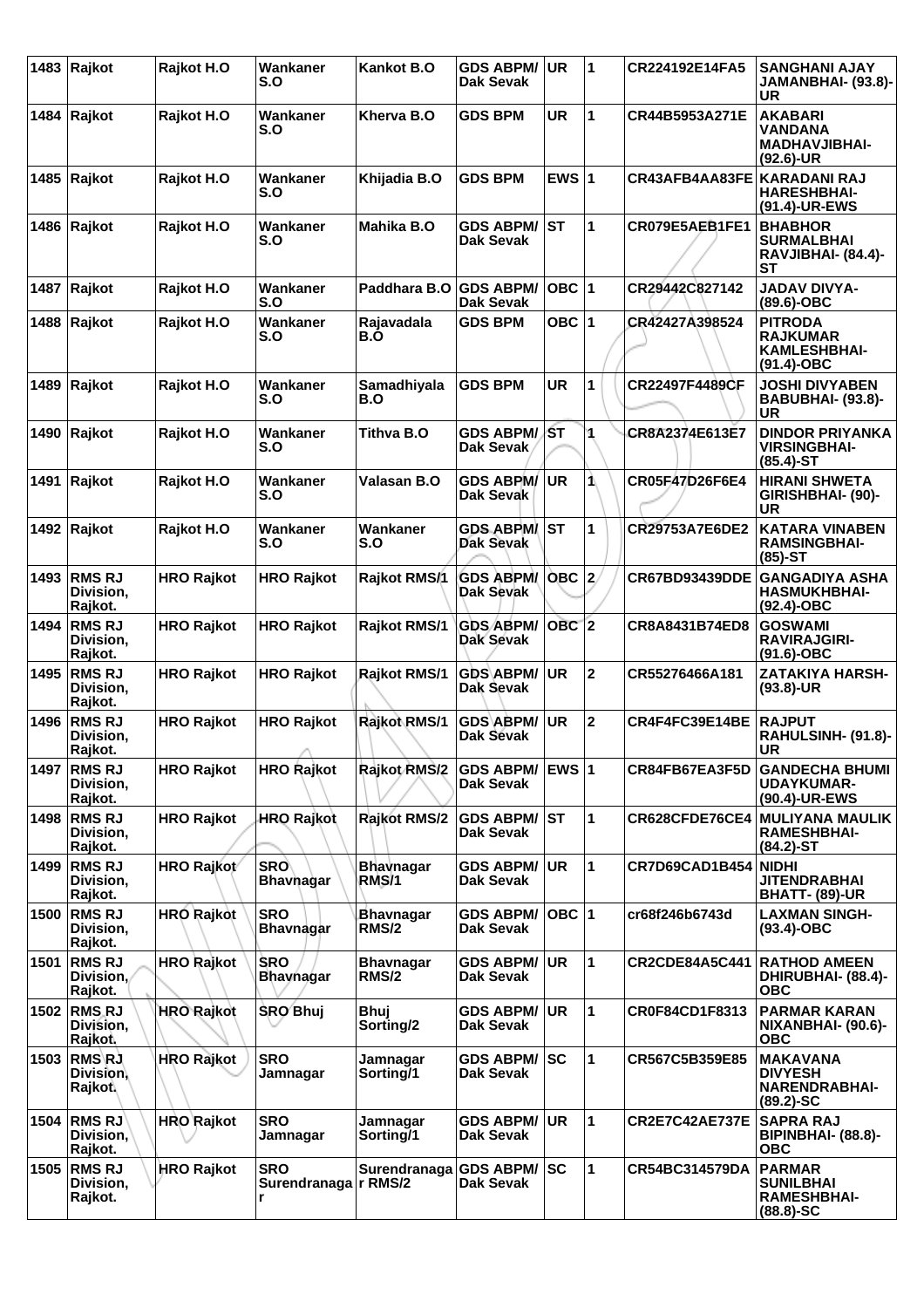| 1483 | Rajkot | Rajkot H.O | Wankaner S.O | Kankot B.O | GDS ABPM/ Dak Sevak | UR | 1 | CR224192E14FA5 | SANGHANI AJAY JAMANBHAI- (93.8)-UR |
|---|---|---|---|---|---|---|---|---|---|
| 1484 | Rajkot | Rajkot H.O | Wankaner S.O | Kherva B.O | GDS BPM | UR | 1 | CR44B5953A271E | AKABARI VANDANA MADHAVJIBHAI- (92.6)-UR |
| 1485 | Rajkot | Rajkot H.O | Wankaner S.O | Khijadia B.O | GDS BPM | EWS | 1 | CR43AFB4AA83FE | KARADANI RAJ HARESHBHAI- (91.4)-UR-EWS |
| 1486 | Rajkot | Rajkot H.O | Wankaner S.O | Mahika B.O | GDS ABPM/ Dak Sevak | ST | 1 | CR079E5AEB1FE1 | BHABHOR SURMALBHAI RAVJIBHAI- (84.4)-ST |
| 1487 | Rajkot | Rajkot H.O | Wankaner S.O | Paddhara B.O | GDS ABPM/ Dak Sevak | OBC | 1 | CR29442C827142 | JADAV DIVYA- (89.6)-OBC |
| 1488 | Rajkot | Rajkot H.O | Wankaner S.O | Rajavadala B.O | GDS BPM | OBC | 1 | CR42427A398524 | PITRODA RAJKUMAR KAMLESHBHAI- (91.4)-OBC |
| 1489 | Rajkot | Rajkot H.O | Wankaner S.O | Samadhiyala B.O | GDS BPM | UR | 1 | CR22497F4489CF | JOSHI DIVYABEN BABUBHAI- (93.8)-UR |
| 1490 | Rajkot | Rajkot H.O | Wankaner S.O | Tithva B.O | GDS ABPM/ Dak Sevak | ST | 1 | CR8A2374E613E7 | DINDOR PRIYANKA VIRSINGBHAI- (85.4)-ST |
| 1491 | Rajkot | Rajkot H.O | Wankaner S.O | Valasan B.O | GDS ABPM/ Dak Sevak | UR | 1 | CR05F47D26F6E4 | HIRANI SHWETA GIRISHBHAI- (90)-UR |
| 1492 | Rajkot | Rajkot H.O | Wankaner S.O | Wankaner S.O | GDS ABPM/ Dak Sevak | ST | 1 | CR29753A7E6DE2 | KATARA VINABEN RAMSINGBHAI- (85)-ST |
| 1493 | RMS RJ Division, Rajkot. | HRO Rajkot | HRO Rajkot | Rajkot RMS/1 | GDS ABPM/ Dak Sevak | OBC | 2 | CR67BD93439DDE | GANGADIYA ASHA HASMUKHBHAI- (92.4)-OBC |
| 1494 | RMS RJ Division, Rajkot. | HRO Rajkot | HRO Rajkot | Rajkot RMS/1 | GDS ABPM/ Dak Sevak | OBC | 2 | CR8A8431B74ED8 | GOSWAMI RAVIRAJGIRI- (91.6)-OBC |
| 1495 | RMS RJ Division, Rajkot. | HRO Rajkot | HRO Rajkot | Rajkot RMS/1 | GDS ABPM/ Dak Sevak | UR | 2 | CR55276466A181 | ZATAKIYA HARSH- (93.8)-UR |
| 1496 | RMS RJ Division, Rajkot. | HRO Rajkot | HRO Rajkot | Rajkot RMS/1 | GDS ABPM/ Dak Sevak | UR | 2 | CR4F4FC39E14BE | RAJPUT RAHULSINH- (91.8)-UR |
| 1497 | RMS RJ Division, Rajkot. | HRO Rajkot | HRO Rajkot | Rajkot RMS/2 | GDS ABPM/ Dak Sevak | EWS | 1 | CR84FB67EA3F5D | GANDECHA BHUMI UDAYKUMAR- (90.4)-UR-EWS |
| 1498 | RMS RJ Division, Rajkot. | HRO Rajkot | HRO Rajkot | Rajkot RMS/2 | GDS ABPM/ Dak Sevak | ST | 1 | CR628CFDE76CE4 | MULIYANA MAULIK RAMESHBHAI- (84.2)-ST |
| 1499 | RMS RJ Division, Rajkot. | HRO Rajkot | SRO Bhavnagar | Bhavnagar RMS/1 | GDS ABPM/ Dak Sevak | UR | 1 | CR7D69CAD1B454 | NIDHI JITENDRABHAI BHATT- (89)-UR |
| 1500 | RMS RJ Division, Rajkot. | HRO Rajkot | SRO Bhavnagar | Bhavnagar RMS/2 | GDS ABPM/ Dak Sevak | OBC | 1 | cr68f246b6743d | LAXMAN SINGH- (93.4)-OBC |
| 1501 | RMS RJ Division, Rajkot. | HRO Rajkot | SRO Bhavnagar | Bhavnagar RMS/2 | GDS ABPM/ Dak Sevak | UR | 1 | CR2CDE84A5C441 | RATHOD AMEEN DHIRUBHAI- (88.4)-OBC |
| 1502 | RMS RJ Division, Rajkot. | HRO Rajkot | SRO Bhuj | Bhuj Sorting/2 | GDS ABPM/ Dak Sevak | UR | 1 | CR0F84CD1F8313 | PARMAR KARAN NIXANBHAI- (90.6)-OBC |
| 1503 | RMS RJ Division, Rajkot. | HRO Rajkot | SRO Jamnagar | Jamnagar Sorting/1 | GDS ABPM/ Dak Sevak | SC | 1 | CR567C5B359E85 | MAKAVANA DIVYESH NARENDRABHAI- (89.2)-SC |
| 1504 | RMS RJ Division, Rajkot. | HRO Rajkot | SRO Jamnagar | Jamnagar Sorting/1 | GDS ABPM/ Dak Sevak | UR | 1 | CR2E7C42AE737E | SAPRA RAJ BIPINBHAI- (88.8)-OBC |
| 1505 | RMS RJ Division, Rajkot. | HRO Rajkot | SRO Surendranagar | Surendranagar RMS/2 | GDS ABPM/ Dak Sevak | SC | 1 | CR54BC314579DA | PARMAR SUNILBHAI RAMESHBHAI- (88.8)-SC |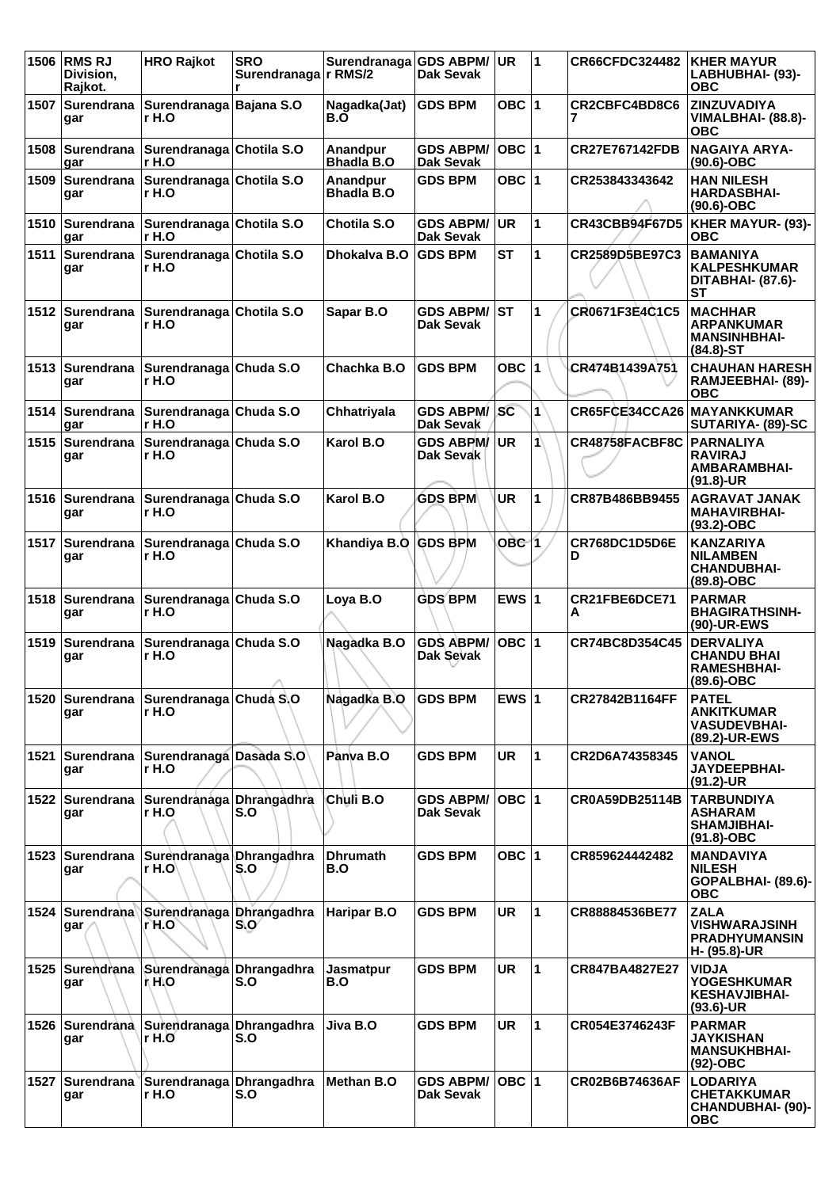| 1506 | RMS RJ Division, Rajkot. | HRO Rajkot | SRO Surendranagar | Surendranagar RMS/2 | GDS ABPM/ Dak Sevak | UR | 1 | CR66CFDC324482 | KHER MAYUR LABHUBHAI- (93)-OBC |
|---|---|---|---|---|---|---|---|---|---|
| 1507 | Surendranagar | Surendranagar H.O | Bajana S.O | Nagadka(Jat) B.O | GDS BPM | OBC | 1 | CR2CBFC4BD8C67 | ZINZUVADIYA VIMALBHAI- (88.8)-OBC |
| 1508 | Surendranagar | Surendranagar H.O | Chotila S.O | Anandpur Bhadla B.O | GDS ABPM/ Dak Sevak | OBC | 1 | CR27E767142FDB | NAGAIYA ARYA- (90.6)-OBC |
| 1509 | Surendranagar | Surendranagar H.O | Chotila S.O | Anandpur Bhadla B.O | GDS BPM | OBC | 1 | CR253843343642 | HAN NILESH HARDASBHAI- (90.6)-OBC |
| 1510 | Surendranagar | Surendranagar H.O | Chotila S.O | Chotila S.O | GDS ABPM/ Dak Sevak | UR | 1 | CR43CBB94F67D5 | KHER MAYUR- (93)-OBC |
| 1511 | Surendranagar | Surendranagar H.O | Chotila S.O | Dhokalva B.O | GDS BPM | ST | 1 | CR2589D5BE97C3 | BAMANIYA KALPESHKUMAR DITABHAI- (87.6)-ST |
| 1512 | Surendranagar | Surendranagar H.O | Chotila S.O | Sapar B.O | GDS ABPM/ Dak Sevak | ST | 1 | CR0671F3E4C1C5 | MACHHAR ARPANKUMAR MANSINHBHAI- (84.8)-ST |
| 1513 | Surendranagar | Surendranagar H.O | Chuda S.O | Chachka B.O | GDS BPM | OBC | 1 | CR474B1439A751 | CHAUHAN HARESH RAMJEEBHAI- (89)-OBC |
| 1514 | Surendranagar | Surendranagar H.O | Chuda S.O | Chhatriyala | GDS ABPM/ Dak Sevak | SC | 1 | CR65FCE34CCA26 | MAYANKKUMAR SUTARIYA- (89)-SC |
| 1515 | Surendranagar | Surendranagar H.O | Chuda S.O | Karol B.O | GDS ABPM/ Dak Sevak | UR | 1 | CR48758FACBF8C | PARNALIYA RAVIRAJ AMBARAMBHAI- (91.8)-UR |
| 1516 | Surendranagar | Surendranagar H.O | Chuda S.O | Karol B.O | GDS BPM | UR | 1 | CR87B486BB9455 | AGRAVAT JANAK MAHAVIRBHAI- (93.2)-OBC |
| 1517 | Surendranagar | Surendranagar H.O | Chuda S.O | Khandiya B.O | GDS BPM | OBC | 1 | CR768DC1D5D6ED | KANZARIYA NILAMBEN CHANDUBHAI- (89.8)-OBC |
| 1518 | Surendranagar | Surendranagar H.O | Chuda S.O | Loya B.O | GDS BPM | EWS | 1 | CR21FBE6DCE71A | PARMAR BHAGIRATHSINH- (90)-UR-EWS |
| 1519 | Surendranagar | Surendranagar H.O | Chuda S.O | Nagadka B.O | GDS ABPM/ Dak Sevak | OBC | 1 | CR74BC8D354C45 | DERVALIYA CHANDU BHAI RAMESHBHAI- (89.6)-OBC |
| 1520 | Surendranagar | Surendranagar H.O | Chuda S.O | Nagadka B.O | GDS BPM | EWS | 1 | CR27842B1164FF | PATEL ANKITKUMAR VASUDEVBHAI- (89.2)-UR-EWS |
| 1521 | Surendranagar | Surendranagar H.O | Dasada S.O | Panva B.O | GDS BPM | UR | 1 | CR2D6A74358345 | VANOL JAYDEEPBHAI- (91.2)-UR |
| 1522 | Surendranagar | Surendranagar H.O | Dhrangadhra S.O | Chuli B.O | GDS ABPM/ Dak Sevak | OBC | 1 | CR0A59DB25114B | TARBUNDIYA ASHARAM SHAMJIBHAI- (91.8)-OBC |
| 1523 | Surendranagar | Surendranagar H.O | Dhrangadhra S.O | Dhrumath B.O | GDS BPM | OBC | 1 | CR859624442482 | MANDAVIYA NILESH GOPALBHAI- (89.6)-OBC |
| 1524 | Surendranagar | Surendranagar H.O | Dhrangadhra S.O | Haripar B.O | GDS BPM | UR | 1 | CR88884536BE77 | ZALA VISHWARAJSINH PRADHYUMANSINH- (95.8)-UR |
| 1525 | Surendranagar | Surendranagar H.O | Dhrangadhra S.O | Jasmatpur B.O | GDS BPM | UR | 1 | CR847BA4827E27 | VIDJA YOGESHKUMAR KESHAVJIBHAI- (93.6)-UR |
| 1526 | Surendranagar | Surendranagar H.O | Dhrangadhra S.O | Jiva B.O | GDS BPM | UR | 1 | CR054E3746243F | PARMAR JAYKISHAN MANSUKHBHAI- (92)-OBC |
| 1527 | Surendranagar | Surendranagar H.O | Dhrangadhra S.O | Methan B.O | GDS ABPM/ Dak Sevak | OBC | 1 | CR02B6B74636AF | LODARIYA CHETAKKUMAR CHANDUBHAI- (90)-OBC |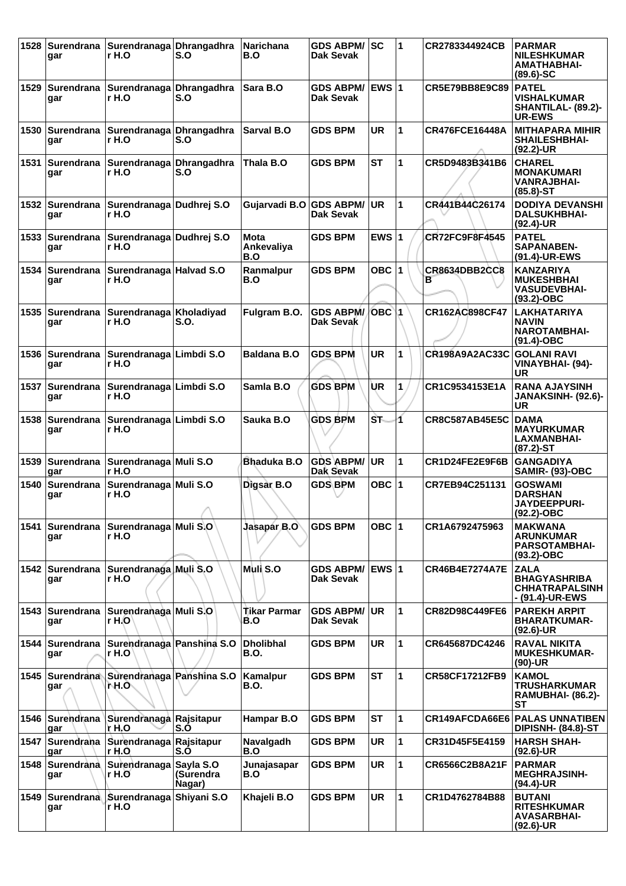| 1528 | Surendranagar | Surendranagar H.O | Dhrangadhra S.O | Narichana B.O | GDS ABPM/ Dak Sevak | SC | 1 | CR2783344924CB | PARMAR NILESHKUMAR AMATHABHAI- (89.6)-SC |
|---|---|---|---|---|---|---|---|---|---|
| 1529 | Surendranagar | Surendranagar H.O | Dhrangadhra S.O | Sara B.O | GDS ABPM/ Dak Sevak | EWS | 1 | CR5E79BB8E9C89 | PATEL VISHALKUMAR SHANTILAL- (89.2)-UR-EWS |
| 1530 | Surendranagar | Surendranagar H.O | Dhrangadhra S.O | Sarval B.O | GDS BPM | UR | 1 | CR476FCE16448A | MITHAPARA MIHIR SHAILESHBHAI- (92.2)-UR |
| 1531 | Surendranagar | Surendranagar H.O | Dhrangadhra S.O | Thala B.O | GDS BPM | ST | 1 | CR5D9483B341B6 | CHAREL MONAKUMARI VANRAJBHAI- (85.8)-ST |
| 1532 | Surendranagar | Surendranagar H.O | Dudhrej S.O | Gujarvadi B.O | GDS ABPM/ Dak Sevak | UR | 1 | CR441B44C26174 | DODIYA DEVANSHI DALSUKHBHAI- (92.4)-UR |
| 1533 | Surendranagar | Surendranagar H.O | Dudhrej S.O | Mota Ankevaliya B.O | GDS BPM | EWS | 1 | CR72FC9F8F4545 | PATEL SAPANABEN- (91.4)-UR-EWS |
| 1534 | Surendranagar | Surendranagar H.O | Halvad S.O | Ranmalpur B.O | GDS BPM | OBC | 1 | CR8634DBB2CC8B | KANZARIYA MUKESHBHAI VASUDEVBHAI- (93.2)-OBC |
| 1535 | Surendranagar | Surendranagar H.O | Kholadiyad S.O. | Fulgram B.O. | GDS ABPM/ Dak Sevak | OBC | 1 | CR162AC898CF47 | LAKHATARIYA NAVIN NAROTAMBHAI- (91.4)-OBC |
| 1536 | Surendranagar | Surendranagar H.O | Limbdi S.O | Baldana B.O | GDS BPM | UR | 1 | CR198A9A2AC33C | GOLANI RAVI VINAYBHAI- (94)-UR |
| 1537 | Surendranagar | Surendranagar H.O | Limbdi S.O | Samla B.O | GDS BPM | UR | 1 | CR1C9534153E1A | RANA AJAYSINH JANAKSINH- (92.6)-UR |
| 1538 | Surendranagar | Surendranagar H.O | Limbdi S.O | Sauka B.O | GDS BPM | ST | 1 | CR8C587AB45E5C | DAMA MAYURKUMAR LAXMANBHAI- (87.2)-ST |
| 1539 | Surendranagar | Surendranagar H.O | Muli S.O | Bhaduka B.O | GDS ABPM/ Dak Sevak | UR | 1 | CR1D24FE2E9F6B | GANGADIYA SAMIR- (93)-OBC |
| 1540 | Surendranagar | Surendranagar H.O | Muli S.O | Digsar B.O | GDS BPM | OBC | 1 | CR7EB94C251131 | GOSWAMI DARSHAN JAYDEEPPURI- (92.2)-OBC |
| 1541 | Surendranagar | Surendranagar H.O | Muli S.O | Jasapar B.O | GDS BPM | OBC | 1 | CR1A6792475963 | MAKWANA ARUNKUMAR PARSOTAMBHAI- (93.2)-OBC |
| 1542 | Surendranagar | Surendranagar H.O | Muli S.O | Muli S.O | GDS ABPM/ Dak Sevak | EWS | 1 | CR46B4E7274A7E | ZALA BHAGYASHRIBA CHHATRAPALSINH - (91.4)-UR-EWS |
| 1543 | Surendranagar | Surendranagar H.O | Muli S.O | Tikar Parmar B.O | GDS ABPM/ Dak Sevak | UR | 1 | CR82D98C449FE6 | PAREKH ARPIT BHARATKUMAR- (92.6)-UR |
| 1544 | Surendranagar | Surendranagar H.O | Panshina S.O | Dholibhal B.O. | GDS BPM | UR | 1 | CR645687DC4246 | RAVAL NIKITA MUKESHKUMAR- (90)-UR |
| 1545 | Surendranagar | Surendranagar H.O | Panshina S.O | Kamalpur B.O. | GDS BPM | ST | 1 | CR58CF17212FB9 | KAMOL TRUSHARKUMAR RAMUBHAI- (86.2)-ST |
| 1546 | Surendranagar | Surendranagar H.O | Rajsitapur S.O | Hampar B.O | GDS BPM | ST | 1 | CR149AFCDA66E6 | PALAS UNNATIBEN DIPISNH- (84.8)-ST |
| 1547 | Surendranagar | Surendranagar H.O | Rajsitapur S.O | Navalgadh B.O | GDS BPM | UR | 1 | CR31D45F5E4159 | HARSH SHAH- (92.6)-UR |
| 1548 | Surendranagar | Surendranagar H.O | Sayla S.O (Surendra Nagar) | Junajasapar B.O | GDS BPM | UR | 1 | CR6566C2B8A21F | PARMAR MEGHRAJSINH- (94.4)-UR |
| 1549 | Surendranagar | Surendranagar H.O | Shiyani S.O | Khajeli B.O | GDS BPM | UR | 1 | CR1D4762784B88 | BUTANI RITESHKUMAR AVASARBHAI- (92.6)-UR |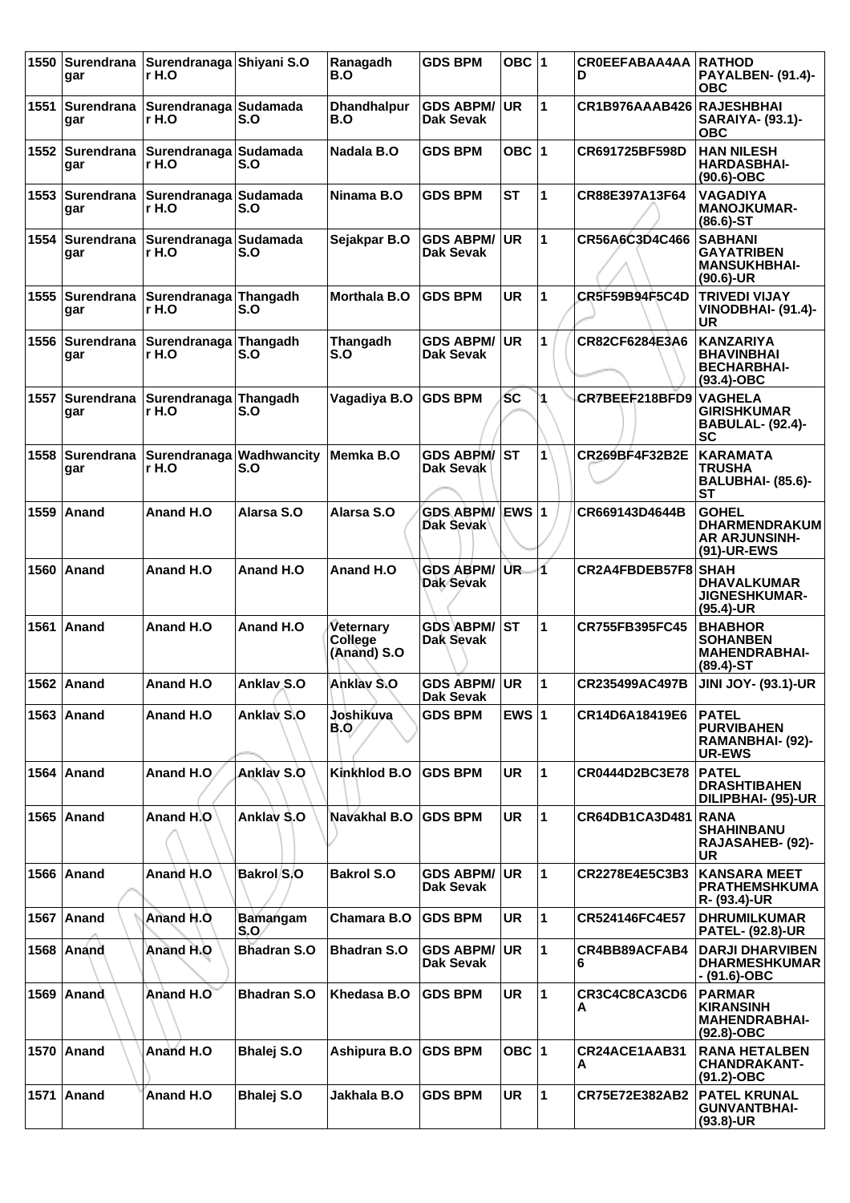| 1550 | Surendranagar | Surendranagar H.O | Shiyani S.O | Ranagadh B.O | GDS BPM | OBC | 1 | CR0EEFABAA4AAD | RATHOD PAYALBEN- (91.4)-OBC |
|---|---|---|---|---|---|---|---|---|---|
| 1551 | Surendranagar | Surendranagar H.O | Sudamada S.O | Dhandhalpur B.O | GDS ABPM/ Dak Sevak | UR | 1 | CR1B976AAAB426 | RAJESHBHAI SARAIYA- (93.1)-OBC |
| 1552 | Surendranagar | Surendranagar H.O | Sudamada S.O | Nadala B.O | GDS BPM | OBC | 1 | CR691725BF598D | HAN NILESH HARDASBHAI-(90.6)-OBC |
| 1553 | Surendranagar | Surendranagar H.O | Sudamada S.O | Ninama B.O | GDS BPM | ST | 1 | CR88E397A13F64 | VAGADIYA MANOJKUMAR-(86.6)-ST |
| 1554 | Surendranagar | Surendranagar H.O | Sudamada S.O | Sejakpar B.O | GDS ABPM/ Dak Sevak | UR | 1 | CR56A6C3D4C466 | SABHANI GAYATRIBEN MANSUKHBHAI-(90.6)-UR |
| 1555 | Surendranagar | Surendranagar H.O | Thangadh S.O | Morthala B.O | GDS BPM | UR | 1 | CR5F59B94F5C4D | TRIVEDI VIJAY VINODBHAI- (91.4)-UR |
| 1556 | Surendranagar | Surendranagar H.O | Thangadh S.O | Thangadh S.O | GDS ABPM/ Dak Sevak | UR | 1 | CR82CF6284E3A6 | KANZARIYA BHAVINBHAI BECHARBHAI-(93.4)-OBC |
| 1557 | Surendranagar | Surendranagar H.O | Thangadh S.O | Vagadiya B.O | GDS BPM | SC | 1 | CR7BEEF218BFD9 | VAGHELA GIRISHKUMAR BABULAL- (92.4)-SC |
| 1558 | Surendranagar | Surendranagar H.O | Wadhwancity S.O | Memka B.O | GDS ABPM/ Dak Sevak | ST | 1 | CR269BF4F32B2E | KARAMATA TRUSHA BALUBHAI- (85.6)-ST |
| 1559 | Anand | Anand H.O | Alarsa S.O | Alarsa S.O | GDS ABPM/ Dak Sevak | EWS | 1 | CR669143D4644B | GOHEL DHARMENDRAKUMAR ARJUNSINH-(91)-UR-EWS |
| 1560 | Anand | Anand H.O | Anand H.O | Anand H.O | GDS ABPM/ Dak Sevak | UR | 1 | CR2A4FBDEB57F8 | SHAH DHAVALKUMAR JIGNESHKUMAR-(95.4)-UR |
| 1561 | Anand | Anand H.O | Anand H.O | Veternary College (Anand) S.O | GDS ABPM/ Dak Sevak | ST | 1 | CR755FB395FC45 | BHABHOR SOHANBEN MAHENDRABHAI-(89.4)-ST |
| 1562 | Anand | Anand H.O | Anklav S.O | Anklav S.O | GDS ABPM/ Dak Sevak | UR | 1 | CR235499AC497B | JINI JOY- (93.1)-UR |
| 1563 | Anand | Anand H.O | Anklav S.O | Joshikuva B.O | GDS BPM | EWS | 1 | CR14D6A18419E6 | PATEL PURVIBAHEN RAMANBHAI- (92)-UR-EWS |
| 1564 | Anand | Anand H.O | Anklav S.O | Kinkhlod B.O | GDS BPM | UR | 1 | CR0444D2BC3E78 | PATEL DRASHTIBAHEN DILIPBHAI- (95)-UR |
| 1565 | Anand | Anand H.O | Anklav S.O | Navakhal B.O | GDS BPM | UR | 1 | CR64DB1CA3D481 | RANA SHAHINBANU RAJASAHEB- (92)-UR |
| 1566 | Anand | Anand H.O | Bakrol S.O | Bakrol S.O | GDS ABPM/ Dak Sevak | UR | 1 | CR2278E4E5C3B3 | KANSARA MEET PRATHEMSHKUMAR- (93.4)-UR |
| 1567 | Anand | Anand H.O | Bamangam S.O | Chamara B.O | GDS BPM | UR | 1 | CR524146FC4E57 | DHRUMILKUMAR PATEL- (92.8)-UR |
| 1568 | Anand | Anand H.O | Bhadran S.O | Bhadran S.O | GDS ABPM/ Dak Sevak | UR | 1 | CR4BB89ACFAB46 | DARJI DHARVIBEN DHARMESHKUMAR- (91.6)-OBC |
| 1569 | Anand | Anand H.O | Bhadran S.O | Khedasa B.O | GDS BPM | UR | 1 | CR3C4C8CA3CD6A | PARMAR KIRANSINH MAHENDRABHAI-(92.8)-OBC |
| 1570 | Anand | Anand H.O | Bhalej S.O | Ashipura B.O | GDS BPM | OBC | 1 | CR24ACE1AAB31A | RANA HETALBEN CHANDRAKANT-(91.2)-OBC |
| 1571 | Anand | Anand H.O | Bhalej S.O | Jakhala B.O | GDS BPM | UR | 1 | CR75E72E382AB2 | PATEL KRUNAL GUNVANTBHAI-(93.8)-UR |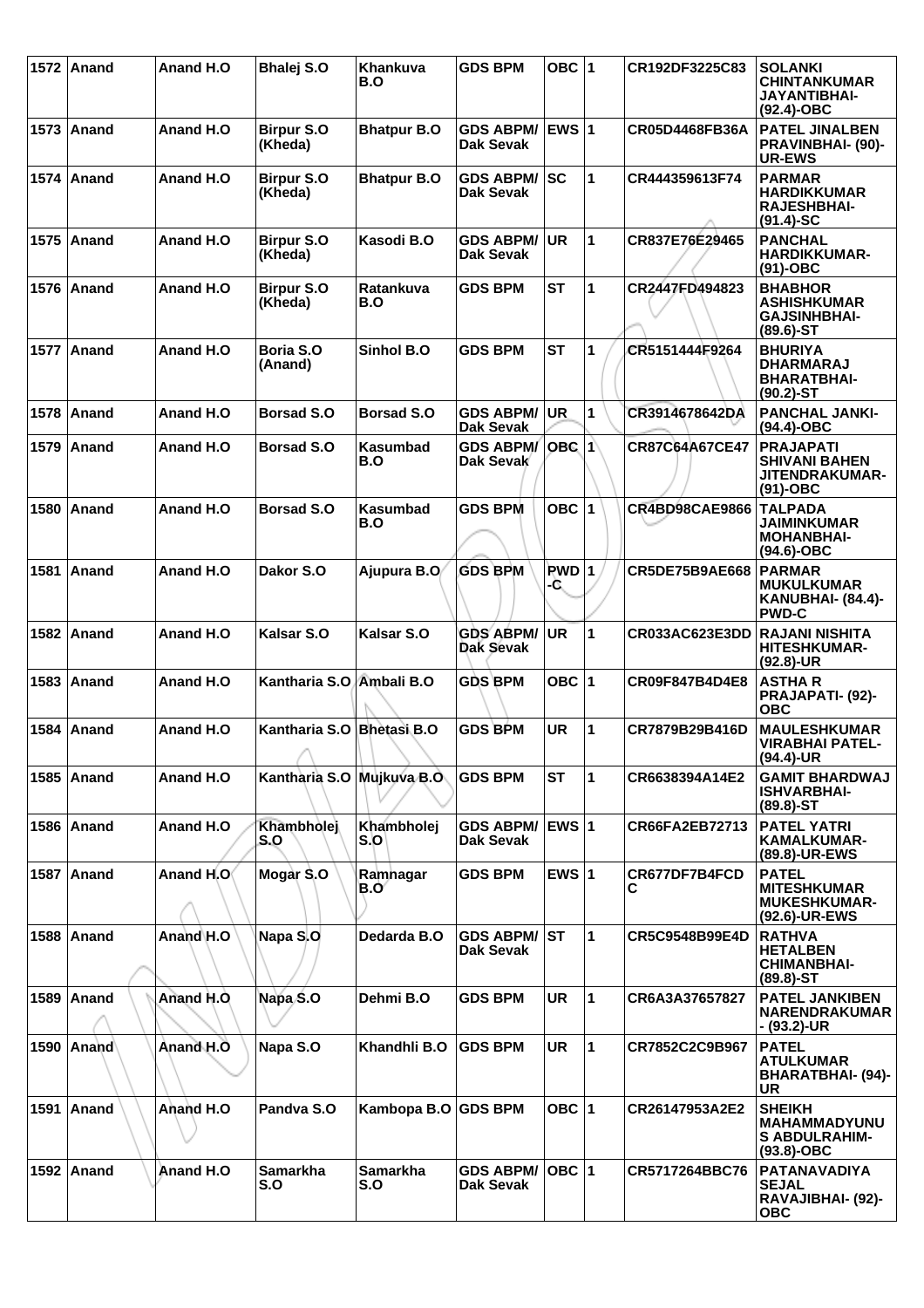| 1572 | Anand | Anand H.O | Bhalej S.O | Khankuva B.O | GDS BPM | OBC | 1 | CR192DF3225C83 | SOLANKI CHINTANKUMAR JAYANTIBHAI- (92.4)-OBC |
|---|---|---|---|---|---|---|---|---|---|
| 1573 | Anand | Anand H.O | Birpur S.O (Kheda) | Bhatpur B.O | GDS ABPM/ Dak Sevak | EWS | 1 | CR05D4468FB36A | PATEL JINALBEN PRAVINBHAI- (90)-UR-EWS |
| 1574 | Anand | Anand H.O | Birpur S.O (Kheda) | Bhatpur B.O | GDS ABPM/ Dak Sevak | SC | 1 | CR444359613F74 | PARMAR HARDIKKUMAR RAJESHBHAI- (91.4)-SC |
| 1575 | Anand | Anand H.O | Birpur S.O (Kheda) | Kasodi B.O | GDS ABPM/ Dak Sevak | UR | 1 | CR837E76E29465 | PANCHAL HARDIKKUMAR- (91)-OBC |
| 1576 | Anand | Anand H.O | Birpur S.O (Kheda) | Ratankuva B.O | GDS BPM | ST | 1 | CR2447FD494823 | BHABHOR ASHISHKUMAR GAJSINHBHAI- (89.6)-ST |
| 1577 | Anand | Anand H.O | Boria S.O (Anand) | Sinhol B.O | GDS BPM | ST | 1 | CR5151444F9264 | BHURIYA DHARMARAJ BHARATBHAI- (90.2)-ST |
| 1578 | Anand | Anand H.O | Borsad S.O | Borsad S.O | GDS ABPM/ Dak Sevak | UR | 1 | CR3914678642DA | PANCHAL JANKI- (94.4)-OBC |
| 1579 | Anand | Anand H.O | Borsad S.O | Kasumbad B.O | GDS ABPM/ Dak Sevak | OBC | 1 | CR87C64A67CE47 | PRAJAPATI SHIVANI BAHEN JITENDRAKUMAR- (91)-OBC |
| 1580 | Anand | Anand H.O | Borsad S.O | Kasumbad B.O | GDS BPM | OBC | 1 | CR4BD98CAE9866 | TALPADA JAIMINKUMAR MOHANBHAI- (94.6)-OBC |
| 1581 | Anand | Anand H.O | Dakor S.O | Ajupura B.O | GDS BPM | PWD -C | 1 | CR5DE75B9AE668 | PARMAR MUKULKUMAR KANUBHAI- (84.4)-PWD-C |
| 1582 | Anand | Anand H.O | Kalsar S.O | Kalsar S.O | GDS ABPM/ Dak Sevak | UR | 1 | CR033AC623E3DD | RAJANI NISHITA HITESHKUMAR- (92.8)-UR |
| 1583 | Anand | Anand H.O | Kantharia S.O | Ambali B.O | GDS BPM | OBC | 1 | CR09F847B4D4E8 | ASTHA R PRAJAPATI- (92)-OBC |
| 1584 | Anand | Anand H.O | Kantharia S.O | Bhetasi B.O | GDS BPM | UR | 1 | CR7879B29B416D | MAULESHKUMAR VIRABHAI PATEL- (94.4)-UR |
| 1585 | Anand | Anand H.O | Kantharia S.O | Mujkuva B.O | GDS BPM | ST | 1 | CR6638394A14E2 | GAMIT BHARDWAJ ISHVARBHAI- (89.8)-ST |
| 1586 | Anand | Anand H.O | Khambholej S.O | Khambholej S.O | GDS ABPM/ Dak Sevak | EWS | 1 | CR66FA2EB72713 | PATEL YATRI KAMALKUMAR- (89.8)-UR-EWS |
| 1587 | Anand | Anand H.O | Mogar S.O | Ramnagar B.O | GDS BPM | EWS | 1 | CR677DF7B4FCD C | PATEL MITESHKUMAR MUKESHKUMAR- (92.6)-UR-EWS |
| 1588 | Anand | Anand H.O | Napa S.O | Dedarda B.O | GDS ABPM/ Dak Sevak | ST | 1 | CR5C9548B99E4D | RATHVA HETALBEN CHIMANBHAI- (89.8)-ST |
| 1589 | Anand | Anand H.O | Napa S.O | Dehmi B.O | GDS BPM | UR | 1 | CR6A3A37657827 | PATEL JANKIBEN NARENDRAKUMAR - (93.2)-UR |
| 1590 | Anand | Anand H.O | Napa S.O | Khandhli B.O | GDS BPM | UR | 1 | CR7852C2C9B967 | PATEL ATULKUMAR BHARATBHAI- (94)-UR |
| 1591 | Anand | Anand H.O | Pandva S.O | Kambopa B.O | GDS BPM | OBC | 1 | CR26147953A2E2 | SHEIKH MAHAMMADYUNU S ABDULRAHIM- (93.8)-OBC |
| 1592 | Anand | Anand H.O | Samarkha S.O | Samarkha S.O | GDS ABPM/ Dak Sevak | OBC | 1 | CR5717264BBC76 | PATANAVADIYA SEJAL RAVAJIBHAI- (92)-OBC |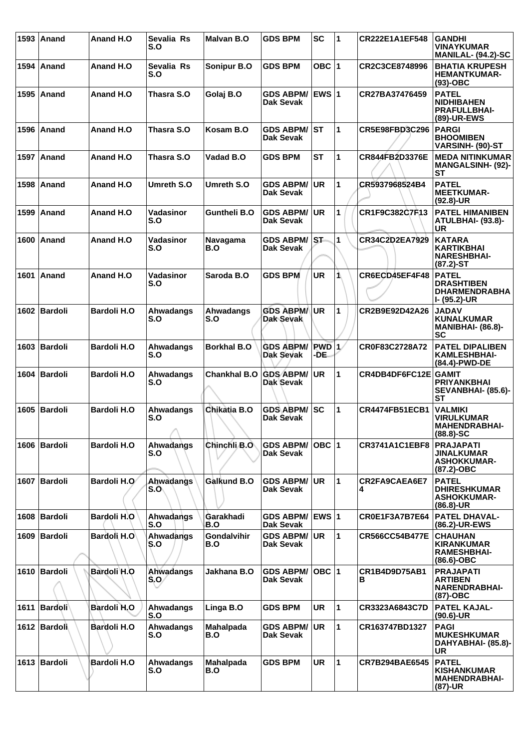| 1593 | Anand | Anand H.O | Sevalia Rs S.O | Malvan B.O | GDS BPM | SC | 1 | CR222E1A1EF548 | GANDHI VINAYKUMAR MANILAL- (94.2)-SC |
|---|---|---|---|---|---|---|---|---|---|
| 1594 | Anand | Anand H.O | Sevalia Rs S.O | Sonipur B.O | GDS BPM | OBC | 1 | CR2C3CE8748996 | BHATIA KRUPESH HEMANTKUMAR- (93)-OBC |
| 1595 | Anand | Anand H.O | Thasra S.O | Golaj B.O | GDS ABPM/ Dak Sevak | EWS | 1 | CR27BA37476459 | PATEL NIDHIBAHEN PRAFULLBHAI- (89)-UR-EWS |
| 1596 | Anand | Anand H.O | Thasra S.O | Kosam B.O | GDS ABPM/ Dak Sevak | ST | 1 | CR5E98FBD3C296 | PARGI BHOOMIBEN VARSINH- (90)-ST |
| 1597 | Anand | Anand H.O | Thasra S.O | Vadad B.O | GDS BPM | ST | 1 | CR844FB2D3376E | MEDA NITINKUMAR MANGALSINH- (92)-ST |
| 1598 | Anand | Anand H.O | Umreth S.O | Umreth S.O | GDS ABPM/ Dak Sevak | UR | 1 | CR5937968524B4 | PATEL MEETKUMAR- (92.8)-UR |
| 1599 | Anand | Anand H.O | Vadasinor S.O | Guntheli B.O | GDS ABPM/ Dak Sevak | UR | 1 | CR1F9C382C7F13 | PATEL HIMANIBEN ATULBHAI- (93.8)-UR |
| 1600 | Anand | Anand H.O | Vadasinor S.O | Navagama B.O | GDS ABPM/ Dak Sevak | ST | 1 | CR34C2D2EA7929 | KATARA KARTIKBHAI NARESHBHAI- (87.2)-ST |
| 1601 | Anand | Anand H.O | Vadasinor S.O | Saroda B.O | GDS BPM | UR | 1 | CR6ECD45EF4F48 | PATEL DRASHTIBEN DHARMENDRABHAI- (95.2)-UR |
| 1602 | Bardoli | Bardoli H.O | Ahwadangs S.O | Ahwadangs S.O | GDS ABPM/ Dak Sevak | UR | 1 | CR2B9E92D42A26 | JADAV KUNALKUMAR MANIBHAI- (86.8)-SC |
| 1603 | Bardoli | Bardoli H.O | Ahwadangs S.O | Borkhal B.O | GDS ABPM/ Dak Sevak | PWD -DE | 1 | CR0F83C2728A72 | PATEL DIPALIBEN KAMLESHBHAI- (84.4)-PWD-DE |
| 1604 | Bardoli | Bardoli H.O | Ahwadangs S.O | Chankhal B.O | GDS ABPM/ Dak Sevak | UR | 1 | CR4DB4DF6FC12E | GAMIT PRIYANKBHAI SEVANBHAI- (85.6)-ST |
| 1605 | Bardoli | Bardoli H.O | Ahwadangs S.O | Chikatia B.O | GDS ABPM/ Dak Sevak | SC | 1 | CR4474FB51ECB1 | VALMIKI VIRULKUMAR MAHENDRABHAI- (88.8)-SC |
| 1606 | Bardoli | Bardoli H.O | Ahwadangs S.O | Chinchli B.O | GDS ABPM/ Dak Sevak | OBC | 1 | CR3741A1C1EBF8 | PRAJAPATI JINALKUMAR ASHOKKUMAR- (87.2)-OBC |
| 1607 | Bardoli | Bardoli H.O | Ahwadangs S.O | Galkund B.O | GDS ABPM/ Dak Sevak | UR | 1 | CR2FA9CAEA6E74 | PATEL DHIRESHKUMAR ASHOKKUMAR- (86.8)-UR |
| 1608 | Bardoli | Bardoli H.O | Ahwadangs S.O | Garakhadi B.O | GDS ABPM/ Dak Sevak | EWS | 1 | CR0E1F3A7B7E64 | PATEL DHAVAL- (86.2)-UR-EWS |
| 1609 | Bardoli | Bardoli H.O | Ahwadangs S.O | Gondalvihir B.O | GDS ABPM/ Dak Sevak | UR | 1 | CR566CC54B477E | CHAUHAN KIRANKUMAR RAMESHBHAI- (86.6)-OBC |
| 1610 | Bardoli | Bardoli H.O | Ahwadangs S.O | Jakhana B.O | GDS ABPM/ Dak Sevak | OBC | 1 | CR1B4D9D75AB1B | PRAJAPATI ARTIBEN NARENDRABHAI- (87)-OBC |
| 1611 | Bardoli | Bardoli H.O | Ahwadangs S.O | Linga B.O | GDS BPM | UR | 1 | CR3323A6843C7D | PATEL KAJAL- (90.6)-UR |
| 1612 | Bardoli | Bardoli H.O | Ahwadangs S.O | Mahalpada B.O | GDS ABPM/ Dak Sevak | UR | 1 | CR163747BD1327 | PAGI MUKESHKUMAR DAHYABHAI- (85.8)-UR |
| 1613 | Bardoli | Bardoli H.O | Ahwadangs S.O | Mahalpada B.O | GDS BPM | UR | 1 | CR7B294BAE6545 | PATEL KISHANKUMAR MAHENDRABHAI- (87)-UR |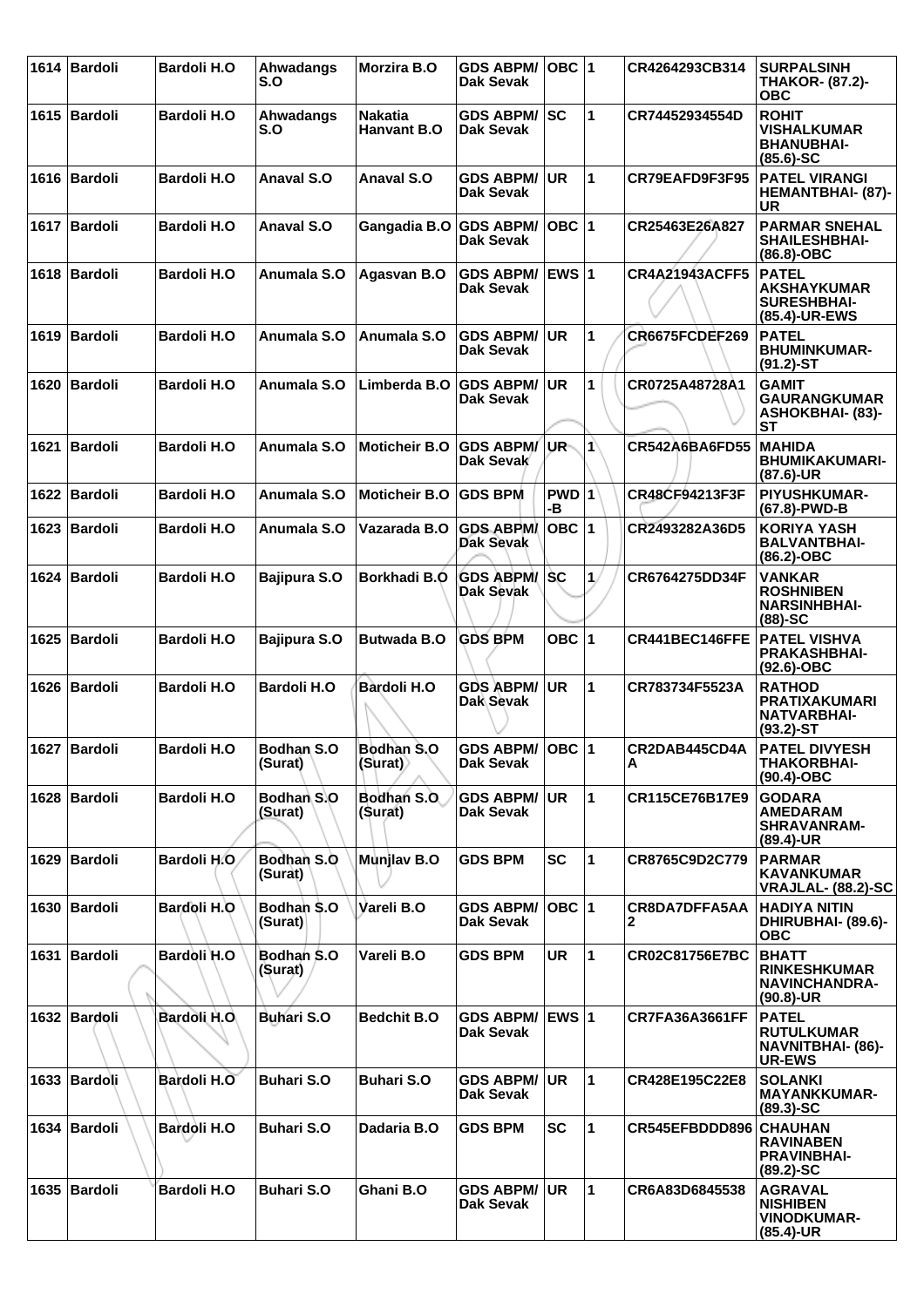| 1614 | Bardoli | Bardoli H.O | Ahwadangs S.O | Morzira B.O | GDS ABPM/ Dak Sevak | OBC | 1 | CR4264293CB314 | SURPALSINH THAKOR- (87.2)-OBC |
|---|---|---|---|---|---|---|---|---|---|
| 1615 | Bardoli | Bardoli H.O | Ahwadangs S.O | Nakatia Hanvant B.O | GDS ABPM/ Dak Sevak | SC | 1 | CR74452934554D | ROHIT VISHALKUMAR BHANUBHAI- (85.6)-SC |
| 1616 | Bardoli | Bardoli H.O | Anaval S.O | Anaval S.O | GDS ABPM/ Dak Sevak | UR | 1 | CR79EAFD9F3F95 | PATEL VIRANGI HEMANTBHAI- (87)-UR |
| 1617 | Bardoli | Bardoli H.O | Anaval S.O | Gangadia B.O | GDS ABPM/ Dak Sevak | OBC | 1 | CR25463E26A827 | PARMAR SNEHAL SHAILESHBHAI- (86.8)-OBC |
| 1618 | Bardoli | Bardoli H.O | Anumala S.O | Agasvan B.O | GDS ABPM/ Dak Sevak | EWS | 1 | CR4A21943ACFF5 | PATEL AKSHAYKUMAR SURESHBHAI- (85.4)-UR-EWS |
| 1619 | Bardoli | Bardoli H.O | Anumala S.O | Anumala S.O | GDS ABPM/ Dak Sevak | UR | 1 | CR6675FCDEF269 | PATEL BHUMINKUMAR- (91.2)-ST |
| 1620 | Bardoli | Bardoli H.O | Anumala S.O | Limberda B.O | GDS ABPM/ Dak Sevak | UR | 1 | CR0725A48728A1 | GAMIT GAURANGKUMAR ASHOKBHAI- (83)-ST |
| 1621 | Bardoli | Bardoli H.O | Anumala S.O | Moticheir B.O | GDS ABPM/ Dak Sevak | UR | 1 | CR542A6BA6FD55 | MAHIDA BHUMIKAKUMARI- (87.6)-UR |
| 1622 | Bardoli | Bardoli H.O | Anumala S.O | Moticheir B.O | GDS BPM | PWD-B | 1 | CR48CF94213F3F | PIYUSHKUMAR- (67.8)-PWD-B |
| 1623 | Bardoli | Bardoli H.O | Anumala S.O | Vazarada B.O | GDS ABPM/ Dak Sevak | OBC | 1 | CR2493282A36D5 | KORIYA YASH BALVANTBHAI- (86.2)-OBC |
| 1624 | Bardoli | Bardoli H.O | Bajipura S.O | Borkhadi B.O | GDS ABPM/ Dak Sevak | SC | 1 | CR6764275DD34F | VANKAR ROSHNIBEN NARSINHBHAI- (88)-SC |
| 1625 | Bardoli | Bardoli H.O | Bajipura S.O | Butwada B.O | GDS BPM | OBC | 1 | CR441BEC146FFE | PATEL VISHVA PRAKASHBHAI- (92.6)-OBC |
| 1626 | Bardoli | Bardoli H.O | Bardoli H.O | Bardoli H.O | GDS ABPM/ Dak Sevak | UR | 1 | CR783734F5523A | RATHOD PRATIXAKUMARI NATVARBHAI- (93.2)-ST |
| 1627 | Bardoli | Bardoli H.O | Bodhan S.O (Surat) | Bodhan S.O (Surat) | GDS ABPM/ Dak Sevak | OBC | 1 | CR2DAB445CD4AA | PATEL DIVYESH THAKORBHAI- (90.4)-OBC |
| 1628 | Bardoli | Bardoli H.O | Bodhan S.O (Surat) | Bodhan S.O (Surat) | GDS ABPM/ Dak Sevak | UR | 1 | CR115CE76B17E9 | GODARA AMEDARAM SHRAVANRAM- (89.4)-UR |
| 1629 | Bardoli | Bardoli H.O | Bodhan S.O (Surat) | Munjlav B.O | GDS BPM | SC | 1 | CR8765C9D2C779 | PARMAR KAVANKUMAR VRAJLAL- (88.2)-SC |
| 1630 | Bardoli | Bardoli H.O | Bodhan S.O (Surat) | Vareli B.O | GDS ABPM/ Dak Sevak | OBC | 1 | CR8DA7DFFA5AA2 | HADIYA NITIN DHIRUBHAI- (89.6)-OBC |
| 1631 | Bardoli | Bardoli H.O | Bodhan S.O (Surat) | Vareli B.O | GDS BPM | UR | 1 | CR02C81756E7BC | BHATT RINKESHKUMAR NAVINCHANDRA- (90.8)-UR |
| 1632 | Bardoli | Bardoli H.O | Buhari S.O | Bedchit B.O | GDS ABPM/ Dak Sevak | EWS | 1 | CR7FA36A3661FF | PATEL RUTULKUMAR NAVNITBHAI- (86)-UR-EWS |
| 1633 | Bardoli | Bardoli H.O | Buhari S.O | Buhari S.O | GDS ABPM/ Dak Sevak | UR | 1 | CR428E195C22E8 | SOLANKI MAYANKKUMAR- (89.3)-SC |
| 1634 | Bardoli | Bardoli H.O | Buhari S.O | Dadaria B.O | GDS BPM | SC | 1 | CR545EFBDDD896 | CHAUHAN RAVINABEN PRAVINBHAI- (89.2)-SC |
| 1635 | Bardoli | Bardoli H.O | Buhari S.O | Ghani B.O | GDS ABPM/ Dak Sevak | UR | 1 | CR6A83D6845538 | AGRAVAL NISHIBEN VINODKUMAR- (85.4)-UR |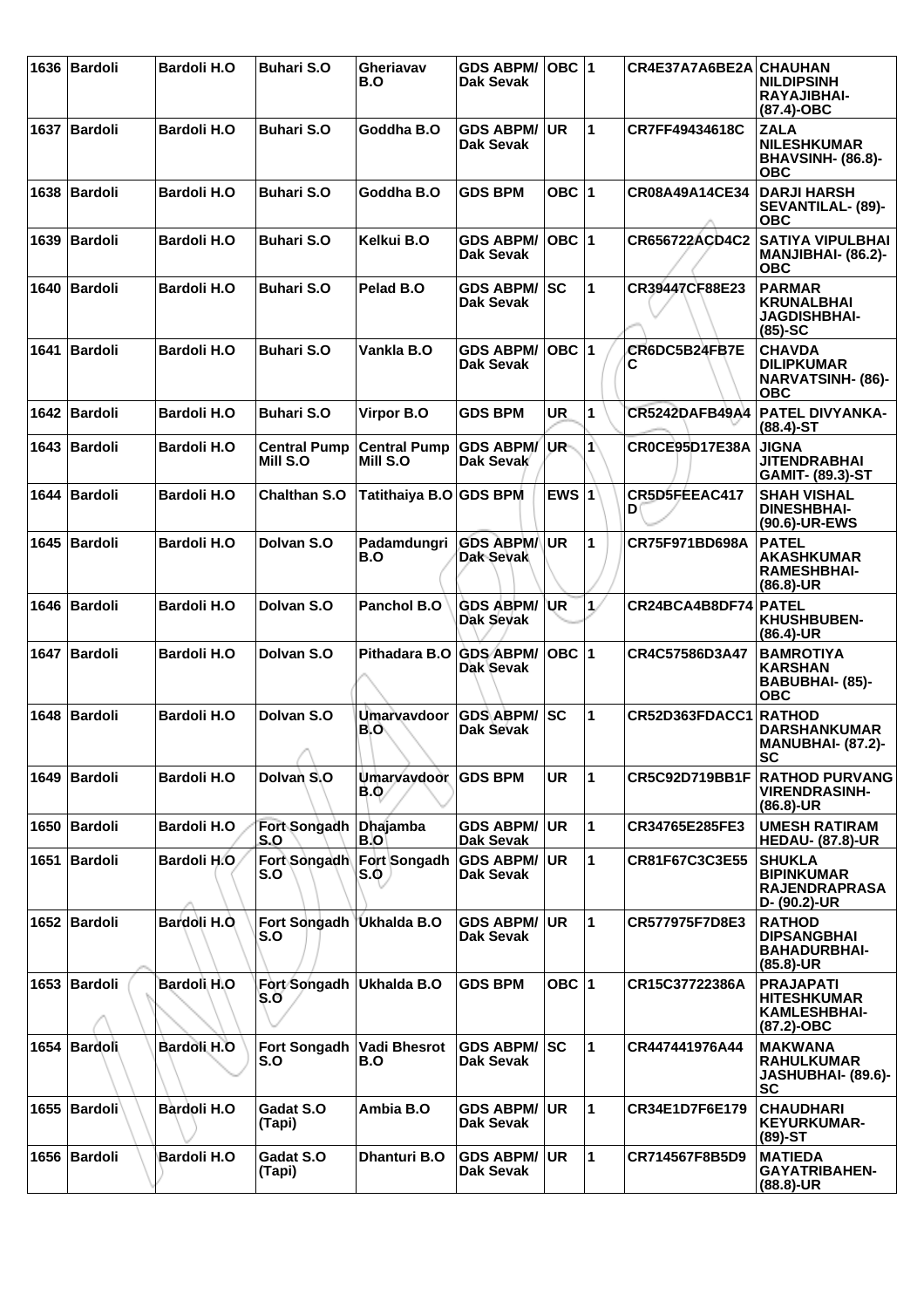| 1636 | Bardoli | Bardoli H.O | Buhari S.O | Gheriavav B.O | GDS ABPM/ Dak Sevak | OBC | 1 | CR4E37A7A6BE2A | CHAUHAN NILDIPSINH RAYAJIBHAI- (87.4)-OBC |
|---|---|---|---|---|---|---|---|---|---|
| 1637 | Bardoli | Bardoli H.O | Buhari S.O | Goddha B.O | GDS ABPM/ Dak Sevak | UR | 1 | CR7FF49434618C | ZALA NILESHKUMAR BHAVSINH- (86.8)-OBC |
| 1638 | Bardoli | Bardoli H.O | Buhari S.O | Goddha B.O | GDS BPM | OBC | 1 | CR08A49A14CE34 | DARJI HARSH SEVANTILAL- (89)-OBC |
| 1639 | Bardoli | Bardoli H.O | Buhari S.O | Kelkui B.O | GDS ABPM/ Dak Sevak | OBC | 1 | CR656722ACD4C2 | SATIYA VIPULBHAI MANJIBHAI- (86.2)-OBC |
| 1640 | Bardoli | Bardoli H.O | Buhari S.O | Pelad B.O | GDS ABPM/ Dak Sevak | SC | 1 | CR39447CF88E23 | PARMAR KRUNALBHAI JAGDISHBHAI- (85)-SC |
| 1641 | Bardoli | Bardoli H.O | Buhari S.O | Vankla B.O | GDS ABPM/ Dak Sevak | OBC | 1 | CR6DC5B24FB7EC | CHAVDA DILIPKUMAR NARVATSINH- (86)-OBC |
| 1642 | Bardoli | Bardoli H.O | Buhari S.O | Virpor B.O | GDS BPM | UR | 1 | CR5242DAFB49A4 | PATEL DIVYANKA- (88.4)-ST |
| 1643 | Bardoli | Bardoli H.O | Central Pump Mill S.O | Central Pump Mill S.O | GDS ABPM/ Dak Sevak | UR | 1 | CR0CE95D17E38A | JIGNA JITENDRABHAI GAMIT- (89.3)-ST |
| 1644 | Bardoli | Bardoli H.O | Chalthan S.O | Tatithaiya B.O | GDS BPM | EWS | 1 | CR5D5FEEAC417D | SHAH VISHAL DINESHBHAI- (90.6)-UR-EWS |
| 1645 | Bardoli | Bardoli H.O | Dolvan S.O | Padamdungri B.O | GDS ABPM/ Dak Sevak | UR | 1 | CR75F971BD698A | PATEL AKASHKUMAR RAMESHBHAI- (86.8)-UR |
| 1646 | Bardoli | Bardoli H.O | Dolvan S.O | Panchol B.O | GDS ABPM/ Dak Sevak | UR | 1 | CR24BCA4B8DF74 | PATEL KHUSHBUBEN- (86.4)-UR |
| 1647 | Bardoli | Bardoli H.O | Dolvan S.O | Pithadara B.O | GDS ABPM/ Dak Sevak | OBC | 1 | CR4C57586D3A47 | BAMROTIYA KARSHAN BABUBHAI- (85)-OBC |
| 1648 | Bardoli | Bardoli H.O | Dolvan S.O | Umarvavdoor B.O | GDS ABPM/ Dak Sevak | SC | 1 | CR52D363FDACC1 | RATHOD DARSHANKUMAR MANUBHAI- (87.2)-SC |
| 1649 | Bardoli | Bardoli H.O | Dolvan S.O | Umarvavdoor B.O | GDS BPM | UR | 1 | CR5C92D719BB1F | RATHOD PURVANG VIRENDRASINH- (86.8)-UR |
| 1650 | Bardoli | Bardoli H.O | Fort Songadh S.O | Dhajamba B.O | GDS ABPM/ Dak Sevak | UR | 1 | CR34765E285FE3 | UMESH RATIRAM HEDAU- (87.8)-UR |
| 1651 | Bardoli | Bardoli H.O | Fort Songadh S.O | Fort Songadh S.O | GDS ABPM/ Dak Sevak | UR | 1 | CR81F67C3C3E55 | SHUKLA BIPINKUMAR RAJENDRAPRASAD- (90.2)-UR |
| 1652 | Bardoli | Bardoli H.O | Fort Songadh S.O | Ukhalda B.O | GDS ABPM/ Dak Sevak | UR | 1 | CR577975F7D8E3 | RATHOD DIPSANGBHAI BAHADURBHAI- (85.8)-UR |
| 1653 | Bardoli | Bardoli H.O | Fort Songadh S.O | Ukhalda B.O | GDS BPM | OBC | 1 | CR15C37722386A | PRAJAPATI HITESHKUMAR KAMLESHBHAI- (87.2)-OBC |
| 1654 | Bardoli | Bardoli H.O | Fort Songadh S.O | Vadi Bhesrot B.O | GDS ABPM/ Dak Sevak | SC | 1 | CR447441976A44 | MAKWANA RAHULKUMAR JASHUBHAI- (89.6)-SC |
| 1655 | Bardoli | Bardoli H.O | Gadat S.O (Tapi) | Ambia B.O | GDS ABPM/ Dak Sevak | UR | 1 | CR34E1D7F6E179 | CHAUDHARI KEYURKUMAR- (89)-ST |
| 1656 | Bardoli | Bardoli H.O | Gadat S.O (Tapi) | Dhanturi B.O | GDS ABPM/ Dak Sevak | UR | 1 | CR714567F8B5D9 | MATIEDA GAYATRIBAHEN- (88.8)-UR |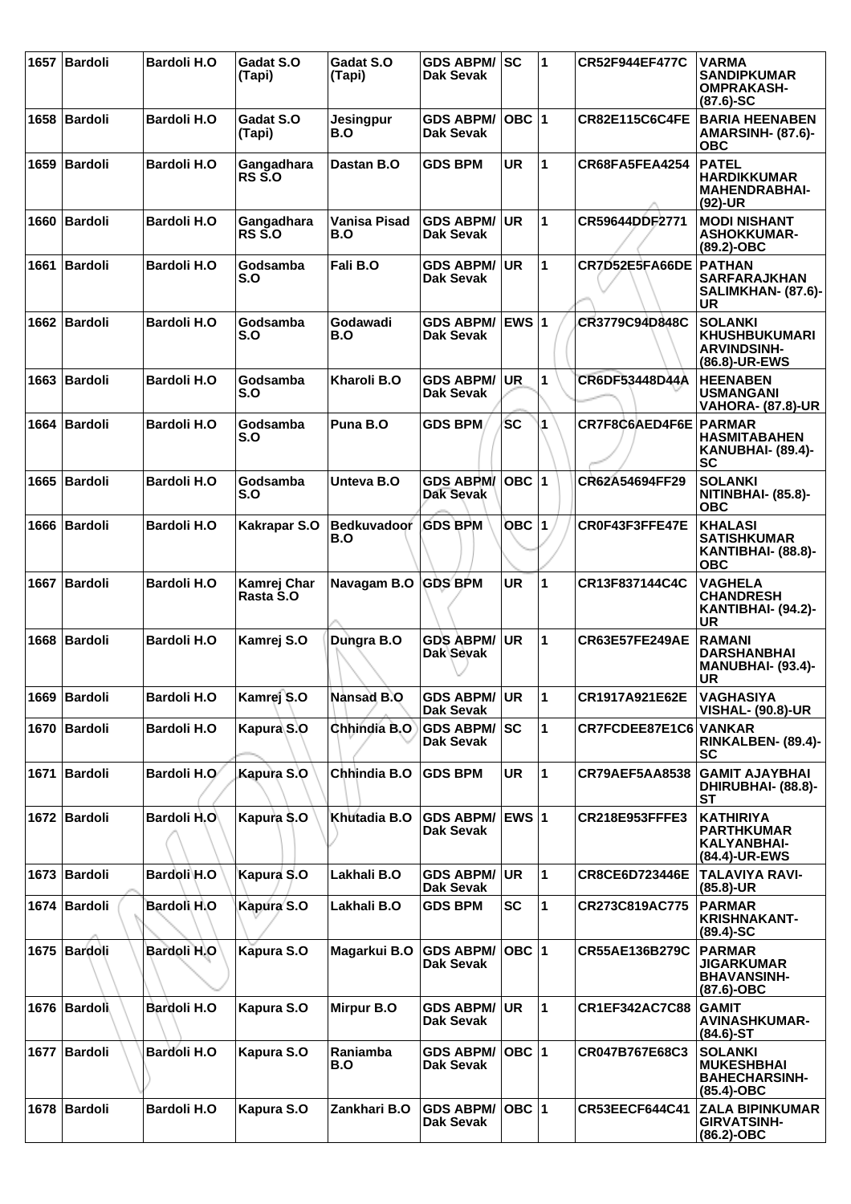| 1657 | Bardoli | Bardoli H.O | Gadat S.O (Tapi) | Gadat S.O (Tapi) | GDS ABPM/ Dak Sevak | SC | 1 | CR52F944EF477C | VARMA SANDIPKUMAR OMPRAKASH- (87.6)-SC |
|---|---|---|---|---|---|---|---|---|---|
| 1658 | Bardoli | Bardoli H.O | Gadat S.O (Tapi) | Jesingpur B.O | GDS ABPM/ Dak Sevak | OBC | 1 | CR82E115C6C4FE | BARIA HEENABEN AMARSINH- (87.6)- OBC |
| 1659 | Bardoli | Bardoli H.O | Gangadhara RS S.O | Dastan B.O | GDS BPM | UR | 1 | CR68FA5FEA4254 | PATEL HARDIKKUMAR MAHENDRABHAI- (92)-UR |
| 1660 | Bardoli | Bardoli H.O | Gangadhara RS S.O | Vanisa Pisad B.O | GDS ABPM/ Dak Sevak | UR | 1 | CR59644DDF2771 | MODI NISHANT ASHOKKUMAR- (89.2)-OBC |
| 1661 | Bardoli | Bardoli H.O | Godsamba S.O | Fali B.O | GDS ABPM/ Dak Sevak | UR | 1 | CR7D52E5FA66DE | PATHAN SARFARAJKHAN SALIMKHAN- (87.6)- UR |
| 1662 | Bardoli | Bardoli H.O | Godsamba S.O | Godawadi B.O | GDS ABPM/ Dak Sevak | EWS | 1 | CR3779C94D848C | SOLANKI KHUSHBUKUMARI ARVINDSINH- (86.8)-UR-EWS |
| 1663 | Bardoli | Bardoli H.O | Godsamba S.O | Kharoli B.O | GDS ABPM/ Dak Sevak | UR | 1 | CR6DF53448D44A | HEENABEN USMANGANI VAHORA- (87.8)-UR |
| 1664 | Bardoli | Bardoli H.O | Godsamba S.O | Puna B.O | GDS BPM | SC | 1 | CR7F8C6AED4F6E | PARMAR HASMITABAHEN KANUBHAI- (89.4)- SC |
| 1665 | Bardoli | Bardoli H.O | Godsamba S.O | Unteva B.O | GDS ABPM/ Dak Sevak | OBC | 1 | CR62A54694FF29 | SOLANKI NITINBHAI- (85.8)- OBC |
| 1666 | Bardoli | Bardoli H.O | Kakrapar S.O | Bedkuvadoor B.O | GDS BPM | OBC | 1 | CR0F43F3FFE47E | KHALASI SATISHKUMAR KANTIBHAI- (88.8)- OBC |
| 1667 | Bardoli | Bardoli H.O | Kamrej Char Rasta S.O | Navagam B.O | GDS BPM | UR | 1 | CR13F837144C4C | VAGHELA CHANDRESH KANTIBHAI- (94.2)- UR |
| 1668 | Bardoli | Bardoli H.O | Kamrej S.O | Dungra B.O | GDS ABPM/ Dak Sevak | UR | 1 | CR63E57FE249AE | RAMANI DARSHANBHAI MANUBHAI- (93.4)- UR |
| 1669 | Bardoli | Bardoli H.O | Kamrej S.O | Nansad B.O | GDS ABPM/ Dak Sevak | UR | 1 | CR1917A921E62E | VAGHASIYA VISHAL- (90.8)-UR |
| 1670 | Bardoli | Bardoli H.O | Kapura S.O | Chhindia B.O | GDS ABPM/ Dak Sevak | SC | 1 | CR7FCDEE87E1C6 | VANKAR RINKALBEN- (89.4)- SC |
| 1671 | Bardoli | Bardoli H.O | Kapura S.O | Chhindia B.O | GDS BPM | UR | 1 | CR79AEF5AA8538 | GAMIT AJAYBHAI DHIRUBHAI- (88.8)- ST |
| 1672 | Bardoli | Bardoli H.O | Kapura S.O | Khutadia B.O | GDS ABPM/ Dak Sevak | EWS | 1 | CR218E953FFFE3 | KATHIRIYA PARTHKUMAR KALYANBHAI- (84.4)-UR-EWS |
| 1673 | Bardoli | Bardoli H.O | Kapura S.O | Lakhali B.O | GDS ABPM/ Dak Sevak | UR | 1 | CR8CE6D723446E | TALAVIYA RAVI- (85.8)-UR |
| 1674 | Bardoli | Bardoli H.O | Kapura S.O | Lakhali B.O | GDS BPM | SC | 1 | CR273C819AC775 | PARMAR KRISHNAKANT- (89.4)-SC |
| 1675 | Bardoli | Bardoli H.O | Kapura S.O | Magarkui B.O | GDS ABPM/ Dak Sevak | OBC | 1 | CR55AE136B279C | PARMAR JIGARKUMAR BHAVANSINH- (87.6)-OBC |
| 1676 | Bardoli | Bardoli H.O | Kapura S.O | Mirpur B.O | GDS ABPM/ Dak Sevak | UR | 1 | CR1EF342AC7C88 | GAMIT AVINASHKUMAR- (84.6)-ST |
| 1677 | Bardoli | Bardoli H.O | Kapura S.O | Raniamba B.O | GDS ABPM/ Dak Sevak | OBC | 1 | CR047B767E68C3 | SOLANKI MUKESHBHAI BAHECHARSINH- (85.4)-OBC |
| 1678 | Bardoli | Bardoli H.O | Kapura S.O | Zankhari B.O | GDS ABPM/ Dak Sevak | OBC | 1 | CR53EECF644C41 | ZALA BIPINKUMAR GIRVATSINH- (86.2)-OBC |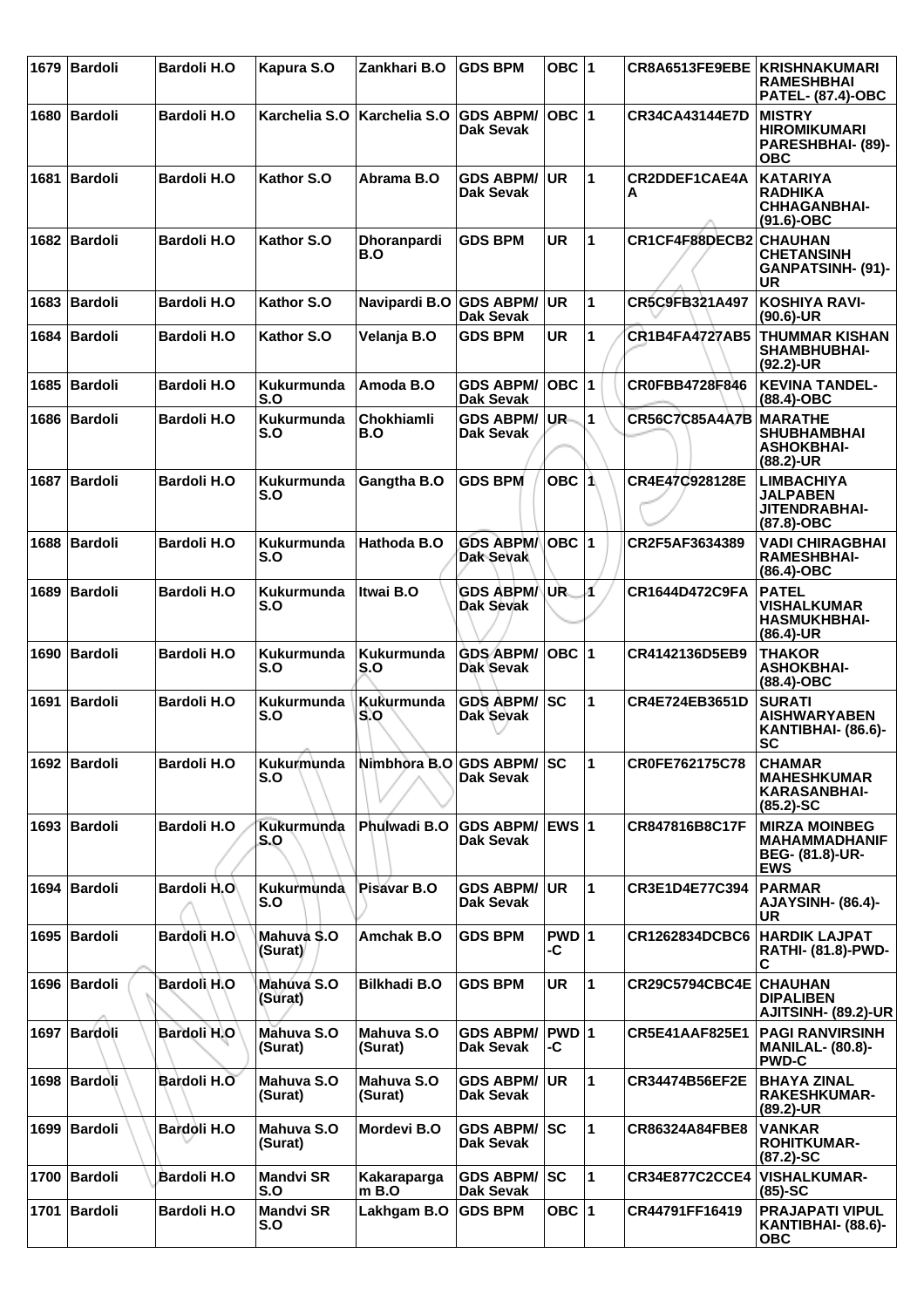| 1679 | Bardoli | Bardoli H.O | Kapura S.O | Zankhari B.O | GDS BPM | OBC | 1 | CR8A6513FE9EBE | KRISHNAKUMARI RAMESHBHAI PATEL- (87.4)-OBC |
|---|---|---|---|---|---|---|---|---|---|
| 1680 | Bardoli | Bardoli H.O | Karchelia S.O | Karchelia S.O | GDS ABPM/ Dak Sevak | OBC | 1 | CR34CA43144E7D | MISTRY HIROMIKUMARI PARESHBHAI- (89)-OBC |
| 1681 | Bardoli | Bardoli H.O | Kathor S.O | Abrama B.O | GDS ABPM/ Dak Sevak | UR | 1 | CR2DDEF1CAE4AA | KATARIYA RADHIKA CHHAGANBHAI- (91.6)-OBC |
| 1682 | Bardoli | Bardoli H.O | Kathor S.O | Dhoranpardi B.O | GDS BPM | UR | 1 | CR1CF4F88DECB2 | CHAUHAN CHETANSINH GANPATSINH- (91)-UR |
| 1683 | Bardoli | Bardoli H.O | Kathor S.O | Navipardi B.O | GDS ABPM/ Dak Sevak | UR | 1 | CR5C9FB321A497 | KOSHIYA RAVI- (90.6)-UR |
| 1684 | Bardoli | Bardoli H.O | Kathor S.O | Velanja B.O | GDS BPM | UR | 1 | CR1B4FA4727AB5 | THUMMAR KISHAN SHAMBHUBHAI- (92.2)-UR |
| 1685 | Bardoli | Bardoli H.O | Kukurmunda S.O | Amoda B.O | GDS ABPM/ Dak Sevak | OBC | 1 | CR0FBB4728F846 | KEVINA TANDEL- (88.4)-OBC |
| 1686 | Bardoli | Bardoli H.O | Kukurmunda S.O | Chokhiamli B.O | GDS ABPM/ Dak Sevak | UR | 1 | CR56C7C85A4A7B | MARATHE SHUBHAMBHAI ASHOKBHAI- (88.2)-UR |
| 1687 | Bardoli | Bardoli H.O | Kukurmunda S.O | Gangtha B.O | GDS BPM | OBC | 1 | CR4E47C928128E | LIMBACHIYA JALPABEN JITENDRABHAI- (87.8)-OBC |
| 1688 | Bardoli | Bardoli H.O | Kukurmunda S.O | Hathoda B.O | GDS ABPM/ Dak Sevak | OBC | 1 | CR2F5AF3634389 | VADI CHIRAGBHAI RAMESHBHAI- (86.4)-OBC |
| 1689 | Bardoli | Bardoli H.O | Kukurmunda S.O | Itwai B.O | GDS ABPM/ Dak Sevak | UR | 1 | CR1644D472C9FA | PATEL VISHALKUMAR HASMUKHBHAI- (86.4)-UR |
| 1690 | Bardoli | Bardoli H.O | Kukurmunda S.O | Kukurmunda S.O | GDS ABPM/ Dak Sevak | OBC | 1 | CR4142136D5EB9 | THAKOR ASHOKBHAI- (88.4)-OBC |
| 1691 | Bardoli | Bardoli H.O | Kukurmunda S.O | Kukurmunda S.O | GDS ABPM/ Dak Sevak | SC | 1 | CR4E724EB3651D | SURATI AISHWARYABEN KANTIBHAI- (86.6)-SC |
| 1692 | Bardoli | Bardoli H.O | Kukurmunda S.O | Nimbhora B.O | GDS ABPM/ Dak Sevak | SC | 1 | CR0FE762175C78 | CHAMAR MAHESHKUMAR KARASANBHAI- (85.2)-SC |
| 1693 | Bardoli | Bardoli H.O | Kukurmunda S.O | Phulwadi B.O | GDS ABPM/ Dak Sevak | EWS | 1 | CR847816B8C17F | MIRZA MOINBEG MAHAMMADHANIF BEG- (81.8)-UR-EWS |
| 1694 | Bardoli | Bardoli H.O | Kukurmunda S.O | Pisavar B.O | GDS ABPM/ Dak Sevak | UR | 1 | CR3E1D4E77C394 | PARMAR AJAYSINH- (86.4)-UR |
| 1695 | Bardoli | Bardoli H.O | Mahuva S.O (Surat) | Amchak B.O | GDS BPM | PWD-C | 1 | CR1262834DCBC6 | HARDIK LAJPAT RATHI- (81.8)-PWD-C |
| 1696 | Bardoli | Bardoli H.O | Mahuva S.O (Surat) | Bilkhadi B.O | GDS BPM | UR | 1 | CR29C5794CBC4E | CHAUHAN DIPALIBEN AJITSINH- (89.2)-UR |
| 1697 | Bardoli | Bardoli H.O | Mahuva S.O (Surat) | Mahuva S.O (Surat) | GDS ABPM/ Dak Sevak | PWD-C | 1 | CR5E41AAF825E1 | PAGI RANVIRSINH MANILAL- (80.8)-PWD-C |
| 1698 | Bardoli | Bardoli H.O | Mahuva S.O (Surat) | Mahuva S.O (Surat) | GDS ABPM/ Dak Sevak | UR | 1 | CR34474B56EF2E | BHAYA ZINAL RAKESHKUMAR- (89.2)-UR |
| 1699 | Bardoli | Bardoli H.O | Mahuva S.O (Surat) | Mordevi B.O | GDS ABPM/ Dak Sevak | SC | 1 | CR86324A84FBE8 | VANKAR ROHITKUMAR- (87.2)-SC |
| 1700 | Bardoli | Bardoli H.O | Mandvi SR S.O | Kakaraparga m B.O | GDS ABPM/ Dak Sevak | SC | 1 | CR34E877C2CCE4 | VISHALKUMAR- (85)-SC |
| 1701 | Bardoli | Bardoli H.O | Mandvi SR S.O | Lakhgam B.O | GDS BPM | OBC | 1 | CR44791FF16419 | PRAJAPATI VIPUL KANTIBHAI- (88.6)-OBC |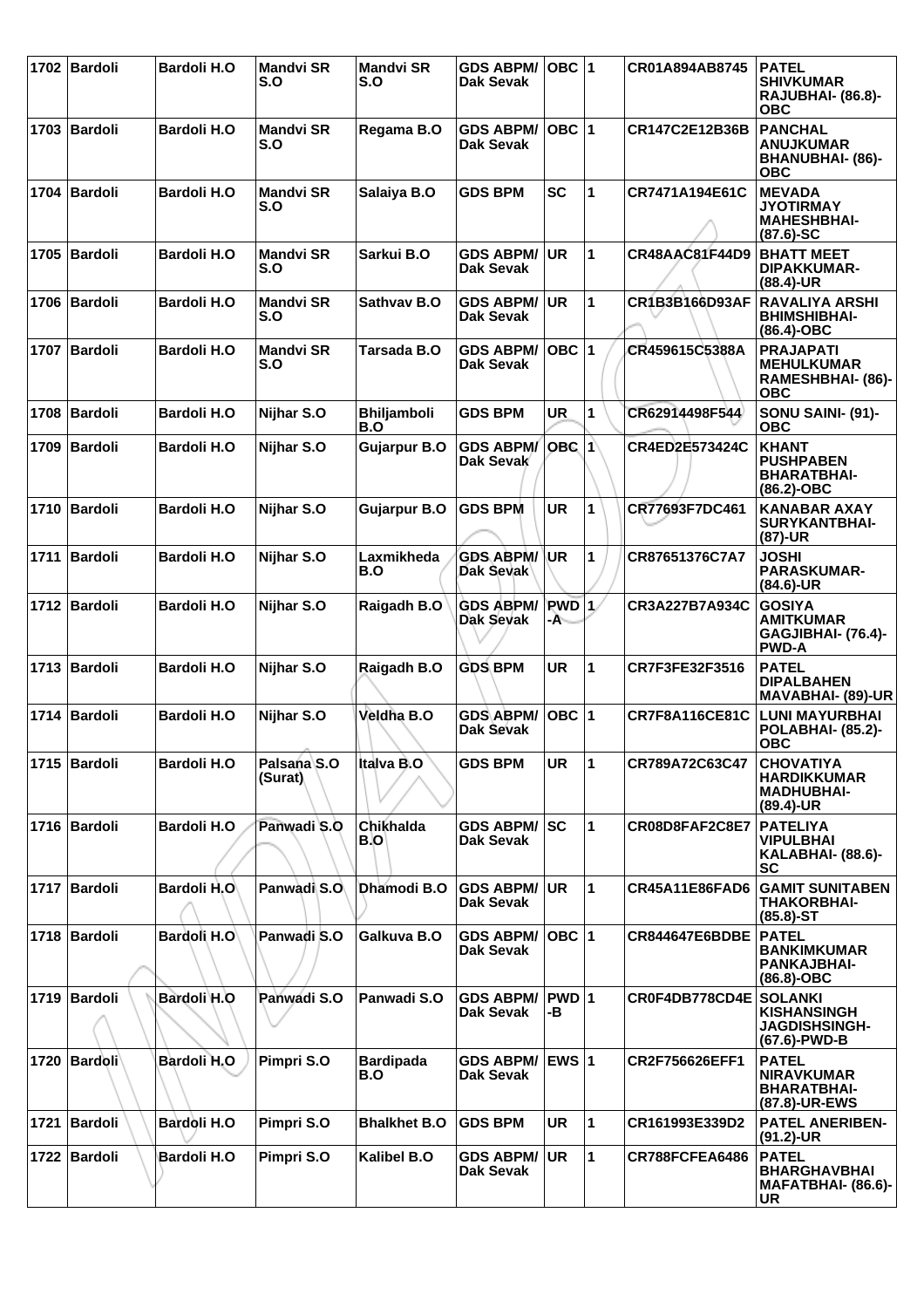| 1702 | Bardoli | Bardoli H.O | Mandvi SR S.O | Mandvi SR S.O | GDS ABPM/ Dak Sevak | OBC | 1 | CR01A894AB8745 | PATEL SHIVKUMAR RAJUBHAI- (86.8)- OBC |
|---|---|---|---|---|---|---|---|---|---|
| 1703 | Bardoli | Bardoli H.O | Mandvi SR S.O | Regama B.O | GDS ABPM/ Dak Sevak | OBC | 1 | CR147C2E12B36B | PANCHAL ANUJKUMAR BHANUBHAI- (86)- OBC |
| 1704 | Bardoli | Bardoli H.O | Mandvi SR S.O | Salaiya B.O | GDS BPM | SC | 1 | CR7471A194E61C | MEVADA JYOTIRMAY MAHESHBHAI- (87.6)-SC |
| 1705 | Bardoli | Bardoli H.O | Mandvi SR S.O | Sarkui B.O | GDS ABPM/ Dak Sevak | UR | 1 | CR48AAC81F44D9 | BHATT MEET DIPAKKUMAR- (88.4)-UR |
| 1706 | Bardoli | Bardoli H.O | Mandvi SR S.O | Sathvav B.O | GDS ABPM/ Dak Sevak | UR | 1 | CR1B3B166D93AF | RAVALIYA ARSHI BHIMSHIBHAI- (86.4)-OBC |
| 1707 | Bardoli | Bardoli H.O | Mandvi SR S.O | Tarsada B.O | GDS ABPM/ Dak Sevak | OBC | 1 | CR459615C5388A | PRAJAPATI MEHULKUMAR RAMESHBHAI- (86)- OBC |
| 1708 | Bardoli | Bardoli H.O | Nijhar S.O | Bhiljamboli B.O | GDS BPM | UR | 1 | CR62914498F544 | SONU SAINI- (91)- OBC |
| 1709 | Bardoli | Bardoli H.O | Nijhar S.O | Gujarpur B.O | GDS ABPM/ Dak Sevak | OBC | 1 | CR4ED2E573424C | KHANT PUSHPABEN BHARATBHAI- (86.2)-OBC |
| 1710 | Bardoli | Bardoli H.O | Nijhar S.O | Gujarpur B.O | GDS BPM | UR | 1 | CR77693F7DC461 | KANABAR AXAY SURYKANTBHAI- (87)-UR |
| 1711 | Bardoli | Bardoli H.O | Nijhar S.O | Laxmikheda B.O | GDS ABPM/ Dak Sevak | UR | 1 | CR87651376C7A7 | JOSHI PARASKUMAR- (84.6)-UR |
| 1712 | Bardoli | Bardoli H.O | Nijhar S.O | Raigadh B.O | GDS ABPM/ Dak Sevak | PWD -A | 1 | CR3A227B7A934C | GOSIYA AMITKUMAR GAGJIBHAI- (76.4)- PWD-A |
| 1713 | Bardoli | Bardoli H.O | Nijhar S.O | Raigadh B.O | GDS BPM | UR | 1 | CR7F3FE32F3516 | PATEL DIPALBAHEN MAVABHAI- (89)-UR |
| 1714 | Bardoli | Bardoli H.O | Nijhar S.O | Veldha B.O | GDS ABPM/ Dak Sevak | OBC | 1 | CR7F8A116CE81C | LUNI MAYURBHAI POLABHAI- (85.2)- OBC |
| 1715 | Bardoli | Bardoli H.O | Palsana S.O (Surat) | Italva B.O | GDS BPM | UR | 1 | CR789A72C63C47 | CHOVATIYA HARDIKKUMAR MADHUBHAI- (89.4)-UR |
| 1716 | Bardoli | Bardoli H.O | Panwadi S.O | Chikhalda B.O | GDS ABPM/ Dak Sevak | SC | 1 | CR08D8FAF2C8E7 | PATELIYA VIPULBHAI KALABHAI- (88.6)- SC |
| 1717 | Bardoli | Bardoli H.O | Panwadi S.O | Dhamodi B.O | GDS ABPM/ Dak Sevak | UR | 1 | CR45A11E86FAD6 | GAMIT SUNITABEN THAKORBHAI- (85.8)-ST |
| 1718 | Bardoli | Bardoli H.O | Panwadi S.O | Galkuva B.O | GDS ABPM/ Dak Sevak | OBC | 1 | CR844647E6BDBE | PATEL BANKIMKUMAR PANKAJBHAI- (86.8)-OBC |
| 1719 | Bardoli | Bardoli H.O | Panwadi S.O | Panwadi S.O | GDS ABPM/ Dak Sevak | PWD -B | 1 | CR0F4DB778CD4E | SOLANKI KISHANSINGH JAGDISHSINGH- (67.6)-PWD-B |
| 1720 | Bardoli | Bardoli H.O | Pimpri S.O | Bardipada B.O | GDS ABPM/ Dak Sevak | EWS | 1 | CR2F756626EFF1 | PATEL NIRAVKUMAR BHARATBHAI- (87.8)-UR-EWS |
| 1721 | Bardoli | Bardoli H.O | Pimpri S.O | Bhalkhet B.O | GDS BPM | UR | 1 | CR161993E339D2 | PATEL ANERIBEN- (91.2)-UR |
| 1722 | Bardoli | Bardoli H.O | Pimpri S.O | Kalibel B.O | GDS ABPM/ Dak Sevak | UR | 1 | CR788FCFEA6486 | PATEL BHARGHAVBHAI MAFATBHAI- (86.6)- UR |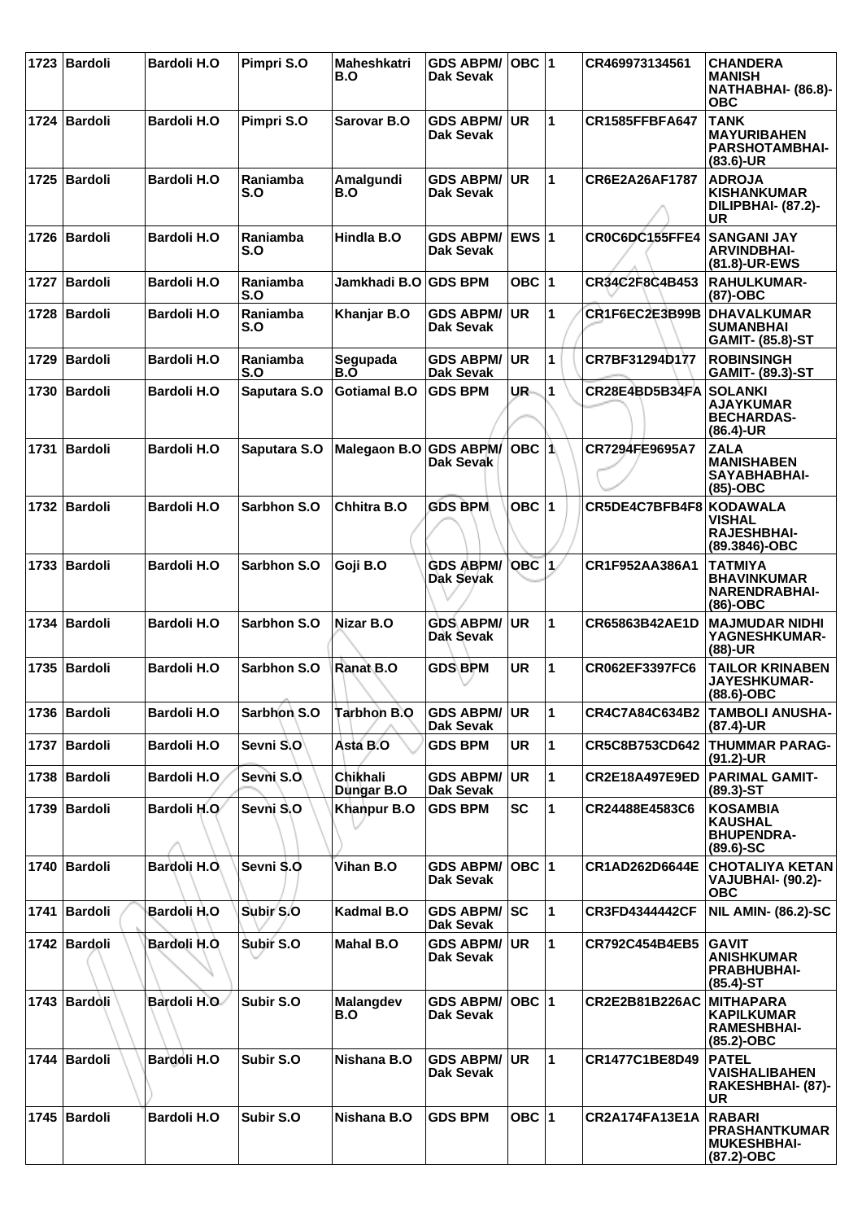| 1723 | Bardoli | Bardoli H.O | Pimpri S.O | Maheshkatri B.O | GDS ABPM/ Dak Sevak | OBC | 1 | CR469973134561 | CHANDERA MANISH NATHABHAI- (86.8)-OBC |
|---|---|---|---|---|---|---|---|---|---|
| 1724 | Bardoli | Bardoli H.O | Pimpri S.O | Sarovar B.O | GDS ABPM/ Dak Sevak | UR | 1 | CR1585FFBFA647 | TANK MAYURIBAHEN PARSHOTAMBHAI- (83.6)-UR |
| 1725 | Bardoli | Bardoli H.O | Raniamba S.O | Amalgundi B.O | GDS ABPM/ Dak Sevak | UR | 1 | CR6E2A26AF1787 | ADROJA KISHANKUMAR DILIPBHAI- (87.2)-UR |
| 1726 | Bardoli | Bardoli H.O | Raniamba S.O | Hindla B.O | GDS ABPM/ Dak Sevak | EWS | 1 | CR0C6DC155FFE4 | SANGANI JAY ARVINDBHAI- (81.8)-UR-EWS |
| 1727 | Bardoli | Bardoli H.O | Raniamba S.O | Jamkhadi B.O | GDS BPM | OBC | 1 | CR34C2F8C4B453 | RAHULKUMAR- (87)-OBC |
| 1728 | Bardoli | Bardoli H.O | Raniamba S.O | Khanjar B.O | GDS ABPM/ Dak Sevak | UR | 1 | CR1F6EC2E3B99B | DHAVALKUMAR SUMANBHAI GAMIT- (85.8)-ST |
| 1729 | Bardoli | Bardoli H.O | Raniamba S.O | Segupada B.O | GDS ABPM/ Dak Sevak | UR | 1 | CR7BF31294D177 | ROBINSINGH GAMIT- (89.3)-ST |
| 1730 | Bardoli | Bardoli H.O | Saputara S.O | Gotiamal B.O | GDS BPM | UR | 1 | CR28E4BD5B34FA | SOLANKI AJAYKUMAR BECHARDAS- (86.4)-UR |
| 1731 | Bardoli | Bardoli H.O | Saputara S.O | Malegaon B.O | GDS ABPM/ Dak Sevak | OBC | 1 | CR7294FE9695A7 | ZALA MANISHABEN SAYABHABHAI- (85)-OBC |
| 1732 | Bardoli | Bardoli H.O | Sarbhon S.O | Chhitra B.O | GDS BPM | OBC | 1 | CR5DE4C7BFB4F8 | KODAWALA VISHAL RAJESHBHAI- (89.3846)-OBC |
| 1733 | Bardoli | Bardoli H.O | Sarbhon S.O | Goji B.O | GDS ABPM/ Dak Sevak | OBC | 1 | CR1F952AA386A1 | TATMIYA BHAVINKUMAR NARENDRABHAI- (86)-OBC |
| 1734 | Bardoli | Bardoli H.O | Sarbhon S.O | Nizar B.O | GDS ABPM/ Dak Sevak | UR | 1 | CR65863B42AE1D | MAJMUDAR NIDHI YAGNESHKUMAR- (88)-UR |
| 1735 | Bardoli | Bardoli H.O | Sarbhon S.O | Ranat B.O | GDS BPM | UR | 1 | CR062EF3397FC6 | TAILOR KRINABEN JAYESHKUMAR- (88.6)-OBC |
| 1736 | Bardoli | Bardoli H.O | Sarbhon S.O | Tarbhon B.O | GDS ABPM/ Dak Sevak | UR | 1 | CR4C7A84C634B2 | TAMBOLI ANUSHA- (87.4)-UR |
| 1737 | Bardoli | Bardoli H.O | Sevni S.O | Asta B.O | GDS BPM | UR | 1 | CR5C8B753CD642 | THUMMAR PARAG- (91.2)-UR |
| 1738 | Bardoli | Bardoli H.O | Sevni S.O | Chikhali Dungar B.O | GDS ABPM/ Dak Sevak | UR | 1 | CR2E18A497E9ED | PARIMAL GAMIT- (89.3)-ST |
| 1739 | Bardoli | Bardoli H.O | Sevni S.O | Khanpur B.O | GDS BPM | SC | 1 | CR24488E4583C6 | KOSAMBIA KAUSHAL BHUPENDRA- (89.6)-SC |
| 1740 | Bardoli | Bardoli H.O | Sevni S.O | Vihan B.O | GDS ABPM/ Dak Sevak | OBC | 1 | CR1AD262D6644E | CHOTALIYA KETAN VAJUBHAI- (90.2)-OBC |
| 1741 | Bardoli | Bardoli H.O | Subir S.O | Kadmal B.O | GDS ABPM/ Dak Sevak | SC | 1 | CR3FD4344442CF | NIL AMIN- (86.2)-SC |
| 1742 | Bardoli | Bardoli H.O | Subir S.O | Mahal B.O | GDS ABPM/ Dak Sevak | UR | 1 | CR792C454B4EB5 | GAVIT ANISHKUMAR PRABHUBHAI- (85.4)-ST |
| 1743 | Bardoli | Bardoli H.O | Subir S.O | Malangdev B.O | GDS ABPM/ Dak Sevak | OBC | 1 | CR2E2B81B226AC | MITHAPARA KAPILKUMAR RAMESHBHAI- (85.2)-OBC |
| 1744 | Bardoli | Bardoli H.O | Subir S.O | Nishana B.O | GDS ABPM/ Dak Sevak | UR | 1 | CR1477C1BE8D49 | PATEL VAISHALIBAHEN RAKESHBHAI- (87)-UR |
| 1745 | Bardoli | Bardoli H.O | Subir S.O | Nishana B.O | GDS BPM | OBC | 1 | CR2A174FA13E1A | RABARI PRASHANTKUMAR MUKESHBHAI- (87.2)-OBC |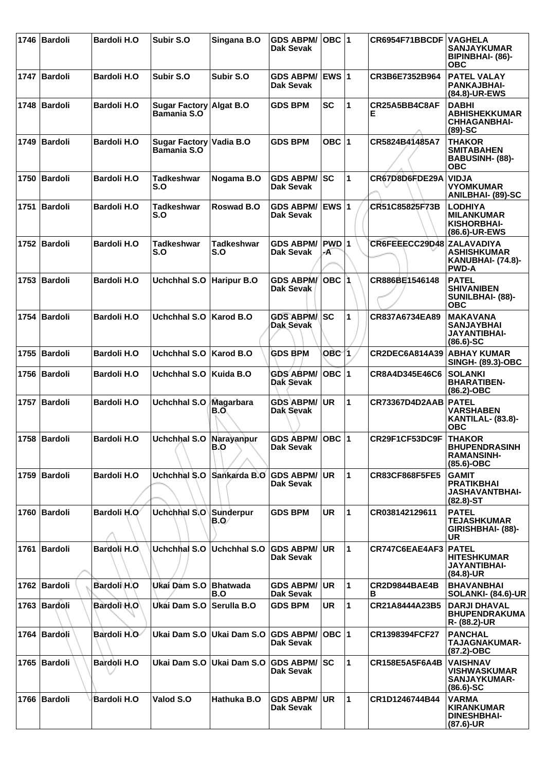| 1746 | Bardoli | Bardoli H.O | Subir S.O | Singana B.O | GDS ABPM/ Dak Sevak | OBC | 1 | CR6954F71BBCDF | VAGHELA SANJAYKUMAR BIPINBHAI- (86)-OBC |
|---|---|---|---|---|---|---|---|---|---|
| 1747 | Bardoli | Bardoli H.O | Subir S.O | Subir S.O | GDS ABPM/ Dak Sevak | EWS | 1 | CR3B6E7352B964 | PATEL VALAY PANKAJBHAI- (84.8)-UR-EWS |
| 1748 | Bardoli | Bardoli H.O | Sugar Factory Bamania S.O | Algat B.O | GDS BPM | SC | 1 | CR25A5BB4C8AFE | DABHI ABHISHEKKUMAR CHHAGANBHAI- (89)-SC |
| 1749 | Bardoli | Bardoli H.O | Sugar Factory Bamania S.O | Vadia B.O | GDS BPM | OBC | 1 | CR5824B41485A7 | THAKOR SMITABAHEN BABUSINH- (88)-OBC |
| 1750 | Bardoli | Bardoli H.O | Tadkeshwar S.O | Nogama B.O | GDS ABPM/ Dak Sevak | SC | 1 | CR67D8D6FDE29A | VIDJA VYOMKUMAR ANILBHAI- (89)-SC |
| 1751 | Bardoli | Bardoli H.O | Tadkeshwar S.O | Roswad B.O | GDS ABPM/ Dak Sevak | EWS | 1 | CR51C85825F73B | LODHIYA MILANKUMAR KISHORBHAI- (86.6)-UR-EWS |
| 1752 | Bardoli | Bardoli H.O | Tadkeshwar S.O | Tadkeshwar S.O | GDS ABPM/ Dak Sevak | PWD-A | 1 | CR6FEEECC29D48 | ZALAVADIYA ASHISHKUMAR KANUBHAI- (74.8)-PWD-A |
| 1753 | Bardoli | Bardoli H.O | Uchchhal S.O | Haripur B.O | GDS ABPM/ Dak Sevak | OBC | 1 | CR886BE1546148 | PATEL SHIVANIBEN SUNILBHAI- (88)-OBC |
| 1754 | Bardoli | Bardoli H.O | Uchchhal S.O | Karod B.O | GDS ABPM/ Dak Sevak | SC | 1 | CR837A6734EA89 | MAKAVANA SANJAYBHAI JAYANTIBHAI- (86.6)-SC |
| 1755 | Bardoli | Bardoli H.O | Uchchhal S.O | Karod B.O | GDS BPM | OBC | 1 | CR2DEC6A814A39 | ABHAY KUMAR SINGH- (89.3)-OBC |
| 1756 | Bardoli | Bardoli H.O | Uchchhal S.O | Kuida B.O | GDS ABPM/ Dak Sevak | OBC | 1 | CR8A4D345E46C6 | SOLANKI BHARATIBEN- (86.2)-OBC |
| 1757 | Bardoli | Bardoli H.O | Uchchhal S.O | Magarbara B.O | GDS ABPM/ Dak Sevak | UR | 1 | CR73367D4D2AAB | PATEL VARSHABEN KANTILAL- (83.8)-OBC |
| 1758 | Bardoli | Bardoli H.O | Uchchhal S.O | Narayanpur B.O | GDS ABPM/ Dak Sevak | OBC | 1 | CR29F1CF53DC9F | THAKOR BHUPENDRASINH RAMANSINH- (85.6)-OBC |
| 1759 | Bardoli | Bardoli H.O | Uchchhal S.O | Sankarda B.O | GDS ABPM/ Dak Sevak | UR | 1 | CR83CF868F5FE5 | GAMIT PRATIKBHAI JASHAVANTBHAI- (82.8)-ST |
| 1760 | Bardoli | Bardoli H.O | Uchchhal S.O | Sunderpur B.O | GDS BPM | UR | 1 | CR038142129611 | PATEL TEJASHKUMAR GIRISHBHAI- (88)-UR |
| 1761 | Bardoli | Bardoli H.O | Uchchhal S.O | Uchchhal S.O | GDS ABPM/ Dak Sevak | UR | 1 | CR747C6EAE4AF3 | PATEL HITESHKUMAR JAYANTIBHAI- (84.8)-UR |
| 1762 | Bardoli | Bardoli H.O | Ukai Dam S.O | Bhatwada B.O | GDS ABPM/ Dak Sevak | UR | 1 | CR2D9844BAE4BB | BHAVANBHAI SOLANKI- (84.6)-UR |
| 1763 | Bardoli | Bardoli H.O | Ukai Dam S.O | Serulla B.O | GDS BPM | UR | 1 | CR21A8444A23B5 | DARJI DHAVAL BHUPENDRAKUMAR- (88.2)-UR |
| 1764 | Bardoli | Bardoli H.O | Ukai Dam S.O | Ukai Dam S.O | GDS ABPM/ Dak Sevak | OBC | 1 | CR1398394FCF27 | PANCHAL TAJAGNAKUMAR- (87.2)-OBC |
| 1765 | Bardoli | Bardoli H.O | Ukai Dam S.O | Ukai Dam S.O | GDS ABPM/ Dak Sevak | SC | 1 | CR158E5A5F6A4B | VAISHNAV VISHWASKUMAR SANJAYKUMAR- (86.6)-SC |
| 1766 | Bardoli | Bardoli H.O | Valod S.O | Hathuka B.O | GDS ABPM/ Dak Sevak | UR | 1 | CR1D1246744B44 | VARMA KIRANKUMAR DINESHBHAI- (87.6)-UR |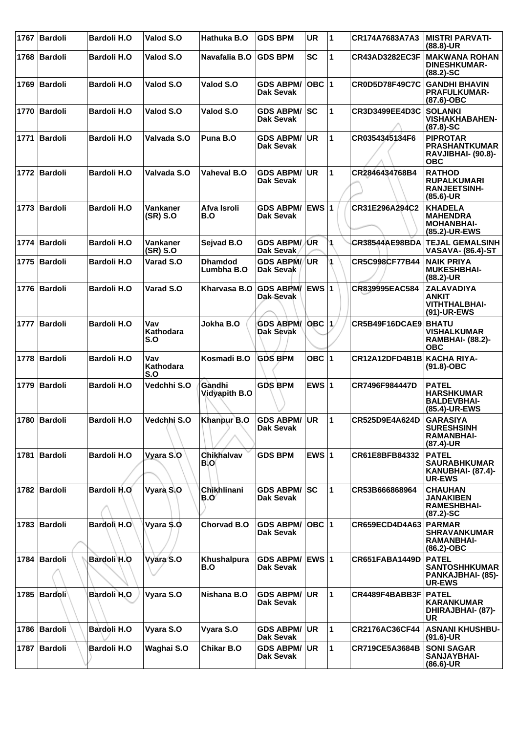| 1767 | Bardoli | Bardoli H.O | Valod S.O | Hathuka B.O | GDS BPM | UR | 1 | CR174A7683A7A3 | MISTRI PARVATI-(88.8)-UR |
|---|---|---|---|---|---|---|---|---|---|
| 1768 | Bardoli | Bardoli H.O | Valod S.O | Navafalia B.O | GDS BPM | SC | 1 | CR43AD3282EC3F | MAKWANA ROHAN DINESHKUMAR-(88.2)-SC |
| 1769 | Bardoli | Bardoli H.O | Valod S.O | Valod S.O | GDS ABPM/ Dak Sevak | OBC | 1 | CR0D5D78F49C7C | GANDHI BHAVIN PRAFULKUMAR-(87.6)-OBC |
| 1770 | Bardoli | Bardoli H.O | Valod S.O | Valod S.O | GDS ABPM/ Dak Sevak | SC | 1 | CR3D3499EE4D3C | SOLANKI VISHAKHABAHEN-(87.8)-SC |
| 1771 | Bardoli | Bardoli H.O | Valvada S.O | Puna B.O | GDS ABPM/ Dak Sevak | UR | 1 | CR0354345134F6 | PIPROTAR PRASHANTKUMAR RAVJIBHAI- (90.8)-OBC |
| 1772 | Bardoli | Bardoli H.O | Valvada S.O | Vaheval B.O | GDS ABPM/ Dak Sevak | UR | 1 | CR2846434768B4 | RATHOD RUPALKUMARI RANJEETSINH-(85.6)-UR |
| 1773 | Bardoli | Bardoli H.O | Vankaner (SR) S.O | Afva Isroli B.O | GDS ABPM/ Dak Sevak | EWS | 1 | CR31E296A294C2 | KHADELA MAHENDRA MOHANBHAI-(85.2)-UR-EWS |
| 1774 | Bardoli | Bardoli H.O | Vankaner (SR) S.O | Sejvad B.O | GDS ABPM/ Dak Sevak | UR | 1 | CR38544AE98BDA | TEJAL GEMALSINH VASAVA- (86.4)-ST |
| 1775 | Bardoli | Bardoli H.O | Varad S.O | Dhamdod Lumbha B.O | GDS ABPM/ Dak Sevak | UR | 1 | CR5C998CF77B44 | NAIK PRIYA MUKESHBHAI-(88.2)-UR |
| 1776 | Bardoli | Bardoli H.O | Varad S.O | Kharvasa B.O | GDS ABPM/ Dak Sevak | EWS | 1 | CR839995EAC584 | ZALAVADIYA ANKIT VITHTHALBHAI-(91)-UR-EWS |
| 1777 | Bardoli | Bardoli H.O | Vav Kathodara S.O | Jokha B.O | GDS ABPM/ Dak Sevak | OBC | 1 | CR5B49F16DCAE9 | BHATU VISHALKUMAR RAMBHAI- (88.2)-OBC |
| 1778 | Bardoli | Bardoli H.O | Vav Kathodara S.O | Kosmadi B.O | GDS BPM | OBC | 1 | CR12A12DFD4B1B | KACHA RIYA-(91.8)-OBC |
| 1779 | Bardoli | Bardoli H.O | Vedchhi S.O | Gandhi Vidyapith B.O | GDS BPM | EWS | 1 | CR7496F984447D | PATEL HARSHKUMAR BALDEVBHAI-(85.4)-UR-EWS |
| 1780 | Bardoli | Bardoli H.O | Vedchhi S.O | Khanpur B.O | GDS ABPM/ Dak Sevak | UR | 1 | CR525D9E4A624D | GARASIYA SURESHSINH RAMANBHAI-(87.4)-UR |
| 1781 | Bardoli | Bardoli H.O | Vyara S.O | Chikhalvav B.O | GDS BPM | EWS | 1 | CR61E8BFB84332 | PATEL SAURABHKUMAR KANUBHAI- (87.4)-UR-EWS |
| 1782 | Bardoli | Bardoli H.O | Vyara S.O | Chikhlinani B.O | GDS ABPM/ Dak Sevak | SC | 1 | CR53B666868964 | CHAUHAN JANAKIBEN RAMESHBHAI-(87.2)-SC |
| 1783 | Bardoli | Bardoli H.O | Vyara S.O | Chorvad B.O | GDS ABPM/ Dak Sevak | OBC | 1 | CR659ECD4D4A63 | PARMAR SHRAVANKUMAR RAMANBHAI-(86.2)-OBC |
| 1784 | Bardoli | Bardoli H.O | Vyara S.O | Khushalpura B.O | GDS ABPM/ Dak Sevak | EWS | 1 | CR651FABA1449D | PATEL SANTOSHHKUMAR PANKAJBHAI- (85)-UR-EWS |
| 1785 | Bardoli | Bardoli H.O | Vyara S.O | Nishana B.O | GDS ABPM/ Dak Sevak | UR | 1 | CR4489F4BABB3F | PATEL KARANKUMAR DHIRAJBHAI- (87)-UR |
| 1786 | Bardoli | Bardoli H.O | Vyara S.O | Vyara S.O | GDS ABPM/ Dak Sevak | UR | 1 | CR2176AC36CF44 | ASNANI KHUSHBU-(91.6)-UR |
| 1787 | Bardoli | Bardoli H.O | Waghai S.O | Chikar B.O | GDS ABPM/ Dak Sevak | UR | 1 | CR719CE5A3684B | SONI SAGAR SANJAYBHAI-(86.6)-UR |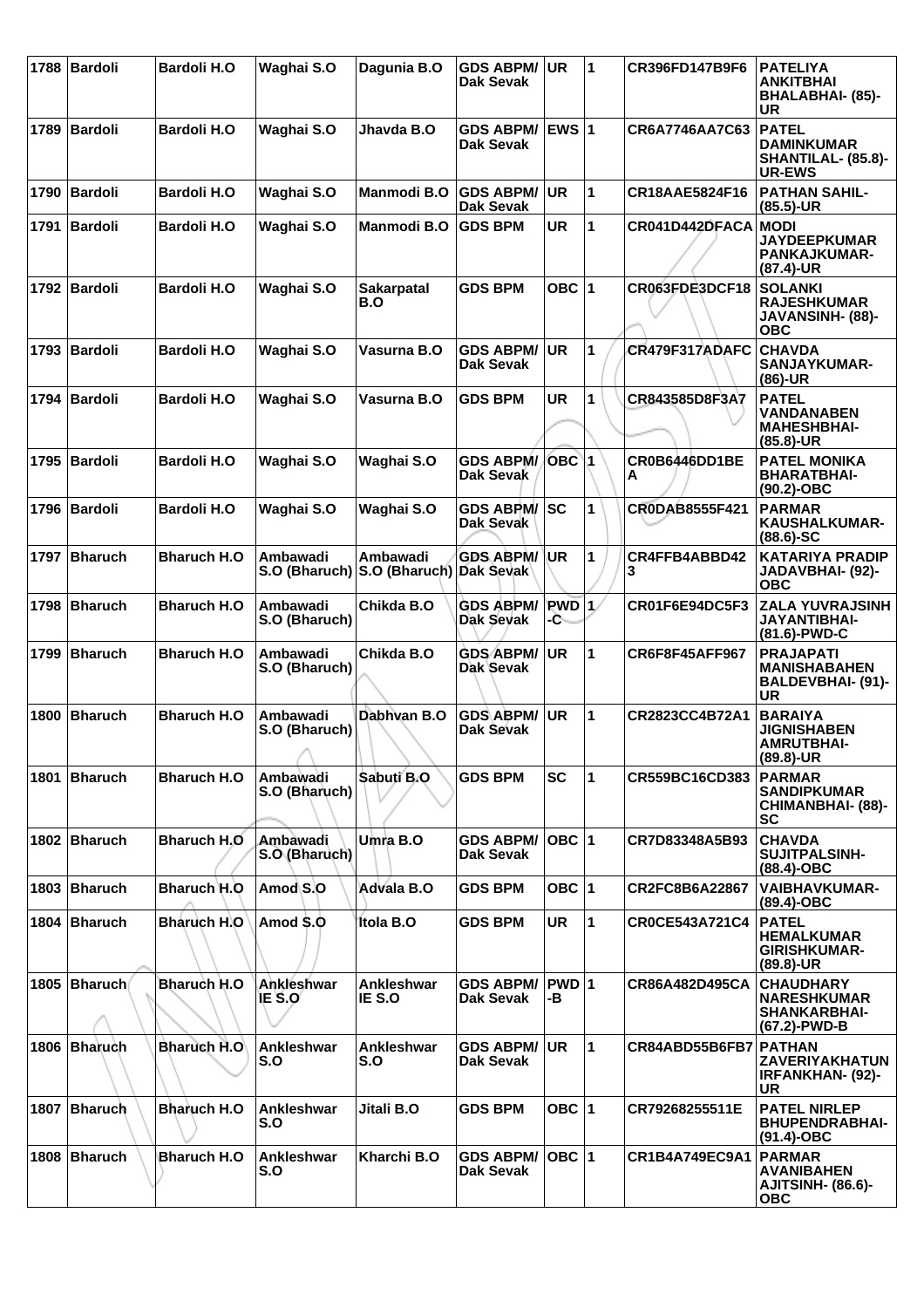| 1788 | Bardoli | Bardoli H.O | Waghai S.O | Dagunia B.O | GDS ABPM/ Dak Sevak | UR | 1 | CR396FD147B9F6 | PATELIYA ANKITBHAI BHALABHAI- (85)-UR |
|---|---|---|---|---|---|---|---|---|---|
| 1789 | Bardoli | Bardoli H.O | Waghai S.O | Jhavda B.O | GDS ABPM/ Dak Sevak | EWS | 1 | CR6A7746AA7C63 | PATEL DAMINKUMAR SHANTILAL- (85.8)-UR-EWS |
| 1790 | Bardoli | Bardoli H.O | Waghai S.O | Manmodi B.O | GDS ABPM/ Dak Sevak | UR | 1 | CR18AAE5824F16 | PATHAN SAHIL- (85.5)-UR |
| 1791 | Bardoli | Bardoli H.O | Waghai S.O | Manmodi B.O | GDS BPM | UR | 1 | CR041D442DFACA | MODI JAYDEEPKUMAR PANKAJKUMAR- (87.4)-UR |
| 1792 | Bardoli | Bardoli H.O | Waghai S.O | Sakarpatal B.O | GDS BPM | OBC | 1 | CR063FDE3DCF18 | SOLANKI RAJESHKUMAR JAVANSINH- (88)-OBC |
| 1793 | Bardoli | Bardoli H.O | Waghai S.O | Vasurna B.O | GDS ABPM/ Dak Sevak | UR | 1 | CR479F317ADAFC | CHAVDA SANJAYKUMAR- (86)-UR |
| 1794 | Bardoli | Bardoli H.O | Waghai S.O | Vasurna B.O | GDS BPM | UR | 1 | CR843585D8F3A7 | PATEL VANDANABEN MAHESHBHAI- (85.8)-UR |
| 1795 | Bardoli | Bardoli H.O | Waghai S.O | Waghai S.O | GDS ABPM/ Dak Sevak | OBC | 1 | CR0B6446DD1BEA | PATEL MONIKA BHARATBHAI- (90.2)-OBC |
| 1796 | Bardoli | Bardoli H.O | Waghai S.O | Waghai S.O | GDS ABPM/ Dak Sevak | SC | 1 | CR0DAB8555F421 | PARMAR KAUSHALKUMAR- (88.6)-SC |
| 1797 | Bharuch | Bharuch H.O | Ambawadi S.O (Bharuch) | Ambawadi S.O (Bharuch) | GDS ABPM/ Dak Sevak | UR | 1 | CR4FFB4ABBD423 | KATARIYA PRADIP JADAVBHAI- (92)-OBC |
| 1798 | Bharuch | Bharuch H.O | Ambawadi S.O (Bharuch) | Chikda B.O | GDS ABPM/ Dak Sevak | PWD-C | 1 | CR01F6E94DC5F3 | ZALA YUVRAJSINH JAYANTIBHAI- (81.6)-PWD-C |
| 1799 | Bharuch | Bharuch H.O | Ambawadi S.O (Bharuch) | Chikda B.O | GDS ABPM/ Dak Sevak | UR | 1 | CR6F8F45AFF967 | PRAJAPATI MANISHABAHEN BALDEVBHAI- (91)-UR |
| 1800 | Bharuch | Bharuch H.O | Ambawadi S.O (Bharuch) | Dabhvan B.O | GDS ABPM/ Dak Sevak | UR | 1 | CR2823CC4B72A1 | BARAIYA JIGNISHABEN AMRUTBHAI- (89.8)-UR |
| 1801 | Bharuch | Bharuch H.O | Ambawadi S.O (Bharuch) | Sabuti B.O | GDS BPM | SC | 1 | CR559BC16CD383 | PARMAR SANDIPKUMAR CHIMANBHAI- (88)-SC |
| 1802 | Bharuch | Bharuch H.O | Ambawadi S.O (Bharuch) | Umra B.O | GDS ABPM/ Dak Sevak | OBC | 1 | CR7D83348A5B93 | CHAVDA SUJITPALSINH- (88.4)-OBC |
| 1803 | Bharuch | Bharuch H.O | Amod S.O | Advala B.O | GDS BPM | OBC | 1 | CR2FC8B6A22867 | VAIBHAVKUMAR- (89.4)-OBC |
| 1804 | Bharuch | Bharuch H.O | Amod S.O | Itola B.O | GDS BPM | UR | 1 | CR0CE543A721C4 | PATEL HEMALKUMAR GIRISHKUMAR- (89.8)-UR |
| 1805 | Bharuch | Bharuch H.O | Ankleshwar IE S.O | Ankleshwar IE S.O | GDS ABPM/ Dak Sevak | PWD-B | 1 | CR86A482D495CA | CHAUDHARY NARESHKUMAR SHANKARBHAI- (67.2)-PWD-B |
| 1806 | Bharuch | Bharuch H.O | Ankleshwar S.O | Ankleshwar S.O | GDS ABPM/ Dak Sevak | UR | 1 | CR84ABD55B6FB7 | PATHAN ZAVERIYAKHATUN IRFANKHAN- (92)-UR |
| 1807 | Bharuch | Bharuch H.O | Ankleshwar S.O | Jitali B.O | GDS BPM | OBC | 1 | CR79268255511E | PATEL NIRLEP BHUPENDRABHAI- (91.4)-OBC |
| 1808 | Bharuch | Bharuch H.O | Ankleshwar S.O | Kharchi B.O | GDS ABPM/ Dak Sevak | OBC | 1 | CR1B4A749EC9A1 | PARMAR AVANIBAHEN AJITSINH- (86.6)-OBC |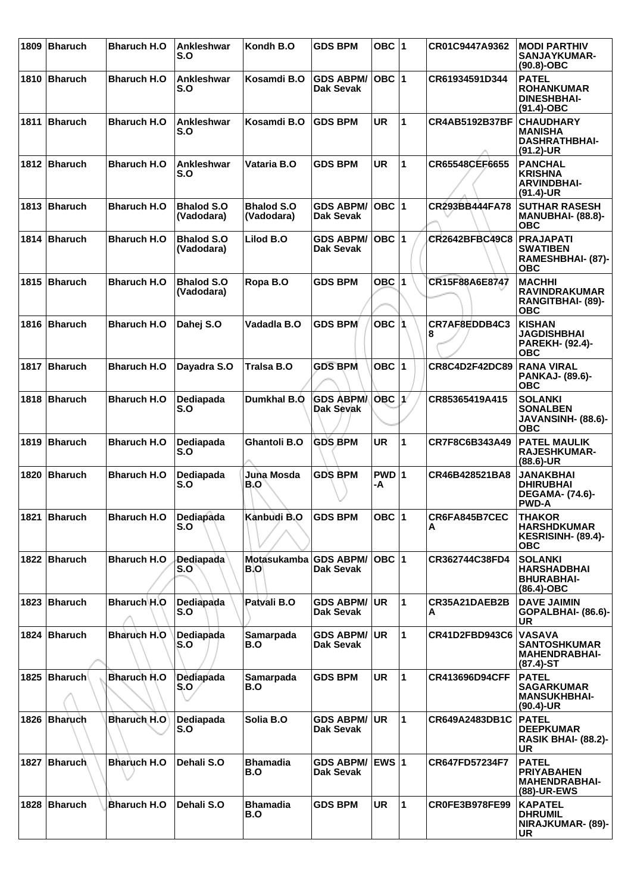| 1809 | Bharuch | Bharuch H.O | Ankleshwar S.O | Kondh B.O | GDS BPM | OBC | 1 | CR01C9447A9362 | MODI PARTHIV SANJAYKUMAR- (90.8)-OBC |
|---|---|---|---|---|---|---|---|---|---|
| 1810 | Bharuch | Bharuch H.O | Ankleshwar S.O | Kosamdi B.O | GDS ABPM/ Dak Sevak | OBC | 1 | CR61934591D344 | PATEL ROHANKUMAR DINESHBHAI- (91.4)-OBC |
| 1811 | Bharuch | Bharuch H.O | Ankleshwar S.O | Kosamdi B.O | GDS BPM | UR | 1 | CR4AB5192B37BF | CHAUDHARY MANISHA DASHRATHBHAI- (91.2)-UR |
| 1812 | Bharuch | Bharuch H.O | Ankleshwar S.O | Vataria B.O | GDS BPM | UR | 1 | CR65548CEF6655 | PANCHAL KRISHNA ARVINDBHAI- (91.4)-UR |
| 1813 | Bharuch | Bharuch H.O | Bhalod S.O (Vadodara) | Bhalod S.O (Vadodara) | GDS ABPM/ Dak Sevak | OBC | 1 | CR293BB444FA78 | SUTHAR RASESH MANUBHAI- (88.8)-OBC |
| 1814 | Bharuch | Bharuch H.O | Bhalod S.O (Vadodara) | Lilod B.O | GDS ABPM/ Dak Sevak | OBC | 1 | CR2642BFBC49C8 | PRAJAPATI SWATIBEN RAMESHBHAI- (87)-OBC |
| 1815 | Bharuch | Bharuch H.O | Bhalod S.O (Vadodara) | Ropa B.O | GDS BPM | OBC | 1 | CR15F88A6E8747 | MACHHI RAVINDRAKUMAR RANGITBHAI- (89)-OBC |
| 1816 | Bharuch | Bharuch H.O | Dahej S.O | Vadadla B.O | GDS BPM | OBC | 1 | CR7AF8EDDB4C38 | KISHAN JAGDISHBHAI PAREKH- (92.4)-OBC |
| 1817 | Bharuch | Bharuch H.O | Dayadra S.O | Tralsa B.O | GDS BPM | OBC | 1 | CR8C4D2F42DC89 | RANA VIRAL PANKAJ- (89.6)-OBC |
| 1818 | Bharuch | Bharuch H.O | Dediapada S.O | Dumkhal B.O | GDS ABPM/ Dak Sevak | OBC | 1 | CR85365419A415 | SOLANKI SONALBEN JAVANSINH- (88.6)-OBC |
| 1819 | Bharuch | Bharuch H.O | Dediapada S.O | Ghantoli B.O | GDS BPM | UR | 1 | CR7F8C6B343A49 | PATEL MAULIK RAJESHKUMAR- (88.6)-UR |
| 1820 | Bharuch | Bharuch H.O | Dediapada S.O | Juna Mosda B.O | GDS BPM | PWD-A | 1 | CR46B428521BA8 | JANAKBHAI DHIRUBHAI DEGAMA- (74.6)-PWD-A |
| 1821 | Bharuch | Bharuch H.O | Dediapada S.O | Kanbudi B.O | GDS BPM | OBC | 1 | CR6FA845B7CECA | THAKOR HARSHDKUMAR KESRISINH- (89.4)-OBC |
| 1822 | Bharuch | Bharuch H.O | Dediapada S.O | Motasukamba B.O | GDS ABPM/ Dak Sevak | OBC | 1 | CR362744C38FD4 | SOLANKI HARSHADBHAI BHURABHAI- (86.4)-OBC |
| 1823 | Bharuch | Bharuch H.O | Dediapada S.O | Patvali B.O | GDS ABPM/ Dak Sevak | UR | 1 | CR35A21DAEB2BA | DAVE JAIMIN GOPALBHAI- (86.6)-UR |
| 1824 | Bharuch | Bharuch H.O | Dediapada S.O | Samarpada B.O | GDS ABPM/ Dak Sevak | UR | 1 | CR41D2FBD943C6 | VASAVA SANTOSHKUMAR MAHENDRABHAI- (87.4)-ST |
| 1825 | Bharuch | Bharuch H.O | Dediapada S.O | Samarpada B.O | GDS BPM | UR | 1 | CR413696D94CFF | PATEL SAGARKUMAR MANSUKHBHAI- (90.4)-UR |
| 1826 | Bharuch | Bharuch H.O | Dediapada S.O | Solia B.O | GDS ABPM/ Dak Sevak | UR | 1 | CR649A2483DB1C | PATEL DEEPKUMAR RASIK BHAI- (88.2)-UR |
| 1827 | Bharuch | Bharuch H.O | Dehali S.O | Bhamadia B.O | GDS ABPM/ Dak Sevak | EWS | 1 | CR647FD57234F7 | PATEL PRIYABAHEN MAHENDRABHAI- (88)-UR-EWS |
| 1828 | Bharuch | Bharuch H.O | Dehali S.O | Bhamadia B.O | GDS BPM | UR | 1 | CR0FE3B978FE99 | KAPATEL DHRUMIL NIRAJKUMAR- (89)-UR |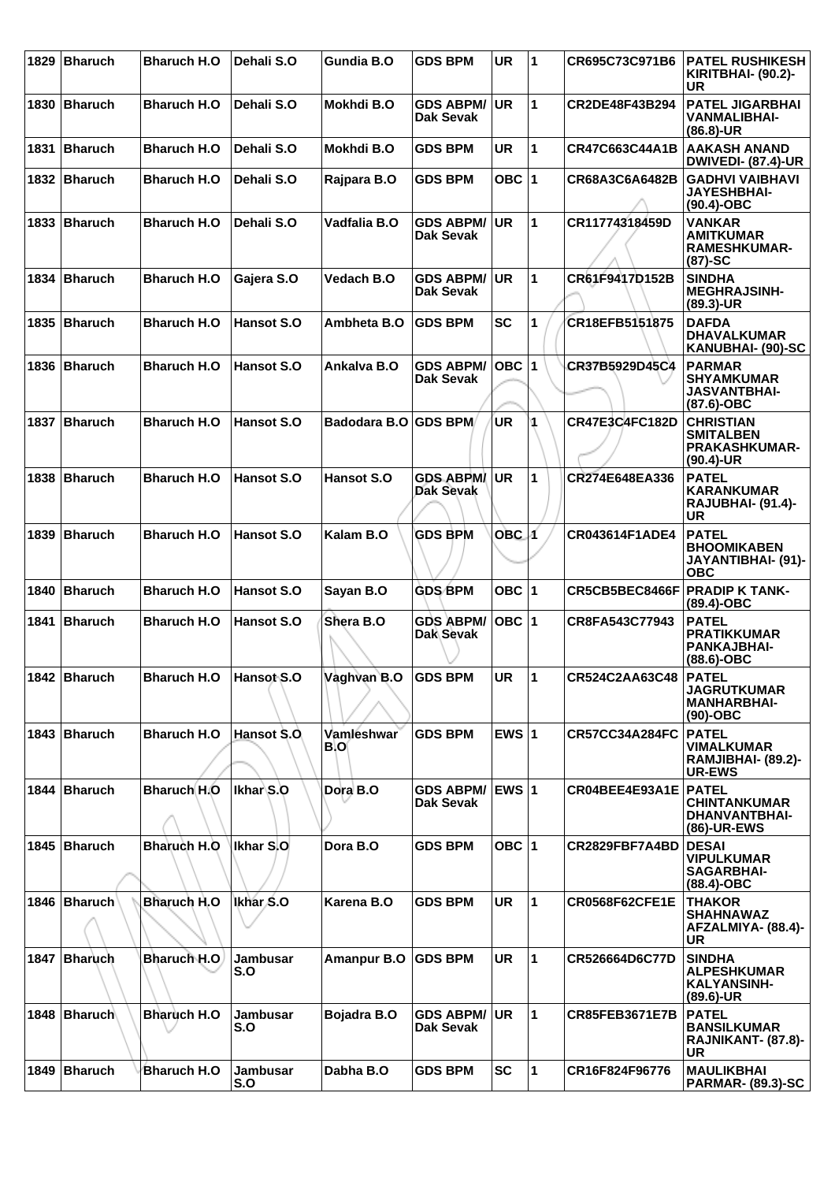| 1829 | Bharuch | Bharuch H.O | Dehali S.O | Gundia B.O | GDS BPM | UR | 1 | CR695C73C971B6 | PATEL RUSHIKESH KIRITBHAI- (90.2)-UR |
|---|---|---|---|---|---|---|---|---|---|
| 1830 | Bharuch | Bharuch H.O | Dehali S.O | Mokhdi B.O | GDS ABPM/ Dak Sevak | UR | 1 | CR2DE48F43B294 | PATEL JIGARBHAI VANMALIBHAI- (86.8)-UR |
| 1831 | Bharuch | Bharuch H.O | Dehali S.O | Mokhdi B.O | GDS BPM | UR | 1 | CR47C663C44A1B | AAKASH ANAND DWIVEDI- (87.4)-UR |
| 1832 | Bharuch | Bharuch H.O | Dehali S.O | Rajpara B.O | GDS BPM | OBC | 1 | CR68A3C6A6482B | GADHVI VAIBHAVI JAYESHBHAI- (90.4)-OBC |
| 1833 | Bharuch | Bharuch H.O | Dehali S.O | Vadfalia B.O | GDS ABPM/ Dak Sevak | UR | 1 | CR11774318459D | VANKAR AMITKUMAR RAMESHKUMAR- (87)-SC |
| 1834 | Bharuch | Bharuch H.O | Gajera S.O | Vedach B.O | GDS ABPM/ Dak Sevak | UR | 1 | CR61F9417D152B | SINDHA MEGHRAJSINH- (89.3)-UR |
| 1835 | Bharuch | Bharuch H.O | Hansot S.O | Ambheta B.O | GDS BPM | SC | 1 | CR18EFB5151875 | DAFDA DHAVALKUMAR KANUBHAI- (90)-SC |
| 1836 | Bharuch | Bharuch H.O | Hansot S.O | Ankalva B.O | GDS ABPM/ Dak Sevak | OBC | 1 | CR37B5929D45C4 | PARMAR SHYAMKUMAR JASVANTBHAI- (87.6)-OBC |
| 1837 | Bharuch | Bharuch H.O | Hansot S.O | Badodara B.O | GDS BPM | UR | 1 | CR47E3C4FC182D | CHRISTIAN SMITALBEN PRAKASHKUMAR- (90.4)-UR |
| 1838 | Bharuch | Bharuch H.O | Hansot S.O | Hansot S.O | GDS ABPM/ Dak Sevak | UR | 1 | CR274E648EA336 | PATEL KARANKUMAR RAJUBHAI- (91.4)-UR |
| 1839 | Bharuch | Bharuch H.O | Hansot S.O | Kalam B.O | GDS BPM | OBC | 1 | CR043614F1ADE4 | PATEL BHOOMIKABEN JAYANTIBHAI- (91)-OBC |
| 1840 | Bharuch | Bharuch H.O | Hansot S.O | Sayan B.O | GDS BPM | OBC | 1 | CR5CB5BEC8466F | PRADIP K TANK- (89.4)-OBC |
| 1841 | Bharuch | Bharuch H.O | Hansot S.O | Shera B.O | GDS ABPM/ Dak Sevak | OBC | 1 | CR8FA543C77943 | PATEL PRATIKKUMAR PANKAJBHAI- (88.6)-OBC |
| 1842 | Bharuch | Bharuch H.O | Hansot S.O | Vaghvan B.O | GDS BPM | UR | 1 | CR524C2AA63C48 | PATEL JAGRUTKUMAR MANHARBHAI- (90)-OBC |
| 1843 | Bharuch | Bharuch H.O | Hansot S.O | Vamleshwar B.O | GDS BPM | EWS | 1 | CR57CC34A284FC | PATEL VIMALKUMAR RAMJIBHAI- (89.2)-UR-EWS |
| 1844 | Bharuch | Bharuch H.O | Ikhar S.O | Dora B.O | GDS ABPM/ Dak Sevak | EWS | 1 | CR04BEE4E93A1E | PATEL CHINTANKUMAR DHANVANTBHAI- (86)-UR-EWS |
| 1845 | Bharuch | Bharuch H.O | Ikhar S.O | Dora B.O | GDS BPM | OBC | 1 | CR2829FBF7A4BD | DESAI VIPULKUMAR SAGARBHAI- (88.4)-OBC |
| 1846 | Bharuch | Bharuch H.O | Ikhar S.O | Karena B.O | GDS BPM | UR | 1 | CR0568F62CFE1E | THAKOR SHAHNAWAZ AFZALMIYA- (88.4)-UR |
| 1847 | Bharuch | Bharuch H.O | Jambusar S.O | Amanpur B.O | GDS BPM | UR | 1 | CR526664D6C77D | SINDHA ALPESHKUMAR KALYANSINH- (89.6)-UR |
| 1848 | Bharuch | Bharuch H.O | Jambusar S.O | Bojadra B.O | GDS ABPM/ Dak Sevak | UR | 1 | CR85FEB3671E7B | PATEL BANSILKUMAR RAJNIKANT- (87.8)-UR |
| 1849 | Bharuch | Bharuch H.O | Jambusar S.O | Dabha B.O | GDS BPM | SC | 1 | CR16F824F96776 | MAULIKBHAI PARMAR- (89.3)-SC |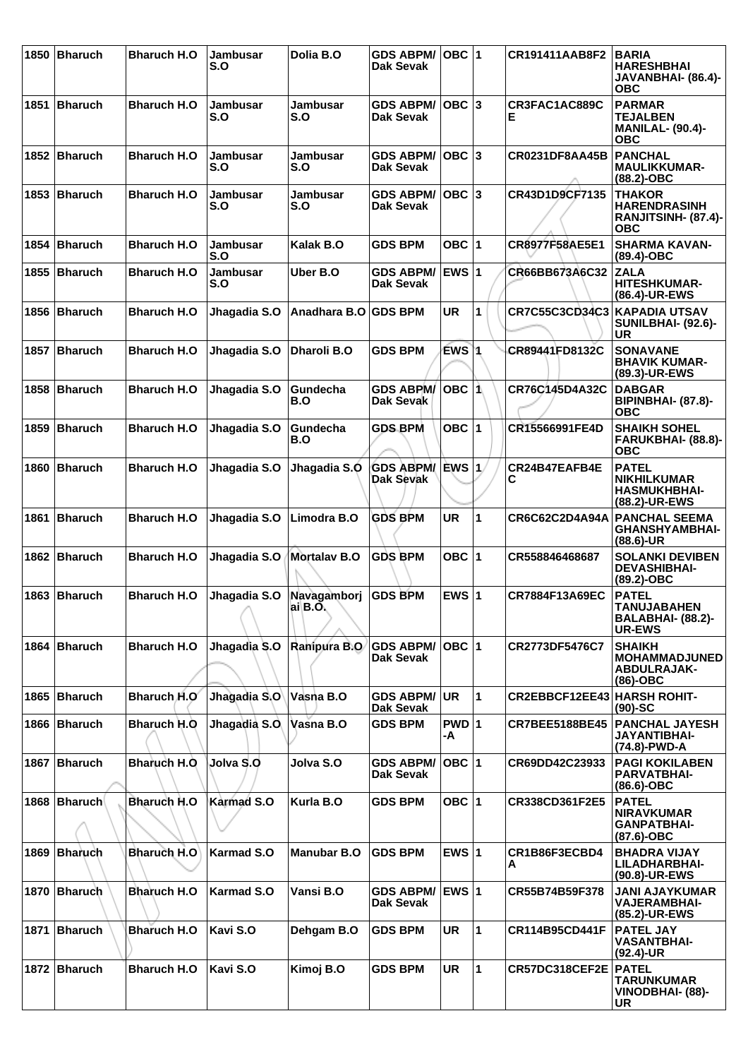| 1850 | Bharuch | Bharuch H.O | Jambusar S.O | Dolia B.O | GDS ABPM/ Dak Sevak | OBC | 1 | CR191411AAB8F2 | BARIA HARESHBHAI JAVANBHAI- (86.4)-OBC |
|---|---|---|---|---|---|---|---|---|---|
| 1851 | Bharuch | Bharuch H.O | Jambusar S.O | Jambusar S.O | GDS ABPM/ Dak Sevak | OBC | 3 | CR3FAC1AC889CE | PARMAR TEJALBEN MANILAL- (90.4)-OBC |
| 1852 | Bharuch | Bharuch H.O | Jambusar S.O | Jambusar S.O | GDS ABPM/ Dak Sevak | OBC | 3 | CR0231DF8AA45B | PANCHAL MAULIKKUMAR- (88.2)-OBC |
| 1853 | Bharuch | Bharuch H.O | Jambusar S.O | Jambusar S.O | GDS ABPM/ Dak Sevak | OBC | 3 | CR43D1D9CF7135 | THAKOR HARENDRASINH RANJITSINH- (87.4)-OBC |
| 1854 | Bharuch | Bharuch H.O | Jambusar S.O | Kalak B.O | GDS BPM | OBC | 1 | CR8977F58AE5E1 | SHARMA KAVAN- (89.4)-OBC |
| 1855 | Bharuch | Bharuch H.O | Jambusar S.O | Uber B.O | GDS ABPM/ Dak Sevak | EWS | 1 | CR66BB673A6C32 | ZALA HITESHKUMAR- (86.4)-UR-EWS |
| 1856 | Bharuch | Bharuch H.O | Jhagadia S.O | Anadhara B.O | GDS BPM | UR | 1 | CR7C55C3CD34C3 | KAPADIA UTSAV SUNILBHAI- (92.6)-UR |
| 1857 | Bharuch | Bharuch H.O | Jhagadia S.O | Dharoli B.O | GDS BPM | EWS | 1 | CR89441FD8132C | SONAVANE BHAVIK KUMAR- (89.3)-UR-EWS |
| 1858 | Bharuch | Bharuch H.O | Jhagadia S.O | Gundecha B.O | GDS ABPM/ Dak Sevak | OBC | 1 | CR76C145D4A32C | DABGAR BIPINBHAI- (87.8)-OBC |
| 1859 | Bharuch | Bharuch H.O | Jhagadia S.O | Gundecha B.O | GDS BPM | OBC | 1 | CR15566991FE4D | SHAIKH SOHEL FARUKBHAI- (88.8)-OBC |
| 1860 | Bharuch | Bharuch H.O | Jhagadia S.O | Jhagadia S.O | GDS ABPM/ Dak Sevak | EWS | 1 | CR24B47EAFB4EC | PATEL NIKHILKUMAR HASMUKHBHAI- (88.2)-UR-EWS |
| 1861 | Bharuch | Bharuch H.O | Jhagadia S.O | Limodra B.O | GDS BPM | UR | 1 | CR6C62C2D4A94A | PANCHAL SEEMA GHANSHYAMBHAI- (88.6)-UR |
| 1862 | Bharuch | Bharuch H.O | Jhagadia S.O | Mortalav B.O | GDS BPM | OBC | 1 | CR558846468687 | SOLANKI DEVIBEN DEVASHIBHAI- (89.2)-OBC |
| 1863 | Bharuch | Bharuch H.O | Jhagadia S.O | Navagamborjai B.O. | GDS BPM | EWS | 1 | CR7884F13A69EC | PATEL TANUJABAHEN BALABHAI- (88.2)-UR-EWS |
| 1864 | Bharuch | Bharuch H.O | Jhagadia S.O | Ranipura B.O | GDS ABPM/ Dak Sevak | OBC | 1 | CR2773DF5476C7 | SHAIKH MOHAMMADJUNED ABDULRAJAK- (86)-OBC |
| 1865 | Bharuch | Bharuch H.O | Jhagadia S.O | Vasna B.O | GDS ABPM/ Dak Sevak | UR | 1 | CR2EBBCF12EE43 | HARSH ROHIT- (90)-SC |
| 1866 | Bharuch | Bharuch H.O | Jhagadia S.O | Vasna B.O | GDS BPM | PWD-A | 1 | CR7BEE5188BE45 | PANCHAL JAYESH JAYANTIBHAI- (74.8)-PWD-A |
| 1867 | Bharuch | Bharuch H.O | Jolva S.O | Jolva S.O | GDS ABPM/ Dak Sevak | OBC | 1 | CR69DD42C23933 | PAGI KOKILABEN PARVATBHAI- (86.6)-OBC |
| 1868 | Bharuch | Bharuch H.O | Karmad S.O | Kurla B.O | GDS BPM | OBC | 1 | CR338CD361F2E5 | PATEL NIRAVKUMAR GANPATBHAI- (87.6)-OBC |
| 1869 | Bharuch | Bharuch H.O | Karmad S.O | Manubar B.O | GDS BPM | EWS | 1 | CR1B86F3ECBD4A | BHADRA VIJAY LILADHARBHAI- (90.8)-UR-EWS |
| 1870 | Bharuch | Bharuch H.O | Karmad S.O | Vansi B.O | GDS ABPM/ Dak Sevak | EWS | 1 | CR55B74B59F378 | JANI AJAYKUMAR VAJERAMBHAI- (85.2)-UR-EWS |
| 1871 | Bharuch | Bharuch H.O | Kavi S.O | Dehgam B.O | GDS BPM | UR | 1 | CR114B95CD441F | PATEL JAY VASANTBHAI- (92.4)-UR |
| 1872 | Bharuch | Bharuch H.O | Kavi S.O | Kimoj B.O | GDS BPM | UR | 1 | CR57DC318CEF2E | PATEL TARUNKUMAR VINODBHAI- (88)-UR |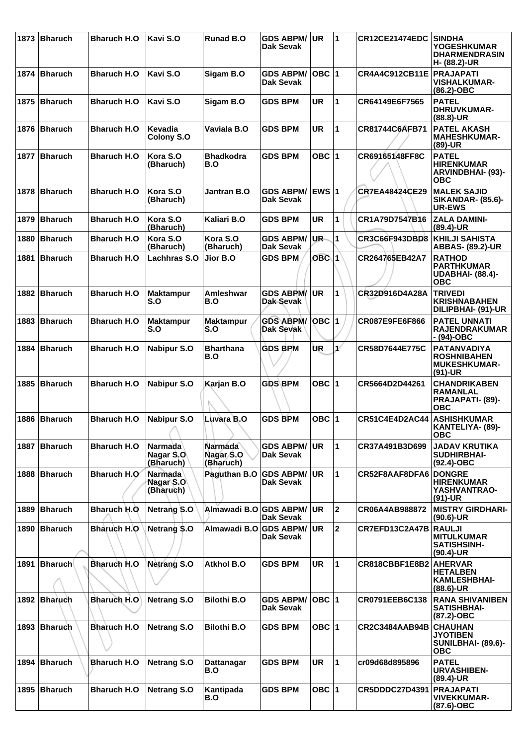| 1873 | Bharuch | Bharuch H.O | Kavi S.O | Runad B.O | GDS ABPM/ Dak Sevak | UR | 1 | CR12CE21474EDC | SINDHA YOGESHKUMAR DHARMENDRASIN H- (88.2)-UR |
|---|---|---|---|---|---|---|---|---|---|
| 1874 | Bharuch | Bharuch H.O | Kavi S.O | Sigam B.O | GDS ABPM/ Dak Sevak | OBC | 1 | CR4A4C912CB11E | PRAJAPATI VISHALKUMAR- (86.2)-OBC |
| 1875 | Bharuch | Bharuch H.O | Kavi S.O | Sigam B.O | GDS BPM | UR | 1 | CR64149E6F7565 | PATEL DHRUVKUMAR- (88.8)-UR |
| 1876 | Bharuch | Bharuch H.O | Kevadia Colony S.O | Vaviala B.O | GDS BPM | UR | 1 | CR81744C6AFB71 | PATEL AKASH MAHESHKUMAR- (89)-UR |
| 1877 | Bharuch | Bharuch H.O | Kora S.O (Bharuch) | Bhadkodra B.O | GDS BPM | OBC | 1 | CR69165148FF8C | PATEL HIRENKUMAR ARVINDBHAI- (93)-OBC |
| 1878 | Bharuch | Bharuch H.O | Kora S.O (Bharuch) | Jantran B.O | GDS ABPM/ Dak Sevak | EWS | 1 | CR7EA48424CE29 | MALEK SAJID SIKANDAR- (85.6)-UR-EWS |
| 1879 | Bharuch | Bharuch H.O | Kora S.O (Bharuch) | Kaliari B.O | GDS BPM | UR | 1 | CR1A79D7547B16 | ZALA DAMINI- (89.4)-UR |
| 1880 | Bharuch | Bharuch H.O | Kora S.O (Bharuch) | Kora S.O (Bharuch) | GDS ABPM/ Dak Sevak | UR | 1 | CR3C66F943DBD8 | KHILJI SAHISTA ABBAS- (89.2)-UR |
| 1881 | Bharuch | Bharuch H.O | Lachhras S.O | Jior B.O | GDS BPM | OBC | 1 | CR264765EB42A7 | RATHOD PARTHKUMAR UDABHAI- (88.4)-OBC |
| 1882 | Bharuch | Bharuch H.O | Maktampur S.O | Amleshwar B.O | GDS ABPM/ Dak Sevak | UR | 1 | CR32D916D4A28A | TRIVEDI KRISHNABAHEN DILIPBHAI- (91)-UR |
| 1883 | Bharuch | Bharuch H.O | Maktampur S.O | Maktampur S.O | GDS ABPM/ Dak Sevak | OBC | 1 | CR087E9FE6F866 | PATEL UNNATI RAJENDRAKUMAR - (94)-OBC |
| 1884 | Bharuch | Bharuch H.O | Nabipur S.O | Bharthana B.O | GDS BPM | UR | 1 | CR58D7644E775C | PATANVADIYA ROSHNIBAHEN MUKESHKUMAR- (91)-UR |
| 1885 | Bharuch | Bharuch H.O | Nabipur S.O | Karjan B.O | GDS BPM | OBC | 1 | CR5664D2D44261 | CHANDRIKABEN RAMANLAL PRAJAPATI- (89)-OBC |
| 1886 | Bharuch | Bharuch H.O | Nabipur S.O | Luvara B.O | GDS BPM | OBC | 1 | CR51C4E4D2AC44 | ASHISHKUMAR KANTELIYA- (89)-OBC |
| 1887 | Bharuch | Bharuch H.O | Narmada Nagar S.O (Bharuch) | Narmada Nagar S.O (Bharuch) | GDS ABPM/ Dak Sevak | UR | 1 | CR37A491B3D699 | JADAV KRUTIKA SUDHIRBHAI- (92.4)-OBC |
| 1888 | Bharuch | Bharuch H.O | Narmada Nagar S.O (Bharuch) | Paguthan B.O | GDS ABPM/ Dak Sevak | UR | 1 | CR52F8AAF8DFA6 | DONGRE HIRENKUMAR YASHVANTRAO- (91)-UR |
| 1889 | Bharuch | Bharuch H.O | Netrang S.O | Almawadi B.O | GDS ABPM/ Dak Sevak | UR | 2 | CR06A4AB988872 | MISTRY GIRDHARI- (90.6)-UR |
| 1890 | Bharuch | Bharuch H.O | Netrang S.O | Almawadi B.O | GDS ABPM/ Dak Sevak | UR | 2 | CR7EFD13C2A47B | RAULJI MITULKUMAR SATISHSINH- (90.4)-UR |
| 1891 | Bharuch | Bharuch H.O | Netrang S.O | Atkhol B.O | GDS BPM | UR | 1 | CR818CBBF1E8B2 | AHERVAR HETALBEN KAMLESHBHAI- (88.6)-UR |
| 1892 | Bharuch | Bharuch H.O | Netrang S.O | Bilothi B.O | GDS ABPM/ Dak Sevak | OBC | 1 | CR0791EEB6C138 | RANA SHIVANIBEN SATISHBHAI- (87.2)-OBC |
| 1893 | Bharuch | Bharuch H.O | Netrang S.O | Bilothi B.O | GDS BPM | OBC | 1 | CR2C3484AAB94B | CHAUHAN JYOTIBEN SUNILBHAI- (89.6)-OBC |
| 1894 | Bharuch | Bharuch H.O | Netrang S.O | Dattanagar B.O | GDS BPM | UR | 1 | cr09d68d895896 | PATEL URVASHIBEN- (89.4)-UR |
| 1895 | Bharuch | Bharuch H.O | Netrang S.O | Kantipada B.O | GDS BPM | OBC | 1 | CR5DDDC27D4391 | PRAJAPATI VIVEKKUMAR- (87.6)-OBC |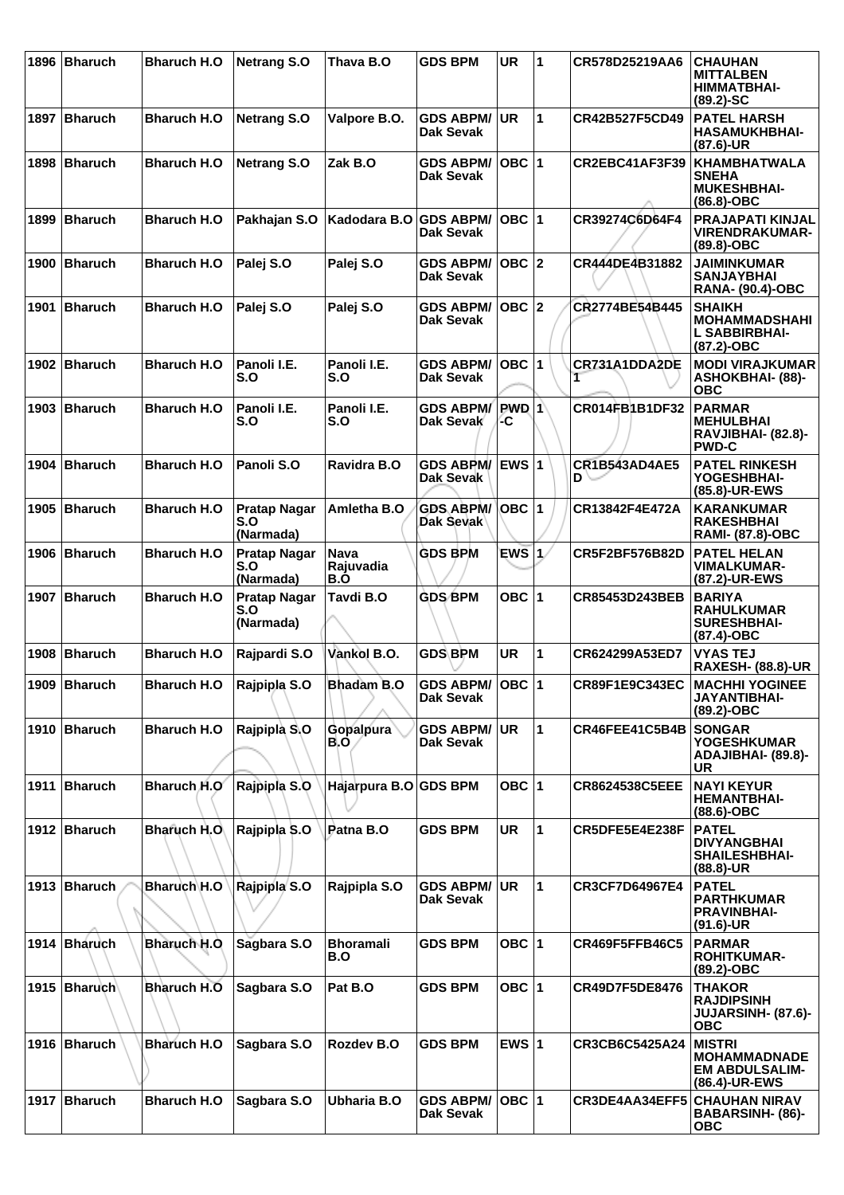| 1896 | Bharuch | Bharuch H.O | Netrang S.O | Thava B.O | GDS BPM | UR | 1 | CR578D25219AA6 | CHAUHAN MITTALBEN HIMMATBHAI- (89.2)-SC |
|---|---|---|---|---|---|---|---|---|---|
| 1897 | Bharuch | Bharuch H.O | Netrang S.O | Valpore B.O. | GDS ABPM/ Dak Sevak | UR | 1 | CR42B527F5CD49 | PATEL HARSH HASAMUKHBHAI- (87.6)-UR |
| 1898 | Bharuch | Bharuch H.O | Netrang S.O | Zak B.O | GDS ABPM/ Dak Sevak | OBC | 1 | CR2EBC41AF3F39 | KHAMBHATWALA SNEHA MUKESHBHAI- (86.8)-OBC |
| 1899 | Bharuch | Bharuch H.O | Pakhajan S.O | Kadodara B.O | GDS ABPM/ Dak Sevak | OBC | 1 | CR39274C6D64F4 | PRAJAPATI KINJAL VIRENDRAKUMAR- (89.8)-OBC |
| 1900 | Bharuch | Bharuch H.O | Palej S.O | Palej S.O | GDS ABPM/ Dak Sevak | OBC | 2 | CR444DE4B31882 | JAIMINKUMAR SANJAYBHAI RANA- (90.4)-OBC |
| 1901 | Bharuch | Bharuch H.O | Palej S.O | Palej S.O | GDS ABPM/ Dak Sevak | OBC | 2 | CR2774BE54B445 | SHAIKH MOHAMMADSHAHI L SABBIRBHAI- (87.2)-OBC |
| 1902 | Bharuch | Bharuch H.O | Panoli I.E. S.O | Panoli I.E. S.O | GDS ABPM/ Dak Sevak | OBC | 1 | CR731A1DDA2DE 1 | MODI VIRAJKUMAR ASHOKBHAI- (88)-OBC |
| 1903 | Bharuch | Bharuch H.O | Panoli I.E. S.O | Panoli I.E. S.O | GDS ABPM/ Dak Sevak | PWD-C | 1 | CR014FB1B1DF32 | PARMAR MEHULBHAI RAVJIBHAI- (82.8)-PWD-C |
| 1904 | Bharuch | Bharuch H.O | Panoli S.O | Ravidra B.O | GDS ABPM/ Dak Sevak | EWS | 1 | CR1B543AD4AE5 D | PATEL RINKESH YOGESHBHAI- (85.8)-UR-EWS |
| 1905 | Bharuch | Bharuch H.O | Pratap Nagar S.O (Narmada) | Amletha B.O | GDS ABPM/ Dak Sevak | OBC | 1 | CR13842F4E472A | KARANKUMAR RAKESHBHAI RAMI- (87.8)-OBC |
| 1906 | Bharuch | Bharuch H.O | Pratap Nagar S.O (Narmada) | Nava Rajuvadia B.O | GDS BPM | EWS | 1 | CR5F2BF576B82D | PATEL HELAN VIMALKUMAR- (87.2)-UR-EWS |
| 1907 | Bharuch | Bharuch H.O | Pratap Nagar S.O (Narmada) | Tavdi B.O | GDS BPM | OBC | 1 | CR85453D243BEB | BARIYA RAHULKUMAR SURESHBHAI- (87.4)-OBC |
| 1908 | Bharuch | Bharuch H.O | Rajpardi S.O | Vankol B.O. | GDS BPM | UR | 1 | CR624299A53ED7 | VYAS TEJ RAXESH- (88.8)-UR |
| 1909 | Bharuch | Bharuch H.O | Rajpipla S.O | Bhadam B.O | GDS ABPM/ Dak Sevak | OBC | 1 | CR89F1E9C343EC | MACHHI YOGINEE JAYANTIBHAI- (89.2)-OBC |
| 1910 | Bharuch | Bharuch H.O | Rajpipla S.O | Gopalpura B.O | GDS ABPM/ Dak Sevak | UR | 1 | CR46FEE41C5B4B | SONGAR YOGESHKUMAR ADAJIBHAI- (89.8)-UR |
| 1911 | Bharuch | Bharuch H.O | Rajpipla S.O | Hajarpura B.O | GDS BPM | OBC | 1 | CR8624538C5EEE | NAYI KEYUR HEMANTBHAI- (88.6)-OBC |
| 1912 | Bharuch | Bharuch H.O | Rajpipla S.O | Patna B.O | GDS BPM | UR | 1 | CR5DFE5E4E238F | PATEL DIVYANGBHAI SHAILESHBHAI- (88.8)-UR |
| 1913 | Bharuch | Bharuch H.O | Rajpipla S.O | Rajpipla S.O | GDS ABPM/ Dak Sevak | UR | 1 | CR3CF7D64967E4 | PATEL PARTHKUMAR PRAVINBHAI- (91.6)-UR |
| 1914 | Bharuch | Bharuch H.O | Sagbara S.O | Bhoramali B.O | GDS BPM | OBC | 1 | CR469F5FFB46C5 | PARMAR ROHITKUMAR- (89.2)-OBC |
| 1915 | Bharuch | Bharuch H.O | Sagbara S.O | Pat B.O | GDS BPM | OBC | 1 | CR49D7F5DE8476 | THAKOR RAJDIPSINH JUJARSINH- (87.6)-OBC |
| 1916 | Bharuch | Bharuch H.O | Sagbara S.O | Rozdev B.O | GDS BPM | EWS | 1 | CR3CB6C5425A24 | MISTRI MOHAMMADNADE EM ABDULSALIM- (86.4)-UR-EWS |
| 1917 | Bharuch | Bharuch H.O | Sagbara S.O | Ubharia B.O | GDS ABPM/ Dak Sevak | OBC | 1 | CR3DE4AA34EFF5 | CHAUHAN NIRAV BABARSINH- (86)-OBC |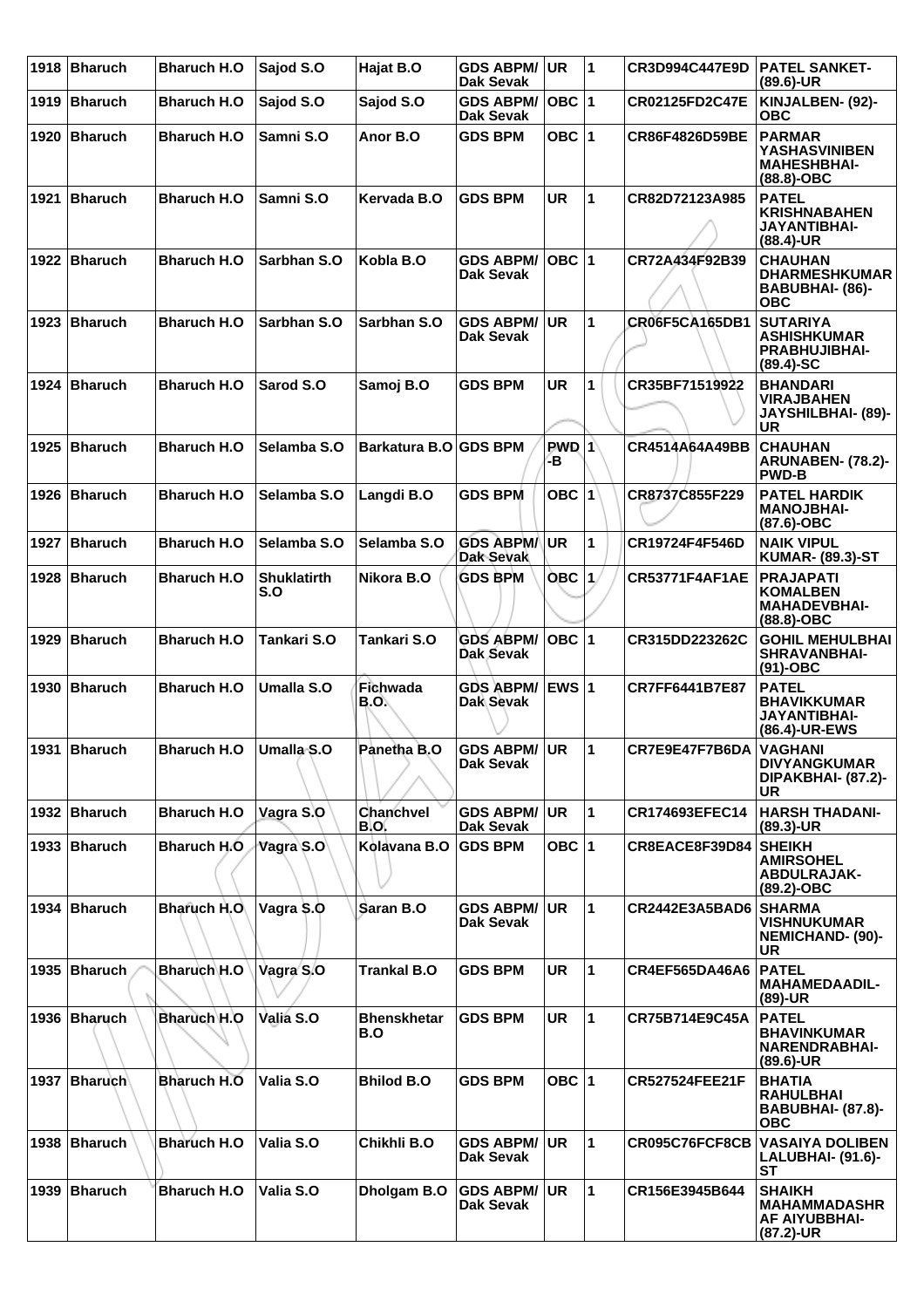| 1918 | Bharuch | Bharuch H.O | Sajod S.O | Hajat B.O | GDS ABPM/ Dak Sevak | UR | 1 | CR3D994C447E9D | PATEL SANKET- (89.6)-UR |
|---|---|---|---|---|---|---|---|---|---|
| 1919 | Bharuch | Bharuch H.O | Sajod S.O | Sajod S.O | GDS ABPM/ Dak Sevak | OBC | 1 | CR02125FD2C47E | KINJALBEN- (92)- OBC |
| 1920 | Bharuch | Bharuch H.O | Samni S.O | Anor B.O | GDS BPM | OBC | 1 | CR86F4826D59BE | PARMAR YASHASVINIBEN MAHESHBHAI- (88.8)-OBC |
| 1921 | Bharuch | Bharuch H.O | Samni S.O | Kervada B.O | GDS BPM | UR | 1 | CR82D72123A985 | PATEL KRISHNABAHEN JAYANTIBHAI- (88.4)-UR |
| 1922 | Bharuch | Bharuch H.O | Sarbhan S.O | Kobla B.O | GDS ABPM/ Dak Sevak | OBC | 1 | CR72A434F92B39 | CHAUHAN DHARMESHKUMAR BABUBHAI- (86)- OBC |
| 1923 | Bharuch | Bharuch H.O | Sarbhan S.O | Sarbhan S.O | GDS ABPM/ Dak Sevak | UR | 1 | CR06F5CA165DB1 | SUTARIYA ASHISHKUMAR PRABHUJIBHAI- (89.4)-SC |
| 1924 | Bharuch | Bharuch H.O | Sarod S.O | Samoj B.O | GDS BPM | UR | 1 | CR35BF71519922 | BHANDARI VIRAJBAHEN JAYSHILBHAI- (89)- UR |
| 1925 | Bharuch | Bharuch H.O | Selamba S.O | Barkatura B.O | GDS BPM | PWD -B | 1 | CR4514A64A49BB | CHAUHAN ARUNABEN- (78.2)- PWD-B |
| 1926 | Bharuch | Bharuch H.O | Selamba S.O | Langdi B.O | GDS BPM | OBC | 1 | CR8737C855F229 | PATEL HARDIK MANOJBHAI- (87.6)-OBC |
| 1927 | Bharuch | Bharuch H.O | Selamba S.O | Selamba S.O | GDS ABPM/ Dak Sevak | UR | 1 | CR19724F4F546D | NAIK VIPUL KUMAR- (89.3)-ST |
| 1928 | Bharuch | Bharuch H.O | Shuklatirth S.O | Nikora B.O | GDS BPM | OBC | 1 | CR53771F4AF1AE | PRAJAPATI KOMALBEN MAHADEVBHAI- (88.8)-OBC |
| 1929 | Bharuch | Bharuch H.O | Tankari S.O | Tankari S.O | GDS ABPM/ Dak Sevak | OBC | 1 | CR315DD223262C | GOHIL MEHULBHAI SHRAVANBHAI- (91)-OBC |
| 1930 | Bharuch | Bharuch H.O | Umalla S.O | Fichwada B.O. | GDS ABPM/ Dak Sevak | EWS | 1 | CR7FF6441B7E87 | PATEL BHAVIKKUMAR JAYANTIBHAI- (86.4)-UR-EWS |
| 1931 | Bharuch | Bharuch H.O | Umalla S.O | Panetha B.O | GDS ABPM/ Dak Sevak | UR | 1 | CR7E9E47F7B6DA | VAGHANI DIVYANGKUMAR DIPAKBHAI- (87.2)- UR |
| 1932 | Bharuch | Bharuch H.O | Vagra S.O | Chanchvel B.O. | GDS ABPM/ Dak Sevak | UR | 1 | CR174693EFEC14 | HARSH THADANI- (89.3)-UR |
| 1933 | Bharuch | Bharuch H.O | Vagra S.O | Kolavana B.O | GDS BPM | OBC | 1 | CR8EACE8F39D84 | SHEIKH AMIRSOHEL ABDULRAJAK- (89.2)-OBC |
| 1934 | Bharuch | Bharuch H.O | Vagra S.O | Saran B.O | GDS ABPM/ Dak Sevak | UR | 1 | CR2442E3A5BAD6 | SHARMA VISHNUKUMAR NEMICHAND- (90)- UR |
| 1935 | Bharuch | Bharuch H.O | Vagra S.O | Trankal B.O | GDS BPM | UR | 1 | CR4EF565DA46A6 | PATEL MAHAMEDAADIL- (89)-UR |
| 1936 | Bharuch | Bharuch H.O | Valia S.O | Bhenskhetar B.O | GDS BPM | UR | 1 | CR75B714E9C45A | PATEL BHAVINKUMAR NARENDRABHAI- (89.6)-UR |
| 1937 | Bharuch | Bharuch H.O | Valia S.O | Bhilod B.O | GDS BPM | OBC | 1 | CR527524FEE21F | BHATIA RAHULBHAI BABUBHAI- (87.8)- OBC |
| 1938 | Bharuch | Bharuch H.O | Valia S.O | Chikhli B.O | GDS ABPM/ Dak Sevak | UR | 1 | CR095C76FCF8CB | VASAIYA DOLIBEN LALUBHAI- (91.6)- ST |
| 1939 | Bharuch | Bharuch H.O | Valia S.O | Dholgam B.O | GDS ABPM/ Dak Sevak | UR | 1 | CR156E3945B644 | SHAIKH MAHAMMADASHR AF AIYUBBHAI- (87.2)-UR |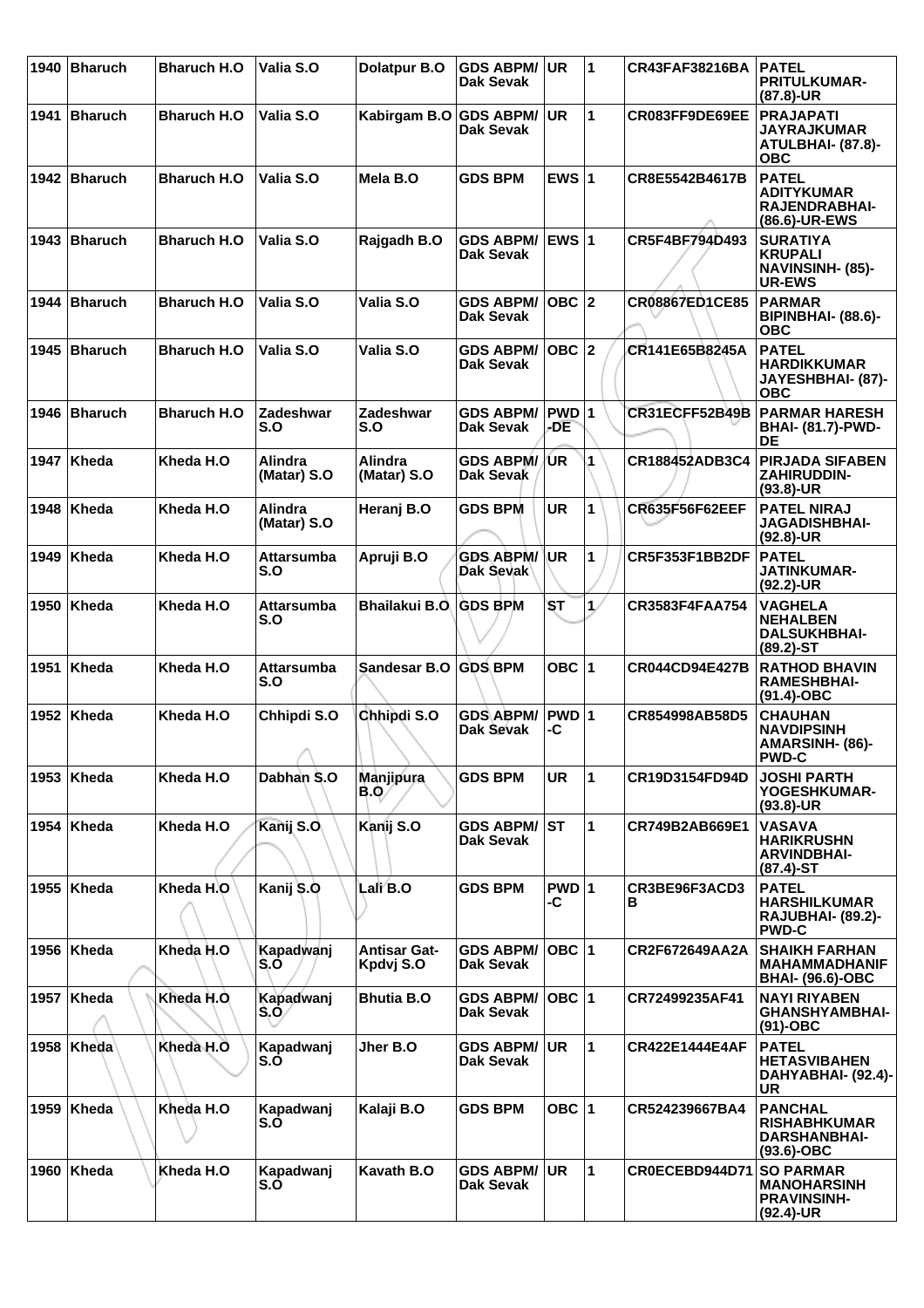| 1940 | Bharuch | Bharuch H.O | Valia S.O | Dolatpur B.O | GDS ABPM/ Dak Sevak | UR | 1 | CR43FAF38216BA | PATEL PRITULKUMAR- (87.8)-UR |
|---|---|---|---|---|---|---|---|---|---|
| 1941 | Bharuch | Bharuch H.O | Valia S.O | Kabirgam B.O | GDS ABPM/ Dak Sevak | UR | 1 | CR083FF9DE69EE | PRAJAPATI JAYRAJKUMAR ATULBHAI- (87.8)-OBC |
| 1942 | Bharuch | Bharuch H.O | Valia S.O | Mela B.O | GDS BPM | EWS | 1 | CR8E5542B4617B | PATEL ADITYKUMAR RAJENDRABHAI- (86.6)-UR-EWS |
| 1943 | Bharuch | Bharuch H.O | Valia S.O | Rajgadh B.O | GDS ABPM/ Dak Sevak | EWS | 1 | CR5F4BF794D493 | SURATIYA KRUPALI NAVINSINH- (85)-UR-EWS |
| 1944 | Bharuch | Bharuch H.O | Valia S.O | Valia S.O | GDS ABPM/ Dak Sevak | OBC | 2 | CR08867ED1CE85 | PARMAR BIPINBHAI- (88.6)-OBC |
| 1945 | Bharuch | Bharuch H.O | Valia S.O | Valia S.O | GDS ABPM/ Dak Sevak | OBC | 2 | CR141E65B8245A | PATEL HARDIKKUMAR JAYESHBHAI- (87)-OBC |
| 1946 | Bharuch | Bharuch H.O | Zadeshwar S.O | Zadeshwar S.O | GDS ABPM/ Dak Sevak | PWD-DE | 1 | CR31ECFF52B49B | PARMAR HARESH BHAI- (81.7)-PWD-DE |
| 1947 | Kheda | Kheda H.O | Alindra (Matar) S.O | Alindra (Matar) S.O | GDS ABPM/ Dak Sevak | UR | 1 | CR188452ADB3C4 | PIRJADA SIFABEN ZAHIRUDDIN- (93.8)-UR |
| 1948 | Kheda | Kheda H.O | Alindra (Matar) S.O | Heranj B.O | GDS BPM | UR | 1 | CR635F56F62EEF | PATEL NIRAJ JAGADISHBHAI- (92.8)-UR |
| 1949 | Kheda | Kheda H.O | Attarsumba S.O | Apruji B.O | GDS ABPM/ Dak Sevak | UR | 1 | CR5F353F1BB2DF | PATEL JATINKUMAR- (92.2)-UR |
| 1950 | Kheda | Kheda H.O | Attarsumba S.O | Bhailakui B.O | GDS BPM | ST | 1 | CR3583F4FAA754 | VAGHELA NEHALBEN DALSUKHBHAI- (89.2)-ST |
| 1951 | Kheda | Kheda H.O | Attarsumba S.O | Sandesar B.O | GDS BPM | OBC | 1 | CR044CD94E427B | RATHOD BHAVIN RAMESHBHAI- (91.4)-OBC |
| 1952 | Kheda | Kheda H.O | Chhipdi S.O | Chhipdi S.O | GDS ABPM/ Dak Sevak | PWD-C | 1 | CR854998AB58D5 | CHAUHAN NAVDIPSINH AMARSINH- (86)-PWD-C |
| 1953 | Kheda | Kheda H.O | Dabhan S.O | Manjipura B.O | GDS BPM | UR | 1 | CR19D3154FD94D | JOSHI PARTH YOGESHKUMAR- (93.8)-UR |
| 1954 | Kheda | Kheda H.O | Kanij S.O | Kanij S.O | GDS ABPM/ Dak Sevak | ST | 1 | CR749B2AB669E1 | VASAVA HARIKRUSHN ARVINDBHAI- (87.4)-ST |
| 1955 | Kheda | Kheda H.O | Kanij S.O | Lali B.O | GDS BPM | PWD-C | 1 | CR3BE96F3ACD3B | PATEL HARSHILKUMAR RAJUBHAI- (89.2)-PWD-C |
| 1956 | Kheda | Kheda H.O | Kapadwanj S.O | Antisar Gat-Kpdvj S.O | GDS ABPM/ Dak Sevak | OBC | 1 | CR2F672649AA2A | SHAIKH FARHAN MAHAMMADHANIF BHAI- (96.6)-OBC |
| 1957 | Kheda | Kheda H.O | Kapadwanj S.O | Bhutia B.O | GDS ABPM/ Dak Sevak | OBC | 1 | CR72499235AF41 | NAYI RIYABEN GHANSHYAMBHAI- (91)-OBC |
| 1958 | Kheda | Kheda H.O | Kapadwanj S.O | Jher B.O | GDS ABPM/ Dak Sevak | UR | 1 | CR422E1444E4AF | PATEL HETASVIBAHEN DAHYABHAI- (92.4)-UR |
| 1959 | Kheda | Kheda H.O | Kapadwanj S.O | Kalaji B.O | GDS BPM | OBC | 1 | CR524239667BA4 | PANCHAL RISHABHKUMAR DARSHANBHAI- (93.6)-OBC |
| 1960 | Kheda | Kheda H.O | Kapadwanj S.O | Kavath B.O | GDS ABPM/ Dak Sevak | UR | 1 | CR0ECEBD944D71 | SO PARMAR MANOHARSINH PRAVINSINH- (92.4)-UR |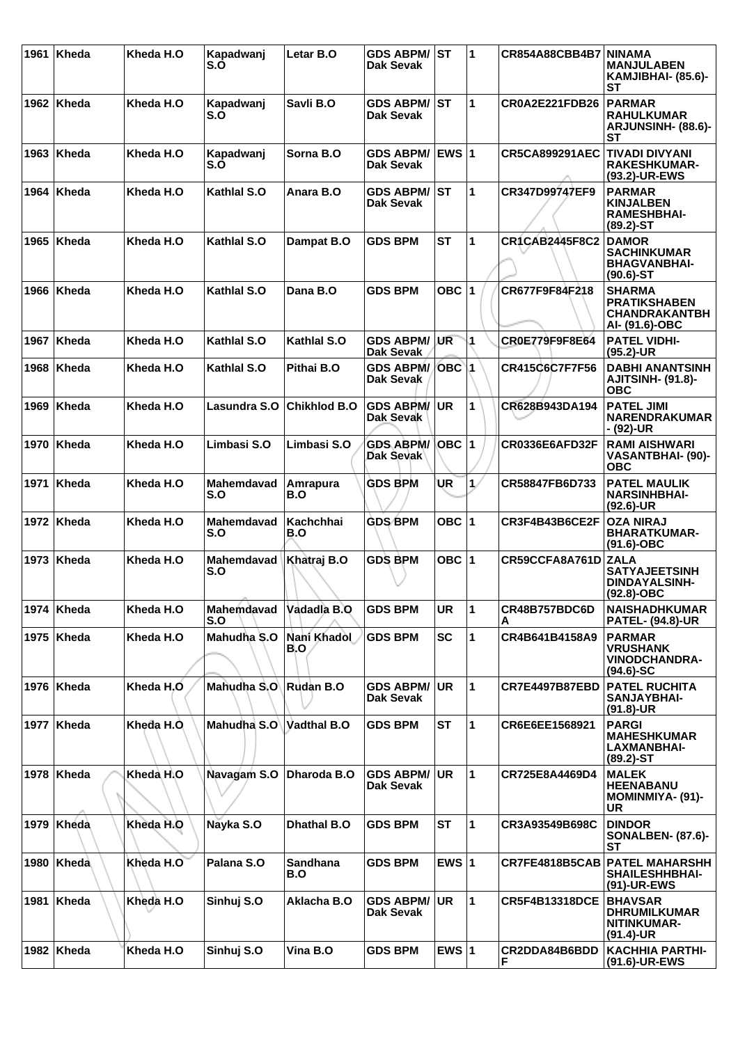| 1961 | Kheda | Kheda H.O | Kapadwanj S.O | Letar B.O | GDS ABPM/ Dak Sevak | ST | 1 | CR854A88CBB4B7 | NINAMA MANJULABEN KAMJIBHAI- (85.6)-ST |
|---|---|---|---|---|---|---|---|---|---|
| 1962 | Kheda | Kheda H.O | Kapadwanj S.O | Savli B.O | GDS ABPM/ Dak Sevak | ST | 1 | CR0A2E221FDB26 | PARMAR RAHULKUMAR ARJUNSINH- (88.6)-ST |
| 1963 | Kheda | Kheda H.O | Kapadwanj S.O | Sorna B.O | GDS ABPM/ Dak Sevak | EWS | 1 | CR5CA899291AEC | TIVADI DIVYANI RAKESHKUMAR- (93.2)-UR-EWS |
| 1964 | Kheda | Kheda H.O | Kathlal S.O | Anara B.O | GDS ABPM/ Dak Sevak | ST | 1 | CR347D99747EF9 | PARMAR KINJALBEN RAMESHBHAI- (89.2)-ST |
| 1965 | Kheda | Kheda H.O | Kathlal S.O | Dampat B.O | GDS BPM | ST | 1 | CR1CAB2445F8C2 | DAMOR SACHINKUMAR BHAGVANBHAI- (90.6)-ST |
| 1966 | Kheda | Kheda H.O | Kathlal S.O | Dana B.O | GDS BPM | OBC | 1 | CR677F9F84F218 | SHARMA PRATIKSHABEN CHANDRAKANTBH AI- (91.6)-OBC |
| 1967 | Kheda | Kheda H.O | Kathlal S.O | Kathlal S.O | GDS ABPM/ Dak Sevak | UR | 1 | CR0E779F9F8E64 | PATEL VIDHI- (95.2)-UR |
| 1968 | Kheda | Kheda H.O | Kathlal S.O | Pithai B.O | GDS ABPM/ Dak Sevak | OBC | 1 | CR415C6C7F7F56 | DABHI ANANTSINH AJITSINH- (91.8)-OBC |
| 1969 | Kheda | Kheda H.O | Lasundra S.O | Chikhlod B.O | GDS ABPM/ Dak Sevak | UR | 1 | CR628B943DA194 | PATEL JIMI NARENDRAKUMAR - (92)-UR |
| 1970 | Kheda | Kheda H.O | Limbasi S.O | Limbasi S.O | GDS ABPM/ Dak Sevak | OBC | 1 | CR0336E6AFD32F | RAMI AISHWARI VASANTBHAI- (90)-OBC |
| 1971 | Kheda | Kheda H.O | Mahemdavad S.O | Amrapura B.O | GDS BPM | UR | 1 | CR58847FB6D733 | PATEL MAULIK NARSINHBHAI- (92.6)-UR |
| 1972 | Kheda | Kheda H.O | Mahemdavad S.O | Kachchhai B.O | GDS BPM | OBC | 1 | CR3F4B43B6CE2F | OZA NIRAJ BHARATKUMAR- (91.6)-OBC |
| 1973 | Kheda | Kheda H.O | Mahemdavad S.O | Khatraj B.O | GDS BPM | OBC | 1 | CR59CCFA8A761D | ZALA SATYAJEETSINH DINDAYALSINH- (92.8)-OBC |
| 1974 | Kheda | Kheda H.O | Mahemdavad S.O | Vadadla B.O | GDS BPM | UR | 1 | CR48B757BDC6DA | NAISHADHKUMAR PATEL- (94.8)-UR |
| 1975 | Kheda | Kheda H.O | Mahudha S.O | Nani Khadol B.O | GDS BPM | SC | 1 | CR4B641B4158A9 | PARMAR VRUSHANK VINODCHANDRA- (94.6)-SC |
| 1976 | Kheda | Kheda H.O | Mahudha S.O | Rudan B.O | GDS ABPM/ Dak Sevak | UR | 1 | CR7E4497B87EBD | PATEL RUCHITA SANJAYBHAI- (91.8)-UR |
| 1977 | Kheda | Kheda H.O | Mahudha S.O | Vadthal B.O | GDS BPM | ST | 1 | CR6E6EE1568921 | PARGI MAHESHKUMAR LAXMANBHAI- (89.2)-ST |
| 1978 | Kheda | Kheda H.O | Navagam S.O | Dharoda B.O | GDS ABPM/ Dak Sevak | UR | 1 | CR725E8A4469D4 | MALEK HEENABANU MOMINMIYA- (91)-UR |
| 1979 | Kheda | Kheda H.O | Nayka S.O | Dhathal B.O | GDS BPM | ST | 1 | CR3A93549B698C | DINDOR SONALBEN- (87.6)-ST |
| 1980 | Kheda | Kheda H.O | Palana S.O | Sandhana B.O | GDS BPM | EWS | 1 | CR7FE4818B5CAB | PATEL MAHARSHH SHAILESHHBHAI- (91)-UR-EWS |
| 1981 | Kheda | Kheda H.O | Sinhuj S.O | Aklacha B.O | GDS ABPM/ Dak Sevak | UR | 1 | CR5F4B13318DCE | BHAVSAR DHRUMILKUMAR NITINKUMAR- (91.4)-UR |
| 1982 | Kheda | Kheda H.O | Sinhuj S.O | Vina B.O | GDS BPM | EWS | 1 | CR2DDA84B6BDDF | KACHHIA PARTHI- (91.6)-UR-EWS |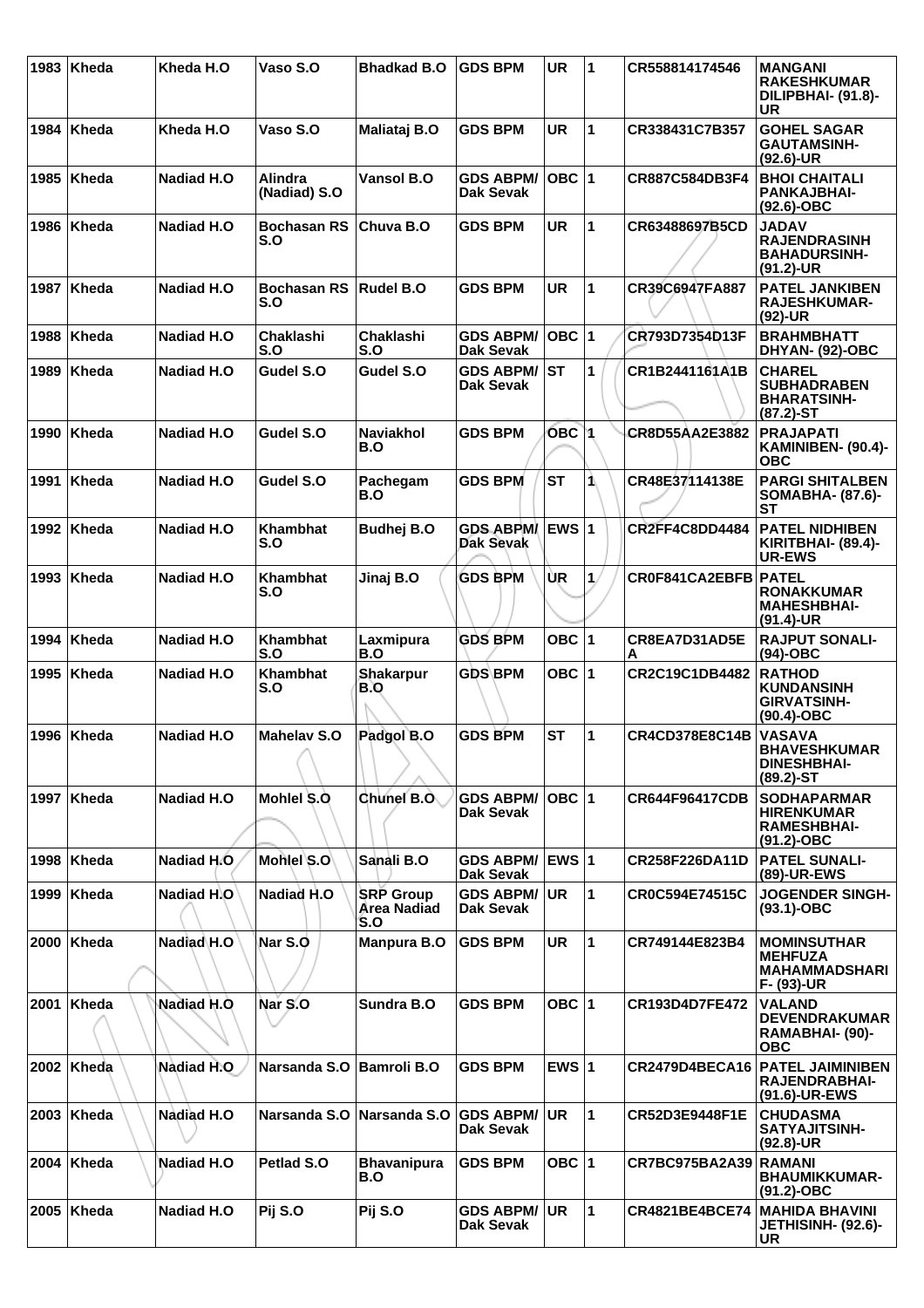| 1983 | Kheda | Kheda H.O | Vaso S.O | Bhadkad B.O | GDS BPM | UR | 1 | CR558814174546 | MANGANI RAKESHKUMAR DILIPBHAI- (91.8)-UR |
|---|---|---|---|---|---|---|---|---|---|
| 1984 | Kheda | Kheda H.O | Vaso S.O | Maliataj B.O | GDS BPM | UR | 1 | CR338431C7B357 | GOHEL SAGAR GAUTAMSINH- (92.6)-UR |
| 1985 | Kheda | Nadiad H.O | Alindra (Nadiad) S.O | Vansol B.O | GDS ABPM/ Dak Sevak | OBC | 1 | CR887C584DB3F4 | BHOI CHAITALI PANKAJBHAI- (92.6)-OBC |
| 1986 | Kheda | Nadiad H.O | Bochasan RS S.O | Chuva B.O | GDS BPM | UR | 1 | CR63488697B5CD | JADAV RAJENDRASINH BAHADURSINH- (91.2)-UR |
| 1987 | Kheda | Nadiad H.O | Bochasan RS S.O | Rudel B.O | GDS BPM | UR | 1 | CR39C6947FA887 | PATEL JANKIBEN RAJESHKUMAR- (92)-UR |
| 1988 | Kheda | Nadiad H.O | Chaklashi S.O | Chaklashi S.O | GDS ABPM/ Dak Sevak | OBC | 1 | CR793D7354D13F | BRAHMBHATT DHYAN- (92)-OBC |
| 1989 | Kheda | Nadiad H.O | Gudel S.O | Gudel S.O | GDS ABPM/ Dak Sevak | ST | 1 | CR1B2441161A1B | CHAREL SUBHADRABEN BHARATSINH- (87.2)-ST |
| 1990 | Kheda | Nadiad H.O | Gudel S.O | Naviakhol B.O | GDS BPM | OBC | 1 | CR8D55AA2E3882 | PRAJAPATI KAMINIBEN- (90.4)-OBC |
| 1991 | Kheda | Nadiad H.O | Gudel S.O | Pachegam B.O | GDS BPM | ST | 1 | CR48E37114138E | PARGI SHITALBEN SOMABHA- (87.6)-ST |
| 1992 | Kheda | Nadiad H.O | Khambhat S.O | Budhej B.O | GDS ABPM/ Dak Sevak | EWS | 1 | CR2FF4C8DD4484 | PATEL NIDHIBEN KIRITBHAI- (89.4)-UR-EWS |
| 1993 | Kheda | Nadiad H.O | Khambhat S.O | Jinaj B.O | GDS BPM | UR | 1 | CR0F841CA2EBFB | PATEL RONAKKUMAR MAHESHBHAI- (91.4)-UR |
| 1994 | Kheda | Nadiad H.O | Khambhat S.O | Laxmipura B.O | GDS BPM | OBC | 1 | CR8EA7D31AD5EA | RAJPUT SONALI- (94)-OBC |
| 1995 | Kheda | Nadiad H.O | Khambhat S.O | Shakarpur B.O | GDS BPM | OBC | 1 | CR2C19C1DB4482 | RATHOD KUNDANSINH GIRVATSINH- (90.4)-OBC |
| 1996 | Kheda | Nadiad H.O | Mahelav S.O | Padgol B.O | GDS BPM | ST | 1 | CR4CD378E8C14B | VASAVA BHAVESHKUMAR DINESHBHAI- (89.2)-ST |
| 1997 | Kheda | Nadiad H.O | Mohlel S.O | Chunel B.O | GDS ABPM/ Dak Sevak | OBC | 1 | CR644F96417CDB | SODHAPARMAR HIRENKUMAR RAMESHBHAI- (91.2)-OBC |
| 1998 | Kheda | Nadiad H.O | Mohlel S.O | Sanali B.O | GDS ABPM/ Dak Sevak | EWS | 1 | CR258F226DA11D | PATEL SUNALI- (89)-UR-EWS |
| 1999 | Kheda | Nadiad H.O | Nadiad H.O | SRP Group Area Nadiad S.O | GDS ABPM/ Dak Sevak | UR | 1 | CR0C594E74515C | JOGENDER SINGH- (93.1)-OBC |
| 2000 | Kheda | Nadiad H.O | Nar S.O | Manpura B.O | GDS BPM | UR | 1 | CR749144E823B4 | MOMINSUTHAR MEHFUZA MAHAMMADSHARIF- (93)-UR |
| 2001 | Kheda | Nadiad H.O | Nar S.O | Sundra B.O | GDS BPM | OBC | 1 | CR193D4D7FE472 | VALAND DEVENDRAKUMAR RAMABHAI- (90)-OBC |
| 2002 | Kheda | Nadiad H.O | Narsanda S.O | Bamroli B.O | GDS BPM | EWS | 1 | CR2479D4BECA16 | PATEL JAIMINIBEN RAJENDRABHAI- (91.6)-UR-EWS |
| 2003 | Kheda | Nadiad H.O | Narsanda S.O | Narsanda S.O | GDS ABPM/ Dak Sevak | UR | 1 | CR52D3E9448F1E | CHUDASMA SATYAJITSINH- (92.8)-UR |
| 2004 | Kheda | Nadiad H.O | Petlad S.O | Bhavanipura B.O | GDS BPM | OBC | 1 | CR7BC975BA2A39 | RAMANI BHAUMIKKUMAR- (91.2)-OBC |
| 2005 | Kheda | Nadiad H.O | Pij S.O | Pij S.O | GDS ABPM/ Dak Sevak | UR | 1 | CR4821BE4BCE74 | MAHIDA BHAVINI JETHISINH- (92.6)-UR |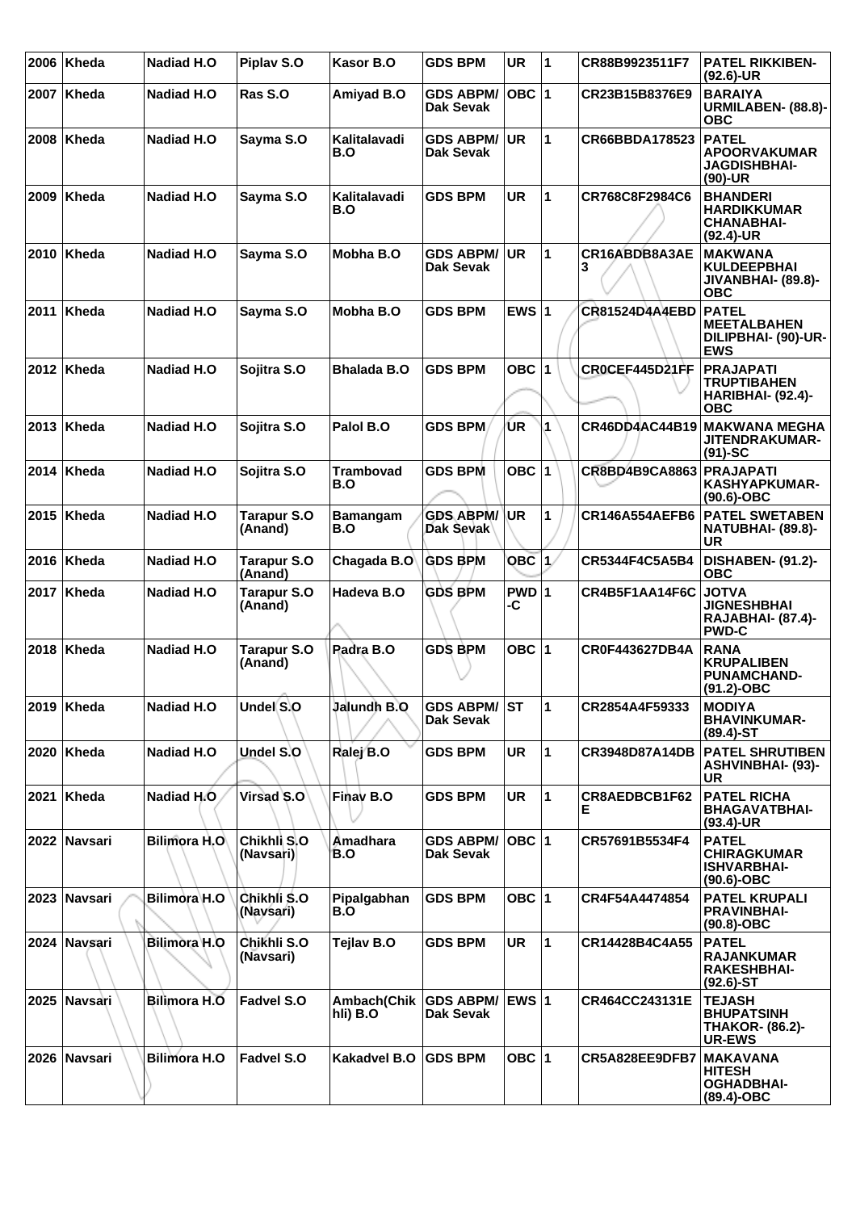| | | | | | | | | | |
|---|---|---|---|---|---|---|---|---|---|
| 2006 | Kheda | Nadiad H.O | Piplav S.O | Kasor B.O | GDS BPM | UR | 1 | CR88B9923511F7 | PATEL RIKKIBEN- (92.6)-UR |
| 2007 | Kheda | Nadiad H.O | Ras S.O | Amiyad B.O | GDS ABPM/ Dak Sevak | OBC | 1 | CR23B15B8376E9 | BARAIYA URMILABEN- (88.8)-OBC |
| 2008 | Kheda | Nadiad H.O | Sayma S.O | Kalitalavadi B.O | GDS ABPM/ Dak Sevak | UR | 1 | CR66BBDA178523 | PATEL APOORVAKUMAR JAGDISHBHAI- (90)-UR |
| 2009 | Kheda | Nadiad H.O | Sayma S.O | Kalitalavadi B.O | GDS BPM | UR | 1 | CR768C8F2984C6 | BHANDERI HARDIKKUMAR CHANABHAI- (92.4)-UR |
| 2010 | Kheda | Nadiad H.O | Sayma S.O | Mobha B.O | GDS ABPM/ Dak Sevak | UR | 1 | CR16ABDB8A3AE3 | MAKWANA KULDEEPBHAI JIVANBHAI- (89.8)-OBC |
| 2011 | Kheda | Nadiad H.O | Sayma S.O | Mobha B.O | GDS BPM | EWS | 1 | CR81524D4A4EBD | PATEL MEETALBAHEN DILIPBHAI- (90)-UR-EWS |
| 2012 | Kheda | Nadiad H.O | Sojitra S.O | Bhalada B.O | GDS BPM | OBC | 1 | CR0CEF445D21FF | PRAJAPATI TRUPTIBAHEN HARIBHAI- (92.4)-OBC |
| 2013 | Kheda | Nadiad H.O | Sojitra S.O | Palol B.O | GDS BPM | UR | 1 | CR46DD4AC44B19 | MAKWANA MEGHA JITENDRAKUMAR- (91)-SC |
| 2014 | Kheda | Nadiad H.O | Sojitra S.O | Trambovad B.O | GDS BPM | OBC | 1 | CR8BD4B9CA8863 | PRAJAPATI KASHYAPKUMAR- (90.6)-OBC |
| 2015 | Kheda | Nadiad H.O | Tarapur S.O (Anand) | Bamangam B.O | GDS ABPM/ Dak Sevak | UR | 1 | CR146A554AEFB6 | PATEL SWETABEN NATUBHAI- (89.8)-UR |
| 2016 | Kheda | Nadiad H.O | Tarapur S.O (Anand) | Chagada B.O | GDS BPM | OBC | 1 | CR5344F4C5A5B4 | DISHABEN- (91.2)-OBC |
| 2017 | Kheda | Nadiad H.O | Tarapur S.O (Anand) | Hadeva B.O | GDS BPM | PWD-C | 1 | CR4B5F1AA14F6C | JOTVA JIGNESHBHAI RAJABHAI- (87.4)-PWD-C |
| 2018 | Kheda | Nadiad H.O | Tarapur S.O (Anand) | Padra B.O | GDS BPM | OBC | 1 | CR0F443627DB4A | RANA KRUPALIBEN PUNAMCHAND- (91.2)-OBC |
| 2019 | Kheda | Nadiad H.O | Undel S.O | Jalundh B.O | GDS ABPM/ Dak Sevak | ST | 1 | CR2854A4F59333 | MODIYA BHAVINKUMAR- (89.4)-ST |
| 2020 | Kheda | Nadiad H.O | Undel S.O | Ralej B.O | GDS BPM | UR | 1 | CR3948D87A14DB | PATEL SHRUTIBEN ASHVINBHAI- (93)-UR |
| 2021 | Kheda | Nadiad H.O | Virsad S.O | Finav B.O | GDS BPM | UR | 1 | CR8AEDBCB1F62E | PATEL RICHA BHAGAVATBHAI- (93.4)-UR |
| 2022 | Navsari | Bilimora H.O | Chikhli S.O (Navsari) | Amadhara B.O | GDS ABPM/ Dak Sevak | OBC | 1 | CR57691B5534F4 | PATEL CHIRAGKUMAR ISHVARBHAI- (90.6)-OBC |
| 2023 | Navsari | Bilimora H.O | Chikhli S.O (Navsari) | Pipalgabhan B.O | GDS BPM | OBC | 1 | CR4F54A4474854 | PATEL KRUPALI PRAVINBHAI- (90.8)-OBC |
| 2024 | Navsari | Bilimora H.O | Chikhli S.O (Navsari) | Tejlav B.O | GDS BPM | UR | 1 | CR14428B4C4A55 | PATEL RAJANKUMAR RAKESHBHAI- (92.6)-ST |
| 2025 | Navsari | Bilimora H.O | Fadvel S.O | Ambach(Chikhli) B.O | GDS ABPM/ Dak Sevak | EWS | 1 | CR464CC243131E | TEJASH BHUPATSINH THAKOR- (86.2)-UR-EWS |
| 2026 | Navsari | Bilimora H.O | Fadvel S.O | Kakadvel B.O | GDS BPM | OBC | 1 | CR5A828EE9DFB7 | MAKAVANA HITESH OGHADBHAI- (89.4)-OBC |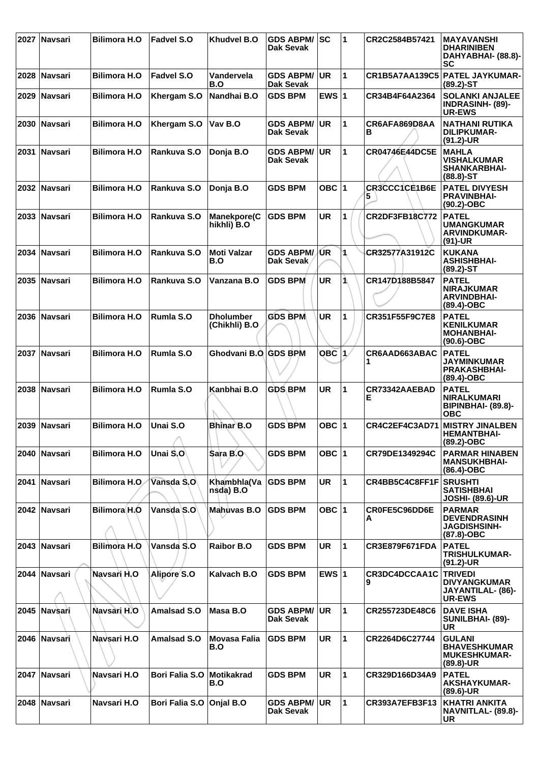| 2027 | Navsari | Bilimora H.O | Fadvel S.O | Khudvel B.O | GDS ABPM/ Dak Sevak | SC | 1 | CR2C2584B57421 | MAYAVANSHI DHARINIBEN DAHYABHAI- (88.8)-SC |
|---|---|---|---|---|---|---|---|---|---|
| 2028 | Navsari | Bilimora H.O | Fadvel S.O | Vandervela B.O | GDS ABPM/ Dak Sevak | UR | 1 | CR1B5A7AA139C5 | PATEL JAYKUMAR- (89.2)-ST |
| 2029 | Navsari | Bilimora H.O | Khergam S.O | Nandhai B.O | GDS BPM | EWS | 1 | CR34B4F64A2364 | SOLANKI ANJALEE INDRASINH- (89)-UR-EWS |
| 2030 | Navsari | Bilimora H.O | Khergam S.O | Vav B.O | GDS ABPM/ Dak Sevak | UR | 1 | CR6AFA869D8AAB | NATHANI RUTIKA DILIPKUMAR- (91.2)-UR |
| 2031 | Navsari | Bilimora H.O | Rankuva S.O | Donja B.O | GDS ABPM/ Dak Sevak | UR | 1 | CR04746E44DC5E | MAHLA VISHALKUMAR SHANKARBHAI- (88.8)-ST |
| 2032 | Navsari | Bilimora H.O | Rankuva S.O | Donja B.O | GDS BPM | OBC | 1 | CR3CCC1CE1B6E5 | PATEL DIVYESH PRAVINBHAI- (90.2)-OBC |
| 2033 | Navsari | Bilimora H.O | Rankuva S.O | Manekpore(Chikhli) B.O | GDS BPM | UR | 1 | CR2DF3FB18C772 | PATEL UMANGKUMAR ARVINDKUMAR- (91)-UR |
| 2034 | Navsari | Bilimora H.O | Rankuva S.O | Moti Valzar B.O | GDS ABPM/ Dak Sevak | UR | 1 | CR32577A31912C | KUKANA ASHISHBHAI- (89.2)-ST |
| 2035 | Navsari | Bilimora H.O | Rankuva S.O | Vanzana B.O | GDS BPM | UR | 1 | CR147D188B5847 | PATEL NIRAJKUMAR ARVINDBHAI- (89.4)-OBC |
| 2036 | Navsari | Bilimora H.O | Rumla S.O | Dholumber (Chikhli) B.O | GDS BPM | UR | 1 | CR351F55F9C7E8 | PATEL KENILKUMAR MOHANBHAI- (90.6)-OBC |
| 2037 | Navsari | Bilimora H.O | Rumla S.O | Ghodvani B.O | GDS BPM | OBC | 1 | CR6AAD663ABAC1 | PATEL JAYMINKUMAR PRAKASHBHAI- (89.4)-OBC |
| 2038 | Navsari | Bilimora H.O | Rumla S.O | Kanbhai B.O | GDS BPM | UR | 1 | CR73342AAEBADE | PATEL NIRALKUMARI BIPINBHAI- (89.8)-OBC |
| 2039 | Navsari | Bilimora H.O | Unai S.O | Bhinar B.O | GDS BPM | OBC | 1 | CR4C2EF4C3AD71 | MISTRY JINALBEN HEMANTBHAI- (89.2)-OBC |
| 2040 | Navsari | Bilimora H.O | Unai S.O | Sara B.O | GDS BPM | OBC | 1 | CR79DE1349294C | PARMAR HINABEN MANSUKHBHAI- (86.4)-OBC |
| 2041 | Navsari | Bilimora H.O | Vansda S.O | Khambhla(Vansda) B.O | GDS BPM | UR | 1 | CR4BB5C4C8FF1F | SRUSHTI SATISHBHAI JOSHI- (89.6)-UR |
| 2042 | Navsari | Bilimora H.O | Vansda S.O | Mahuvas B.O | GDS BPM | OBC | 1 | CR0FE5C96DD6EA | PARMAR DEVENDRASINH JAGDISHSINH- (87.8)-OBC |
| 2043 | Navsari | Bilimora H.O | Vansda S.O | Raibor B.O | GDS BPM | UR | 1 | CR3E879F671FDA | PATEL TRISHULKUMAR- (91.2)-UR |
| 2044 | Navsari | Navsari H.O | Alipore S.O | Kalvach B.O | GDS BPM | EWS | 1 | CR3DC4DCCAA1C9 | TRIVEDI DIVYANGKUMAR JAYANTILAL- (86)-UR-EWS |
| 2045 | Navsari | Navsari H.O | Amalsad S.O | Masa B.O | GDS ABPM/ Dak Sevak | UR | 1 | CR255723DE48C6 | DAVE ISHA SUNILBHAI- (89)-UR |
| 2046 | Navsari | Navsari H.O | Amalsad S.O | Movasa Falia B.O | GDS BPM | UR | 1 | CR2264D6C27744 | GULANI BHAVESHKUMAR MUKESHKUMAR- (89.8)-UR |
| 2047 | Navsari | Navsari H.O | Bori Falia S.O | Motikakrad B.O | GDS BPM | UR | 1 | CR329D166D34A9 | PATEL AKSHAYKUMAR- (89.6)-UR |
| 2048 | Navsari | Navsari H.O | Bori Falia S.O | Onjal B.O | GDS ABPM/ Dak Sevak | UR | 1 | CR393A7EFB3F13 | KHATRI ANKITA NAVNITLAL- (89.8)-UR |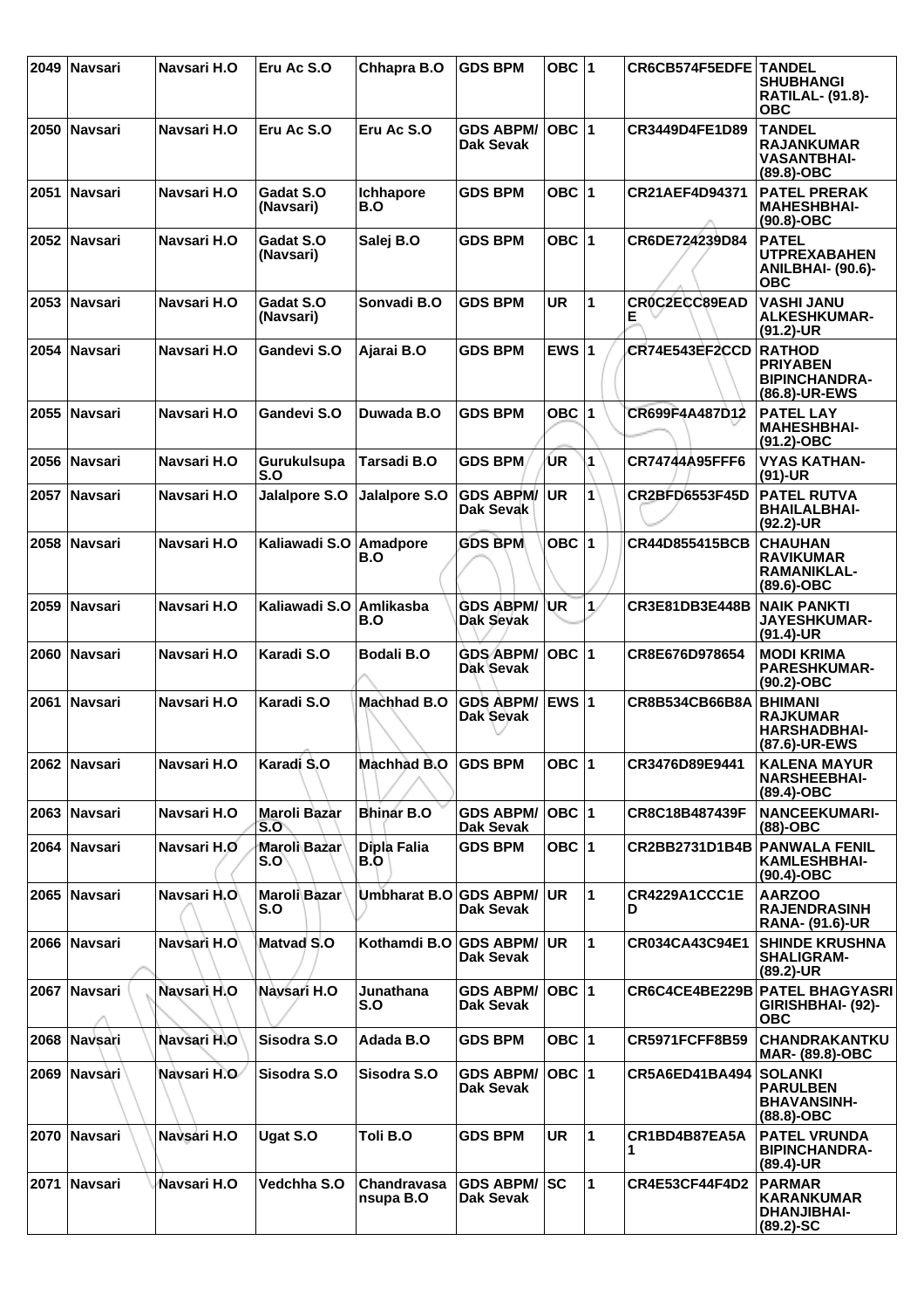| 2049 | Navsari | Navsari H.O | Eru Ac S.O | Chhapra B.O | GDS BPM | OBC | 1 | CR6CB574F5EDFE | TANDEL SHUBHANGI RATILAL- (91.8)-OBC |
|---|---|---|---|---|---|---|---|---|---|
| 2050 | Navsari | Navsari H.O | Eru Ac S.O | Eru Ac S.O | GDS ABPM/ Dak Sevak | OBC | 1 | CR3449D4FE1D89 | TANDEL RAJANKUMAR VASANTBHAI- (89.8)-OBC |
| 2051 | Navsari | Navsari H.O | Gadat S.O (Navsari) | Ichhapore B.O | GDS BPM | OBC | 1 | CR21AEF4D94371 | PATEL PRERAK MAHESHBHAI- (90.8)-OBC |
| 2052 | Navsari | Navsari H.O | Gadat S.O (Navsari) | Salej B.O | GDS BPM | OBC | 1 | CR6DE724239D84 | PATEL UTPREXABAHEN ANILBHAI- (90.6)-OBC |
| 2053 | Navsari | Navsari H.O | Gadat S.O (Navsari) | Sonvadi B.O | GDS BPM | UR | 1 | CR0C2ECC89EADE | VASHI JANU ALKESHKUMAR- (91.2)-UR |
| 2054 | Navsari | Navsari H.O | Gandevi S.O | Ajarai B.O | GDS BPM | EWS | 1 | CR74E543EF2CCD | RATHOD PRIYABEN BIPINCHANDRA- (86.8)-UR-EWS |
| 2055 | Navsari | Navsari H.O | Gandevi S.O | Duwada B.O | GDS BPM | OBC | 1 | CR699F4A487D12 | PATEL LAY MAHESHBHAI- (91.2)-OBC |
| 2056 | Navsari | Navsari H.O | Gurukulsupa S.O | Tarsadi B.O | GDS BPM | UR | 1 | CR74744A95FFF6 | VYAS KATHAN- (91)-UR |
| 2057 | Navsari | Navsari H.O | Jalalpore S.O | Jalalpore S.O | GDS ABPM/ Dak Sevak | UR | 1 | CR2BFD6553F45D | PATEL RUTVA BHAILALBHAI- (92.2)-UR |
| 2058 | Navsari | Navsari H.O | Kaliawadi S.O | Amadpore B.O | GDS BPM | OBC | 1 | CR44D855415BCB | CHAUHAN RAVIKUMAR RAMANIKLAL- (89.6)-OBC |
| 2059 | Navsari | Navsari H.O | Kaliawadi S.O | Amlikasba B.O | GDS ABPM/ Dak Sevak | UR | 1 | CR3E81DB3E448B | NAIK PANKTI JAYESHKUMAR- (91.4)-UR |
| 2060 | Navsari | Navsari H.O | Karadi S.O | Bodali B.O | GDS ABPM/ Dak Sevak | OBC | 1 | CR8E676D978654 | MODI KRIMA PARESHKUMAR- (90.2)-OBC |
| 2061 | Navsari | Navsari H.O | Karadi S.O | Machhad B.O | GDS ABPM/ Dak Sevak | EWS | 1 | CR8B534CB66B8A | BHIMANI RAJKUMAR HARSHADBHAI- (87.6)-UR-EWS |
| 2062 | Navsari | Navsari H.O | Karadi S.O | Machhad B.O | GDS BPM | OBC | 1 | CR3476D89E9441 | KALENA MAYUR NARSHEEBHAI- (89.4)-OBC |
| 2063 | Navsari | Navsari H.O | Maroli Bazar S.O | Bhinar B.O | GDS ABPM/ Dak Sevak | OBC | 1 | CR8C18B487439F | NANCEEKUMARI- (88)-OBC |
| 2064 | Navsari | Navsari H.O | Maroli Bazar S.O | Dipla Falia B.O | GDS BPM | OBC | 1 | CR2BB2731D1B4B | PANWALA FENIL KAMLESHBHAI- (90.4)-OBC |
| 2065 | Navsari | Navsari H.O | Maroli Bazar S.O | Umbharat B.O | GDS ABPM/ Dak Sevak | UR | 1 | CR4229A1CCC1ED | AARZOO RAJENDRASINH RANA- (91.6)-UR |
| 2066 | Navsari | Navsari H.O | Matvad S.O | Kothamdi B.O | GDS ABPM/ Dak Sevak | UR | 1 | CR034CA43C94E1 | SHINDE KRUSHNA SHALIGRAM- (89.2)-UR |
| 2067 | Navsari | Navsari H.O | Navsari H.O | Junathana S.O | GDS ABPM/ Dak Sevak | OBC | 1 | CR6C4CE4BE229B | PATEL BHAGYASRI GIRISHBHAI- (92)-OBC |
| 2068 | Navsari | Navsari H.O | Sisodra S.O | Adada B.O | GDS BPM | OBC | 1 | CR5971FCFF8B59 | CHANDRAKANTKUMAR- (89.8)-OBC |
| 2069 | Navsari | Navsari H.O | Sisodra S.O | Sisodra S.O | GDS ABPM/ Dak Sevak | OBC | 1 | CR5A6ED41BA494 | SOLANKI PARULBEN BHAVANSINH- (88.8)-OBC |
| 2070 | Navsari | Navsari H.O | Ugat S.O | Toli B.O | GDS BPM | UR | 1 | CR1BD4B87EA5A1 | PATEL VRUNDA BIPINCHANDRA- (89.4)-UR |
| 2071 | Navsari | Navsari H.O | Vedchha S.O | Chandravasa nsupa B.O | GDS ABPM/ Dak Sevak | SC | 1 | CR4E53CF44F4D2 | PARMAR KARANKUMAR DHANJIBHAI- (89.2)-SC |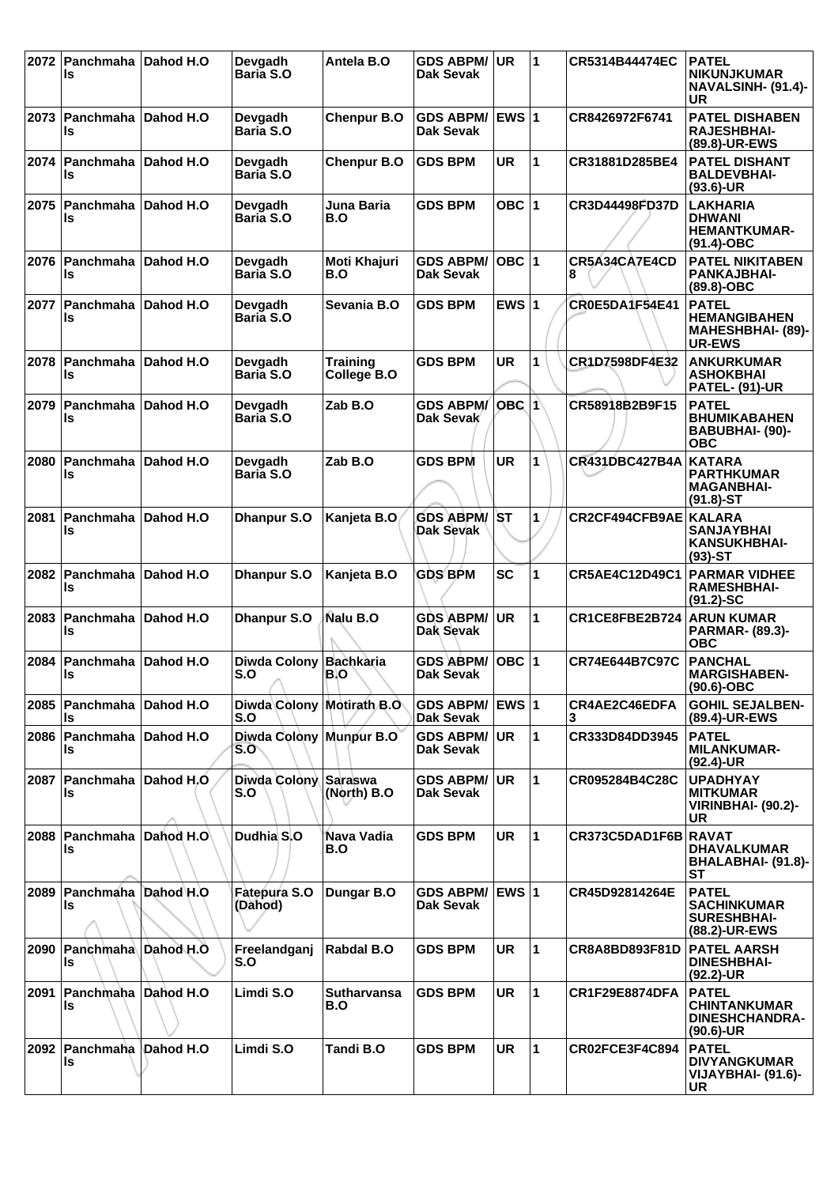| 2072 | Panchmahals | Dahod H.O | Devgadh Baria S.O | Antela B.O | GDS ABPM/ Dak Sevak | UR | 1 | CR5314B44474EC | PATEL NIKUNJKUMAR NAVALSINH- (91.4)-UR |
|---|---|---|---|---|---|---|---|---|---|
| 2073 | Panchmahals | Dahod H.O | Devgadh Baria S.O | Chenpur B.O | GDS ABPM/ Dak Sevak | EWS | 1 | CR8426972F6741 | PATEL DISHABEN RAJESHBHAI- (89.8)-UR-EWS |
| 2074 | Panchmahals | Dahod H.O | Devgadh Baria S.O | Chenpur B.O | GDS BPM | UR | 1 | CR31881D285BE4 | PATEL DISHANT BALDEVBHAI- (93.6)-UR |
| 2075 | Panchmahals | Dahod H.O | Devgadh Baria S.O | Juna Baria B.O | GDS BPM | OBC | 1 | CR3D44498FD37D | LAKHARIA DHWANI HEMANTKUMAR- (91.4)-OBC |
| 2076 | Panchmahals | Dahod H.O | Devgadh Baria S.O | Moti Khajuri B.O | GDS ABPM/ Dak Sevak | OBC | 1 | CR5A34CA7E4CD8 | PATEL NIKITABEN PANKAJBHAI- (89.8)-OBC |
| 2077 | Panchmahals | Dahod H.O | Devgadh Baria S.O | Sevania B.O | GDS BPM | EWS | 1 | CR0E5DA1F54E41 | PATEL HEMANGIBAHEN MAHESHBHAI- (89)-UR-EWS |
| 2078 | Panchmahals | Dahod H.O | Devgadh Baria S.O | Training College B.O | GDS BPM | UR | 1 | CR1D7598DF4E32 | ANKURKUMAR ASHOKBHAI PATEL- (91)-UR |
| 2079 | Panchmahals | Dahod H.O | Devgadh Baria S.O | Zab B.O | GDS ABPM/ Dak Sevak | OBC | 1 | CR58918B2B9F15 | PATEL BHUMIKABAHEN BABUBHAI- (90)-OBC |
| 2080 | Panchmahals | Dahod H.O | Devgadh Baria S.O | Zab B.O | GDS BPM | UR | 1 | CR431DBC427B4A | KATARA PARTHKUMAR MAGANBHAI- (91.8)-ST |
| 2081 | Panchmahals | Dahod H.O | Dhanpur S.O | Kanjeta B.O | GDS ABPM/ Dak Sevak | ST | 1 | CR2CF494CFB9AE | KALARA SANJAYBHAI KANSUKHBHAI- (93)-ST |
| 2082 | Panchmahals | Dahod H.O | Dhanpur S.O | Kanjeta B.O | GDS BPM | SC | 1 | CR5AE4C12D49C1 | PARMAR VIDHEE RAMESHBHAI- (91.2)-SC |
| 2083 | Panchmahals | Dahod H.O | Dhanpur S.O | Nalu B.O | GDS ABPM/ Dak Sevak | UR | 1 | CR1CE8FBE2B724 | ARUN KUMAR PARMAR- (89.3)-OBC |
| 2084 | Panchmahals | Dahod H.O | Diwda Colony S.O | Bachkaria B.O | GDS ABPM/ Dak Sevak | OBC | 1 | CR74E644B7C97C | PANCHAL MARGISHABEN- (90.6)-OBC |
| 2085 | Panchmahals | Dahod H.O | Diwda Colony S.O | Motirath B.O | GDS ABPM/ Dak Sevak | EWS | 1 | CR4AE2C46EDFA3 | GOHIL SEJALBEN- (89.4)-UR-EWS |
| 2086 | Panchmahals | Dahod H.O | Diwda Colony S.O | Munpur B.O | GDS ABPM/ Dak Sevak | UR | 1 | CR333D84DD3945 | PATEL MILANKUMAR- (92.4)-UR |
| 2087 | Panchmahals | Dahod H.O | Diwda Colony S.O | Saraswa (North) B.O | GDS ABPM/ Dak Sevak | UR | 1 | CR095284B4C28C | UPADHYAY MITKUMAR VIRINBHAI- (90.2)-UR |
| 2088 | Panchmahals | Dahod H.O | Dudhia S.O | Nava Vadia B.O | GDS BPM | UR | 1 | CR373C5DAD1F6B | RAVAT DHAVALKUMAR BHALABHAI- (91.8)-ST |
| 2089 | Panchmahals | Dahod H.O | Fatepura S.O (Dahod) | Dungar B.O | GDS ABPM/ Dak Sevak | EWS | 1 | CR45D92814264E | PATEL SACHINKUMAR SURESHBHAI- (88.2)-UR-EWS |
| 2090 | Panchmahals | Dahod H.O | Freelandganj S.O | Rabdal B.O | GDS BPM | UR | 1 | CR8A8BD893F81D | PATEL AARSH DINESHBHAI- (92.2)-UR |
| 2091 | Panchmahals | Dahod H.O | Limdi S.O | Sutharvansa B.O | GDS BPM | UR | 1 | CR1F29E8874DFA | PATEL CHINTANKUMAR DINESHCHANDRA- (90.6)-UR |
| 2092 | Panchmahals | Dahod H.O | Limdi S.O | Tandi B.O | GDS BPM | UR | 1 | CR02FCE3F4C894 | PATEL DIVYANGKUMAR VIJAYBHAI- (91.6)-UR |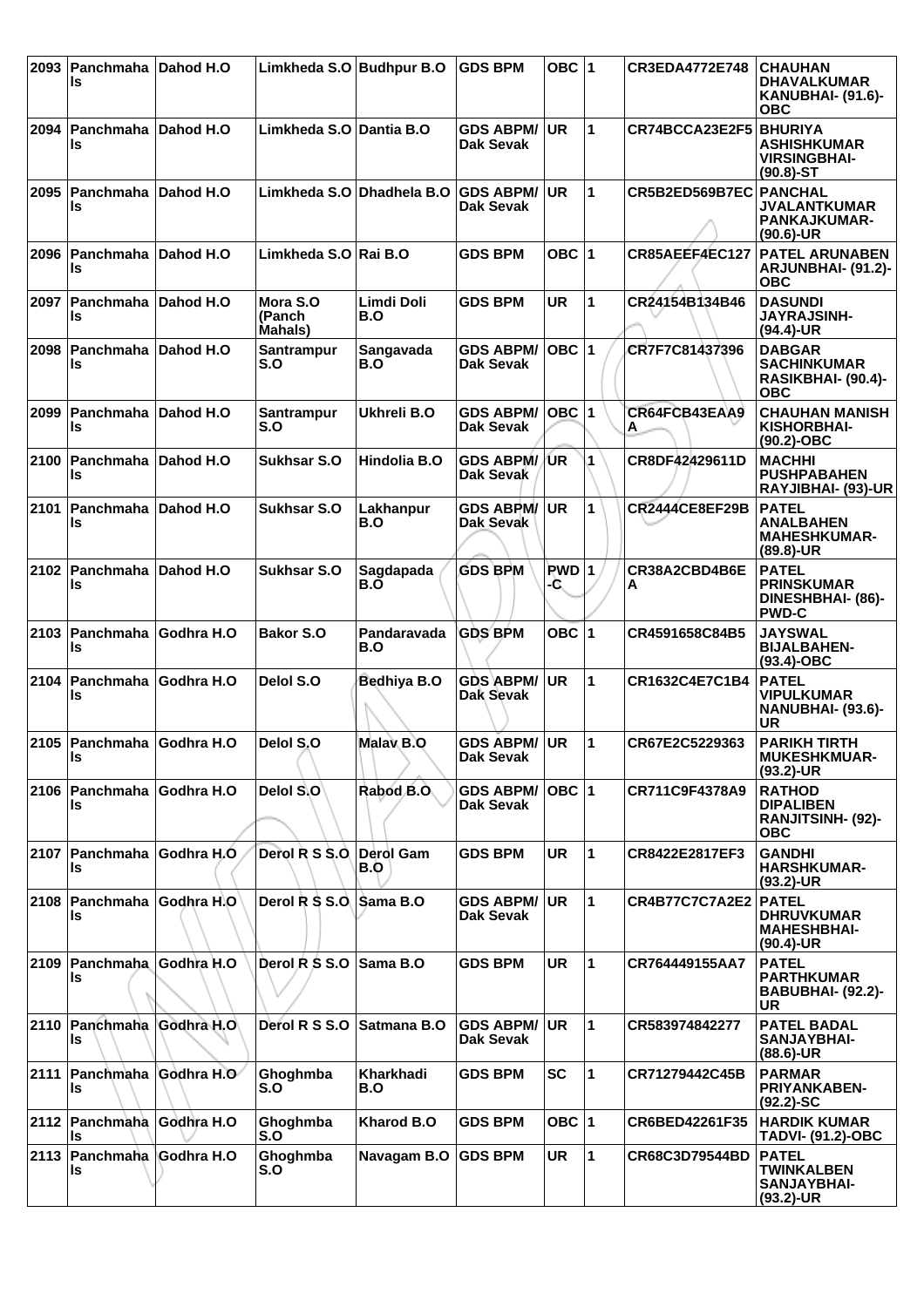| 2093 | Panchmahals | Dahod H.O | Limkheda S.O | Budhpur B.O | GDS BPM | OBC | 1 | CR3EDA4772E748 | CHAUHAN DHAVALKUMAR KANUBHAI- (91.6)-OBC |
|---|---|---|---|---|---|---|---|---|---|
| 2094 | Panchmahals | Dahod H.O | Limkheda S.O | Dantia B.O | GDS ABPM/ Dak Sevak | UR | 1 | CR74BCCA23E2F5 | BHURIYA ASHISHKUMAR VIRSINGBHAI- (90.8)-ST |
| 2095 | Panchmahals | Dahod H.O | Limkheda S.O | Dhadhela B.O | GDS ABPM/ Dak Sevak | UR | 1 | CR5B2ED569B7EC | PANCHAL JVALANTKUMAR PANKAJKUMAR- (90.6)-UR |
| 2096 | Panchmahals | Dahod H.O | Limkheda S.O | Rai B.O | GDS BPM | OBC | 1 | CR85AEEF4EC127 | PATEL ARUNABEN ARJUNBHAI- (91.2)-OBC |
| 2097 | Panchmahals | Dahod H.O | Mora S.O (Panch Mahals) | Limdi Doli B.O | GDS BPM | UR | 1 | CR24154B134B46 | DASUNDI JAYRAJSINH- (94.4)-UR |
| 2098 | Panchmahals | Dahod H.O | Santrampur S.O | Sangavada B.O | GDS ABPM/ Dak Sevak | OBC | 1 | CR7F7C81437396 | DABGAR SACHINKUMAR RASIKBHAI- (90.4)-OBC |
| 2099 | Panchmahals | Dahod H.O | Santrampur S.O | Ukhreli B.O | GDS ABPM/ Dak Sevak | OBC | 1 | CR64FCB43EAA9A | CHAUHAN MANISH KISHORBHAI- (90.2)-OBC |
| 2100 | Panchmahals | Dahod H.O | Sukhsar S.O | Hindolia B.O | GDS ABPM/ Dak Sevak | UR | 1 | CR8DF42429611D | MACHHI PUSHPABAHEN RAYJIBHAI- (93)-UR |
| 2101 | Panchmahals | Dahod H.O | Sukhsar S.O | Lakhanpur B.O | GDS ABPM/ Dak Sevak | UR | 1 | CR2444CE8EF29B | PATEL ANALBAHEN MAHESHKUMAR- (89.8)-UR |
| 2102 | Panchmahals | Dahod H.O | Sukhsar S.O | Sagdapada B.O | GDS BPM | PWD-C | 1 | CR38A2CBD4B6EA | PATEL PRINSKUMAR DINESHBHAI- (86)-PWD-C |
| 2103 | Panchmahals | Godhra H.O | Bakor S.O | Pandaravada B.O | GDS BPM | OBC | 1 | CR4591658C84B5 | JAYSWAL BIJALBAHEN- (93.4)-OBC |
| 2104 | Panchmahals | Godhra H.O | Delol S.O | Bedhiya B.O | GDS ABPM/ Dak Sevak | UR | 1 | CR1632C4E7C1B4 | PATEL VIPULKUMAR NANUBHAI- (93.6)-UR |
| 2105 | Panchmahals | Godhra H.O | Delol S.O | Malav B.O | GDS ABPM/ Dak Sevak | UR | 1 | CR67E2C5229363 | PARIKH TIRTH MUKESHKMUAR- (93.2)-UR |
| 2106 | Panchmahals | Godhra H.O | Delol S.O | Rabod B.O | GDS ABPM/ Dak Sevak | OBC | 1 | CR711C9F4378A9 | RATHOD DIPALIBEN RANJITSINH- (92)-OBC |
| 2107 | Panchmahals | Godhra H.O | Derol R S S.O | Derol Gam B.O | GDS BPM | UR | 1 | CR8422E2817EF3 | GANDHI HARSHKUMAR- (93.2)-UR |
| 2108 | Panchmahals | Godhra H.O | Derol R S S.O | Sama B.O | GDS ABPM/ Dak Sevak | UR | 1 | CR4B77C7C7A2E2 | PATEL DHRUVKUMAR MAHESHBHAI- (90.4)-UR |
| 2109 | Panchmahals | Godhra H.O | Derol R S S.O | Sama B.O | GDS BPM | UR | 1 | CR764449155AA7 | PATEL PARTHKUMAR BABUBHAI- (92.2)-UR |
| 2110 | Panchmahals | Godhra H.O | Derol R S S.O | Satmana B.O | GDS ABPM/ Dak Sevak | UR | 1 | CR583974842277 | PATEL BADAL SANJAYBHAI- (88.6)-UR |
| 2111 | Panchmahals | Godhra H.O | Ghoghmba S.O | Kharkhadi B.O | GDS BPM | SC | 1 | CR71279442C45B | PARMAR PRIYANKABEN- (92.2)-SC |
| 2112 | Panchmahals | Godhra H.O | Ghoghmba S.O | Kharod B.O | GDS BPM | OBC | 1 | CR6BED42261F35 | HARDIK KUMAR TADVI- (91.2)-OBC |
| 2113 | Panchmahals | Godhra H.O | Ghoghmba S.O | Navagam B.O | GDS BPM | UR | 1 | CR68C3D79544BD | PATEL TWINKALBEN SANJAYBHAI- (93.2)-UR |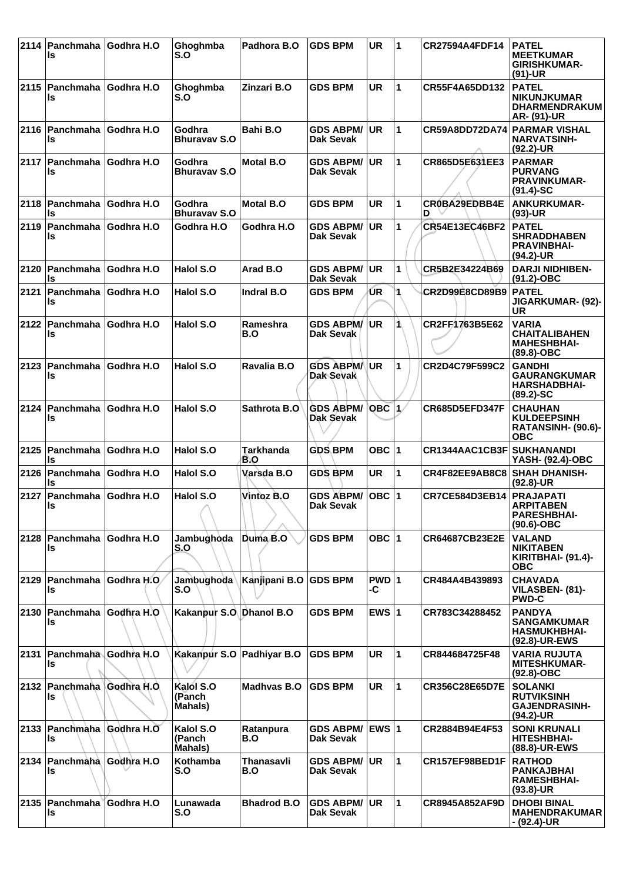| 2114 | Panchmahals | Godhra H.O | Ghoghmba S.O | Padhora B.O | GDS BPM | UR | 1 | CR27594A4FDF14 | PATEL MEETKUMAR GIRISHKUMAR- (91)-UR |
|---|---|---|---|---|---|---|---|---|---|
| 2115 | Panchmahals | Godhra H.O | Ghoghmba S.O | Zinzari B.O | GDS BPM | UR | 1 | CR55F4A65DD132 | PATEL NIKUNJKUMAR DHARMENDRAKUMAR- (91)-UR |
| 2116 | Panchmahals | Godhra H.O | Godhra Bhuravav S.O | Bahi B.O | GDS ABPM/ Dak Sevak | UR | 1 | CR59A8DD72DA74 | PARMAR VISHAL NARVATSINH- (92.2)-UR |
| 2117 | Panchmahals | Godhra H.O | Godhra Bhuravav S.O | Motal B.O | GDS ABPM/ Dak Sevak | UR | 1 | CR865D5E631EE3 | PARMAR PURVANG PRAVINKUMAR- (91.4)-SC |
| 2118 | Panchmahals | Godhra H.O | Godhra Bhuravav S.O | Motal B.O | GDS BPM | UR | 1 | CR0BA29EDBB4ED | ANKURKUMAR- (93)-UR |
| 2119 | Panchmahals | Godhra H.O | Godhra H.O | Godhra H.O | GDS ABPM/ Dak Sevak | UR | 1 | CR54E13EC46BF2 | PATEL SHRADDHABEN PRAVINBHAI- (94.2)-UR |
| 2120 | Panchmahals | Godhra H.O | Halol S.O | Arad B.O | GDS ABPM/ Dak Sevak | UR | 1 | CR5B2E34224B69 | DARJI NIDHIBEN- (91.2)-OBC |
| 2121 | Panchmahals | Godhra H.O | Halol S.O | Indral B.O | GDS BPM | UR | 1 | CR2D99E8CD89B9 | PATEL JIGARKUMAR- (92)-UR |
| 2122 | Panchmahals | Godhra H.O | Halol S.O | Rameshra B.O | GDS ABPM/ Dak Sevak | UR | 1 | CR2FF1763B5E62 | VARIA CHAITALIBAHEN MAHESHBHAI- (89.8)-OBC |
| 2123 | Panchmahals | Godhra H.O | Halol S.O | Ravalia B.O | GDS ABPM/ Dak Sevak | UR | 1 | CR2D4C79F599C2 | GANDHI GAURANGKUMAR HARSHADBHAI- (89.2)-SC |
| 2124 | Panchmahals | Godhra H.O | Halol S.O | Sathrota B.O | GDS ABPM/ Dak Sevak | OBC | 1 | CR685D5EFD347F | CHAUHAN KULDEEPSINH RATANSINH- (90.6)-OBC |
| 2125 | Panchmahals | Godhra H.O | Halol S.O | Tarkhanda B.O | GDS BPM | OBC | 1 | CR1344AAC1CB3F | SUKHANANDI YASH- (92.4)-OBC |
| 2126 | Panchmahals | Godhra H.O | Halol S.O | Varsda B.O | GDS BPM | UR | 1 | CR4F82EE9AB8C8 | SHAH DHANISH- (92.8)-UR |
| 2127 | Panchmahals | Godhra H.O | Halol S.O | Vintoz B.O | GDS ABPM/ Dak Sevak | OBC | 1 | CR7CE584D3EB14 | PRAJAPATI ARPITABEN PARESHBHAI- (90.6)-OBC |
| 2128 | Panchmahals | Godhra H.O | Jambughoda S.O | Duma B.O | GDS BPM | OBC | 1 | CR64687CB23E2E | VALAND NIKITABEN KIRITBHAI- (91.4)-OBC |
| 2129 | Panchmahals | Godhra H.O | Jambughoda S.O | Kanjipani B.O | GDS BPM | PWD-C | 1 | CR484A4B439893 | CHAVADA VILASBEN- (81)-PWD-C |
| 2130 | Panchmahals | Godhra H.O | Kakanpur S.O | Dhanol B.O | GDS BPM | EWS | 1 | CR783C34288452 | PANDYA SANGAMKUMAR HASMUKHBHAI- (92.8)-UR-EWS |
| 2131 | Panchmahals | Godhra H.O | Kakanpur S.O | Padhiyar B.O | GDS BPM | UR | 1 | CR844684725F48 | VARIA RUJUTA MITESHKUMAR- (92.8)-OBC |
| 2132 | Panchmahals | Godhra H.O | Kalol S.O (Panch Mahals) | Madhvas B.O | GDS BPM | UR | 1 | CR356C28E65D7E | SOLANKI RUTVIKSINH GAJENDRASINH- (94.2)-UR |
| 2133 | Panchmahals | Godhra H.O | Kalol S.O (Panch Mahals) | Ratanpura B.O | GDS ABPM/ Dak Sevak | EWS | 1 | CR2884B94E4F53 | SONI KRUNALI HITESHBHAI- (88.8)-UR-EWS |
| 2134 | Panchmahals | Godhra H.O | Kothamba S.O | Thanasavli B.O | GDS ABPM/ Dak Sevak | UR | 1 | CR157EF98BED1F | RATHOD PANKAJBHAI RAMESHBHAI- (93.8)-UR |
| 2135 | Panchmahals | Godhra H.O | Lunawada S.O | Bhadrod B.O | GDS ABPM/ Dak Sevak | UR | 1 | CR8945A852AF9D | DHOBI BINAL MAHENDRAKUMAR- (92.4)-UR |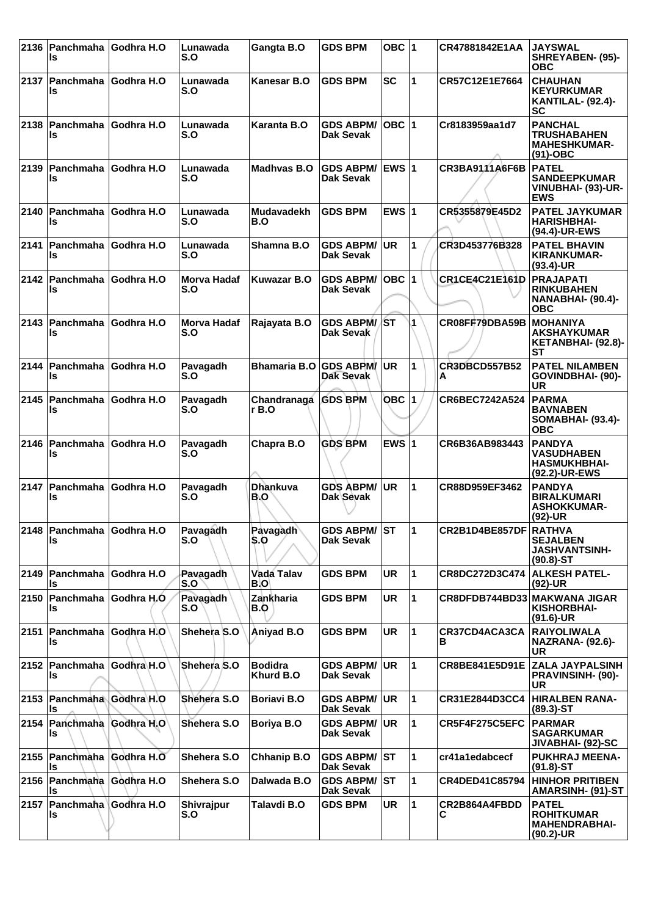| 2136 | Panchmahals | Godhra H.O | Lunawada S.O | Gangta B.O | GDS BPM | OBC | 1 | CR47881842E1AA | JAYSWAL SHREYABEN- (95)-OBC |
|---|---|---|---|---|---|---|---|---|---|
| 2137 | Panchmahals | Godhra H.O | Lunawada S.O | Kanesar B.O | GDS BPM | SC | 1 | CR57C12E1E7664 | CHAUHAN KEYURKUMAR KANTILAL- (92.4)-SC |
| 2138 | Panchmahals | Godhra H.O | Lunawada S.O | Karanta B.O | GDS ABPM/ Dak Sevak | OBC | 1 | Cr8183959aa1d7 | PANCHAL TRUSHABAHEN MAHESHKUMAR- (91)-OBC |
| 2139 | Panchmahals | Godhra H.O | Lunawada S.O | Madhvas B.O | GDS ABPM/ Dak Sevak | EWS | 1 | CR3BA9111A6F6B | PATEL SANDEEPKUMAR VINUBHAI- (93)-UR-EWS |
| 2140 | Panchmahals | Godhra H.O | Lunawada S.O | Mudavadekh B.O | GDS BPM | EWS | 1 | CR5355879E45D2 | PATEL JAYKUMAR HARISHBHAI- (94.4)-UR-EWS |
| 2141 | Panchmahals | Godhra H.O | Lunawada S.O | Shamna B.O | GDS ABPM/ Dak Sevak | UR | 1 | CR3D453776B328 | PATEL BHAVIN KIRANKUMAR- (93.4)-UR |
| 2142 | Panchmahals | Godhra H.O | Morva Hadaf S.O | Kuwazar B.O | GDS ABPM/ Dak Sevak | OBC | 1 | CR1CE4C21E161D | PRAJAPATI RINKUBAHEN NANABHAI- (90.4)-OBC |
| 2143 | Panchmahals | Godhra H.O | Morva Hadaf S.O | Rajayata B.O | GDS ABPM/ Dak Sevak | ST | 1 | CR08FF79DBA59B | MOHANIYA AKSHAYKUMAR KETANBHAI- (92.8)-ST |
| 2144 | Panchmahals | Godhra H.O | Pavagadh S.O | Bhamaria B.O | GDS ABPM/ Dak Sevak | UR | 1 | CR3DBCD557B52A | PATEL NILAMBEN GOVINDBHAI- (90)-UR |
| 2145 | Panchmahals | Godhra H.O | Pavagadh S.O | Chandranagar B.O | GDS BPM | OBC | 1 | CR6BEC7242A524 | PARMA BAVNABEN SOMABHAI- (93.4)-OBC |
| 2146 | Panchmahals | Godhra H.O | Pavagadh S.O | Chapra B.O | GDS BPM | EWS | 1 | CR6B36AB983443 | PANDYA VASUDHABEN HASMUKHBHAI- (92.2)-UR-EWS |
| 2147 | Panchmahals | Godhra H.O | Pavagadh S.O | Dhankuva B.O | GDS ABPM/ Dak Sevak | UR | 1 | CR88D959EF3462 | PANDYA BIRALKUMARI ASHOKKUMAR- (92)-UR |
| 2148 | Panchmahals | Godhra H.O | Pavagadh S.O | Pavagadh S.O | GDS ABPM/ Dak Sevak | ST | 1 | CR2B1D4BE857DF | RATHVA SEJALBEN JASHVANTSINH- (90.8)-ST |
| 2149 | Panchmahals | Godhra H.O | Pavagadh S.O | Vada Talav B.O | GDS BPM | UR | 1 | CR8DC272D3C474 | ALKESH PATEL- (92)-UR |
| 2150 | Panchmahals | Godhra H.O | Pavagadh S.O | Zankharia B.O | GDS BPM | UR | 1 | CR8DFDB744BD33 | MAKWANA JIGAR KISHORBHAI- (91.6)-UR |
| 2151 | Panchmahals | Godhra H.O | Shehera S.O | Aniyad B.O | GDS BPM | UR | 1 | CR37CD4ACA3CAB | RAIYOLIWALA NAZRANA- (92.6)-UR |
| 2152 | Panchmahals | Godhra H.O | Shehera S.O | Bodidra Khurd B.O | GDS ABPM/ Dak Sevak | UR | 1 | CR8BE841E5D91E | ZALA JAYPALSINH PRAVINSINH- (90)-UR |
| 2153 | Panchmahals | Godhra H.O | Shehera S.O | Boriavi B.O | GDS ABPM/ Dak Sevak | UR | 1 | CR31E2844D3CC4 | HIRALBEN RANA- (89.3)-ST |
| 2154 | Panchmahals | Godhra H.O | Shehera S.O | Boriya B.O | GDS ABPM/ Dak Sevak | UR | 1 | CR5F4F275C5EFC | PARMAR SAGARKUMAR JIVABHAI- (92)-SC |
| 2155 | Panchmahals | Godhra H.O | Shehera S.O | Chhanip B.O | GDS ABPM/ Dak Sevak | ST | 1 | cr41a1edabcecf | PUKHRAJ MEENA- (91.8)-ST |
| 2156 | Panchmahals | Godhra H.O | Shehera S.O | Dalwada B.O | GDS ABPM/ Dak Sevak | ST | 1 | CR4DED41C85794 | HINHOR PRITIBEN AMARSINH- (91)-ST |
| 2157 | Panchmahals | Godhra H.O | Shivrajpur S.O | Talavdi B.O | GDS BPM | UR | 1 | CR2B864A4FBDDC | PATEL ROHITKUMAR MAHENDRABHAI- (90.2)-UR |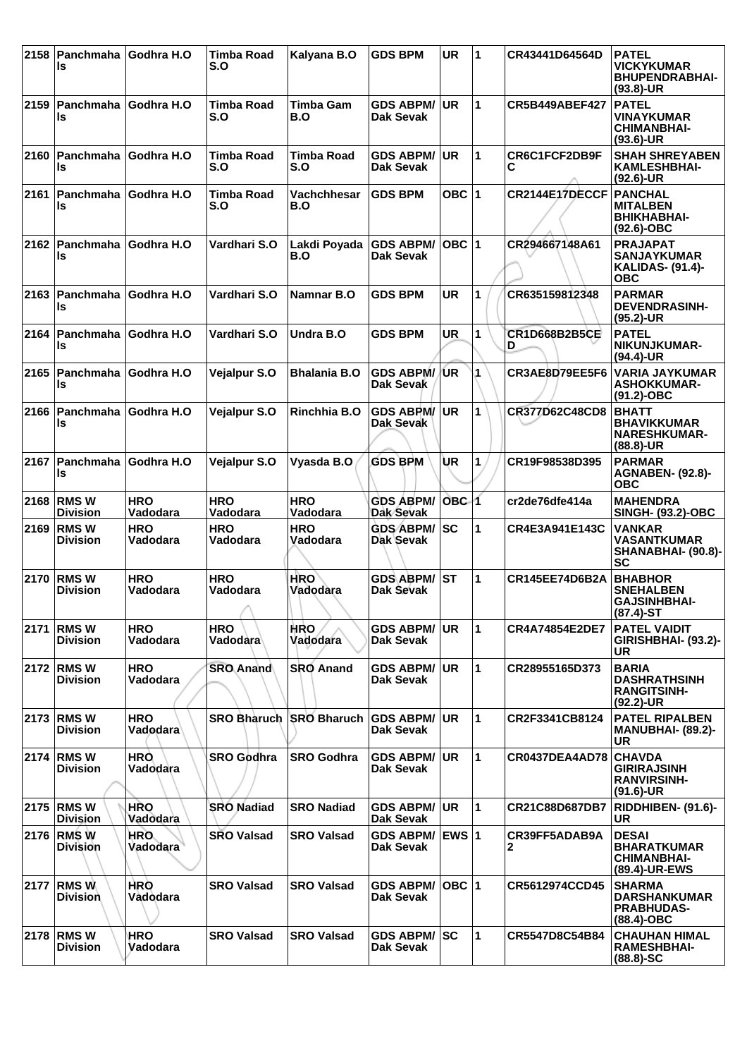| 2158 | Panchmahals | Godhra H.O | Timba Road S.O | Kalyana B.O | GDS BPM | UR | 1 | CR43441D64564D | PATEL VICKYKUMAR BHUPENDRABHAI- (93.8)-UR |
|---|---|---|---|---|---|---|---|---|---|
| 2159 | Panchmahals | Godhra H.O | Timba Road S.O | Timba Gam B.O | GDS ABPM/ Dak Sevak | UR | 1 | CR5B449ABEF427 | PATEL VINAYKUMAR CHIMANBHAI- (93.6)-UR |
| 2160 | Panchmahals | Godhra H.O | Timba Road S.O | Timba Road S.O | GDS ABPM/ Dak Sevak | UR | 1 | CR6C1FCF2DB9FC | SHAH SHREYABEN KAMLESHBHAI- (92.6)-UR |
| 2161 | Panchmahals | Godhra H.O | Timba Road S.O | Vachchhesar B.O | GDS BPM | OBC | 1 | CR2144E17DECCF | PANCHAL MITALBEN BHIKHABHAI- (92.6)-OBC |
| 2162 | Panchmahals | Godhra H.O | Vardhari S.O | Lakdi Poyada B.O | GDS ABPM/ Dak Sevak | OBC | 1 | CR294667148A61 | PRAJAPAT SANJAYKUMAR KALIDAS- (91.4)-OBC |
| 2163 | Panchmahals | Godhra H.O | Vardhari S.O | Namnar B.O | GDS BPM | UR | 1 | CR635159812348 | PARMAR DEVENDRASINH- (95.2)-UR |
| 2164 | Panchmahals | Godhra H.O | Vardhari S.O | Undra B.O | GDS BPM | UR | 1 | CR1D668B2B5CED | PATEL NIKUNJKUMAR- (94.4)-UR |
| 2165 | Panchmahals | Godhra H.O | Vejalpur S.O | Bhalania B.O | GDS ABPM/ Dak Sevak | UR | 1 | CR3AE8D79EE5F6 | VARIA JAYKUMAR ASHOKKUMAR- (91.2)-OBC |
| 2166 | Panchmahals | Godhra H.O | Vejalpur S.O | Rinchhia B.O | GDS ABPM/ Dak Sevak | UR | 1 | CR377D62C48CD8 | BHATT BHAVIKKUMAR NARESHKUMAR- (88.8)-UR |
| 2167 | Panchmahals | Godhra H.O | Vejalpur S.O | Vyasda B.O | GDS BPM | UR | 1 | CR19F98538D395 | PARMAR AGNABEN- (92.8)-OBC |
| 2168 | RMS W Division | HRO Vadodara | HRO Vadodara | HRO Vadodara | GDS ABPM/ Dak Sevak | OBC | 1 | cr2de76dfe414a | MAHENDRA SINGH- (93.2)-OBC |
| 2169 | RMS W Division | HRO Vadodara | HRO Vadodara | HRO Vadodara | GDS ABPM/ Dak Sevak | SC | 1 | CR4E3A941E143C | VANKAR VASANTKUMAR SHANABHAI- (90.8)-SC |
| 2170 | RMS W Division | HRO Vadodara | HRO Vadodara | HRO Vadodara | GDS ABPM/ Dak Sevak | ST | 1 | CR145EE74D6B2A | BHABHOR SNEHALBEN GAJSINHBHAI- (87.4)-ST |
| 2171 | RMS W Division | HRO Vadodara | HRO Vadodara | HRO Vadodara | GDS ABPM/ Dak Sevak | UR | 1 | CR4A74854E2DE7 | PATEL VAIDIT GIRISHBHAI- (93.2)-UR |
| 2172 | RMS W Division | HRO Vadodara | SRO Anand | SRO Anand | GDS ABPM/ Dak Sevak | UR | 1 | CR28955165D373 | BARIA DASHRATHSINH RANGITSINH- (92.2)-UR |
| 2173 | RMS W Division | HRO Vadodara | SRO Bharuch | SRO Bharuch | GDS ABPM/ Dak Sevak | UR | 1 | CR2F3341CB8124 | PATEL RIPALBEN MANUBHAI- (89.2)-UR |
| 2174 | RMS W Division | HRO Vadodara | SRO Godhra | SRO Godhra | GDS ABPM/ Dak Sevak | UR | 1 | CR0437DEA4AD78 | CHAVDA GIRIRAJSINH RANVIRSINH- (91.6)-UR |
| 2175 | RMS W Division | HRO Vadodara | SRO Nadiad | SRO Nadiad | GDS ABPM/ Dak Sevak | UR | 1 | CR21C88D687DB7 | RIDDHIBEN- (91.6)-UR |
| 2176 | RMS W Division | HRO Vadodara | SRO Valsad | SRO Valsad | GDS ABPM/ Dak Sevak | EWS | 1 | CR39FF5ADAB9A2 | DESAI BHARATKUMAR CHIMANBHAI- (89.4)-UR-EWS |
| 2177 | RMS W Division | HRO Vadodara | SRO Valsad | SRO Valsad | GDS ABPM/ Dak Sevak | OBC | 1 | CR5612974CCD45 | SHARMA DARSHANKUMAR PRABHUDAS- (88.4)-OBC |
| 2178 | RMS W Division | HRO Vadodara | SRO Valsad | SRO Valsad | GDS ABPM/ Dak Sevak | SC | 1 | CR5547D8C54B84 | CHAUHAN HIMAL RAMESHBHAI- (88.8)-SC |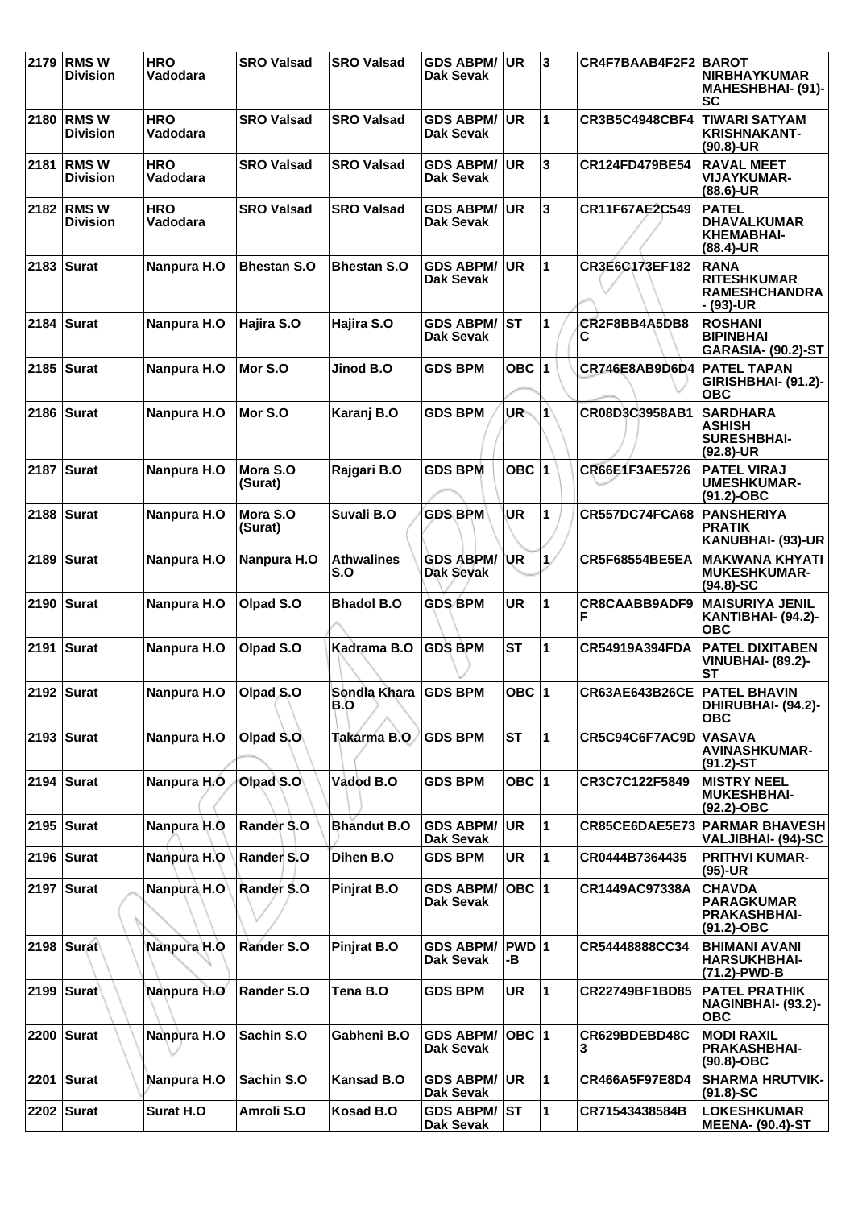| 2179 | RMS W Division | HRO Vadodara | SRO Valsad | SRO Valsad | GDS ABPM/ Dak Sevak | UR | 3 | CR4F7BAAB4F2F2 | BAROT NIRBHAYKUMAR MAHESHBHAI- (91)-SC |
|---|---|---|---|---|---|---|---|---|---|
| 2180 | RMS W Division | HRO Vadodara | SRO Valsad | SRO Valsad | GDS ABPM/ Dak Sevak | UR | 1 | CR3B5C4948CBF4 | TIWARI SATYAM KRISHNAKANT- (90.8)-UR |
| 2181 | RMS W Division | HRO Vadodara | SRO Valsad | SRO Valsad | GDS ABPM/ Dak Sevak | UR | 3 | CR124FD479BE54 | RAVAL MEET VIJAYKUMAR- (88.6)-UR |
| 2182 | RMS W Division | HRO Vadodara | SRO Valsad | SRO Valsad | GDS ABPM/ Dak Sevak | UR | 3 | CR11F67AE2C549 | PATEL DHAVALKUMAR KHEMABHAI- (88.4)-UR |
| 2183 | Surat | Nanpura H.O | Bhestan S.O | Bhestan S.O | GDS ABPM/ Dak Sevak | UR | 1 | CR3E6C173EF182 | RANA RITESHKUMAR RAMESHCHANDRA - (93)-UR |
| 2184 | Surat | Nanpura H.O | Hajira S.O | Hajira S.O | GDS ABPM/ Dak Sevak | ST | 1 | CR2F8BB4A5DB8C | ROSHANI BIPINBHAI GARASIA- (90.2)-ST |
| 2185 | Surat | Nanpura H.O | Mor S.O | Jinod B.O | GDS BPM | OBC | 1 | CR746E8AB9D6D4 | PATEL TAPAN GIRISHBHAI- (91.2)-OBC |
| 2186 | Surat | Nanpura H.O | Mor S.O | Karanj B.O | GDS BPM | UR | 1 | CR08D3C3958AB1 | SARDHARA ASHISH SURESHBHAI- (92.8)-UR |
| 2187 | Surat | Nanpura H.O | Mora S.O (Surat) | Rajgari B.O | GDS BPM | OBC | 1 | CR66E1F3AE5726 | PATEL VIRAJ UMESHKUMAR- (91.2)-OBC |
| 2188 | Surat | Nanpura H.O | Mora S.O (Surat) | Suvali B.O | GDS BPM | UR | 1 | CR557DC74FCA68 | PANSHERIYA PRATIK KANUBHAI- (93)-UR |
| 2189 | Surat | Nanpura H.O | Nanpura H.O | Athwalines S.O | GDS ABPM/ Dak Sevak | UR | 1 | CR5F68554BE5EA | MAKWANA KHYATI MUKESHKUMAR- (94.8)-SC |
| 2190 | Surat | Nanpura H.O | Olpad S.O | Bhadol B.O | GDS BPM | UR | 1 | CR8CAABB9ADF9F | MAISURIYA JENIL KANTIBHAI- (94.2)-OBC |
| 2191 | Surat | Nanpura H.O | Olpad S.O | Kadrama B.O | GDS BPM | ST | 1 | CR54919A394FDA | PATEL DIXITABEN VINUBHAI- (89.2)-ST |
| 2192 | Surat | Nanpura H.O | Olpad S.O | Sondla Khara B.O | GDS BPM | OBC | 1 | CR63AE643B26CE | PATEL BHAVIN DHIRUBHAI- (94.2)-OBC |
| 2193 | Surat | Nanpura H.O | Olpad S.O | Takarma B.O | GDS BPM | ST | 1 | CR5C94C6F7AC9D | VASAVA AVINASHKUMAR- (91.2)-ST |
| 2194 | Surat | Nanpura H.O | Olpad S.O | Vadod B.O | GDS BPM | OBC | 1 | CR3C7C122F5849 | MISTRY NEEL MUKESHBHAI- (92.2)-OBC |
| 2195 | Surat | Nanpura H.O | Rander S.O | Bhandut B.O | GDS ABPM/ Dak Sevak | UR | 1 | CR85CE6DAE5E73 | PARMAR BHAVESH VALJIBHAI- (94)-SC |
| 2196 | Surat | Nanpura H.O | Rander S.O | Dihen B.O | GDS BPM | UR | 1 | CR0444B7364435 | PRITHVI KUMAR- (95)-UR |
| 2197 | Surat | Nanpura H.O | Rander S.O | Pinjrat B.O | GDS ABPM/ Dak Sevak | OBC | 1 | CR1449AC97338A | CHAVDA PARAGKUMAR PRAKASHBHAI- (91.2)-OBC |
| 2198 | Surat | Nanpura H.O | Rander S.O | Pinjrat B.O | GDS ABPM/ Dak Sevak | PWD-B | 1 | CR54448888CC34 | BHIMANI AVANI HARSUKHBHAI- (71.2)-PWD-B |
| 2199 | Surat | Nanpura H.O | Rander S.O | Tena B.O | GDS BPM | UR | 1 | CR22749BF1BD85 | PATEL PRATHIK NAGINBHAI- (93.2)-OBC |
| 2200 | Surat | Nanpura H.O | Sachin S.O | Gabheni B.O | GDS ABPM/ Dak Sevak | OBC | 1 | CR629BDEBD48C3 | MODI RAXIL PRAKASHBHAI- (90.8)-OBC |
| 2201 | Surat | Nanpura H.O | Sachin S.O | Kansad B.O | GDS ABPM/ Dak Sevak | UR | 1 | CR466A5F97E8D4 | SHARMA HRUTVIK- (91.8)-SC |
| 2202 | Surat | Surat H.O | Amroli S.O | Kosad B.O | GDS ABPM/ Dak Sevak | ST | 1 | CR71543438584B | LOKESHKUMAR MEENA- (90.4)-ST |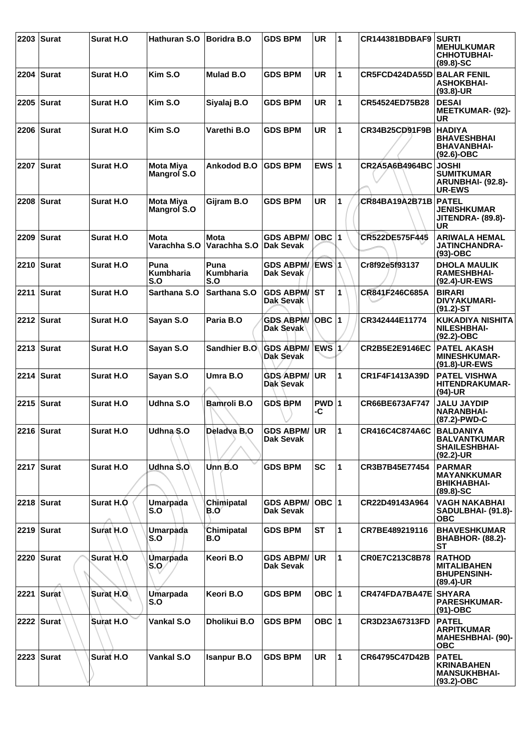| 2203 | Surat | Surat H.O | Hathuran S.O | Boridra B.O | GDS BPM | UR | 1 | CR144381BDBAF9 | SURTI MEHULKUMAR CHHOTUBHAI- (89.8)-SC |
|---|---|---|---|---|---|---|---|---|---|
| 2204 | Surat | Surat H.O | Kim S.O | Mulad B.O | GDS BPM | UR | 1 | CR5FCD424DA55D | BALAR FENIL ASHOKBHAI- (93.8)-UR |
| 2205 | Surat | Surat H.O | Kim S.O | Siyalaj B.O | GDS BPM | UR | 1 | CR54524ED75B28 | DESAI MEETKUMAR- (92)-UR |
| 2206 | Surat | Surat H.O | Kim S.O | Varethi B.O | GDS BPM | UR | 1 | CR34B25CD91F9B | HADIYA BHAVESHBHAI BHAVANBHAI- (92.6)-OBC |
| 2207 | Surat | Surat H.O | Mota Miya Mangrol S.O | Ankodod B.O | GDS BPM | EWS | 1 | CR2A5A6B4964BC | JOSHI SUMITKUMAR ARUNBHAI- (92.8)-UR-EWS |
| 2208 | Surat | Surat H.O | Mota Miya Mangrol S.O | Gijram B.O | GDS BPM | UR | 1 | CR84BA19A2B71B | PATEL JENISHKUMAR JITENDRA- (89.8)-UR |
| 2209 | Surat | Surat H.O | Mota Varachha S.O | Mota Varachha S.O | GDS ABPM/ Dak Sevak | OBC | 1 | CR522DE575F445 | ARIWALA HEMAL JATINCHANDRA- (93)-OBC |
| 2210 | Surat | Surat H.O | Puna Kumbharia S.O | Puna Kumbharia S.O | GDS ABPM/ Dak Sevak | EWS | 1 | Cr8f92e5f93137 | DHOLA MAULIK RAMESHBHAI- (92.4)-UR-EWS |
| 2211 | Surat | Surat H.O | Sarthana S.O | Sarthana S.O | GDS ABPM/ Dak Sevak | ST | 1 | CR841F246C685A | BIRARI DIVYAKUMARI- (91.2)-ST |
| 2212 | Surat | Surat H.O | Sayan S.O | Paria B.O | GDS ABPM/ Dak Sevak | OBC | 1 | CR342444E11774 | KUKADIYA NISHITA NILESHBHAI- (92.2)-OBC |
| 2213 | Surat | Surat H.O | Sayan S.O | Sandhier B.O | GDS ABPM/ Dak Sevak | EWS | 1 | CR2B5E2E9146EC | PATEL AKASH MINESHKUMAR- (91.8)-UR-EWS |
| 2214 | Surat | Surat H.O | Sayan S.O | Umra B.O | GDS ABPM/ Dak Sevak | UR | 1 | CR1F4F1413A39D | PATEL VISHWA HITENDRAKUMAR- (94)-UR |
| 2215 | Surat | Surat H.O | Udhna S.O | Bamroli B.O | GDS BPM | PWD-C | 1 | CR66BE673AF747 | JALU JAYDIP NARANBHAI- (87.2)-PWD-C |
| 2216 | Surat | Surat H.O | Udhna S.O | Deladva B.O | GDS ABPM/ Dak Sevak | UR | 1 | CR416C4C874A6C | BALDANIYA BALVANTKUMAR SHAILESHBHAI- (92.2)-UR |
| 2217 | Surat | Surat H.O | Udhna S.O | Unn B.O | GDS BPM | SC | 1 | CR3B7B45E77454 | PARMAR MAYANKKUMAR BHIKHABHAI- (89.8)-SC |
| 2218 | Surat | Surat H.O | Umarpada S.O | Chimipatal B.O | GDS ABPM/ Dak Sevak | OBC | 1 | CR22D49143A964 | VAGH NAKABHAI SADULBHAI- (91.8)-OBC |
| 2219 | Surat | Surat H.O | Umarpada S.O | Chimipatal B.O | GDS BPM | ST | 1 | CR7BE489219116 | BHAVESHKUMAR BHABHOR- (88.2)-ST |
| 2220 | Surat | Surat H.O | Umarpada S.O | Keori B.O | GDS ABPM/ Dak Sevak | UR | 1 | CR0E7C213C8B78 | RATHOD MITALIBAHEN BHUPENSINH- (89.4)-UR |
| 2221 | Surat | Surat H.O | Umarpada S.O | Keori B.O | GDS BPM | OBC | 1 | CR474FDA7BA47E | SHYARA PARESHKUMAR- (91)-OBC |
| 2222 | Surat | Surat H.O | Vankal S.O | Dholikui B.O | GDS BPM | OBC | 1 | CR3D23A67313FD | PATEL ARPITKUMAR MAHESHBHAI- (90)-OBC |
| 2223 | Surat | Surat H.O | Vankal S.O | Isanpur B.O | GDS BPM | UR | 1 | CR64795C47D42B | PATEL KRINABAHEN MANSUKHBHAI- (93.2)-OBC |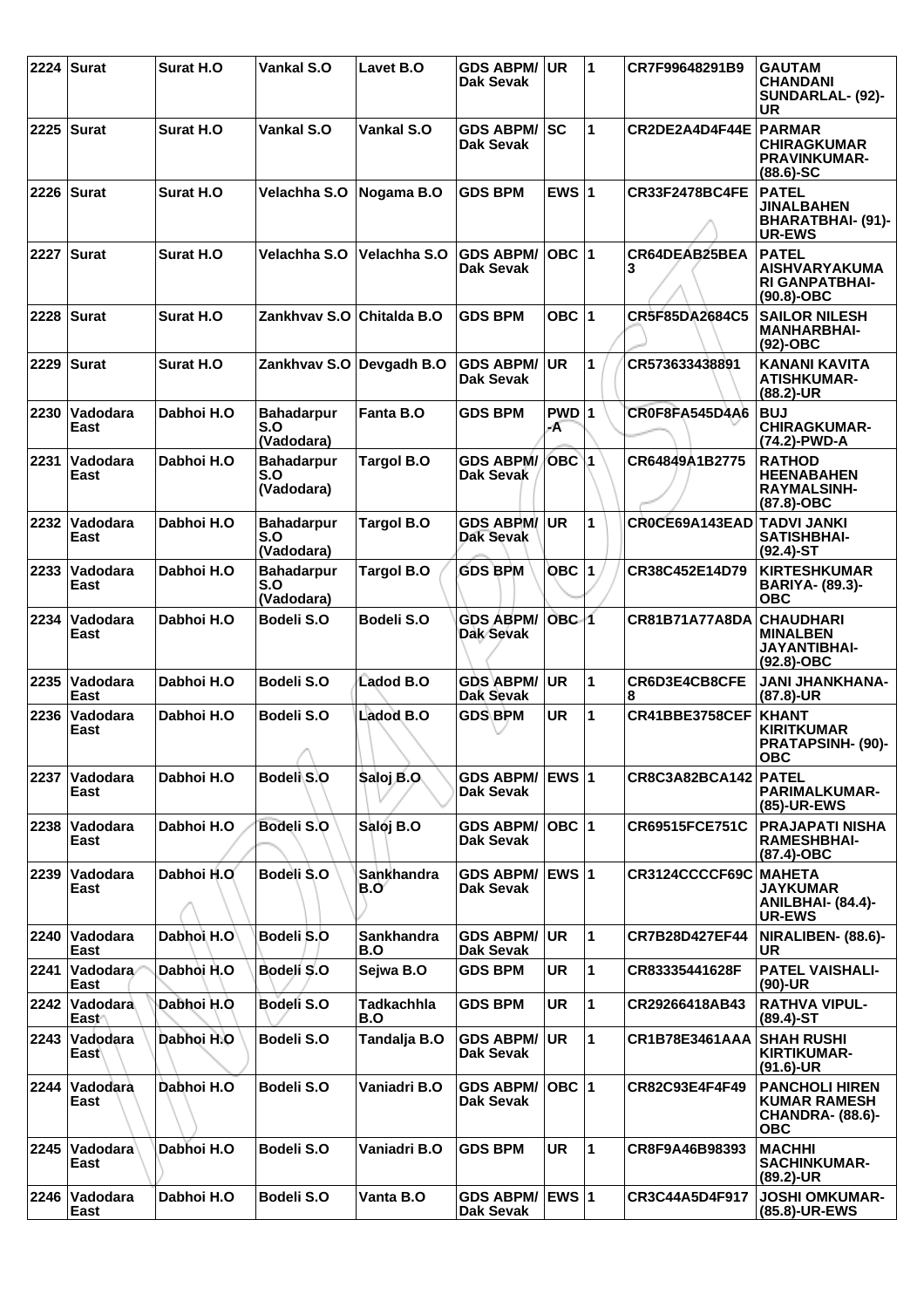| 2224 | Surat | Surat H.O | Vankal S.O | Lavet B.O | GDS ABPM/ Dak Sevak | UR | 1 | CR7F99648291B9 | GAUTAM CHANDANI SUNDARLAL- (92)-UR |
|---|---|---|---|---|---|---|---|---|---|
| 2225 | Surat | Surat H.O | Vankal S.O | Vankal S.O | GDS ABPM/ Dak Sevak | SC | 1 | CR2DE2A4D4F44E | PARMAR CHIRAGKUMAR PRAVINKUMAR- (88.6)-SC |
| 2226 | Surat | Surat H.O | Velachha S.O | Nogama B.O | GDS BPM | EWS | 1 | CR33F2478BC4FE | PATEL JINALBAHEN BHARATBHAI- (91)-UR-EWS |
| 2227 | Surat | Surat H.O | Velachha S.O | Velachha S.O | GDS ABPM/ Dak Sevak | OBC | 1 | CR64DEAB25BEA3 | PATEL AISHVARYAKUMARI GANPATBHAI- (90.8)-OBC |
| 2228 | Surat | Surat H.O | Zankhvav S.O | Chitalda B.O | GDS BPM | OBC | 1 | CR5F85DA2684C5 | SAILOR NILESH MANHARBHAI- (92)-OBC |
| 2229 | Surat | Surat H.O | Zankhvav S.O | Devgadh B.O | GDS ABPM/ Dak Sevak | UR | 1 | CR573633438891 | KANANI KAVITA ATISHKUMAR- (88.2)-UR |
| 2230 | Vadodara East | Dabhoi H.O | Bahadarpur S.O (Vadodara) | Fanta B.O | GDS BPM | PWD-A | 1 | CR0F8FA545D4A6 | BUJ CHIRAGKUMAR- (74.2)-PWD-A |
| 2231 | Vadodara East | Dabhoi H.O | Bahadarpur S.O (Vadodara) | Targol B.O | GDS ABPM/ Dak Sevak | OBC | 1 | CR64849A1B2775 | RATHOD HEENABAHEN RAYMALSINH- (87.8)-OBC |
| 2232 | Vadodara East | Dabhoi H.O | Bahadarpur S.O (Vadodara) | Targol B.O | GDS ABPM/ Dak Sevak | UR | 1 | CR0CE69A143EAD | TADVI JANKI SATISHBHAI- (92.4)-ST |
| 2233 | Vadodara East | Dabhoi H.O | Bahadarpur S.O (Vadodara) | Targol B.O | GDS BPM | OBC | 1 | CR38C452E14D79 | KIRTESHKUMAR BARIYA- (89.3)-OBC |
| 2234 | Vadodara East | Dabhoi H.O | Bodeli S.O | Bodeli S.O | GDS ABPM/ Dak Sevak | OBC | 1 | CR81B71A77A8DA | CHAUDHARI MINALBEN JAYANTIBHAI- (92.8)-OBC |
| 2235 | Vadodara East | Dabhoi H.O | Bodeli S.O | Ladod B.O | GDS ABPM/ Dak Sevak | UR | 1 | CR6D3E4CB8CFE8 | JANI JHANKHANA- (87.8)-UR |
| 2236 | Vadodara East | Dabhoi H.O | Bodeli S.O | Ladod B.O | GDS BPM | UR | 1 | CR41BBE3758CEF | KHANT KIRITKUMAR PRATAPSINH- (90)-OBC |
| 2237 | Vadodara East | Dabhoi H.O | Bodeli S.O | Saloj B.O | GDS ABPM/ Dak Sevak | EWS | 1 | CR8C3A82BCA142 | PATEL PARIMALKUMAR- (85)-UR-EWS |
| 2238 | Vadodara East | Dabhoi H.O | Bodeli S.O | Saloj B.O | GDS ABPM/ Dak Sevak | OBC | 1 | CR69515FCE751C | PRAJAPATI NISHA RAMESHBHAI- (87.4)-OBC |
| 2239 | Vadodara East | Dabhoi H.O | Bodeli S.O | Sankhandra B.O | GDS ABPM/ Dak Sevak | EWS | 1 | CR3124CCCCF69C | MAHETA JAYKUMAR ANILBHAI- (84.4)-UR-EWS |
| 2240 | Vadodara East | Dabhoi H.O | Bodeli S.O | Sankhandra B.O | GDS ABPM/ Dak Sevak | UR | 1 | CR7B28D427EF44 | NIRALIBEN- (88.6)-UR |
| 2241 | Vadodara East | Dabhoi H.O | Bodeli S.O | Sejwa B.O | GDS BPM | UR | 1 | CR83335441628F | PATEL VAISHALI- (90)-UR |
| 2242 | Vadodara East | Dabhoi H.O | Bodeli S.O | Tadkachhla B.O | GDS BPM | UR | 1 | CR29266418AB43 | RATHVA VIPUL- (89.4)-ST |
| 2243 | Vadodara East | Dabhoi H.O | Bodeli S.O | Tandalja B.O | GDS ABPM/ Dak Sevak | UR | 1 | CR1B78E3461AAA | SHAH RUSHI KIRTIKUMAR- (91.6)-UR |
| 2244 | Vadodara East | Dabhoi H.O | Bodeli S.O | Vaniadri B.O | GDS ABPM/ Dak Sevak | OBC | 1 | CR82C93E4F4F49 | PANCHOLI HIREN KUMAR RAMESH CHANDRA- (88.6)-OBC |
| 2245 | Vadodara East | Dabhoi H.O | Bodeli S.O | Vaniadri B.O | GDS BPM | UR | 1 | CR8F9A46B98393 | MACHHI SACHINKUMAR- (89.2)-UR |
| 2246 | Vadodara East | Dabhoi H.O | Bodeli S.O | Vanta B.O | GDS ABPM/ Dak Sevak | EWS | 1 | CR3C44A5D4F917 | JOSHI OMKUMAR- (85.8)-UR-EWS |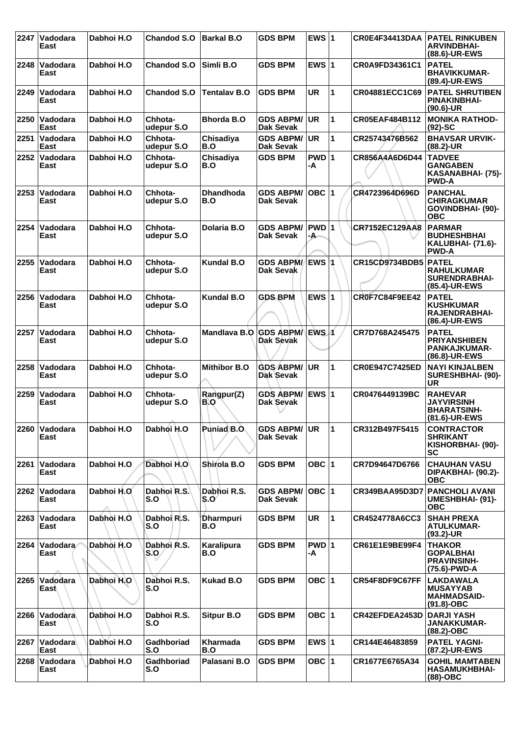| 2247 | Vadodara East | Dabhoi H.O | Chandod S.O | Barkal B.O | GDS BPM | EWS | 1 | CR0E4F34413DAA | PATEL RINKUBEN ARVINDBHAI- (88.6)-UR-EWS |
|---|---|---|---|---|---|---|---|---|---|
| 2248 | Vadodara East | Dabhoi H.O | Chandod S.O | Simli B.O | GDS BPM | EWS | 1 | CR0A9FD34361C1 | PATEL BHAVIKKUMAR- (89.4)-UR-EWS |
| 2249 | Vadodara East | Dabhoi H.O | Chandod S.O | Tentalav B.O | GDS BPM | UR | 1 | CR04881ECC1C69 | PATEL SHRUTIBEN PINAKINBHAI- (90.6)-UR |
| 2250 | Vadodara East | Dabhoi H.O | Chhota-udepur S.O | Bhorda B.O | GDS ABPM/ Dak Sevak | UR | 1 | CR05EAF484B112 | MONIKA RATHOD- (92)-SC |
| 2251 | Vadodara East | Dabhoi H.O | Chhota-udepur S.O | Chisadiya B.O | GDS ABPM/ Dak Sevak | UR | 1 | CR25743476B562 | BHAVSAR URVIK- (88.2)-UR |
| 2252 | Vadodara East | Dabhoi H.O | Chhota-udepur S.O | Chisadiya B.O | GDS BPM | PWD -A | 1 | CR856A4A6D6D44 | TADVEE GANGABEN KASANABHAI- (75)- PWD-A |
| 2253 | Vadodara East | Dabhoi H.O | Chhota-udepur S.O | Dhandhoda B.O | GDS ABPM/ Dak Sevak | OBC | 1 | CR4723964D696D | PANCHAL CHIRAGKUMAR GOVINDBHAI- (90)- OBC |
| 2254 | Vadodara East | Dabhoi H.O | Chhota-udepur S.O | Dolaria B.O | GDS ABPM/ Dak Sevak | PWD -A | 1 | CR7152EC129AA8 | PARMAR BUDHESHBHAI KALUBHAI- (71.6)- PWD-A |
| 2255 | Vadodara East | Dabhoi H.O | Chhota-udepur S.O | Kundal B.O | GDS ABPM/ Dak Sevak | EWS | 1 | CR15CD9734BDB5 | PATEL RAHULKUMAR SURENDRABHAI- (85.4)-UR-EWS |
| 2256 | Vadodara East | Dabhoi H.O | Chhota-udepur S.O | Kundal B.O | GDS BPM | EWS | 1 | CR0F7C84F9EE42 | PATEL KUSHKUMAR RAJENDRABHAI- (86.4)-UR-EWS |
| 2257 | Vadodara East | Dabhoi H.O | Chhota-udepur S.O | Mandlava B.O | GDS ABPM/ Dak Sevak | EWS | 1 | CR7D768A245475 | PATEL PRIYANSHIBEN PANKAJKUMAR- (86.8)-UR-EWS |
| 2258 | Vadodara East | Dabhoi H.O | Chhota-udepur S.O | Mithibor B.O | GDS ABPM/ Dak Sevak | UR | 1 | CR0E947C7425ED | NAYI KINJALBEN SURESHBHAI- (90)- UR |
| 2259 | Vadodara East | Dabhoi H.O | Chhota-udepur S.O | Rangpur(Z) B.O | GDS ABPM/ Dak Sevak | EWS | 1 | CR0476449139BC | RAHEVAR JAYVIRSINH BHARATSINH- (81.6)-UR-EWS |
| 2260 | Vadodara East | Dabhoi H.O | Dabhoi H.O | Puniad B.O | GDS ABPM/ Dak Sevak | UR | 1 | CR312B497F5415 | CONTRACTOR SHRIKANT KISHORBHAI- (90)- SC |
| 2261 | Vadodara East | Dabhoi H.O | Dabhoi H.O | Shirola B.O | GDS BPM | OBC | 1 | CR7D94647D6766 | CHAUHAN VASU DIPAKBHAI- (90.2)- OBC |
| 2262 | Vadodara East | Dabhoi H.O | Dabhoi R.S. S.O | Dabhoi R.S. S.O | GDS ABPM/ Dak Sevak | OBC | 1 | CR349BAA95D3D7 | PANCHOLI AVANI UMESHBHAI- (91)- OBC |
| 2263 | Vadodara East | Dabhoi H.O | Dabhoi R.S. S.O | Dharmpuri B.O | GDS BPM | UR | 1 | CR4524778A6CC3 | SHAH PREXA ATULKUMAR- (93.2)-UR |
| 2264 | Vadodara East | Dabhoi H.O | Dabhoi R.S. S.O | Karalipura B.O | GDS BPM | PWD -A | 1 | CR61E1E9BE99F4 | THAKOR GOPALBHAI PRAVINSINH- (75.6)-PWD-A |
| 2265 | Vadodara East | Dabhoi H.O | Dabhoi R.S. S.O | Kukad B.O | GDS BPM | OBC | 1 | CR54F8DF9C67FF | LAKDAWALA MUSAYYAB MAHMADSAID- (91.8)-OBC |
| 2266 | Vadodara East | Dabhoi H.O | Dabhoi R.S. S.O | Sitpur B.O | GDS BPM | OBC | 1 | CR42EFDEA2453D | DARJI YASH JANAKKUMAR- (88.2)-OBC |
| 2267 | Vadodara East | Dabhoi H.O | Gadhboriad S.O | Kharmada B.O | GDS BPM | EWS | 1 | CR144E46483859 | PATEL YAGNI- (87.2)-UR-EWS |
| 2268 | Vadodara East | Dabhoi H.O | Gadhboriad S.O | Palasani B.O | GDS BPM | OBC | 1 | CR1677E6765A34 | GOHIL MAMTABEN HASAMUKHBHAI- (88)-OBC |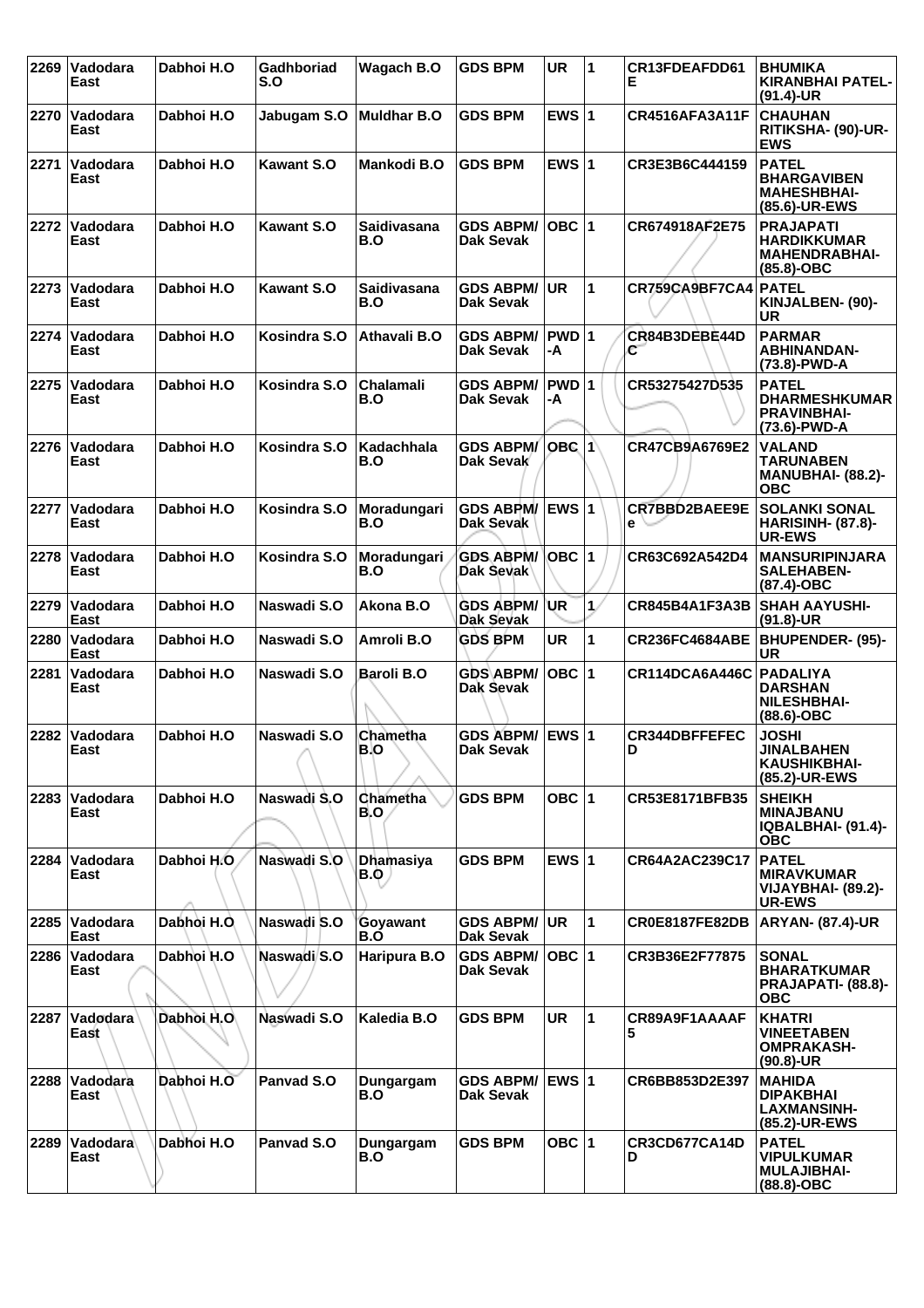| 2269 | Vadodara East | Dabhoi H.O | Gadhboriad S.O | Wagach B.O | GDS BPM | UR | 1 | CR13FDEAFDD61E | BHUMIKA KIRANBHAI PATEL- (91.4)-UR |
|---|---|---|---|---|---|---|---|---|---|
| 2270 | Vadodara East | Dabhoi H.O | Jabugam S.O | Muldhar B.O | GDS BPM | EWS | 1 | CR4516AFA3A11F | CHAUHAN RITIKSHA- (90)-UR-EWS |
| 2271 | Vadodara East | Dabhoi H.O | Kawant S.O | Mankodi B.O | GDS BPM | EWS | 1 | CR3E3B6C444159 | PATEL BHARGAVIBEN MAHESHBHAI- (85.6)-UR-EWS |
| 2272 | Vadodara East | Dabhoi H.O | Kawant S.O | Saidivasana B.O | GDS ABPM/ Dak Sevak | OBC | 1 | CR674918AF2E75 | PRAJAPATI HARDIKKUMAR MAHENDRABHAI- (85.8)-OBC |
| 2273 | Vadodara East | Dabhoi H.O | Kawant S.O | Saidivasana B.O | GDS ABPM/ Dak Sevak | UR | 1 | CR759CA9BF7CA4 | PATEL KINJALBEN- (90)-UR |
| 2274 | Vadodara East | Dabhoi H.O | Kosindra S.O | Athavali B.O | GDS ABPM/ Dak Sevak | PWD-A | 1 | CR84B3DEBE44DC | PARMAR ABHINANDAN- (73.8)-PWD-A |
| 2275 | Vadodara East | Dabhoi H.O | Kosindra S.O | Chalamali B.O | GDS ABPM/ Dak Sevak | PWD-A | 1 | CR53275427D535 | PATEL DHARMESHKUMAR PRAVINBHAI- (73.6)-PWD-A |
| 2276 | Vadodara East | Dabhoi H.O | Kosindra S.O | Kadachhala B.O | GDS ABPM/ Dak Sevak | OBC | 1 | CR47CB9A6769E2 | VALAND TARUNABEN MANUBHAI- (88.2)-OBC |
| 2277 | Vadodara East | Dabhoi H.O | Kosindra S.O | Moradungari B.O | GDS ABPM/ Dak Sevak | EWS | 1 | CR7BBD2BAEE9Ee | SOLANKI SONAL HARISINH- (87.8)-UR-EWS |
| 2278 | Vadodara East | Dabhoi H.O | Kosindra S.O | Moradungari B.O | GDS ABPM/ Dak Sevak | OBC | 1 | CR63C692A542D4 | MANSURIPINJARA SALEHABEN- (87.4)-OBC |
| 2279 | Vadodara East | Dabhoi H.O | Naswadi S.O | Akona B.O | GDS ABPM/ Dak Sevak | UR | 1 | CR845B4A1F3A3B | SHAH AAYUSHI- (91.8)-UR |
| 2280 | Vadodara East | Dabhoi H.O | Naswadi S.O | Amroli B.O | GDS BPM | UR | 1 | CR236FC4684ABE | BHUPENDER- (95)-UR |
| 2281 | Vadodara East | Dabhoi H.O | Naswadi S.O | Baroli B.O | GDS ABPM/ Dak Sevak | OBC | 1 | CR114DCA6A446C | PADALIYA DARSHAN NILESHBHAI- (88.6)-OBC |
| 2282 | Vadodara East | Dabhoi H.O | Naswadi S.O | Chametha B.O | GDS ABPM/ Dak Sevak | EWS | 1 | CR344DBFFEFECD | JOSHI JINALBAHEN KAUSHIKBHAI- (85.2)-UR-EWS |
| 2283 | Vadodara East | Dabhoi H.O | Naswadi S.O | Chametha B.O | GDS BPM | OBC | 1 | CR53E8171BFB35 | SHEIKH MINAJBANU IQBALBHAI- (91.4)-OBC |
| 2284 | Vadodara East | Dabhoi H.O | Naswadi S.O | Dhamasiya B.O | GDS BPM | EWS | 1 | CR64A2AC239C17 | PATEL MIRAVKUMAR VIJAYBHAI- (89.2)-UR-EWS |
| 2285 | Vadodara East | Dabhoi H.O | Naswadi S.O | Goyawant B.O | GDS ABPM/ Dak Sevak | UR | 1 | CR0E8187FE82DB | ARYAN- (87.4)-UR |
| 2286 | Vadodara East | Dabhoi H.O | Naswadi S.O | Haripura B.O | GDS ABPM/ Dak Sevak | OBC | 1 | CR3B36E2F77875 | SONAL BHARATKUMAR PRAJAPATI- (88.8)-OBC |
| 2287 | Vadodara East | Dabhoi H.O | Naswadi S.O | Kaledia B.O | GDS BPM | UR | 1 | CR89A9F1AAAAF5 | KHATRI VINEETABEN OMPRAKASH- (90.8)-UR |
| 2288 | Vadodara East | Dabhoi H.O | Panvad S.O | Dungargam B.O | GDS ABPM/ Dak Sevak | EWS | 1 | CR6BB853D2E397 | MAHIDA DIPAKBHAI LAXMANSINH- (85.2)-UR-EWS |
| 2289 | Vadodara East | Dabhoi H.O | Panvad S.O | Dungargam B.O | GDS BPM | OBC | 1 | CR3CD677CA14DD | PATEL VIPULKUMAR MULAJIBHAI- (88.8)-OBC |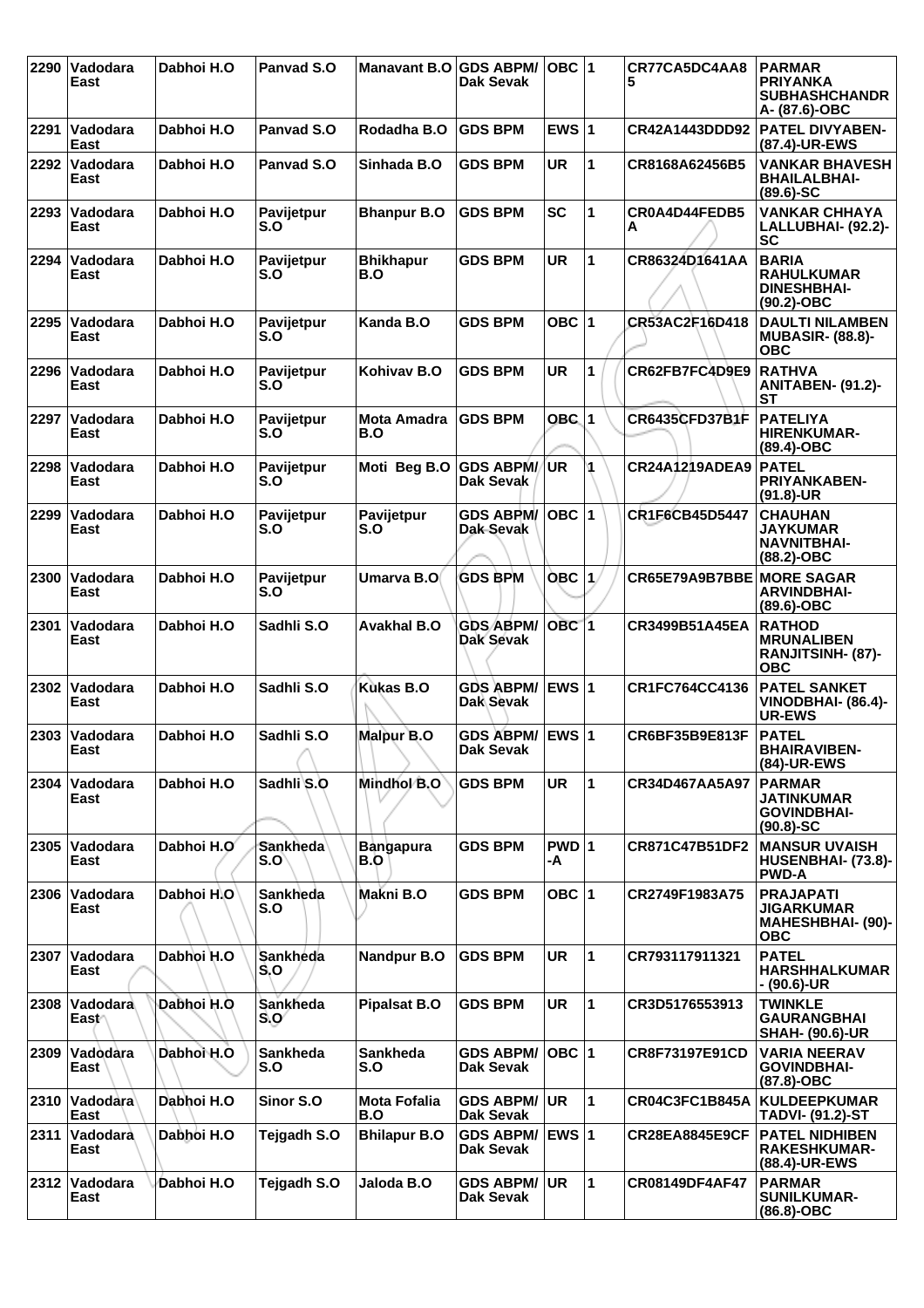| 2290 | Vadodara East | Dabhoi H.O | Panvad S.O | Manavant B.O | GDS ABPM/ Dak Sevak | OBC | 1 | CR77CA5DC4AA85 | PARMAR PRIYANKA SUBHASHCHANDRA- (87.6)-OBC |
|---|---|---|---|---|---|---|---|---|---|
| 2291 | Vadodara East | Dabhoi H.O | Panvad S.O | Rodadha B.O | GDS BPM | EWS | 1 | CR42A1443DDD92 | PATEL DIVYABEN- (87.4)-UR-EWS |
| 2292 | Vadodara East | Dabhoi H.O | Panvad S.O | Sinhada B.O | GDS BPM | UR | 1 | CR8168A62456B5 | VANKAR BHAVESH BHAILALBHAI- (89.6)-SC |
| 2293 | Vadodara East | Dabhoi H.O | Pavijetpur S.O | Bhanpur B.O | GDS BPM | SC | 1 | CR0A4D44FEDB5A | VANKAR CHHAYA LALLUBHAI- (92.2)-SC |
| 2294 | Vadodara East | Dabhoi H.O | Pavijetpur S.O | Bhikhapur B.O | GDS BPM | UR | 1 | CR86324D1641AA | BARIA RAHULKUMAR DINESHBHAI- (90.2)-OBC |
| 2295 | Vadodara East | Dabhoi H.O | Pavijetpur S.O | Kanda B.O | GDS BPM | OBC | 1 | CR53AC2F16D418 | DAULTI NILAMBEN MUBASIR- (88.8)-OBC |
| 2296 | Vadodara East | Dabhoi H.O | Pavijetpur S.O | Kohivav B.O | GDS BPM | UR | 1 | CR62FB7FC4D9E9 | RATHVA ANITABEN- (91.2)-ST |
| 2297 | Vadodara East | Dabhoi H.O | Pavijetpur S.O | Mota Amadra B.O | GDS BPM | OBC | 1 | CR6435CFD37B1F | PATELIYA HIRENKUMAR- (89.4)-OBC |
| 2298 | Vadodara East | Dabhoi H.O | Pavijetpur S.O | Moti Beg B.O | GDS ABPM/ Dak Sevak | UR | 1 | CR24A1219ADEA9 | PATEL PRIYANKABEN- (91.8)-UR |
| 2299 | Vadodara East | Dabhoi H.O | Pavijetpur S.O | Pavijetpur S.O | GDS ABPM/ Dak Sevak | OBC | 1 | CR1F6CB45D5447 | CHAUHAN JAYKUMAR NAVNITBHAI- (88.2)-OBC |
| 2300 | Vadodara East | Dabhoi H.O | Pavijetpur S.O | Umarva B.O | GDS BPM | OBC | 1 | CR65E79A9B7BBE | MORE SAGAR ARVINDBHAI- (89.6)-OBC |
| 2301 | Vadodara East | Dabhoi H.O | Sadhli S.O | Avakhal B.O | GDS ABPM/ Dak Sevak | OBC | 1 | CR3499B51A45EA | RATHOD MRUNALIBEN RANJITSINH- (87)-OBC |
| 2302 | Vadodara East | Dabhoi H.O | Sadhli S.O | Kukas B.O | GDS ABPM/ Dak Sevak | EWS | 1 | CR1FC764CC4136 | PATEL SANKET VINODBHAI- (86.4)-UR-EWS |
| 2303 | Vadodara East | Dabhoi H.O | Sadhli S.O | Malpur B.O | GDS ABPM/ Dak Sevak | EWS | 1 | CR6BF35B9E813F | PATEL BHAIRAVIBEN- (84)-UR-EWS |
| 2304 | Vadodara East | Dabhoi H.O | Sadhli S.O | Mindhol B.O | GDS BPM | UR | 1 | CR34D467AA5A97 | PARMAR JATINKUMAR GOVINDBHAI- (90.8)-SC |
| 2305 | Vadodara East | Dabhoi H.O | Sankheda S.O | Bangapura B.O | GDS BPM | PWD-A | 1 | CR871C47B51DF2 | MANSUR UVAISH HUSENBHAI- (73.8)-PWD-A |
| 2306 | Vadodara East | Dabhoi H.O | Sankheda S.O | Makni B.O | GDS BPM | OBC | 1 | CR2749F1983A75 | PRAJAPATI JIGARKUMAR MAHESHBHAI- (90)-OBC |
| 2307 | Vadodara East | Dabhoi H.O | Sankheda S.O | Nandpur B.O | GDS BPM | UR | 1 | CR793117911321 | PATEL HARSHHALKUMAR - (90.6)-UR |
| 2308 | Vadodara East | Dabhoi H.O | Sankheda S.O | Pipalsat B.O | GDS BPM | UR | 1 | CR3D5176553913 | TWINKLE GAURANGBHAI SHAH- (90.6)-UR |
| 2309 | Vadodara East | Dabhoi H.O | Sankheda S.O | Sankheda S.O | GDS ABPM/ Dak Sevak | OBC | 1 | CR8F73197E91CD | VARIA NEERAV GOVINDBHAI- (87.8)-OBC |
| 2310 | Vadodara East | Dabhoi H.O | Sinor S.O | Mota Fofalia B.O | GDS ABPM/ Dak Sevak | UR | 1 | CR04C3FC1B845A | KULDEEPKUMAR TADVI- (91.2)-ST |
| 2311 | Vadodara East | Dabhoi H.O | Tejgadh S.O | Bhilapur B.O | GDS ABPM/ Dak Sevak | EWS | 1 | CR28EA8845E9CF | PATEL NIDHIBEN RAKESHKUMAR- (88.4)-UR-EWS |
| 2312 | Vadodara East | Dabhoi H.O | Tejgadh S.O | Jaloda B.O | GDS ABPM/ Dak Sevak | UR | 1 | CR08149DF4AF47 | PARMAR SUNILKUMAR- (86.8)-OBC |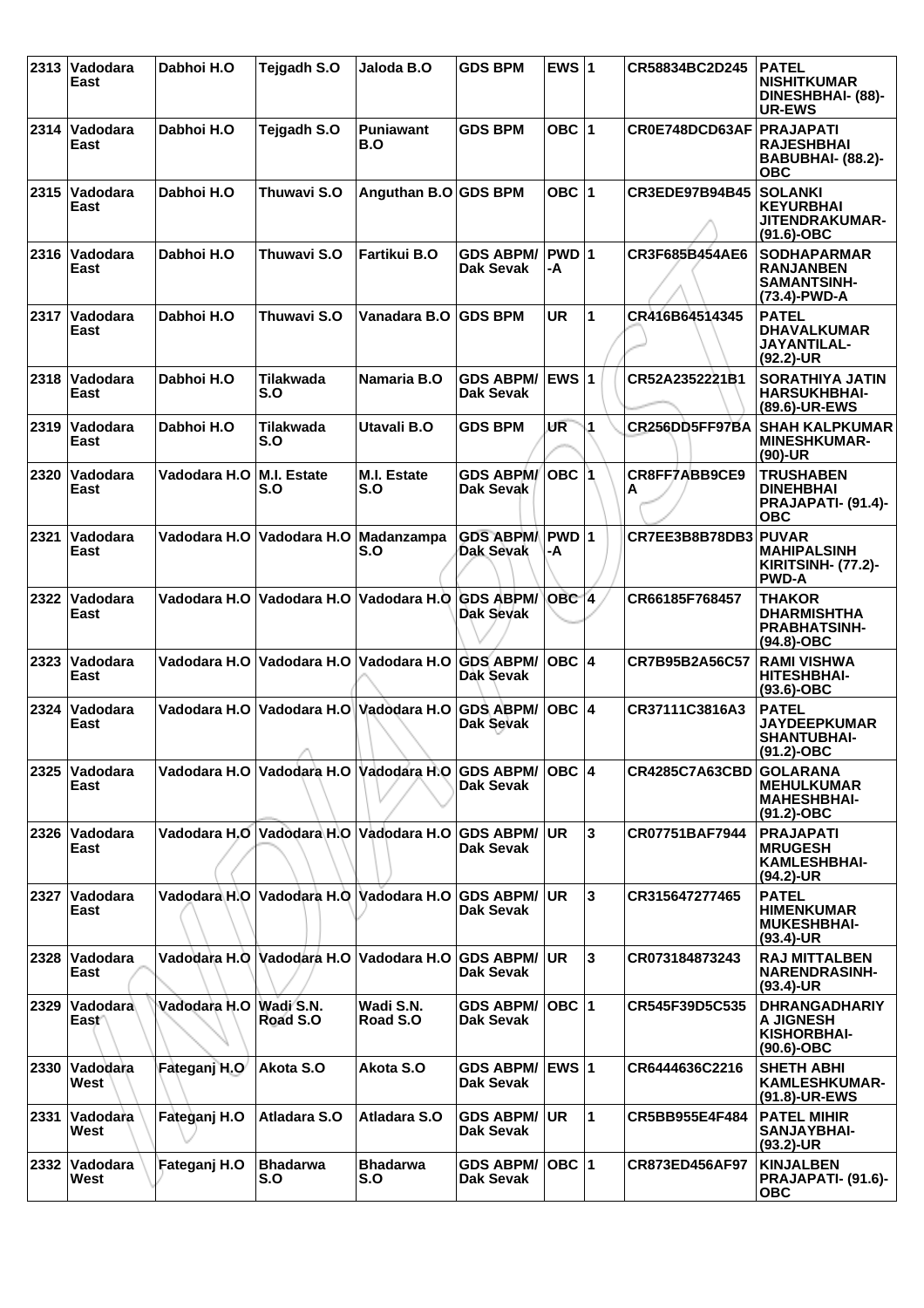| 2313 | Vadodara East | Dabhoi H.O | Tejgadh S.O | Jaloda B.O | GDS BPM | EWS | 1 | CR58834BC2D245 | PATEL NISHITKUMAR DINESHBHAI- (88)-UR-EWS |
|---|---|---|---|---|---|---|---|---|---|
| 2314 | Vadodara East | Dabhoi H.O | Tejgadh S.O | Puniawant B.O | GDS BPM | OBC | 1 | CR0E748DCD63AF | PRAJAPATI RAJESHBHAI BABUBHAI- (88.2)-OBC |
| 2315 | Vadodara East | Dabhoi H.O | Thuwavi S.O | Anguthan B.O | GDS BPM | OBC | 1 | CR3EDE97B94B45 | SOLANKI KEYURBHAI JITENDRAKUMAR-(91.6)-OBC |
| 2316 | Vadodara East | Dabhoi H.O | Thuwavi S.O | Fartikui B.O | GDS ABPM/ Dak Sevak | PWD-A | 1 | CR3F685B454AE6 | SODHAPARMAR RANJANBEN SAMANTSINH-(73.4)-PWD-A |
| 2317 | Vadodara East | Dabhoi H.O | Thuwavi S.O | Vanadara B.O | GDS BPM | UR | 1 | CR416B64514345 | PATEL DHAVALKUMAR JAYANTILAL-(92.2)-UR |
| 2318 | Vadodara East | Dabhoi H.O | Tilakwada S.O | Namaria B.O | GDS ABPM/ Dak Sevak | EWS | 1 | CR52A2352221B1 | SORATHIYA JATIN HARSUKHBHAI-(89.6)-UR-EWS |
| 2319 | Vadodara East | Dabhoi H.O | Tilakwada S.O | Utavali B.O | GDS BPM | UR | 1 | CR256DD5FF97BA | SHAH KALPKUMAR MINESHKUMAR-(90)-UR |
| 2320 | Vadodara East | Vadodara H.O | M.I. Estate S.O | M.I. Estate S.O | GDS ABPM/ Dak Sevak | OBC | 1 | CR8FF7ABB9CE9A | TRUSHABEN DINEHBHAI PRAJAPATI- (91.4)-OBC |
| 2321 | Vadodara East | Vadodara H.O | Vadodara H.O | Madanzampa S.O | GDS ABPM/ Dak Sevak | PWD-A | 1 | CR7EE3B8B78DB3 | PUVAR MAHIPALSINH KIRITSINH- (77.2)-PWD-A |
| 2322 | Vadodara East | Vadodara H.O | Vadodara H.O | Vadodara H.O | GDS ABPM/ Dak Sevak | OBC | 4 | CR66185F768457 | THAKOR DHARMISHTHA PRABHATSINH-(94.8)-OBC |
| 2323 | Vadodara East | Vadodara H.O | Vadodara H.O | Vadodara H.O | GDS ABPM/ Dak Sevak | OBC | 4 | CR7B95B2A56C57 | RAMI VISHWA HITESHBHAI-(93.6)-OBC |
| 2324 | Vadodara East | Vadodara H.O | Vadodara H.O | Vadodara H.O | GDS ABPM/ Dak Sevak | OBC | 4 | CR37111C3816A3 | PATEL JAYDEEPKUMAR SHANTUBHAI-(91.2)-OBC |
| 2325 | Vadodara East | Vadodara H.O | Vadodara H.O | Vadodara H.O | GDS ABPM/ Dak Sevak | OBC | 4 | CR4285C7A63CBD | GOLARANA MEHULKUMAR MAHESHBHAI-(91.2)-OBC |
| 2326 | Vadodara East | Vadodara H.O | Vadodara H.O | Vadodara H.O | GDS ABPM/ Dak Sevak | UR | 3 | CR07751BAF7944 | PRAJAPATI MRUGESH KAMLESHBHAI-(94.2)-UR |
| 2327 | Vadodara East | Vadodara H.O | Vadodara H.O | Vadodara H.O | GDS ABPM/ Dak Sevak | UR | 3 | CR315647277465 | PATEL HIMENKUMAR MUKESHBHAI-(93.4)-UR |
| 2328 | Vadodara East | Vadodara H.O | Vadodara H.O | Vadodara H.O | GDS ABPM/ Dak Sevak | UR | 3 | CR073184873243 | RAJ MITTALBEN NARENDRASINH-(93.4)-UR |
| 2329 | Vadodara East | Vadodara H.O | Wadi S.N. Road S.O | Wadi S.N. Road S.O | GDS ABPM/ Dak Sevak | OBC | 1 | CR545F39D5C535 | DHRANGADHARIYA JIGNESH KISHORBHAI-(90.6)-OBC |
| 2330 | Vadodara West | Fateganj H.O | Akota S.O | Akota S.O | GDS ABPM/ Dak Sevak | EWS | 1 | CR6444636C2216 | SHETH ABHI KAMLESHKUMAR-(91.8)-UR-EWS |
| 2331 | Vadodara West | Fateganj H.O | Atladara S.O | Atladara S.O | GDS ABPM/ Dak Sevak | UR | 1 | CR5BB955E4F484 | PATEL MIHIR SANJAYBHAI-(93.2)-UR |
| 2332 | Vadodara West | Fateganj H.O | Bhadarwa S.O | Bhadarwa S.O | GDS ABPM/ Dak Sevak | OBC | 1 | CR873ED456AF97 | KINJALBEN PRAJAPATI- (91.6)-OBC |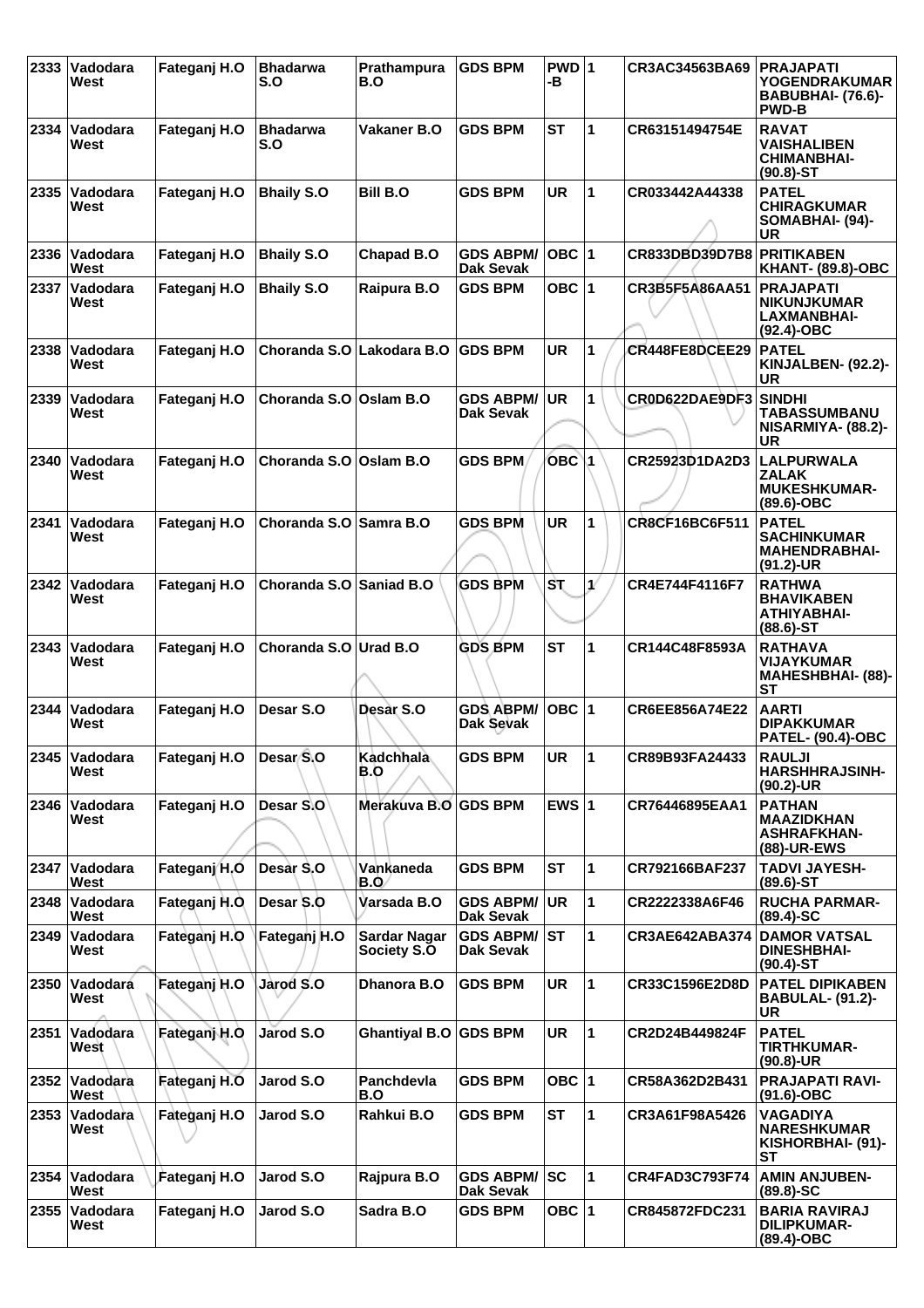| 2333 | Vadodara West | Fateganj H.O | Bhadarwa S.O | Prathampura B.O | GDS BPM | PWD-B | 1 | CR3AC34563BA69 | PRAJAPATI YOGENDRAKUMAR BABUBHAI- (76.6)-PWD-B |
|---|---|---|---|---|---|---|---|---|---|
| 2334 | Vadodara West | Fateganj H.O | Bhadarwa S.O | Vakaner B.O | GDS BPM | ST | 1 | CR63151494754E | RAVAT VAISHALIBEN CHIMANBHAI- (90.8)-ST |
| 2335 | Vadodara West | Fateganj H.O | Bhaily S.O | Bill B.O | GDS BPM | UR | 1 | CR033442A44338 | PATEL CHIRAGKUMAR SOMABHAI- (94)-UR |
| 2336 | Vadodara West | Fateganj H.O | Bhaily S.O | Chapad B.O | GDS ABPM/ Dak Sevak | OBC | 1 | CR833DBD39D7B8 | PRITIKABEN KHANT- (89.8)-OBC |
| 2337 | Vadodara West | Fateganj H.O | Bhaily S.O | Raipura B.O | GDS BPM | OBC | 1 | CR3B5F5A86AA51 | PRAJAPATI NIKUNJKUMAR LAXMANBHAI- (92.4)-OBC |
| 2338 | Vadodara West | Fateganj H.O | Choranda S.O | Lakodara B.O | GDS BPM | UR | 1 | CR448FE8DCEE29 | PATEL KINJALBEN- (92.2)-UR |
| 2339 | Vadodara West | Fateganj H.O | Choranda S.O | Oslam B.O | GDS ABPM/ Dak Sevak | UR | 1 | CR0D622DAE9DF3 | SINDHI TABASSUMBANU NISARMIYA- (88.2)-UR |
| 2340 | Vadodara West | Fateganj H.O | Choranda S.O | Oslam B.O | GDS BPM | OBC | 1 | CR25923D1DA2D3 | LALPURWALA ZALAK MUKESHKUMAR- (89.6)-OBC |
| 2341 | Vadodara West | Fateganj H.O | Choranda S.O | Samra B.O | GDS BPM | UR | 1 | CR8CF16BC6F511 | PATEL SACHINKUMAR MAHENDRABHAI- (91.2)-UR |
| 2342 | Vadodara West | Fateganj H.O | Choranda S.O | Saniad B.O | GDS BPM | ST | 1 | CR4E744F4116F7 | RATHWA BHAVIKABEN ATHIYABHAI- (88.6)-ST |
| 2343 | Vadodara West | Fateganj H.O | Choranda S.O | Urad B.O | GDS BPM | ST | 1 | CR144C48F8593A | RATHAVA VIJAYKUMAR MAHESHBHAI- (88)-ST |
| 2344 | Vadodara West | Fateganj H.O | Desar S.O | Desar S.O | GDS ABPM/ Dak Sevak | OBC | 1 | CR6EE856A74E22 | AARTI DIPAKKUMAR PATEL- (90.4)-OBC |
| 2345 | Vadodara West | Fateganj H.O | Desar S.O | Kadchhala B.O | GDS BPM | UR | 1 | CR89B93FA24433 | RAULJI HARSHHRAJSINH- (90.2)-UR |
| 2346 | Vadodara West | Fateganj H.O | Desar S.O | Merakuva B.O | GDS BPM | EWS | 1 | CR76446895EAA1 | PATHAN MAAZIDKHAN ASHRAFKHAN- (88)-UR-EWS |
| 2347 | Vadodara West | Fateganj H.O | Desar S.O | Vankaneda B.O | GDS BPM | ST | 1 | CR792166BAF237 | TADVI JAYESH- (89.6)-ST |
| 2348 | Vadodara West | Fateganj H.O | Desar S.O | Varsada B.O | GDS ABPM/ Dak Sevak | UR | 1 | CR2222338A6F46 | RUCHA PARMAR- (89.4)-SC |
| 2349 | Vadodara West | Fateganj H.O | Fateganj H.O | Sardar Nagar Society S.O | GDS ABPM/ Dak Sevak | ST | 1 | CR3AE642ABA374 | DAMOR VATSAL DINESHBHAI- (90.4)-ST |
| 2350 | Vadodara West | Fateganj H.O | Jarod S.O | Dhanora B.O | GDS BPM | UR | 1 | CR33C1596E2D8D | PATEL DIPIKABEN BABULAL- (91.2)-UR |
| 2351 | Vadodara West | Fateganj H.O | Jarod S.O | Ghantiyal B.O | GDS BPM | UR | 1 | CR2D24B449824F | PATEL TIRTHKUMAR- (90.8)-UR |
| 2352 | Vadodara West | Fateganj H.O | Jarod S.O | Panchdevla B.O | GDS BPM | OBC | 1 | CR58A362D2B431 | PRAJAPATI RAVI- (91.6)-OBC |
| 2353 | Vadodara West | Fateganj H.O | Jarod S.O | Rahkui B.O | GDS BPM | ST | 1 | CR3A61F98A5426 | VAGADIYA NARESHKUMAR KISHORBHAI- (91)-ST |
| 2354 | Vadodara West | Fateganj H.O | Jarod S.O | Rajpura B.O | GDS ABPM/ Dak Sevak | SC | 1 | CR4FAD3C793F74 | AMIN ANJUBEN- (89.8)-SC |
| 2355 | Vadodara West | Fateganj H.O | Jarod S.O | Sadra B.O | GDS BPM | OBC | 1 | CR845872FDC231 | BARIA RAVIRAJ DILIPKUMAR- (89.4)-OBC |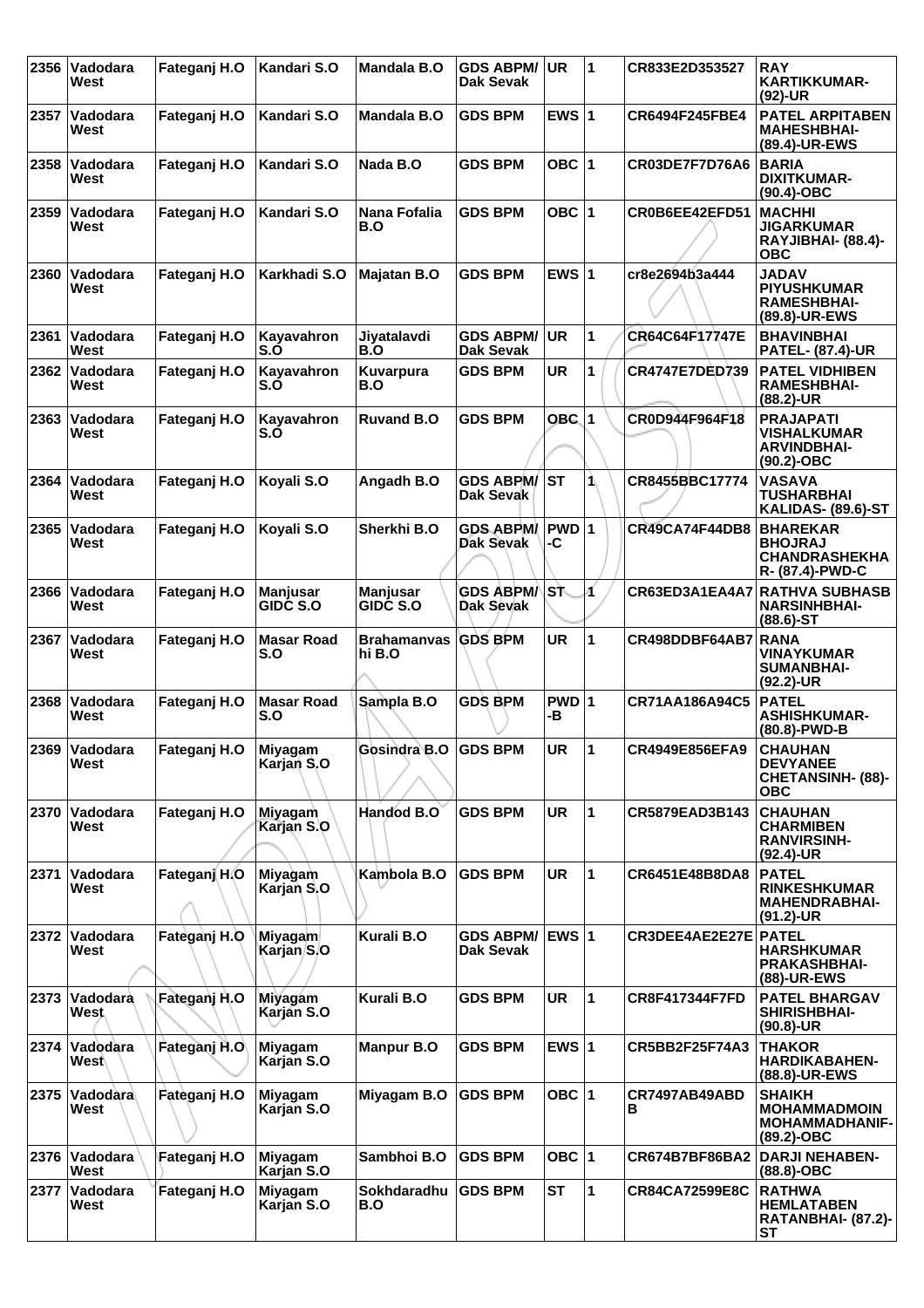| 2356 | Vadodara West | Fateganj H.O | Kandari S.O | Mandala B.O | GDS ABPM/ Dak Sevak | UR | 1 | CR833E2D353527 | RAY KARTIKKUMAR- (92)-UR |
|---|---|---|---|---|---|---|---|---|---|
| 2357 | Vadodara West | Fateganj H.O | Kandari S.O | Mandala B.O | GDS BPM | EWS | 1 | CR6494F245FBE4 | PATEL ARPITABEN MAHESHBHAI- (89.4)-UR-EWS |
| 2358 | Vadodara West | Fateganj H.O | Kandari S.O | Nada B.O | GDS BPM | OBC | 1 | CR03DE7F7D76A6 | BARIA DIXITKUMAR- (90.4)-OBC |
| 2359 | Vadodara West | Fateganj H.O | Kandari S.O | Nana Fofalia B.O | GDS BPM | OBC | 1 | CR0B6EE42EFD51 | MACHHI JIGARKUMAR RAYJIBHAI- (88.4)-OBC |
| 2360 | Vadodara West | Fateganj H.O | Karkhadi S.O | Majatan B.O | GDS BPM | EWS | 1 | cr8e2694b3a444 | JADAV PIYUSHKUMAR RAMESHBHAI- (89.8)-UR-EWS |
| 2361 | Vadodara West | Fateganj H.O | Kayavahron S.O | Jiyatalavdi B.O | GDS ABPM/ Dak Sevak | UR | 1 | CR64C64F17747E | BHAVINBHAI PATEL- (87.4)-UR |
| 2362 | Vadodara West | Fateganj H.O | Kayavahron S.O | Kuvarpura B.O | GDS BPM | UR | 1 | CR4747E7DED739 | PATEL VIDHIBEN RAMESHBHAI- (88.2)-UR |
| 2363 | Vadodara West | Fateganj H.O | Kayavahron S.O | Ruvand B.O | GDS BPM | OBC | 1 | CR0D944F964F18 | PRAJAPATI VISHALKUMAR ARVINDBHAI- (90.2)-OBC |
| 2364 | Vadodara West | Fateganj H.O | Koyali S.O | Angadh B.O | GDS ABPM/ Dak Sevak | ST | 1 | CR8455BBC17774 | VASAVA TUSHARBHAI KALIDAS- (89.6)-ST |
| 2365 | Vadodara West | Fateganj H.O | Koyali S.O | Sherkhi B.O | GDS ABPM/ Dak Sevak | PWD-C | 1 | CR49CA74F44DB8 | BHAREKAR BHOJRAJ CHANDRASHEKHAR- (87.4)-PWD-C |
| 2366 | Vadodara West | Fateganj H.O | Manjusar GIDC S.O | Manjusar GIDC S.O | GDS ABPM/ Dak Sevak | ST | 1 | CR63ED3A1EA4A7 | RATHVA SUBHASB NARSINHBHAI- (88.6)-ST |
| 2367 | Vadodara West | Fateganj H.O | Masar Road S.O | Brahamanvashi B.O | GDS BPM | UR | 1 | CR498DDBF64AB7 | RANA VINAYKUMAR SUMANBHAI- (92.2)-UR |
| 2368 | Vadodara West | Fateganj H.O | Masar Road S.O | Sampla B.O | GDS BPM | PWD-B | 1 | CR71AA186A94C5 | PATEL ASHISHKUMAR- (80.8)-PWD-B |
| 2369 | Vadodara West | Fateganj H.O | Miyagam Karjan S.O | Gosindra B.O | GDS BPM | UR | 1 | CR4949E856EFA9 | CHAUHAN DEVYANEE CHETANSINH- (88)-OBC |
| 2370 | Vadodara West | Fateganj H.O | Miyagam Karjan S.O | Handod B.O | GDS BPM | UR | 1 | CR5879EAD3B143 | CHAUHAN CHARMIBEN RANVIRSINH- (92.4)-UR |
| 2371 | Vadodara West | Fateganj H.O | Miyagam Karjan S.O | Kambola B.O | GDS BPM | UR | 1 | CR6451E48B8DA8 | PATEL RINKESHKUMAR MAHENDRABHAI- (91.2)-UR |
| 2372 | Vadodara West | Fateganj H.O | Miyagam Karjan S.O | Kurali B.O | GDS ABPM/ Dak Sevak | EWS | 1 | CR3DEE4AE2E27E | PATEL HARSHKUMAR PRAKASHBHAI- (88)-UR-EWS |
| 2373 | Vadodara West | Fateganj H.O | Miyagam Karjan S.O | Kurali B.O | GDS BPM | UR | 1 | CR8F417344F7FD | PATEL BHARGAV SHIRISHBHAI- (90.8)-UR |
| 2374 | Vadodara West | Fateganj H.O | Miyagam Karjan S.O | Manpur B.O | GDS BPM | EWS | 1 | CR5BB2F25F74A3 | THAKOR HARDIKABAHEN- (88.8)-UR-EWS |
| 2375 | Vadodara West | Fateganj H.O | Miyagam Karjan S.O | Miyagam B.O | GDS BPM | OBC | 1 | CR7497AB49ABDB | SHAIKH MOHAMMADMOIN MOHAMMADHANIF- (89.2)-OBC |
| 2376 | Vadodara West | Fateganj H.O | Miyagam Karjan S.O | Sambhoi B.O | GDS BPM | OBC | 1 | CR674B7BF86BA2 | DARJI NEHABEN- (88.8)-OBC |
| 2377 | Vadodara West | Fateganj H.O | Miyagam Karjan S.O | Sokhdaradhu B.O | GDS BPM | ST | 1 | CR84CA72599E8C | RATHWA HEMLATABEN RATANBHAI- (87.2)-ST |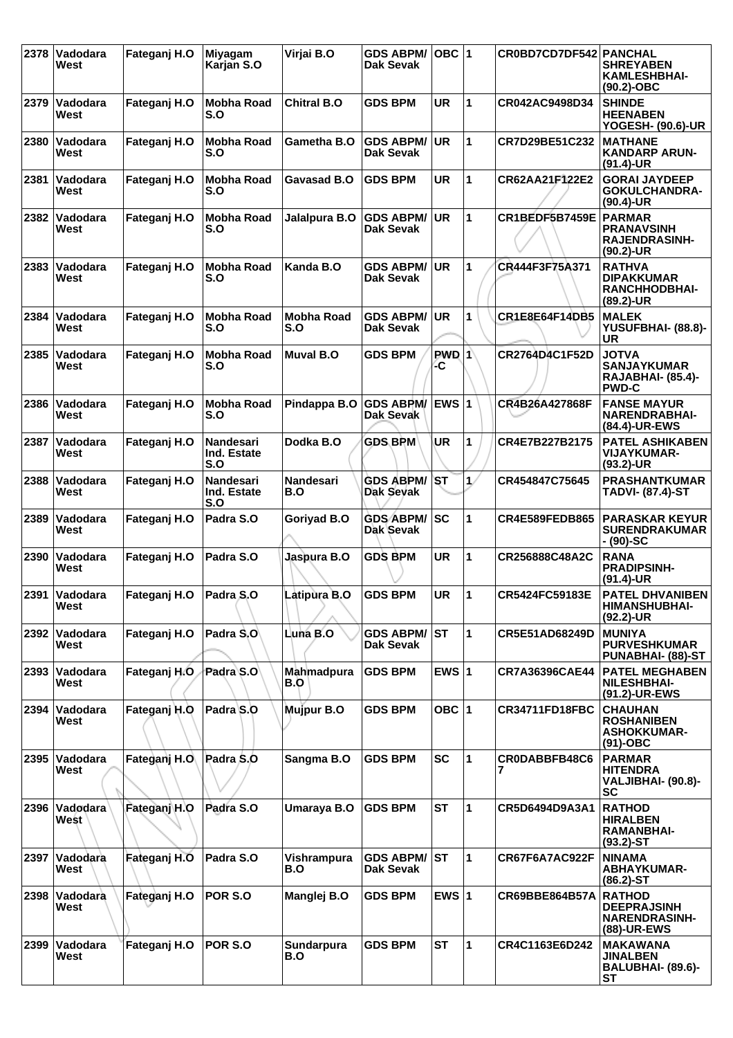| 2378 | Vadodara West | Fateganj H.O | Miyagam Karjan S.O | Virjai B.O | GDS ABPM/ Dak Sevak | OBC | 1 | CR0BD7CD7DF542 | PANCHAL SHREYABEN KAMLESHBHAI- (90.2)-OBC |
|---|---|---|---|---|---|---|---|---|---|
| 2379 | Vadodara West | Fateganj H.O | Mobha Road S.O | Chitral B.O | GDS BPM | UR | 1 | CR042AC9498D34 | SHINDE HEENABEN YOGESH- (90.6)-UR |
| 2380 | Vadodara West | Fateganj H.O | Mobha Road S.O | Gametha B.O | GDS ABPM/ Dak Sevak | UR | 1 | CR7D29BE51C232 | MATHANE KANDARP ARUN- (91.4)-UR |
| 2381 | Vadodara West | Fateganj H.O | Mobha Road S.O | Gavasad B.O | GDS BPM | UR | 1 | CR62AA21F122E2 | GORAI JAYDEEP GOKULCHANDRA- (90.4)-UR |
| 2382 | Vadodara West | Fateganj H.O | Mobha Road S.O | Jalalpura B.O | GDS ABPM/ Dak Sevak | UR | 1 | CR1BEDF5B7459E | PARMAR PRANAVSINH RAJENDRASINH- (90.2)-UR |
| 2383 | Vadodara West | Fateganj H.O | Mobha Road S.O | Kanda B.O | GDS ABPM/ Dak Sevak | UR | 1 | CR444F3F75A371 | RATHVA DIPAKKUMAR RANCHHODBHAI- (89.2)-UR |
| 2384 | Vadodara West | Fateganj H.O | Mobha Road S.O | Mobha Road S.O | GDS ABPM/ Dak Sevak | UR | 1 | CR1E8E64F14DB5 | MALEK YUSUFBHAI- (88.8)-UR |
| 2385 | Vadodara West | Fateganj H.O | Mobha Road S.O | Muval B.O | GDS BPM | PWD-C | 1 | CR2764D4C1F52D | JOTVA SANJAYKUMAR RAJABHAI- (85.4)-PWD-C |
| 2386 | Vadodara West | Fateganj H.O | Mobha Road S.O | Pindappa B.O | GDS ABPM/ Dak Sevak | EWS | 1 | CR4B26A427868F | FANSE MAYUR NARENDRABHAI- (84.4)-UR-EWS |
| 2387 | Vadodara West | Fateganj H.O | Nandesari Ind. Estate S.O | Dodka B.O | GDS BPM | UR | 1 | CR4E7B227B2175 | PATEL ASHIKABEN VIJAYKUMAR- (93.2)-UR |
| 2388 | Vadodara West | Fateganj H.O | Nandesari Ind. Estate S.O | Nandesari B.O | GDS ABPM/ Dak Sevak | ST | 1 | CR454847C75645 | PRASHANTKUMAR TADVI- (87.4)-ST |
| 2389 | Vadodara West | Fateganj H.O | Padra S.O | Goriyad B.O | GDS ABPM/ Dak Sevak | SC | 1 | CR4E589FEDB865 | PARASKAR KEYUR SURENDRAKUMAR - (90)-SC |
| 2390 | Vadodara West | Fateganj H.O | Padra S.O | Jaspura B.O | GDS BPM | UR | 1 | CR256888C48A2C | RANA PRADIPSINH- (91.4)-UR |
| 2391 | Vadodara West | Fateganj H.O | Padra S.O | Latipura B.O | GDS BPM | UR | 1 | CR5424FC59183E | PATEL DHVANIBEN HIMANSHUBHAI- (92.2)-UR |
| 2392 | Vadodara West | Fateganj H.O | Padra S.O | Luna B.O | GDS ABPM/ Dak Sevak | ST | 1 | CR5E51AD68249D | MUNIYA PURVESHKUMAR PUNABHAI- (88)-ST |
| 2393 | Vadodara West | Fateganj H.O | Padra S.O | Mahmadpura B.O | GDS BPM | EWS | 1 | CR7A36396CAE44 | PATEL MEGHABEN NILESHBHAI- (91.2)-UR-EWS |
| 2394 | Vadodara West | Fateganj H.O | Padra S.O | Mujpur B.O | GDS BPM | OBC | 1 | CR34711FD18FBC | CHAUHAN ROSHANIBEN ASHOKKUMAR- (91)-OBC |
| 2395 | Vadodara West | Fateganj H.O | Padra S.O | Sangma B.O | GDS BPM | SC | 1 | CR0DABBFB48C67 | PARMAR HITENDRA VALJIBHAI- (90.8)-SC |
| 2396 | Vadodara West | Fateganj H.O | Padra S.O | Umaraya B.O | GDS BPM | ST | 1 | CR5D6494D9A3A1 | RATHOD HIRALBEN RAMANBHAI- (93.2)-ST |
| 2397 | Vadodara West | Fateganj H.O | Padra S.O | Vishrampura B.O | GDS ABPM/ Dak Sevak | ST | 1 | CR67F6A7AC922F | NINAMA ABHAYKUMAR- (86.2)-ST |
| 2398 | Vadodara West | Fateganj H.O | POR S.O | Manglej B.O | GDS BPM | EWS | 1 | CR69BBE864B57A | RATHOD DEEPRAJSINH NARENDRASINH- (88)-UR-EWS |
| 2399 | Vadodara West | Fateganj H.O | POR S.O | Sundarpura B.O | GDS BPM | ST | 1 | CR4C1163E6D242 | MAKAWANA JINALBEN BALUBHAI- (89.6)-ST |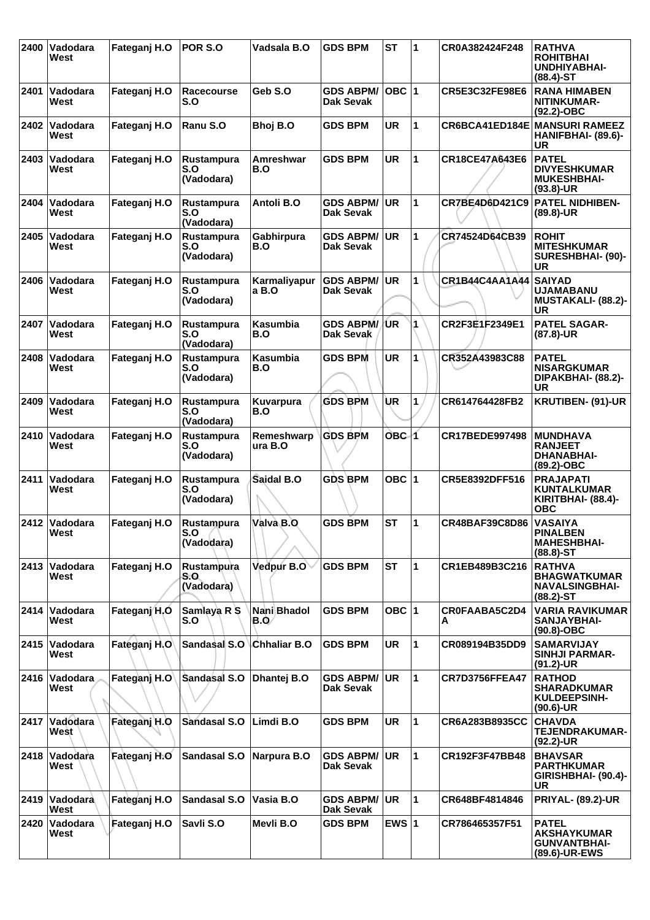| 2400 | Vadodara West | Fateganj H.O | POR S.O | Vadsala B.O | GDS BPM | ST | 1 | CR0A382424F248 | RATHVA ROHITBHAI UNDHIYABHAI- (88.4)-ST |
|---|---|---|---|---|---|---|---|---|---|
| 2401 | Vadodara West | Fateganj H.O | Racecourse S.O | Geb S.O | GDS ABPM/ Dak Sevak | OBC | 1 | CR5E3C32FE98E6 | RANA HIMABEN NITINKUMAR- (92.2)-OBC |
| 2402 | Vadodara West | Fateganj H.O | Ranu S.O | Bhoj B.O | GDS BPM | UR | 1 | CR6BCA41ED184E | MANSURI RAMEEZ HANIFBHAI- (89.6)-UR |
| 2403 | Vadodara West | Fateganj H.O | Rustampura S.O (Vadodara) | Amreshwar B.O | GDS BPM | UR | 1 | CR18CE47A643E6 | PATEL DIVYESHKUMAR MUKESHBHAI- (93.8)-UR |
| 2404 | Vadodara West | Fateganj H.O | Rustampura S.O (Vadodara) | Antoli B.O | GDS ABPM/ Dak Sevak | UR | 1 | CR7BE4D6D421C9 | PATEL NIDHIBEN- (89.8)-UR |
| 2405 | Vadodara West | Fateganj H.O | Rustampura S.O (Vadodara) | Gabhirpura B.O | GDS ABPM/ Dak Sevak | UR | 1 | CR74524D64CB39 | ROHIT MITESHKUMAR SURESHBHAI- (90)-UR |
| 2406 | Vadodara West | Fateganj H.O | Rustampura S.O (Vadodara) | Karmaliyapura B.O | GDS ABPM/ Dak Sevak | UR | 1 | CR1B44C4AA1A44 | SAIYAD UJAMABANU MUSTAKALI- (88.2)-UR |
| 2407 | Vadodara West | Fateganj H.O | Rustampura S.O (Vadodara) | Kasumbia B.O | GDS ABPM/ Dak Sevak | UR | 1 | CR2F3E1F2349E1 | PATEL SAGAR- (87.8)-UR |
| 2408 | Vadodara West | Fateganj H.O | Rustampura S.O (Vadodara) | Kasumbia B.O | GDS BPM | UR | 1 | CR352A43983C88 | PATEL NISARGKUMAR DIPAKBHAI- (88.2)-UR |
| 2409 | Vadodara West | Fateganj H.O | Rustampura S.O (Vadodara) | Kuvarpura B.O | GDS BPM | UR | 1 | CR614764428FB2 | KRUTIBEN- (91)-UR |
| 2410 | Vadodara West | Fateganj H.O | Rustampura S.O (Vadodara) | Remeshwarpura B.O | GDS BPM | OBC | 1 | CR17BEDE997498 | MUNDHAVA RANJEET DHANABHAI- (89.2)-OBC |
| 2411 | Vadodara West | Fateganj H.O | Rustampura S.O (Vadodara) | Saidal B.O | GDS BPM | OBC | 1 | CR5E8392DFF516 | PRAJAPATI KUNTALKUMAR KIRITBHAI- (88.4)-OBC |
| 2412 | Vadodara West | Fateganj H.O | Rustampura S.O (Vadodara) | Valva B.O | GDS BPM | ST | 1 | CR48BAF39C8D86 | VASAIYA PINALBEN MAHESHBHAI- (88.8)-ST |
| 2413 | Vadodara West | Fateganj H.O | Rustampura S.O (Vadodara) | Vedpur B.O | GDS BPM | ST | 1 | CR1EB489B3C216 | RATHVA BHAGWATKUMAR NAVALSINGBHAI- (88.2)-ST |
| 2414 | Vadodara West | Fateganj H.O | Samlaya R S S.O | Nani Bhadol B.O | GDS BPM | OBC | 1 | CR0FAABA5C2D4A | VARIA RAVIKUMAR SANJAYBHAI- (90.8)-OBC |
| 2415 | Vadodara West | Fateganj H.O | Sandasal S.O | Chhaliar B.O | GDS BPM | UR | 1 | CR089194B35DD9 | SAMARVIJAY SINHJI PARMAR- (91.2)-UR |
| 2416 | Vadodara West | Fateganj H.O | Sandasal S.O | Dhantej B.O | GDS ABPM/ Dak Sevak | UR | 1 | CR7D3756FFEA47 | RATHOD SHARADKUMAR KULDEEPSINH- (90.6)-UR |
| 2417 | Vadodara West | Fateganj H.O | Sandasal S.O | Limdi B.O | GDS BPM | UR | 1 | CR6A283B8935CC | CHAVDA TEJENDRAKUMAR- (92.2)-UR |
| 2418 | Vadodara West | Fateganj H.O | Sandasal S.O | Narpura B.O | GDS ABPM/ Dak Sevak | UR | 1 | CR192F3F47BB48 | BHAVSAR PARTHKUMAR GIRISHBHAI- (90.4)-UR |
| 2419 | Vadodara West | Fateganj H.O | Sandasal S.O | Vasia B.O | GDS ABPM/ Dak Sevak | UR | 1 | CR648BF4814846 | PRIYAL- (89.2)-UR |
| 2420 | Vadodara West | Fateganj H.O | Savli S.O | Mevli B.O | GDS BPM | EWS | 1 | CR786465357F51 | PATEL AKSHAYKUMAR GUNVANTBHAI- (89.6)-UR-EWS |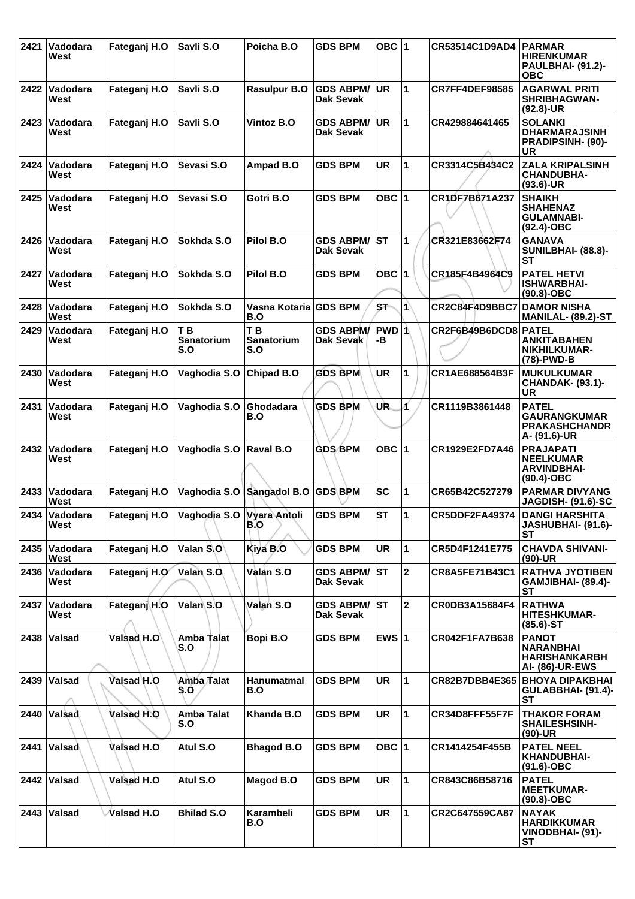| 2421 | Vadodara West | Fateganj H.O | Savli S.O | Poicha B.O | GDS BPM | OBC | 1 | CR53514C1D9AD4 | PARMAR HIRENKUMAR PAULBHAI- (91.2)-OBC |
|---|---|---|---|---|---|---|---|---|---|
| 2422 | Vadodara West | Fateganj H.O | Savli S.O | Rasulpur B.O | GDS ABPM/ Dak Sevak | UR | 1 | CR7FF4DEF98585 | AGARWAL PRITI SHRIBHAGWAN- (92.8)-UR |
| 2423 | Vadodara West | Fateganj H.O | Savli S.O | Vintoz B.O | GDS ABPM/ Dak Sevak | UR | 1 | CR429884641465 | SOLANKI DHARMARAJSINH PRADIPSINH- (90)-UR |
| 2424 | Vadodara West | Fateganj H.O | Sevasi S.O | Ampad B.O | GDS BPM | UR | 1 | CR3314C5B434C2 | ZALA KRIPALSINH CHANDUBHA- (93.6)-UR |
| 2425 | Vadodara West | Fateganj H.O | Sevasi S.O | Gotri B.O | GDS BPM | OBC | 1 | CR1DF7B671A237 | SHAIKH SHAHENAZ GULAMNABI- (92.4)-OBC |
| 2426 | Vadodara West | Fateganj H.O | Sokhda S.O | Pilol B.O | GDS ABPM/ Dak Sevak | ST | 1 | CR321E83662F74 | GANAVA SUNILBHAI- (88.8)-ST |
| 2427 | Vadodara West | Fateganj H.O | Sokhda S.O | Pilol B.O | GDS BPM | OBC | 1 | CR185F4B4964C9 | PATEL HETVI ISHWARBHAI- (90.8)-OBC |
| 2428 | Vadodara West | Fateganj H.O | Sokhda S.O | Vasna Kotaria B.O | GDS BPM | ST | 1 | CR2C84F4D9BBC7 | DAMOR NISHA MANILAL- (89.2)-ST |
| 2429 | Vadodara West | Fateganj H.O | T B Sanatorium S.O | T B Sanatorium S.O | GDS ABPM/ Dak Sevak | PWD -B | 1 | CR2F6B49B6DCD8 | PATEL ANKITABAHEN NIKHILKUMAR- (78)-PWD-B |
| 2430 | Vadodara West | Fateganj H.O | Vaghodia S.O | Chipad B.O | GDS BPM | UR | 1 | CR1AE688564B3F | MUKULKUMAR CHANDAK- (93.1)-UR |
| 2431 | Vadodara West | Fateganj H.O | Vaghodia S.O | Ghodadara B.O | GDS BPM | UR | 1 | CR1119B3861448 | PATEL GAURANGKUMAR PRAKASHCHANDR A- (91.6)-UR |
| 2432 | Vadodara West | Fateganj H.O | Vaghodia S.O | Raval B.O | GDS BPM | OBC | 1 | CR1929E2FD7A46 | PRAJAPATI NEELKUMAR ARVINDBHAI- (90.4)-OBC |
| 2433 | Vadodara West | Fateganj H.O | Vaghodia S.O | Sangadol B.O | GDS BPM | SC | 1 | CR65B42C527279 | PARMAR DIVYANG JAGDISH- (91.6)-SC |
| 2434 | Vadodara West | Fateganj H.O | Vaghodia S.O | Vyara Antoli B.O | GDS BPM | ST | 1 | CR5DDF2FA49374 | DANGI HARSHITA JASHUBHAI- (91.6)-ST |
| 2435 | Vadodara West | Fateganj H.O | Valan S.O | Kiya B.O | GDS BPM | UR | 1 | CR5D4F1241E775 | CHAVDA SHIVANI- (90)-UR |
| 2436 | Vadodara West | Fateganj H.O | Valan S.O | Valan S.O | GDS ABPM/ Dak Sevak | ST | 2 | CR8A5FE71B43C1 | RATHVA JYOTIBEN GAMJIBHAI- (89.4)-ST |
| 2437 | Vadodara West | Fateganj H.O | Valan S.O | Valan S.O | GDS ABPM/ Dak Sevak | ST | 2 | CR0DB3A15684F4 | RATHWA HITESHKUMAR- (85.6)-ST |
| 2438 | Valsad | Valsad H.O | Amba Talat S.O | Bopi B.O | GDS BPM | EWS | 1 | CR042F1FA7B638 | PANOT NARANBHAI HARISHANKARBH AI- (86)-UR-EWS |
| 2439 | Valsad | Valsad H.O | Amba Talat S.O | Hanumatmal B.O | GDS BPM | UR | 1 | CR82B7DBB4E365 | BHOYA DIPAKBHAI GULABBHAI- (91.4)-ST |
| 2440 | Valsad | Valsad H.O | Amba Talat S.O | Khanda B.O | GDS BPM | UR | 1 | CR34D8FFF55F7F | THAKOR FORAM SHAILESHSINH- (90)-UR |
| 2441 | Valsad | Valsad H.O | Atul S.O | Bhagod B.O | GDS BPM | OBC | 1 | CR1414254F455B | PATEL NEEL KHANDUBHAI- (91.6)-OBC |
| 2442 | Valsad | Valsad H.O | Atul S.O | Magod B.O | GDS BPM | UR | 1 | CR843C86B58716 | PATEL MEETKUMAR- (90.8)-OBC |
| 2443 | Valsad | Valsad H.O | Bhilad S.O | Karambeli B.O | GDS BPM | UR | 1 | CR2C647559CA87 | NAYAK HARDIKKUMAR VINODBHAI- (91)-ST |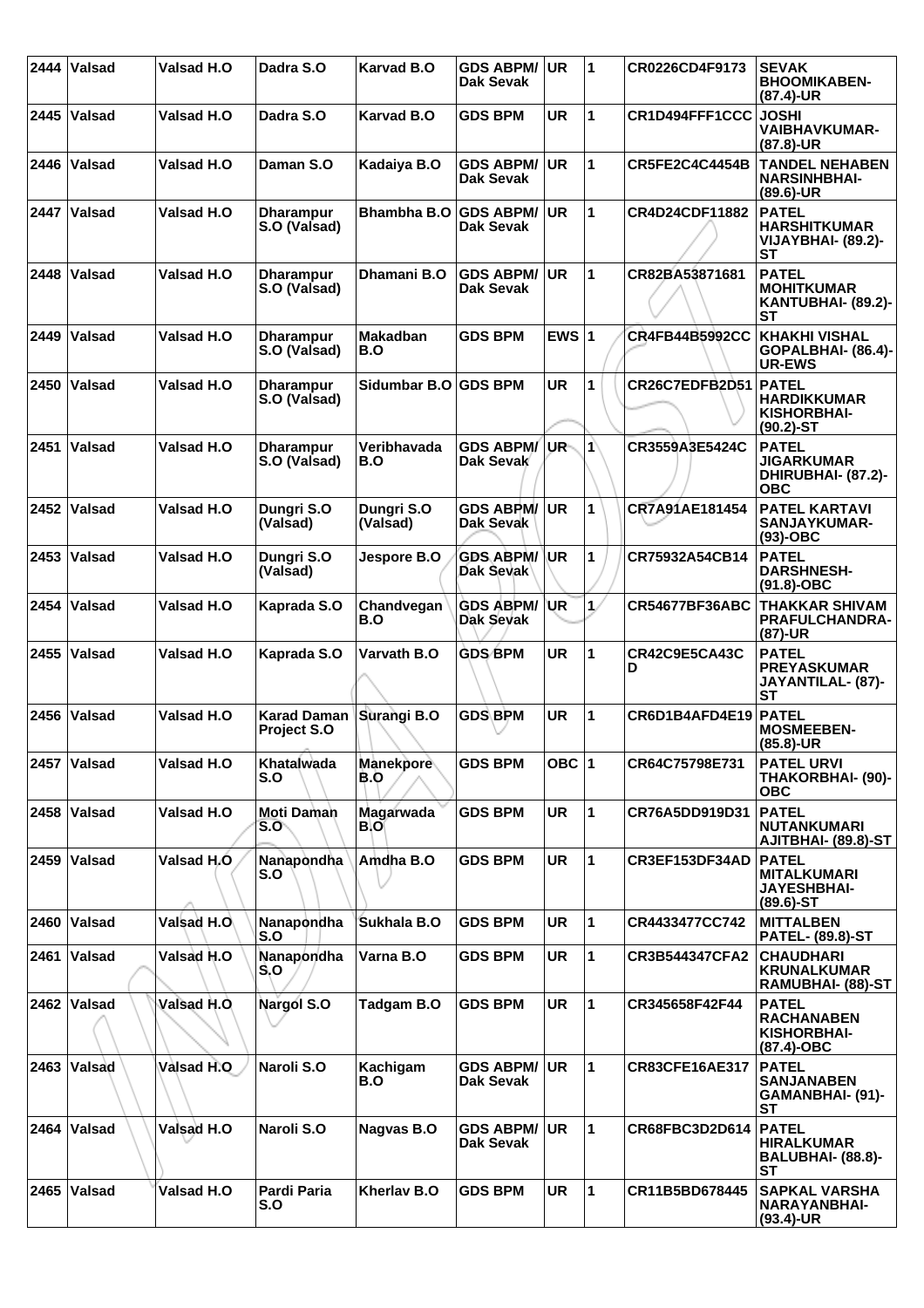| 2444 | Valsad | Valsad H.O | Dadra S.O | Karvad B.O | GDS ABPM/ Dak Sevak | UR | 1 | CR0226CD4F9173 | SEVAK BHOOMIKABEN- (87.4)-UR |
|---|---|---|---|---|---|---|---|---|---|
| 2445 | Valsad | Valsad H.O | Dadra S.O | Karvad B.O | GDS BPM | UR | 1 | CR1D494FFF1CCC | JOSHI VAIBHAVKUMAR- (87.8)-UR |
| 2446 | Valsad | Valsad H.O | Daman S.O | Kadaiya B.O | GDS ABPM/ Dak Sevak | UR | 1 | CR5FE2C4C4454B | TANDEL NEHABEN NARSINHBHAI- (89.6)-UR |
| 2447 | Valsad | Valsad H.O | Dharampur S.O (Valsad) | Bhambha B.O | GDS ABPM/ Dak Sevak | UR | 1 | CR4D24CDF11882 | PATEL HARSHITKUMAR VIJAYBHAI- (89.2)- ST |
| 2448 | Valsad | Valsad H.O | Dharampur S.O (Valsad) | Dhamani B.O | GDS ABPM/ Dak Sevak | UR | 1 | CR82BA53871681 | PATEL MOHITKUMAR KANTUBHAI- (89.2)- ST |
| 2449 | Valsad | Valsad H.O | Dharampur S.O (Valsad) | Makadban B.O | GDS BPM | EWS | 1 | CR4FB44B5992CC | KHAKHI VISHAL GOPALBHAI- (86.4)- UR-EWS |
| 2450 | Valsad | Valsad H.O | Dharampur S.O (Valsad) | Sidumbar B.O | GDS BPM | UR | 1 | CR26C7EDFB2D51 | PATEL HARDIKKUMAR KISHORBHAI- (90.2)-ST |
| 2451 | Valsad | Valsad H.O | Dharampur S.O (Valsad) | Veribhavada B.O | GDS ABPM/ Dak Sevak | UR | 1 | CR3559A3E5424C | PATEL JIGARKUMAR DHIRUBHAI- (87.2)- OBC |
| 2452 | Valsad | Valsad H.O | Dungri S.O (Valsad) | Dungri S.O (Valsad) | GDS ABPM/ Dak Sevak | UR | 1 | CR7A91AE181454 | PATEL KARTAVI SANJAYKUMAR- (93)-OBC |
| 2453 | Valsad | Valsad H.O | Dungri S.O (Valsad) | Jespore B.O | GDS ABPM/ Dak Sevak | UR | 1 | CR75932A54CB14 | PATEL DARSHNESH- (91.8)-OBC |
| 2454 | Valsad | Valsad H.O | Kaprada S.O | Chandvegan B.O | GDS ABPM/ Dak Sevak | UR | 1 | CR54677BF36ABC | THAKKAR SHIVAM PRAFULCHANDRA- (87)-UR |
| 2455 | Valsad | Valsad H.O | Kaprada S.O | Varvath B.O | GDS BPM | UR | 1 | CR42C9E5CA43CD | PATEL PREYASKUMAR JAYANTILAL- (87)- ST |
| 2456 | Valsad | Valsad H.O | Karad Daman Project S.O | Surangi B.O | GDS BPM | UR | 1 | CR6D1B4AFD4E19 | PATEL MOSMEEBEN- (85.8)-UR |
| 2457 | Valsad | Valsad H.O | Khatalwada S.O | Manekpore B.O | GDS BPM | OBC | 1 | CR64C75798E731 | PATEL URVI THAKORBHAI- (90)- OBC |
| 2458 | Valsad | Valsad H.O | Moti Daman S.O | Magarwada B.O | GDS BPM | UR | 1 | CR76A5DD919D31 | PATEL NUTANKUMARI AJITBHAI- (89.8)-ST |
| 2459 | Valsad | Valsad H.O | Nanapondha S.O | Amdha B.O | GDS BPM | UR | 1 | CR3EF153DF34AD | PATEL MITALKUMARI JAYESHBHAI- (89.6)-ST |
| 2460 | Valsad | Valsad H.O | Nanapondha S.O | Sukhala B.O | GDS BPM | UR | 1 | CR4433477CC742 | MITTALBEN PATEL- (89.8)-ST |
| 2461 | Valsad | Valsad H.O | Nanapondha S.O | Varna B.O | GDS BPM | UR | 1 | CR3B544347CFA2 | CHAUDHARI KRUNALKUMAR RAMUBHAI- (88)-ST |
| 2462 | Valsad | Valsad H.O | Nargol S.O | Tadgam B.O | GDS BPM | UR | 1 | CR345658F42F44 | PATEL RACHANABEN KISHORBHAI- (87.4)-OBC |
| 2463 | Valsad | Valsad H.O | Naroli S.O | Kachigam B.O | GDS ABPM/ Dak Sevak | UR | 1 | CR83CFE16AE317 | PATEL SANJANABEN GAMANBHAI- (91)- ST |
| 2464 | Valsad | Valsad H.O | Naroli S.O | Nagvas B.O | GDS ABPM/ Dak Sevak | UR | 1 | CR68FBC3D2D614 | PATEL HIRALKUMAR BALUBHAI- (88.8)- ST |
| 2465 | Valsad | Valsad H.O | Pardi Paria S.O | Kherlav B.O | GDS BPM | UR | 1 | CR11B5BD678445 | SAPKAL VARSHA NARAYANBHAI- (93.4)-UR |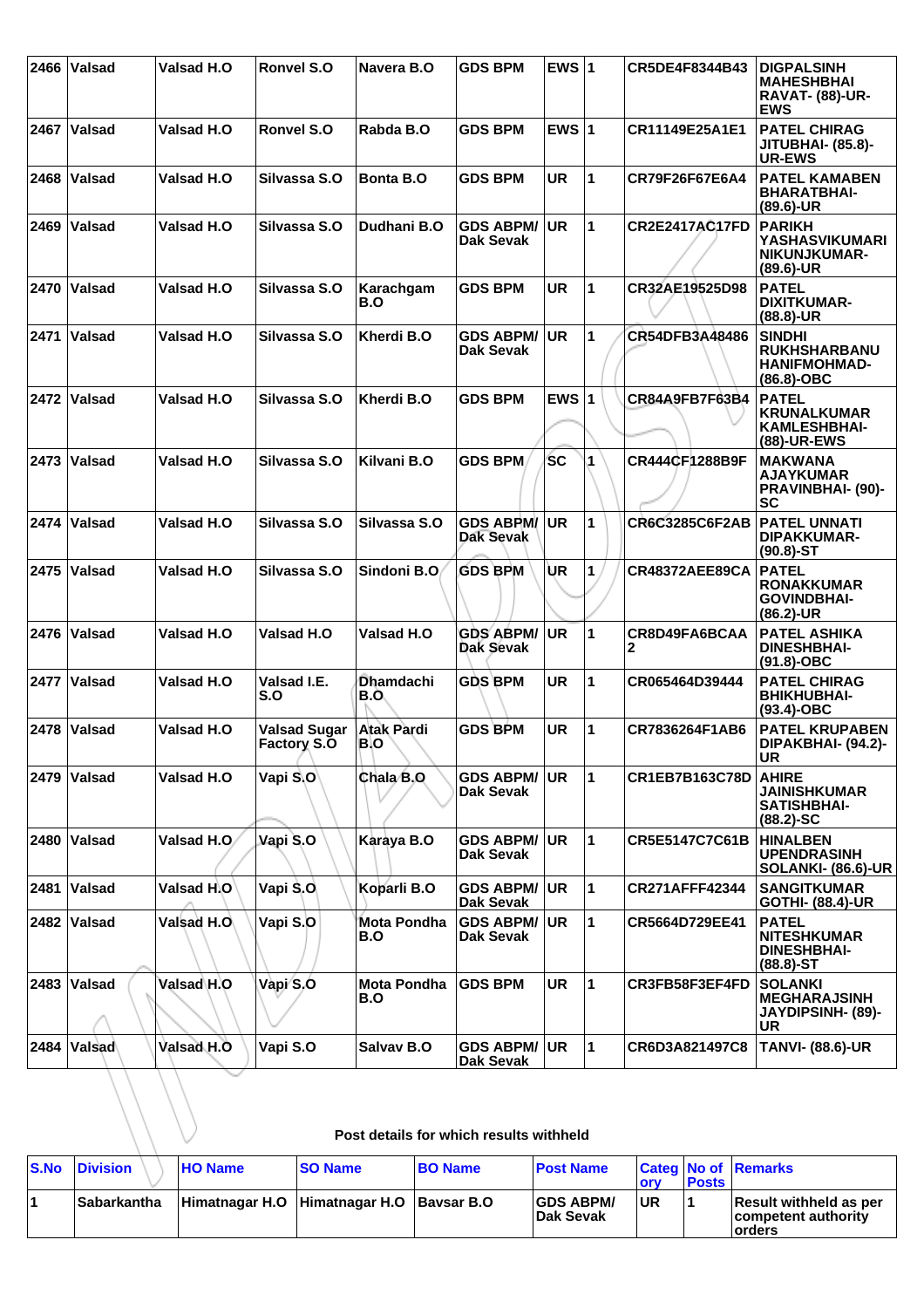| | | | | | | | | | |
|---|---|---|---|---|---|---|---|---|---|
| 2466 | Valsad | Valsad H.O | Ronvel S.O | Navera B.O | GDS BPM | EWS | 1 | CR5DE4F8344B43 | DIGPALSINH MAHESHBHAI RAVAT- (88)-UR-EWS |
| 2467 | Valsad | Valsad H.O | Ronvel S.O | Rabda B.O | GDS BPM | EWS | 1 | CR11149E25A1E1 | PATEL CHIRAG JITUBHAI- (85.8)-UR-EWS |
| 2468 | Valsad | Valsad H.O | Silvassa S.O | Bonta B.O | GDS BPM | UR | 1 | CR79F26F67E6A4 | PATEL KAMABEN BHARATBHAI- (89.6)-UR |
| 2469 | Valsad | Valsad H.O | Silvassa S.O | Dudhani B.O | GDS ABPM/ Dak Sevak | UR | 1 | CR2E2417AC17FD | PARIKH YASHASVIKUMARI NIKUNJKUMAR- (89.6)-UR |
| 2470 | Valsad | Valsad H.O | Silvassa S.O | Karachgam B.O | GDS BPM | UR | 1 | CR32AE19525D98 | PATEL DIXITKUMAR- (88.8)-UR |
| 2471 | Valsad | Valsad H.O | Silvassa S.O | Kherdi B.O | GDS ABPM/ Dak Sevak | UR | 1 | CR54DFB3A48486 | SINDHI RUKHSHARBANU HANIFMOHMAD- (86.8)-OBC |
| 2472 | Valsad | Valsad H.O | Silvassa S.O | Kherdi B.O | GDS BPM | EWS | 1 | CR84A9FB7F63B4 | PATEL KRUNALKUMAR KAMLESHBHAI- (88)-UR-EWS |
| 2473 | Valsad | Valsad H.O | Silvassa S.O | Kilvani B.O | GDS BPM | SC | 1 | CR444CF1288B9F | MAKWANA AJAYKUMAR PRAVINBHAI- (90)-SC |
| 2474 | Valsad | Valsad H.O | Silvassa S.O | Silvassa S.O | GDS ABPM/ Dak Sevak | UR | 1 | CR6C3285C6F2AB | PATEL UNNATI DIPAKKUMAR- (90.8)-ST |
| 2475 | Valsad | Valsad H.O | Silvassa S.O | Sindoni B.O | GDS BPM | UR | 1 | CR48372AEE89CA | PATEL RONAKKUMAR GOVINDBHAI- (86.2)-UR |
| 2476 | Valsad | Valsad H.O | Valsad H.O | Valsad H.O | GDS ABPM/ Dak Sevak | UR | 1 | CR8D49FA6BCAA2 | PATEL ASHIKA DINESHBHAI- (91.8)-OBC |
| 2477 | Valsad | Valsad H.O | Valsad I.E. S.O | Dhamdachi B.O | GDS BPM | UR | 1 | CR065464D39444 | PATEL CHIRAG BHIKHUBHAI- (93.4)-OBC |
| 2478 | Valsad | Valsad H.O | Valsad Sugar Factory S.O | Atak Pardi B.O | GDS BPM | UR | 1 | CR7836264F1AB6 | PATEL KRUPABEN DIPAKBHAI- (94.2)-UR |
| 2479 | Valsad | Valsad H.O | Vapi S.O | Chala B.O | GDS ABPM/ Dak Sevak | UR | 1 | CR1EB7B163C78D | AHIRE JAINISHKUMAR SATISHBHAI- (88.2)-SC |
| 2480 | Valsad | Valsad H.O | Vapi S.O | Karaya B.O | GDS ABPM/ Dak Sevak | UR | 1 | CR5E5147C7C61B | HINALBEN UPENDRASINH SOLANKI- (86.6)-UR |
| 2481 | Valsad | Valsad H.O | Vapi S.O | Koparli B.O | GDS ABPM/ Dak Sevak | UR | 1 | CR271AFFF42344 | SANGITKUMAR GOTHI- (88.4)-UR |
| 2482 | Valsad | Valsad H.O | Vapi S.O | Mota Pondha B.O | GDS ABPM/ Dak Sevak | UR | 1 | CR5664D729EE41 | PATEL NITESHKUMAR DINESHBHAI- (88.8)-ST |
| 2483 | Valsad | Valsad H.O | Vapi S.O | Mota Pondha B.O | GDS BPM | UR | 1 | CR3FB58F3EF4FD | SOLANKI MEGHARAJSINH JAYDIPSINH- (89)-UR |
| 2484 | Valsad | Valsad H.O | Vapi S.O | Salvav B.O | GDS ABPM/ Dak Sevak | UR | 1 | CR6D3A821497C8 | TANVI- (88.6)-UR |

**Post details for which results withheld**

| S.No | Division | HO Name | SO Name | BO Name | Post Name | Category | No of Posts | Remarks |
|---|---|---|---|---|---|---|---|---|
| 1 | Sabarkantha | Himatnagar H.O | Himatnagar H.O | Bavsar B.O | GDS ABPM/ Dak Sevak | UR | 1 | Result withheld as per competent authority orders |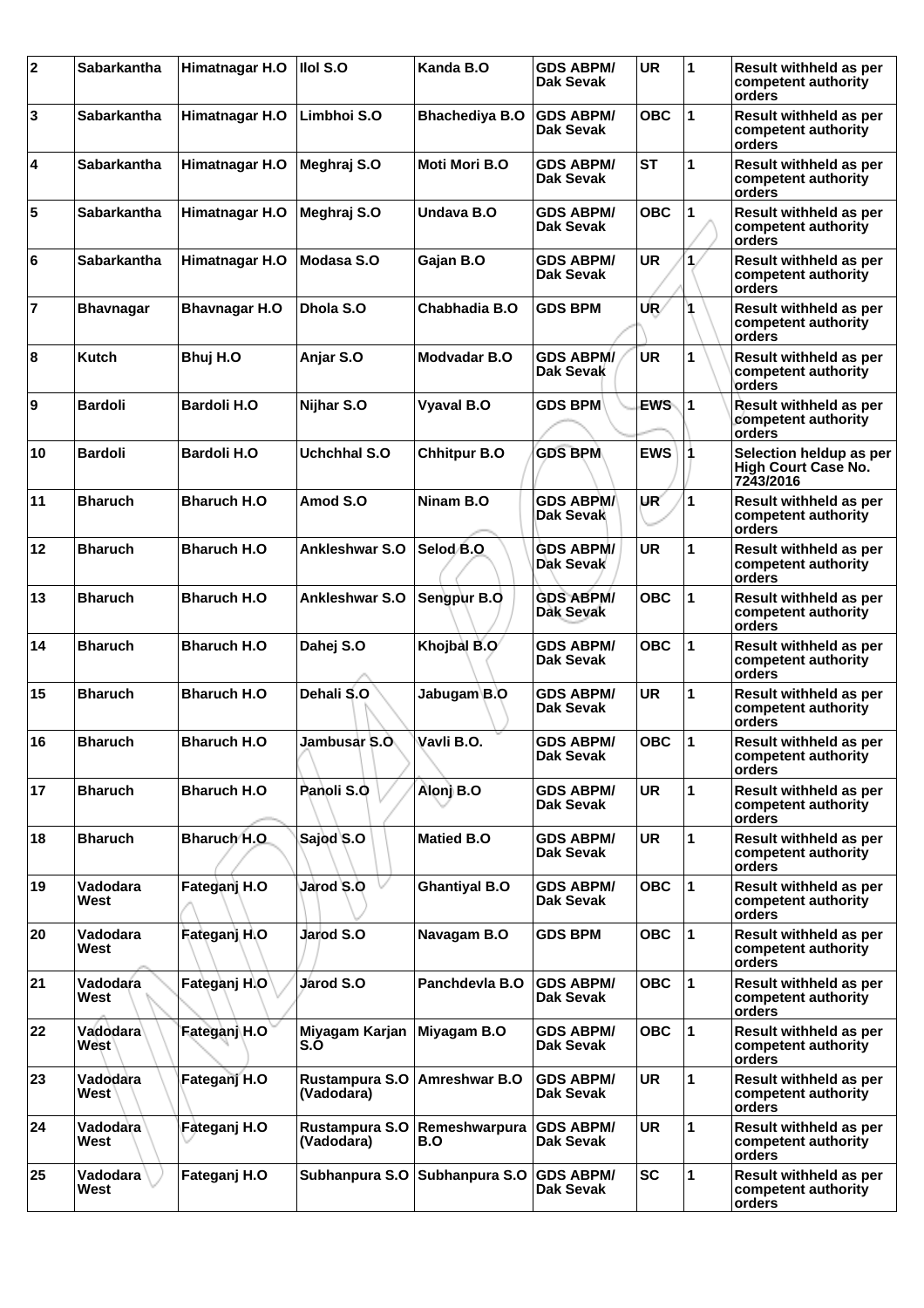| 2 | Sabarkantha | Himatnagar H.O | Ilol S.O | Kanda B.O | GDS ABPM/ Dak Sevak | UR | 1 | Result withheld as per competent authority orders |
|---|---|---|---|---|---|---|---|---|
| 3 | Sabarkantha | Himatnagar H.O | Limbhoi S.O | Bhachediya B.O | GDS ABPM/ Dak Sevak | OBC | 1 | Result withheld as per competent authority orders |
| 4 | Sabarkantha | Himatnagar H.O | Meghraj S.O | Moti Mori B.O | GDS ABPM/ Dak Sevak | ST | 1 | Result withheld as per competent authority orders |
| 5 | Sabarkantha | Himatnagar H.O | Meghraj S.O | Undava B.O | GDS ABPM/ Dak Sevak | OBC | 1 | Result withheld as per competent authority orders |
| 6 | Sabarkantha | Himatnagar H.O | Modasa S.O | Gajan B.O | GDS ABPM/ Dak Sevak | UR | 1 | Result withheld as per competent authority orders |
| 7 | Bhavnagar | Bhavnagar H.O | Dhola S.O | Chabhadia B.O | GDS BPM | UR | 1 | Result withheld as per competent authority orders |
| 8 | Kutch | Bhuj H.O | Anjar S.O | Modvadar B.O | GDS ABPM/ Dak Sevak | UR | 1 | Result withheld as per competent authority orders |
| 9 | Bardoli | Bardoli H.O | Nijhar S.O | Vyaval B.O | GDS BPM | EWS | 1 | Result withheld as per competent authority orders |
| 10 | Bardoli | Bardoli H.O | Uchchhal S.O | Chhitpur B.O | GDS BPM | EWS | 1 | Selection heldup as per High Court Case No. 7243/2016 |
| 11 | Bharuch | Bharuch H.O | Amod S.O | Ninam B.O | GDS ABPM/ Dak Sevak | UR | 1 | Result withheld as per competent authority orders |
| 12 | Bharuch | Bharuch H.O | Ankleshwar S.O | Selod B.O | GDS ABPM/ Dak Sevak | UR | 1 | Result withheld as per competent authority orders |
| 13 | Bharuch | Bharuch H.O | Ankleshwar S.O | Sengpur B.O | GDS ABPM/ Dak Sevak | OBC | 1 | Result withheld as per competent authority orders |
| 14 | Bharuch | Bharuch H.O | Dahej S.O | Khojbal B.O | GDS ABPM/ Dak Sevak | OBC | 1 | Result withheld as per competent authority orders |
| 15 | Bharuch | Bharuch H.O | Dehali S.O | Jabugam B.O | GDS ABPM/ Dak Sevak | UR | 1 | Result withheld as per competent authority orders |
| 16 | Bharuch | Bharuch H.O | Jambusar S.O | Vavli B.O. | GDS ABPM/ Dak Sevak | OBC | 1 | Result withheld as per competent authority orders |
| 17 | Bharuch | Bharuch H.O | Panoli S.O | Alonj B.O | GDS ABPM/ Dak Sevak | UR | 1 | Result withheld as per competent authority orders |
| 18 | Bharuch | Bharuch H.O | Sajod S.O | Matied B.O | GDS ABPM/ Dak Sevak | UR | 1 | Result withheld as per competent authority orders |
| 19 | Vadodara West | Fateganj H.O | Jarod S.O | Ghantiyal B.O | GDS ABPM/ Dak Sevak | OBC | 1 | Result withheld as per competent authority orders |
| 20 | Vadodara West | Fateganj H.O | Jarod S.O | Navagam B.O | GDS BPM | OBC | 1 | Result withheld as per competent authority orders |
| 21 | Vadodara West | Fateganj H.O | Jarod S.O | Panchdevla B.O | GDS ABPM/ Dak Sevak | OBC | 1 | Result withheld as per competent authority orders |
| 22 | Vadodara West | Fateganj H.O | Miyagam Karjan S.O | Miyagam B.O | GDS ABPM/ Dak Sevak | OBC | 1 | Result withheld as per competent authority orders |
| 23 | Vadodara West | Fateganj H.O | Rustampura S.O (Vadodara) | Amreshwar B.O | GDS ABPM/ Dak Sevak | UR | 1 | Result withheld as per competent authority orders |
| 24 | Vadodara West | Fateganj H.O | Rustampura S.O (Vadodara) | Remeshwarpura B.O | GDS ABPM/ Dak Sevak | UR | 1 | Result withheld as per competent authority orders |
| 25 | Vadodara West | Fateganj H.O | Subhanpura S.O | Subhanpura S.O | GDS ABPM/ Dak Sevak | SC | 1 | Result withheld as per competent authority orders |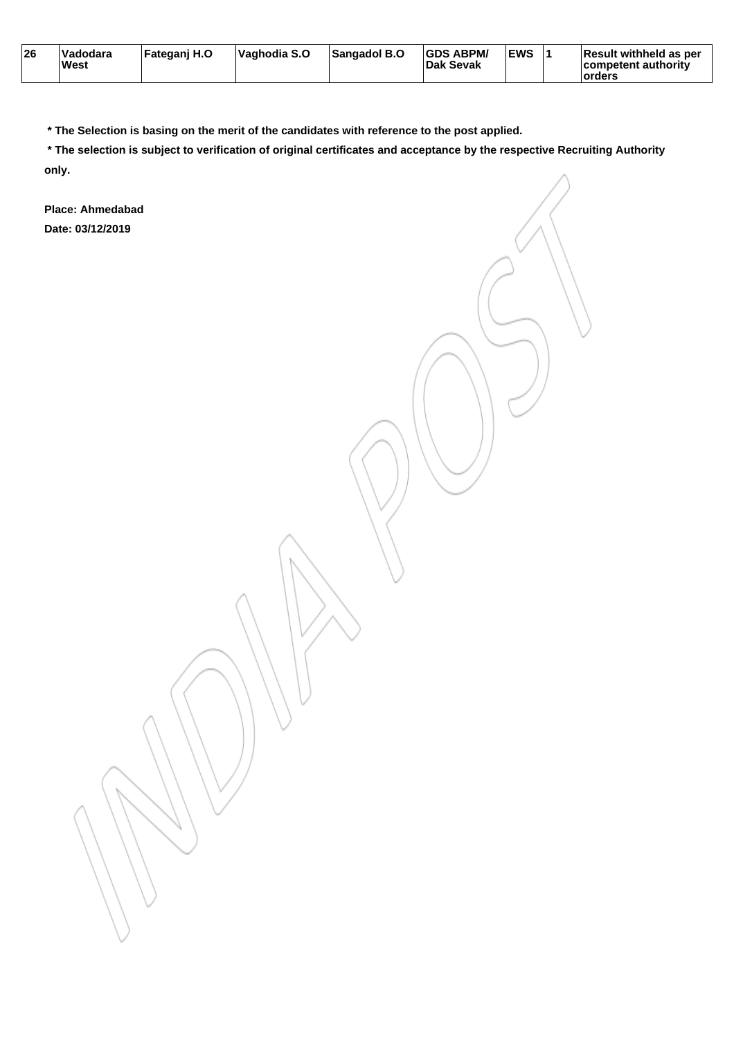| | | | | | | | | |
|---|---|---|---|---|---|---|---|---|
| 26 | Vadodara West | Fateganj H.O | Vaghodia S.O | Sangadol B.O | GDS ABPM/ Dak Sevak | EWS | 1 | Result withheld as per competent authority orders |

**\* The Selection is basing on the merit of the candidates with reference to the post applied.**

**\* The selection is subject to verification of original certificates and acceptance by the respective Recruiting Authority only.**

**Place: Ahmedabad**

**Date: 03/12/2019**